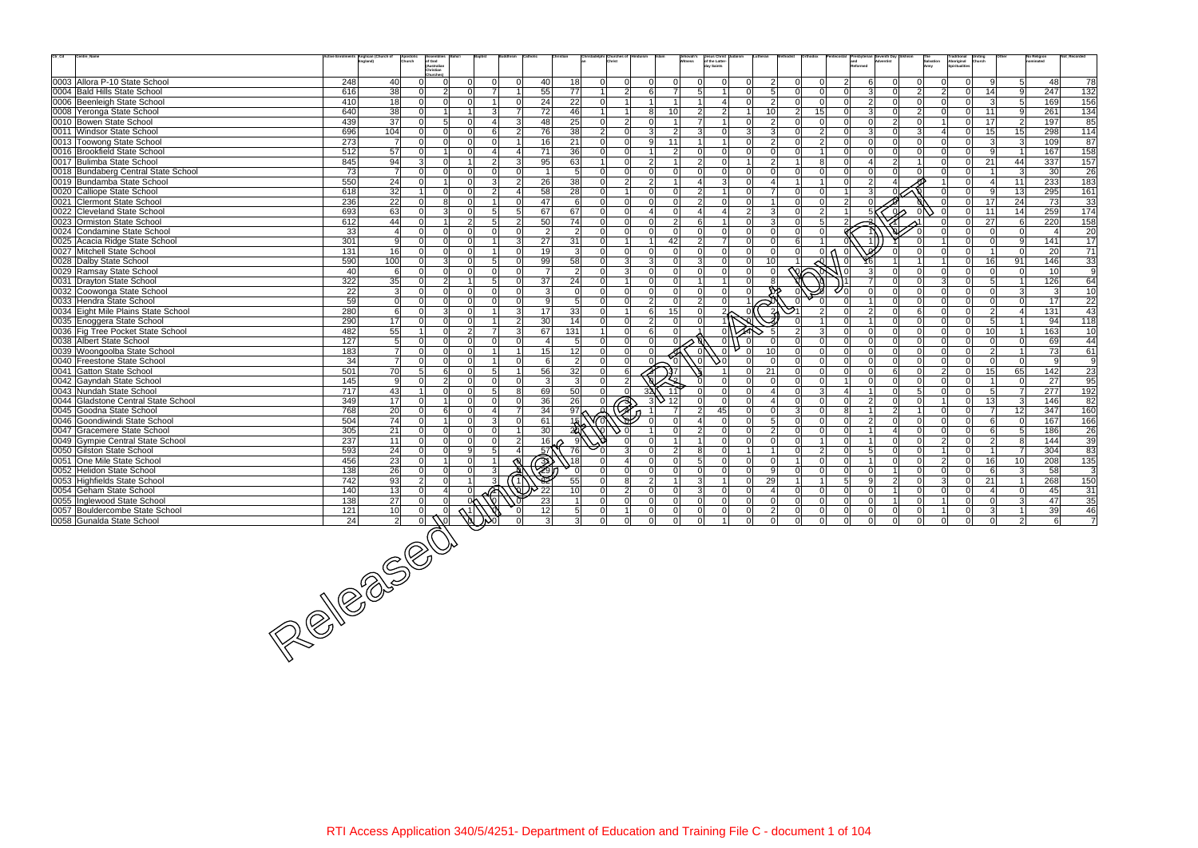| Ctr_Cd | Centre_Name | Active Enrolments | Anglican (Church of England) | Apostolic Church | Assemblies of God (Australian Christian Churches) | Baha'i | Baptist | Buddhism | Catholic | Christian | Christadelphian | Churches of Christ | Hinduism | Islam | Jehovah's Witness | Jesus Christ of the Latter-day Saints | Judaism | Lutheran | Methodist | Orthodox | Pentecostal | Presbyterian and Reformed | Seventh Day Adventist | Sikhism | The Salvation Army | Traditional Aboriginal Spiritualities | Uniting Church | Other | No Religion nominated | Not_Recorded |
|---|---|---|---|---|---|---|---|---|---|---|---|---|---|---|---|---|---|---|---|---|---|---|---|---|---|---|---|---|---|---|
| 0003 | Allora P-10 State School | 248 | 40 | 0 | 0 | 0 | 0 | 0 | 40 | 18 | 0 | 0 | 0 | 0 | 0 | 0 | 0 | 2 | 0 | 0 | 2 | 6 | 0 | 0 | 0 | 0 | 9 | 5 | 48 | 78 |
| 0004 | Bald Hills State School | 616 | 38 | 0 | 2 | 0 | 7 | 1 | 55 | 77 | 1 | 2 | 6 | 7 | 5 | 1 | 0 | 5 | 0 | 0 | 0 | 3 | 0 | 2 | 2 | 0 | 14 | 9 | 247 | 132 |
| 0006 | Beenleigh State School | 410 | 18 | 0 | 0 | 0 | 1 | 0 | 24 | 22 | 0 | 1 | 1 | 1 | 1 | 4 | 0 | 2 | 0 | 0 | 0 | 2 | 0 | 0 | 0 | 0 | 3 | 5 | 169 | 156 |
| 0008 | Yeronga State School | 640 | 38 | 0 | 1 | 1 | 3 | 7 | 72 | 46 | 1 | 1 | 8 | 10 | 2 | 2 | 1 | 10 | 2 | 15 | 0 | 3 | 0 | 2 | 0 | 0 | 11 | 9 | 261 | 134 |
| 0010 | Bowen State School | 439 | 37 | 0 | 5 | 0 | 4 | 3 | 48 | 25 | 0 | 2 | 0 | 1 | 7 | 1 | 0 | 2 | 0 | 0 | 0 | 0 | 2 | 0 | 1 | 0 | 17 | 2 | 197 | 85 |
| 0011 | Windsor State School | 696 | 104 | 0 | 0 | 0 | 6 | 2 | 76 | 38 | 2 | 0 | 3 | 2 | 3 | 0 | 3 | 3 | 0 | 2 | 0 | 3 | 0 | 3 | 4 | 0 | 15 | 15 | 298 | 114 |
| 0013 | Toowong State School | 273 | 7 | 0 | 0 | 0 | 0 | 1 | 16 | 21 | 0 | 0 | 9 | 11 | 1 | 1 | 0 | 2 | 0 | 2 | 0 | 0 | 0 | 0 | 0 | 0 | 3 | 3 | 109 | 87 |
| 0016 | Brookfield State School | 512 | 57 | 0 | 1 | 0 | 4 | 4 | 71 | 36 | 0 | 0 | 1 | 2 | 0 | 0 | 0 | 0 | 0 | 1 | 0 | 0 | 0 | 0 | 0 | 0 | 9 | 1 | 167 | 158 |
| 0017 | Bulimba State School | 845 | 94 | 3 | 0 | 1 | 2 | 3 | 95 | 63 | 1 | 0 | 2 | 1 | 2 | 0 | 1 | 2 | 1 | 8 | 0 | 4 | 2 | 1 | 0 | 0 | 21 | 44 | 337 | 157 |
| 0018 | Bundaberg Central State School | 73 | 7 | 0 | 0 | 0 | 0 | 0 | 1 | 5 | 0 | 0 | 0 | 0 | 0 | 0 | 0 | 0 | 0 | 0 | 0 | 0 | 0 | 0 | 0 | 0 | 1 | 3 | 30 | 26 |
| 0019 | Bundamba State School | 550 | 24 | 0 | 1 | 0 | 3 | 2 | 26 | 38 | 0 | 2 | 2 | 1 | 4 | 3 | 0 | 4 | 1 | 1 | 0 | 2 | 4 | | 1 | 0 | 4 | 11 | 233 | 183 |
| 0020 | Calliope State School | 618 | 32 | 1 | 0 | 0 | 2 | 4 | 58 | 28 | 0 | 1 | 0 | 0 | 2 | 1 | 0 | 7 | 0 | 0 | 1 | 3 | 0 | | 0 | 0 | 9 | 13 | 295 | 161 |
| 0021 | Clermont State School | 236 | 22 | 0 | 8 | 0 | 1 | 0 | 47 | 6 | 0 | 0 | 0 | 0 | 2 | 0 | 0 | 1 | 0 | 0 | 2 | 0 | | | 0 | 0 | 17 | 24 | 73 | 33 |
| 0022 | Cleveland State School | 693 | 63 | 0 | 3 | 0 | 5 | 5 | 67 | 67 | 0 | 0 | 4 | 0 | 4 | 4 | 2 | 3 | 0 | 2 | 1 | 5 | 0 | 0 | 0 | 0 | 11 | 14 | 259 | 174 |
| 0023 | Ormiston State School | 612 | 44 | 0 | 1 | 2 | 5 | 2 | 50 | 74 | 0 | 0 | 0 | 2 | 6 | 1 | 0 | 3 | 0 | 5 | 2 | 2 | | 1 | 0 | 0 | 27 | 6 | 220 | 158 |
| 0024 | Condamine State School | 33 | 4 | 0 | 0 | 0 | 0 | 0 | 2 | 2 | 0 | 0 | 0 | 0 | 0 | 0 | 0 | 0 | 0 | 0 | | 1 | | 0 | 0 | 0 | 0 | 0 | 4 | 20 |
| 0025 | Acacia Ridge State School | 301 | 9 | 0 | 0 | 0 | 1 | 3 | 27 | 31 | 0 | 1 | 1 | 42 | 2 | 7 | 0 | 0 | 6 | 1 | 0 | 1 | 1 | 0 | 1 | 0 | 0 | 9 | 141 | 17 |
| 0027 | Mitchell State School | 131 | 16 | 0 | 0 | 0 | 1 | 0 | 19 | 3 | 0 | 0 | 0 | 0 | 0 | 0 | 0 | 0 | 0 | 0 | 0 | 0 | 0 | 0 | 0 | 0 | 1 | 0 | 20 | 71 |
| 0028 | Dalby State School | 590 | 100 | 0 | 3 | 0 | 5 | 0 | 99 | 58 | 0 | 3 | 3 | 0 | 3 | 0 | 0 | 10 | 1 | | 0 | 16 | 1 | 1 | 1 | 0 | 16 | 91 | 146 | 33 |
| 0029 | Ramsay State School | 40 | 6 | 0 | 0 | 0 | 0 | 0 | 7 | 2 | 0 | 3 | 0 | 0 | 0 | 0 | 0 | 0 | | | 0 | 3 | 0 | 0 | 0 | 0 | 0 | 0 | 10 | 9 |
| 0031 | Drayton State School | 322 | 35 | 0 | 2 | 1 | 5 | 0 | 37 | 24 | 0 | 1 | 0 | 0 | 1 | 1 | 0 | 8 | | | 1 | 7 | 0 | 0 | 3 | 0 | 5 | 1 | 126 | 64 |
| 0032 | Coowonga State School | 22 | 3 | 0 | 0 | 0 | 0 | 0 | 3 | 0 | 0 | 0 | 0 | 0 | 0 | 0 | 0 | | 0 | | 0 | 0 | 0 | 0 | 0 | 0 | 0 | 3 | 3 | 10 |
| 0033 | Hendra State School | 59 | 0 | 0 | 0 | 0 | 0 | 0 | 9 | 5 | 0 | 0 | 2 | 0 | 2 | 0 | 1 | | 0 | 0 | 0 | 1 | 0 | 0 | 0 | 0 | 0 | 0 | 17 | 22 |
| 0034 | Eight Mile Plains State School | 280 | 6 | 0 | 3 | 0 | 1 | 3 | 17 | 33 | 0 | 1 | 6 | 15 | 0 | 2 | 0 | 2 | 1 | 2 | 0 | 2 | 0 | 6 | 0 | 0 | 2 | 4 | 131 | 43 |
| 0035 | Enoggera State School | 290 | 17 | 0 | 0 | 0 | 1 | 2 | 30 | 14 | 0 | 0 | 2 | 0 | 0 | 1 | | | 0 | 1 | 0 | 1 | 0 | 0 | 0 | 0 | 5 | 1 | 94 | 118 |
| 0036 | Fig Tree Pocket State School | 482 | 55 | 1 | 0 | 2 | 7 | 3 | 67 | 131 | 1 | 0 | 6 | 0 | 1 | 0 | 1 | 5 | 2 | 3 | 0 | 0 | 0 | 0 | 0 | 0 | 10 | 1 | 163 | 10 |
| 0038 | Albert State School | 127 | 5 | 0 | 0 | 0 | 0 | 0 | 4 | 5 | 0 | 0 | 0 | 0 | | 0 | 0 | 0 | 0 | 0 | 0 | 0 | 0 | 0 | 0 | 0 | 0 | 0 | 69 | 44 |
| 0039 | Woongoolba State School | 183 | 7 | 0 | 0 | 0 | 1 | 1 | 15 | 12 | 0 | 0 | 0 | | 0 | 0 | 0 | 10 | 0 | 0 | 0 | 0 | 0 | 0 | 0 | 0 | 2 | 1 | 73 | 61 |
| 0040 | Freestone State School | 34 | 7 | 0 | 0 | 0 | 1 | 0 | 6 | 2 | 0 | 0 | 0 | 0 | 0 | 0 | 0 | 0 | 0 | 0 | 0 | 0 | 0 | 0 | 0 | 0 | 0 | 0 | 9 | 9 |
| 0041 | Gatton State School | 501 | 70 | 5 | 6 | 0 | 5 | 1 | 56 | 32 | 0 | 6 | | 37 | | 1 | 0 | 21 | 0 | 0 | 0 | 0 | 6 | 0 | 2 | 0 | 15 | 65 | 142 | 23 |
| 0042 | Gayndah State School | 145 | 9 | 0 | 2 | 0 | 0 | 0 | 3 | 3 | 0 | 2 | | 2 | 0 | 0 | 0 | 0 | 0 | 0 | 1 | 0 | 0 | 0 | 0 | 0 | 1 | 0 | 27 | 95 |
| 0043 | Nundah State School | 717 | 43 | 1 | 0 | 0 | 5 | 8 | 69 | 50 | 0 | 0 | 32 | 11 | 0 | 0 | 0 | 4 | 0 | 3 | 4 | 1 | 0 | 5 | 0 | 0 | 5 | 7 | 277 | 192 |
| 0044 | Gladstone Central State School | 349 | 17 | 0 | 1 | 0 | 0 | 0 | 36 | 26 | 0 | | 3 | 12 | 0 | 0 | 0 | 4 | 0 | 0 | 0 | 2 | 0 | 0 | 1 | 0 | 13 | 3 | 146 | 82 |
| 0045 | Goodna State School | 768 | 20 | 0 | 6 | 0 | 4 | 7 | 34 | 97 | 0 | | 1 | 7 | 2 | 45 | 0 | 0 | 3 | 0 | 8 | 1 | 2 | 1 | 0 | 0 | 7 | 12 | 347 | 160 |
| 0046 | Goondiwindi State School | 504 | 74 | 0 | 1 | 0 | 3 | 0 | 61 | 15 | | | 0 | 0 | 4 | 0 | 0 | 5 | 0 | 0 | 0 | 2 | 0 | 0 | 0 | 0 | 6 | 0 | 167 | 166 |
| 0047 | Gracemere State School | 305 | 21 | 0 | 0 | 0 | 0 | 1 | 30 | 2 | | 0 | 1 | 0 | 2 | 0 | 0 | 2 | 0 | 0 | 0 | 1 | 4 | 0 | 0 | 0 | 6 | 5 | 186 | 26 |
| 0049 | Gympie Central State School | 237 | 11 | 0 | 0 | 0 | 0 | 2 | 16 | 9 | | 0 | 0 | 1 | 1 | 0 | 0 | 0 | 0 | 1 | 0 | 1 | 0 | 0 | 2 | 0 | 2 | 8 | 144 | 39 |
| 0050 | Gilston State School | 593 | 24 | 0 | 0 | 9 | 5 | 4 | 57 | 76 | 0 | 3 | 0 | 2 | 8 | 0 | 1 | 1 | 0 | 2 | 0 | 5 | 0 | 0 | 1 | 0 | 1 | 7 | 304 | 83 |
| 0051 | One Mile State School | 456 | 23 | 0 | 1 | 0 | 1 | | 3 | 18 | 0 | 4 | 0 | 0 | 5 | 0 | 0 | 0 | 1 | 0 | 0 | 1 | 0 | 0 | 2 | 0 | 16 | 10 | 208 | 135 |
| 0052 | Helidon State School | 138 | 26 | 0 | 0 | 0 | 3 | | 29 | 0 | 0 | 0 | 0 | 0 | 0 | 0 | 0 | 9 | 0 | 0 | 0 | 0 | 1 | 0 | 0 | 0 | 6 | 3 | 58 | 3 |
| 0053 | Highfields State School | 742 | 93 | 2 | 0 | 1 | 3 | 1 | 62 | 55 | 0 | 8 | 2 | 1 | 3 | 1 | 0 | 29 | 1 | 1 | 5 | 9 | 2 | 0 | 3 | 0 | 21 | 1 | 268 | 150 |
| 0054 | Geham State School | 140 | 13 | 0 | 4 | 0 | | 0 | 22 | 10 | 0 | 2 | 0 | 0 | 3 | 0 | 0 | 4 | 0 | 0 | 0 | 0 | 1 | 0 | 0 | 0 | 4 | 0 | 45 | 31 |
| 0055 | Inglewood State School | 138 | 27 | 0 | 0 | 0 | | 0 | 23 | 1 | 0 | 0 | 0 | 0 | 0 | 0 | 0 | 0 | 0 | 0 | 0 | 0 | 1 | 0 | 1 | 0 | 0 | 3 | 47 | 35 |
| 0057 | Bouldercombe State School | 121 | 10 | 0 | 0 | 1 | | 0 | 12 | 5 | 0 | 1 | 0 | 0 | 0 | 0 | 0 | 2 | 0 | 0 | 0 | 0 | 0 | 0 | 1 | 0 | 3 | 1 | 39 | 46 |
| 0058 | Gunalda State School | 24 | 2 | 0 | 0 | | | 0 | 3 | 3 | 0 | 0 | 0 | 0 | 0 | 1 | 0 | 0 | 0 | 0 | 0 | 0 | 0 | 0 | 0 | 0 | 0 | 2 | 6 | 7 |

Released

RTI Access Application 340/5/4251- Department of Education and Training File C - document 1 of 104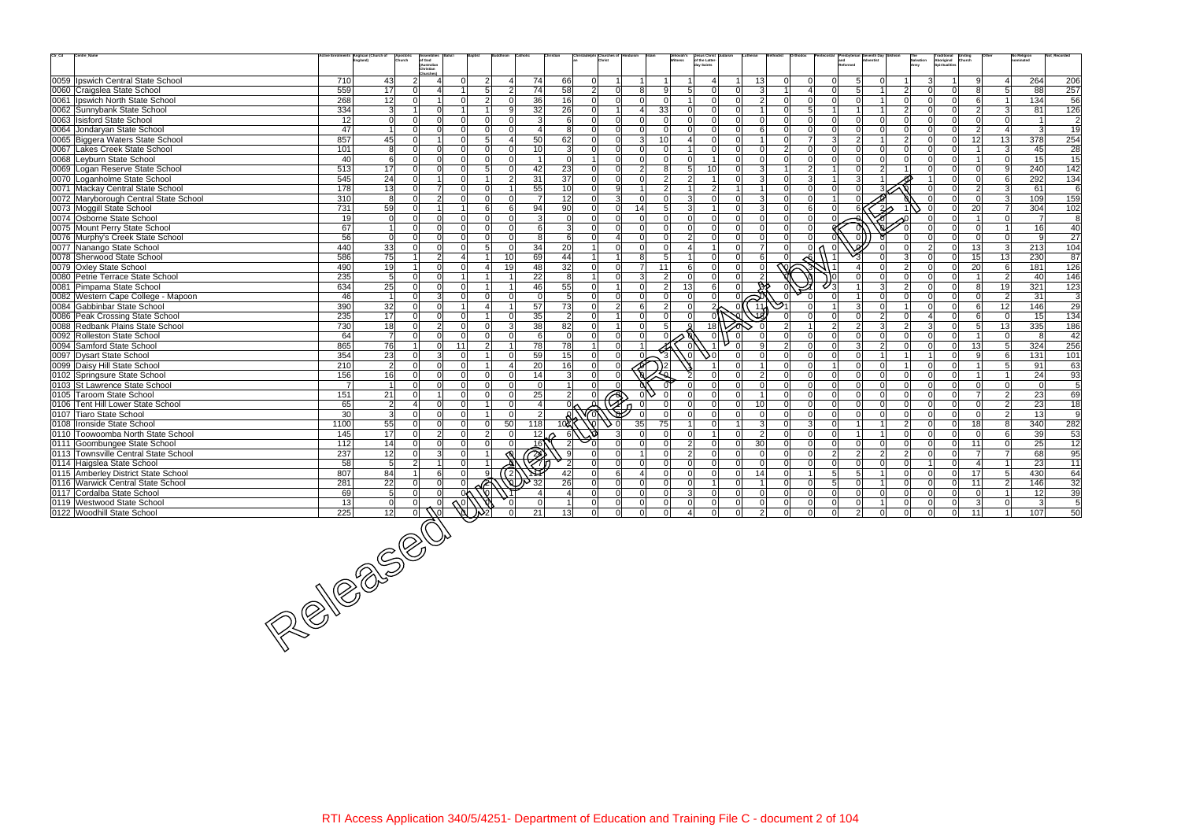| Ctr_Cd | Centre_Name | Active Enrolments | Anglican (Church of England) | Apostolic Church | Assemblies of God (Australian Christian Churches) | Bahai | Baptist | Buddhism | Catholic | Christian | Christadelphian | Churches of Christ | Hinduism | Islam | Jehovah's Witness | Jesus Christ of the Latter-day Saints | Judaism | Lutheran | Methodist | Orthodox | Pentecostal | Presbyterian and Reformed | Seventh Day Adventist | Sikhism | The Salvation Army | Traditional Aboriginal Spiritualities | Uniting Church | Other | No Religion nominated | Not_Recorded |
|---|---|---|---|---|---|---|---|---|---|---|---|---|---|---|---|---|---|---|---|---|---|---|---|---|---|---|---|---|---|---|
| 0059 | Ipswich Central State School | 710 | 43 | 2 | 4 | 0 | 2 | 4 | 74 | 66 | 0 | 1 | 1 | 1 | 1 | 4 | 1 | 13 | 0 | 0 | 0 | 5 | 0 | 1 | 3 | 1 | 9 | 4 | 264 | 206 |
| 0060 | Craigslea State School | 559 | 17 | 0 | 4 | 1 | 5 | 2 | 74 | 58 | 2 | 0 | 8 | 9 | 5 | 0 | 0 | 3 | 1 | 4 | 0 | 5 | 1 | 2 | 0 | 0 | 8 | 5 | 88 | 257 |
| 0061 | Ipswich North State School | 268 | 12 | 0 | 1 | 0 | 2 | 0 | 36 | 16 | 0 | 0 | 0 | 0 | 1 | 0 | 0 | 2 | 0 | 0 | 0 | 0 | 1 | 0 | 0 | 0 | 6 | 1 | 134 | 56 |
| 0062 | Sunnybank State School | 334 | 3 | 1 | 0 | 1 | 1 | 9 | 32 | 26 | 0 | 1 | 4 | 33 | 0 | 0 | 0 | 1 | 0 | 5 | 1 | 1 | 1 | 2 | 0 | 0 | 2 | 3 | 81 | 126 |
| 0063 | Isisford State School | 12 | 0 | 0 | 0 | 0 | 0 | 0 | 3 | 6 | 0 | 0 | 0 | 0 | 0 | 0 | 0 | 0 | 0 | 0 | 0 | 0 | 0 | 0 | 0 | 0 | 0 | 0 | 1 | 2 |
| 0064 | Jondaryan State School | 47 | 1 | 0 | 0 | 0 | 0 | 0 | 4 | 8 | 0 | 0 | 0 | 0 | 0 | 0 | 0 | 6 | 0 | 0 | 0 | 0 | 0 | 0 | 0 | 0 | 2 | 4 | 3 | 19 |
| 0065 | Biggera Waters State School | 857 | 45 | 0 | 1 | 0 | 5 | 4 | 50 | 62 | 0 | 0 | 3 | 10 | 4 | 0 | 0 | 1 | 0 | 7 | 3 | 2 | 1 | 2 | 0 | 0 | 12 | 13 | 378 | 254 |
| 0067 | Lakes Creek State School | 101 | 8 | 0 | 0 | 0 | 0 | 0 | 10 | 3 | 0 | 0 | 0 | 0 | 1 | 0 | 0 | 0 | 2 | 0 | 0 | 0 | 0 | 0 | 0 | 0 | 1 | 3 | 45 | 28 |
| 0068 | Leyburn State School | 40 | 6 | 0 | 0 | 0 | 0 | 0 | 1 | 0 | 1 | 0 | 0 | 0 | 0 | 1 | 0 | 0 | 0 | 0 | 0 | 0 | 0 | 0 | 0 | 0 | 1 | 0 | 15 | 15 |
| 0069 | Logan Reserve State School | 513 | 17 | 0 | 0 | 0 | 5 | 0 | 42 | 23 | 0 | 0 | 2 | 8 | 5 | 10 | 0 | 3 | 1 | 2 | 1 | 0 | 2 | 1 | 0 | 0 | 0 | 9 | 240 | 142 |
| 0070 | Loganholme State School | 545 | 24 | 0 | 1 | 0 | 1 | 2 | 31 | 37 | 0 | 0 | 0 | 2 | 2 | 1 | 0 | 3 | 0 | 3 | 1 | 3 | 1 | | 1 | 0 | 0 | 6 | 292 | 134 |
| 0071 | Mackay Central State School | 178 | 13 | 0 | 7 | 0 | 0 | 1 | 55 | 10 | 0 | 9 | 1 | 2 | 1 | 2 | 1 | 1 | 0 | 0 | 0 | 0 | 3 | | 0 | 0 | 2 | 3 | 61 | 6 |
| 0072 | Maryborough Central State School | 310 | 8 | 0 | 2 | 0 | 0 | 0 | 7 | 12 | 0 | 3 | 0 | 0 | 3 | 0 | 0 | 3 | 0 | 0 | 1 | 0 | | | 0 | 0 | 0 | 3 | 109 | 159 |
| 0073 | Moggill State School | 731 | 59 | 0 | 1 | 1 | 6 | 6 | 94 | 90 | 0 | 0 | 14 | 5 | 3 | 1 | 0 | 3 | 0 | 6 | 0 | 6 | 2 | 1 | 0 | 0 | 20 | 7 | 304 | 102 |
| 0074 | Osborne State School | 19 | 0 | 0 | 0 | 0 | 0 | 0 | 3 | 0 | 0 | 0 | 0 | 0 | 0 | 0 | 0 | 0 | 0 | 0 | 0 | 0 | 0 | 0 | 0 | 0 | 1 | 0 | 7 | 8 |
| 0075 | Mount Perry State School | 67 | 1 | 0 | 0 | 0 | 0 | 0 | 6 | 3 | 0 | 0 | 0 | 0 | 0 | 0 | 0 | 0 | 0 | 0 | 0 | 0 | 0 | 0 | 0 | 0 | 0 | 1 | 16 | 40 |
| 0076 | Murphy's Creek State School | 56 | 0 | 0 | 0 | 0 | 0 | 0 | 8 | 6 | 0 | 4 | 0 | 0 | 2 | 0 | 0 | 0 | 0 | 0 | 0 | 0 | 0 | 0 | 0 | 0 | 0 | 0 | 9 | 27 |
| 0077 | Nanango State School | 440 | 33 | 0 | 0 | 0 | 5 | 0 | 34 | 20 | 1 | 0 | 0 | 0 | 4 | 1 | 0 | 7 | 0 | 0 | 0 | 0 | 0 | 0 | 2 | 0 | 13 | 3 | 213 | 104 |
| 0078 | Sherwood State School | 586 | 75 | 1 | 2 | 4 | 1 | 10 | 69 | 44 | 1 | 1 | 8 | 5 | 1 | 0 | 0 | 6 | 0 | | 1 | 3 | 0 | 3 | 0 | 0 | 15 | 13 | 230 | 87 |
| 0079 | Oxley State School | 490 | 19 | 1 | 0 | 0 | 4 | 19 | 48 | 32 | 0 | 0 | 7 | 11 | 6 | 0 | 0 | 0 | | 3 | 1 | 4 | 0 | 2 | 0 | 0 | 20 | 6 | 181 | 126 |
| 0080 | Petrie Terrace State School | 235 | 5 | 0 | 0 | 1 | 1 | 1 | 22 | 8 | 1 | 0 | 3 | 2 | 0 | 0 | 0 | 2 | | | 0 | 0 | 0 | 0 | 0 | 0 | 1 | 2 | 40 | 146 |
| 0081 | Pimpama State School | 634 | 25 | 0 | 0 | 0 | 1 | 1 | 46 | 55 | 0 | 1 | 0 | 2 | 13 | 6 | 0 | | 0 | 2 | 3 | 1 | 3 | 2 | 0 | 0 | 8 | 19 | 321 | 123 |
| 0082 | Western Cape College - Mapoon | 46 | 1 | 0 | 3 | 0 | 0 | 0 | 0 | 5 | 0 | 0 | 0 | 0 | 0 | 0 | 0 | | 0 | 0 | 0 | 1 | 0 | 0 | 0 | 0 | 0 | 2 | 31 | 3 |
| 0084 | Gabbinbar State School | 390 | 32 | 0 | 0 | 1 | 4 | 1 | 57 | 73 | 0 | 2 | 6 | 2 | 0 | 2 | 0 | 11 | 1 | 0 | 1 | 3 | 0 | 1 | 0 | 0 | 6 | 12 | 146 | 29 |
| 0086 | Peak Crossing State School | 235 | 17 | 0 | 0 | 0 | 1 | 0 | 35 | 2 | 0 | 1 | 0 | 0 | 0 | 0 | 0 | | 0 | 0 | 0 | 0 | 2 | 0 | 4 | 0 | 6 | 0 | 15 | 134 |
| 0088 | Redbank Plains State School | 730 | 18 | 0 | 2 | 0 | 0 | 3 | 38 | 82 | 0 | 1 | 0 | 5 | 9 | 18 | | 0 | 2 | 1 | 2 | 2 | 3 | 2 | 3 | 0 | 5 | 13 | 335 | 186 |
| 0092 | Rolleston State School | 64 | 7 | 0 | 0 | 0 | 0 | 0 | 6 | 0 | 0 | 0 | 0 | 0 | 0 | 0 | 0 | 0 | 0 | 0 | 0 | 0 | 0 | 0 | 0 | 0 | 1 | 0 | 8 | 42 |
| 0094 | Samford State School | 865 | 76 | 1 | 0 | 11 | 2 | 1 | 78 | 78 | 1 | 0 | 1 | | 0 | 1 | 0 | 9 | 2 | 0 | 0 | 3 | 2 | 0 | 0 | 0 | 13 | 5 | 324 | 256 |
| 0097 | Dysart State School | 354 | 23 | 0 | 3 | 0 | 1 | 0 | 59 | 15 | 0 | 0 | 0 | 3 | 0 | 0 | 0 | 0 | 0 | 0 | 0 | 0 | 1 | 1 | 1 | 0 | 9 | 6 | 131 | 101 |
| 0099 | Daisy Hill State School | 210 | 2 | 0 | 0 | 0 | 1 | 4 | 20 | 16 | 0 | 0 | | 2 | 1 | 1 | 0 | 1 | 0 | 0 | 1 | 0 | 0 | 1 | 0 | 0 | 1 | 5 | 91 | 63 |
| 0102 | Springsure State School | 156 | 16 | 0 | 0 | 0 | 0 | 0 | 14 | 3 | 0 | 0 | | 0 | 2 | 0 | 0 | 2 | 0 | 0 | 0 | 0 | 0 | 0 | 0 | 0 | 1 | 1 | 24 | 93 |
| 0103 | St Lawrence State School | 7 | 1 | 0 | 0 | 0 | 0 | 0 | 0 | 1 | 0 | 0 | | 0 | 0 | 0 | 0 | 0 | 0 | 0 | 0 | 0 | 0 | 0 | 0 | 0 | 0 | 0 | 0 | 5 |
| 0105 | Taroom State School | 151 | 21 | 0 | 1 | 0 | 0 | 0 | 25 | 2 | 0 | | 0 | 0 | 0 | 0 | 0 | 1 | 0 | 0 | 0 | 0 | 0 | 0 | 0 | 0 | 7 | 2 | 23 | 69 |
| 0106 | Tent Hill Lower State School | 65 | 2 | 4 | 0 | 0 | 1 | 0 | 4 | 0 | | | 0 | 0 | 0 | 0 | 0 | 10 | 0 | 0 | 0 | 0 | 0 | 0 | 0 | 0 | 0 | 2 | 23 | 18 |
| 0107 | Tiaro State School | 30 | 3 | 0 | 0 | 0 | 1 | 0 | 2 | | 0 | | 0 | 0 | 0 | 0 | 0 | 0 | 0 | 0 | 0 | 0 | 0 | 0 | 0 | 0 | 0 | 2 | 13 | 9 |
| 0108 | Ironside State School | 1100 | 55 | 0 | 0 | 0 | 0 | 50 | 118 | 10 | | 0 | 35 | 75 | 1 | 0 | 1 | 3 | 0 | 3 | 0 | 1 | 1 | 2 | 0 | 0 | 18 | 8 | 340 | 282 |
| 0110 | Toowoomba North State School | 145 | 17 | 0 | 2 | 0 | 2 | 0 | 12 | 6 | | 3 | 0 | 0 | 0 | 1 | 0 | 2 | 0 | 0 | 0 | 1 | 1 | 0 | 0 | 0 | 0 | 6 | 39 | 53 |
| 0111 | Goombungee State School | 112 | 14 | 0 | 0 | 0 | 0 | 0 | 14 | 16 | 2 | 0 | 0 | 0 | 2 | 0 | 0 | 30 | 0 | 0 | 0 | 0 | 0 | 0 | 0 | 0 | 11 | 0 | 25 | 12 |
| 0113 | Townsville Central State School | 237 | 12 | 0 | 3 | 0 | 1 | | 23 | 9 | 0 | 0 | 1 | 0 | 2 | 0 | 0 | 0 | 0 | 0 | 2 | 2 | 2 | 2 | 0 | 0 | 7 | 7 | 68 | 95 |
| 0114 | Haigslea State School | 58 | 5 | 2 | 1 | 0 | 1 | | | 2 | 0 | 0 | 0 | 0 | 0 | 0 | 0 | 0 | 0 | 0 | 0 | 0 | 0 | 0 | 1 | 0 | 4 | 1 | 23 | 11 |
| 0115 | Amberley District State School | 807 | 84 | 1 | 6 | 0 | 9 | 2 | 112 | 42 | 0 | 6 | 4 | 0 | 0 | 0 | 0 | 14 | 0 | 1 | 5 | 5 | 1 | 0 | 0 | 0 | 17 | 5 | 430 | 64 |
| 0116 | Warwick Central State School | 281 | 22 | 0 | 0 | 0 | | | 32 | 26 | 0 | 0 | 0 | 0 | 0 | 1 | 0 | 1 | 0 | 0 | 5 | 0 | 1 | 0 | 0 | 0 | 11 | 2 | 146 | 32 |
| 0117 | Cordalba State School | 69 | 5 | 0 | 0 | 0 | | 1 | 4 | 4 | 0 | 0 | 0 | 0 | 3 | 0 | 0 | 0 | 0 | 0 | 0 | 0 | 0 | 0 | 0 | 0 | 0 | 1 | 12 | 39 |
| 0119 | Westwood State School | 13 | 0 | 0 | 0 | | 1 | 0 | 0 | 1 | 0 | 0 | 0 | 0 | 0 | 0 | 0 | 0 | 0 | 0 | 0 | 0 | 1 | 0 | 0 | 0 | 3 | 0 | 3 | 5 |
| 0122 | Woodhill State School | 225 | 12 | 0 | | | 2 | 0 | 21 | 13 | 0 | 0 | 0 | 0 | 4 | 0 | 0 | 2 | 0 | 0 | 0 | 2 | 0 | 0 | 0 | 0 | 11 | 1 | 107 | 50 |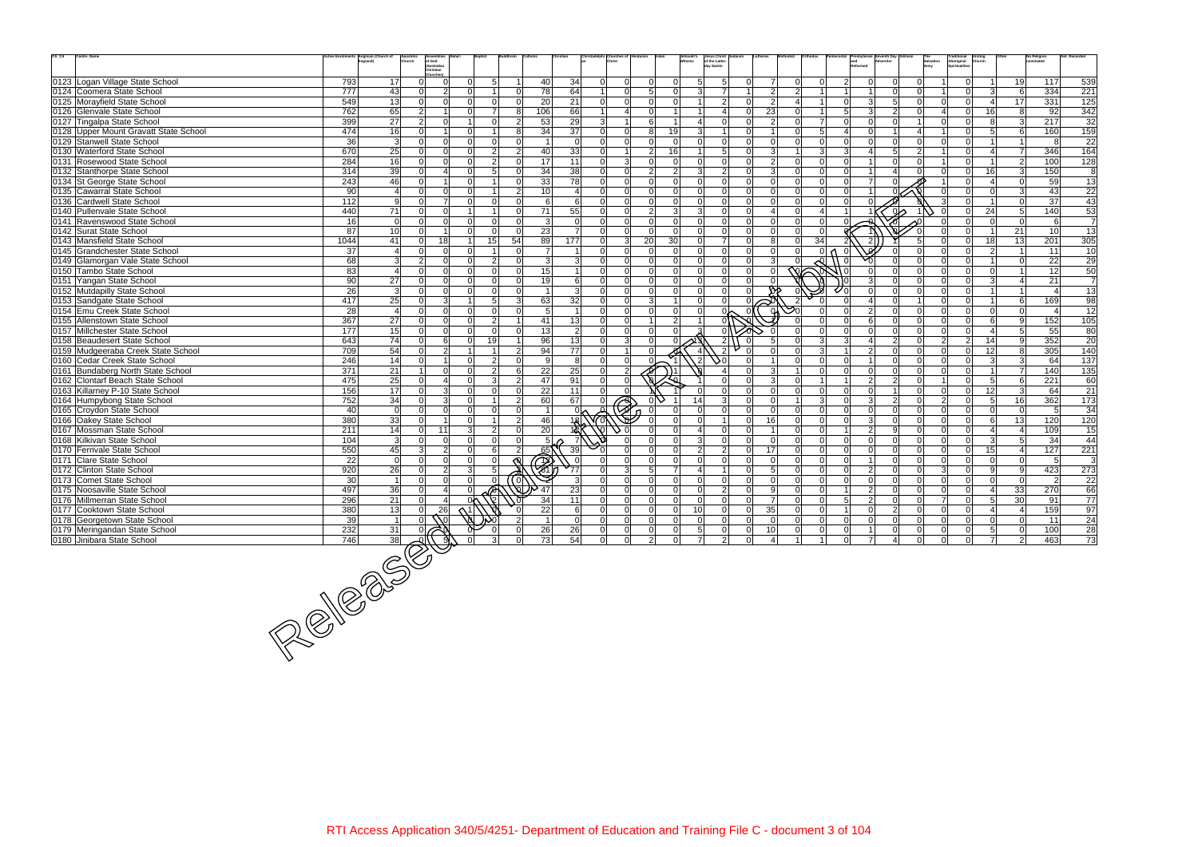| Ctr_Cd | Centre_Name | Active Enrolments | Anglican (Church of England) | Apostolic Church | Assemblies of God (Australian Christian Churches) | Baha'i | Baptist | Buddhism | Catholic | Christian | Christadelphian | Churches of Christ | Hinduism | Islam | Jehovah's Witness | Jesus Christ of the Latter-day Saints | Judaism | Lutheran | Methodist | Orthodox | Pentecostal | Presbyterian and Reformed | Seventh Day Adventist | Sikhism | The Salvation Army | Traditional Aboriginal Spiritualities | Uniting Church | Other | No Religion nominated | Not_Recorded |
|---|---|---|---|---|---|---|---|---|---|---|---|---|---|---|---|---|---|---|---|---|---|---|---|---|---|---|---|---|---|---|
| 0123 | Logan Village State School | 793 | 17 | 0 | 0 | 0 | 5 | 1 | 40 | 34 | 0 | 0 | 0 | 0 | 5 | 5 | 0 | 7 | 0 | 0 | 2 | 0 | 0 | 0 | 1 | 0 | 1 | 19 | 117 | 539 |
| 0124 | Coomera State School | 777 | 43 | 0 | 2 | 0 | 1 | 0 | 78 | 64 | 1 | 0 | 5 | 0 | 3 | 7 | 1 | 2 | 2 | 1 | 1 | 1 | 0 | 0 | 1 | 0 | 3 | 6 | 334 | 221 |
| 0125 | Morayfield State School | 549 | 13 | 0 | 0 | 0 | 0 | 0 | 20 | 21 | 0 | 0 | 0 | 0 | 1 | 2 | 0 | 2 | 4 | 1 | 0 | 3 | 5 | 0 | 0 | 0 | 4 | 17 | 331 | 125 |
| 0126 | Glenvale State School | 762 | 65 | 2 | 1 | 0 | 7 | 8 | 106 | 66 | 1 | 4 | 0 | 1 | 1 | 4 | 0 | 23 | 0 | 1 | 5 | 3 | 2 | 0 | 4 | 0 | 16 | 8 | 92 | 342 |
| 0127 | Tingalpa State School | 399 | 27 | 2 | 0 | 1 | 0 | 2 | 53 | 29 | 3 | 1 | 6 | 1 | 4 | 0 | 0 | 2 | 0 | 7 | 0 | 0 | 0 | 1 | 0 | 0 | 8 | 3 | 217 | 32 |
| 0128 | Upper Mount Gravatt State School | 474 | 16 | 0 | 1 | 0 | 1 | 8 | 34 | 37 | 0 | 0 | 8 | 19 | 3 | 1 | 0 | 1 | 0 | 5 | 4 | 0 | 1 | 4 | 1 | 0 | 5 | 6 | 160 | 159 |
| 0129 | Stanwell State School | 36 | 3 | 0 | 0 | 0 | 0 | 0 | 1 | 0 | 0 | 0 | 0 | 0 | 0 | 0 | 0 | 0 | 0 | 0 | 0 | 0 | 0 | 0 | 0 | 0 | 1 | 1 | 8 | 22 |
| 0130 | Waterford State School | 670 | 25 | 0 | 0 | 0 | 2 | 2 | 40 | 33 | 0 | 1 | 2 | 16 | 1 | 5 | 0 | 3 | 1 | 3 | 3 | 4 | 5 | 2 | 1 | 0 | 4 | 7 | 346 | 164 |
| 0131 | Rosewood State School | 284 | 16 | 0 | 0 | 0 | 2 | 0 | 17 | 11 | 0 | 3 | 0 | 0 | 0 | 0 | 0 | 2 | 0 | 0 | 0 | 1 | 0 | 0 | 1 | 0 | 1 | 2 | 100 | 128 |
| 0132 | Stanthorpe State School | 314 | 39 | 0 | 4 | 0 | 5 | 0 | 34 | 38 | 0 | 0 | 2 | 2 | 3 | 2 | 0 | 3 | 0 | 0 | 0 | 1 | 4 | 0 | 0 | 0 | 16 | 3 | 150 | 8 |
| 0134 | St George State School | 243 | 46 | 0 | 1 | 0 | 1 | 0 | 33 | 78 | 0 | 0 | 0 | 0 | 0 | 0 | 0 | 0 | 0 | 0 | 0 | 7 | 0 | 0 | 1 | 0 | 4 | 0 | 59 | 13 |
| 0135 | Cawarral State School | 90 | 4 | 0 | 0 | 0 | 1 | 2 | 10 | 4 | 0 | 0 | 0 | 0 | 0 | 0 | 0 | 0 | 0 | 0 | 0 | 1 | 0 | 0 | 0 | 0 | 0 | 3 | 43 | 22 |
| 0136 | Cardwell State School | 112 | 9 | 0 | 7 | 0 | 0 | 0 | 6 | 6 | 0 | 0 | 0 | 0 | 0 | 0 | 0 | 0 | 0 | 0 | 0 | 0 | 0 | 0 | 3 | 0 | 1 | 0 | 37 | 43 |
| 0140 | Pullenvale State School | 440 | 71 | 0 | 0 | 1 | 1 | 0 | 71 | 55 | 0 | 0 | 2 | 3 | 3 | 0 | 0 | 4 | 0 | 4 | 1 | 1 | 0 | 1 | 0 | 0 | 24 | 5 | 140 | 53 |
| 0141 | Ravenswood State School | 16 | 0 | 0 | 0 | 0 | 0 | 0 | 3 | 0 | 0 | 0 | 0 | 0 | 0 | 0 | 0 | 0 | 0 | 0 | 0 | 0 | 0 | 0 | 0 | 0 | 0 | 0 | 6 | 7 |
| 0142 | Surat State School | 87 | 10 | 0 | 1 | 0 | 0 | 0 | 23 | 7 | 0 | 0 | 0 | 0 | 0 | 0 | 0 | 0 | 0 | 0 | 0 | 1 | 0 | 0 | 0 | 0 | 1 | 21 | 10 | 13 |
| 0143 | Mansfield State School | 1044 | 41 | 0 | 18 | 1 | 15 | 54 | 89 | 177 | 0 | 3 | 20 | 30 | 0 | 7 | 0 | 8 | 0 | 34 | 2 | 2 | 1 | 5 | 0 | 0 | 18 | 13 | 201 | 305 |
| 0145 | Grandchester State School | 37 | 4 | 0 | 0 | 0 | 1 | 0 | 7 | 1 | 0 | 0 | 0 | 0 | 0 | 0 | 0 | 0 | 0 | 0 | 0 | 0 | 0 | 0 | 0 | 0 | 2 | 1 | 11 | 10 |
| 0149 | Glamorgan Vale State School | 68 | 3 | 2 | 0 | 0 | 2 | 0 | 3 | 3 | 0 | 0 | 0 | 0 | 0 | 0 | 0 | 3 | 0 | 0 | 0 | 0 | 0 | 0 | 0 | 0 | 1 | 0 | 22 | 29 |
| 0150 | Tambo State School | 83 | 4 | 0 | 0 | 0 | 0 | 0 | 15 | 1 | 0 | 0 | 0 | 0 | 0 | 0 | 0 | 0 | 0 | 0 | 0 | 0 | 0 | 0 | 0 | 0 | 0 | 1 | 12 | 50 |
| 0151 | Yangan State School | 90 | 27 | 0 | 0 | 0 | 0 | 0 | 19 | 6 | 0 | 0 | 0 | 0 | 0 | 0 | 0 | 0 | 0 | 0 | 0 | 3 | 0 | 0 | 0 | 0 | 3 | 4 | 21 | 7 |
| 0152 | Mutdapilly State School | 26 | 3 | 0 | 0 | 0 | 0 | 0 | 1 | 3 | 0 | 0 | 0 | 0 | 0 | 0 | 0 | 0 | 0 | 0 | 0 | 0 | 0 | 0 | 0 | 0 | 1 | 1 | 4 | 13 |
| 0153 | Sandgate State School | 417 | 25 | 0 | 3 | 1 | 5 | 3 | 63 | 32 | 0 | 0 | 3 | 1 | 0 | 0 | 0 | 1 | 2 | 0 | 0 | 4 | 0 | 1 | 0 | 0 | 1 | 6 | 169 | 98 |
| 0154 | Emu Creek State School | 28 | 4 | 0 | 0 | 0 | 0 | 0 | 5 | 1 | 0 | 0 | 0 | 0 | 0 | 0 | 0 | 0 | 0 | 0 | 0 | 2 | 0 | 0 | 0 | 0 | 0 | 0 | 4 | 12 |
| 0155 | Allenstown State School | 367 | 27 | 0 | 0 | 0 | 2 | 1 | 41 | 13 | 0 | 0 | 1 | 2 | 1 | 0 | 0 | 0 | 0 | 0 | 0 | 6 | 0 | 0 | 0 | 0 | 6 | 9 | 152 | 105 |
| 0157 | Millchester State School | 177 | 15 | 0 | 0 | 0 | 0 | 0 | 13 | 2 | 0 | 0 | 0 | 0 | 3 | 0 | 0 | 0 | 0 | 0 | 0 | 0 | 0 | 0 | 0 | 0 | 4 | 5 | 55 | 80 |
| 0158 | Beaudesert State School | 643 | 74 | 0 | 6 | 0 | 19 | 1 | 96 | 13 | 0 | 3 | 0 | 0 | 1 | 2 | 0 | 5 | 0 | 3 | 3 | 4 | 2 | 0 | 2 | 2 | 14 | 9 | 352 | 20 |
| 0159 | Mudgeeraba Creek State School | 709 | 54 | 0 | 2 | 1 | 1 | 2 | 94 | 77 | 0 | 1 | 0 | 4 | 4 | 2 | 0 | 0 | 0 | 3 | 1 | 2 | 0 | 0 | 0 | 0 | 12 | 8 | 305 | 140 |
| 0160 | Cedar Creek State School | 246 | 14 | 0 | 1 | 0 | 2 | 0 | 9 | 8 | 0 | 0 | 0 | 1 | 2 | 0 | 0 | 1 | 0 | 0 | 0 | 1 | 0 | 0 | 0 | 0 | 3 | 3 | 64 | 137 |
| 0161 | Bundaberg North State School | 371 | 21 | 1 | 0 | 0 | 2 | 6 | 22 | 25 | 0 | 2 | 0 | 1 | 0 | 4 | 0 | 3 | 1 | 0 | 0 | 0 | 0 | 0 | 0 | 0 | 1 | 7 | 140 | 135 |
| 0162 | Clontarf Beach State School | 475 | 25 | 0 | 4 | 0 | 3 | 2 | 47 | 91 | 0 | 0 | 0 | 0 | 1 | 0 | 0 | 3 | 0 | 1 | 1 | 2 | 2 | 0 | 1 | 0 | 5 | 6 | 221 | 60 |
| 0163 | Killarney P-10 State School | 156 | 17 | 0 | 3 | 0 | 0 | 0 | 22 | 11 | 0 | 0 | 1 | 1 | 0 | 0 | 0 | 0 | 0 | 0 | 0 | 0 | 1 | 0 | 0 | 0 | 12 | 3 | 64 | 21 |
| 0164 | Humpybong State School | 752 | 34 | 0 | 3 | 0 | 1 | 2 | 60 | 67 | 0 | 0 | 0 | 1 | 14 | 3 | 0 | 0 | 1 | 3 | 0 | 3 | 2 | 0 | 2 | 0 | 5 | 16 | 362 | 173 |
| 0165 | Croydon State School | 40 | 0 | 0 | 0 | 0 | 0 | 0 | 1 | 0 | 0 | 0 | 0 | 0 | 0 | 0 | 0 | 0 | 0 | 0 | 0 | 0 | 0 | 0 | 0 | 0 | 0 | 0 | 5 | 34 |
| 0166 | Oakey State School | 380 | 33 | 0 | 1 | 0 | 1 | 2 | 46 | 18 | 0 | 0 | 0 | 0 | 0 | 1 | 0 | 16 | 0 | 0 | 0 | 3 | 0 | 0 | 0 | 0 | 6 | 13 | 120 | 120 |
| 0167 | Mossman State School | 211 | 14 | 0 | 11 | 3 | 2 | 0 | 20 | 12 | 0 | 0 | 0 | 0 | 4 | 0 | 0 | 7 | 0 | 0 | 1 | 2 | 9 | 0 | 0 | 0 | 4 | 4 | 109 | 15 |
| 0168 | Kilkivan State School | 104 | 3 | 0 | 0 | 0 | 0 | 0 | 5 | 7 | 0 | 0 | 0 | 0 | 3 | 0 | 0 | 0 | 0 | 0 | 0 | 0 | 0 | 0 | 0 | 0 | 3 | 5 | 34 | 44 |
| 0170 | Fernvale State School | 550 | 45 | 3 | 2 | 0 | 6 | 2 | 65 | 39 | 0 | 0 | 0 | 0 | 2 | 2 | 0 | 17 | 0 | 0 | 0 | 0 | 0 | 0 | 0 | 0 | 15 | 4 | 127 | 221 |
| 0171 | Clare State School | 22 | 0 | 0 | 0 | 0 | 0 | 0 | 13 | 0 | 0 | 0 | 0 | 0 | 0 | 0 | 0 | 0 | 0 | 0 | 0 | 1 | 0 | 0 | 0 | 0 | 0 | 0 | 5 | 3 |
| 0172 | Clinton State School | 920 | 26 | 0 | 2 | 3 | 5 | 2 | 61 | 77 | 0 | 3 | 5 | 7 | 4 | 1 | 0 | 5 | 0 | 0 | 0 | 2 | 0 | 0 | 3 | 0 | 9 | 9 | 423 | 273 |
| 0173 | Comet State School | 30 | 1 | 0 | 0 | 0 | 0 | 0 | 2 | 3 | 0 | 0 | 0 | 0 | 0 | 0 | 0 | 0 | 0 | 0 | 0 | 0 | 0 | 0 | 0 | 0 | 0 | 0 | 2 | 22 |
| 0175 | Noosaville State School | 497 | 36 | 0 | 4 | 0 | 0 | 0 | 47 | 23 | 0 | 0 | 0 | 0 | 0 | 2 | 0 | 9 | 0 | 0 | 1 | 2 | 0 | 0 | 0 | 0 | 4 | 33 | 270 | 66 |
| 0176 | Millmerran State School | 296 | 21 | 0 | 4 | 0 | 2 | 0 | 34 | 11 | 0 | 0 | 0 | 0 | 0 | 0 | 0 | 7 | 0 | 0 | 5 | 2 | 0 | 0 | 7 | 0 | 5 | 30 | 91 | 77 |
| 0177 | Cooktown State School | 380 | 13 | 0 | 26 | 1 | 0 | 0 | 22 | 6 | 0 | 0 | 0 | 0 | 10 | 0 | 0 | 35 | 0 | 0 | 1 | 0 | 2 | 0 | 0 | 0 | 4 | 4 | 159 | 97 |
| 0178 | Georgetown State School | 39 | 1 | 0 | 0 | 0 | 0 | 2 | 1 | 0 | 0 | 0 | 0 | 0 | 0 | 0 | 0 | 0 | 0 | 0 | 0 | 0 | 0 | 0 | 0 | 0 | 0 | 0 | 11 | 24 |
| 0179 | Meringandan State School | 232 | 31 | 0 | 0 | 0 | 0 | 0 | 26 | 26 | 0 | 0 | 0 | 0 | 5 | 0 | 0 | 10 | 0 | 0 | 0 | 1 | 0 | 0 | 0 | 0 | 5 | 0 | 100 | 28 |
| 0180 | Jinibara State School | 746 | 38 | 0 | 5 | 0 | 3 | 0 | 73 | 54 | 0 | 0 | 2 | 0 | 7 | 2 | 0 | 4 | 1 | 1 | 0 | 7 | 4 | 0 | 0 | 0 | 7 | 2 | 463 | 73 |

RTI Access Application 340/5/4251- Department of Education and Training File C - document 3 of 104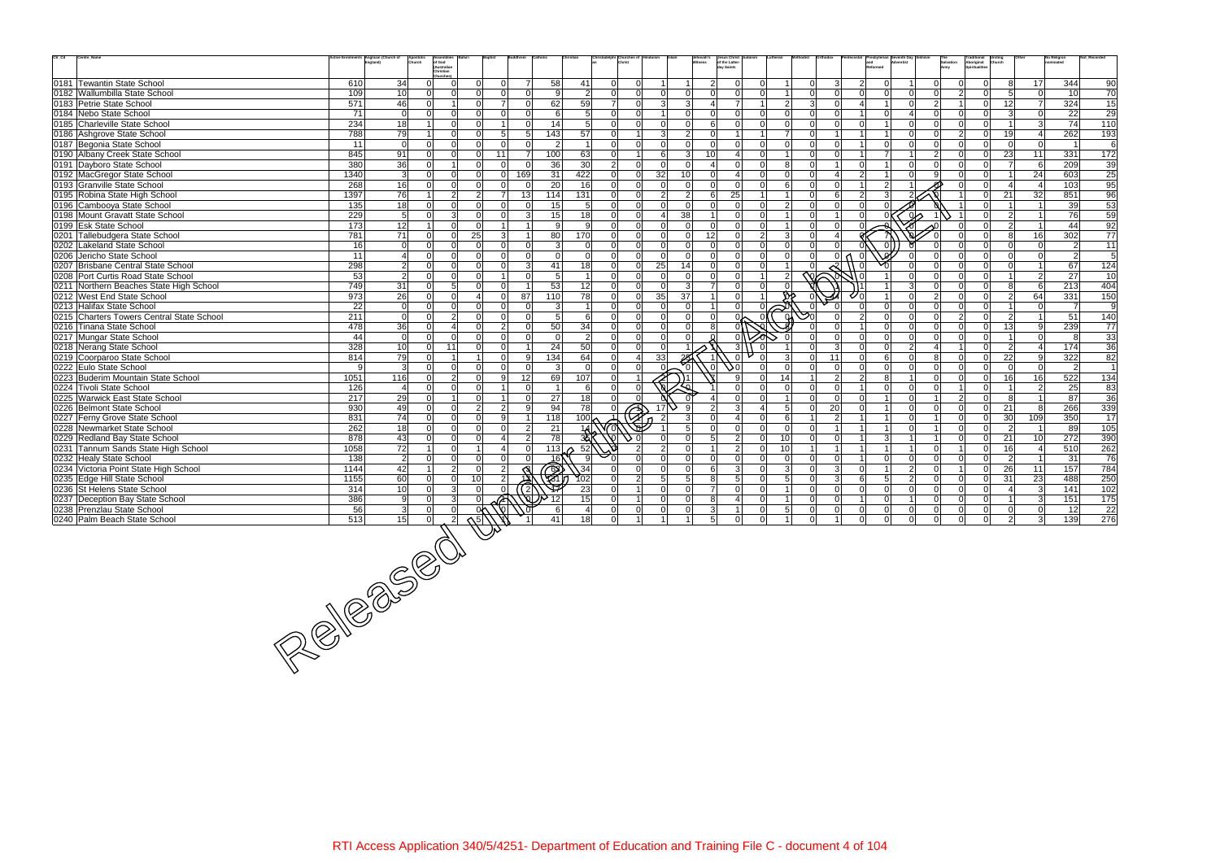| Ctr_Cd | Centre_Name | Active Enrolments | Anglican (Church of England) | Apostolic Church | Assemblies of God (Australian Christian Churches) | Baha'i | Baptist | Buddhism | Catholic | Christian | Christadelphian | Churches of Christ | Hinduism | Islam | Jehovah's Witness | Jesus Christ of the Latter-day Saints | Judaism | Lutheran | Methodist | Orthodox | Pentecostal | Presbyterian and Reformed | Seventh Day Adventist | Sikhism | The Salvation Army | Traditional Aboriginal Spiritualities | Uniting Church | Other | No Religion nominated | Not_Recorded |
|---|---|---|---|---|---|---|---|---|---|---|---|---|---|---|---|---|---|---|---|---|---|---|---|---|---|---|---|---|---|---|
| 0181 | Tewantin State School | 610 | 34 | 0 | 0 | 0 | 0 | 7 | 58 | 41 | 0 | 0 | 1 | 1 | 2 | 0 | 0 | 1 | 0 | 3 | 2 | 0 | 1 | 0 | 0 | 0 | 8 | 17 | 344 | 90 |
| 0182 | Wallumbilla State School | 109 | 10 | 0 | 0 | 0 | 0 | 0 | 9 | 2 | 0 | 0 | 0 | 0 | 0 | 0 | 0 | 1 | 0 | 0 | 0 | 0 | 0 | 0 | 2 | 0 | 5 | 0 | 10 | 70 |
| 0183 | Petrie State School | 571 | 46 | 0 | 1 | 0 | 7 | 0 | 62 | 59 | 7 | 0 | 3 | 3 | 4 | 7 | 1 | 2 | 3 | 0 | 4 | 1 | 0 | 2 | 1 | 0 | 12 | 7 | 324 | 15 |
| 0184 | Nebo State School | 71 | 0 | 0 | 0 | 0 | 0 | 0 | 6 | 5 | 0 | 0 | 1 | 0 | 0 | 0 | 0 | 0 | 0 | 0 | 1 | 0 | 4 | 0 | 0 | 0 | 3 | 0 | 22 | 29 |
| 0185 | Charleville State School | 234 | 18 | 1 | 0 | 0 | 1 | 0 | 14 | 5 | 0 | 0 | 0 | 0 | 6 | 0 | 0 | 0 | 0 | 0 | 0 | 1 | 0 | 0 | 0 | 0 | 1 | 3 | 74 | 110 |
| 0186 | Ashgrove State School | 788 | 79 | 1 | 0 | 0 | 5 | 5 | 143 | 57 | 0 | 1 | 3 | 2 | 0 | 1 | 1 | 7 | 0 | 1 | 1 | 1 | 0 | 0 | 2 | 0 | 19 | 4 | 262 | 193 |
| 0187 | Begonia State School | 11 | 0 | 0 | 0 | 0 | 0 | 0 | 2 | 1 | 0 | 0 | 0 | 0 | 0 | 0 | 0 | 0 | 0 | 0 | 1 | 0 | 0 | 0 | 0 | 0 | 0 | 0 | 1 | 6 |
| 0190 | Albany Creek State School | 845 | 91 | 0 | 0 | 0 | 11 | 7 | 100 | 63 | 0 | 1 | 6 | 3 | 10 | 4 | 0 | 1 | 0 | 0 | 1 | 7 | 1 | 2 | 0 | 0 | 23 | 11 | 331 | 172 |
| 0191 | Dayboro State School | 380 | 36 | 0 | 1 | 0 | 0 | 0 | 36 | 30 | 2 | 0 | 0 | 0 | 4 | 0 | 0 | 8 | 0 | 1 | 0 | 1 | 0 | 0 | 0 | 0 | 7 | 6 | 209 | 39 |
| 0192 | MacGregor State School | 1340 | 3 | 0 | 0 | 0 | 0 | 169 | 31 | 422 | 0 | 0 | 32 | 10 | 0 | 4 | 0 | 0 | 0 | 4 | 2 | 1 | 0 | 9 | 0 | 0 | 1 | 24 | 603 | 25 |
| 0193 | Granville State School | 268 | 16 | 0 | 0 | 0 | 0 | 0 | 20 | 16 | 0 | 0 | 0 | 0 | 0 | 0 | 0 | 6 | 0 | 0 | 1 | 2 | 1 | 0 | 0 | 0 | 4 | 4 | 103 | 95 |
| 0195 | Robina State High School | 1397 | 76 | 1 | 2 | 2 | 7 | 13 | 114 | 131 | 0 | 0 | 2 | 2 | 6 | 25 | 1 | 1 | 0 | 6 | 2 | 3 | 2 | 0 | 1 | 0 | 21 | 32 | 851 | 96 |
| 0196 | Cambooya State School | 135 | 18 | 0 | 0 | 0 | 0 | 0 | 15 | 5 | 0 | 0 | 0 | 0 | 0 | 0 | 0 | 2 | 0 | 0 | 0 | 0 | 0 | 0 | 1 | 0 | 1 | 1 | 39 | 53 |
| 0198 | Mount Gravatt State School | 229 | 5 | 0 | 3 | 0 | 0 | 3 | 15 | 18 | 0 | 0 | 4 | 38 | 1 | 0 | 0 | 1 | 0 | 1 | 0 | 0 | 0 | 1 | 1 | 0 | 2 | 1 | 76 | 59 |
| 0199 | Esk State School | 173 | 12 | 1 | 0 | 0 | 1 | 1 | 9 | 9 | 0 | 0 | 0 | 0 | 0 | 0 | 0 | 1 | 0 | 0 | 0 | 0 | 0 | 0 | 0 | 0 | 2 | 1 | 44 | 92 |
| 0201 | Tallebudgera State School | 781 | 71 | 0 | 0 | 25 | 3 | 1 | 80 | 170 | 0 | 0 | 0 | 0 | 12 | 0 | 2 | 3 | 0 | 4 | 0 | 7 | 0 | 0 | 0 | 0 | 8 | 16 | 302 | 77 |
| 0202 | Lakeland State School | 16 | 0 | 0 | 0 | 0 | 0 | 0 | 3 | 0 | 0 | 0 | 0 | 0 | 0 | 0 | 0 | 0 | 0 | 0 | 0 | 0 | 0 | 0 | 0 | 0 | 0 | 0 | 2 | 11 |
| 0206 | Jericho State School | 11 | 4 | 0 | 0 | 0 | 0 | 0 | 0 | 0 | 0 | 0 | 0 | 0 | 0 | 0 | 0 | 0 | 0 | 0 | 0 | 0 | 0 | 0 | 0 | 0 | 0 | 0 | 2 | 5 |
| 0207 | Brisbane Central State School | 298 | 2 | 0 | 0 | 0 | 0 | 3 | 41 | 18 | 0 | 0 | 25 | 14 | 0 | 0 | 0 | 1 | 0 | 1 | 0 | 0 | 0 | 0 | 0 | 0 | 0 | 1 | 67 | 124 |
| 0208 | Port Curtis Road State School | 53 | 2 | 0 | 0 | 0 | 1 | 0 | 5 | 1 | 0 | 0 | 0 | 0 | 0 | 0 | 1 | 2 | 0 | 0 | 0 | 1 | 0 | 0 | 0 | 0 | 1 | 2 | 27 | 10 |
| 0211 | Northern Beaches State High School | 749 | 31 | 0 | 5 | 0 | 0 | 1 | 53 | 12 | 0 | 0 | 0 | 3 | 7 | 0 | 0 | 0 | 0 | 0 | 1 | 1 | 3 | 0 | 0 | 0 | 8 | 6 | 213 | 404 |
| 0212 | West End State School | 973 | 26 | 0 | 0 | 4 | 0 | 87 | 110 | 78 | 0 | 0 | 35 | 37 | 1 | 0 | 1 | 0 | 0 | 4 | 0 | 1 | 0 | 2 | 0 | 0 | 2 | 64 | 331 | 150 |
| 0213 | Halifax State School | 22 | 0 | 0 | 0 | 0 | 0 | 0 | 3 | 1 | 0 | 0 | 0 | 0 | 1 | 0 | 0 | 1 | 0 | 0 | 0 | 0 | 0 | 0 | 0 | 0 | 1 | 0 | 7 | 9 |
| 0215 | Charters Towers Central State School | 211 | 0 | 0 | 2 | 0 | 0 | 0 | 5 | 6 | 0 | 0 | 0 | 0 | 0 | 0 | 0 | 0 | 0 | 0 | 2 | 0 | 0 | 0 | 2 | 0 | 2 | 1 | 51 | 140 |
| 0216 | Tinana State School | 478 | 36 | 0 | 4 | 0 | 2 | 0 | 50 | 34 | 0 | 0 | 0 | 0 | 8 | 0 | 0 | 0 | 0 | 0 | 1 | 0 | 0 | 0 | 0 | 0 | 13 | 9 | 239 | 77 |
| 0217 | Mungar State School | 44 | 0 | 0 | 0 | 0 | 0 | 0 | 0 | 2 | 0 | 0 | 0 | 0 | 0 | 0 | 0 | 0 | 0 | 0 | 0 | 0 | 0 | 0 | 0 | 0 | 1 | 0 | 8 | 33 |
| 0218 | Nerang State School | 328 | 10 | 0 | 11 | 0 | 0 | 1 | 24 | 50 | 0 | 0 | 0 | 1 | 1 | 3 | 0 | 1 | 0 | 3 | 0 | 0 | 2 | 4 | 1 | 0 | 2 | 4 | 174 | 36 |
| 0219 | Coorparoo State School | 814 | 79 | 0 | 1 | 1 | 0 | 9 | 134 | 64 | 0 | 4 | 33 | 29 | 1 | 0 | 0 | 3 | 0 | 11 | 0 | 6 | 0 | 8 | 0 | 0 | 22 | 9 | 322 | 82 |
| 0222 | Eulo State School | 9 | 3 | 0 | 0 | 0 | 0 | 0 | 3 | 0 | 0 | 0 | 0 | 0 | 0 | 0 | 0 | 0 | 0 | 0 | 0 | 0 | 0 | 0 | 0 | 0 | 0 | 0 | 2 | 1 |
| 0223 | Buderim Mountain State School | 1051 | 116 | 0 | 2 | 0 | 9 | 12 | 69 | 107 | 0 | 1 | 4 | 1 | 1 | 9 | 0 | 14 | 1 | 2 | 2 | 8 | 1 | 0 | 0 | 0 | 16 | 16 | 522 | 134 |
| 0224 | Tivoli State School | 126 | 4 | 0 | 0 | 0 | 1 | 0 | 1 | 6 | 0 | 0 | 0 | 0 | 1 | 0 | 0 | 0 | 0 | 0 | 1 | 0 | 0 | 0 | 1 | 0 | 1 | 2 | 25 | 83 |
| 0225 | Warwick East State School | 217 | 29 | 0 | 1 | 0 | 1 | 0 | 27 | 18 | 0 | 0 | 0 | 0 | 4 | 0 | 0 | 1 | 0 | 0 | 0 | 1 | 0 | 1 | 2 | 0 | 8 | 1 | 87 | 36 |
| 0226 | Belmont State School | 930 | 49 | 0 | 0 | 2 | 2 | 9 | 94 | 78 | 0 | 2 | 17 | 9 | 2 | 3 | 4 | 5 | 0 | 20 | 0 | 1 | 0 | 0 | 0 | 0 | 21 | 8 | 266 | 339 |
| 0227 | Ferny Grove State School | 831 | 74 | 0 | 0 | 0 | 9 | 1 | 118 | 100 | 1 | 2 | 2 | 3 | 0 | 4 | 0 | 6 | 1 | 2 | 1 | 1 | 0 | 1 | 0 | 0 | 30 | 109 | 350 | 17 |
| 0228 | Newmarket State School | 262 | 18 | 0 | 0 | 0 | 0 | 2 | 21 | 14 | 0 | 0 | 1 | 5 | 0 | 0 | 0 | 0 | 0 | 1 | 1 | 1 | 0 | 1 | 0 | 0 | 2 | 1 | 89 | 105 |
| 0229 | Redland Bay State School | 878 | 43 | 0 | 0 | 0 | 4 | 2 | 78 | 38 | 0 | 0 | 0 | 0 | 5 | 2 | 0 | 10 | 0 | 0 | 1 | 3 | 1 | 1 | 0 | 0 | 21 | 10 | 272 | 390 |
| 0231 | Tannum Sands State High School | 1058 | 72 | 1 | 0 | 1 | 4 | 0 | 113 | 52 | 0 | 2 | 2 | 0 | 1 | 2 | 0 | 10 | 1 | 1 | 1 | 1 | 1 | 0 | 1 | 0 | 16 | 4 | 510 | 262 |
| 0232 | Healy State School | 138 | 2 | 0 | 0 | 0 | 0 | 0 | 16 | 9 | 0 | 0 | 0 | 0 | 0 | 0 | 0 | 0 | 0 | 0 | 1 | 0 | 0 | 0 | 0 | 0 | 2 | 1 | 31 | 76 |
| 0234 | Victoria Point State High School | 1144 | 42 | 1 | 2 | 0 | 2 | 3 | 63 | 34 | 0 | 0 | 0 | 0 | 6 | 3 | 0 | 3 | 0 | 3 | 0 | 1 | 2 | 0 | 1 | 0 | 26 | 11 | 157 | 784 |
| 0235 | Edge Hill State School | 1155 | 60 | 0 | 0 | 10 | 2 | 13 | 181 | 102 | 0 | 2 | 5 | 5 | 8 | 5 | 0 | 5 | 0 | 3 | 6 | 5 | 2 | 0 | 0 | 0 | 31 | 23 | 488 | 250 |
| 0236 | St Helens State School | 314 | 10 | 0 | 3 | 0 | 0 | 2 | 17 | 23 | 0 | 1 | 0 | 0 | 7 | 0 | 0 | 1 | 0 | 0 | 0 | 0 | 0 | 0 | 0 | 0 | 4 | 3 | 141 | 102 |
| 0237 | Deception Bay State School | 386 | 9 | 0 | 3 | 0 | 2 | 0 | 12 | 15 | 0 | 1 | 0 | 0 | 8 | 4 | 0 | 1 | 0 | 0 | 1 | 0 | 1 | 0 | 0 | 0 | 1 | 3 | 151 | 175 |
| 0238 | Prenzlau State School | 56 | 3 | 0 | 0 | 0 | 0 | 0 | 6 | 4 | 0 | 0 | 0 | 0 | 3 | 1 | 0 | 5 | 0 | 0 | 0 | 0 | 0 | 0 | 0 | 0 | 0 | 0 | 12 | 22 |
| 0240 | Palm Beach State School | 513 | 15 | 0 | 2 | 5 | 1 | 1 | 41 | 18 | 0 | 1 | 1 | 1 | 5 | 0 | 0 | 1 | 0 | 1 | 0 | 0 | 0 | 0 | 0 | 0 | 2 | 3 | 139 | 276 |

RTI Access Application 340/5/4251- Department of Education and Training File C - document 4 of 104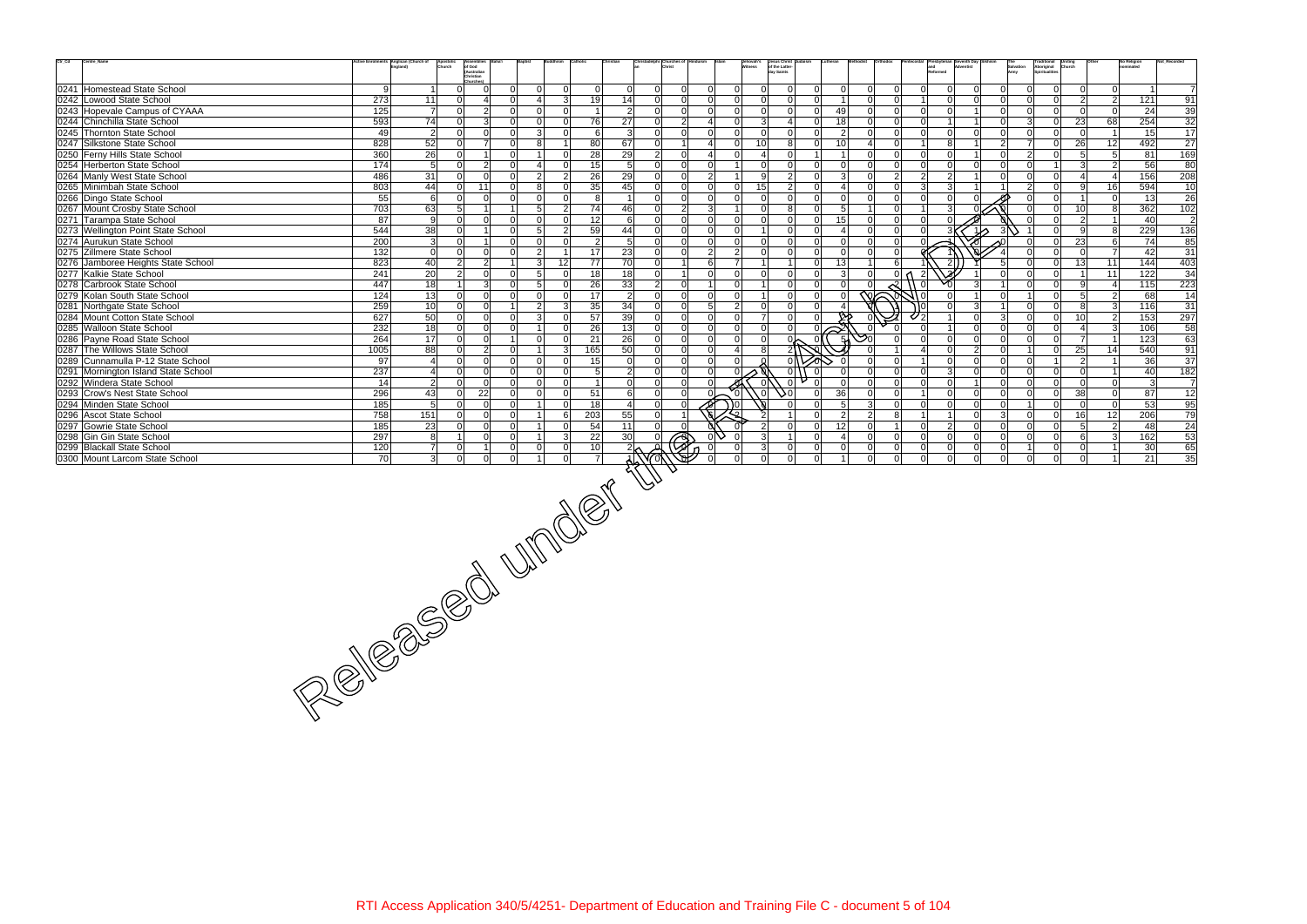| Ctr_Cd | Centre_Name | Active Enrolments | Anglican (Church of England) | Apostolic Church | Assemblies of God (Australian Christian Churches) | Baha'i | Baptist | Buddhism | Catholic | Christian | Christadelphian | Churches of Christ | Hinduism | Islam | Jehovah's Witness | Jesus Christ of the Latter-day Saints | Judaism | Lutheran | Methodist | Orthodox | Pentecostal | Presbyterian and Reformed | Seventh Day Adventist | Sikhism | The Salvation Army | Traditional Aboriginal Spiritualities | Uniting Church | Other | No Religion nominated | Not_Recorded |
|---|---|---|---|---|---|---|---|---|---|---|---|---|---|---|---|---|---|---|---|---|---|---|---|---|---|---|---|---|---|---|
| 0241 | Homestead State School | 9 | 1 | 0 | 0 | 0 | 0 | 0 | 0 | 0 | 0 | 0 | 0 | 0 | 0 | 0 | 0 | 0 | 0 | 0 | 0 | 0 | 0 | 0 | 0 | 0 | 0 | 0 | 1 | 7 |
| 0242 | Lowood State School | 273 | 11 | 0 | 4 | 0 | 4 | 3 | 19 | 14 | 0 | 0 | 0 | 0 | 0 | 0 | 0 | 1 | 0 | 0 | 1 | 0 | 0 | 0 | 0 | 0 | 2 | 2 | 121 | 91 |
| 0243 | Hopevale Campus of CYAAA | 125 | 7 | 0 | 2 | 0 | 0 | 0 | 1 | 2 | 0 | 0 | 0 | 0 | 0 | 0 | 0 | 49 | 0 | 0 | 0 | 0 | 1 | 0 | 0 | 0 | 0 | 0 | 24 | 39 |
| 0244 | Chinchilla State School | 593 | 74 | 0 | 3 | 0 | 0 | 0 | 76 | 27 | 0 | 2 | 4 | 0 | 3 | 4 | 0 | 18 | 0 | 0 | 0 | 1 | 1 | 0 | 3 | 0 | 23 | 68 | 254 | 32 |
| 0245 | Thornton State School | 49 | 2 | 0 | 0 | 0 | 3 | 0 | 6 | 3 | 0 | 0 | 0 | 0 | 0 | 0 | 0 | 2 | 0 | 0 | 0 | 0 | 0 | 0 | 0 | 0 | 0 | 1 | 15 | 17 |
| 0247 | Silkstone State School | 828 | 52 | 0 | 7 | 0 | 8 | 1 | 80 | 67 | 0 | 1 | 4 | 0 | 10 | 8 | 0 | 10 | 4 | 0 | 1 | 8 | 1 | 2 | 7 | 0 | 26 | 12 | 492 | 27 |
| 0250 | Ferny Hills State School | 360 | 26 | 0 | 1 | 0 | 1 | 0 | 28 | 29 | 2 | 0 | 4 | 0 | 4 | 0 | 1 | 1 | 0 | 0 | 0 | 0 | 1 | 0 | 2 | 0 | 5 | 5 | 81 | 169 |
| 0254 | Herberton State School | 174 | 5 | 0 | 2 | 0 | 4 | 0 | 15 | 5 | 0 | 0 | 0 | 1 | 0 | 0 | 0 | 0 | 0 | 0 | 0 | 0 | 0 | 0 | 0 | 1 | 3 | 2 | 56 | 80 |
| 0264 | Manly West State School | 486 | 31 | 0 | 0 | 0 | 2 | 2 | 26 | 29 | 0 | 0 | 2 | 1 | 9 | 2 | 0 | 3 | 0 | 2 | 2 | 2 | 1 | 0 | 0 | 0 | 4 | 4 | 156 | 208 |
| 0265 | Minimbah State School | 803 | 44 | 0 | 11 | 0 | 8 | 0 | 35 | 45 | 0 | 0 | 0 | 0 | 15 | 2 | 0 | 4 | 0 | 0 | 3 | 3 | 1 | 1 | 2 | 0 | 9 | 16 | 594 | 10 |
| 0266 | Dingo State School | 55 | 6 | 0 | 0 | 0 | 0 | 0 | 8 | 1 | 0 | 0 | 0 | 0 | 0 | 0 | 0 | 0 | 0 | 0 | 0 | 0 | 0 | 0 | 0 | 0 | 1 | 0 | 13 | 26 |
| 0267 | Mount Crosby State School | 703 | 63 | 5 | 1 | 1 | 5 | 2 | 74 | 46 | 0 | 2 | 3 | 1 | 0 | 8 | 0 | 5 | 1 | 0 | 1 | 3 | 0 | 1 | 0 | 0 | 10 | 8 | 362 | 102 |
| 0271 | Tarampa State School | 87 | 9 | 0 | 0 | 0 | 0 | 0 | 12 | 6 | 0 | 0 | 0 | 0 | 0 | 0 | 0 | 15 | 0 | 0 | 0 | 0 | 0 | 0 | 0 | 0 | 2 | 1 | 40 | 2 |
| 0273 | Wellington Point State School | 544 | 38 | 0 | 1 | 0 | 5 | 2 | 59 | 44 | 0 | 0 | 0 | 0 | 1 | 0 | 0 | 4 | 0 | 0 | 0 | 3 | 1 | 3 | 1 | 0 | 9 | 8 | 229 | 136 |
| 0274 | Aurukun State School | 200 | 3 | 0 | 1 | 0 | 0 | 0 | 2 | 5 | 0 | 0 | 0 | 0 | 0 | 0 | 0 | 0 | 0 | 0 | 0 | 1 | 0 | 0 | 0 | 0 | 23 | 6 | 74 | 85 |
| 0275 | Zillmere State School | 132 | 0 | 0 | 0 | 0 | 2 | 1 | 17 | 23 | 0 | 0 | 2 | 2 | 0 | 0 | 0 | 0 | 0 | 0 | 0 | 1 | 0 | 4 | 0 | 0 | 0 | 7 | 42 | 31 |
| 0276 | Jamboree Heights State School | 823 | 40 | 2 | 2 | 1 | 3 | 12 | 77 | 70 | 0 | 1 | 6 | 7 | 1 | 1 | 0 | 13 | 1 | 6 | 1 | 2 | 1 | 5 | 0 | 0 | 13 | 11 | 144 | 403 |
| 0277 | Kalkie State School | 241 | 20 | 2 | 0 | 0 | 5 | 0 | 18 | 18 | 0 | 1 | 0 | 0 | 0 | 0 | 0 | 3 | 0 | 0 | 2 | 2 | 1 | 0 | 0 | 0 | 1 | 11 | 122 | 34 |
| 0278 | Carbrook State School | 447 | 18 | 1 | 3 | 0 | 5 | 0 | 26 | 33 | 2 | 0 | 1 | 0 | 1 | 0 | 0 | 0 | 0 | 0 | 0 | 0 | 3 | 1 | 0 | 0 | 9 | 4 | 115 | 223 |
| 0279 | Kolan South State School | 124 | 13 | 0 | 0 | 0 | 0 | 0 | 17 | 2 | 0 | 0 | 0 | 0 | 1 | 0 | 0 | 0 | 0 | 0 | 0 | 0 | 1 | 0 | 1 | 0 | 5 | 2 | 68 | 14 |
| 0281 | Northgate State School | 259 | 10 | 0 | 0 | 1 | 2 | 3 | 35 | 34 | 0 | 0 | 5 | 2 | 0 | 0 | 0 | 4 | 1 | 1 | 0 | 0 | 3 | 1 | 0 | 0 | 8 | 3 | 116 | 31 |
| 0284 | Mount Cotton State School | 627 | 50 | 0 | 0 | 0 | 3 | 0 | 57 | 39 | 0 | 0 | 0 | 0 | 7 | 0 | 0 | 8 | 0 | 1 | 2 | 1 | 0 | 3 | 0 | 0 | 10 | 2 | 153 | 297 |
| 0285 | Walloon State School | 232 | 18 | 0 | 0 | 0 | 1 | 0 | 26 | 13 | 0 | 0 | 0 | 0 | 0 | 0 | 0 | 4 | 0 | 0 | 0 | 1 | 0 | 0 | 0 | 0 | 4 | 3 | 106 | 58 |
| 0286 | Payne Road State School | 264 | 17 | 0 | 0 | 1 | 0 | 0 | 21 | 26 | 0 | 0 | 0 | 0 | 0 | 0 | 0 | 5 | 0 | 0 | 0 | 0 | 0 | 0 | 0 | 0 | 7 | 1 | 123 | 63 |
| 0287 | The Willows State School | 1005 | 88 | 0 | 2 | 0 | 1 | 3 | 165 | 50 | 0 | 0 | 0 | 4 | 8 | 2 | 1 | 3 | 0 | 1 | 4 | 0 | 2 | 0 | 1 | 0 | 25 | 14 | 540 | 91 |
| 0289 | Cunnamulla P-12 State School | 97 | 4 | 0 | 0 | 0 | 0 | 0 | 15 | 0 | 0 | 0 | 0 | 0 | 0 | 0 | 0 | 0 | 0 | 0 | 1 | 0 | 0 | 0 | 0 | 1 | 2 | 1 | 36 | 37 |
| 0291 | Mornington Island State School | 237 | 4 | 0 | 0 | 0 | 0 | 0 | 5 | 2 | 0 | 0 | 0 | 0 | 0 | 0 | 0 | 0 | 0 | 0 | 0 | 3 | 0 | 0 | 0 | 0 | 0 | 1 | 40 | 182 |
| 0292 | Windera State School | 14 | 2 | 0 | 0 | 0 | 0 | 0 | 1 | 0 | 0 | 0 | 0 | 0 | 0 | 0 | 0 | 0 | 0 | 0 | 0 | 0 | 1 | 0 | 0 | 0 | 0 | 0 | 3 | 7 |
| 0293 | Crow's Nest State School | 296 | 43 | 0 | 22 | 0 | 0 | 0 | 51 | 6 | 0 | 0 | 0 | 0 | 0 | 0 | 0 | 36 | 0 | 0 | 1 | 0 | 0 | 0 | 0 | 0 | 38 | 0 | 87 | 12 |
| 0294 | Minden State School | 185 | 5 | 0 | 0 | 0 | 1 | 0 | 18 | 4 | 0 | 0 | 0 | 0 | 0 | 0 | 0 | 5 | 3 | 0 | 0 | 0 | 0 | 0 | 1 | 0 | 0 | 0 | 53 | 95 |
| 0296 | Ascot State School | 758 | 151 | 0 | 0 | 0 | 1 | 6 | 203 | 55 | 0 | 1 | 5 | 2 | 2 | 1 | 0 | 2 | 2 | 8 | 1 | 1 | 0 | 3 | 0 | 0 | 16 | 12 | 206 | 79 |
| 0297 | Gowrie State School | 185 | 23 | 0 | 0 | 0 | 1 | 0 | 54 | 11 | 0 | 0 | 0 | 0 | 2 | 0 | 0 | 12 | 0 | 1 | 0 | 2 | 0 | 0 | 0 | 0 | 5 | 2 | 48 | 24 |
| 0298 | Gin Gin State School | 297 | 8 | 1 | 0 | 0 | 1 | 3 | 22 | 30 | 0 | 0 | 0 | 0 | 3 | 1 | 0 | 4 | 0 | 0 | 0 | 0 | 0 | 0 | 0 | 0 | 6 | 3 | 162 | 53 |
| 0299 | Blackall State School | 120 | 7 | 0 | 1 | 0 | 0 | 0 | 10 | 2 | 0 | 0 | 0 | 0 | 3 | 0 | 0 | 0 | 0 | 0 | 0 | 0 | 0 | 0 | 1 | 0 | 0 | 1 | 30 | 65 |
| 0300 | Mount Larcom State School | 70 | 3 | 0 | 0 | 0 | 1 | 0 | 7 | 1 | 0 | 0 | 0 | 0 | 0 | 0 | 0 | 1 | 0 | 0 | 0 | 0 | 0 | 0 | 0 | 0 | 0 | 1 | 21 | 35 |

Released under the RTI Act

RTI Access Application 340/5/4251- Department of Education and Training File C - document 5 of 104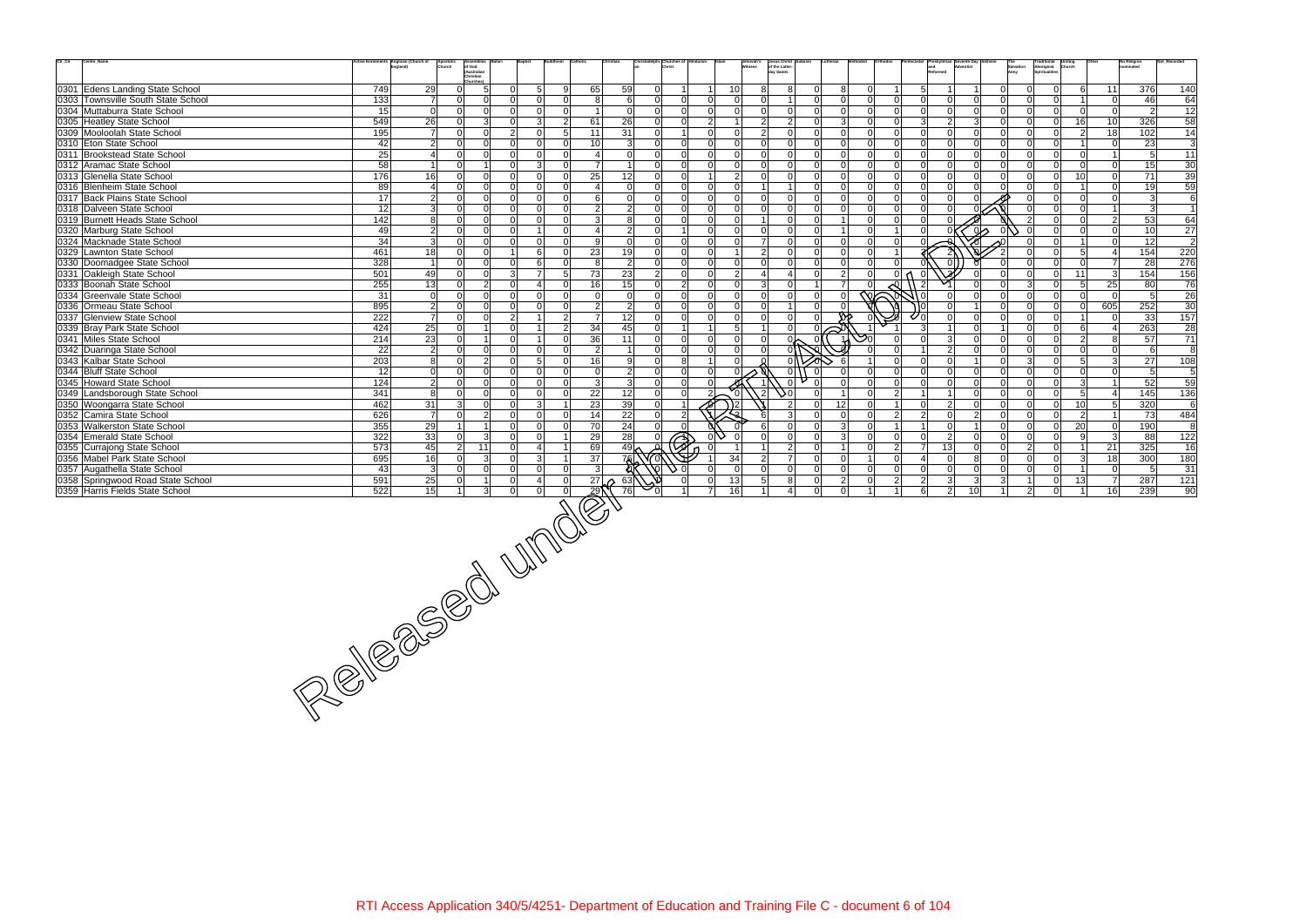| Ctr_Cd | Centre_Name | Active Enrolments | Anglican (Church of England) | Apostolic Church | Assemblies of God (Australian Christian Churches) | Baha'i | Baptist | Buddhism | Catholic | Christian | Christadelphian | Churches of Christ | Hinduism | Islam | Jehovah's Witness | Jesus Christ of the Latter-day Saints | Judaism | Lutheran | Methodist | Orthodox | Pentecostal | Presbyterian and Reformed | Seventh Day Adventist | Sikhism | The Salvation Army | Traditional Aboriginal Spiritualities | Uniting Church | Other | No Religion nominated | Not_Recorded |
|---|---|---|---|---|---|---|---|---|---|---|---|---|---|---|---|---|---|---|---|---|---|---|---|---|---|---|---|---|---|---|
| 0301 | Edens Landing State School | 749 | 29 | 0 | 5 | 0 | 5 | 9 | 65 | 59 | 0 | 1 | 1 | 10 | 8 | 8 | 0 | 8 | 0 | 1 | 5 | 1 | 1 | 0 | 0 | 0 | 6 | 11 | 376 | 140 |
| 0303 | Townsville South State School | 133 | 7 | 0 | 0 | 0 | 0 | 0 | 8 | 6 | 0 | 0 | 0 | 0 | 0 | 1 | 0 | 0 | 0 | 0 | 0 | 0 | 0 | 0 | 0 | 0 | 1 | 0 | 46 | 64 |
| 0304 | Muttaburra State School | 15 | 0 | 0 | 0 | 0 | 0 | 0 | 1 | 0 | 0 | 0 | 0 | 0 | 0 | 0 | 0 | 0 | 0 | 0 | 0 | 0 | 0 | 0 | 0 | 0 | 0 | 0 | 2 | 12 |
| 0305 | Heatley State School | 549 | 26 | 0 | 3 | 0 | 3 | 2 | 61 | 26 | 0 | 0 | 2 | 1 | 2 | 2 | 0 | 3 | 0 | 0 | 3 | 2 | 3 | 0 | 0 | 0 | 16 | 10 | 326 | 58 |
| 0309 | Mooloolah State School | 195 | 7 | 0 | 0 | 2 | 0 | 5 | 11 | 31 | 0 | 1 | 0 | 0 | 2 | 0 | 0 | 0 | 0 | 0 | 0 | 0 | 0 | 0 | 0 | 0 | 2 | 18 | 102 | 14 |
| 0310 | Eton State School | 42 | 2 | 0 | 0 | 0 | 0 | 0 | 10 | 3 | 0 | 0 | 0 | 0 | 0 | 0 | 0 | 0 | 0 | 0 | 0 | 0 | 0 | 0 | 0 | 0 | 1 | 0 | 23 | 3 |
| 0311 | Brookstead State School | 25 | 4 | 0 | 0 | 0 | 0 | 0 | 4 | 0 | 0 | 0 | 0 | 0 | 0 | 0 | 0 | 0 | 0 | 0 | 0 | 0 | 0 | 0 | 0 | 0 | 0 | 1 | 5 | 11 |
| 0312 | Aramac State School | 58 | 1 | 0 | 1 | 0 | 3 | 0 | 7 | 1 | 0 | 0 | 0 | 0 | 0 | 0 | 0 | 0 | 0 | 0 | 0 | 0 | 0 | 0 | 0 | 0 | 0 | 0 | 15 | 30 |
| 0313 | Glenella State School | 176 | 16 | 0 | 0 | 0 | 0 | 0 | 25 | 12 | 0 | 0 | 1 | 2 | 0 | 0 | 0 | 0 | 0 | 0 | 0 | 0 | 0 | 0 | 0 | 0 | 10 | 0 | 71 | 39 |
| 0316 | Blenheim State School | 89 | 4 | 0 | 0 | 0 | 0 | 0 | 4 | 0 | 0 | 0 | 0 | 0 | 1 | 1 | 0 | 0 | 0 | 0 | 0 | 0 | 0 | 0 | 0 | 0 | 1 | 0 | 19 | 59 |
| 0317 | Back Plains State School | 17 | 2 | 0 | 0 | 0 | 0 | 0 | 6 | 0 | 0 | 0 | 0 | 0 | 0 | 0 | 0 | 0 | 0 | 0 | 0 | 0 | 0 | 0 | 0 | 0 | 0 | 0 | 3 | 6 |
| 0318 | Dalveen State School | 12 | 3 | 0 | 0 | 0 | 0 | 0 | 2 | 2 | 0 | 0 | 0 | 0 | 0 | 0 | 0 | 0 | 0 | 0 | 0 | 0 | 0 | 0 | 0 | 0 | 0 | 1 | 3 | 1 |
| 0319 | Burnett Heads State School | 142 | 8 | 0 | 0 | 0 | 0 | 0 | 3 | 8 | 0 | 0 | 0 | 0 | 1 | 0 | 0 | 1 | 0 | 0 | 0 | 0 | 0 | 0 | 2 | 0 | 0 | 2 | 53 | 64 |
| 0320 | Marburg State School | 49 | 2 | 0 | 0 | 0 | 1 | 0 | 4 | 2 | 0 | 1 | 0 | 0 | 0 | 0 | 0 | 1 | 0 | 1 | 0 | 0 | 0 | 0 | 0 | 0 | 0 | 0 | 10 | 27 |
| 0324 | Macknade State School | 34 | 3 | 0 | 0 | 0 | 0 | 0 | 9 | 0 | 0 | 0 | 0 | 0 | 7 | 0 | 0 | 0 | 0 | 0 | 0 | 0 | 0 | 0 | 0 | 0 | 1 | 0 | 12 | 2 |
| 0329 | Lawnton State School | 461 | 18 | 0 | 0 | 1 | 6 | 0 | 23 | 19 | 0 | 0 | 0 | 1 | 2 | 0 | 0 | 0 | 0 | 1 | 2 | 2 | 2 | 2 | 0 | 0 | 5 | 4 | 154 | 220 |
| 0330 | Doomadgee State School | 328 | 1 | 0 | 0 | 0 | 6 | 0 | 8 | 2 | 0 | 0 | 0 | 0 | 0 | 0 | 0 | 0 | 0 | 0 | 0 | 0 | 0 | 0 | 0 | 0 | 0 | 7 | 28 | 276 |
| 0331 | Oakleigh State School | 501 | 49 | 0 | 0 | 3 | 7 | 5 | 73 | 23 | 2 | 0 | 0 | 2 | 4 | 4 | 0 | 2 | 0 | 0 | 0 | 3 | 0 | 0 | 0 | 0 | 11 | 3 | 154 | 156 |
| 0333 | Boonah State School | 255 | 13 | 0 | 2 | 0 | 4 | 0 | 16 | 15 | 0 | 2 | 0 | 0 | 3 | 0 | 1 | 7 | 0 | 0 | 2 | 1 | 0 | 0 | 3 | 0 | 5 | 25 | 80 | 76 |
| 0334 | Greenvale State School | 31 | 0 | 0 | 0 | 0 | 0 | 0 | 0 | 0 | 0 | 0 | 0 | 0 | 0 | 0 | 0 | 0 | 0 | 0 | 0 | 0 | 0 | 0 | 0 | 0 | 0 | 0 | 5 | 26 |
| 0336 | Ormeau State School | 895 | 2 | 0 | 0 | 0 | 0 | 0 | 2 | 2 | 0 | 0 | 0 | 0 | 0 | 1 | 0 | 0 | 0 | 0 | 0 | 0 | 1 | 0 | 0 | 0 | 0 | 605 | 252 | 30 |
| 0337 | Glenview State School | 222 | 7 | 0 | 0 | 2 | 1 | 2 | 7 | 12 | 0 | 0 | 0 | 0 | 0 | 0 | 0 | 0 | 0 | 0 | 0 | 0 | 0 | 0 | 0 | 0 | 1 | 0 | 33 | 157 |
| 0339 | Bray Park State School | 424 | 25 | 0 | 1 | 0 | 1 | 2 | 34 | 45 | 0 | 1 | 1 | 5 | 1 | 0 | 0 | 1 | 1 | 1 | 3 | 1 | 0 | 1 | 0 | 0 | 6 | 4 | 263 | 28 |
| 0341 | Miles State School | 214 | 23 | 0 | 1 | 0 | 1 | 0 | 36 | 11 | 0 | 0 | 0 | 0 | 0 | 0 | 0 | 1 | 0 | 0 | 0 | 3 | 0 | 0 | 0 | 0 | 2 | 8 | 57 | 71 |
| 0342 | Duaringa State School | 22 | 2 | 0 | 0 | 0 | 0 | 0 | 2 | 1 | 0 | 0 | 0 | 0 | 0 | 0 | 0 | 0 | 0 | 0 | 1 | 2 | 0 | 0 | 0 | 0 | 0 | 0 | 6 | 8 |
| 0343 | Kalbar State School | 203 | 8 | 0 | 2 | 0 | 5 | 0 | 16 | 9 | 0 | 8 | 1 | 0 | 0 | 0 | 0 | 6 | 1 | 0 | 0 | 0 | 1 | 0 | 3 | 0 | 5 | 3 | 27 | 108 |
| 0344 | Bluff State School | 12 | 0 | 0 | 0 | 0 | 0 | 0 | 0 | 2 | 0 | 0 | 0 | 0 | 0 | 0 | 0 | 0 | 0 | 0 | 0 | 0 | 0 | 0 | 0 | 0 | 0 | 0 | 5 | 5 |
| 0345 | Howard State School | 124 | 2 | 0 | 0 | 0 | 0 | 0 | 3 | 3 | 0 | 0 | 0 | 0 | 1 | 0 | 0 | 0 | 0 | 0 | 0 | 0 | 0 | 0 | 0 | 0 | 3 | 1 | 52 | 59 |
| 0349 | Landsborough State School | 341 | 8 | 0 | 0 | 0 | 0 | 0 | 22 | 12 | 0 | 0 | 2 | 0 | 2 | 0 | 0 | 1 | 0 | 2 | 1 | 1 | 0 | 0 | 0 | 0 | 5 | 4 | 145 | 136 |
| 0350 | Woongarra State School | 462 | 31 | 3 | 0 | 0 | 3 | 1 | 23 | 39 | 0 | 1 | 0 | 2 | 1 | 2 | 0 | 12 | 0 | 1 | 0 | 2 | 0 | 0 | 0 | 0 | 10 | 5 | 320 | 6 |
| 0352 | Camira State School | 626 | 7 | 0 | 2 | 0 | 0 | 0 | 14 | 22 | 0 | 2 | 1 | 3 | 6 | 3 | 0 | 0 | 0 | 2 | 2 | 0 | 2 | 0 | 0 | 0 | 2 | 1 | 73 | 484 |
| 0353 | Walkerston State School | 355 | 29 | 1 | 1 | 0 | 0 | 0 | 70 | 24 | 0 | 0 | 0 | 0 | 6 | 0 | 0 | 3 | 0 | 1 | 1 | 0 | 1 | 0 | 0 | 0 | 20 | 0 | 190 | 8 |
| 0354 | Emerald State School | 322 | 33 | 0 | 3 | 0 | 0 | 1 | 29 | 28 | 0 | 0 | 0 | 0 | 0 | 0 | 0 | 3 | 0 | 0 | 0 | 2 | 0 | 0 | 0 | 0 | 9 | 3 | 88 | 122 |
| 0355 | Currajong State School | 573 | 45 | 2 | 11 | 0 | 4 | 1 | 69 | 49 | 0 | 0 | 0 | 1 | 1 | 2 | 0 | 1 | 0 | 2 | 7 | 13 | 0 | 0 | 2 | 0 | 1 | 21 | 325 | 16 |
| 0356 | Mabel Park State School | 695 | 16 | 0 | 3 | 0 | 3 | 1 | 37 | 76 | 0 | 0 | 1 | 34 | 2 | 7 | 0 | 0 | 1 | 0 | 4 | 0 | 8 | 0 | 0 | 0 | 3 | 18 | 300 | 180 |
| 0357 | Augathella State School | 43 | 3 | 0 | 0 | 0 | 0 | 0 | 3 | 0 | 0 | 0 | 0 | 0 | 0 | 0 | 0 | 0 | 0 | 0 | 0 | 0 | 0 | 0 | 0 | 0 | 1 | 0 | 5 | 31 |
| 0358 | Springwood Road State School | 591 | 25 | 0 | 1 | 0 | 4 | 0 | 27 | 63 | 0 | 0 | 0 | 13 | 5 | 8 | 0 | 2 | 0 | 2 | 2 | 3 | 3 | 3 | 1 | 0 | 13 | 7 | 287 | 121 |
| 0359 | Harris Fields State School | 522 | 15 | 1 | 3 | 0 | 0 | 0 | 29 | 76 | 0 | 1 | 7 | 16 | 1 | 4 | 0 | 0 | 1 | 1 | 6 | 2 | 10 | 1 | 2 | 0 | 1 | 16 | 239 | 90 |

Released under RTI

RTI Access Application 340/5/4251- Department of Education and Training File C - document 6 of 104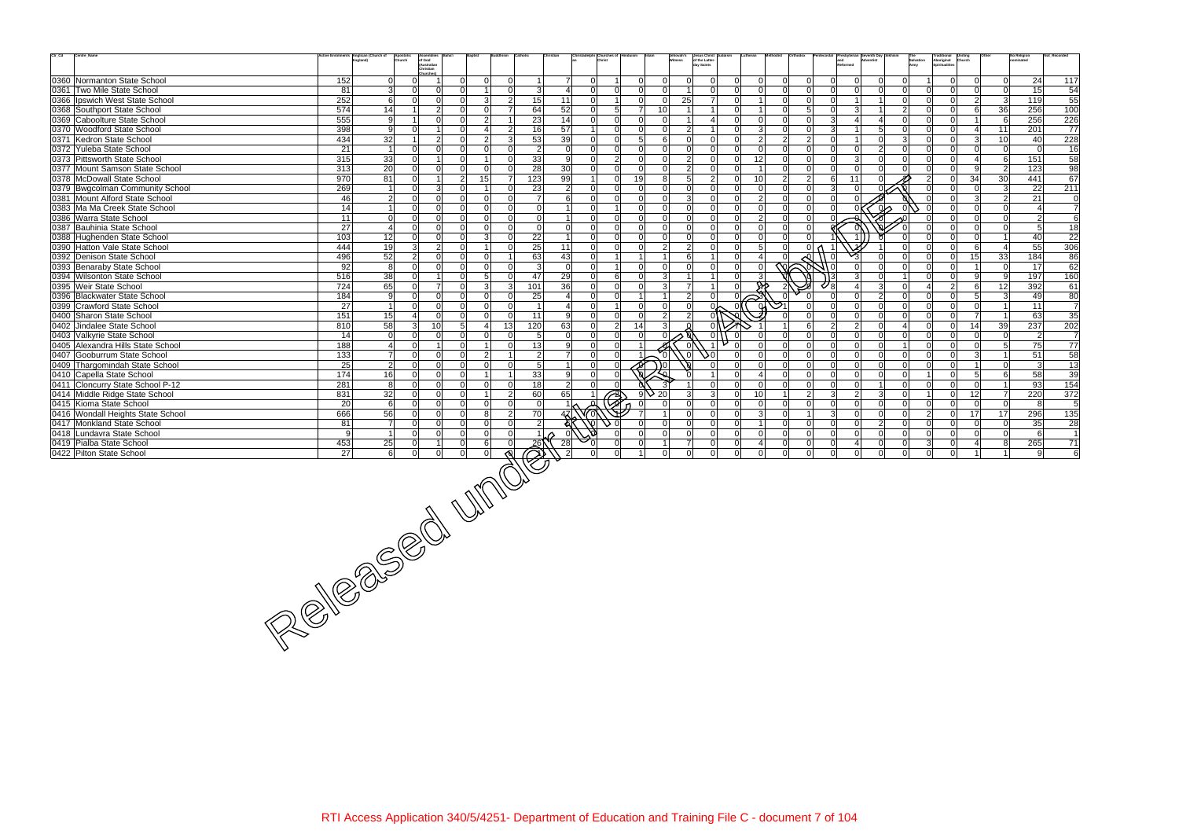| Ctr_Cd | Centre_Name | Active Enrolments | Anglican (Church of England) | Apostolic Church | Assemblies of God (Australian Christian Churches) | Bahai | Baptist | Buddhism | Catholic | Christian | Christadelphian | Churches of Christ | Hinduism | Islam | Jehovah's Witness | Jesus Christ of the Latter-day Saints | Judaism | Lutheran | Methodist | Orthodox | Pentecostal | Presbyterian and Reformed | Seventh Day Adventist | Sikhism | The Salvation Army | Traditional Aboriginal Spiritualities | Uniting Church | Other | No Religion nominated | Not_Recorded |
|---|---|---|---|---|---|---|---|---|---|---|---|---|---|---|---|---|---|---|---|---|---|---|---|---|---|---|---|---|---|---|
| 0360 | Normanton State School | 152 | 0 | 0 | 1 | 0 | 0 | 0 | 1 | 7 | 0 | 1 | 0 | 0 | 0 | 0 | 0 | 0 | 0 | 0 | 0 | 0 | 0 | 0 | 1 | 0 | 0 | 0 | 24 | 117 |
| 0361 | Two Mile State School | 81 | 3 | 0 | 0 | 0 | 1 | 0 | 3 | 4 | 0 | 0 | 0 | 0 | 1 | 0 | 0 | 0 | 0 | 0 | 0 | 0 | 0 | 0 | 0 | 0 | 0 | 0 | 15 | 54 |
| 0366 | Ipswich West State School | 252 | 6 | 0 | 0 | 0 | 3 | 2 | 15 | 11 | 0 | 1 | 0 | 0 | 25 | 7 | 0 | 1 | 0 | 0 | 0 | 1 | 1 | 0 | 0 | 0 | 2 | 3 | 119 | 55 |
| 0368 | Southport State School | 574 | 14 | 1 | 2 | 0 | 0 | 7 | 64 | 52 | 0 | 5 | 7 | 10 | 1 | 1 | 0 | 1 | 0 | 5 | 0 | 3 | 1 | 2 | 0 | 0 | 6 | 36 | 256 | 100 |
| 0369 | Caboolture State School | 555 | 9 | 1 | 0 | 0 | 2 | 1 | 23 | 14 | 0 | 0 | 0 | 0 | 1 | 4 | 0 | 0 | 0 | 0 | 3 | 4 | 4 | 0 | 0 | 0 | 1 | 6 | 256 | 226 |
| 0370 | Woodford State School | 398 | 9 | 0 | 1 | 0 | 4 | 2 | 16 | 57 | 1 | 0 | 0 | 0 | 2 | 1 | 0 | 3 | 0 | 0 | 3 | 1 | 5 | 0 | 0 | 0 | 4 | 11 | 201 | 77 |
| 0371 | Kedron State School | 434 | 32 | 1 | 2 | 0 | 2 | 3 | 53 | 39 | 0 | 0 | 5 | 6 | 0 | 0 | 0 | 2 | 2 | 2 | 0 | 1 | 0 | 3 | 0 | 0 | 3 | 10 | 40 | 228 |
| 0372 | Yuleba State School | 21 | 1 | 0 | 0 | 0 | 0 | 0 | 2 | 0 | 0 | 0 | 0 | 0 | 0 | 0 | 0 | 0 | 0 | 0 | 0 | 0 | 2 | 0 | 0 | 0 | 0 | 0 | 0 | 16 |
| 0373 | Pittsworth State School | 315 | 33 | 0 | 1 | 0 | 1 | 0 | 33 | 9 | 0 | 2 | 0 | 0 | 2 | 0 | 0 | 12 | 0 | 0 | 0 | 3 | 0 | 0 | 0 | 0 | 4 | 6 | 151 | 58 |
| 0377 | Mount Samson State School | 313 | 20 | 0 | 0 | 0 | 0 | 0 | 28 | 30 | 0 | 0 | 0 | 0 | 2 | 0 | 0 | 1 | 0 | 0 | 0 | 0 | 0 | 0 | 0 | 0 | 9 | 2 | 123 | 98 |
| 0378 | McDowall State School | 970 | 81 | 0 | 1 | 2 | 15 | 7 | 123 | 99 | 1 | 0 | 19 | 8 | 5 | 2 | 0 | 10 | 2 | 2 | 6 | 11 | 0 | 0 | 2 | 0 | 34 | 30 | 441 | 67 |
| 0379 | Bwgcolman Community School | 269 | 1 | 0 | 3 | 0 | 1 | 0 | 23 | 2 | 0 | 0 | 0 | 0 | 0 | 0 | 0 | 0 | 0 | 0 | 3 | 0 | 0 | 0 | 0 | 0 | 0 | 3 | 22 | 211 |
| 0381 | Mount Alford State School | 46 | 2 | 0 | 0 | 0 | 0 | 0 | 7 | 6 | 0 | 0 | 0 | 0 | 3 | 0 | 0 | 2 | 0 | 0 | 0 | 0 | 0 | 0 | 0 | 0 | 3 | 2 | 21 | 0 |
| 0383 | Ma Ma Creek State School | 14 | 1 | 0 | 0 | 0 | 0 | 0 | 0 | 1 | 0 | 1 | 0 | 0 | 0 | 0 | 0 | 0 | 0 | 0 | 0 | 0 | 0 | 0 | 0 | 0 | 0 | 0 | 4 | 7 |
| 0386 | Warra State School | 11 | 0 | 0 | 0 | 0 | 0 | 0 | 0 | 1 | 0 | 0 | 0 | 0 | 0 | 0 | 0 | 2 | 0 | 0 | 0 | 0 | 0 | 0 | 0 | 0 | 0 | 0 | 2 | 6 |
| 0387 | Bauhinia State School | 27 | 4 | 0 | 0 | 0 | 0 | 0 | 0 | 0 | 0 | 0 | 0 | 0 | 0 | 0 | 0 | 0 | 0 | 0 | 0 | 0 | 0 | 0 | 0 | 0 | 0 | 0 | 5 | 18 |
| 0388 | Hughenden State School | 103 | 12 | 0 | 0 | 0 | 3 | 0 | 22 | 1 | 0 | 0 | 0 | 0 | 0 | 0 | 0 | 0 | 0 | 0 | 1 | 1 | 0 | 0 | 0 | 0 | 0 | 1 | 40 | 22 |
| 0390 | Hatton Vale State School | 444 | 19 | 3 | 2 | 0 | 1 | 0 | 25 | 11 | 0 | 0 | 0 | 2 | 2 | 0 | 0 | 5 | 0 | 0 | 1 | 1 | 1 | 0 | 0 | 0 | 6 | 4 | 55 | 306 |
| 0392 | Denison State School | 496 | 52 | 2 | 0 | 0 | 0 | 1 | 63 | 43 | 0 | 1 | 1 | 1 | 6 | 1 | 0 | 4 | 0 | 1 | 0 | 3 | 0 | 0 | 0 | 0 | 15 | 33 | 184 | 86 |
| 0393 | Benaraby State School | 92 | 8 | 0 | 0 | 0 | 0 | 0 | 3 | 0 | 0 | 1 | 0 | 0 | 0 | 0 | 0 | 0 | 0 | 0 | 0 | 0 | 0 | 0 | 0 | 0 | 1 | 0 | 17 | 62 |
| 0394 | Wilsonton State School | 516 | 38 | 0 | 1 | 0 | 5 | 0 | 47 | 29 | 0 | 6 | 0 | 3 | 1 | 1 | 0 | 0 | 0 | 0 | 3 | 3 | 0 | 1 | 0 | 0 | 9 | 9 | 197 | 160 |
| 0395 | Weir State School | 724 | 65 | 0 | 7 | 0 | 3 | 3 | 101 | 36 | 0 | 0 | 0 | 3 | 7 | 1 | 0 | 2 | 2 | 0 | 8 | 4 | 3 | 0 | 4 | 2 | 6 | 12 | 392 | 61 |
| 0396 | Blackwater State School | 184 | 9 | 0 | 0 | 0 | 0 | 0 | 25 | 4 | 0 | 0 | 1 | 1 | 2 | 0 | 0 | 3 | 0 | 0 | 0 | 0 | 2 | 0 | 0 | 0 | 5 | 3 | 49 | 80 |
| 0399 | Crawford State School | 27 | 1 | 0 | 0 | 0 | 0 | 0 | 1 | 4 | 0 | 1 | 0 | 0 | 0 | 0 | 0 | 0 | 1 | 0 | 0 | 0 | 0 | 0 | 0 | 0 | 0 | 1 | 11 | 7 |
| 0400 | Sharon State School | 151 | 15 | 4 | 0 | 0 | 0 | 0 | 11 | 9 | 0 | 0 | 0 | 2 | 2 | 0 | 0 | 3 | 0 | 0 | 0 | 0 | 0 | 0 | 0 | 0 | 7 | 1 | 63 | 35 |
| 0402 | Jindalee State School | 810 | 58 | 3 | 10 | 5 | 4 | 13 | 120 | 63 | 0 | 2 | 14 | 3 | 0 | 0 | 0 | 1 | 1 | 6 | 2 | 2 | 0 | 4 | 0 | 0 | 14 | 39 | 237 | 202 |
| 0403 | Valkyrie State School | 14 | 0 | 0 | 0 | 0 | 0 | 0 | 5 | 0 | 0 | 0 | 0 | 0 | 0 | 0 | 0 | 0 | 0 | 0 | 0 | 0 | 0 | 0 | 0 | 0 | 0 | 0 | 2 | 7 |
| 0405 | Alexandra Hills State School | 188 | 4 | 0 | 1 | 0 | 1 | 0 | 13 | 9 | 0 | 0 | 1 | 0 | 0 | 1 | 0 | 0 | 0 | 0 | 0 | 0 | 0 | 1 | 0 | 0 | 0 | 5 | 75 | 77 |
| 0407 | Gooburrum State School | 133 | 7 | 0 | 0 | 0 | 2 | 1 | 2 | 7 | 0 | 0 | 1 | 0 | 0 | 0 | 0 | 0 | 0 | 0 | 0 | 0 | 0 | 0 | 0 | 0 | 3 | 1 | 51 | 58 |
| 0409 | Thargomindah State School | 25 | 2 | 0 | 0 | 0 | 0 | 0 | 5 | 1 | 0 | 0 | 0 | 0 | 0 | 0 | 0 | 0 | 0 | 0 | 0 | 0 | 0 | 0 | 0 | 0 | 1 | 0 | 3 | 13 |
| 0410 | Capella State School | 174 | 16 | 0 | 0 | 0 | 1 | 1 | 33 | 9 | 0 | 0 | 0 | 0 | 0 | 1 | 0 | 4 | 0 | 0 | 0 | 0 | 0 | 0 | 1 | 0 | 5 | 6 | 58 | 39 |
| 0411 | Cloncurry State School P-12 | 281 | 8 | 0 | 0 | 0 | 0 | 0 | 18 | 2 | 0 | 0 | 0 | 3 | 1 | 0 | 0 | 0 | 0 | 0 | 0 | 0 | 1 | 0 | 0 | 0 | 0 | 1 | 93 | 154 |
| 0414 | Middle Ridge State School | 831 | 32 | 0 | 0 | 0 | 1 | 2 | 60 | 65 | 1 | 2 | 9 | 20 | 3 | 3 | 0 | 10 | 1 | 2 | 3 | 2 | 3 | 0 | 1 | 0 | 12 | 7 | 220 | 372 |
| 0415 | Kioma State School | 20 | 6 | 0 | 0 | 0 | 0 | 0 | 0 | 1 | 0 | 0 | 0 | 0 | 0 | 0 | 0 | 0 | 0 | 0 | 0 | 0 | 0 | 0 | 0 | 0 | 0 | 0 | 8 | 5 |
| 0416 | Wondall Heights State School | 666 | 56 | 0 | 0 | 0 | 8 | 2 | 70 | 47 | 0 | 0 | 7 | 1 | 0 | 0 | 0 | 3 | 0 | 1 | 3 | 0 | 0 | 0 | 2 | 0 | 17 | 17 | 296 | 135 |
| 0417 | Monkland State School | 81 | 7 | 0 | 0 | 0 | 0 | 0 | 2 | 6 | 0 | 0 | 0 | 0 | 0 | 0 | 0 | 1 | 0 | 0 | 0 | 0 | 2 | 0 | 0 | 0 | 0 | 0 | 35 | 28 |
| 0418 | Lundavra State School | 9 | 1 | 0 | 0 | 0 | 0 | 0 | 1 | 0 | 0 | 0 | 0 | 0 | 0 | 0 | 0 | 0 | 0 | 0 | 0 | 0 | 0 | 0 | 0 | 0 | 0 | 0 | 6 | 1 |
| 0419 | Pialba State School | 453 | 25 | 0 | 1 | 0 | 6 | 0 | 26 | 28 | 0 | 0 | 0 | 1 | 7 | 0 | 0 | 4 | 0 | 0 | 0 | 4 | 0 | 0 | 3 | 0 | 4 | 8 | 265 | 71 |
| 0422 | Pilton State School | 27 | 6 | 0 | 0 | 0 | 0 | 0 | 0 | 2 | 0 | 0 | 1 | 0 | 0 | 0 | 0 | 0 | 0 | 0 | 0 | 0 | 0 | 0 | 0 | 0 | 1 | 1 | 9 | 6 |

Released under RTI - DETE

RTI Access Application 340/5/4251- Department of Education and Training File C - document 7 of 104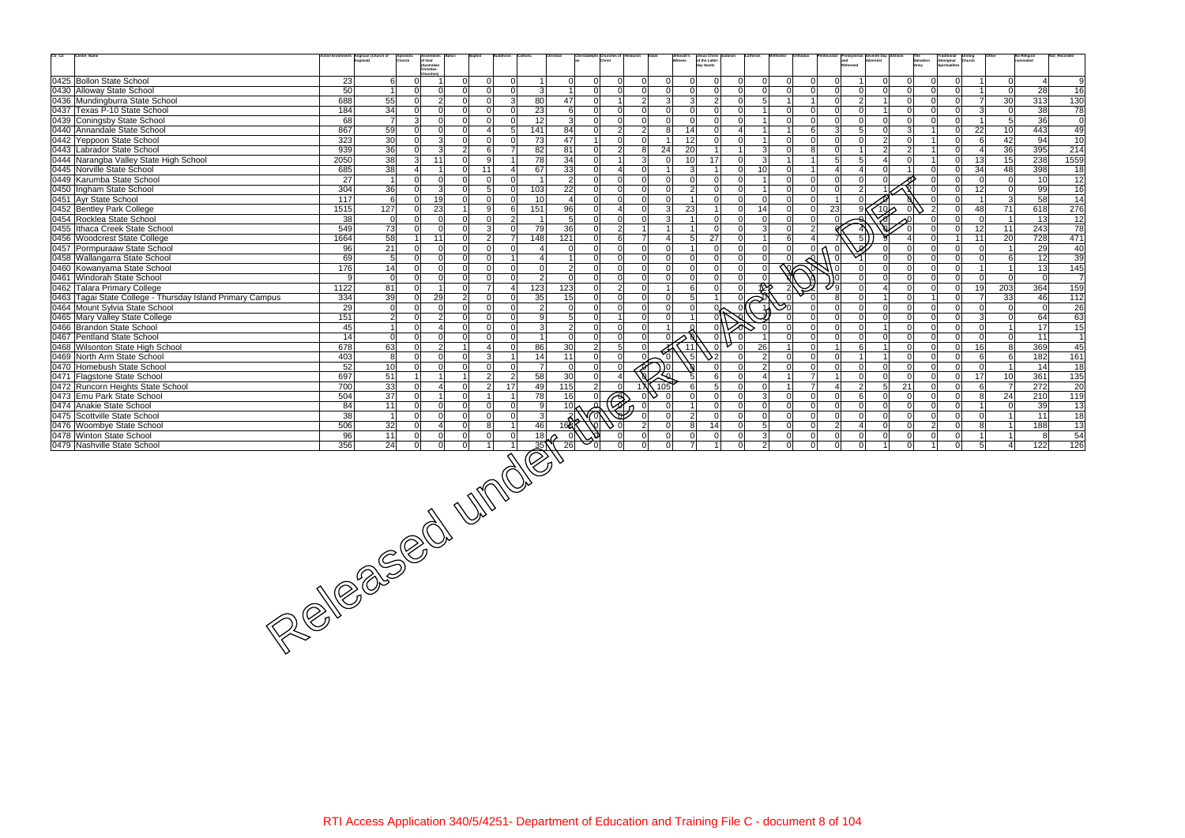| Ctr_Cd | Centre_Name | Active Enrolments | Anglican (Church of England) | Apostolic Church | Assemblies of God (Australian Christian Churches) | Baha'i | Baptist | Buddhism | Catholic | Christian | Christadelphian | Churches of Christ | Hinduism | Islam | Jehovah's Witness | Jesus Christ of the Latter-day Saints | Judaism | Lutheran | Methodist | Orthodox | Pentecostal | Presbyterian and Reformed | Seventh Day Adventist | Sikhism | The Salvation Army | Traditional Aboriginal Spiritualities | Uniting Church | Other | No Religion nominated | Not_Recorded |
|---|---|---|---|---|---|---|---|---|---|---|---|---|---|---|---|---|---|---|---|---|---|---|---|---|---|---|---|---|---|---|
| 0425 | Bollon State School | 23 | 6 | 0 | 1 | 0 | 0 | 0 | 1 | 0 | 0 | 0 | 0 | 0 | 0 | 0 | 0 | 0 | 0 | 0 | 0 | 1 | 0 | 0 | 0 | 0 | 1 | 0 | 4 | 9 |
| 0430 | Alloway State School | 50 | 1 | 0 | 0 | 0 | 0 | 0 | 3 | 1 | 0 | 0 | 0 | 0 | 0 | 0 | 0 | 0 | 0 | 0 | 0 | 0 | 0 | 0 | 0 | 0 | 1 | 0 | 28 | 16 |
| 0436 | Mundingburra State School | 688 | 55 | 0 | 2 | 0 | 0 | 3 | 80 | 47 | 0 | 1 | 2 | 3 | 3 | 2 | 0 | 5 | 1 | 1 | 0 | 2 | 1 | 0 | 0 | 0 | 7 | 30 | 313 | 130 |
| 0437 | Texas P-10 State School | 184 | 34 | 0 | 0 | 0 | 0 | 0 | 23 | 6 | 0 | 0 | 0 | 0 | 0 | 0 | 0 | 1 | 0 | 0 | 0 | 0 | 1 | 0 | 0 | 0 | 3 | 0 | 38 | 78 |
| 0439 | Coningsby State School | 68 | 7 | 3 | 0 | 0 | 0 | 0 | 12 | 3 | 0 | 0 | 0 | 0 | 0 | 0 | 0 | 1 | 0 | 0 | 0 | 0 | 0 | 0 | 0 | 0 | 1 | 5 | 36 | 0 |
| 0440 | Annandale State School | 867 | 59 | 0 | 0 | 0 | 4 | 5 | 141 | 84 | 0 | 2 | 2 | 8 | 14 | 0 | 4 | 1 | 1 | 6 | 3 | 5 | 0 | 3 | 1 | 0 | 22 | 10 | 443 | 49 |
| 0442 | Yeppoon State School | 323 | 30 | 0 | 3 | 0 | 0 | 0 | 73 | 47 | 1 | 0 | 0 | 1 | 12 | 0 | 0 | 1 | 0 | 0 | 0 | 0 | 2 | 0 | 1 | 0 | 6 | 42 | 94 | 10 |
| 0443 | Labrador State School | 939 | 36 | 0 | 3 | 2 | 6 | 7 | 82 | 81 | 0 | 2 | 8 | 24 | 20 | 1 | 1 | 3 | 0 | 8 | 0 | 1 | 2 | 2 | 1 | 0 | 4 | 36 | 395 | 214 |
| 0444 | Narangba Valley State High School | 2050 | 38 | 3 | 11 | 0 | 9 | 1 | 78 | 34 | 0 | 1 | 3 | 0 | 10 | 17 | 0 | 3 | 1 | 1 | 5 | 5 | 4 | 0 | 1 | 0 | 13 | 15 | 238 | 1559 |
| 0445 | Norville State School | 685 | 38 | 4 | 1 | 0 | 11 | 4 | 67 | 33 | 0 | 4 | 0 | 1 | 3 | 1 | 0 | 10 | 0 | 1 | 4 | 4 | 0 | 1 | 0 | 0 | 34 | 48 | 398 | 18 |
| 0449 | Karumba State School | 27 | 1 | 0 | 0 | 0 | 0 | 0 | 1 | 2 | 0 | 0 | 0 | 0 | 0 | 0 | 0 | 1 | 0 | 0 | 0 | 0 | 0 | 0 | 0 | 0 | 0 | 0 | 10 | 12 |
| 0450 | Ingham State School | 304 | 36 | 0 | 3 | 0 | 5 | 0 | 103 | 22 | 0 | 0 | 0 | 0 | 2 | 0 | 0 | 1 | 0 | 0 | 0 | 2 | 1 | 2 | 0 | 0 | 12 | 0 | 99 | 16 |
| 0451 | Ayr State School | 117 | 6 | 0 | 19 | 0 | 0 | 0 | 10 | 4 | 0 | 0 | 0 | 0 | 1 | 0 | 0 | 0 | 0 | 0 | 1 | 0 | 0 | 0 | 0 | 0 | 1 | 3 | 58 | 14 |
| 0452 | Bentley Park College | 1515 | 127 | 0 | 23 | 1 | 9 | 6 | 151 | 96 | 0 | 4 | 0 | 3 | 23 | 1 | 0 | 14 | 0 | 0 | 23 | 9 | 10 | 0 | 2 | 0 | 48 | 71 | 618 | 276 |
| 0454 | Rocklea State School | 38 | 0 | 0 | 0 | 0 | 0 | 2 | 1 | 5 | 0 | 0 | 0 | 3 | 1 | 0 | 0 | 0 | 0 | 0 | 0 | 0 | 0 | 0 | 0 | 0 | 0 | 1 | 13 | 12 |
| 0455 | Ithaca Creek State School | 549 | 73 | 0 | 0 | 0 | 3 | 0 | 79 | 36 | 0 | 2 | 1 | 1 | 1 | 0 | 0 | 3 | 0 | 2 | 0 | 4 | 0 | 0 | 0 | 0 | 12 | 11 | 243 | 78 |
| 0456 | Woodcrest State College | 1664 | 58 | 1 | 11 | 0 | 2 | 7 | 148 | 121 | 0 | 6 | 7 | 4 | 5 | 27 | 0 | 1 | 6 | 4 | 7 | 5 | 9 | 4 | 0 | 1 | 11 | 20 | 728 | 471 |
| 0457 | Pormpuraaw State School | 96 | 21 | 0 | 0 | 0 | 0 | 0 | 4 | 0 | 0 | 0 | 0 | 0 | 1 | 0 | 0 | 0 | 0 | 0 | 0 | 0 | 0 | 0 | 0 | 0 | 0 | 1 | 29 | 40 |
| 0458 | Wallangarra State School | 69 | 5 | 0 | 0 | 0 | 0 | 1 | 4 | 1 | 0 | 0 | 0 | 0 | 0 | 0 | 0 | 0 | 0 | 0 | 0 | 1 | 0 | 0 | 0 | 0 | 0 | 6 | 12 | 39 |
| 0460 | Kowanyama State School | 176 | 14 | 0 | 0 | 0 | 0 | 0 | 0 | 2 | 0 | 0 | 0 | 0 | 0 | 0 | 0 | 0 | 0 | 0 | 0 | 0 | 0 | 0 | 0 | 0 | 1 | 1 | 13 | 145 |
| 0461 | Windorah State School | 9 | 0 | 0 | 0 | 0 | 0 | 0 | 2 | 0 | 0 | 0 | 0 | 0 | 0 | 0 | 0 | 0 | 0 | 0 | 0 | 0 | 0 | 0 | 0 | 0 | 0 | 0 | 0 | 7 |
| 0462 | Talara Primary College | 1122 | 81 | 0 | 1 | 0 | 7 | 4 | 123 | 123 | 0 | 2 | 0 | 1 | 6 | 0 | 0 | 0 | 2 | 2 | 9 | 0 | 4 | 0 | 0 | 0 | 19 | 203 | 364 | 159 |
| 0463 | Tagai State College - Thursday Island Primary Campus | 334 | 39 | 0 | 29 | 2 | 0 | 0 | 35 | 15 | 0 | 0 | 0 | 0 | 5 | 1 | 0 | 3 | 0 | 0 | 8 | 0 | 1 | 0 | 1 | 0 | 7 | 33 | 46 | 112 |
| 0464 | Mount Sylvia State School | 29 | 0 | 0 | 0 | 0 | 0 | 0 | 2 | 0 | 0 | 0 | 0 | 0 | 0 | 0 | 0 | 1 | 0 | 0 | 0 | 0 | 0 | 0 | 0 | 0 | 0 | 0 | 0 | 26 |
| 0465 | Mary Valley State College | 151 | 2 | 0 | 2 | 0 | 0 | 0 | 9 | 5 | 0 | 1 | 0 | 0 | 1 | 0 | 0 | 0 | 0 | 0 | 0 | 0 | 0 | 0 | 0 | 0 | 3 | 0 | 64 | 63 |
| 0466 | Brandon State School | 45 | 1 | 0 | 4 | 0 | 0 | 0 | 3 | 2 | 0 | 0 | 0 | 1 | 0 | 0 | 0 | 0 | 0 | 0 | 0 | 0 | 1 | 0 | 0 | 0 | 0 | 1 | 17 | 15 |
| 0467 | Pentland State School | 14 | 0 | 0 | 0 | 0 | 0 | 0 | 1 | 0 | 0 | 0 | 0 | 0 | 0 | 0 | 0 | 1 | 0 | 0 | 0 | 0 | 0 | 0 | 0 | 0 | 0 | 0 | 11 | 1 |
| 0468 | Wilsonton State High School | 678 | 63 | 0 | 2 | 1 | 4 | 0 | 86 | 30 | 2 | 5 | 0 | 4 | 11 | 0 | 0 | 26 | 1 | 0 | 1 | 6 | 1 | 0 | 0 | 0 | 16 | 8 | 369 | 45 |
| 0469 | North Arm State School | 403 | 8 | 0 | 0 | 0 | 3 | 1 | 14 | 11 | 0 | 0 | 0 | 0 | 5 | 2 | 0 | 2 | 0 | 0 | 0 | 1 | 1 | 0 | 0 | 0 | 6 | 6 | 182 | 161 |
| 0470 | Homebush State School | 52 | 10 | 0 | 0 | 0 | 0 | 0 | 7 | 0 | 0 | 0 | 0 | 0 | 0 | 0 | 0 | 2 | 0 | 0 | 0 | 0 | 0 | 0 | 0 | 0 | 0 | 1 | 14 | 18 |
| 0471 | Flagstone State School | 697 | 51 | 1 | 1 | 1 | 2 | 2 | 58 | 30 | 0 | 4 | 0 | 0 | 5 | 6 | 0 | 4 | 1 | 7 | 1 | 0 | 0 | 0 | 0 | 0 | 17 | 10 | 361 | 135 |
| 0472 | Runcorn Heights State School | 700 | 33 | 0 | 4 | 0 | 2 | 17 | 49 | 115 | 2 | 0 | 1 | 105 | 6 | 5 | 0 | 0 | 1 | 7 | 4 | 2 | 5 | 21 | 0 | 0 | 6 | 7 | 272 | 20 |
| 0473 | Emu Park State School | 504 | 37 | 0 | 1 | 0 | 1 | 1 | 78 | 16 | 0 | 0 | 0 | 0 | 0 | 0 | 0 | 3 | 0 | 0 | 0 | 6 | 0 | 0 | 0 | 0 | 8 | 24 | 210 | 119 |
| 0474 | Anakie State School | 84 | 11 | 0 | 0 | 0 | 0 | 0 | 9 | 10 | 0 | 0 | 0 | 0 | 1 | 0 | 0 | 0 | 0 | 0 | 0 | 0 | 0 | 0 | 0 | 0 | 1 | 0 | 39 | 13 |
| 0475 | Scottville State School | 38 | 1 | 0 | 0 | 0 | 0 | 0 | 3 | 2 | 0 | 0 | 0 | 0 | 2 | 0 | 0 | 0 | 0 | 0 | 0 | 0 | 0 | 0 | 0 | 0 | 0 | 1 | 11 | 18 |
| 0476 | Woombye State School | 506 | 32 | 0 | 4 | 0 | 8 | 1 | 46 | 168 | 0 | 0 | 2 | 0 | 8 | 14 | 0 | 5 | 0 | 0 | 2 | 4 | 0 | 0 | 2 | 0 | 8 | 1 | 188 | 13 |
| 0478 | Winton State School | 96 | 11 | 0 | 0 | 0 | 0 | 0 | 18 | 0 | 0 | 0 | 0 | 0 | 0 | 0 | 0 | 3 | 0 | 0 | 0 | 0 | 0 | 0 | 0 | 0 | 1 | 1 | 8 | 54 |
| 0479 | Nashville State School | 356 | 24 | 0 | 0 | 0 | 1 | 1 | 35 | 26 | 0 | 0 | 0 | 0 | 7 | 1 | 0 | 2 | 0 | 0 | 0 | 0 | 1 | 0 | 1 | 0 | 5 | 4 | 122 | 126 |

Released under RTI Access Application 340/5/4251- Department of Education and Training File C - document 8 of 104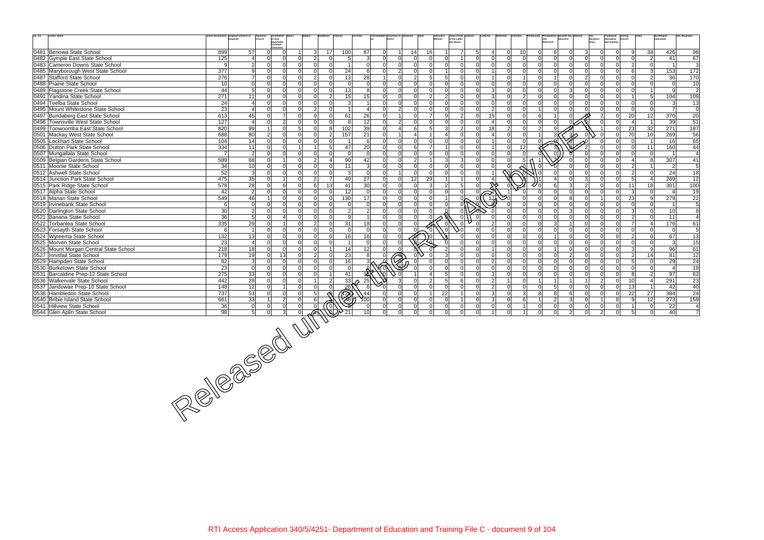| Ctr_Cd | Centre_Name | Active Enrolments | Anglican (Church of England) | Apostolic Church | Assemblies of God (Australian Christian Churches) | Baha'i | Baptist | Buddhism | Catholic | Christian | Christadelphian | Churches of Christ | Hinduism | Islam | Jehovah's Witness | Jesus Christ of the Latter-day Saints | Judaism | Lutheran | Methodist | Orthodox | Pentecostal | Presbyterian and Reformed | Seventh Day Adventist | Sikhism | The Salvation Army | Traditional Aboriginal Spiritualities | Uniting Church | Other | No Religion nominated | Not_Recorded |
|---|---|---|---|---|---|---|---|---|---|---|---|---|---|---|---|---|---|---|---|---|---|---|---|---|---|---|---|---|---|---|
| 0481 | Benowa State School | 899 | 57 | 0 | 0 | 1 | 3 | 17 | 100 | 87 | 0 | 1 | 14 | 16 | 1 | 7 | 5 | 4 | 0 | 10 | 0 | 6 | 0 | 3 | 0 | 0 | 9 | 34 | 426 | 98 |
| 0482 | Gympie East State School | 125 | 4 | 0 | 0 | 0 | 2 | 0 | 5 | 3 | 0 | 0 | 0 | 0 | 0 | 1 | 0 | 0 | 0 | 0 | 0 | 0 | 0 | 0 | 0 | 0 | 0 | 2 | 41 | 67 |
| 0483 | Cameron Downs State School | 9 | 2 | 0 | 0 | 0 | 0 | 0 | 1 | 0 | 0 | 0 | 0 | 0 | 0 | 0 | 0 | 0 | 0 | 0 | 0 | 0 | 0 | 0 | 0 | 0 | 2 | 0 | 1 | 3 |
| 0485 | Maryborough West State School | 377 | 9 | 0 | 0 | 0 | 0 | 0 | 24 | 6 | 0 | 2 | 0 | 0 | 1 | 0 | 0 | 1 | 0 | 0 | 0 | 0 | 0 | 0 | 0 | 0 | 6 | 3 | 153 | 172 |
| 0487 | Stafford State School | 276 | 7 | 0 | 0 | 0 | 2 | 0 | 13 | 28 | 1 | 0 | 2 | 5 | 5 | 0 | 0 | 1 | 0 | 1 | 0 | 1 | 0 | 2 | 0 | 0 | 0 | 2 | 36 | 170 |
| 0488 | Prairie State School | 10 | 0 | 0 | 0 | 0 | 0 | 0 | 0 | 0 | 0 | 0 | 0 | 0 | 0 | 0 | 0 | 0 | 0 | 0 | 0 | 0 | 0 | 0 | 0 | 0 | 0 | 0 | 0 | 10 |
| 0489 | Flagstone Creek State School | 44 | 5 | 0 | 0 | 0 | 0 | 0 | 13 | 8 | 0 | 0 | 0 | 0 | 0 | 0 | 0 | 3 | 0 | 0 | 0 | 0 | 3 | 0 | 0 | 0 | 0 | 1 | 9 | 2 |
| 0491 | Yandina State School | 271 | 11 | 0 | 0 | 0 | 0 | 2 | 15 | 15 | 0 | 0 | 0 | 2 | 2 | 0 | 0 | 3 | 0 | 2 | 0 | 0 | 0 | 0 | 0 | 0 | 1 | 5 | 104 | 109 |
| 0494 | Teelba State School | 24 | 4 | 0 | 0 | 0 | 0 | 0 | 3 | 1 | 0 | 0 | 0 | 0 | 0 | 0 | 0 | 0 | 0 | 0 | 0 | 0 | 0 | 0 | 0 | 0 | 0 | 0 | 3 | 13 |
| 0495 | Mount Whitestone State School | 23 | 4 | 0 | 0 | 0 | 2 | 0 | 1 | 4 | 0 | 2 | 0 | 0 | 0 | 0 | 0 | 2 | 0 | 0 | 1 | 0 | 0 | 0 | 0 | 0 | 0 | 0 | 7 | 0 |
| 0497 | Bundaberg East State School | 613 | 45 | 0 | 7 | 0 | 9 | 0 | 61 | 26 | 0 | 1 | 0 | 7 | 9 | 2 | 0 | 15 | 0 | 0 | 6 | 1 | 0 | 0 | 2 | 0 | 20 | 12 | 370 | 20 |
| 0498 | Townsville West State School | 127 | 4 | 0 | 2 | 0 | 0 | 0 | 8 | 12 | 0 | 2 | 0 | 0 | 0 | 0 | 0 | 4 | 0 | 0 | 0 | 0 | 0 | 0 | 0 | 0 | 4 | 1 | 39 | 51 |
| 0499 | Toowoomba East State School | 820 | 99 | 1 | 0 | 5 | 0 | 8 | 102 | 39 | 0 | 4 | 6 | 5 | 3 | 2 | 0 | 18 | 2 | 0 | 2 | 9 | 0 | 1 | 1 | 0 | 23 | 32 | 271 | 187 |
| 0501 | Mackay West State School | 688 | 80 | 2 | 0 | 0 | 0 | 2 | 157 | 21 | 0 | 1 | 4 | 1 | 4 | 0 | 0 | 4 | 0 | 0 | 1 | 3 | 3 | 0 | 0 | 0 | 70 | 10 | 269 | 56 |
| 0505 | Lockhart State School | 104 | 14 | 0 | 0 | 0 | 0 | 0 | 1 | 6 | 0 | 0 | 0 | 0 | 0 | 0 | 0 | 1 | 0 | 0 | 0 | 0 | 0 | 0 | 0 | 0 | 0 | 1 | 16 | 65 |
| 0506 | Dutton Park State School | 334 | 11 | 0 | 0 | 1 | 1 | 5 | 47 | 20 | 0 | 0 | 6 | 7 | 1 | 0 | 0 | 1 | 0 | 12 | 2 | 3 | 0 | 2 | 0 | 0 | 0 | 11 | 160 | 44 |
| 0507 | Mungallala State School | 7 | 2 | 0 | 0 | 0 | 0 | 0 | 0 | 0 | 0 | 0 | 0 | 0 | 0 | 0 | 0 | 0 | 0 | 0 | 0 | 0 | 0 | 0 | 0 | 0 | 0 | 0 | 1 | 4 |
| 0509 | Belgian Gardens State School | 589 | 68 | 0 | 1 | 0 | 2 | 4 | 90 | 42 | 0 | 0 | 2 | 1 | 3 | 3 | 0 | 0 | 0 | 5 | 1 | 0 | 0 | 0 | 0 | 0 | 4 | 8 | 307 | 41 |
| 0511 | Moonie State School | 34 | 10 | 0 | 0 | 0 | 0 | 0 | 11 | 3 | 0 | 0 | 0 | 0 | 0 | 0 | 0 | 0 | 0 | 0 | 0 | 0 | 0 | 0 | 0 | 0 | 2 | 1 | 2 | 5 |
| 0512 | Ashwell State School | 52 | 3 | 0 | 0 | 0 | 0 | 0 | 3 | 0 | 0 | 1 | 0 | 0 | 0 | 0 | 0 | 1 | 0 | 0 | 0 | 0 | 0 | 0 | 0 | 0 | 2 | 0 | 24 | 18 |
| 0514 | Junction Park State School | 475 | 35 | 0 | 1 | 0 | 2 | 7 | 49 | 27 | 0 | 0 | 12 | 29 | 1 | 1 | 0 | 4 | 0 | 3 | 1 | 4 | 0 | 3 | 0 | 0 | 5 | 4 | 269 | 12 |
| 0515 | Park Ridge State School | 578 | 28 | 0 | 6 | 0 | 6 | 13 | 41 | 30 | 0 | 0 | 0 | 3 | 2 | 5 | 0 | 2 | 0 | 2 | 0 | 6 | 3 | 2 | 0 | 0 | 11 | 18 | 301 | 100 |
| 0517 | Alpha State School | 42 | 2 | 0 | 0 | 0 | 0 | 0 | 12 | 0 | 0 | 0 | 0 | 0 | 0 | 0 | 0 | 1 | 1 | 0 | 0 | 0 | 0 | 0 | 0 | 0 | 3 | 0 | 4 | 19 |
| 0518 | Marian State School | 549 | 46 | 1 | 0 | 0 | 0 | 0 | 130 | 17 | 0 | 0 | 0 | 0 | 1 | 0 | 0 | 12 | 0 | 0 | 0 | 0 | 8 | 0 | 1 | 0 | 23 | 9 | 279 | 22 |
| 0519 | Irvinebank State School | 6 | 0 | 0 | 0 | 0 | 0 | 0 | 0 | 0 | 0 | 0 | 0 | 0 | 0 | 0 | 0 | 0 | 0 | 0 | 0 | 0 | 0 | 0 | 0 | 0 | 0 | 0 | 1 | 5 |
| 0520 | Darlington State School | 30 | 2 | 0 | 0 | 0 | 0 | 0 | 2 | 2 | 0 | 0 | 0 | 0 | 0 | 0 | 0 | 0 | 0 | 0 | 0 | 0 | 3 | 0 | 0 | 0 | 3 | 0 | 10 | 8 |
| 0521 | Banana State School | 36 | 5 | 0 | 4 | 0 | 0 | 0 | 9 | 1 | 0 | 0 | 0 | 0 | 0 | 0 | 0 | 0 | 0 | 0 | 0 | 0 | 0 | 0 | 0 | 0 | 2 | 0 | 11 | 4 |
| 0522 | Torbanlea State School | 335 | 29 | 0 | 1 | 0 | 2 | 0 | 31 | 18 | 0 | 0 | 0 | 0 | 0 | 0 | 0 | 2 | 0 | 0 | 0 | 3 | 1 | 0 | 0 | 0 | 7 | 4 | 176 | 61 |
| 0523 | Forsayth State School | 6 | 1 | 0 | 0 | 0 | 0 | 0 | 0 | 0 | 0 | 0 | 0 | 0 | 0 | 0 | 0 | 0 | 0 | 0 | 0 | 0 | 0 | 0 | 0 | 0 | 0 | 0 | 0 | 5 |
| 0524 | Wyreema State School | 132 | 13 | 0 | 0 | 0 | 0 | 0 | 16 | 16 | 0 | 0 | 0 | 0 | 4 | 0 | 0 | 0 | 0 | 0 | 0 | 1 | 0 | 0 | 0 | 0 | 2 | 0 | 67 | 13 |
| 0525 | Morven State School | 23 | 4 | 0 | 0 | 0 | 0 | 0 | 1 | 0 | 0 | 0 | 0 | 0 | 0 | 0 | 0 | 0 | 0 | 0 | 0 | 0 | 0 | 0 | 0 | 0 | 0 | 0 | 3 | 15 |
| 0526 | Mount Morgan Central State School | 218 | 18 | 0 | 0 | 0 | 0 | 1 | 14 | 12 | 0 | 0 | 0 | 0 | 2 | 0 | 0 | 1 | 0 | 0 | 0 | 1 | 0 | 0 | 0 | 0 | 3 | 9 | 96 | 61 |
| 0527 | Innisfail State School | 179 | 19 | 0 | 13 | 0 | 2 | 0 | 23 | 8 | 0 | 0 | 0 | 0 | 3 | 0 | 0 | 0 | 0 | 0 | 0 | 0 | 2 | 0 | 0 | 0 | 2 | 14 | 81 | 12 |
| 0529 | Hampden State School | 82 | 3 | 0 | 0 | 0 | 0 | 0 | 16 | 3 | 0 | 0 | 0 | 0 | 0 | 0 | 0 | 2 | 0 | 0 | 0 | 0 | 0 | 0 | 0 | 0 | 5 | 0 | 29 | 24 |
| 0530 | Burketown State School | 23 | 0 | 0 | 0 | 0 | 0 | 0 | 0 | 0 | 0 | 0 | 0 | 0 | 0 | 0 | 0 | 0 | 0 | 0 | 0 | 0 | 0 | 0 | 0 | 0 | 0 | 0 | 4 | 19 |
| 0531 | Barcaldine Prep-12 State School | 275 | 33 | 0 | 0 | 0 | 0 | 1 | 41 | 18 | 0 | 0 | 1 | 4 | 5 | 0 | 0 | 3 | 0 | 0 | 0 | 0 | 0 | 0 | 0 | 0 | 8 | 2 | 97 | 62 |
| 0536 | Walkervale State School | 442 | 28 | 0 | 0 | 0 | 1 | 2 | 33 | 25 | 0 | 3 | 0 | 2 | 5 | 6 | 0 | 2 | 1 | 0 | 1 | 1 | 1 | 1 | 2 | 0 | 10 | 4 | 291 | 23 |
| 0537 | Jandowae Prep-10 State School | 148 | 12 | 0 | 1 | 0 | 0 | 0 | 26 | 6 | 0 | 0 | 0 | 0 | 0 | 0 | 0 | 2 | 0 | 0 | 0 | 5 | 0 | 0 | 0 | 0 | 13 | 1 | 42 | 40 |
| 0538 | Hambledon State School | 737 | 53 | 0 | 0 | 0 | 5 | 0 | 125 | 44 | 0 | 0 | 0 | 1 | 22 | 1 | 0 | 3 | 0 | 3 | 8 | 8 | 6 | 0 | 0 | 0 | 22 | 27 | 384 | 24 |
| 0540 | Bribie Island State School | 661 | 33 | 1 | 2 | 0 | 6 | 0 | 48 | 100 | 0 | 0 | 0 | 0 | 0 | 1 | 0 | 3 | 0 | 6 | 1 | 2 | 3 | 0 | 1 | 0 | 9 | 12 | 273 | 159 |
| 0541 | Hillview State School | 36 | 0 | 0 | 0 | 0 | 0 | 0 | 9 | 0 | 0 | 0 | 0 | 0 | 0 | 0 | 0 | 0 | 0 | 1 | 0 | 0 | 0 | 0 | 0 | 0 | 1 | 0 | 22 | 4 |
| 0544 | Glen Aplin State School | 98 | 5 | 0 | 3 | 0 | 0 | 0 | 21 | 10 | 0 | 0 | 0 | 0 | 0 | 0 | 0 | 1 | 0 | 1 | 0 | 0 | 2 | 0 | 2 | 0 | 5 | 0 | 40 | 7 |

Released under RTI - DETE

RTI Access Application 340/5/4251- Department of Education and Training File C - document 9 of 104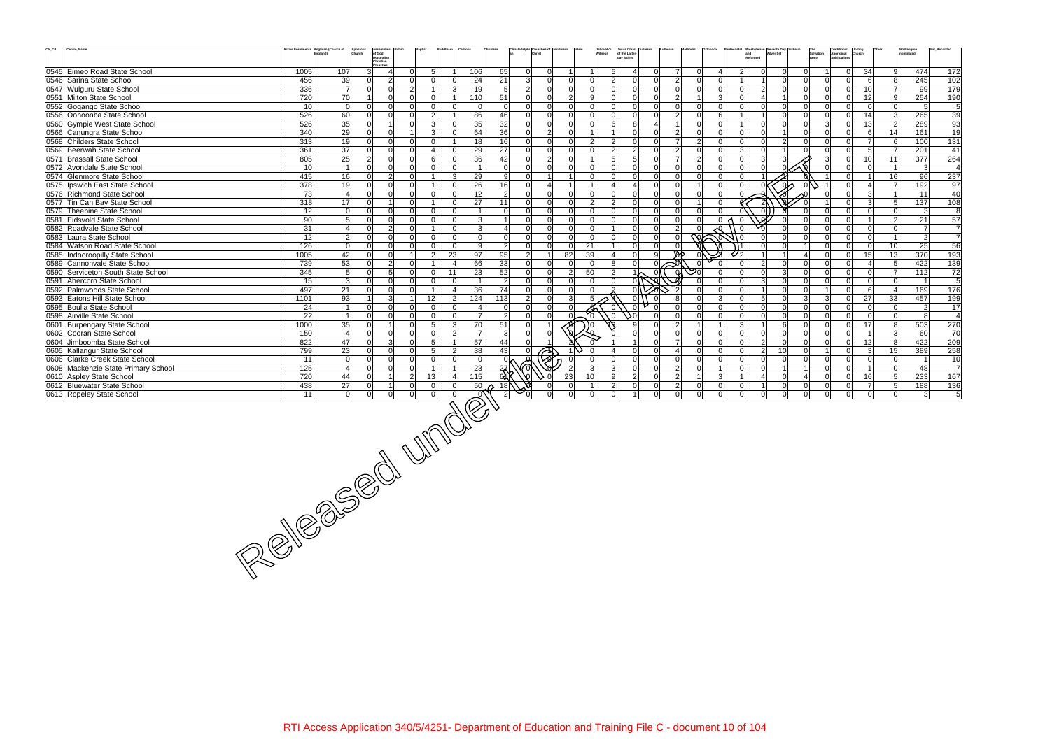| Ctr_Cd | Centre_Name | Active Enrolments | Anglican (Church of England) | Apostolic Church | Assemblies of God (Australian Christian Churches) | Baha'i | Baptist | Buddhism | Catholic | Christian | Christadelphian | Churches of Christ | Hinduism | Islam | Jehovah's Witness | Jesus Christ of the Latter-day Saints | Judaism | Lutheran | Methodist | Orthodox | Pentecostal | Presbyterian and Reformed | Seventh Day Adventist | Sikhism | The Salvation Army | Traditional Aboriginal Spiritualities | Uniting Church | Other | No Religion nominated | Not_Recorded |
|---|---|---|---|---|---|---|---|---|---|---|---|---|---|---|---|---|---|---|---|---|---|---|---|---|---|---|---|---|---|---|
| 0545 | Eimeo Road State School | 1005 | 107 | 3 | 4 | 0 | 5 | 1 | 106 | 65 | 0 | 0 | 1 | 1 | 5 | 4 | 0 | 7 | 0 | 4 | 2 | 0 | 0 | 0 | 1 | 0 | 34 | 9 | 474 | 172 |
| 0546 | Sarina State School | 456 | 39 | 0 | 2 | 0 | 0 | 0 | 24 | 21 | 3 | 0 | 0 | 0 | 2 | 0 | 0 | 2 | 0 | 0 | 1 | 1 | 0 | 0 | 0 | 0 | 6 | 8 | 245 | 102 |
| 0547 | Wulguru State School | 336 | 7 | 0 | 0 | 2 | 1 | 3 | 19 | 5 | 2 | 0 | 0 | 0 | 0 | 0 | 0 | 0 | 0 | 0 | 0 | 2 | 0 | 0 | 0 | 0 | 10 | 7 | 99 | 179 |
| 0551 | Milton State School | 720 | 70 | 1 | 0 | 0 | 0 | 1 | 110 | 51 | 0 | 0 | 2 | 9 | 0 | 0 | 0 | 2 | 1 | 3 | 0 | 4 | 1 | 0 | 0 | 0 | 12 | 9 | 254 | 190 |
| 0552 | Gogango State School | 10 | 0 | 0 | 0 | 0 | 0 | 0 | 0 | 0 | 0 | 0 | 0 | 0 | 0 | 0 | 0 | 0 | 0 | 0 | 0 | 0 | 0 | 0 | 0 | 0 | 0 | 0 | 5 | 5 |
| 0556 | Oonoonba State School | 526 | 60 | 0 | 0 | 0 | 2 | 1 | 86 | 46 | 0 | 0 | 0 | 0 | 0 | 0 | 0 | 2 | 0 | 6 | 1 | 1 | 0 | 0 | 0 | 0 | 14 | 3 | 265 | 39 |
| 0560 | Gympie West State School | 526 | 35 | 0 | 1 | 0 | 3 | 0 | 35 | 32 | 0 | 0 | 0 | 0 | 6 | 8 | 4 | 1 | 0 | 0 | 1 | 0 | 0 | 0 | 3 | 0 | 13 | 2 | 289 | 93 |
| 0566 | Canungra State School | 340 | 29 | 0 | 0 | 1 | 3 | 0 | 64 | 36 | 0 | 2 | 0 | 1 | 1 | 0 | 0 | 2 | 0 | 0 | 0 | 0 | 1 | 0 | 0 | 0 | 6 | 14 | 161 | 19 |
| 0568 | Childers State School | 313 | 19 | 0 | 0 | 0 | 0 | 1 | 18 | 16 | 0 | 0 | 0 | 2 | 2 | 0 | 0 | 7 | 2 | 0 | 0 | 0 | 2 | 0 | 0 | 0 | 7 | 6 | 100 | 131 |
| 0569 | Beerwah State School | 361 | 37 | 0 | 0 | 0 | 4 | 0 | 29 | 27 | 0 | 0 | 0 | 0 | 2 | 2 | 0 | 2 | 0 | 0 | 3 | 0 | 1 | 0 | 0 | 0 | 5 | 7 | 201 | 41 |
| 0571 | Brassall State School | 805 | 25 | 2 | 0 | 0 | 6 | 0 | 36 | 42 | 0 | 2 | 0 | 1 | 5 | 5 | 0 | 7 | 2 | 0 | 0 | 3 | 3 | 0 | 3 | 0 | 10 | 11 | 377 | 264 |
| 0572 | Avondale State School | 10 | 1 | 0 | 0 | 0 | 0 | 0 | 1 | 0 | 0 | 0 | 0 | 0 | 0 | 0 | 0 | 0 | 0 | 0 | 0 | 0 | 0 | 0 | 0 | 0 | 0 | 1 | 3 | 4 |
| 0574 | Glenmore State School | 415 | 16 | 0 | 2 | 0 | 1 | 3 | 29 | 9 | 0 | 1 | 1 | 0 | 0 | 0 | 0 | 0 | 0 | 0 | 0 | 1 | 2 | 0 | 1 | 0 | 1 | 16 | 96 | 237 |
| 0575 | Ipswich East State School | 378 | 19 | 0 | 0 | 0 | 1 | 0 | 26 | 16 | 0 | 4 | 1 | 1 | 4 | 4 | 0 | 0 | 1 | 0 | 0 | 0 | 0 | 0 | 1 | 0 | 4 | 7 | 192 | 97 |
| 0576 | Richmond State School | 73 | 4 | 0 | 0 | 0 | 0 | 0 | 12 | 2 | 0 | 0 | 0 | 0 | 0 | 0 | 0 | 0 | 0 | 0 | 0 | 0 | 0 | 0 | 0 | 0 | 3 | 1 | 11 | 40 |
| 0577 | Tin Can Bay State School | 318 | 17 | 0 | 1 | 0 | 1 | 0 | 27 | 11 | 0 | 0 | 0 | 2 | 2 | 0 | 0 | 0 | 1 | 0 | 0 | 2 | 0 | 0 | 1 | 0 | 3 | 5 | 137 | 108 |
| 0579 | Theebine State School | 12 | 0 | 0 | 0 | 0 | 0 | 0 | 1 | 0 | 0 | 0 | 0 | 0 | 0 | 0 | 0 | 0 | 0 | 0 | 0 | 0 | 0 | 0 | 0 | 0 | 0 | 0 | 3 | 8 |
| 0581 | Eidsvold State School | 90 | 5 | 0 | 0 | 0 | 0 | 0 | 3 | 1 | 0 | 0 | 0 | 0 | 0 | 0 | 0 | 0 | 0 | 0 | 0 | 0 | 0 | 0 | 0 | 0 | 1 | 2 | 21 | 57 |
| 0582 | Roadvale State School | 31 | 4 | 0 | 2 | 0 | 1 | 0 | 3 | 4 | 0 | 0 | 0 | 0 | 1 | 0 | 0 | 2 | 0 | 0 | 0 | 0 | 0 | 0 | 0 | 0 | 0 | 0 | 7 | 7 |
| 0583 | Laura State School | 12 | 2 | 0 | 0 | 0 | 0 | 0 | 0 | 0 | 0 | 0 | 0 | 0 | 0 | 0 | 0 | 0 | 0 | 0 | 0 | 0 | 0 | 0 | 0 | 0 | 0 | 1 | 2 | 7 |
| 0584 | Watson Road State School | 126 | 0 | 0 | 0 | 0 | 0 | 0 | 9 | 2 | 0 | 0 | 0 | 21 | 1 | 0 | 0 | 0 | 0 | 0 | 0 | 0 | 0 | 1 | 0 | 0 | 0 | 10 | 25 | 56 |
| 0585 | Indooroopilly State School | 1005 | 42 | 0 | 0 | 1 | 2 | 23 | 97 | 95 | 2 | 1 | 82 | 39 | 4 | 0 | 9 | 0 | 0 | 0 | 2 | 1 | 1 | 4 | 0 | 0 | 15 | 13 | 370 | 193 |
| 0589 | Cannonvale State School | 739 | 53 | 0 | 2 | 0 | 1 | 4 | 66 | 33 | 0 | 0 | 0 | 0 | 8 | 0 | 0 | 0 | 0 | 0 | 0 | 2 | 0 | 0 | 0 | 0 | 4 | 5 | 422 | 139 |
| 0590 | Serviceton South State School | 345 | 5 | 0 | 5 | 0 | 0 | 11 | 23 | 52 | 0 | 0 | 2 | 50 | 2 | 1 | 0 | 0 | 0 | 0 | 0 | 0 | 3 | 0 | 0 | 0 | 0 | 7 | 112 | 72 |
| 0591 | Abercorn State School | 15 | 3 | 0 | 0 | 0 | 0 | 0 | 1 | 2 | 0 | 0 | 0 | 0 | 0 | 0 | 0 | 0 | 0 | 0 | 0 | 3 | 0 | 0 | 0 | 0 | 0 | 0 | 1 | 5 |
| 0592 | Palmwoods State School | 497 | 21 | 0 | 0 | 0 | 1 | 4 | 36 | 74 | 0 | 0 | 0 | 0 | 2 | 0 | 0 | 2 | 0 | 0 | 0 | 1 | 0 | 0 | 1 | 0 | 6 | 4 | 169 | 176 |
| 0593 | Eatons Hill State School | 1101 | 93 | 1 | 3 | 1 | 12 | 2 | 124 | 113 | 2 | 0 | 3 | 5 | 0 | 0 | 0 | 8 | 0 | 3 | 0 | 5 | 0 | 3 | 3 | 0 | 27 | 33 | 457 | 199 |
| 0595 | Boulia State School | 24 | 1 | 0 | 0 | 0 | 0 | 0 | 4 | 0 | 0 | 0 | 0 | 0 | 0 | 0 | 0 | 0 | 0 | 0 | 0 | 0 | 0 | 0 | 0 | 0 | 0 | 0 | 2 | 17 |
| 0598 | Airville State School | 22 | 1 | 0 | 0 | 0 | 0 | 0 | 7 | 2 | 0 | 0 | 0 | 0 | 0 | 0 | 0 | 0 | 0 | 0 | 0 | 0 | 0 | 0 | 0 | 0 | 0 | 0 | 8 | 4 |
| 0601 | Burpengary State School | 1000 | 35 | 0 | 1 | 0 | 5 | 3 | 70 | 51 | 0 | 1 | 0 | 0 | 0 | 9 | 0 | 2 | 1 | 1 | 3 | 1 | 6 | 0 | 0 | 0 | 17 | 8 | 503 | 270 |
| 0602 | Cooran State School | 150 | 4 | 0 | 0 | 0 | 0 | 2 | 7 | 3 | 0 | 0 | 0 | 0 | 0 | 0 | 0 | 0 | 0 | 0 | 0 | 0 | 0 | 0 | 0 | 0 | 1 | 3 | 60 | 70 |
| 0604 | Jimboomba State School | 822 | 47 | 0 | 3 | 0 | 5 | 1 | 57 | 44 | 0 | 1 | 0 | 0 | 1 | 1 | 0 | 7 | 0 | 0 | 0 | 2 | 0 | 0 | 0 | 0 | 12 | 8 | 422 | 209 |
| 0605 | Kallangur State School | 799 | 23 | 0 | 0 | 0 | 5 | 2 | 38 | 43 | 0 | 0 | 1 | 0 | 4 | 0 | 0 | 4 | 0 | 0 | 0 | 2 | 10 | 0 | 1 | 0 | 3 | 15 | 389 | 258 |
| 0606 | Clarke Creek State School | 11 | 0 | 0 | 0 | 0 | 0 | 0 | 0 | 0 | 0 | 0 | 0 | 0 | 0 | 0 | 0 | 0 | 0 | 0 | 0 | 0 | 0 | 0 | 0 | 0 | 0 | 0 | 1 | 10 |
| 0608 | Mackenzie State Primary School | 125 | 4 | 0 | 0 | 0 | 1 | 1 | 23 | 27 | 0 | 0 | 2 | 3 | 3 | 0 | 0 | 2 | 0 | 1 | 0 | 0 | 1 | 1 | 0 | 0 | 1 | 0 | 48 | 7 |
| 0610 | Aspley State School | 720 | 44 | 0 | 1 | 2 | 13 | 4 | 115 | 6 | 0 | 0 | 23 | 10 | 9 | 2 | 0 | 2 | 1 | 3 | 1 | 4 | 0 | 4 | 0 | 0 | 16 | 5 | 233 | 167 |
| 0612 | Bluewater State School | 438 | 27 | 0 | 1 | 0 | 0 | 0 | 50 | 18 | 0 | 0 | 0 | 1 | 2 | 0 | 0 | 2 | 0 | 0 | 0 | 1 | 0 | 0 | 0 | 0 | 7 | 5 | 188 | 136 |
| 0613 | Ropeley State School | 11 | 0 | 0 | 0 | 0 | 0 | 0 | 0 | 2 | 0 | 0 | 0 | 0 | 0 | 1 | 0 | 0 | 0 | 0 | 0 | 0 | 0 | 0 | 0 | 0 | 0 | 0 | 3 | 5 |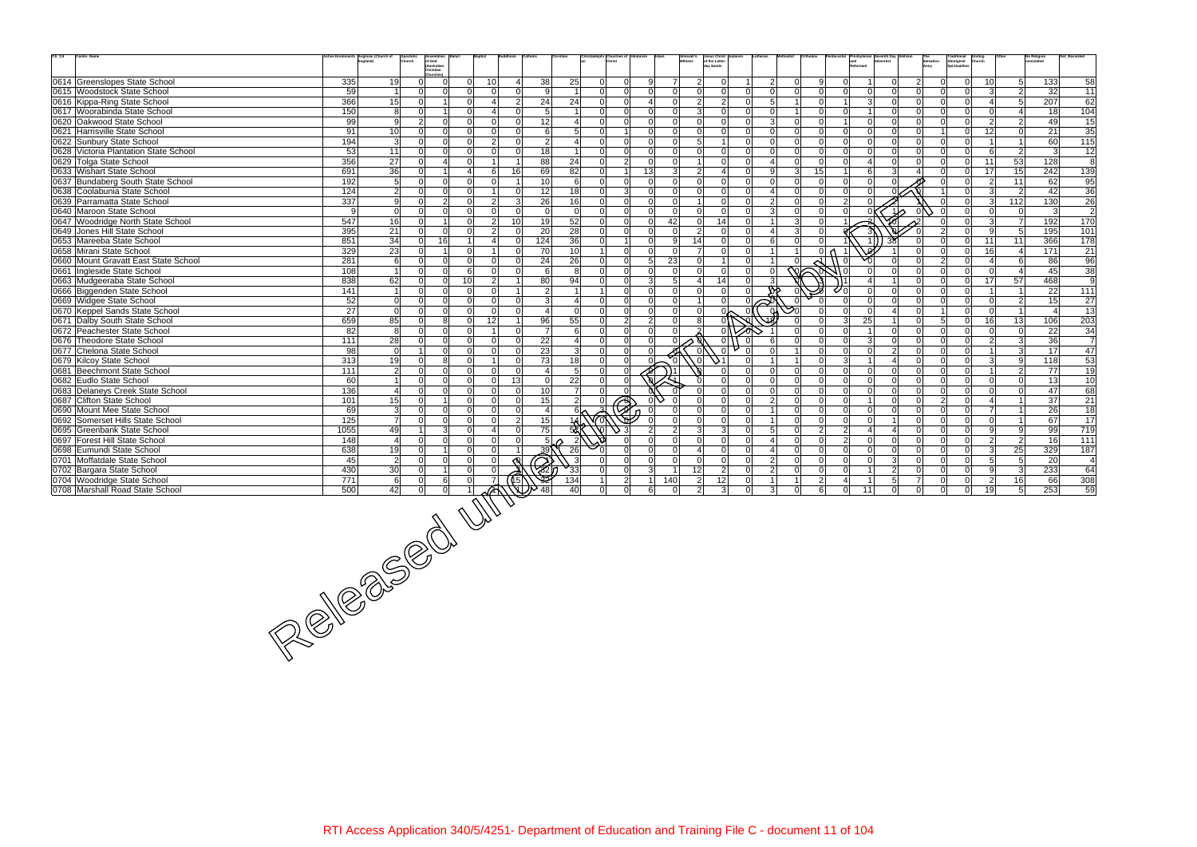| Ctr_Cd | Centre_Name | Active Enrolments | Anglican (Church of England) | Apostolic Church | Assemblies of God (Australian Christian Churches) | Bahai | Baptist | Buddhism | Catholic | Christian | Christadelphian | Churches of Christ | Hinduism | Islam | Jehovah's Witness | Jesus Christ of the Latter-day Saints | Judaism | Lutheran | Methodist | Orthodox | Pentecostal | Presbyterian and Reformed | Seventh Day Adventist | Sikhism | The Salvation Army | Traditional Aboriginal Spiritualities | Uniting Church | Other | No Religion nominated | Not_Recorded |
|---|---|---|---|---|---|---|---|---|---|---|---|---|---|---|---|---|---|---|---|---|---|---|---|---|---|---|---|---|---|---|
| 0614 | Greenslopes State School | 335 | 19 | 0 | 0 | 0 | 10 | 4 | 38 | 25 | 0 | 0 | 9 | 7 | 2 | 0 | 1 | 2 | 0 | 9 | 0 | 1 | 0 | 2 | 0 | 0 | 10 | 5 | 133 | 58 |
| 0615 | Woodstock State School | 59 | 1 | 0 | 0 | 0 | 0 | 0 | 9 | 1 | 0 | 0 | 0 | 0 | 0 | 0 | 0 | 0 | 0 | 0 | 0 | 0 | 0 | 0 | 0 | 0 | 3 | 2 | 32 | 11 |
| 0616 | Kippa-Ring State School | 366 | 15 | 0 | 1 | 0 | 4 | 2 | 24 | 24 | 0 | 0 | 4 | 0 | 2 | 2 | 0 | 5 | 1 | 0 | 1 | 3 | 0 | 0 | 0 | 0 | 4 | 5 | 207 | 62 |
| 0617 | Woorabinda State School | 150 | 8 | 0 | 1 | 0 | 4 | 0 | 5 | 1 | 0 | 0 | 0 | 0 | 3 | 0 | 0 | 0 | 1 | 0 | 0 | 1 | 0 | 0 | 0 | 0 | 0 | 4 | 18 | 104 |
| 0620 | Oakwood State School | 99 | 9 | 2 | 0 | 0 | 0 | 0 | 12 | 4 | 0 | 0 | 0 | 0 | 0 | 0 | 0 | 3 | 0 | 0 | 1 | 0 | 0 | 0 | 0 | 0 | 2 | 2 | 49 | 15 |
| 0621 | Harrisville State School | 91 | 10 | 0 | 0 | 0 | 0 | 0 | 6 | 5 | 0 | 1 | 0 | 0 | 0 | 0 | 0 | 0 | 0 | 0 | 0 | 0 | 0 | 0 | 1 | 0 | 12 | 0 | 21 | 35 |
| 0622 | Sunbury State School | 194 | 3 | 0 | 0 | 0 | 2 | 0 | 2 | 4 | 0 | 0 | 0 | 0 | 5 | 1 | 0 | 0 | 0 | 0 | 0 | 0 | 0 | 0 | 0 | 0 | 1 | 1 | 60 | 115 |
| 0628 | Victoria Plantation State School | 53 | 11 | 0 | 0 | 0 | 0 | 0 | 18 | 1 | 0 | 0 | 0 | 0 | 0 | 0 | 0 | 0 | 0 | 0 | 0 | 0 | 0 | 0 | 0 | 0 | 6 | 2 | 3 | 12 |
| 0629 | Tolga State School | 356 | 27 | 0 | 4 | 0 | 1 | 1 | 88 | 24 | 0 | 2 | 0 | 0 | 1 | 0 | 0 | 4 | 0 | 0 | 0 | 4 | 0 | 0 | 0 | 0 | 11 | 53 | 128 | 8 |
| 0633 | Wishart State School | 691 | 36 | 0 | 1 | 4 | 6 | 16 | 69 | 82 | 0 | 1 | 13 | 3 | 2 | 4 | 0 | 9 | 3 | 15 | 1 | 6 | 3 | 4 | 0 | 0 | 17 | 15 | 242 | 139 |
| 0637 | Bundaberg South State School | 192 | 5 | 0 | 0 | 0 | 0 | 1 | 10 | 6 | 0 | 0 | 0 | 0 | 0 | 0 | 0 | 0 | 0 | 0 | 0 | 0 | 0 | 0 | 0 | 0 | 2 | 11 | 62 | 95 |
| 0638 | Coolabunia State School | 124 | 2 | 0 | 0 | 0 | 1 | 0 | 12 | 18 | 0 | 3 | 0 | 0 | 0 | 0 | 0 | 4 | 0 | 0 | 0 | 0 | 0 | 0 | 1 | 0 | 3 | 2 | 42 | 36 |
| 0639 | Parramatta State School | 337 | 9 | 0 | 2 | 0 | 2 | 3 | 26 | 16 | 0 | 0 | 0 | 0 | 1 | 0 | 0 | 2 | 0 | 0 | 2 | 0 | 2 | 1 | 0 | 0 | 3 | 112 | 130 | 26 |
| 0640 | Maroon State School | 9 | 0 | 0 | 0 | 0 | 0 | 0 | 0 | 0 | 0 | 0 | 0 | 0 | 0 | 0 | 0 | 3 | 0 | 0 | 0 | 0 | 0 | 0 | 0 | 0 | 0 | 0 | 3 | 2 |
| 0647 | Woodridge North State School | 547 | 16 | 0 | 1 | 0 | 2 | 10 | 19 | 52 | 0 | 0 | 0 | 42 | 0 | 14 | 0 | 1 | 3 | 0 | 1 | 2 | 0 | 2 | 0 | 0 | 3 | 7 | 192 | 170 |
| 0649 | Jones Hill State School | 395 | 21 | 0 | 0 | 0 | 2 | 0 | 20 | 28 | 0 | 0 | 0 | 0 | 2 | 0 | 0 | 4 | 3 | 0 | 0 | 3 | 0 | 0 | 2 | 0 | 9 | 5 | 195 | 101 |
| 0653 | Mareeba State School | 851 | 34 | 0 | 16 | 1 | 4 | 0 | 124 | 36 | 0 | 1 | 0 | 9 | 14 | 0 | 0 | 6 | 0 | 0 | 1 | 1 | 38 | 0 | 0 | 0 | 11 | 11 | 366 | 178 |
| 0658 | Mirani State School | 329 | 23 | 0 | 1 | 0 | 1 | 0 | 70 | 10 | 1 | 0 | 0 | 0 | 7 | 0 | 0 | 1 | 1 | 0 | 1 | 0 | 1 | 0 | 0 | 0 | 16 | 4 | 171 | 21 |
| 0660 | Mount Gravatt East State School | 281 | 6 | 0 | 0 | 0 | 0 | 0 | 24 | 26 | 0 | 0 | 5 | 23 | 0 | 1 | 0 | 1 | 0 | 0 | 0 | 0 | 0 | 0 | 2 | 0 | 4 | 6 | 86 | 96 |
| 0661 | Ingleside State School | 108 | 1 | 0 | 0 | 6 | 0 | 0 | 6 | 8 | 0 | 0 | 0 | 0 | 0 | 0 | 0 | 0 | 0 | 0 | 0 | 0 | 0 | 0 | 0 | 0 | 0 | 4 | 45 | 38 |
| 0663 | Mudgeeraba State School | 838 | 62 | 0 | 0 | 10 | 2 | 1 | 80 | 94 | 0 | 0 | 3 | 5 | 4 | 14 | 0 | 3 | 0 | 0 | 1 | 4 | 1 | 0 | 0 | 0 | 17 | 57 | 468 | 9 |
| 0666 | Biggenden State School | 141 | 1 | 0 | 0 | 0 | 0 | 1 | 2 | 1 | 1 | 0 | 0 | 0 | 0 | 0 | 0 | 0 | 0 | 0 | 0 | 0 | 0 | 0 | 0 | 0 | 1 | 1 | 22 | 111 |
| 0669 | Widgee State School | 52 | 0 | 0 | 0 | 0 | 0 | 0 | 3 | 4 | 0 | 0 | 0 | 0 | 1 | 0 | 0 | 0 | 0 | 0 | 0 | 0 | 0 | 0 | 0 | 0 | 0 | 2 | 15 | 27 |
| 0670 | Keppel Sands State School | 27 | 0 | 0 | 0 | 0 | 0 | 0 | 4 | 0 | 0 | 0 | 0 | 0 | 0 | 0 | 0 | 0 | 0 | 0 | 0 | 0 | 4 | 0 | 1 | 0 | 0 | 1 | 4 | 13 |
| 0671 | Dalby South State School | 659 | 85 | 0 | 8 | 0 | 12 | 1 | 96 | 55 | 0 | 2 | 2 | 0 | 8 | 0 | 0 | 1 | 0 | 0 | 3 | 25 | 1 | 0 | 5 | 0 | 16 | 13 | 106 | 203 |
| 0672 | Peachester State School | 82 | 8 | 0 | 0 | 0 | 1 | 0 | 7 | 6 | 0 | 0 | 0 | 0 | 2 | 0 | 0 | 1 | 0 | 0 | 0 | 1 | 0 | 0 | 0 | 0 | 0 | 0 | 22 | 34 |
| 0676 | Theodore State School | 111 | 28 | 0 | 0 | 0 | 0 | 0 | 22 | 4 | 0 | 0 | 0 | 0 | 0 | 0 | 0 | 6 | 0 | 0 | 0 | 3 | 0 | 0 | 0 | 0 | 2 | 3 | 36 | 7 |
| 0677 | Chelona State School | 98 | 0 | 1 | 0 | 0 | 0 | 0 | 23 | 3 | 0 | 0 | 0 | 0 | 0 | 0 | 0 | 0 | 1 | 0 | 0 | 0 | 2 | 0 | 0 | 0 | 1 | 3 | 17 | 47 |
| 0679 | Kilcoy State School | 313 | 19 | 0 | 8 | 0 | 1 | 0 | 73 | 18 | 0 | 0 | 0 | 0 | 0 | 1 | 0 | 1 | 1 | 0 | 3 | 1 | 4 | 0 | 0 | 0 | 3 | 9 | 118 | 53 |
| 0681 | Beechmont State School | 111 | 2 | 0 | 0 | 0 | 0 | 0 | 4 | 5 | 0 | 0 | 0 | 1 | 0 | 0 | 0 | 0 | 0 | 0 | 0 | 0 | 0 | 0 | 0 | 0 | 1 | 2 | 77 | 19 |
| 0682 | Eudlo State School | 60 | 1 | 0 | 0 | 0 | 0 | 13 | 0 | 22 | 0 | 0 | 0 | 1 | 0 | 0 | 0 | 0 | 0 | 0 | 0 | 0 | 0 | 0 | 0 | 0 | 0 | 0 | 13 | 10 |
| 0683 | Delaneys Creek State School | 136 | 4 | 0 | 0 | 0 | 0 | 0 | 10 | 7 | 0 | 0 | 0 | 0 | 0 | 0 | 0 | 0 | 0 | 0 | 0 | 0 | 0 | 0 | 0 | 0 | 0 | 0 | 47 | 68 |
| 0687 | Clifton State School | 101 | 15 | 0 | 1 | 0 | 0 | 0 | 15 | 2 | 0 | 0 | 0 | 0 | 0 | 0 | 0 | 2 | 0 | 0 | 0 | 1 | 0 | 0 | 2 | 0 | 4 | 1 | 37 | 21 |
| 0690 | Mount Mee State School | 69 | 3 | 0 | 0 | 0 | 0 | 0 | 4 | 6 | 3 | 0 | 0 | 0 | 0 | 0 | 0 | 1 | 0 | 0 | 0 | 0 | 0 | 0 | 0 | 0 | 7 | 1 | 26 | 18 |
| 0692 | Somerset Hills State School | 125 | 7 | 0 | 0 | 0 | 0 | 2 | 15 | 14 | 0 | 0 | 0 | 0 | 0 | 0 | 0 | 1 | 0 | 0 | 0 | 0 | 1 | 0 | 0 | 0 | 0 | 1 | 67 | 17 |
| 0695 | Greenbank State School | 1055 | 49 | 1 | 3 | 0 | 4 | 0 | 75 | 52 | 0 | 3 | 2 | 2 | 3 | 3 | 0 | 5 | 0 | 2 | 2 | 4 | 4 | 0 | 0 | 0 | 9 | 9 | 99 | 719 |
| 0697 | Forest Hill State School | 148 | 4 | 0 | 0 | 0 | 0 | 0 | 5 | 2 | 0 | 0 | 0 | 0 | 0 | 0 | 0 | 4 | 0 | 0 | 2 | 0 | 0 | 0 | 0 | 0 | 2 | 2 | 16 | 111 |
| 0698 | Eumundi State School | 638 | 19 | 0 | 1 | 0 | 0 | 1 | 39 | 26 | 0 | 0 | 0 | 0 | 4 | 0 | 0 | 4 | 0 | 0 | 0 | 0 | 0 | 0 | 0 | 0 | 3 | 25 | 329 | 187 |
| 0701 | Moffatdale State School | 45 | 2 | 0 | 0 | 0 | 0 | 0 | 0 | 3 | 0 | 0 | 0 | 0 | 0 | 0 | 0 | 2 | 0 | 0 | 0 | 0 | 3 | 0 | 0 | 0 | 5 | 5 | 20 | 4 |
| 0702 | Bargara State School | 430 | 30 | 0 | 1 | 0 | 0 | 0 | 32 | 33 | 0 | 0 | 3 | 1 | 12 | 2 | 0 | 2 | 0 | 0 | 0 | 1 | 2 | 0 | 0 | 0 | 9 | 3 | 233 | 64 |
| 0704 | Woodridge State School | 771 | 6 | 0 | 6 | 0 | 7 | 15 | 32 | 134 | 1 | 2 | 1 | 140 | 2 | 12 | 0 | 1 | 1 | 2 | 4 | 1 | 5 | 7 | 0 | 0 | 2 | 16 | 66 | 308 |
| 0708 | Marshall Road State School | 500 | 42 | 0 | 0 | 1 | 2 | 1 | 48 | 40 | 0 | 0 | 6 | 0 | 2 | 3 | 0 | 3 | 0 | 6 | 0 | 11 | 0 | 0 | 0 | 0 | 19 | 5 | 253 | 59 |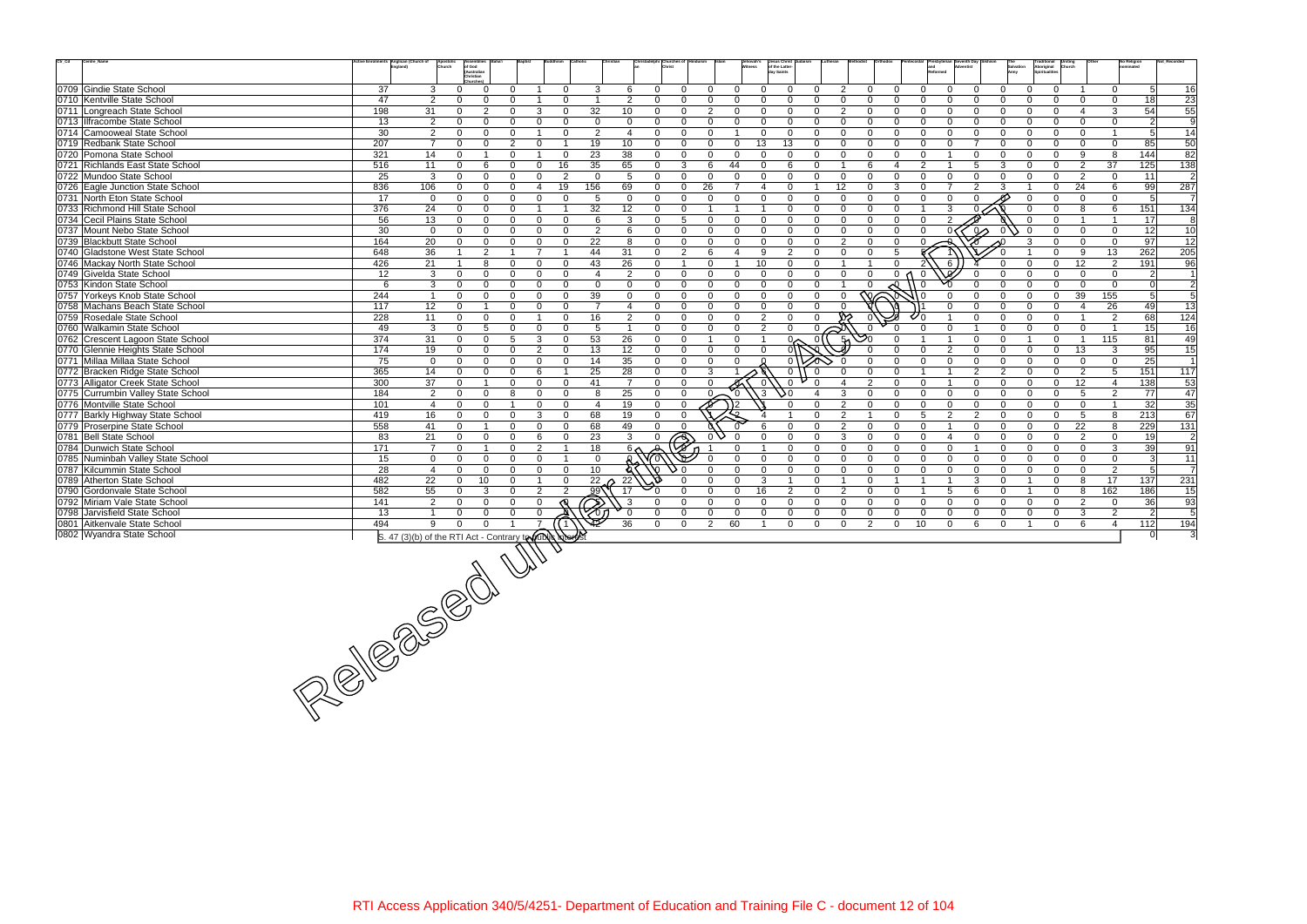| Ctr_Cd | Centre_Name | Active Enrolments | Anglican (Church of England) | Apostolic Church | Assemblies of God (Australian Christian Churches) | Baha'i | Baptist | Buddhism | Catholic | Christian | Christadelphian | Churches of Christ | Hinduism | Islam | Jehovah's Witness | Jesus Christ of the Latter-day Saints | Judaism | Lutheran | Methodist | Orthodox | Pentecostal | Presbyterian and Reformed | Seventh Day Adventist | Sikhism | The Salvation Army | Traditional Aboriginal Spiritualities | Uniting Church | Other | No Religion nominated | Not_Recorded |
|---|---|---|---|---|---|---|---|---|---|---|---|---|---|---|---|---|---|---|---|---|---|---|---|---|---|---|---|---|---|---|
| 0709 | Gindie State School | 37 | 3 | 0 | 0 | 0 | 1 | 0 | 3 | 6 | 0 | 0 | 0 | 0 | 0 | 0 | 0 | 2 | 0 | 0 | 0 | 0 | 0 | 0 | 0 | 0 | 1 | 0 | 5 | 16 |
| 0710 | Kentville State School | 47 | 2 | 0 | 0 | 0 | 1 | 0 | 1 | 2 | 0 | 0 | 0 | 0 | 0 | 0 | 0 | 0 | 0 | 0 | 0 | 0 | 0 | 0 | 0 | 0 | 0 | 0 | 18 | 23 |
| 0711 | Longreach State School | 198 | 31 | 0 | 2 | 0 | 3 | 0 | 32 | 10 | 0 | 0 | 2 | 0 | 0 | 0 | 0 | 2 | 0 | 0 | 0 | 0 | 0 | 0 | 0 | 0 | 4 | 3 | 54 | 55 |
| 0713 | Ilfracombe State School | 13 | 2 | 0 | 0 | 0 | 0 | 0 | 0 | 0 | 0 | 0 | 0 | 0 | 0 | 0 | 0 | 0 | 0 | 0 | 0 | 0 | 0 | 0 | 0 | 0 | 0 | 0 | 2 | 9 |
| 0714 | Camooweal State School | 30 | 2 | 0 | 0 | 0 | 1 | 0 | 2 | 4 | 0 | 0 | 0 | 1 | 0 | 0 | 0 | 0 | 0 | 0 | 0 | 0 | 0 | 0 | 0 | 0 | 0 | 1 | 5 | 14 |
| 0719 | Redbank State School | 207 | 7 | 0 | 0 | 2 | 0 | 1 | 19 | 10 | 0 | 0 | 0 | 0 | 13 | 13 | 0 | 0 | 0 | 0 | 0 | 0 | 7 | 0 | 0 | 0 | 0 | 0 | 85 | 50 |
| 0720 | Pomona State School | 321 | 14 | 0 | 1 | 0 | 1 | 0 | 23 | 38 | 0 | 0 | 0 | 0 | 0 | 0 | 0 | 0 | 0 | 0 | 0 | 1 | 0 | 0 | 0 | 0 | 9 | 8 | 144 | 82 |
| 0721 | Richlands East State School | 516 | 11 | 0 | 6 | 0 | 0 | 16 | 35 | 65 | 0 | 3 | 6 | 44 | 0 | 6 | 0 | 1 | 6 | 4 | 2 | 1 | 5 | 3 | 0 | 0 | 2 | 37 | 125 | 138 |
| 0722 | Mundoo State School | 25 | 3 | 0 | 0 | 0 | 0 | 2 | 0 | 5 | 0 | 0 | 0 | 0 | 0 | 0 | 0 | 0 | 0 | 0 | 0 | 0 | 0 | 0 | 0 | 0 | 2 | 0 | 11 | 2 |
| 0726 | Eagle Junction State School | 836 | 106 | 0 | 0 | 0 | 4 | 19 | 156 | 69 | 0 | 0 | 26 | 7 | 4 | 0 | 1 | 12 | 0 | 3 | 0 | 7 | 2 | 3 | 1 | 0 | 24 | 6 | 99 | 287 |
| 0731 | North Eton State School | 17 | 0 | 0 | 0 | 0 | 0 | 0 | 5 | 0 | 0 | 0 | 0 | 0 | 0 | 0 | 0 | 0 | 0 | 0 | 0 | 0 | 0 | 0 | 0 | 0 | 0 | 0 | 5 | 7 |
| 0733 | Richmond Hill State School | 376 | 24 | 0 | 0 | 0 | 1 | 1 | 32 | 12 | 0 | 0 | 1 | 1 | 1 | 0 | 0 | 0 | 0 | 0 | 1 | 3 | 0 | 0 | 0 | 0 | 8 | 6 | 151 | 134 |
| 0734 | Cecil Plains State School | 56 | 13 | 0 | 0 | 0 | 0 | 0 | 6 | 3 | 0 | 5 | 0 | 0 | 0 | 0 | 0 | 0 | 0 | 0 | 0 | 2 | 0 | 0 | 0 | 0 | 1 | 1 | 17 | 8 |
| 0737 | Mount Nebo State School | 30 | 0 | 0 | 0 | 0 | 0 | 0 | 2 | 6 | 0 | 0 | 0 | 0 | 0 | 0 | 0 | 0 | 0 | 0 | 0 | 0 | 0 | 0 | 0 | 0 | 0 | 0 | 12 | 10 |
| 0739 | Blackbutt State School | 164 | 20 | 0 | 0 | 0 | 0 | 0 | 22 | 8 | 0 | 0 | 0 | 0 | 0 | 0 | 0 | 2 | 0 | 0 | 0 | 0 | 0 | 0 | 3 | 0 | 0 | 0 | 97 | 12 |
| 0740 | Gladstone West State School | 648 | 36 | 1 | 2 | 1 | 7 | 1 | 44 | 31 | 0 | 2 | 6 | 4 | 9 | 2 | 0 | 0 | 0 | 5 | 6 | 1 | 1 | 0 | 1 | 0 | 9 | 13 | 262 | 205 |
| 0746 | Mackay North State School | 426 | 21 | 1 | 8 | 0 | 0 | 0 | 43 | 26 | 0 | 1 | 0 | 1 | 10 | 0 | 0 | 1 | 1 | 0 | 2 | 6 | 4 | 0 | 0 | 0 | 12 | 2 | 191 | 96 |
| 0749 | Givelda State School | 12 | 3 | 0 | 0 | 0 | 0 | 0 | 4 | 2 | 0 | 0 | 0 | 0 | 0 | 0 | 0 | 0 | 0 | 0 | 0 | 0 | 0 | 0 | 0 | 0 | 0 | 0 | 2 | 1 |
| 0753 | Kindon State School | 6 | 3 | 0 | 0 | 0 | 0 | 0 | 0 | 0 | 0 | 0 | 0 | 0 | 0 | 0 | 0 | 1 | 0 | 0 | 0 | 0 | 0 | 0 | 0 | 0 | 0 | 0 | 0 | 2 |
| 0757 | Yorkeys Knob State School | 244 | 1 | 0 | 0 | 0 | 0 | 0 | 39 | 0 | 0 | 0 | 0 | 0 | 0 | 0 | 0 | 0 | 0 | 0 | 0 | 0 | 0 | 0 | 0 | 0 | 39 | 155 | 5 | 5 |
| 0758 | Machans Beach State School | 117 | 12 | 0 | 1 | 0 | 0 | 0 | 7 | 4 | 0 | 0 | 0 | 0 | 0 | 0 | 0 | 0 | 0 | 0 | 1 | 0 | 0 | 0 | 0 | 0 | 4 | 26 | 49 | 13 |
| 0759 | Rosedale State School | 228 | 11 | 0 | 0 | 0 | 1 | 0 | 16 | 2 | 0 | 0 | 0 | 0 | 2 | 0 | 0 | 0 | 0 | 0 | 0 | 1 | 0 | 0 | 0 | 0 | 1 | 2 | 68 | 124 |
| 0760 | Walkamin State School | 49 | 3 | 0 | 5 | 0 | 0 | 0 | 5 | 1 | 0 | 0 | 0 | 0 | 2 | 0 | 0 | 0 | 0 | 0 | 0 | 0 | 1 | 0 | 0 | 0 | 0 | 1 | 15 | 16 |
| 0762 | Crescent Lagoon State School | 374 | 31 | 0 | 0 | 5 | 3 | 0 | 53 | 26 | 0 | 0 | 1 | 0 | 1 | 0 | 0 | 5 | 0 | 0 | 1 | 1 | 0 | 0 | 1 | 0 | 1 | 115 | 81 | 49 |
| 0770 | Glennie Heights State School | 174 | 19 | 0 | 0 | 0 | 2 | 0 | 13 | 12 | 0 | 0 | 0 | 0 | 0 | 0 | 0 | 0 | 0 | 0 | 0 | 2 | 0 | 0 | 0 | 0 | 13 | 3 | 95 | 15 |
| 0771 | Millaa Millaa State School | 75 | 0 | 0 | 0 | 0 | 0 | 0 | 14 | 35 | 0 | 0 | 0 | 0 | 0 | 0 | 0 | 0 | 0 | 0 | 0 | 0 | 0 | 0 | 0 | 0 | 0 | 0 | 25 | 1 |
| 0772 | Bracken Ridge State School | 365 | 14 | 0 | 0 | 0 | 6 | 1 | 25 | 28 | 0 | 0 | 3 | 1 | 6 | 0 | 0 | 0 | 0 | 0 | 1 | 1 | 2 | 2 | 0 | 0 | 2 | 5 | 151 | 117 |
| 0773 | Alligator Creek State School | 300 | 37 | 0 | 1 | 0 | 0 | 0 | 41 | 7 | 0 | 0 | 0 | 0 | 0 | 0 | 0 | 4 | 2 | 0 | 0 | 1 | 0 | 0 | 0 | 0 | 12 | 4 | 138 | 53 |
| 0775 | Currumbin Valley State School | 184 | 2 | 0 | 0 | 8 | 0 | 0 | 8 | 25 | 0 | 0 | 0 | 0 | 3 | 0 | 4 | 3 | 0 | 0 | 0 | 0 | 0 | 0 | 0 | 0 | 5 | 2 | 77 | 47 |
| 0776 | Montville State School | 101 | 4 | 0 | 0 | 1 | 0 | 0 | 4 | 19 | 0 | 0 | 0 | 2 | 0 | 0 | 0 | 2 | 0 | 0 | 0 | 0 | 0 | 0 | 0 | 0 | 0 | 1 | 32 | 35 |
| 0777 | Barkly Highway State School | 419 | 16 | 0 | 0 | 0 | 3 | 0 | 68 | 19 | 0 | 0 | 1 | 2 | 4 | 1 | 0 | 2 | 1 | 0 | 5 | 2 | 2 | 0 | 0 | 0 | 5 | 8 | 213 | 67 |
| 0779 | Proserpine State School | 558 | 41 | 0 | 1 | 0 | 0 | 0 | 68 | 49 | 0 | 0 | 0 | 0 | 6 | 0 | 0 | 2 | 0 | 0 | 0 | 1 | 0 | 0 | 0 | 0 | 22 | 8 | 229 | 131 |
| 0781 | Bell State School | 83 | 21 | 0 | 0 | 0 | 6 | 0 | 23 | 3 | 0 | 0 | 0 | 0 | 0 | 0 | 0 | 3 | 0 | 0 | 0 | 4 | 0 | 0 | 0 | 0 | 2 | 0 | 19 | 2 |
| 0784 | Dunwich State School | 171 | 7 | 0 | 1 | 0 | 2 | 1 | 18 | 6 | 0 | 0 | 1 | 0 | 1 | 0 | 0 | 0 | 0 | 0 | 0 | 0 | 1 | 0 | 0 | 0 | 0 | 3 | 39 | 91 |
| 0785 | Numinbah Valley State School | 15 | 0 | 0 | 0 | 0 | 0 | 1 | 0 | 0 | 0 | 0 | 0 | 0 | 0 | 0 | 0 | 0 | 0 | 0 | 0 | 0 | 0 | 0 | 0 | 0 | 0 | 0 | 3 | 11 |
| 0787 | Kilcummin State School | 28 | 4 | 0 | 0 | 0 | 0 | 0 | 10 | 0 | 0 | 0 | 0 | 0 | 0 | 0 | 0 | 0 | 0 | 0 | 0 | 0 | 0 | 0 | 0 | 0 | 0 | 2 | 5 | 7 |
| 0789 | Atherton State School | 482 | 22 | 0 | 10 | 0 | 1 | 0 | 22 | 22 | 0 | 0 | 0 | 0 | 3 | 1 | 0 | 1 | 0 | 1 | 1 | 1 | 3 | 0 | 1 | 0 | 8 | 17 | 137 | 231 |
| 0790 | Gordonvale State School | 582 | 55 | 0 | 3 | 0 | 2 | 2 | 99 | 17 | 0 | 0 | 0 | 0 | 16 | 2 | 0 | 2 | 0 | 0 | 1 | 5 | 6 | 0 | 1 | 0 | 8 | 162 | 186 | 15 |
| 0792 | Miriam Vale State School | 141 | 2 | 0 | 0 | 0 | 0 | 0 | 0 | 3 | 0 | 0 | 0 | 0 | 0 | 0 | 0 | 0 | 0 | 0 | 0 | 0 | 0 | 0 | 0 | 0 | 2 | 0 | 36 | 93 |
| 0798 | Jarvisfield State School | 13 | 1 | 0 | 0 | 0 | 0 | 0 | 0 | 0 | 0 | 0 | 0 | 0 | 0 | 0 | 0 | 0 | 0 | 0 | 0 | 0 | 0 | 0 | 0 | 0 | 3 | 2 | 2 | 5 |
| 0801 | Aitkenvale State School | 494 | 9 | 0 | 0 | 1 | 7 | 1 | 42 | 36 | 0 | 0 | 2 | 60 | 1 | 0 | 0 | 0 | 2 | 0 | 10 | 0 | 6 | 0 | 1 | 0 | 6 | 4 | 112 | 194 |
| 0802 | Wyandra State School | S. 47 (3)(b) of the RTI Act - Contrary to public interest | | | | | | | | | | | | | | | | | | | | | | | | | | | 0 | 3 |

RTI Access Application 340/5/4251- Department of Education and Training File C - document 12 of 104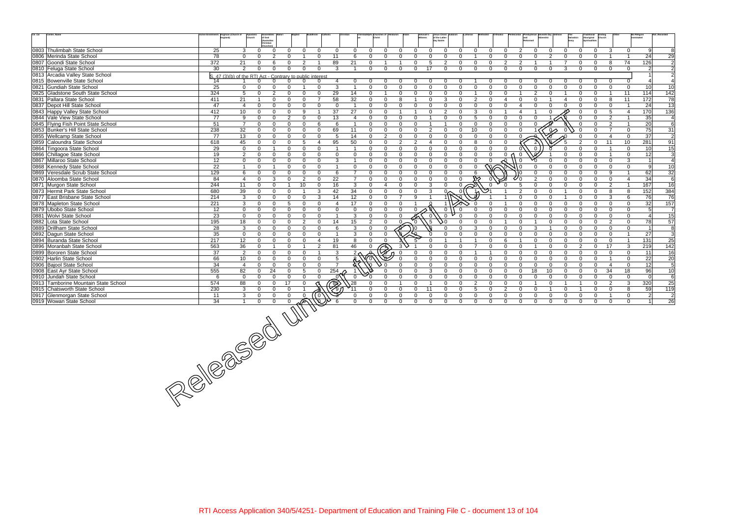| Ctr_Cd | Centre_Name | Active Enrolments | Anglican (Church of England) | Apostolic Church | Assemblies of God (Australian Christian Churches) | Baha'i | Baptist | Buddhism | Catholic | Christian | Christadelphian | Churches of Christ | Hinduism | Islam | Jehovah's Witness | Jesus Christ of the Latter-day Saints | Judaism | Lutheran | Methodist | Orthodox | Pentecostal | Presbyterian and Reformed | Seventh Day Adventist | Sikhism | The Salvation Army | Traditional Aboriginal Spiritualities | Uniting Church | Other | No Religion nominated | Not_Recorded |
|---|---|---|---|---|---|---|---|---|---|---|---|---|---|---|---|---|---|---|---|---|---|---|---|---|---|---|---|---|---|---|
| 0803 | Thulimbah State School | 25 | 3 | 0 | 0 | 0 | 0 | 0 | 0 | 0 | 0 | 0 | 0 | 0 | 0 | 0 | 0 | 0 | 0 | 0 | 2 | 0 | 0 | 0 | 0 | 0 | 3 | 0 | 9 | 8 |
| 0806 | Merinda State School | 78 | 0 | 0 | 2 | 0 | 1 | 0 | 11 | 6 | 0 | 0 | 0 | 0 | 0 | 0 | 0 | 1 | 0 | 0 | 0 | 0 | 2 | 0 | 0 | 0 | 1 | 1 | 24 | 29 |
| 0807 | Goondi State School | 372 | 21 | 0 | 6 | 0 | 2 | 1 | 89 | 21 | 0 | 1 | 1 | 0 | 5 | 2 | 0 | 0 | 0 | 2 | 2 | 1 | 1 | 7 | 0 | 0 | 8 | 74 | 126 | 2 |
| 0810 | Feluga State School | 30 | 2 | 0 | 0 | 0 | 0 | 0 | 3 | 1 | 0 | 0 | 0 | 0 | 17 | 0 | 0 | 0 | 0 | 0 | 0 | 0 | 0 | 3 | 0 | 0 | 0 | 0 | 2 | 2 |
| 0813 | Arcadia Valley State School | S. 47 (3)(b) of the RTI Act - Contrary to public interest | | | | | | | | | | | | | | | | | | | | | | | | | | | 1 | 2 |
| 0815 | Bowenville State School | 14 | 1 | 0 | 0 | 0 | 0 | 0 | 4 | 0 | 0 | 0 | 0 | 0 | 0 | 0 | 0 | 1 | 0 | 0 | 0 | 0 | 0 | 0 | 0 | 0 | 0 | 0 | 4 | 4 |
| 0821 | Gundiah State School | 25 | 0 | 0 | 0 | 0 | 1 | 0 | 3 | 1 | 0 | 0 | 0 | 0 | 0 | 0 | 0 | 0 | 0 | 0 | 0 | 0 | 0 | 0 | 0 | 0 | 0 | 0 | 10 | 10 |
| 0825 | Gladstone South State School | 324 | 5 | 0 | 2 | 0 | 0 | 0 | 29 | 14 | 0 | 1 | 0 | 0 | 0 | 0 | 0 | 1 | 0 | 0 | 1 | 2 | 0 | 1 | 0 | 0 | 1 | 11 | 114 | 142 |
| 0831 | Pallara State School | 411 | 21 | 1 | 0 | 0 | 0 | 7 | 58 | 32 | 0 | 0 | 8 | 1 | 0 | 3 | 0 | 2 | 0 | 4 | 0 | 0 | 1 | 4 | 0 | 0 | 8 | 11 | 172 | 78 |
| 0837 | Depot Hill State School | 47 | 4 | 0 | 0 | 0 | 0 | 0 | 0 | 1 | 0 | 0 | 0 | 0 | 0 | 0 | 0 | 0 | 0 | 0 | 4 | 0 | 0 | 0 | 0 | 0 | 0 | 1 | 24 | 13 |
| 0843 | Happy Valley State School | 412 | 10 | 0 | 0 | 0 | 9 | 1 | 37 | 27 | 0 | 0 | 1 | 1 | 0 | 2 | 0 | 3 | 0 | 1 | 4 | 1 | 0 | 0 | 0 | 0 | 5 | 4 | 170 | 136 |
| 0844 | Vale View State School | 77 | 9 | 0 | 0 | 2 | 0 | 0 | 13 | 4 | 0 | 0 | 0 | 0 | 1 | 0 | 0 | 5 | 0 | 0 | 0 | 0 | 1 | 0 | 0 | 0 | 2 | 1 | 35 | 4 |
| 0845 | Flying Fish Point State School | 51 | 7 | 0 | 0 | 0 | 0 | 6 | 6 | 1 | 0 | 0 | 0 | 0 | 1 | 1 | 0 | 0 | 0 | 0 | 0 | 0 | 0 | 0 | 0 | 0 | 2 | 1 | 20 | 6 |
| 0853 | Bunker's Hill State School | 238 | 32 | 0 | 0 | 0 | 0 | 0 | 69 | 11 | 0 | 0 | 0 | 0 | 2 | 0 | 0 | 10 | 0 | 0 | 0 | 1 | 0 | 0 | 0 | 0 | 7 | 0 | 75 | 31 |
| 0855 | Wellcamp State School | 77 | 13 | 0 | 0 | 0 | 0 | 0 | 5 | 14 | 0 | 2 | 0 | 0 | 0 | 0 | 0 | 0 | 0 | 0 | 0 | 0 | 0 | 0 | 0 | 0 | 4 | 0 | 37 | 2 |
| 0859 | Caloundra State School | 618 | 45 | 0 | 0 | 0 | 5 | 4 | 95 | 50 | 0 | 0 | 2 | 2 | 4 | 0 | 0 | 8 | 0 | 0 | 1 | 2 | 0 | 5 | 2 | 0 | 11 | 10 | 281 | 91 |
| 0864 | Tingoora State School | 29 | 0 | 0 | 1 | 0 | 0 | 0 | 1 | 1 | 0 | 0 | 0 | 0 | 0 | 0 | 0 | 0 | 0 | 0 | 0 | 0 | 0 | 0 | 0 | 0 | 1 | 0 | 10 | 15 |
| 0866 | Chillagoe State School | 19 | 2 | 0 | 0 | 0 | 0 | 0 | 0 | 0 | 0 | 0 | 0 | 0 | 0 | 0 | 0 | 0 | 0 | 0 | 0 | 0 | 1 | 1 | 0 | 0 | 1 | 0 | 12 | 3 |
| 0867 | Millaroo State School | 12 | 0 | 0 | 0 | 0 | 0 | 0 | 3 | 1 | 0 | 0 | 0 | 0 | 0 | 0 | 0 | 0 | 0 | 0 | 0 | 0 | 0 | 0 | 0 | 0 | 0 | 3 | 1 | 4 |
| 0868 | Kennedy State School | 22 | 1 | 0 | 1 | 0 | 0 | 0 | 1 | 0 | 0 | 0 | 0 | 0 | 0 | 0 | 0 | 0 | 0 | 0 | 0 | 0 | 0 | 0 | 0 | 0 | 0 | 0 | 9 | 10 |
| 0869 | Veresdale Scrub State School | 129 | 6 | 0 | 0 | 0 | 0 | 0 | 6 | 7 | 0 | 0 | 0 | 0 | 0 | 0 | 0 | 6 | 0 | 0 | 0 | 0 | 0 | 0 | 0 | 0 | 9 | 1 | 62 | 32 |
| 0870 | Aloomba State School | 84 | 4 | 0 | 3 | 0 | 2 | 0 | 22 | 7 | 0 | 0 | 0 | 0 | 0 | 0 | 0 | 0 | 0 | 0 | 0 | 2 | 0 | 0 | 0 | 0 | 0 | 4 | 34 | 6 |
| 0871 | Murgon State School | 244 | 11 | 0 | 0 | 1 | 10 | 0 | 16 | 3 | 0 | 4 | 0 | 0 | 3 | 0 | 0 | 0 | 0 | 0 | 5 | 0 | 0 | 0 | 0 | 0 | 2 | 1 | 167 | 16 |
| 0873 | Hermit Park State School | 680 | 39 | 0 | 0 | 0 | 1 | 3 | 42 | 34 | 0 | 0 | 0 | 0 | 3 | 0 | 0 | 1 | 1 | 1 | 2 | 0 | 0 | 1 | 0 | 0 | 8 | 8 | 152 | 384 |
| 0877 | East Brisbane State School | 214 | 3 | 0 | 0 | 0 | 0 | 3 | 14 | 12 | 0 | 0 | 7 | 9 | 1 | 1 | 0 | 0 | 1 | 1 | 0 | 0 | 0 | 1 | 0 | 0 | 3 | 6 | 76 | 76 |
| 0878 | Mapleton State School | 221 | 3 | 0 | 0 | 5 | 0 | 0 | 4 | 17 | 0 | 0 | 0 | 1 | 0 | 1 | 0 | 0 | 0 | 1 | 0 | 0 | 0 | 0 | 0 | 0 | 0 | 0 | 32 | 157 |
| 0879 | Ubobo State School | 12 | 0 | 0 | 0 | 0 | 0 | 0 | 0 | 0 | 0 | 0 | 0 | 0 | 0 | 0 | 0 | 0 | 0 | 0 | 0 | 0 | 0 | 0 | 0 | 0 | 0 | 0 | 5 | 7 |
| 0881 | Wolvi State School | 23 | 0 | 0 | 0 | 0 | 0 | 0 | 1 | 3 | 0 | 0 | 0 | 0 | 0 | 0 | 0 | 0 | 0 | 0 | 0 | 0 | 0 | 0 | 0 | 0 | 0 | 0 | 4 | 15 |
| 0882 | Lota State School | 195 | 18 | 0 | 0 | 0 | 2 | 0 | 14 | 15 | 2 | 0 | 0 | 0 | 5 | 0 | 0 | 0 | 0 | 1 | 0 | 1 | 0 | 0 | 0 | 0 | 2 | 0 | 78 | 57 |
| 0889 | Drillham State School | 28 | 3 | 0 | 0 | 0 | 0 | 0 | 6 | 3 | 0 | 0 | 0 | 0 | 0 | 0 | 0 | 3 | 0 | 0 | 0 | 3 | 1 | 0 | 0 | 0 | 0 | 0 | 1 | 8 |
| 0892 | Dagun State School | 35 | 0 | 0 | 0 | 0 | 0 | 0 | 1 | 3 | 0 | 0 | 0 | 0 | 0 | 0 | 0 | 0 | 0 | 0 | 0 | 0 | 0 | 0 | 0 | 0 | 0 | 1 | 27 | 3 |
| 0894 | Buranda State School | 217 | 12 | 0 | 0 | 0 | 0 | 4 | 19 | 8 | 0 | 0 | 1 | 5 | 0 | 1 | 1 | 1 | 0 | 6 | 1 | 0 | 0 | 0 | 0 | 0 | 0 | 1 | 131 | 25 |
| 0896 | Moranbah State School | 563 | 36 | 0 | 1 | 0 | 1 | 2 | 81 | 46 | 0 | 1 | 3 | 1 | 0 | 0 | 0 | 7 | 0 | 0 | 0 | 1 | 0 | 0 | 2 | 0 | 17 | 3 | 219 | 142 |
| 0899 | Bororen State School | 37 | 2 | 0 | 0 | 0 | 0 | 1 | 3 | 2 | 0 | 0 | 0 | 0 | 0 | 0 | 0 | 1 | 1 | 0 | 0 | 0 | 0 | 0 | 0 | 0 | 0 | 0 | 11 | 16 |
| 0902 | Harlin State School | 66 | 10 | 0 | 0 | 0 | 0 | 0 | 5 | 8 | 0 | 0 | 0 | 0 | 0 | 0 | 0 | 0 | 0 | 0 | 0 | 0 | 0 | 0 | 0 | 0 | 1 | 0 | 22 | 20 |
| 0906 | Bajool State School | 34 | 4 | 0 | 0 | 0 | 0 | 0 | 7 | 4 | 0 | 0 | 0 | 0 | 0 | 0 | 0 | 0 | 0 | 0 | 0 | 0 | 0 | 0 | 0 | 0 | 4 | 0 | 12 | 5 |
| 0908 | East Ayr State School | 555 | 82 | 0 | 24 | 0 | 5 | 0 | 254 | 1 | 0 | 0 | 0 | 0 | 3 | 0 | 0 | 0 | 0 | 0 | 0 | 18 | 10 | 0 | 0 | 0 | 34 | 18 | 96 | 10 |
| 0910 | Jundah State School | 6 | 0 | 0 | 0 | 0 | 0 | 0 | 0 | 0 | 0 | 0 | 0 | 0 | 0 | 0 | 0 | 0 | 0 | 0 | 0 | 0 | 0 | 0 | 0 | 0 | 0 | 0 | 0 | 6 |
| 0913 | Tamborine Mountain State School | 574 | 88 | 0 | 0 | 17 | 0 | 1 | 89 | 28 | 0 | 0 | 1 | 0 | 1 | 0 | 0 | 2 | 0 | 0 | 0 | 1 | 0 | 1 | 1 | 0 | 2 | 3 | 320 | 25 |
| 0915 | Chatsworth State School | 230 | 3 | 0 | 0 | 0 | 1 | 0 | 9 | 11 | 0 | 0 | 0 | 0 | 11 | 0 | 0 | 5 | 0 | 2 | 0 | 0 | 1 | 0 | 1 | 0 | 0 | 8 | 59 | 119 |
| 0917 | Glenmorgan State School | 11 | 3 | 0 | 0 | 0 | 0 | 0 | 5 | 0 | 0 | 0 | 0 | 0 | 0 | 0 | 0 | 0 | 0 | 0 | 0 | 0 | 0 | 0 | 0 | 0 | 1 | 0 | 2 | 2 |
| 0919 | Wowan State School | 34 | 1 | 0 | 0 | 0 | 0 | 0 | 6 | 0 | 0 | 0 | 0 | 0 | 0 | 0 | 0 | 0 | 0 | 0 | 0 | 0 | 0 | 0 | 0 | 0 | 0 | 0 | 1 | 26 |

Released under the RTI Act by DET

RTI Access Application 340/5/4251- Department of Education and Training File C - document 13 of 104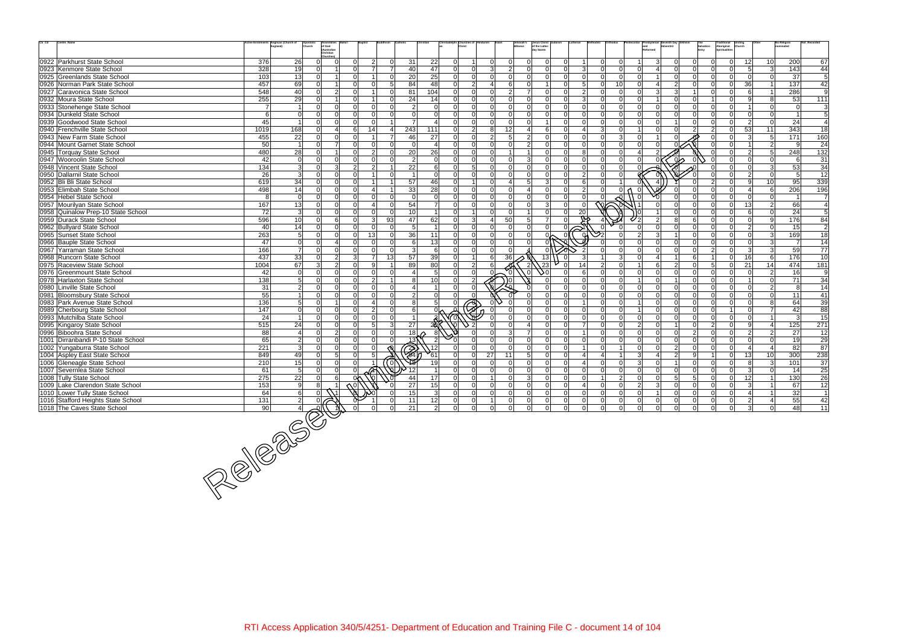| Ctr_Cd | Centre_Name | Active Enrolments | Anglican (Church of England) | Apostolic Church | Assemblies of God (Australian Christian Churches) | Baha'i | Baptist | Buddhism | Catholic | Christian | Christadelphian | Churches of Christ | Hinduism | Islam | Jehovah's Witness | Jesus Christ of the Latter-day Saints | Judaism | Lutheran | Methodist | Orthodox | Pentecostal | Presbyterian and Reformed | Seventh Day Adventist | Sikhism | The Salvation Army | Traditional Aboriginal Spiritualities | Uniting Church | Other | No Religion nominated | Not_Recorded |
|---|---|---|---|---|---|---|---|---|---|---|---|---|---|---|---|---|---|---|---|---|---|---|---|---|---|---|---|---|---|---|
| 0922 | Parkhurst State School | 376 | 26 | 0 | 0 | 0 | 2 | 0 | 31 | 22 | 0 | 1 | 0 | 0 | 0 | 0 | 0 | 1 | 0 | 0 | 1 | 3 | 0 | 0 | 0 | 0 | 12 | 10 | 200 | 67 |
| 0923 | Kenmore State School | 328 | 19 | 0 | 1 | 0 | 7 | 7 | 40 | 47 | 0 | 0 | 3 | 2 | 0 | 0 | 0 | 3 | 0 | 0 | 0 | 4 | 0 | 0 | 0 | 0 | 5 | 3 | 143 | 44 |
| 0925 | Greenlands State School | 103 | 13 | 0 | 1 | 0 | 1 | 0 | 20 | 25 | 0 | 0 | 0 | 0 | 0 | 0 | 0 | 0 | 0 | 0 | 0 | 1 | 0 | 0 | 0 | 0 | 0 | 0 | 37 | 5 |
| 0926 | Norman Park State School | 457 | 69 | 0 | 1 | 0 | 0 | 5 | 84 | 48 | 0 | 2 | 4 | 6 | 0 | 1 | 0 | 5 | 0 | 10 | 0 | 4 | 2 | 0 | 0 | 0 | 36 | 1 | 137 | 42 |
| 0927 | Caravonica State School | 548 | 40 | 0 | 2 | 0 | 1 | 0 | 81 | 104 | 0 | 0 | 0 | 2 | 7 | 0 | 0 | 2 | 0 | 0 | 0 | 3 | 3 | 1 | 0 | 0 | 6 | 1 | 286 | 9 |
| 0932 | Moura State School | 255 | 29 | 0 | 1 | 0 | 1 | 0 | 24 | 14 | 0 | 0 | 0 | 0 | 0 | 0 | 0 | 3 | 0 | 0 | 0 | 1 | 0 | 0 | 1 | 0 | 9 | 8 | 53 | 111 |
| 0933 | Stonehenge State School | 7 | 1 | 0 | 0 | 0 | 0 | 0 | 2 | 0 | 0 | 0 | 0 | 0 | 0 | 0 | 0 | 0 | 0 | 0 | 0 | 0 | 0 | 0 | 0 | 0 | 1 | 0 | 0 | 3 |
| 0934 | Dunkeld State School | 6 | 0 | 0 | 0 | 0 | 0 | 0 | 0 | 0 | 0 | 0 | 0 | 0 | 0 | 0 | 0 | 0 | 0 | 0 | 0 | 0 | 0 | 0 | 0 | 0 | 0 | 0 | 1 | 5 |
| 0939 | Goodwood State School | 45 | 1 | 0 | 0 | 0 | 0 | 1 | 7 | 4 | 0 | 0 | 0 | 0 | 0 | 1 | 0 | 0 | 0 | 0 | 0 | 0 | 1 | 0 | 0 | 0 | 2 | 0 | 24 | 4 |
| 0940 | Frenchville State School | 1019 | 168 | 0 | 4 | 6 | 14 | 4 | 243 | 111 | 0 | 2 | 8 | 12 | 4 | 6 | 0 | 4 | 3 | 0 | 1 | 0 | 0 | 2 | 2 | 0 | 53 | 11 | 343 | 18 |
| 0943 | New Farm State School | 455 | 22 | 0 | 0 | 0 | 1 | 7 | 46 | 27 | 0 | 0 | 2 | 5 | 2 | 0 | 0 | 0 | 0 | 3 | 0 | 1 | 0 | 0 | 0 | 0 | 3 | 5 | 171 | 160 |
| 0944 | Mount Garnet State School | 50 | 1 | 0 | 7 | 0 | 0 | 0 | 0 | 4 | 0 | 0 | 0 | 0 | 2 | 0 | 0 | 0 | 0 | 0 | 0 | 0 | 0 | 0 | 0 | 0 | 1 | 2 | 9 | 24 |
| 0945 | Torquay State School | 480 | 28 | 0 | 1 | 0 | 2 | 0 | 20 | 26 | 0 | 0 | 0 | 1 | 1 | 0 | 0 | 8 | 0 | 0 | 4 | 2 | 0 | 0 | 0 | 0 | 2 | 5 | 248 | 132 |
| 0947 | Wooroolin State School | 42 | 0 | 0 | 0 | 0 | 0 | 0 | 2 | 0 | 0 | 0 | 0 | 0 | 3 | 0 | 0 | 0 | 0 | 0 | 0 | 0 | 0 | 0 | 0 | 0 | 0 | 0 | 6 | 31 |
| 0948 | Vincent State School | 134 | 3 | 0 | 3 | 2 | 2 | 1 | 22 | 6 | 0 | 5 | 0 | 0 | 0 | 0 | 0 | 0 | 0 | 0 | 0 | 0 | 0 | 0 | 0 | 0 | 0 | 3 | 53 | 34 |
| 0950 | Dallarnil State School | 26 | 3 | 0 | 0 | 0 | 1 | 0 | 1 | 0 | 0 | 0 | 0 | 0 | 0 | 0 | 0 | 2 | 0 | 0 | 0 | 0 | 0 | 0 | 0 | 0 | 2 | 0 | 5 | 12 |
| 0952 | Bli Bli State School | 619 | 34 | 0 | 0 | 0 | 1 | 1 | 57 | 46 | 0 | 1 | 0 | 4 | 5 | 3 | 0 | 6 | 0 | 1 | 0 | 4 | 1 | 0 | 2 | 0 | 9 | 10 | 95 | 339 |
| 0953 | Elimbah State School | 498 | 14 | 0 | 0 | 0 | 4 | 1 | 33 | 28 | 0 | 0 | 0 | 0 | 4 | 0 | 0 | 2 | 0 | 0 | 0 | 0 | 0 | 0 | 0 | 0 | 4 | 6 | 206 | 196 |
| 0954 | Hebel State School | 8 | 0 | 0 | 0 | 0 | 0 | 0 | 0 | 0 | 0 | 0 | 0 | 0 | 0 | 0 | 0 | 0 | 0 | 0 | 0 | 0 | 0 | 0 | 0 | 0 | 0 | 0 | 1 | 7 |
| 0957 | Mourilyan State School | 167 | 13 | 0 | 0 | 0 | 4 | 0 | 54 | 7 | 0 | 0 | 0 | 0 | 0 | 3 | 0 | 0 | 0 | 0 | 1 | 0 | 0 | 0 | 0 | 0 | 13 | 2 | 66 | 4 |
| 0958 | Quinalow Prep-10 State School | 72 | 3 | 0 | 0 | 0 | 0 | 0 | 10 | 1 | 0 | 1 | 0 | 0 | 1 | 0 | 0 | 20 | 0 | 0 | 0 | 1 | 0 | 0 | 0 | 0 | 6 | 0 | 24 | 5 |
| 0959 | Durack State School | 596 | 10 | 0 | 6 | 0 | 3 | 93 | 47 | 62 | 0 | 3 | 4 | 50 | 5 | 7 | 0 | 0 | 4 | 4 | 2 | 2 | 8 | 6 | 0 | 0 | 0 | 9 | 176 | 84 |
| 0962 | Bullyard State School | 40 | 14 | 0 | 0 | 0 | 0 | 0 | 5 | 1 | 0 | 0 | 0 | 0 | 0 | 0 | 0 | 0 | 0 | 0 | 0 | 0 | 0 | 0 | 0 | 0 | 2 | 0 | 15 | 2 |
| 0965 | Sunset State School | 263 | 5 | 0 | 0 | 0 | 13 | 0 | 36 | 11 | 0 | 0 | 0 | 0 | 0 | 0 | 0 | 0 | 2 | 0 | 2 | 3 | 1 | 0 | 0 | 0 | 0 | 3 | 169 | 18 |
| 0966 | Bauple State School | 47 | 0 | 0 | 4 | 0 | 0 | 0 | 6 | 13 | 0 | 0 | 0 | 0 | 0 | 0 | 0 | 0 | 0 | 0 | 0 | 0 | 0 | 0 | 0 | 0 | 0 | 3 | 7 | 14 |
| 0967 | Yarraman State School | 166 | 7 | 0 | 0 | 0 | 0 | 0 | 3 | 6 | 0 | 0 | 0 | 0 | 4 | 0 | 0 | 2 | 0 | 0 | 0 | 0 | 0 | 0 | 2 | 0 | 3 | 3 | 59 | 77 |
| 0968 | Runcorn State School | 437 | 33 | 0 | 2 | 3 | 7 | 13 | 57 | 39 | 0 | 1 | 6 | 36 | 0 | 13 | 0 | 3 | 1 | 3 | 0 | 4 | 1 | 6 | 1 | 0 | 16 | 6 | 176 | 10 |
| 0975 | Raceview State School | 1004 | 67 | 3 | 2 | 0 | 9 | 1 | 89 | 80 | 0 | 2 | 6 | 0 | 2 | 23 | 0 | 14 | 2 | 0 | 1 | 6 | 2 | 0 | 5 | 0 | 21 | 14 | 474 | 181 |
| 0976 | Greenmount State School | 42 | 0 | 0 | 0 | 0 | 0 | 0 | 4 | 5 | 0 | 0 | 0 | 0 | 0 | 0 | 0 | 6 | 0 | 0 | 0 | 0 | 0 | 0 | 0 | 0 | 0 | 2 | 16 | 9 |
| 0978 | Harlaxton State School | 138 | 5 | 0 | 0 | 0 | 2 | 1 | 8 | 10 | 0 | 2 | 0 | 0 | 0 | 0 | 0 | 0 | 0 | 0 | 1 | 0 | 1 | 0 | 0 | 0 | 1 | 0 | 71 | 34 |
| 0980 | Linville State School | 31 | 2 | 0 | 0 | 0 | 0 | 0 | 4 | 1 | 0 | 0 | 0 | 0 | 0 | 0 | 0 | 0 | 0 | 0 | 0 | 0 | 0 | 0 | 0 | 0 | 0 | 2 | 8 | 14 |
| 0981 | Bloomsbury State School | 55 | 1 | 0 | 0 | 0 | 0 | 0 | 2 | 0 | 0 | 0 | 0 | 0 | 0 | 0 | 0 | 0 | 0 | 0 | 0 | 0 | 0 | 0 | 0 | 0 | 0 | 0 | 11 | 41 |
| 0983 | Park Avenue State School | 136 | 5 | 0 | 1 | 0 | 4 | 0 | 8 | 5 | 0 | 0 | 0 | 0 | 0 | 0 | 0 | 1 | 0 | 0 | 1 | 0 | 0 | 0 | 0 | 0 | 0 | 8 | 64 | 39 |
| 0989 | Cherbourg State School | 147 | 0 | 0 | 0 | 0 | 2 | 0 | 6 | 0 | 0 | 0 | 0 | 0 | 0 | 0 | 0 | 0 | 0 | 0 | 1 | 0 | 0 | 0 | 0 | 1 | 0 | 7 | 42 | 88 |
| 0993 | Mutchilba State School | 24 | 1 | 0 | 0 | 0 | 0 | 0 | 1 | 0 | 0 | 0 | 0 | 0 | 0 | 0 | 0 | 0 | 0 | 0 | 0 | 0 | 0 | 0 | 0 | 0 | 0 | 1 | 3 | 15 |
| 0995 | Kingaroy State School | 515 | 24 | 0 | 0 | 0 | 5 | 3 | 27 | 2 | 0 | 2 | 0 | 0 | 4 | 0 | 0 | 7 | 0 | 0 | 2 | 0 | 1 | 0 | 2 | 0 | 9 | 4 | 125 | 271 |
| 0996 | Biboohra State School | 88 | 4 | 0 | 2 | 0 | 0 | 0 | 18 | 8 | 0 | 0 | 0 | 3 | 7 | 0 | 0 | 1 | 0 | 0 | 0 | 0 | 0 | 2 | 0 | 0 | 2 | 2 | 27 | 12 |
| 1001 | Dirranbandi P-10 State School | 65 | 2 | 0 | 0 | 0 | 0 | 0 | 13 | 2 | 0 | 0 | 0 | 0 | 0 | 0 | 0 | 0 | 0 | 0 | 0 | 0 | 0 | 0 | 0 | 0 | 0 | 0 | 19 | 29 |
| 1002 | Yungaburra State School | 221 | 3 | 0 | 0 | 0 | 0 | 0 | 2 | 12 | 0 | 0 | 0 | 0 | 0 | 0 | 0 | 1 | 0 | 1 | 0 | 0 | 2 | 0 | 0 | 0 | 4 | 4 | 82 | 87 |
| 1004 | Aspley East State School | 849 | 49 | 0 | 5 | 0 | 5 | 0 | 84 | 61 | 0 | 0 | 27 | 11 | 5 | 0 | 0 | 4 | 4 | 1 | 3 | 4 | 2 | 9 | 1 | 0 | 13 | 10 | 300 | 238 |
| 1006 | Gleneagle State School | 210 | 15 | 0 | 0 | 0 | 1 | 0 | 18 | 19 | 0 | 0 | 0 | 0 | 0 | 0 | 0 | 4 | 0 | 0 | 3 | 0 | 1 | 0 | 0 | 0 | 8 | 3 | 101 | 37 |
| 1007 | Severnlea State School | 61 | 5 | 0 | 0 | 0 | 0 | 0 | 12 | 1 | 0 | 0 | 0 | 0 | 0 | 0 | 0 | 0 | 0 | 0 | 0 | 0 | 0 | 0 | 0 | 0 | 3 | 0 | 14 | 25 |
| 1008 | Tully State School | 275 | 22 | 0 | 6 | 0 | 0 | 0 | 44 | 17 | 0 | 0 | 1 | 0 | 3 | 0 | 0 | 0 | 1 | 2 | 0 | 0 | 5 | 5 | 0 | 0 | 12 | 1 | 130 | 26 |
| 1009 | Lake Clarendon State School | 153 | 9 | 8 | 1 | 0 | 0 | 0 | 27 | 15 | 0 | 0 | 0 | 0 | 0 | 0 | 0 | 4 | 0 | 0 | 2 | 3 | 0 | 0 | 0 | 0 | 3 | 1 | 67 | 12 |
| 1010 | Lower Tully State School | 64 | 6 | 0 | 1 | 0 | 0 | 0 | 15 | 3 | 0 | 0 | 0 | 0 | 0 | 0 | 0 | 0 | 0 | 0 | 0 | 1 | 0 | 0 | 0 | 0 | 4 | 1 | 32 | 1 |
| 1016 | Stafford Heights State School | 131 | 2 | 0 | 0 | 0 | 1 | 0 | 11 | 12 | 0 | 0 | 1 | 0 | 0 | 0 | 0 | 0 | 0 | 0 | 0 | 0 | 0 | 0 | 0 | 0 | 2 | 4 | 55 | 42 |
| 1018 | The Caves State School | 90 | 4 | 0 | 1 | 0 | 0 | 0 | 21 | 2 | 0 | 0 | 0 | 0 | 0 | 0 | 0 | 0 | 0 | 0 | 0 | 0 | 0 | 0 | 0 | 0 | 3 | 0 | 48 | 11 |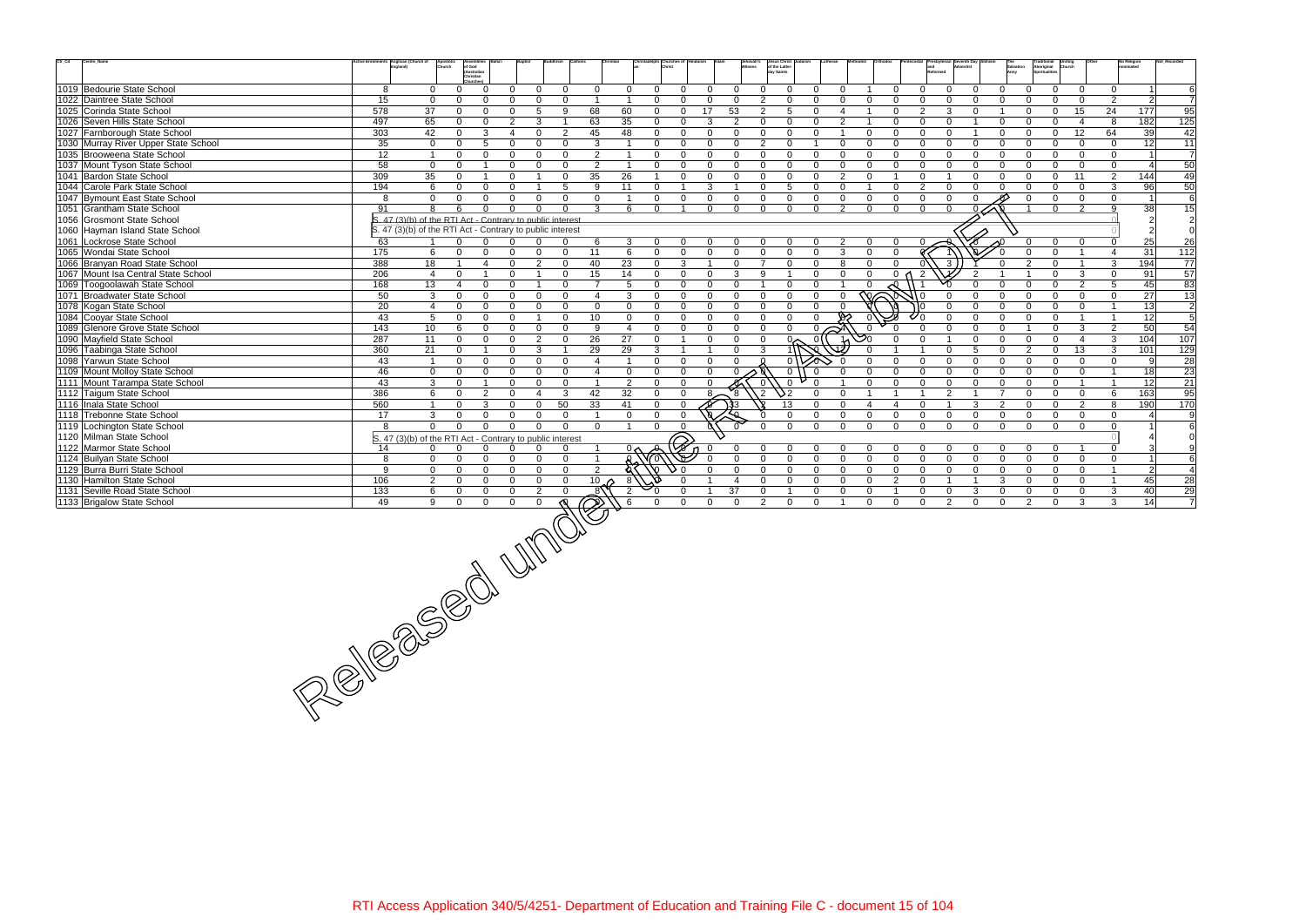| Ctr_Cd | Centre_Name | Active Enrolments | Anglican (Church of England) | Apostolic Church | Assemblies of God (Australian Christian Churches) | Baha'i | Baptist | Buddhism | Catholic | Christian | Christadelphian | Churches of Christ | Hinduism | Islam | Jehovah's Witness | Jesus Christ of the Latter-day Saints | Judaism | Lutheran | Methodist | Orthodox | Pentecostal | Presbyterian and Reformed | Seventh Day Adventist | Sikhism | The Salvation Army | Traditional Aboriginal Spiritualities | Uniting Church | Other | No Religion nominated | Not_Recorded |
|---|---|---|---|---|---|---|---|---|---|---|---|---|---|---|---|---|---|---|---|---|---|---|---|---|---|---|---|---|---|---|
| 1019 | Bedourie State School | 8 | 0 | 0 | 0 | 0 | 0 | 0 | 0 | 0 | 0 | 0 | 0 | 0 | 0 | 0 | 0 | 0 | 1 | 0 | 0 | 0 | 0 | 0 | 0 | 0 | 0 | 0 | 1 | 6 |
| 1022 | Daintree State School | 15 | 0 | 0 | 0 | 0 | 0 | 0 | 1 | 1 | 0 | 0 | 0 | 0 | 2 | 0 | 0 | 0 | 0 | 0 | 0 | 0 | 0 | 0 | 0 | 0 | 0 | 2 | 2 | 7 |
| 1025 | Corinda State School | 578 | 37 | 0 | 0 | 0 | 5 | 9 | 68 | 60 | 0 | 0 | 17 | 53 | 2 | 5 | 0 | 4 | 1 | 0 | 2 | 3 | 0 | 1 | 0 | 0 | 15 | 24 | 177 | 95 |
| 1026 | Seven Hills State School | 497 | 65 | 0 | 0 | 2 | 3 | 1 | 63 | 35 | 0 | 0 | 3 | 2 | 0 | 0 | 0 | 2 | 1 | 0 | 0 | 0 | 1 | 0 | 0 | 0 | 4 | 8 | 182 | 125 |
| 1027 | Farnborough State School | 303 | 42 | 0 | 3 | 4 | 0 | 2 | 45 | 48 | 0 | 0 | 0 | 0 | 0 | 0 | 0 | 1 | 0 | 0 | 0 | 0 | 1 | 0 | 0 | 0 | 12 | 64 | 39 | 42 |
| 1030 | Murray River Upper State School | 35 | 0 | 0 | 5 | 0 | 0 | 0 | 3 | 1 | 0 | 0 | 0 | 0 | 2 | 0 | 1 | 0 | 0 | 0 | 0 | 0 | 0 | 0 | 0 | 0 | 0 | 0 | 12 | 11 |
| 1035 | Brooweena State School | 12 | 1 | 0 | 0 | 0 | 0 | 0 | 2 | 1 | 0 | 0 | 0 | 0 | 0 | 0 | 0 | 0 | 0 | 0 | 0 | 0 | 0 | 0 | 0 | 0 | 0 | 0 | 1 | 7 |
| 1037 | Mount Tyson State School | 58 | 0 | 0 | 1 | 0 | 0 | 0 | 2 | 1 | 0 | 0 | 0 | 0 | 0 | 0 | 0 | 0 | 0 | 0 | 0 | 0 | 0 | 0 | 0 | 0 | 0 | 0 | 4 | 50 |
| 1041 | Bardon State School | 309 | 35 | 0 | 1 | 0 | 1 | 0 | 35 | 26 | 1 | 0 | 0 | 0 | 0 | 0 | 0 | 2 | 0 | 1 | 0 | 1 | 0 | 0 | 0 | 0 | 11 | 2 | 144 | 49 |
| 1044 | Carole Park State School | 194 | 6 | 0 | 0 | 0 | 1 | 5 | 9 | 11 | 0 | 1 | 3 | 1 | 0 | 5 | 0 | 0 | 1 | 0 | 2 | 0 | 0 | 0 | 0 | 0 | 0 | 3 | 96 | 50 |
| 1047 | Bymount East State School | 8 | 0 | 0 | 0 | 0 | 0 | 0 | 0 | 1 | 0 | 0 | 0 | 0 | 0 | 0 | 0 | 0 | 0 | 0 | 0 | 0 | 0 | 0 | 0 | 0 | 0 | 0 | 1 | 6 |
| 1051 | Grantham State School | 91 | 8 | 6 | 0 | 0 | 0 | 0 | 3 | 6 | 0 | 1 | 0 | 0 | 0 | 0 | 0 | 2 | 0 | 0 | 0 | 0 | 0 | 0 | 1 | 0 | 2 | 9 | 38 | 15 |
| 1056 | Grosmont State School | S. 47 (3)(b) of the RTI Act - Contrary to public interest | | | | | | | | | | | | | | | | | | | | | | | | | | 0 | 2 | 2 |
| 1060 | Hayman Island State School | S. 47 (3)(b) of the RTI Act - Contrary to public interest | | | | | | | | | | | | | | | | | | | | | | | | | | 0 | 2 | 0 |
| 1061 | Lockrose State School | 63 | 1 | 0 | 0 | 0 | 0 | 0 | 6 | 3 | 0 | 0 | 0 | 0 | 0 | 0 | 0 | 2 | 0 | 0 | 0 | 0 | 0 | 0 | 0 | 0 | 0 | 0 | 25 | 26 |
| 1065 | Wondai State School | 175 | 6 | 0 | 0 | 0 | 0 | 0 | 11 | 6 | 0 | 0 | 0 | 0 | 0 | 0 | 0 | 3 | 0 | 0 | 0 | 1 | 0 | 0 | 0 | 0 | 1 | 4 | 31 | 112 |
| 1066 | Branyan Road State School | 388 | 18 | 1 | 4 | 0 | 2 | 0 | 40 | 23 | 0 | 3 | 1 | 0 | 7 | 0 | 0 | 8 | 0 | 0 | 0 | 3 | 1 | 0 | 2 | 0 | 1 | 3 | 194 | 77 |
| 1067 | Mount Isa Central State School | 206 | 4 | 0 | 1 | 0 | 1 | 0 | 15 | 14 | 0 | 0 | 0 | 3 | 9 | 1 | 0 | 0 | 0 | 0 | 2 | | 2 | 1 | 1 | 0 | 3 | 0 | 91 | 57 |
| 1069 | Toogoolawah State School | 168 | 13 | 4 | 0 | 0 | 1 | 0 | 7 | 5 | 0 | 0 | 0 | 0 | 1 | 0 | 0 | 1 | 0 | | 1 | 0 | 0 | 0 | 0 | 0 | 2 | 5 | 45 | 83 |
| 1071 | Broadwater State School | 50 | 3 | 0 | 0 | 0 | 0 | 0 | 4 | 3 | 0 | 0 | 0 | 0 | 0 | 0 | 0 | 0 | | | | 0 | 0 | 0 | 0 | 0 | 0 | 0 | 27 | 13 |
| 1078 | Kogan State School | 20 | 4 | 0 | 0 | 0 | 0 | 0 | 0 | 0 | 0 | 0 | 0 | 0 | 0 | 0 | 0 | 0 | | | | 0 | 0 | 0 | 0 | 0 | 0 | 1 | 13 | 2 |
| 1084 | Cooyar State School | 43 | 5 | 0 | 0 | 0 | 1 | 0 | 10 | 0 | 0 | 0 | 0 | 0 | 0 | 0 | 0 | 0 | | | | 0 | 0 | 0 | 0 | 0 | 1 | 1 | 12 | 5 |
| 1089 | Glenore Grove State School | 143 | 10 | 6 | 0 | 0 | 0 | 0 | 9 | 4 | 0 | 0 | 0 | 0 | 0 | 0 | 0 | | 0 | 0 | 0 | 0 | 0 | 0 | 1 | 0 | 3 | 2 | 50 | 54 |
| 1090 | Mayfield State School | 287 | 11 | 0 | 0 | 0 | 2 | 0 | 26 | 27 | 0 | 1 | 0 | 0 | 0 | 0 | 0 | 1 | 0 | 0 | 0 | 1 | 0 | 0 | 0 | 0 | 4 | 3 | 104 | 107 |
| 1096 | Taabinga State School | 360 | 21 | 0 | 1 | 0 | 3 | 1 | 29 | 29 | 3 | 1 | 1 | 0 | 3 | 1 | | | 0 | 1 | 1 | 0 | 5 | 0 | 2 | 0 | 13 | 3 | 101 | 129 |
| 1098 | Yarwun State School | 43 | 1 | 0 | 0 | 0 | 0 | 0 | 4 | 1 | 0 | 0 | 0 | 0 | 0 | 0 | 0 | | 0 | 0 | 0 | 0 | 0 | 0 | 0 | 0 | 0 | 0 | 9 | 28 |
| 1109 | Mount Molloy State School | 46 | 0 | 0 | 0 | 0 | 0 | 0 | 4 | 0 | 0 | 0 | 0 | 0 | 0 | | 0 | 0 | 0 | 0 | 0 | 0 | 0 | 0 | 0 | 0 | 0 | 1 | 18 | 23 |
| 1111 | Mount Tarampa State School | 43 | 3 | 0 | 1 | 0 | 0 | 0 | 1 | 2 | 0 | 0 | 0 | | 0 | 0 | 0 | 1 | 0 | 0 | 0 | 0 | 0 | 0 | 0 | 0 | 1 | 1 | 12 | 21 |
| 1112 | Taigum State School | 386 | 6 | 0 | 2 | 0 | 4 | 3 | 42 | 32 | 0 | 0 | 8 | 8 | 2 | 2 | 0 | 0 | 1 | 1 | 1 | 2 | 1 | 7 | 0 | 0 | 0 | 6 | 163 | 95 |
| 1116 | Inala State School | 560 | 1 | 0 | 3 | 0 | 0 | 50 | 33 | 41 | 0 | 0 | | 33 | | 13 | 0 | 0 | 4 | 4 | 0 | 1 | 3 | 2 | 0 | 0 | 2 | 8 | 190 | 170 |
| 1118 | Trebonne State School | 17 | 3 | 0 | 0 | 0 | 0 | 0 | 1 | 0 | 0 | 0 | | 0 | 0 | 0 | 0 | 0 | 1 | 1 | 1 | 0 | 0 | 0 | 0 | 0 | 0 | 0 | 4 | 9 |
| 1119 | Lochington State School | 8 | 0 | 0 | 0 | 0 | 0 | 0 | 0 | 1 | 0 | 0 | | | 0 | 0 | 0 | 0 | 0 | 0 | 0 | 0 | 0 | 0 | 0 | 0 | 0 | 0 | 1 | 6 |
| 1120 | Milman State School | S. 47 (3)(b) of the RTI Act - Contrary to public interest | | | | | | | | | | | | | | | | | | | | | | | | | | 0 | 4 | 0 |
| 1122 | Marmor State School | 14 | 0 | 0 | 0 | 0 | 0 | 0 | 1 | 0 | | 0 | 0 | 0 | 0 | 0 | 0 | 0 | 0 | 0 | 0 | 0 | 0 | 0 | 0 | 0 | 1 | 0 | 3 | 9 |
| 1124 | Builyan State School | 8 | 0 | 0 | 0 | 0 | 0 | 0 | 1 | 0 | | 0 | 0 | 0 | 0 | 0 | 0 | 0 | 0 | 0 | 0 | 0 | 0 | 0 | 0 | 0 | 0 | 0 | 1 | 6 |
| 1129 | Burra Burri State School | 9 | 0 | 0 | 0 | 0 | 0 | 0 | 2 | | | 0 | 0 | 0 | 0 | 0 | 0 | 0 | 0 | 0 | 0 | 0 | 0 | 0 | 0 | 0 | 0 | 1 | 2 | 4 |
| 1130 | Hamilton State School | 106 | 2 | 0 | 0 | 0 | 0 | 0 | 10 | 8 | | 0 | 1 | 4 | 0 | 0 | 0 | 0 | 0 | 2 | 0 | 1 | 1 | 3 | 0 | 0 | 0 | 1 | 45 | 28 |
| 1131 | Seville Road State School | 133 | 6 | 0 | 0 | 0 | 2 | 0 | 8 | 2 | 0 | 0 | 1 | 37 | 0 | 1 | 0 | 0 | 0 | 1 | 0 | 0 | 3 | 0 | 0 | 0 | 0 | 3 | 40 | 29 |
| 1133 | Brigalow State School | 49 | 9 | 0 | 0 | 0 | 0 | 0 | | 6 | 0 | 0 | 0 | 0 | 2 | 0 | 0 | 1 | 0 | 0 | 0 | 2 | 0 | 0 | 2 | 0 | 3 | 3 | 14 | 7 |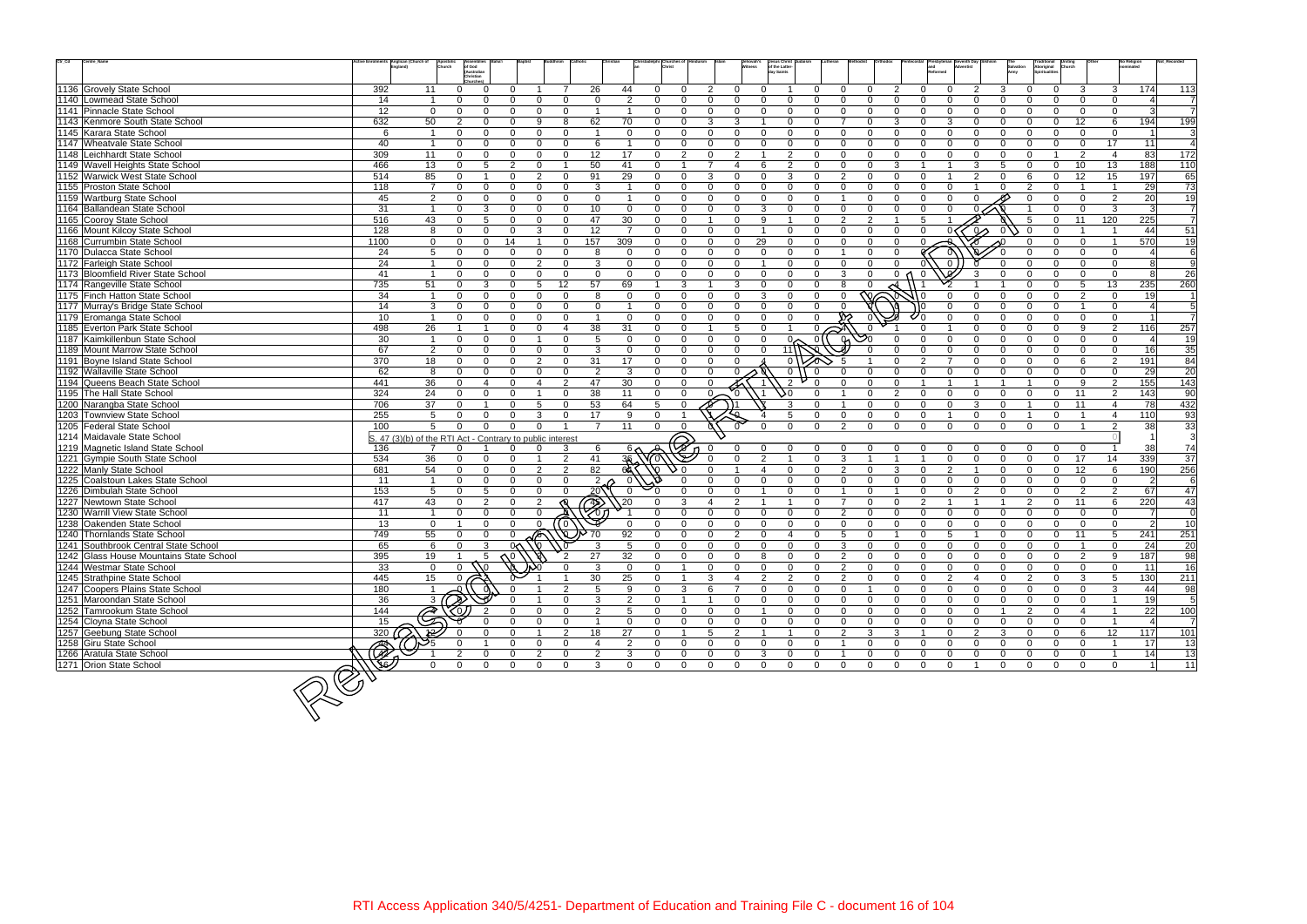| Ctr_Cd | Centre_Name | Active Enrolments | Anglican (Church of England) | Apostolic Church | Assemblies of God / Australian Christian Churches | Baha'i | Baptist | Buddhism | Catholic | Christian | Christadelphian | Churches of Christ | Hinduism | Islam | Jehovah's Witness | Jesus Christ of the Latter-day Saints | Judaism | Lutheran | Methodist | Orthodox | Pentecostal | Presbyterian and Reformed | Seventh Day Adventist | Sikhism | The Salvation Army | Traditional Aboriginal Spiritualities | Uniting Church | Other | No Religion nominated | Not Recorded |
|---|---|---|---|---|---|---|---|---|---|---|---|---|---|---|---|---|---|---|---|---|---|---|---|---|---|---|---|---|---|---|
| 1136 | Grovely State School | 392 | 11 | 0 | 0 | 0 | 1 | 7 | 26 | 44 | 0 | 0 | 2 | 0 | 0 | 1 | 0 | 0 | 0 | 2 | 0 | 0 | 2 | 3 | 0 | 0 | 3 | 3 | 174 | 113 |
| 1140 | Lowmead State School | 14 | 1 | 0 | 0 | 0 | 0 | 0 | 0 | 2 | 0 | 0 | 0 | 0 | 0 | 0 | 0 | 0 | 0 | 0 | 0 | 0 | 0 | 0 | 0 | 0 | 0 | 0 | 4 | 7 |
| 1141 | Pinnacle State School | 12 | 0 | 0 | 0 | 0 | 0 | 0 | 1 | 1 | 0 | 0 | 0 | 0 | 0 | 0 | 0 | 0 | 0 | 0 | 0 | 0 | 0 | 0 | 0 | 0 | 0 | 0 | 3 | 7 |
| 1143 | Kenmore South State School | 632 | 50 | 2 | 0 | 0 | 9 | 8 | 62 | 70 | 0 | 0 | 3 | 3 | 1 | 0 | 0 | 7 | 0 | 3 | 0 | 3 | 0 | 0 | 0 | 0 | 12 | 6 | 194 | 199 |
| 1145 | Karara State School | 6 | 1 | 0 | 0 | 0 | 0 | 0 | 1 | 0 | 0 | 0 | 0 | 0 | 0 | 0 | 0 | 0 | 0 | 0 | 0 | 0 | 0 | 0 | 0 | 0 | 0 | 0 | 1 | 3 |
| 1147 | Wheatvale State School | 40 | 1 | 0 | 0 | 0 | 0 | 0 | 6 | 1 | 0 | 0 | 0 | 0 | 0 | 0 | 0 | 0 | 0 | 0 | 0 | 0 | 0 | 0 | 0 | 0 | 0 | 17 | 11 | 4 |
| 1148 | Leichhardt State School | 309 | 11 | 0 | 0 | 0 | 0 | 0 | 12 | 17 | 0 | 2 | 0 | 2 | 1 | 2 | 0 | 0 | 0 | 0 | 0 | 0 | 0 | 0 | 0 | 1 | 2 | 4 | 83 | 172 |
| 1149 | Wavell Heights State School | 466 | 13 | 0 | 5 | 2 | 0 | 1 | 50 | 41 | 0 | 1 | 7 | 4 | 6 | 2 | 0 | 0 | 0 | 3 | 1 | 1 | 3 | 5 | 0 | 0 | 10 | 13 | 188 | 110 |
| 1152 | Warwick West State School | 514 | 85 | 0 | 1 | 0 | 2 | 0 | 91 | 29 | 0 | 0 | 3 | 0 | 0 | 3 | 0 | 2 | 0 | 0 | 0 | 1 | 2 | 0 | 6 | 0 | 12 | 15 | 197 | 65 |
| 1155 | Proston State School | 118 | 7 | 0 | 0 | 0 | 0 | 0 | 3 | 1 | 0 | 0 | 0 | 0 | 0 | 0 | 0 | 0 | 0 | 0 | 0 | 0 | 1 | 0 | 2 | 0 | 1 | 1 | 29 | 73 |
| 1159 | Wartburg State School | 45 | 2 | 0 | 0 | 0 | 0 | 0 | 0 | 1 | 0 | 0 | 0 | 0 | 0 | 0 | 0 | 1 | 0 | 0 | 0 | 0 | 0 | 0 | 0 | 0 | 0 | 2 | 20 | 19 |
| 1164 | Ballandean State School | 31 | 1 | 0 | 3 | 0 | 0 | 0 | 10 | 0 | 0 | 0 | 0 | 0 | 3 | 0 | 0 | 0 | 0 | 0 | 0 | 0 | 0 | 0 | 1 | 0 | 0 | 3 | 3 | 7 |
| 1165 | Cooroy State School | 516 | 43 | 0 | 5 | 0 | 0 | 0 | 47 | 30 | 0 | 0 | 1 | 0 | 9 | 1 | 0 | 2 | 2 | 1 | 5 | 1 | 2 | | 5 | 0 | 11 | 120 | 225 | 7 |
| 1166 | Mount Kilcoy State School | 128 | 8 | 0 | 0 | 0 | 3 | 0 | 12 | 7 | 0 | 0 | 0 | 0 | 1 | 0 | 0 | 0 | 0 | 0 | 0 | 0 | 0 | 0 | 0 | 0 | 1 | 1 | 44 | 51 |
| 1168 | Currumbin State School | 1100 | 0 | 0 | 0 | 14 | 1 | 0 | 157 | 309 | 0 | 0 | 0 | 0 | 29 | 0 | 0 | 0 | 0 | 0 | 0 | 0 | 0 | 0 | 0 | 0 | 0 | 1 | 570 | 19 |
| 1170 | Dulacca State School | 24 | 5 | 0 | 0 | 0 | 0 | 0 | 8 | 0 | 0 | 0 | 0 | 0 | 0 | 0 | 0 | 1 | 0 | 0 | 0 | 0 | 0 | 0 | 0 | 0 | 0 | 0 | 4 | 6 |
| 1172 | Farleigh State School | 24 | 1 | 0 | 0 | 0 | 2 | 0 | 3 | 0 | 0 | 0 | 0 | 0 | 1 | 0 | 0 | 0 | 0 | 0 | 0 | 0 | 0 | 0 | 0 | 0 | 0 | 0 | 8 | 9 |
| 1173 | Bloomfield River State School | 41 | 1 | 0 | 0 | 0 | 0 | 0 | 0 | 0 | 0 | 0 | 0 | 0 | 0 | 0 | 0 | 3 | 0 | 0 | 0 | 0 | 3 | 0 | 0 | 0 | 0 | 0 | 8 | 26 |
| 1174 | Rangeville State School | 735 | 51 | 0 | 3 | 0 | 5 | 12 | 57 | 69 | 1 | 3 | 1 | 3 | 0 | 0 | 0 | 8 | 0 | 4 | 1 | 2 | 1 | 1 | 0 | 0 | 5 | 13 | 235 | 260 |
| 1175 | Finch Hatton State School | 34 | 1 | 0 | 0 | 0 | 0 | 0 | 8 | 0 | 0 | 0 | 0 | 0 | 3 | 0 | 0 | 0 | 0 | 0 | 0 | 0 | 0 | 0 | 0 | 0 | 2 | 0 | 19 | 1 |
| 1177 | Murray's Bridge State School | 14 | 3 | 0 | 0 | 0 | 0 | 0 | 0 | 1 | 0 | 0 | 0 | 0 | 0 | 0 | 0 | 0 | 0 | 0 | 0 | 0 | 0 | 0 | 0 | 0 | 1 | 0 | 4 | 5 |
| 1179 | Eromanga State School | 10 | 1 | 0 | 0 | 0 | 0 | 0 | 1 | 0 | 0 | 0 | 0 | 0 | 0 | 0 | 0 | 0 | 0 | 0 | 0 | 0 | 0 | 0 | 0 | 0 | 0 | 0 | 1 | 7 |
| 1185 | Everton Park State School | 498 | 26 | 1 | 1 | 0 | 0 | 4 | 38 | 31 | 0 | 0 | 1 | 5 | 0 | 1 | 0 | 0 | 0 | 1 | 0 | 1 | 0 | 0 | 0 | 0 | 9 | 2 | 116 | 257 |
| 1187 | Kaimkillenbun State School | 30 | 1 | 0 | 0 | 0 | 1 | 0 | 5 | 0 | 0 | 0 | 0 | 0 | 0 | 0 | 0 | 0 | 0 | 0 | 0 | 0 | 0 | 0 | 0 | 0 | 0 | 0 | 4 | 19 |
| 1189 | Mount Marrow State School | 67 | 2 | 0 | 0 | 0 | 0 | 0 | 3 | 0 | 0 | 0 | 0 | 0 | 0 | 11 | 0 | 3 | 0 | 0 | 0 | 0 | 0 | 0 | 0 | 0 | 0 | 0 | 16 | 35 |
| 1191 | Boyne Island State School | 370 | 18 | 0 | 0 | 0 | 2 | 0 | 31 | 17 | 0 | 0 | 0 | 0 | 4 | 0 | | 5 | 1 | 0 | 2 | 7 | 0 | 0 | 0 | 0 | 6 | 2 | 191 | 84 |
| 1192 | Wallaville State School | 62 | 8 | 0 | 0 | 0 | 0 | 0 | 2 | 3 | 0 | 0 | 0 | 0 | 0 | 0 | 0 | 0 | 0 | 0 | 0 | 0 | 0 | 0 | 0 | 0 | 0 | 0 | 29 | 20 |
| 1194 | Queens Beach State School | 441 | 36 | 0 | 4 | 0 | 4 | 2 | 47 | 30 | 0 | 0 | 0 | | 1 | 2 | 0 | 0 | 0 | 0 | 1 | 1 | 1 | 1 | 1 | 0 | 9 | 2 | 155 | 143 |
| 1195 | The Hall State School | 324 | 24 | 0 | 0 | 0 | 1 | 0 | 38 | 11 | 0 | 0 | 0 | 0 | 1 | 0 | 0 | 1 | 0 | 2 | 0 | 0 | 0 | 0 | 0 | 0 | 11 | 2 | 143 | 90 |
| 1200 | Narangba State School | 706 | 37 | 0 | 1 | 0 | 5 | 0 | 53 | 64 | 5 | 0 | | 1 | | 3 | 0 | 1 | 0 | 0 | 0 | 0 | 3 | 0 | 1 | 0 | 11 | 4 | 78 | 432 |
| 1203 | Townview State School | 255 | 5 | 0 | 0 | 0 | 3 | 0 | 17 | 9 | 0 | 1 | 1 | | 4 | 5 | 0 | 0 | 0 | 0 | 0 | 1 | 0 | 0 | 1 | 0 | 1 | 4 | 110 | 93 |
| 1205 | Federal State School | 100 | 5 | 0 | 0 | 0 | 0 | 1 | 7 | 11 | 0 | 0 | | | 0 | 0 | 0 | 2 | 0 | 0 | 0 | 0 | 0 | 0 | 0 | 0 | 1 | 2 | 38 | 33 |
| 1214 | Maidavale State School | S. 47 (3)(b) of the RTI Act - Contrary to public interest | | | | | | | | | | | | | | | | | | | | | | | | | | | 1 | 3 |
| 1219 | Magnetic Island State School | 136 | 7 | 0 | 1 | 0 | 0 | 3 | 6 | 6 | | | 0 | 0 | 0 | 0 | 0 | 0 | 0 | 0 | 0 | 0 | 0 | 0 | 0 | 0 | 0 | 1 | 38 | 74 |
| 1221 | Gympie South State School | 534 | 36 | 0 | 0 | 0 | 1 | 2 | 41 | 36 | | | 0 | 0 | 2 | 1 | 0 | 3 | 1 | 1 | 1 | 0 | 0 | 0 | 0 | 0 | 17 | 14 | 339 | 37 |
| 1222 | Manly State School | 681 | 54 | 0 | 0 | 0 | 2 | 2 | 82 | 68 | | 0 | 0 | 1 | 4 | 0 | 0 | 2 | 0 | 3 | 0 | 2 | 1 | 0 | 0 | 0 | 12 | 6 | 190 | 256 |
| 1225 | Coalstoun Lakes State School | 11 | 1 | 0 | 0 | 0 | 0 | 0 | 2 | 0 | | 0 | 0 | 0 | 0 | 0 | 0 | 0 | 0 | 0 | 0 | 0 | 0 | 0 | 0 | 0 | 0 | 0 | 2 | 6 |
| 1226 | Dimbulah State School | 153 | 5 | 0 | 5 | 0 | 0 | 0 | 20 | 0 | 0 | 0 | 0 | 0 | 1 | 0 | 0 | 1 | 0 | 1 | 0 | 0 | 2 | 0 | 0 | 0 | 2 | 2 | 67 | 47 |
| 1227 | Newtown State School | 417 | 43 | 0 | 2 | 0 | 2 | | 4 | 20 | 0 | 3 | 4 | 2 | 1 | 1 | 0 | 7 | 0 | 0 | 2 | 1 | 1 | 1 | 2 | 0 | 11 | 6 | 220 | 43 |
| 1230 | Warrill View State School | 11 | 1 | 0 | 0 | 0 | 0 | | | 1 | 0 | 0 | 0 | 0 | 0 | 0 | 0 | 0 | 0 | 0 | 0 | 0 | 0 | 0 | 0 | 0 | 0 | 0 | 7 | 0 |
| 1238 | Oakenden State School | 13 | 0 | 1 | 0 | 0 | 0 | 0 | | 0 | 0 | 0 | 0 | 0 | 0 | 0 | 0 | 0 | 0 | 0 | 0 | 0 | 0 | 0 | 0 | 0 | 0 | 0 | 2 | 10 |
| 1240 | Thornlands State School | 749 | 55 | 0 | 0 | 0 | | | 70 | 92 | 0 | 0 | 0 | 2 | 0 | 4 | 0 | 5 | 0 | 1 | 0 | 5 | 1 | 0 | 0 | 0 | 11 | 5 | 241 | 251 |
| 1241 | Southbrook Central State School | 65 | 6 | 0 | 3 | 0 | | | 3 | 5 | 0 | 0 | 0 | 0 | 0 | 0 | 0 | 3 | 0 | 0 | 0 | 0 | 0 | 0 | 0 | 0 | 1 | 0 | 24 | 20 |
| 1242 | Glass House Mountains State School | 395 | 19 | 1 | 5 | | | 2 | 27 | 32 | 0 | 0 | 0 | 0 | 8 | 0 | 0 | 2 | 0 | 0 | 0 | 0 | 0 | 0 | 0 | 0 | 2 | 9 | 187 | 98 |
| 1244 | Westmar State School | 33 | 0 | 0 | | | | 0 | 3 | 0 | 0 | 1 | 0 | 0 | 0 | 0 | 0 | 2 | 0 | 0 | 0 | 0 | 0 | 0 | 0 | 0 | 0 | 0 | 11 | 16 |
| 1245 | Strathpine State School | 445 | 15 | 0 | | 0 | 1 | 1 | 30 | 25 | 0 | 1 | 3 | 4 | 2 | 2 | 0 | 2 | 0 | 0 | 0 | 2 | 4 | 0 | 2 | 0 | 3 | 5 | 130 | 211 |
| 1247 | Coopers Plains State School | 180 | 1 | 0 | 0 | 0 | 0 | 2 | 5 | 9 | 0 | 3 | 6 | 7 | 0 | 0 | 0 | 0 | 1 | 0 | 0 | 0 | 0 | 0 | 0 | 0 | 0 | 3 | 44 | 98 |
| 1251 | Maroondan State School | 36 | 3 | | | 0 | 1 | 0 | 3 | 2 | 0 | 1 | 1 | 0 | 0 | 0 | 0 | 0 | 0 | 0 | 0 | 0 | 0 | 0 | 0 | 0 | 0 | 1 | 19 | 5 |
| 1252 | Tamrookum State School | 144 | | | 2 | 0 | 0 | 0 | 2 | 5 | 0 | 0 | 0 | 0 | 1 | 0 | 0 | 0 | 0 | 0 | 0 | 0 | 0 | 1 | 2 | 0 | 4 | 1 | 22 | 100 |
| 1254 | Clayna State School | 15 | | 0 | 0 | 0 | 0 | 0 | 1 | 0 | 0 | 0 | 0 | 0 | 0 | 0 | 0 | 0 | 0 | 0 | 0 | 0 | 0 | 0 | 0 | 0 | 0 | 1 | 4 | 7 |
| 1257 | Geebung State School | 320 | 12 | 0 | 0 | 0 | 1 | 2 | 18 | 27 | 0 | 1 | 5 | 2 | 1 | 1 | 0 | 2 | 3 | 3 | 1 | 0 | 2 | 3 | 0 | 0 | 6 | 12 | 117 | 101 |
| 1258 | Giru State School | | 5 | 0 | 1 | 0 | 0 | 0 | 4 | 2 | 0 | 0 | 0 | 0 | 0 | 0 | 0 | 1 | 0 | 0 | 0 | 0 | 0 | 0 | 0 | 0 | 0 | 1 | 17 | 13 |
| 1266 | Aratula State School | | 1 | 2 | 0 | 0 | 2 | 0 | 2 | 3 | 0 | 0 | 0 | 0 | 3 | 0 | 0 | 1 | 0 | 0 | 0 | 0 | 0 | 0 | 0 | 0 | 0 | 1 | 14 | 13 |
| 1271 | Orion State School | 16 | 0 | 0 | 0 | 0 | 0 | 0 | 3 | 0 | 0 | 0 | 0 | 0 | 0 | 0 | 0 | 0 | 0 | 0 | 0 | 0 | 1 | 0 | 0 | 0 | 0 | 0 | 1 | 11 |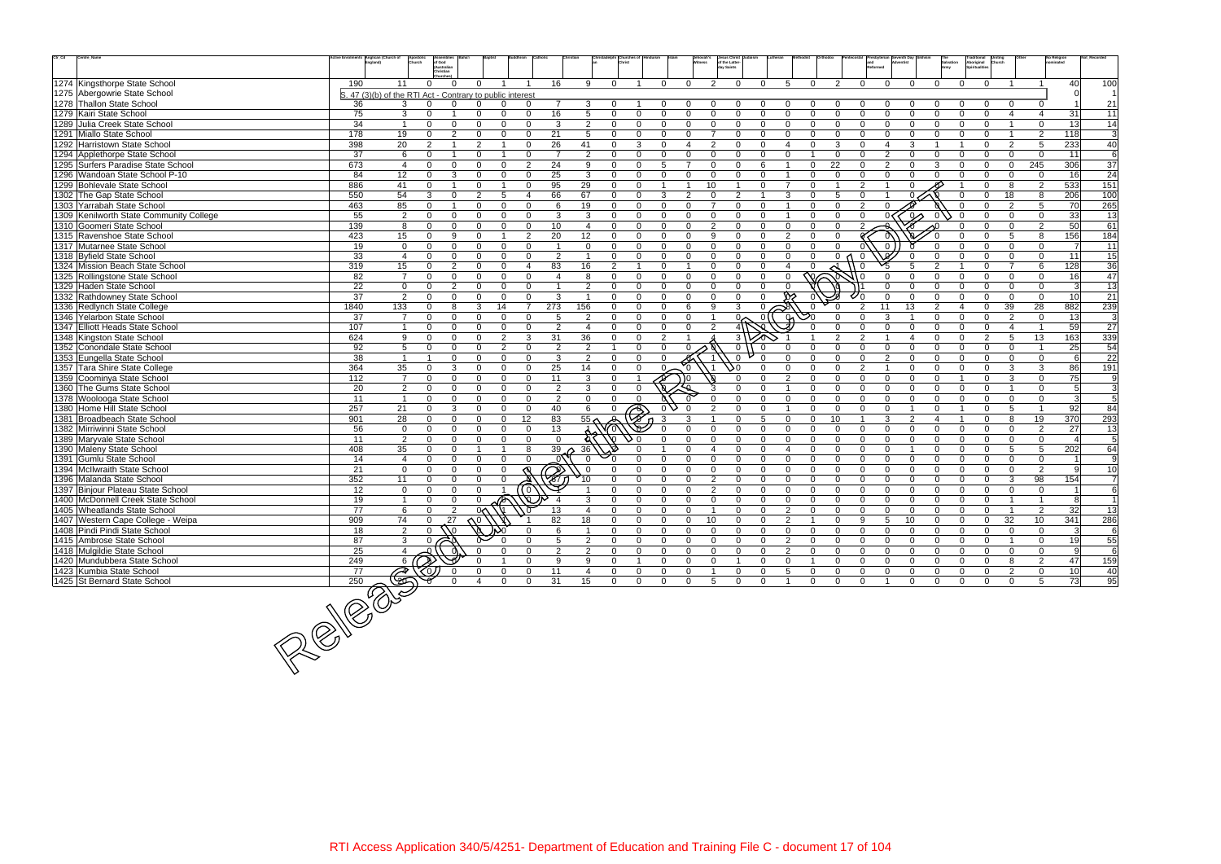| Ctr_Cd | Centre_Name | Active Enrolments | Anglican (Church of England) | Apostolic Church | Assemblies of God / Australian Christian Churches | Bahai | Baptist | Buddhism | Catholic | Christian | Christadelphian | Churches of Christ | Hinduism | Islam | Jehovah's Witness | Jesus Christ of the Latter-day Saints | Judaism | Lutheran | Methodist | Orthodox | Pentecostal | Presbyterian and Reformed | Seventh Day Adventist | Sikhism | The Salvation Army | Traditional Aboriginal Spiritualities | Uniting Church | Other | No Religion nominated | Not_Recorded |
|---|---|---|---|---|---|---|---|---|---|---|---|---|---|---|---|---|---|---|---|---|---|---|---|---|---|---|---|---|---|---|
| 1274 | Kingsthorpe State School | 190 | 11 | 0 | 0 | 0 | 1 | 1 | 16 | 9 | 0 | 1 | 0 | 0 | 2 | 0 | 0 | 5 | 0 | 2 | 0 | 0 | 0 | 0 | 0 | 0 | 1 | 1 | 40 | 100 |
| 1275 | Abergowrie State School | S. 47 (3)(b) of the RTI Act - Contrary to public interest | | | | | | | | | | | | | | | | | | | | | | | | | | | 0 | 1 |
| 1278 | Thallon State School | 36 | 3 | 0 | 0 | 0 | 0 | 0 | 7 | 3 | 0 | 1 | 0 | 0 | 0 | 0 | 0 | 0 | 0 | 0 | 0 | 0 | 0 | 0 | 0 | 0 | 0 | 0 | 1 | 21 |
| 1279 | Kairi State School | 75 | 3 | 0 | 1 | 0 | 0 | 0 | 16 | 5 | 0 | 0 | 0 | 0 | 0 | 0 | 0 | 0 | 0 | 0 | 0 | 0 | 0 | 0 | 0 | 0 | 4 | 4 | 31 | 11 |
| 1289 | Julia Creek State School | 34 | 1 | 0 | 0 | 0 | 0 | 0 | 3 | 2 | 0 | 0 | 0 | 0 | 0 | 0 | 0 | 0 | 0 | 0 | 0 | 0 | 0 | 0 | 0 | 0 | 1 | 0 | 13 | 14 |
| 1291 | Miallo State School | 178 | 19 | 0 | 2 | 0 | 0 | 0 | 21 | 5 | 0 | 0 | 0 | 0 | 7 | 0 | 0 | 0 | 0 | 0 | 0 | 0 | 0 | 0 | 0 | 0 | 1 | 2 | 118 | 3 |
| 1292 | Harristown State School | 398 | 20 | 2 | 1 | 2 | 1 | 0 | 26 | 41 | 0 | 3 | 0 | 4 | 2 | 0 | 0 | 4 | 0 | 3 | 0 | 4 | 3 | 1 | 1 | 0 | 2 | 5 | 233 | 40 |
| 1294 | Applethorpe State School | 37 | 6 | 0 | 1 | 0 | 1 | 0 | 7 | 2 | 0 | 0 | 0 | 0 | 0 | 0 | 0 | 0 | 1 | 0 | 0 | 2 | 0 | 0 | 0 | 0 | 0 | 0 | 11 | 6 |
| 1295 | Surfers Paradise State School | 673 | 4 | 0 | 0 | 0 | 0 | 2 | 24 | 9 | 0 | 0 | 5 | 7 | 0 | 0 | 6 | 1 | 0 | 22 | 0 | 2 | 0 | 3 | 0 | 0 | 0 | 245 | 306 | 37 |
| 1296 | Wandoan State School P-10 | 84 | 12 | 0 | 3 | 0 | 0 | 0 | 25 | 3 | 0 | 0 | 0 | 0 | 0 | 0 | 0 | 1 | 0 | 0 | 0 | 0 | 0 | 0 | 0 | 0 | 0 | 0 | 16 | 24 |
| 1299 | Bohlevale State School | 886 | 41 | 0 | 1 | 0 | 1 | 0 | 95 | 29 | 0 | 0 | 1 | 1 | 10 | 1 | 0 | 7 | 0 | 1 | 2 | 1 | 0 | 0 | 1 | 0 | 8 | 2 | 533 | 151 |
| 1302 | The Gap State School | 550 | 54 | 3 | 0 | 2 | 5 | 4 | 66 | 67 | 0 | 0 | 3 | 2 | 0 | 2 | 1 | 3 | 0 | 5 | 0 | 1 | 0 | 0 | 0 | 0 | 18 | 8 | 206 | 100 |
| 1303 | Yarrabah State School | 463 | 85 | 0 | 1 | 0 | 0 | 0 | 6 | 19 | 0 | 0 | 0 | 0 | 7 | 0 | 0 | 1 | 0 | 0 | 2 | 0 | 0 | 0 | 0 | 0 | 2 | 5 | 70 | 265 |
| 1309 | Kenilworth State Community College | 55 | 2 | 0 | 0 | 0 | 0 | 0 | 3 | 3 | 0 | 0 | 0 | 0 | 0 | 0 | 0 | 1 | 0 | 0 | 0 | 0 | 0 | 0 | 0 | 0 | 0 | 0 | 33 | 13 |
| 1310 | Goomeri State School | 139 | 8 | 0 | 0 | 0 | 0 | 0 | 10 | 4 | 0 | 0 | 0 | 0 | 2 | 0 | 0 | 0 | 0 | 0 | 2 | 0 | 0 | 0 | 0 | 0 | 0 | 2 | 50 | 61 |
| 1315 | Ravenshoe State School | 423 | 15 | 0 | 9 | 0 | 1 | 2 | 20 | 12 | 0 | 0 | 0 | 0 | 9 | 0 | 0 | 2 | 0 | 0 | 0 | 0 | 0 | 0 | 0 | 0 | 5 | 8 | 156 | 184 |
| 1317 | Mutarnee State School | 19 | 0 | 0 | 0 | 0 | 0 | 0 | 1 | 0 | 0 | 0 | 0 | 0 | 0 | 0 | 0 | 0 | 0 | 0 | 0 | 0 | 0 | 0 | 0 | 0 | 0 | 0 | 7 | 11 |
| 1318 | Byfield State School | 33 | 4 | 0 | 0 | 0 | 0 | 0 | 2 | 1 | 0 | 0 | 0 | 0 | 0 | 0 | 0 | 0 | 0 | 0 | 0 | 0 | 0 | 0 | 0 | 0 | 0 | 0 | 11 | 15 |
| 1324 | Mission Beach State School | 319 | 15 | 0 | 2 | 0 | 0 | 4 | 83 | 16 | 2 | 1 | 0 | 1 | 0 | 0 | 0 | 4 | 0 | 0 | 0 | 5 | 5 | 2 | 1 | 0 | 7 | 6 | 128 | 36 |
| 1325 | Rollingstone State School | 82 | 7 | 0 | 0 | 0 | 0 | 0 | 4 | 8 | 0 | 0 | 0 | 0 | 0 | 0 | 0 | 0 | 0 | 0 | 0 | 0 | 0 | 0 | 0 | 0 | 0 | 0 | 16 | 47 |
| 1329 | Haden State School | 22 | 0 | 0 | 2 | 0 | 0 | 0 | 1 | 2 | 0 | 0 | 0 | 0 | 0 | 0 | 0 | 0 | 0 | 0 | 1 | 0 | 0 | 0 | 0 | 0 | 0 | 0 | 3 | 13 |
| 1332 | Rathdowney State School | 37 | 2 | 0 | 0 | 0 | 0 | 0 | 3 | 1 | 0 | 0 | 0 | 0 | 0 | 0 | 0 | 0 | 0 | 0 | 0 | 0 | 0 | 0 | 0 | 0 | 0 | 0 | 10 | 21 |
| 1336 | Redlynch State College | 1840 | 133 | 0 | 8 | 3 | 14 | 7 | 273 | 156 | 0 | 0 | 0 | 6 | 9 | 3 | 0 | 0 | 0 | 0 | 2 | 11 | 13 | 2 | 4 | 0 | 39 | 28 | 882 | 239 |
| 1346 | Yelarbon State School | 37 | 7 | 0 | 0 | 0 | 0 | 0 | 5 | 2 | 0 | 0 | 0 | 0 | 1 | 0 | 0 | 0 | 0 | 0 | 0 | 3 | 1 | 0 | 0 | 0 | 2 | 0 | 13 | 3 |
| 1347 | Elliott Heads State School | 107 | 1 | 0 | 0 | 0 | 0 | 0 | 2 | 4 | 0 | 0 | 0 | 0 | 2 | 4 | 0 | 0 | 0 | 0 | 0 | 0 | 0 | 0 | 0 | 0 | 4 | 1 | 59 | 27 |
| 1348 | Kingston State School | 624 | 9 | 0 | 0 | 0 | 2 | 3 | 31 | 36 | 0 | 0 | 2 | 1 | 4 | 3 | 0 | 1 | 1 | 2 | 2 | 1 | 4 | 0 | 0 | 2 | 5 | 13 | 163 | 339 |
| 1352 | Conondale State School | 92 | 5 | 0 | 0 | 0 | 2 | 0 | 2 | 2 | 1 | 0 | 0 | 0 | 0 | 0 | 0 | 0 | 0 | 0 | 0 | 0 | 0 | 0 | 0 | 0 | 0 | 1 | 25 | 54 |
| 1353 | Eungella State School | 38 | 1 | 1 | 0 | 0 | 0 | 0 | 3 | 2 | 0 | 0 | 0 | 0 | 1 | 0 | 0 | 0 | 0 | 0 | 0 | 2 | 0 | 0 | 0 | 0 | 0 | 0 | 6 | 22 |
| 1357 | Tara Shire State College | 364 | 35 | 0 | 3 | 0 | 0 | 0 | 25 | 14 | 0 | 0 | 0 | 0 | 1 | 0 | 0 | 0 | 0 | 0 | 2 | 1 | 0 | 0 | 0 | 0 | 3 | 3 | 86 | 191 |
| 1359 | Coominya State School | 112 | 7 | 0 | 0 | 0 | 0 | 0 | 11 | 3 | 0 | 1 | 0 | 0 | 0 | 0 | 0 | 2 | 0 | 0 | 0 | 0 | 0 | 0 | 1 | 0 | 3 | 0 | 75 | 9 |
| 1360 | The Gums State School | 20 | 2 | 0 | 0 | 0 | 0 | 0 | 2 | 3 | 0 | 0 | 0 | 0 | 3 | 0 | 0 | 1 | 0 | 0 | 0 | 0 | 0 | 0 | 0 | 0 | 1 | 0 | 5 | 3 |
| 1378 | Woolooga State School | 11 | 1 | 0 | 0 | 0 | 0 | 0 | 2 | 0 | 0 | 0 | 0 | 0 | 0 | 0 | 0 | 0 | 0 | 0 | 0 | 0 | 0 | 0 | 0 | 0 | 0 | 0 | 3 | 5 |
| 1380 | Home Hill State School | 257 | 21 | 0 | 3 | 0 | 0 | 0 | 40 | 6 | 0 | 0 | 0 | 0 | 2 | 0 | 0 | 1 | 0 | 0 | 0 | 0 | 1 | 0 | 1 | 0 | 5 | 1 | 92 | 84 |
| 1381 | Broadbeach State School | 901 | 28 | 0 | 0 | 0 | 0 | 12 | 83 | 55 | 0 | 0 | 3 | 3 | 1 | 0 | 5 | 0 | 0 | 10 | 1 | 3 | 2 | 4 | 1 | 0 | 8 | 19 | 370 | 293 |
| 1382 | Mirriwinni State School | 56 | 0 | 0 | 0 | 0 | 0 | 0 | 13 | 1 | 0 | 0 | 0 | 0 | 0 | 0 | 0 | 0 | 0 | 0 | 0 | 0 | 0 | 0 | 0 | 0 | 0 | 2 | 27 | 13 |
| 1389 | Maryvale State School | 11 | 2 | 0 | 0 | 0 | 0 | 0 | 0 | 0 | 0 | 0 | 0 | 0 | 0 | 0 | 0 | 0 | 0 | 0 | 0 | 0 | 0 | 0 | 0 | 0 | 0 | 0 | 4 | 5 |
| 1390 | Maleny State School | 408 | 35 | 0 | 0 | 1 | 1 | 8 | 39 | 36 | 0 | 0 | 1 | 0 | 4 | 0 | 0 | 4 | 0 | 0 | 0 | 0 | 1 | 0 | 0 | 0 | 5 | 5 | 202 | 64 |
| 1391 | Gumlu State School | 14 | 4 | 0 | 0 | 0 | 0 | 0 | 0 | 0 | 0 | 0 | 0 | 0 | 0 | 0 | 0 | 0 | 0 | 0 | 0 | 0 | 0 | 0 | 0 | 0 | 0 | 0 | 1 | 9 |
| 1394 | McIlwraith State School | 21 | 0 | 0 | 0 | 0 | 0 | 0 | 1 | 0 | 0 | 0 | 0 | 0 | 0 | 0 | 0 | 0 | 0 | 0 | 0 | 0 | 0 | 0 | 0 | 0 | 0 | 2 | 9 | 10 |
| 1396 | Malanda State School | 352 | 11 | 0 | 0 | 0 | 0 | 0 | 67 | 10 | 0 | 0 | 0 | 0 | 2 | 0 | 0 | 0 | 0 | 0 | 0 | 0 | 0 | 0 | 0 | 0 | 3 | 98 | 154 | 7 |
| 1397 | Binjour Plateau State School | 12 | 0 | 0 | 0 | 0 | 1 | 0 | 2 | 1 | 0 | 0 | 0 | 0 | 2 | 0 | 0 | 0 | 0 | 0 | 0 | 0 | 0 | 0 | 0 | 0 | 0 | 0 | 1 | 6 |
| 1400 | McDonnell Creek State School | 19 | 1 | 0 | 0 | 0 | 0 | 0 | 4 | 3 | 0 | 0 | 0 | 0 | 0 | 0 | 0 | 0 | 0 | 0 | 0 | 0 | 0 | 0 | 0 | 0 | 1 | 1 | 8 | 1 |
| 1405 | Wheatlands State School | 77 | 6 | 0 | 2 | 0 | 1 | 0 | 13 | 4 | 0 | 0 | 0 | 0 | 1 | 0 | 0 | 2 | 0 | 0 | 0 | 0 | 0 | 0 | 0 | 0 | 1 | 2 | 32 | 13 |
| 1407 | Western Cape College - Weipa | 909 | 74 | 0 | 27 | 0 | 0 | 1 | 82 | 18 | 0 | 0 | 0 | 0 | 10 | 0 | 0 | 2 | 1 | 0 | 9 | 5 | 10 | 0 | 0 | 0 | 32 | 10 | 341 | 286 |
| 1408 | Pindi Pindi State School | 18 | 2 | 0 | 0 | 0 | 0 | 0 | 6 | 1 | 0 | 0 | 0 | 0 | 0 | 0 | 0 | 0 | 0 | 0 | 0 | 0 | 0 | 0 | 0 | 0 | 0 | 0 | 3 | 6 |
| 1415 | Ambrose State School | 87 | 3 | 0 | 1 | 0 | 0 | 0 | 5 | 2 | 0 | 0 | 0 | 0 | 0 | 0 | 0 | 2 | 0 | 0 | 0 | 0 | 0 | 0 | 0 | 0 | 1 | 0 | 19 | 55 |
| 1418 | Mulgildie State School | 25 | 4 | 0 | 0 | 0 | 0 | 0 | 2 | 2 | 0 | 0 | 0 | 0 | 0 | 0 | 0 | 2 | 0 | 0 | 0 | 0 | 0 | 0 | 0 | 0 | 0 | 0 | 9 | 6 |
| 1420 | Mundubbera State School | 249 | 6 | 0 | 0 | 0 | 1 | 0 | 9 | 9 | 0 | 1 | 0 | 0 | 0 | 1 | 0 | 0 | 1 | 0 | 0 | 0 | 0 | 0 | 0 | 0 | 8 | 2 | 47 | 159 |
| 1423 | Kumbia State School | 77 | 6 | 0 | 0 | 0 | 0 | 0 | 11 | 4 | 0 | 0 | 0 | 0 | 1 | 0 | 0 | 5 | 0 | 0 | 0 | 0 | 0 | 0 | 0 | 0 | 2 | 0 | 10 | 40 |
| 1425 | St Bernard State School | 250 | 6 | 0 | 0 | 4 | 0 | 0 | 31 | 15 | 0 | 0 | 0 | 0 | 5 | 0 | 0 | 1 | 0 | 0 | 0 | 1 | 0 | 0 | 0 | 0 | 0 | 5 | 73 | 95 |

RTI Access Application 340/5/4251- Department of Education and Training File C - document 17 of 104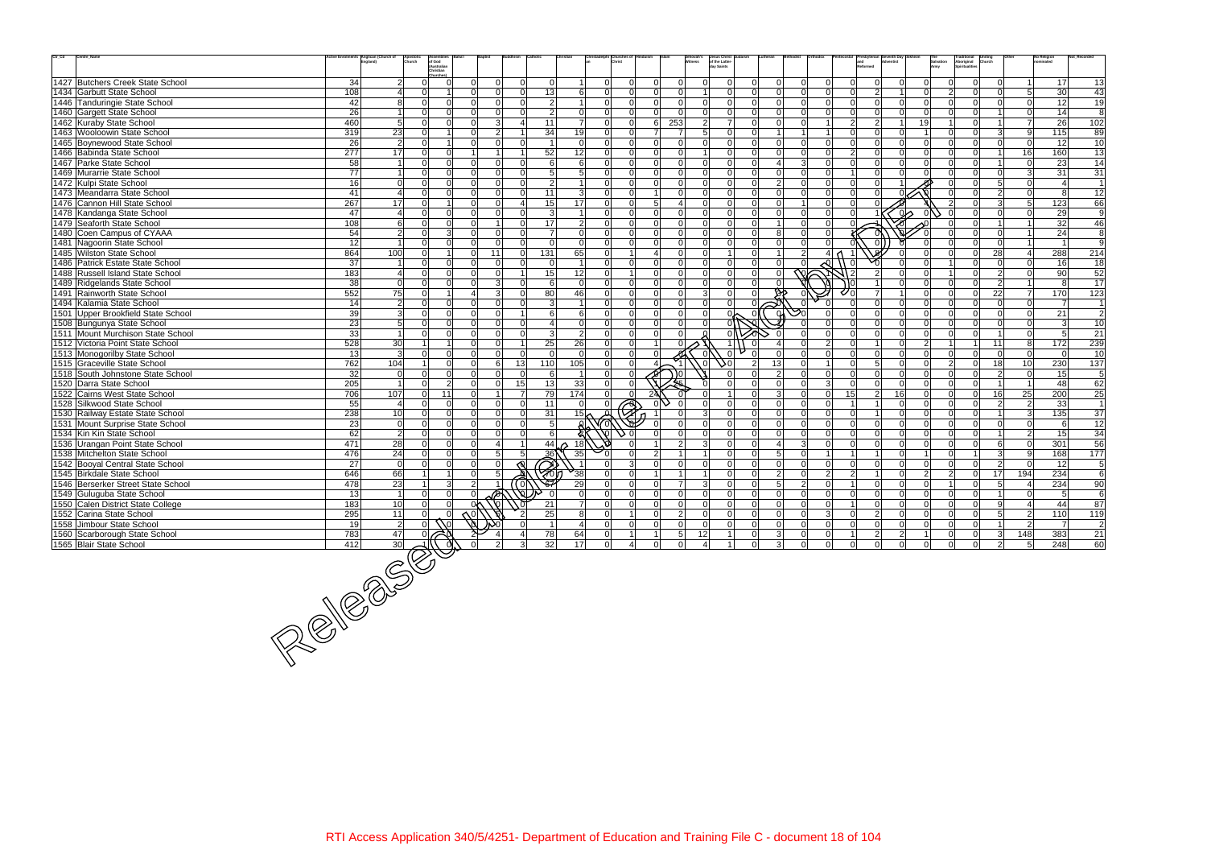| Ctr_Cd | Centre_Name | Active Enrolments | Anglican (Church of England) | Apostolic Church | Assemblies of God (Australian Christian Churches) | Bahai | Baptist | Buddhism | Catholic | Christian | Christadelphian | Churches of Christ | Hinduism | Islam | Jehovah's Witness | Jesus Christ of the Latter-day Saints | Judaism | Lutheran | Methodist | Orthodox | Pentecostal | Presbyterian and Reformed | Seventh Day Adventist | Sikhism | The Salvation Army | Traditional Aboriginal Spiritualities | Uniting Church | Other | No Religion nominated | Not_Recorded |
|---|---|---|---|---|---|---|---|---|---|---|---|---|---|---|---|---|---|---|---|---|---|---|---|---|---|---|---|---|---|---|
| 1427 | Butchers Creek State School | 34 | 2 | 0 | 0 | 0 | 0 | 0 | 0 | 1 | 0 | 0 | 0 | 0 | 0 | 0 | 0 | 0 | 0 | 0 | 0 | 0 | 0 | 0 | 0 | 0 | 0 | 1 | 17 | 13 |
| 1434 | Garbutt State School | 108 | 4 | 0 | 1 | 0 | 0 | 0 | 13 | 6 | 0 | 0 | 0 | 0 | 1 | 0 | 0 | 0 | 0 | 0 | 0 | 2 | 1 | 0 | 2 | 0 | 0 | 5 | 30 | 43 |
| 1446 | Tanduringie State School | 42 | 8 | 0 | 0 | 0 | 0 | 0 | 2 | 1 | 0 | 0 | 0 | 0 | 0 | 0 | 0 | 0 | 0 | 0 | 0 | 0 | 0 | 0 | 0 | 0 | 0 | 0 | 12 | 19 |
| 1460 | Gargett State School | 26 | 1 | 0 | 0 | 0 | 0 | 0 | 2 | 0 | 0 | 0 | 0 | 0 | 0 | 0 | 0 | 0 | 0 | 0 | 0 | 0 | 0 | 0 | 0 | 0 | 1 | 0 | 14 | 8 |
| 1462 | Kuraby State School | 460 | 5 | 0 | 0 | 0 | 3 | 4 | 11 | 7 | 0 | 0 | 6 | 253 | 2 | 7 | 0 | 0 | 0 | 1 | 2 | 2 | 1 | 19 | 1 | 0 | 1 | 7 | 26 | 102 |
| 1463 | Wooloowin State School | 319 | 23 | 0 | 1 | 0 | 2 | 1 | 34 | 19 | 0 | 0 | 7 | 7 | 5 | 0 | 0 | 1 | 1 | 1 | 0 | 0 | 0 | 1 | 0 | 0 | 3 | 9 | 115 | 89 |
| 1465 | Boynewood State School | 26 | 2 | 0 | 1 | 0 | 0 | 0 | 1 | 0 | 0 | 0 | 0 | 0 | 0 | 0 | 0 | 0 | 0 | 0 | 0 | 0 | 0 | 0 | 0 | 0 | 0 | 0 | 12 | 10 |
| 1466 | Babinda State School | 277 | 17 | 0 | 0 | 1 | 1 | 1 | 52 | 12 | 0 | 0 | 0 | 0 | 1 | 0 | 0 | 0 | 0 | 0 | 2 | 0 | 0 | 0 | 0 | 0 | 1 | 16 | 160 | 13 |
| 1467 | Parke State School | 58 | 1 | 0 | 0 | 0 | 0 | 0 | 6 | 6 | 0 | 0 | 0 | 0 | 0 | 0 | 0 | 4 | 3 | 0 | 0 | 0 | 0 | 0 | 0 | 0 | 1 | 0 | 23 | 14 |
| 1469 | Murarrie State School | 77 | 1 | 0 | 0 | 0 | 0 | 0 | 5 | 5 | 0 | 0 | 0 | 0 | 0 | 0 | 0 | 0 | 0 | 0 | 1 | 0 | 0 | 0 | 0 | 0 | 0 | 3 | 31 | 31 |
| 1472 | Kulpi State School | 16 | 0 | 0 | 0 | 0 | 0 | 0 | 2 | 1 | 0 | 0 | 0 | 0 | 0 | 0 | 0 | 2 | 0 | 0 | 0 | 0 | 1 | 0 | 0 | 0 | 5 | 0 | 4 | 1 |
| 1473 | Meandarra State School | 41 | 4 | 0 | 0 | 0 | 0 | 0 | 11 | 3 | 0 | 0 | 1 | 0 | 0 | 0 | 0 | 0 | 0 | 0 | 0 | 0 | 0 | 0 | 0 | 0 | 2 | 0 | 8 | 12 |
| 1476 | Cannon Hill State School | 267 | 17 | 0 | 1 | 0 | 0 | 4 | 15 | 17 | 0 | 0 | 5 | 4 | 0 | 0 | 0 | 0 | 1 | 0 | 0 | 0 | 0 | 1 | 2 | 0 | 3 | 5 | 123 | 66 |
| 1478 | Kandanga State School | 47 | 4 | 0 | 0 | 0 | 0 | 0 | 3 | 1 | 0 | 0 | 0 | 0 | 0 | 0 | 0 | 0 | 0 | 0 | 0 | 1 | 0 | 0 | 0 | 0 | 0 | 0 | 29 | 9 |
| 1479 | Seaforth State School | 108 | 6 | 0 | 0 | 0 | 1 | 0 | 17 | 2 | 0 | 0 | 0 | 0 | 0 | 0 | 0 | 1 | 0 | 0 | 0 | 1 | 0 | 0 | 0 | 0 | 1 | 1 | 32 | 46 |
| 1480 | Coen Campus of CYAAA | 54 | 2 | 0 | 3 | 0 | 0 | 0 | 7 | 0 | 0 | 0 | 0 | 0 | 0 | 0 | 0 | 8 | 0 | 0 | 0 | 0 | 0 | 0 | 0 | 0 | 0 | 1 | 24 | 8 |
| 1481 | Nagoorin State School | 12 | 1 | 0 | 0 | 0 | 0 | 0 | 0 | 0 | 0 | 0 | 0 | 0 | 0 | 0 | 0 | 0 | 0 | 0 | 0 | 0 | 0 | 0 | 0 | 0 | 0 | 1 | 1 | 9 |
| 1485 | Wilston State School | 864 | 100 | 0 | 1 | 0 | 11 | 0 | 131 | 65 | 0 | 1 | 4 | 0 | 0 | 1 | 0 | 1 | 2 | 4 | 1 | 8 | 0 | 0 | 0 | 0 | 28 | 4 | 288 | 214 |
| 1486 | Patrick Estate State School | 37 | 1 | 0 | 0 | 0 | 0 | 0 | 0 | 1 | 0 | 0 | 0 | 0 | 0 | 0 | 0 | 0 | 0 | 0 | 0 | 0 | 0 | 0 | 1 | 0 | 0 | 0 | 16 | 18 |
| 1488 | Russell Island State School | 183 | 4 | 0 | 0 | 0 | 0 | 1 | 15 | 12 | 0 | 1 | 0 | 0 | 0 | 0 | 0 | 0 | 0 | 1 | 2 | 2 | 0 | 0 | 1 | 0 | 2 | 0 | 90 | 52 |
| 1489 | Ridgelands State School | 38 | 0 | 0 | 0 | 0 | 3 | 0 | 6 | 0 | 0 | 0 | 0 | 0 | 0 | 0 | 0 | 0 | 0 | 0 | 0 | 1 | 0 | 0 | 0 | 0 | 2 | 1 | 8 | 17 |
| 1491 | Rainworth State School | 552 | 75 | 0 | 1 | 4 | 3 | 0 | 80 | 46 | 0 | 0 | 0 | 0 | 3 | 0 | 0 | 0 | 0 | 0 | 0 | 7 | 1 | 0 | 0 | 0 | 22 | 7 | 170 | 123 |
| 1494 | Kalamia State School | 14 | 2 | 0 | 0 | 0 | 0 | 0 | 3 | 1 | 0 | 0 | 0 | 0 | 0 | 0 | 0 | 0 | 0 | 0 | 0 | 0 | 0 | 0 | 0 | 0 | 0 | 0 | 7 | 1 |
| 1501 | Upper Brookfield State School | 39 | 3 | 0 | 0 | 0 | 0 | 1 | 6 | 6 | 0 | 0 | 0 | 0 | 0 | 0 | 0 | 0 | 0 | 0 | 0 | 0 | 0 | 0 | 0 | 0 | 0 | 0 | 21 | 2 |
| 1508 | Bungunya State School | 23 | 5 | 0 | 0 | 0 | 0 | 0 | 4 | 0 | 0 | 0 | 0 | 0 | 0 | 0 | 0 | 0 | 0 | 0 | 0 | 0 | 0 | 0 | 0 | 0 | 0 | 0 | 3 | 10 |
| 1511 | Mount Murchison State School | 33 | 1 | 0 | 0 | 0 | 0 | 0 | 3 | 2 | 0 | 0 | 0 | 0 | 0 | 0 | 0 | 0 | 0 | 0 | 0 | 0 | 0 | 0 | 0 | 0 | 1 | 0 | 5 | 21 |
| 1512 | Victoria Point State School | 528 | 30 | 1 | 1 | 0 | 0 | 1 | 25 | 26 | 0 | 0 | 1 | 0 | 1 | 1 | 0 | 4 | 0 | 2 | 0 | 1 | 0 | 2 | 1 | 1 | 11 | 8 | 172 | 239 |
| 1513 | Monogorilby State School | 13 | 3 | 0 | 0 | 0 | 0 | 0 | 0 | 0 | 0 | 0 | 0 | 0 | 0 | 0 | 0 | 0 | 0 | 0 | 0 | 0 | 0 | 0 | 0 | 0 | 0 | 0 | 0 | 10 |
| 1515 | Graceville State School | 762 | 104 | 1 | 0 | 0 | 6 | 13 | 110 | 105 | 0 | 0 | 4 | 1 | 1 | 0 | 2 | 13 | 0 | 1 | 0 | 5 | 0 | 0 | 2 | 0 | 18 | 10 | 230 | 137 |
| 1518 | South Johnstone State School | 32 | 0 | 0 | 0 | 0 | 0 | 0 | 6 | 1 | 0 | 0 | 0 | 0 | 1 | 0 | 0 | 2 | 0 | 0 | 0 | 0 | 0 | 0 | 0 | 0 | 2 | 0 | 15 | 5 |
| 1520 | Darra State School | 205 | 1 | 0 | 2 | 0 | 0 | 15 | 13 | 33 | 0 | 0 | 1 | 35 | 0 | 0 | 0 | 0 | 0 | 3 | 0 | 0 | 0 | 0 | 0 | 0 | 1 | 1 | 48 | 62 |
| 1522 | Cairns West State School | 706 | 107 | 0 | 11 | 0 | 1 | 7 | 79 | 174 | 0 | 0 | 24 | 0 | 0 | 1 | 0 | 3 | 0 | 0 | 15 | 2 | 16 | 0 | 0 | 0 | 16 | 25 | 200 | 25 |
| 1528 | Silkwood State School | 55 | 4 | 0 | 0 | 0 | 0 | 0 | 11 | 0 | 0 | 0 | 0 | 0 | 0 | 0 | 0 | 0 | 0 | 0 | 1 | 1 | 0 | 0 | 0 | 0 | 2 | 2 | 33 | 1 |
| 1530 | Railway Estate State School | 238 | 10 | 0 | 0 | 0 | 0 | 0 | 31 | 15 | 0 | 1 | 1 | 0 | 3 | 0 | 0 | 0 | 0 | 0 | 0 | 1 | 0 | 0 | 0 | 0 | 1 | 3 | 135 | 37 |
| 1531 | Mount Surprise State School | 23 | 0 | 0 | 0 | 0 | 0 | 0 | 5 | 0 | 0 | 0 | 0 | 0 | 0 | 0 | 0 | 0 | 0 | 0 | 0 | 0 | 0 | 0 | 0 | 0 | 0 | 0 | 6 | 12 |
| 1534 | Kin Kin State School | 62 | 2 | 0 | 0 | 0 | 0 | 0 | 6 | 4 | 0 | 0 | 0 | 0 | 0 | 0 | 0 | 0 | 0 | 0 | 0 | 0 | 0 | 0 | 0 | 0 | 1 | 2 | 15 | 34 |
| 1536 | Urangan Point State School | 471 | 28 | 0 | 0 | 0 | 4 | 1 | 44 | 18 | 0 | 0 | 1 | 2 | 3 | 0 | 0 | 4 | 3 | 0 | 0 | 0 | 0 | 0 | 0 | 0 | 6 | 0 | 301 | 56 |
| 1538 | Mitchelton State School | 476 | 24 | 0 | 0 | 0 | 5 | 5 | 36 | 35 | 0 | 0 | 2 | 1 | 1 | 0 | 0 | 5 | 0 | 1 | 1 | 1 | 0 | 1 | 0 | 1 | 3 | 9 | 168 | 177 |
| 1542 | Booyal Central State School | 27 | 0 | 0 | 0 | 0 | 0 | 0 | 1 | 1 | 0 | 3 | 0 | 0 | 0 | 0 | 0 | 0 | 0 | 0 | 0 | 0 | 0 | 0 | 0 | 0 | 2 | 0 | 12 | 5 |
| 1545 | Birkdale State School | 646 | 66 | 1 | 1 | 0 | 5 | 4 | 70 | 38 | 0 | 0 | 1 | 1 | 1 | 0 | 0 | 2 | 0 | 2 | 2 | 1 | 0 | 2 | 2 | 0 | 17 | 194 | 234 | 6 |
| 1546 | Berserker Street State School | 478 | 23 | 1 | 3 | 2 | 1 | 0 | 67 | 29 | 0 | 0 | 0 | 7 | 3 | 0 | 0 | 5 | 2 | 0 | 1 | 0 | 0 | 0 | 1 | 0 | 5 | 4 | 234 | 90 |
| 1549 | Guluguba State School | 13 | 1 | 0 | 0 | 0 | 0 | 0 | 0 | 0 | 0 | 0 | 0 | 0 | 0 | 0 | 0 | 0 | 0 | 0 | 0 | 0 | 0 | 0 | 0 | 0 | 1 | 0 | 5 | 6 |
| 1550 | Calen District State College | 183 | 10 | 0 | 0 | 0 | 0 | 0 | 21 | 7 | 0 | 0 | 0 | 0 | 0 | 0 | 0 | 0 | 0 | 0 | 1 | 0 | 0 | 0 | 0 | 0 | 9 | 4 | 44 | 87 |
| 1552 | Carina State School | 295 | 11 | 0 | 0 | 0 | 0 | 2 | 25 | 8 | 0 | 1 | 0 | 2 | 0 | 0 | 0 | 0 | 0 | 3 | 0 | 2 | 0 | 0 | 0 | 0 | 5 | 2 | 110 | 119 |
| 1558 | Jimbour State School | 19 | 2 | 0 | 0 | 0 | 0 | 0 | 1 | 4 | 0 | 0 | 0 | 0 | 0 | 0 | 0 | 0 | 0 | 0 | 0 | 0 | 0 | 0 | 0 | 0 | 1 | 2 | 7 | 2 |
| 1560 | Scarborough State School | 783 | 47 | 0 | 2 | 2 | 4 | 4 | 78 | 64 | 0 | 1 | 1 | 5 | 12 | 1 | 0 | 3 | 0 | 0 | 1 | 2 | 2 | 1 | 0 | 0 | 3 | 148 | 383 | 21 |
| 1565 | Blair State School | 412 | 30 | 1 | 0 | 0 | 2 | 3 | 32 | 17 | 0 | 4 | 0 | 0 | 4 | 1 | 0 | 3 | 0 | 0 | 0 | 0 | 0 | 0 | 0 | 0 | 2 | 5 | 248 | 60 |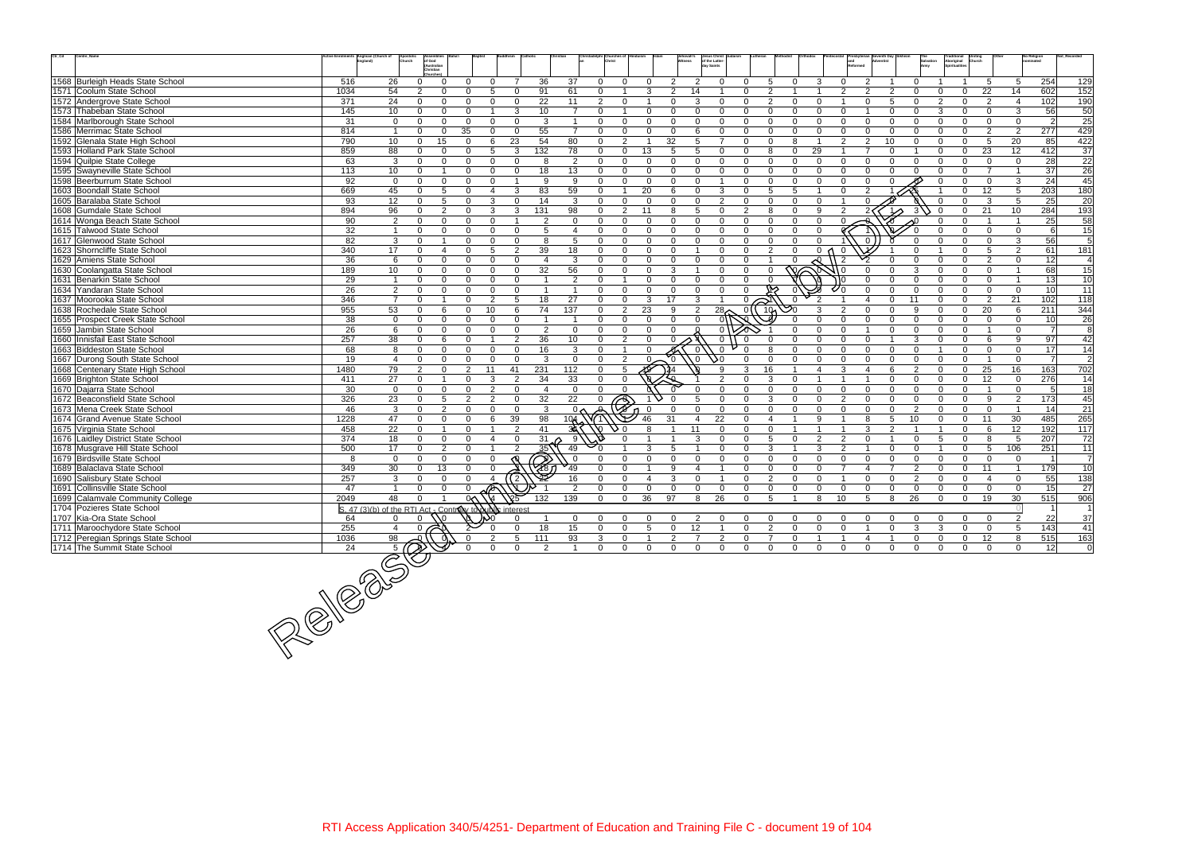| Ctr_Cd | Centre_Name | Active Enrolments | Anglican (Church of England) | Apostolic Church | Assemblies of God (Australian Christian Churches) | Bahai | Baptist | Buddhism | Catholic | Christian | Christadelphian | Churches of Christ | Hinduism | Islam | Jehovah's Witness | Jesus Christ of the Latter-day Saints | Judaism | Lutheran | Methodist | Orthodox | Pentecostal | Presbyterian and Reformed | Seventh Day Adventist | Sikhism | The Salvation Army | Traditional Aboriginal Spiritualities | Uniting Church | Other | No Religion nominated | Not_Recorded |
|---|---|---|---|---|---|---|---|---|---|---|---|---|---|---|---|---|---|---|---|---|---|---|---|---|---|---|---|---|---|---|
| 1568 | Burleigh Heads State School | 516 | 26 | 0 | 0 | 0 | 0 | 7 | 36 | 37 | 0 | 0 | 0 | 2 | 2 | 0 | 0 | 5 | 0 | 3 | 0 | 2 | 1 | 0 | 1 | 1 | 5 | 5 | 254 | 129 |
| 1571 | Coolum State School | 1034 | 54 | 2 | 0 | 0 | 5 | 0 | 91 | 61 | 0 | 1 | 3 | 2 | 14 | 1 | 0 | 2 | 1 | 1 | 2 | 2 | 2 | 0 | 0 | 0 | 22 | 14 | 602 | 152 |
| 1572 | Andergrove State School | 371 | 24 | 0 | 0 | 0 | 0 | 0 | 22 | 11 | 2 | 0 | 1 | 0 | 3 | 0 | 0 | 2 | 0 | 0 | 1 | 0 | 5 | 0 | 2 | 0 | 2 | 4 | 102 | 190 |
| 1573 | Thabeban State School | 145 | 10 | 0 | 0 | 0 | 1 | 3 | 10 | 7 | 0 | 1 | 0 | 0 | 0 | 0 | 0 | 0 | 0 | 0 | 0 | 1 | 0 | 0 | 3 | 0 | 0 | 3 | 56 | 50 |
| 1584 | Marlborough State School | 31 | 0 | 0 | 0 | 0 | 0 | 0 | 3 | 1 | 0 | 0 | 0 | 0 | 0 | 0 | 0 | 0 | 0 | 0 | 0 | 0 | 0 | 0 | 0 | 0 | 0 | 0 | 2 | 25 |
| 1586 | Merrimac State School | 814 | 1 | 0 | 0 | 35 | 0 | 0 | 55 | 7 | 0 | 0 | 0 | 0 | 6 | 0 | 0 | 0 | 0 | 0 | 0 | 0 | 0 | 0 | 0 | 0 | 2 | 2 | 277 | 429 |
| 1592 | Glenala State High School | 790 | 10 | 0 | 15 | 0 | 6 | 23 | 54 | 80 | 0 | 2 | 1 | 32 | 5 | 7 | 0 | 0 | 8 | 1 | 2 | 2 | 10 | 0 | 0 | 0 | 5 | 20 | 85 | 422 |
| 1593 | Holland Park State School | 859 | 88 | 0 | 0 | 0 | 5 | 3 | 132 | 78 | 0 | 0 | 13 | 5 | 5 | 0 | 0 | 8 | 0 | 29 | 1 | 7 | 0 | 1 | 0 | 0 | 23 | 12 | 412 | 37 |
| 1594 | Quilpie State College | 63 | 3 | 0 | 0 | 0 | 0 | 0 | 8 | 2 | 0 | 0 | 0 | 0 | 0 | 0 | 0 | 0 | 0 | 0 | 0 | 0 | 0 | 0 | 0 | 0 | 0 | 0 | 28 | 22 |
| 1595 | Swayneville State School | 113 | 10 | 0 | 1 | 0 | 0 | 0 | 18 | 13 | 0 | 0 | 0 | 0 | 0 | 0 | 0 | 0 | 0 | 0 | 0 | 0 | 0 | 0 | 0 | 0 | 7 | 1 | 37 | 26 |
| 1598 | Beerburrum State School | 92 | 0 | 0 | 0 | 0 | 0 | 1 | 9 | 9 | 0 | 0 | 0 | 0 | 0 | 1 | 0 | 0 | 0 | 0 | 0 | 0 | 0 | 0 | 0 | 0 | 0 | 3 | 24 | 45 |
| 1603 | Boondall State School | 669 | 45 | 0 | 5 | 0 | 4 | 3 | 83 | 59 | 0 | 1 | 20 | 6 | 0 | 3 | 0 | 5 | 5 | 1 | 0 | 2 | 1 | | 1 | 0 | 12 | 5 | 203 | 180 |
| 1605 | Baralaba State School | 93 | 12 | 0 | 5 | 0 | 3 | 0 | 14 | 3 | 0 | 0 | 0 | 0 | 0 | 2 | 0 | 0 | 0 | 0 | 1 | 0 | | | 0 | 0 | 3 | 5 | 25 | 20 |
| 1608 | Gumdale State School | 894 | 96 | 0 | 2 | 0 | 3 | 3 | 131 | 98 | 0 | 2 | 11 | 8 | 5 | 0 | 2 | 8 | 0 | 9 | 2 | 2 | | | 3 | 0 | 0 | 21 | 10 | 284 | 193 |
| 1614 | Wonga Beach State School | 90 | 2 | 0 | 0 | 0 | 0 | 1 | 2 | 0 | 0 | 0 | 0 | 0 | 0 | 0 | 0 | 0 | 0 | 0 | 0 | 0 | 0 | 0 | 0 | 0 | 1 | 1 | 25 | 58 |
| 1615 | Talwood State School | 32 | 1 | 0 | 0 | 0 | 0 | 0 | 5 | 4 | 0 | 0 | 0 | 0 | 0 | 0 | 0 | 0 | 0 | 0 | | 1 | | 0 | 0 | 0 | 0 | 0 | 6 | 15 |
| 1617 | Glenwood State School | 82 | 3 | 0 | 1 | 0 | 0 | 0 | 8 | 5 | 0 | 0 | 0 | 0 | 0 | 0 | 0 | 0 | 0 | 0 | 1 | 0 | | 0 | 0 | 0 | 0 | 3 | 56 | 5 |
| 1623 | Shorncliffe State School | 340 | 17 | 0 | 4 | 0 | 5 | 2 | 39 | 18 | 0 | 0 | 0 | 0 | 1 | 0 | 0 | 2 | 0 | 0 | 0 | | 1 | 0 | 1 | 0 | 5 | 2 | 61 | 181 |
| 1629 | Amiens State School | 36 | 6 | 0 | 0 | 0 | 0 | 0 | 4 | 3 | 0 | 0 | 0 | 0 | 0 | 0 | 0 | 1 | 0 | | 2 | 2 | 0 | 0 | 0 | 0 | 2 | 0 | 12 | 4 |
| 1630 | Coolangatta State School | 189 | 10 | 0 | 0 | 0 | 0 | 0 | 32 | 56 | 0 | 0 | 0 | 3 | 1 | 0 | 0 | 0 | | | | 0 | 0 | 0 | 3 | 0 | 0 | 1 | 68 | 15 |
| 1631 | Benarkin State School | 29 | 1 | 0 | 0 | 0 | 0 | 0 | 1 | 2 | 0 | 1 | 0 | 0 | 0 | 0 | 0 | 0 | | | | 0 | 0 | 0 | 0 | 0 | 0 | 1 | 13 | 10 |
| 1634 | Yandaran State School | 26 | 2 | 0 | 0 | 0 | 0 | 0 | 1 | 1 | 0 | 0 | 0 | 0 | 0 | 0 | 0 | | 0 | | | 0 | 0 | 0 | 0 | 0 | 0 | 0 | 10 | 11 |
| 1637 | Moorooka State School | 346 | 7 | 0 | 1 | 0 | 2 | 5 | 18 | 27 | 0 | 0 | 3 | 17 | 3 | 1 | 0 | | 0 | 2 | 1 | 4 | 0 | 11 | 0 | 0 | 2 | 21 | 102 | 118 |
| 1638 | Rochedale State School | 955 | 53 | 0 | 6 | 0 | 10 | 6 | 74 | 137 | 0 | 2 | 23 | 9 | 2 | 28 | 0 | 10 | | 3 | 2 | 0 | 0 | 9 | 0 | 0 | 20 | 6 | 211 | 344 |
| 1655 | Prospect Creek State School | 38 | 0 | 0 | 0 | 0 | 0 | 0 | 1 | 1 | 0 | 0 | 0 | 0 | 0 | 0 | | | 0 | 0 | 0 | 0 | 0 | 0 | 0 | 0 | 0 | 0 | 10 | 26 |
| 1659 | Jambin State School | 26 | 6 | 0 | 0 | 0 | 0 | 0 | 2 | 0 | 0 | 0 | 0 | 0 | | 0 | | | 0 | 0 | 0 | 1 | 0 | 0 | 0 | 0 | 1 | 0 | 7 | 8 |
| 1660 | Innisfail East State School | 257 | 38 | 0 | 6 | 0 | 1 | 2 | 36 | 10 | 0 | 2 | 0 | 0 | | 0 | 0 | 0 | 0 | 0 | 0 | 0 | 1 | 3 | 0 | 0 | 6 | 9 | 97 | 42 |
| 1663 | Biddeston State School | 68 | 8 | 0 | 0 | 0 | 0 | 0 | 16 | 3 | 0 | 1 | 0 | | 0 | 0 | | 8 | 0 | 0 | 0 | 0 | 0 | 0 | 1 | 0 | 0 | 0 | 17 | 14 |
| 1667 | Durong South State School | 19 | 4 | 0 | 0 | 0 | 0 | 0 | 3 | 0 | 0 | 2 | 0 | 0 | 0 | 0 | 0 | 0 | 0 | 0 | 0 | 0 | 0 | 0 | 0 | 0 | 1 | 0 | 7 | 2 |
| 1668 | Centenary State High School | 1480 | 79 | 2 | 0 | 2 | 11 | 41 | 231 | 112 | 0 | 5 | | 34 | | 9 | 3 | 16 | 1 | 4 | 3 | 4 | 6 | 2 | 0 | 0 | 25 | 16 | 163 | 702 |
| 1669 | Brighton State School | 411 | 27 | 0 | 1 | 0 | 3 | 2 | 34 | 33 | 0 | 0 | | 0 | 1 | 2 | 0 | 3 | 0 | 1 | 1 | 1 | 0 | 0 | 0 | 0 | 12 | 0 | 276 | 14 |
| 1670 | Dajarra State School | 30 | 0 | 0 | 0 | 0 | 2 | 0 | 4 | 0 | 0 | 0 | | 0 | 0 | 0 | 0 | 0 | 0 | 0 | 0 | 0 | 0 | 0 | 0 | 0 | 1 | 0 | 5 | 18 |
| 1672 | Beaconsfield State School | 326 | 23 | 0 | 5 | 2 | 2 | 0 | 32 | 22 | 0 | | 1 | 0 | 5 | 0 | 0 | 3 | 0 | 0 | 2 | 0 | 0 | 0 | 0 | 0 | 9 | 2 | 173 | 45 |
| 1673 | Mena Creek State School | 46 | 3 | 0 | 2 | 0 | 0 | 0 | 3 | 0 | | | 0 | 0 | 0 | 0 | 0 | 0 | 0 | 0 | 0 | 0 | 0 | 2 | 0 | 0 | 0 | 1 | 14 | 21 |
| 1674 | Grand Avenue State School | 1228 | 47 | 0 | 0 | 0 | 6 | 39 | 98 | 104 | 1 | | 46 | 31 | 4 | 22 | 0 | 4 | 1 | 9 | 1 | 8 | 5 | 10 | 0 | 0 | 11 | 30 | 485 | 265 |
| 1675 | Virginia State School | 458 | 22 | 0 | 1 | 0 | 1 | 2 | 41 | 3 | | 0 | 8 | 1 | 11 | 0 | 0 | 0 | 1 | 1 | 1 | 3 | 2 | 1 | 1 | 0 | 6 | 12 | 192 | 117 |
| 1676 | Laidley District State School | 374 | 18 | 0 | 0 | 0 | 4 | 0 | 31 | 9 | | 0 | 1 | 1 | 3 | 0 | 0 | 5 | 0 | 2 | 2 | 0 | 1 | 0 | 5 | 0 | 8 | 5 | 207 | 72 |
| 1678 | Musgrave Hill State School | 500 | 17 | 0 | 2 | 0 | 1 | 2 | 35 | 49 | 0 | 1 | 3 | 5 | 1 | 0 | 0 | 3 | 1 | 3 | 2 | 1 | 0 | 0 | 1 | 0 | 5 | 106 | 251 | 11 |
| 1679 | Birdsville State School | 8 | 0 | 0 | 0 | 0 | 0 | | 0 | 0 | 0 | 0 | 0 | 0 | 0 | 0 | 0 | 0 | 0 | 0 | 0 | 0 | 0 | 0 | 0 | 0 | 0 | 0 | 1 | 7 |
| 1689 | Balaclava State School | 349 | 30 | 0 | 13 | 0 | 0 | | 18 | 49 | 0 | 0 | 1 | 9 | 4 | 1 | 0 | 0 | 0 | 0 | 7 | 4 | 7 | 2 | 0 | 0 | 11 | 1 | 179 | 10 |
| 1690 | Salisbury State School | 257 | 3 | 0 | 0 | 0 | 4 | 2 | 22 | 16 | 0 | 0 | 4 | 3 | 0 | 1 | 0 | 2 | 0 | 0 | 1 | 0 | 0 | 2 | 0 | 0 | 4 | 0 | 55 | 138 |
| 1691 | Collinsville State School | 47 | 1 | 0 | 0 | 0 | 0 | | 1 | 2 | 0 | 0 | 0 | 0 | 0 | 0 | 0 | 0 | 0 | 0 | 0 | 0 | 0 | 0 | 0 | 0 | 0 | 0 | 15 | 27 |
| 1699 | Calamvale Community College | 2049 | 48 | 0 | 1 | 0 | 4 | 25 | 132 | 139 | 0 | 0 | 36 | 97 | 8 | 26 | 0 | 5 | 1 | 8 | 10 | 5 | 8 | 26 | 0 | 0 | 19 | 30 | 515 | 906 |
| 1704 | Pozieres State School | S. 47 (3)(b) of the RTI Act - Contrary to public interest | | | | | | | | | | | | | | | | | | | | | | | | | | 0 | 1 | 1 |
| 1707 | Kia-Ora State School | 64 | 0 | 0 | | | 0 | 0 | 1 | 0 | 0 | 0 | 0 | 0 | 2 | 0 | 0 | 0 | 0 | 0 | 0 | 0 | 0 | 0 | 0 | 0 | 0 | 2 | 22 | 37 |
| 1711 | Maroochydore State School | 255 | 4 | 0 | | 2 | 0 | 0 | 18 | 15 | 0 | 0 | 5 | 0 | 12 | 1 | 0 | 2 | 0 | 0 | 0 | 1 | 0 | 3 | 3 | 0 | 0 | 5 | 143 | 41 |
| 1712 | Peregian Springs State School | 1036 | 98 | 0 | 0 | 0 | 2 | 5 | 111 | 93 | 3 | 0 | 1 | 2 | 7 | 2 | 0 | 7 | 0 | 1 | 1 | 4 | 1 | 0 | 0 | 0 | 12 | 8 | 515 | 163 |
| 1714 | The Summit State School | 24 | 5 | | | 0 | 0 | 0 | 2 | 1 | 0 | 0 | 0 | 0 | 0 | 0 | 0 | 0 | 0 | 0 | 0 | 0 | 0 | 0 | 0 | 0 | 0 | 0 | 12 | 0 |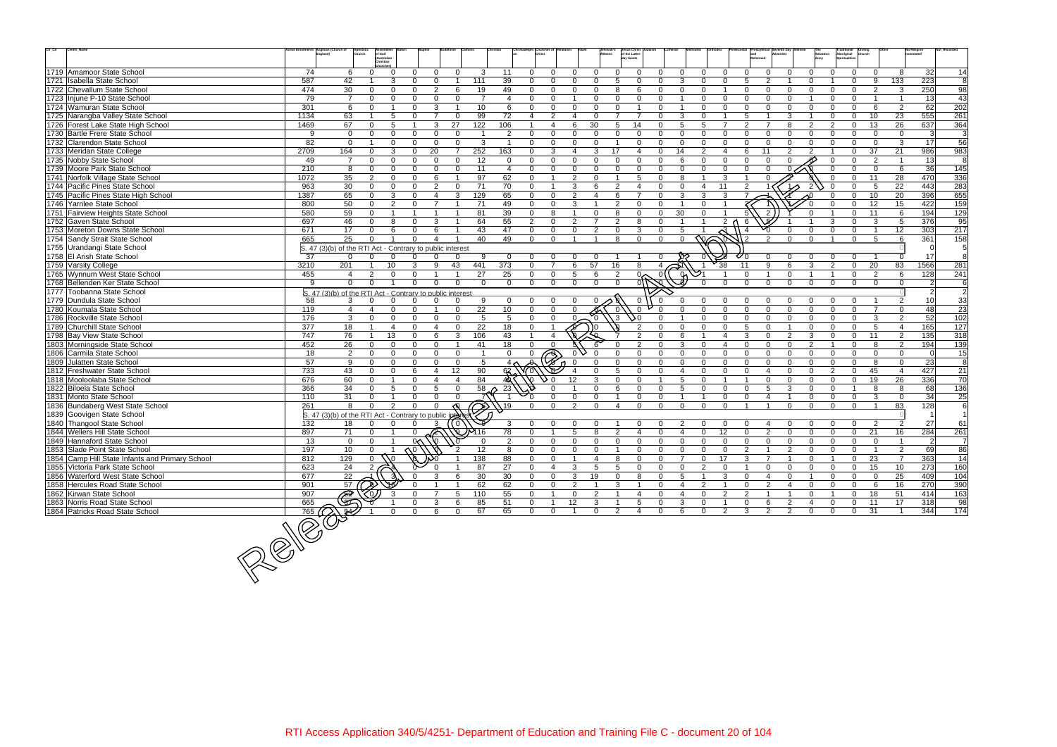| Ctr_Cd | Centre_Name | Active Enrolments | Anglican (Church of England) | Apostolic Church | Assemblies of God (Australian Christian Churches) | Baha'i | Baptist | Buddhism | Catholic | Christian | Christadelphian | Churches of Christ | Hinduism | Islam | Jehovah's Witness | Jesus Christ of the Latter-day Saints | Judaism | Lutheran | Methodist | Orthodox | Pentecostal | Presbyterian and Reformed | Seventh Day Adventist | Sikhism | The Salvation Army | Traditional Aboriginal Spiritualities | Uniting Church | Other | No Religion nominated | Not_Recorded |
|---|---|---|---|---|---|---|---|---|---|---|---|---|---|---|---|---|---|---|---|---|---|---|---|---|---|---|---|---|---|---|
| 1719 | Amamoor State School | 74 | 6 | 0 | 0 | 0 | 0 | 0 | 3 | 11 | 0 | 0 | 0 | 0 | 0 | 0 | 0 | 0 | 0 | 0 | 0 | 0 | 0 | 0 | 0 | 0 | 0 | 8 | 32 | 14 |
| 1721 | Isabella State School | 587 | 42 | 1 | 3 | 0 | 0 | 1 | 111 | 39 | 0 | 0 | 0 | 0 | 5 | 0 | 0 | 3 | 0 | 0 | 5 | 2 | 1 | 0 | 1 | 0 | 9 | 133 | 223 | 8 |
| 1722 | Chevallum State School | 474 | 30 | 0 | 0 | 0 | 2 | 6 | 19 | 49 | 0 | 0 | 0 | 0 | 8 | 6 | 0 | 0 | 0 | 1 | 0 | 0 | 0 | 0 | 0 | 0 | 2 | 3 | 250 | 98 |
| 1723 | Injune P-10 State School | 79 | 7 | 0 | 0 | 0 | 0 | 0 | 7 | 4 | 0 | 0 | 1 | 0 | 0 | 0 | 0 | 1 | 0 | 0 | 0 | 0 | 0 | 1 | 0 | 0 | 1 | 1 | 13 | 43 |
| 1724 | Wamuran State School | 301 | 6 | 0 | 1 | 0 | 3 | 1 | 10 | 6 | 0 | 0 | 0 | 0 | 0 | 1 | 0 | 1 | 0 | 0 | 0 | 0 | 0 | 0 | 0 | 0 | 6 | 2 | 62 | 202 |
| 1725 | Narangba Valley State School | 1134 | 63 | 1 | 5 | 0 | 7 | 0 | 99 | 72 | 4 | 2 | 4 | 0 | 7 | 7 | 0 | 3 | 0 | 1 | 5 | 1 | 3 | 1 | 0 | 0 | 10 | 23 | 555 | 261 |
| 1726 | Forest Lake State High School | 1469 | 67 | 0 | 5 | 1 | 3 | 27 | 122 | 106 | 1 | 4 | 6 | 30 | 5 | 14 | 0 | 5 | 5 | 7 | 2 | 7 | 8 | 2 | 2 | 0 | 13 | 26 | 637 | 364 |
| 1730 | Bartle Frere State School | 9 | 0 | 0 | 0 | 0 | 0 | 0 | 1 | 2 | 0 | 0 | 0 | 0 | 0 | 0 | 0 | 0 | 0 | 0 | 0 | 0 | 0 | 0 | 0 | 0 | 0 | 0 | 3 | 3 |
| 1732 | Clarendon State School | 82 | 0 | 1 | 0 | 0 | 0 | 0 | 3 | 1 | 0 | 0 | 0 | 0 | 0 | 1 | 0 | 0 | 0 | 0 | 0 | 0 | 0 | 0 | 0 | 0 | 0 | 3 | 17 | 56 |
| 1733 | Meridan State College | 2709 | 164 | 0 | 3 | 0 | 20 | 7 | 252 | 163 | 0 | 3 | 4 | 3 | 17 | 4 | 0 | 14 | 2 | 4 | 6 | 11 | 2 | 2 | 1 | 0 | 37 | 21 | 986 | 983 |
| 1735 | Nobby State School | 49 | 7 | 0 | 0 | 0 | 0 | 0 | 12 | 0 | 0 | 0 | 0 | 0 | 0 | 0 | 0 | 6 | 0 | 0 | 0 | 0 | 0 | 0 | 0 | 0 | 2 | 1 | 13 | 8 |
| 1739 | Moore Park State School | 210 | 8 | 0 | 0 | 0 | 0 | 0 | 11 | 4 | 0 | 0 | 0 | 0 | 0 | 0 | 0 | 0 | 0 | 0 | 0 | 0 | 0 | 0 | 0 | 0 | 0 | 6 | 36 | 145 |
| 1741 | Norfolk Village State School | 1072 | 35 | 2 | 0 | 0 | 6 | 1 | 97 | 62 | 0 | 1 | 2 | 0 | 1 | 5 | 0 | 8 | 1 | 3 | 1 | 0 | 2 | 0 | 0 | 0 | 11 | 28 | 470 | 336 |
| 1744 | Pacific Pines State School | 963 | 30 | 0 | 0 | 0 | 2 | 0 | 71 | 70 | 0 | 1 | 3 | 6 | 2 | 4 | 0 | 0 | 4 | 11 | 2 | 1 | 2 | 2 | 0 | 0 | 5 | 22 | 443 | 283 |
| 1745 | Pacific Pines State High School | 1387 | 65 | 0 | 3 | 0 | 4 | 3 | 129 | 65 | 0 | 0 | 2 | 4 | 6 | 7 | 0 | 3 | 3 | 3 | 7 | 1 | 1 | 0 | 0 | 0 | 10 | 20 | 396 | 655 |
| 1746 | Yarrilee State School | 800 | 50 | 0 | 2 | 0 | 7 | 1 | 71 | 49 | 0 | 0 | 3 | 1 | 2 | 0 | 0 | 1 | 0 | 1 | 0 | 1 | 1 | 0 | 0 | 0 | 12 | 15 | 422 | 159 |
| 1751 | Fairview Heights State School | 580 | 59 | 0 | 1 | 1 | 1 | 1 | 81 | 39 | 0 | 8 | 1 | 0 | 8 | 0 | 0 | 30 | 0 | 1 | 5 | 2 | 1 | 0 | 1 | 0 | 11 | 6 | 194 | 129 |
| 1752 | Gaven State School | 697 | 46 | 0 | 8 | 0 | 3 | 1 | 64 | 55 | 2 | 0 | 2 | 7 | 2 | 8 | 0 | 1 | 1 | 2 | 6 | 5 | 1 | 1 | 3 | 0 | 3 | 5 | 376 | 95 |
| 1753 | Moreton Downs State School | 671 | 17 | 0 | 6 | 0 | 6 | 1 | 43 | 47 | 0 | 0 | 0 | 2 | 0 | 3 | 0 | 5 | 1 | 3 | 4 | 0 | 0 | 0 | 0 | 0 | 1 | 12 | 303 | 217 |
| 1754 | Sandy Strait State School | 665 | 25 | 0 | 1 | 0 | 4 | 1 | 40 | 49 | 0 | 0 | 1 | 1 | 8 | 0 | 0 | 0 | 0 | 0 | 2 | 2 | 0 | 0 | 1 | 0 | 5 | 6 | 361 | 158 |
| 1755 | Urandangi State School | S. 47 (3)(b) of the RTI Act - Contrary to public interest | | | | | | | | | | | | | | | | | | | | | | | | | | | 0 | 5 |
| 1758 | El Arish State School | 37 | 0 | 0 | 0 | 0 | 0 | 0 | 9 | 0 | 0 | 0 | 0 | 0 | 1 | 1 | 0 | 0 | 0 | 0 | 0 | 0 | 0 | 0 | 0 | 0 | 1 | 0 | 17 | 8 |
| 1759 | Varsity College | 3210 | 201 | 1 | 10 | 3 | 9 | 43 | 441 | 373 | 0 | 7 | 6 | 57 | 16 | 8 | 4 | 1 | 1 | 38 | 11 | 9 | 6 | 3 | 2 | 0 | 20 | 83 | 1566 | 281 |
| 1765 | Wynnum West State School | 455 | 4 | 2 | 0 | 0 | 1 | 1 | 27 | 25 | 0 | 0 | 5 | 6 | 2 | 0 | 0 | 0 | 1 | 1 | 0 | 1 | 0 | 1 | 1 | 0 | 2 | 6 | 128 | 241 |
| 1768 | Bellenden Ker State School | 9 | 0 | 0 | 1 | 0 | 0 | 0 | 0 | 0 | 0 | 0 | 0 | 0 | 0 | 0 | 0 | 0 | 0 | 0 | 0 | 0 | 0 | 0 | 0 | 0 | 0 | 0 | 2 | 6 |
| 1777 | Toobanna State School | S. 47 (3)(b) of the RTI Act - Contrary to public interest | | | | | | | | | | | | | | | | | | | | | | | | | | | 2 | 2 |
| 1779 | Dundula State School | 58 | 3 | 0 | 0 | 0 | 0 | 0 | 9 | 0 | 0 | 0 | 0 | 0 | 0 | 0 | 0 | 0 | 0 | 0 | 0 | 0 | 0 | 0 | 0 | 0 | 1 | 2 | 10 | 33 |
| 1780 | Koumala State School | 119 | 4 | 4 | 0 | 0 | 1 | 0 | 22 | 10 | 0 | 0 | 0 | 0 | 0 | 0 | 0 | 0 | 0 | 0 | 0 | 0 | 0 | 0 | 0 | 0 | 7 | 0 | 48 | 23 |
| 1786 | Rockville State School | 176 | 3 | 0 | 0 | 0 | 0 | 0 | 5 | 5 | 0 | 0 | 0 | 0 | 3 | 0 | 0 | 1 | 0 | 0 | 0 | 0 | 0 | 0 | 0 | 0 | 3 | 2 | 52 | 102 |
| 1789 | Churchill State School | 377 | 18 | 1 | 4 | 0 | 4 | 0 | 22 | 18 | 0 | 1 | 0 | 0 | 0 | 2 | 0 | 0 | 0 | 0 | 5 | 0 | 1 | 0 | 0 | 0 | 5 | 4 | 165 | 127 |
| 1798 | Bay View State School | 747 | 76 | 1 | 13 | 0 | 6 | 3 | 106 | 43 | 1 | 4 | 0 | 0 | 7 | 2 | 0 | 6 | 1 | 4 | 3 | 0 | 2 | 3 | 0 | 0 | 11 | 2 | 135 | 318 |
| 1803 | Morningside State School | 452 | 26 | 0 | 0 | 0 | 0 | 1 | 41 | 18 | 0 | 0 | 1 | 6 | 0 | 2 | 0 | 3 | 0 | 4 | 0 | 0 | 0 | 2 | 1 | 0 | 8 | 2 | 194 | 139 |
| 1806 | Carmila State School | 18 | 2 | 0 | 0 | 0 | 0 | 0 | 1 | 0 | 0 | 0 | 0 | 0 | 0 | 0 | 0 | 0 | 0 | 0 | 0 | 0 | 0 | 0 | 0 | 0 | 0 | 0 | 0 | 15 |
| 1809 | Julatten State School | 57 | 9 | 0 | 0 | 0 | 0 | 0 | 5 | 4 | 0 | 0 | 0 | 0 | 0 | 0 | 0 | 0 | 0 | 0 | 0 | 0 | 0 | 0 | 0 | 0 | 8 | 0 | 23 | 8 |
| 1812 | Freshwater State School | 733 | 43 | 0 | 0 | 6 | 4 | 12 | 90 | 62 | 0 | 0 | 4 | 0 | 5 | 0 | 0 | 4 | 0 | 0 | 0 | 4 | 0 | 0 | 2 | 0 | 45 | 4 | 427 | 21 |
| 1818 | Mooloolaba State School | 676 | 60 | 0 | 1 | 0 | 4 | 4 | 84 | 40 | 0 | 0 | 12 | 3 | 0 | 0 | 1 | 5 | 0 | 1 | 1 | 0 | 0 | 0 | 0 | 0 | 19 | 26 | 336 | 70 |
| 1822 | Biloela State School | 366 | 34 | 0 | 5 | 0 | 5 | 0 | 58 | 23 | 0 | 0 | 1 | 0 | 6 | 0 | 0 | 5 | 0 | 0 | 0 | 5 | 3 | 0 | 0 | 1 | 8 | 8 | 68 | 136 |
| 1831 | Monto State School | 110 | 31 | 0 | 1 | 0 | 0 | 0 | 1 | 1 | 0 | 0 | 0 | 0 | 1 | 0 | 0 | 1 | 1 | 0 | 0 | 4 | 1 | 0 | 0 | 0 | 3 | 0 | 34 | 25 |
| 1836 | Bundaberg West State School | 261 | 8 | 0 | 2 | 0 | 0 | 0 | 0 | 19 | 0 | 0 | 2 | 0 | 4 | 0 | 0 | 0 | 0 | 0 | 1 | 1 | 0 | 0 | 0 | 0 | 1 | 83 | 128 | 6 |
| 1839 | Goovigen State School | S. 47 (3)(b) of the RTI Act - Contrary to public interest | | | | | | | | | | | | | | | | | | | | | | | | | | | 1 | 1 |
| 1840 | Thangool State School | 132 | 18 | 0 | 0 | 0 | 3 | 0 | 0 | 3 | 0 | 0 | 0 | 0 | 1 | 0 | 0 | 2 | 0 | 0 | 0 | 4 | 0 | 0 | 0 | 0 | 2 | 2 | 27 | 61 |
| 1844 | Wellers Hill State School | 897 | 71 | 0 | 1 | 0 | 0 | 0 | 116 | 78 | 0 | 1 | 5 | 8 | 2 | 4 | 0 | 4 | 0 | 12 | 0 | 2 | 0 | 0 | 0 | 0 | 21 | 16 | 284 | 261 |
| 1849 | Hannaford State School | 13 | 0 | 0 | 1 | 0 | 0 | 0 | 0 | 2 | 0 | 0 | 0 | 0 | 0 | 0 | 0 | 0 | 0 | 0 | 0 | 0 | 0 | 0 | 0 | 0 | 0 | 1 | 2 | 7 |
| 1853 | Slade Point State School | 197 | 10 | 0 | 1 | 0 | 0 | 2 | 12 | 8 | 0 | 0 | 0 | 0 | 1 | 0 | 0 | 0 | 0 | 0 | 2 | 1 | 2 | 0 | 0 | 0 | 1 | 2 | 69 | 86 |
| 1854 | Camp Hill State Infants and Primary School | 812 | 129 | 0 | 0 | 0 | 0 | 1 | 138 | 88 | 0 | 0 | 1 | 4 | 8 | 0 | 0 | 7 | 0 | 17 | 3 | 7 | 1 | 0 | 1 | 0 | 23 | 7 | 363 | 14 |
| 1855 | Victoria Park State School | 623 | 24 | 2 | 0 | 0 | 0 | 1 | 87 | 27 | 0 | 4 | 3 | 5 | 5 | 0 | 0 | 0 | 2 | 0 | 1 | 0 | 0 | 0 | 0 | 0 | 15 | 10 | 273 | 160 |
| 1856 | Waterford West State School | 677 | 22 | 1 | 3 | 0 | 3 | 6 | 30 | 30 | 0 | 0 | 3 | 19 | 0 | 8 | 0 | 5 | 1 | 3 | 0 | 4 | 0 | 1 | 0 | 0 | 0 | 25 | 409 | 104 |
| 1858 | Hercules Road State School | 901 | 57 | 0 | 0 | 0 | 1 | 1 | 62 | 62 | 0 | 0 | 2 | 1 | 3 | 1 | 0 | 4 | 2 | 1 | 0 | 2 | 4 | 0 | 0 | 0 | 6 | 16 | 270 | 390 |
| 1862 | Kirwan State School | 907 | 62 | 0 | 3 | 0 | 7 | 5 | 110 | 55 | 0 | 1 | 0 | 2 | 1 | 4 | 0 | 4 | 0 | 2 | 2 | 1 | 1 | 0 | 1 | 0 | 18 | 51 | 414 | 163 |
| 1863 | Norris Road State School | 665 | 57 | 0 | 1 | 0 | 3 | 6 | 85 | 51 | 0 | 1 | 12 | 3 | 1 | 5 | 0 | 3 | 0 | 1 | 0 | 6 | 2 | 4 | 0 | 0 | 11 | 17 | 318 | 98 |
| 1864 | Patricks Road State School | 765 | 54 | 1 | 0 | 0 | 6 | 0 | 67 | 65 | 0 | 0 | 1 | 0 | 2 | 4 | 0 | 6 | 0 | 2 | 3 | 2 | 2 | 0 | 0 | 0 | 31 | 1 | 344 | 174 |

RTI Access Application 340/5/4251- Department of Education and Training File C - document 20 of 104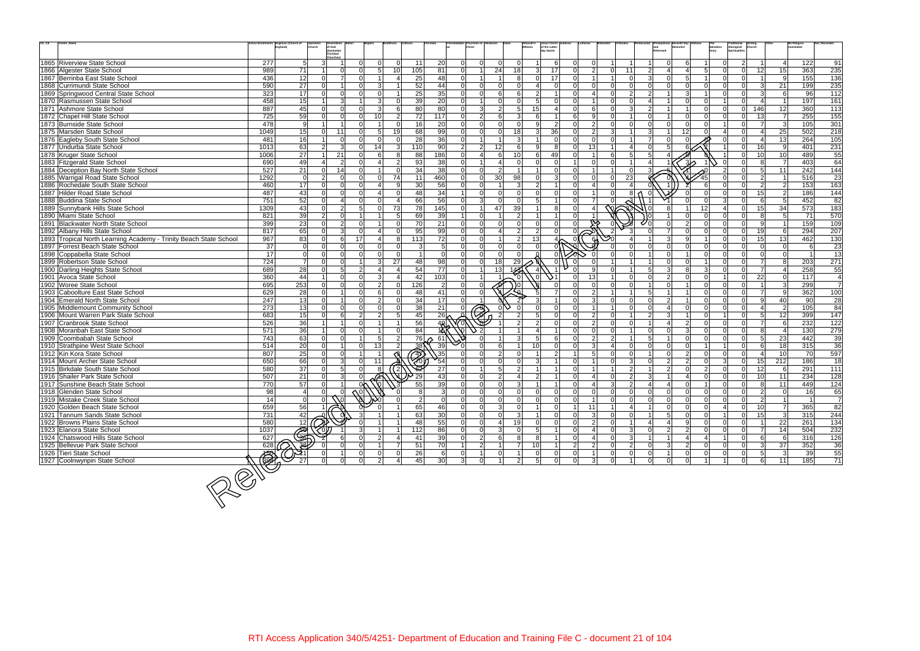| Ctr_Cd | Centre_Name | Active Enrolments | Anglican (Church of England) | Apostolic Church | Assemblies of God (Australian Christian Churches) | Baha'i | Baptist | Buddhism | Catholic | Christian | Christadelphian | Churches of Christ | Hinduism | Islam | Jehovah's Witness | Jesus Christ of the Latter-day Saints | Judaism | Lutheran | Methodist | Orthodox | Pentecostal | Presbyterian and Reformed | Seventh Day Adventist | Sikhism | The Salvation Army | Traditional Aboriginal Spiritualities | Uniting Church | Other | No Religion nominated | Not_Recorded |
|---|---|---|---|---|---|---|---|---|---|---|---|---|---|---|---|---|---|---|---|---|---|---|---|---|---|---|---|---|---|---|
| 1865 | Riverview State School | 277 | 5 | 3 | 1 | 0 | 0 | 0 | 11 | 20 | 0 | 0 | 0 | 0 | 1 | 6 | 0 | 0 | 1 | 1 | 1 | 0 | 6 | 1 | 0 | 2 | 1 | 4 | 122 | 91 |
| 1866 | Algester State School | 989 | 71 | 1 | 0 | 0 | 5 | 10 | 105 | 81 | 0 | 1 | 24 | 18 | 3 | 17 | 0 | 2 | 0 | 11 | 2 | 4 | 4 | 5 | 0 | 0 | 12 | 15 | 363 | 235 |
| 1867 | Berrinba East State School | 436 | 12 | 0 | 7 | 0 | 1 | 4 | 25 | 48 | 0 | 1 | 1 | 8 | 0 | 17 | 0 | 1 | 1 | 0 | 3 | 0 | 5 | 1 | 0 | 0 | 1 | 9 | 155 | 136 |
| 1868 | Currimundi State School | 590 | 27 | 0 | 1 | 0 | 3 | 1 | 52 | 44 | 0 | 0 | 0 | 0 | 4 | 0 | 0 | 0 | 0 | 0 | 0 | 0 | 0 | 0 | 0 | 0 | 3 | 21 | 199 | 235 |
| 1869 | Springwood Central State School | 323 | 17 | 0 | 0 | 0 | 0 | 1 | 25 | 35 | 0 | 0 | 6 | 6 | 2 | 1 | 0 | 4 | 0 | 2 | 2 | 1 | 3 | 1 | 0 | 0 | 3 | 6 | 96 | 112 |
| 1870 | Rasmussen State School | 458 | 15 | 1 | 3 | 1 | 3 | 0 | 39 | 20 | 0 | 1 | 0 | 0 | 5 | 0 | 0 | 1 | 0 | 0 | 4 | 1 | 0 | 0 | 1 | 0 | 4 | 1 | 197 | 161 |
| 1871 | Ashmore State School | 887 | 45 | 0 | 0 | 0 | 3 | 6 | 80 | 80 | 0 | 3 | 2 | 5 | 15 | 4 | 0 | 6 | 0 | 3 | 2 | 1 | 1 | 0 | 0 | 0 | 146 | 12 | 360 | 113 |
| 1872 | Chapel Hill State School | 725 | 59 | 0 | 0 | 0 | 10 | 2 | 72 | 117 | 0 | 2 | 6 | 3 | 6 | 1 | 6 | 9 | 0 | 1 | 0 | 1 | 0 | 0 | 0 | 0 | 13 | 7 | 255 | 155 |
| 1873 | Burnside State School | 478 | 9 | 1 | 1 | 0 | 1 | 0 | 16 | 20 | 0 | 0 | 0 | 0 | 9 | 2 | 0 | 2 | 0 | 0 | 0 | 0 | 0 | 0 | 1 | 0 | 7 | 3 | 105 | 301 |
| 1875 | Marsden State School | 1049 | 15 | 0 | 11 | 0 | 5 | 19 | 68 | 99 | 0 | 0 | 0 | 18 | 3 | 36 | 0 | 2 | 3 | 1 | 3 | 1 | 12 | 0 | 4 | 0 | 4 | 25 | 502 | 218 |
| 1876 | Eagleby South State School | 481 | 16 | 1 | 0 | 0 | 0 | 0 | 28 | 36 | 0 | 1 | 1 | 3 | 1 | 0 | 0 | 0 | 0 | 1 | 7 | 0 | 0 | 0 | 0 | 0 | 4 | 13 | 264 | 105 |
| 1877 | Undurba State School | 1013 | 63 | 2 | 3 | 0 | 14 | 3 | 110 | 90 | 2 | 2 | 12 | 6 | 9 | 8 | 0 | 13 | 1 | 4 | 0 | 5 | 6 | 2 | 1 | 0 | 16 | 9 | 401 | 231 |
| 1878 | Kruger State School | 1006 | 27 | 1 | 21 | 0 | 6 | 8 | 88 | 186 | 0 | 4 | 6 | 10 | 6 | 49 | 0 | 1 | 6 | 5 | 5 | 4 | | 8 | 1 | 0 | 10 | 10 | 489 | 55 |
| 1883 | Fitzgerald State School | 690 | 49 | 4 | 2 | 0 | 4 | 2 | 93 | 38 | 0 | 1 | 4 | 0 | 0 | 0 | 1 | 0 | 0 | 1 | 4 | 1 | 3 | 1 | 0 | 0 | 8 | 7 | 403 | 64 |
| 1884 | Deception Bay North State School | 527 | 21 | 0 | 14 | 0 | 1 | 0 | 34 | 38 | 0 | 0 | 2 | 1 | 1 | 0 | 0 | 1 | 1 | 0 | 3 | | | 0 | 2 | 0 | 5 | 11 | 242 | 144 |
| 1885 | Warrigal Road State School | 1292 | 0 | 2 | 0 | 0 | 0 | 74 | 11 | 460 | 0 | 0 | 30 | 98 | 0 | 3 | 0 | 0 | 0 | 23 | 0 | 0 | 4 | 45 | 0 | 0 | 2 | 1 | 516 | 23 |
| 1886 | Rochedale South State School | 460 | 17 | 0 | 0 | 0 | 4 | 9 | 30 | 56 | 0 | 0 | 1 | 3 | 2 | 1 | 0 | 4 | 0 | 4 | 0 | 1 | 2 | 6 | 0 | 0 | 2 | 2 | 153 | 163 |
| 1887 | Hilder Road State School | 487 | 43 | 0 | 0 | 0 | 4 | 0 | 48 | 34 | 1 | 0 | 0 | 0 | 0 | 0 | 0 | 1 | 0 | 8 | 0 | 1 | 0 | 0 | 0 | 0 | 15 | 2 | 186 | 144 |
| 1888 | Buddina State School | 751 | 52 | 0 | 4 | 0 | 0 | 4 | 66 | 56 | 0 | 3 | 0 | 0 | 5 | 1 | 0 | 7 | 0 | 3 | 1 | 1 | 0 | 0 | 3 | 0 | 6 | 5 | 452 | 82 |
| 1889 | Sunnybank Hills State School | 1309 | 43 | 0 | 2 | 5 | 0 | 73 | 78 | 145 | 0 | 1 | 47 | 39 | 1 | 8 | 0 | 4 | 0 | 33 | 0 | 8 | 1 | 12 | 4 | 0 | 15 | 34 | 573 | 183 |
| 1890 | Miami State School | 821 | 39 | 2 | 0 | 1 | 1 | 5 | 69 | 39 | 1 | 0 | 1 | 2 | 1 | 1 | 0 | 1 | 0 | 3 | 0 | 1 | 0 | 0 | 0 | 0 | 8 | 5 | 71 | 570 |
| 1891 | Blackwater North State School | 399 | 23 | 0 | 2 | 0 | 1 | 0 | 70 | 21 | 0 | 0 | 0 | 0 | 0 | 0 | 0 | | 0 | | 0 | 0 | 2 | 0 | 0 | 0 | 9 | 1 | 159 | 109 |
| 1892 | Albany Hills State School | 817 | 65 | 0 | 3 | 0 | 4 | 0 | 95 | 99 | 0 | 0 | 4 | 2 | 2 | 0 | 0 | 5 | 2 | 3 | 0 | 7 | 0 | 0 | 0 | 0 | 19 | 6 | 294 | 207 |
| 1893 | Tropical North Learning Academy - Trinity Beach State School | 967 | 83 | 0 | 6 | 17 | 4 | 8 | 113 | 72 | 0 | 0 | 1 | 2 | 13 | 4 | 0 | 6 | 0 | 4 | 1 | 3 | 9 | 1 | 0 | 0 | 15 | 13 | 462 | 130 |
| 1897 | Forrest Beach State School | 37 | 0 | 0 | 0 | 0 | 0 | 0 | 3 | 5 | 0 | 0 | 0 | 0 | 0 | 0 | 0 | 0 | 0 | 0 | 0 | 0 | 0 | 0 | 0 | 0 | 0 | 0 | 6 | 23 |
| 1898 | Coppabella State School | 17 | 0 | 0 | 0 | 0 | 0 | 0 | 1 | 0 | 0 | 0 | 0 | 0 | 0 | 0 | 0 | 0 | 0 | 0 | 1 | 0 | 1 | 0 | 0 | 0 | 0 | 0 | 1 | 13 |
| 1899 | Robertson State School | 724 | 7 | 0 | 0 | 1 | 3 | 27 | 48 | 98 | 0 | 0 | 18 | 29 | 0 | 0 | 1 | 0 | 1 | 1 | 1 | 0 | 0 | 1 | 0 | 0 | 7 | 8 | 203 | 271 |
| 1900 | Darling Heights State School | 689 | 28 | 0 | 5 | 2 | 4 | 4 | 54 | 77 | 0 | 1 | 13 | 143 | 4 | 1 | 0 | 9 | 0 | 1 | 5 | 3 | 8 | 3 | 0 | 0 | 7 | 4 | 258 | 55 |
| 1901 | Avoca Vale State School | 360 | 44 | 1 | 0 | 0 | 3 | 4 | 42 | 103 | 0 | 1 | 1 | 0 | 0 | 1 | 0 | 13 | 1 | 0 | 0 | 2 | 0 | 0 | 1 | 0 | 22 | 0 | 117 | 4 |
| 1902 | Woree State School | 695 | 253 | 0 | 0 | 0 | 2 | 0 | 126 | 2 | 0 | 0 | 0 | 0 | 0 | 0 | 0 | 0 | 0 | 0 | 1 | 0 | 1 | 0 | 0 | 0 | 1 | 3 | 299 | 7 |
| 1903 | Caboolture East State School | 629 | 28 | 0 | 1 | 0 | 6 | 0 | 48 | 41 | 0 | 0 | 4 | 0 | 5 | 7 | 0 | 2 | 1 | 1 | 5 | 1 | 1 | 0 | 0 | 0 | 7 | 9 | 362 | 100 |
| 1904 | Emerald North State School | 247 | 13 | 0 | 1 | 0 | 2 | 0 | 34 | 17 | 0 | 1 | 0 | 2 | 3 | 1 | 0 | 3 | 0 | 0 | 0 | 2 | 1 | 0 | 0 | 0 | 9 | 40 | 90 | 28 |
| 1905 | Middlemount Community School | 273 | 13 | 0 | 0 | 0 | 0 | 0 | 38 | 21 | 0 | 0 | 0 | 0 | 0 | 0 | 0 | 1 | 1 | 0 | 0 | 4 | 0 | 0 | 0 | 0 | 4 | 2 | 105 | 84 |
| 1906 | Mount Warren Park State School | 683 | 15 | 0 | 6 | 2 | 2 | 5 | 45 | 26 | 0 | 0 | 2 | 2 | 5 | 0 | 0 | 2 | 0 | 1 | 2 | 3 | 1 | 0 | 1 | 0 | 5 | 12 | 399 | 147 |
| 1907 | Cranbrook State School | 526 | 36 | 1 | 1 | 0 | 1 | 1 | 56 | 49 | 0 | 0 | 1 | 2 | 2 | 0 | 0 | 2 | 0 | 0 | 1 | 4 | 2 | 0 | 0 | 0 | 7 | 6 | 232 | 122 |
| 1908 | Moranbah East State School | 571 | 36 | 1 | 0 | 0 | 1 | 0 | 84 | 15 | 0 | 2 | 1 | 1 | 4 | 1 | 0 | 0 | 0 | 1 | 0 | 0 | 3 | 0 | 0 | 0 | 8 | 4 | 130 | 279 |
| 1909 | Coombabah State School | 743 | 63 | 0 | 0 | 1 | 5 | 2 | 76 | 61 | 0 | 0 | 1 | 3 | 5 | 6 | 0 | 2 | 2 | 1 | 5 | 1 | 0 | 0 | 0 | 0 | 5 | 23 | 442 | 39 |
| 1910 | Strathpine West State School | 514 | 20 | 0 | 1 | 0 | 13 | 2 | 38 | 39 | 0 | 0 | 6 | 1 | 10 | 0 | 0 | 3 | 4 | 0 | 0 | 0 | 0 | 1 | 1 | 0 | 6 | 18 | 315 | 36 |
| 1912 | Kin Kora State School | 807 | 25 | 0 | 0 | 1 | 1 | | | 35 | 0 | 0 | 2 | 0 | 1 | 2 | 1 | 5 | 0 | 0 | 1 | 0 | 2 | 0 | 0 | 0 | 4 | 10 | 70 | 597 |
| 1914 | Mount Archer State School | 650 | 66 | 0 | 3 | 0 | 11 | 0 | 70 | 54 | 0 | 0 | 0 | 0 | 3 | 1 | 0 | 1 | 0 | 3 | 0 | 2 | 2 | 0 | 3 | 0 | 15 | 212 | 186 | 18 |
| 1915 | Birkdale South State School | 580 | 37 | 0 | 5 | 0 | 8 | 2 | 62 | 27 | 0 | 1 | 5 | 2 | 1 | 1 | 0 | 1 | 1 | 2 | 1 | 2 | 0 | 2 | 0 | 0 | 12 | 6 | 291 | 111 |
| 1916 | Shailer Park State School | 507 | 21 | 0 | 3 | 0 | 1 | 4 | 29 | 43 | 0 | 0 | 2 | 4 | 2 | 1 | 0 | 4 | 0 | 2 | 3 | 1 | 4 | 0 | 0 | 0 | 10 | 11 | 234 | 128 |
| 1917 | Sunshine Beach State School | 770 | 57 | 0 | 1 | 0 | 0 | 3 | 55 | 39 | 0 | 0 | 0 | 3 | 1 | 1 | 0 | 4 | 3 | 2 | 4 | 4 | 0 | 1 | 0 | 0 | 8 | 11 | 449 | 124 |
| 1918 | Glenden State School | 98 | 4 | 0 | 0 | 0 | 0 | 0 | 8 | 3 | 0 | 0 | 0 | 0 | 0 | 0 | 0 | 0 | 0 | 0 | 0 | 0 | 0 | 0 | 0 | 0 | 2 | 0 | 16 | 65 |
| 1919 | Mistake Creek State School | 14 | 0 | 0 | 0 | 0 | 0 | 0 | 2 | 0 | 0 | 0 | 0 | 0 | 0 | 0 | 0 | 1 | 0 | 0 | 0 | 0 | 0 | 0 | 0 | 0 | 2 | 1 | 1 | 7 |
| 1920 | Golden Beach State School | 659 | 56 | 1 | 0 | 0 | 0 | 1 | 65 | 46 | 0 | 0 | 3 | 0 | 1 | 0 | 1 | 11 | 1 | 4 | 1 | 0 | 0 | 0 | 4 | 0 | 10 | 7 | 365 | 82 |
| 1921 | Tannum Sands State School | 731 | 42 | 0 | 0 | 3 | 1 | 1 | 63 | 30 | 0 | 0 | 0 | 3 | 1 | 0 | 0 | 3 | 0 | 0 | 1 | 5 | 0 | 0 | 1 | 0 | 15 | 3 | 315 | 244 |
| 1922 | Browns Plains State School | 580 | 12 | | | 0 | 1 | 1 | 48 | 55 | 0 | 0 | 4 | 19 | 0 | 0 | 0 | 2 | 0 | 1 | 4 | 4 | 9 | 0 | 0 | 0 | 1 | 22 | 261 | 134 |
| 1923 | Elanora State School | 1037 | 56 | 0 | 1 | 3 | 1 | 1 | 112 | 86 | 0 | 0 | 3 | 0 | 5 | 1 | 0 | 4 | 0 | 3 | 0 | 2 | 2 | 0 | 0 | 0 | 7 | 14 | 504 | 232 |
| 1924 | Chatswood Hills State School | 627 | 36 | 2 | 6 | 0 | 2 | 4 | 41 | 39 | 0 | 2 | 6 | 8 | 8 | 1 | 0 | 4 | 0 | 3 | 1 | 1 | 4 | 4 | 1 | 0 | 6 | 6 | 316 | 126 |
| 1925 | Bellevue Park State School | 628 | 38 | 0 | 0 | 0 | 1 | 7 | 51 | 70 | 1 | 2 | 1 | 7 | 10 | 1 | 2 | 2 | 0 | 2 | 0 | 3 | 2 | 0 | 0 | 0 | 3 | 37 | 352 | 36 |
| 1926 | Tieri State School | 160 | 21 | 0 | 1 | 0 | 0 | 0 | 26 | 6 | 0 | 1 | 0 | 1 | 0 | 0 | 0 | 1 | 0 | 0 | 0 | 1 | 0 | 0 | 0 | 0 | 5 | 3 | 39 | 55 |
| 1927 | Coolnwynpin State School | 398 | 27 | 0 | 0 | 0 | 2 | 4 | 45 | 30 | 3 | 0 | 1 | 2 | 5 | 0 | 0 | 3 | 0 | 1 | 0 | 0 | 0 | 1 | 1 | 0 | 6 | 11 | 185 | 71 |

RTI Access Application 340/5/4251- Department of Education and Training File C - document 21 of 104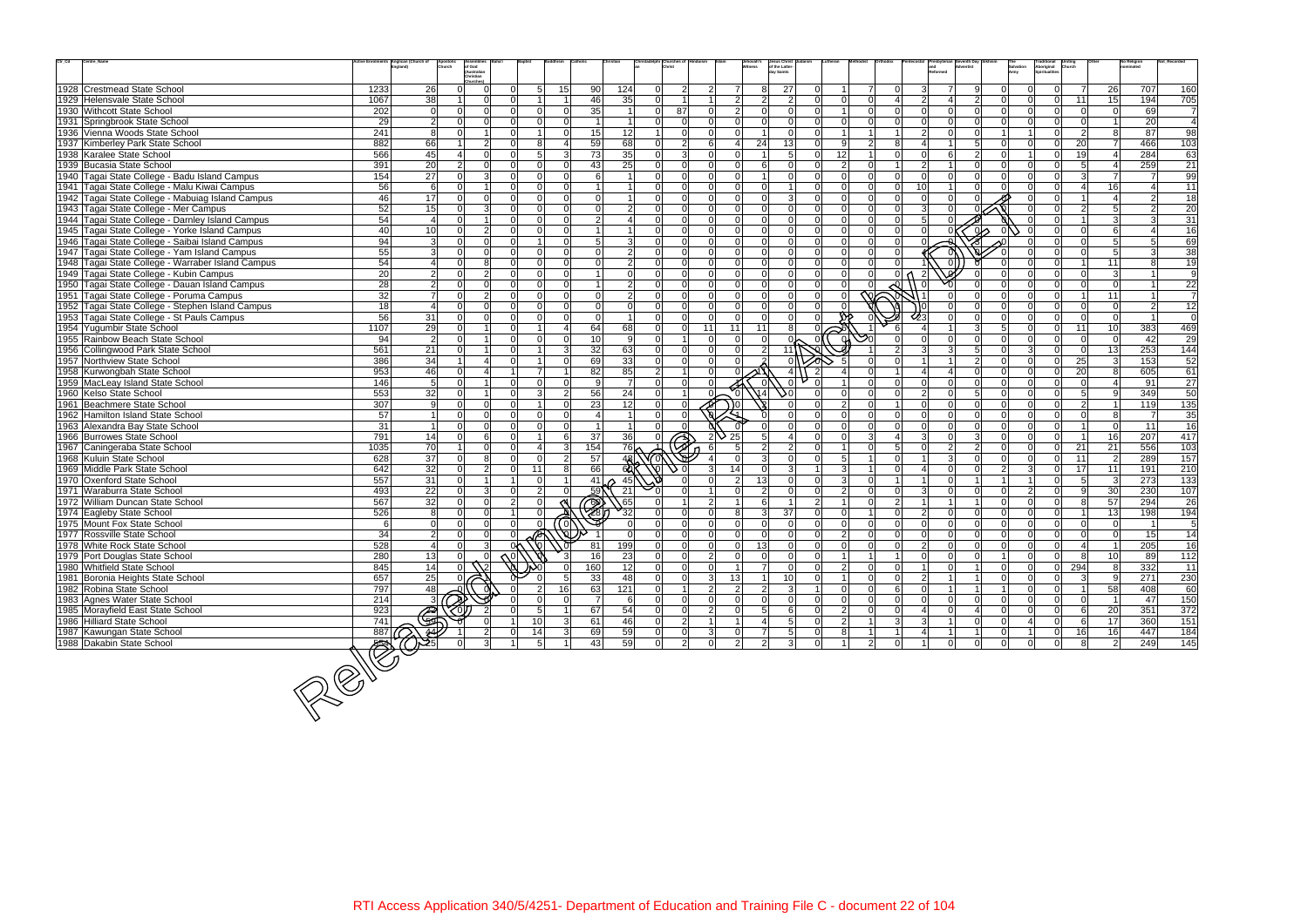| Ctr_Cd | Centre_Name | Active Enrolments | Anglican (Church of England) | Apostolic Church | Assemblies of God (Australian Christian Churches) | Baha'i | Baptist | Buddhism | Catholic | Christian | Christadelphian | Churches of Christ | Hinduism | Islam | Jehovah's Witness | Jesus Christ of the Latter-day Saints | Judaism | Lutheran | Methodist | Orthodox | Pentecostal | Presbyterian and Reformed | Seventh Day Adventist | Sikhism | The Salvation Army | Traditional Aboriginal Spiritualities | Uniting Church | Other | No Religion nominated | Not_Recorded |
|---|---|---|---|---|---|---|---|---|---|---|---|---|---|---|---|---|---|---|---|---|---|---|---|---|---|---|---|---|---|---|
| 1928 | Crestmead State School | 1233 | 26 | 0 | 0 | 0 | 5 | 15 | 90 | 124 | 0 | 2 | 2 | 7 | 8 | 27 | 0 | 1 | 7 | 0 | 3 | 7 | 9 | 0 | 0 | 0 | 7 | 26 | 707 | 160 |
| 1929 | Helensvale State School | 1067 | 38 | 1 | 0 | 0 | 1 | 1 | 46 | 35 | 0 | 1 | 1 | 2 | 2 | 2 | 0 | 0 | 0 | 4 | 2 | 4 | 2 | 0 | 0 | 0 | 11 | 15 | 194 | 705 |
| 1930 | Withcott State School | 202 | 0 | 0 | 0 | 0 | 0 | 0 | 35 | 1 | 0 | 87 | 0 | 2 | 0 | 0 | 0 | 1 | 0 | 0 | 0 | 0 | 0 | 0 | 0 | 0 | 0 | 0 | 69 | 7 |
| 1931 | Springbrook State School | 29 | 2 | 0 | 0 | 0 | 0 | 0 | 1 | 1 | 0 | 0 | 0 | 0 | 0 | 0 | 0 | 0 | 0 | 0 | 0 | 0 | 0 | 0 | 0 | 0 | 0 | 1 | 20 | 4 |
| 1936 | Vienna Woods State School | 241 | 8 | 0 | 1 | 0 | 1 | 0 | 15 | 12 | 1 | 0 | 0 | 0 | 1 | 0 | 0 | 1 | 1 | 1 | 2 | 0 | 0 | 1 | 1 | 0 | 2 | 8 | 87 | 98 |
| 1937 | Kimberley Park State School | 882 | 66 | 1 | 2 | 0 | 8 | 4 | 59 | 68 | 0 | 2 | 6 | 4 | 24 | 13 | 0 | 9 | 2 | 8 | 4 | 1 | 5 | 0 | 0 | 0 | 20 | 7 | 466 | 103 |
| 1938 | Karalee State School | 566 | 45 | 4 | 0 | 0 | 5 | 3 | 73 | 35 | 0 | 3 | 0 | 0 | 1 | 5 | 0 | 12 | 1 | 0 | 0 | 6 | 2 | 0 | 1 | 0 | 19 | 4 | 284 | 63 |
| 1939 | Bucasia State School | 391 | 20 | 2 | 0 | 0 | 0 | 0 | 43 | 25 | 0 | 0 | 0 | 0 | 6 | 0 | 0 | 2 | 0 | 1 | 2 | 1 | 0 | 0 | 0 | 0 | 5 | 4 | 259 | 21 |
| 1940 | Tagai State College - Badu Island Campus | 154 | 27 | 0 | 3 | 0 | 0 | 0 | 6 | 1 | 0 | 0 | 0 | 0 | 1 | 0 | 0 | 0 | 0 | 0 | 0 | 0 | 0 | 0 | 0 | 0 | 3 | 7 | 7 | 99 |
| 1941 | Tagai State College - Malu Kiwai Campus | 56 | 6 | 0 | 1 | 0 | 0 | 0 | 1 | 1 | 0 | 0 | 0 | 0 | 0 | 1 | 0 | 0 | 0 | 0 | 10 | 1 | 0 | 0 | 0 | 0 | 4 | 16 | 4 | 11 |
| 1942 | Tagai State College - Mabuiag Island Campus | 46 | 17 | 0 | 0 | 0 | 0 | 0 | 1 | 1 | 0 | 0 | 0 | 0 | 0 | 3 | 0 | 0 | 0 | 0 | 0 | 0 | 0 | 0 | 0 | 0 | 1 | 4 | 2 | 18 |
| 1943 | Tagai State College - Mer Campus | 52 | 15 | 0 | 3 | 0 | 0 | 0 | 0 | 2 | 0 | 0 | 0 | 0 | 0 | 0 | 0 | 0 | 0 | 0 | 3 | 0 | 0 | 0 | 0 | 0 | 2 | 5 | 2 | 20 |
| 1944 | Tagai State College - Darnley Island Campus | 54 | 4 | 0 | 1 | 0 | 0 | 0 | 2 | 4 | 0 | 0 | 0 | 0 | 0 | 0 | 0 | 0 | 0 | 0 | 5 | 0 | 0 | 0 | 0 | 0 | 1 | 3 | 3 | 31 |
| 1945 | Tagai State College - Yorke Island Campus | 40 | 10 | 0 | 2 | 0 | 0 | 0 | 1 | 1 | 0 | 0 | 0 | 0 | 0 | 0 | 0 | 0 | 0 | 0 | 0 | 0 | 0 | 0 | 0 | 0 | 0 | 6 | 4 | 16 |
| 1946 | Tagai State College - Saibai Island Campus | 94 | 3 | 0 | 0 | 0 | 1 | 0 | 5 | 3 | 0 | 0 | 0 | 0 | 0 | 0 | 0 | 0 | 0 | 0 | 0 | 0 | 3 | 0 | 0 | 0 | 0 | 5 | 5 | 69 |
| 1947 | Tagai State College - Yam Island Campus | 55 | 3 | 0 | 0 | 0 | 0 | 0 | 0 | 2 | 0 | 0 | 0 | 0 | 0 | 0 | 0 | 0 | 0 | 0 | 0 | 0 | 0 | 0 | 0 | 0 | 0 | 5 | 3 | 38 |
| 1948 | Tagai State College - Warraber Island Campus | 54 | 4 | 0 | 8 | 0 | 0 | 0 | 0 | 2 | 0 | 0 | 0 | 0 | 0 | 0 | 0 | 0 | 0 | 0 | 1 | 0 | 0 | 0 | 0 | 0 | 1 | 11 | 8 | 19 |
| 1949 | Tagai State College - Kubin Campus | 20 | 2 | 0 | 2 | 0 | 0 | 0 | 1 | 0 | 0 | 0 | 0 | 0 | 0 | 0 | 0 | 0 | 0 | 0 | 2 | 0 | 0 | 0 | 0 | 0 | 0 | 3 | 1 | 9 |
| 1950 | Tagai State College - Dauan Island Campus | 28 | 2 | 0 | 0 | 0 | 0 | 0 | 1 | 2 | 0 | 0 | 0 | 0 | 0 | 0 | 0 | 0 | 0 | 0 | 0 | 0 | 0 | 0 | 0 | 0 | 0 | 0 | 1 | 22 |
| 1951 | Tagai State College - Poruma Campus | 32 | 7 | 0 | 2 | 0 | 0 | 0 | 0 | 2 | 0 | 0 | 0 | 0 | 0 | 0 | 0 | 0 | 0 | 0 | 1 | 0 | 0 | 0 | 0 | 0 | 1 | 11 | 1 | 7 |
| 1952 | Tagai State College - Stephen Island Campus | 18 | 4 | 0 | 0 | 0 | 0 | 0 | 0 | 0 | 0 | 0 | 0 | 0 | 0 | 0 | 0 | 0 | 0 | 0 | 0 | 0 | 0 | 0 | 0 | 0 | 0 | 0 | 2 | 12 |
| 1953 | Tagai State College - St Pauls Campus | 56 | 31 | 0 | 0 | 0 | 0 | 0 | 0 | 1 | 0 | 0 | 0 | 0 | 0 | 0 | 0 | 0 | 0 | 0 | 23 | 0 | 0 | 0 | 0 | 0 | 0 | 0 | 1 | 0 |
| 1954 | Yugumbir State School | 1107 | 29 | 0 | 1 | 0 | 1 | 4 | 64 | 68 | 0 | 0 | 11 | 11 | 11 | 8 | 0 | 0 | 1 | 6 | 4 | 1 | 3 | 5 | 0 | 0 | 11 | 10 | 383 | 469 |
| 1955 | Rainbow Beach State School | 94 | 2 | 0 | 1 | 0 | 0 | 0 | 10 | 9 | 0 | 1 | 0 | 0 | 0 | 0 | 0 | 0 | 0 | 0 | 0 | 0 | 0 | 0 | 0 | 0 | 0 | 0 | 42 | 29 |
| 1956 | Collingwood Park State School | 561 | 21 | 0 | 1 | 0 | 0 | 3 | 32 | 63 | 0 | 0 | 0 | 0 | 2 | 11 | 0 | 0 | 1 | 2 | 3 | 3 | 5 | 0 | 3 | 0 | 0 | 13 | 253 | 144 |
| 1957 | Northview State School | 386 | 34 | 1 | 4 | 0 | 1 | 0 | 69 | 33 | 0 | 0 | 0 | 0 | 0 | 0 | 0 | 5 | 0 | 0 | 1 | 1 | 2 | 0 | 0 | 0 | 25 | 3 | 153 | 52 |
| 1958 | Kurwongbah State School | 953 | 46 | 0 | 4 | 1 | 7 | 1 | 82 | 85 | 2 | 1 | 0 | 0 | 1 | 4 | 2 | 4 | 0 | 1 | 4 | 4 | 0 | 0 | 0 | 0 | 20 | 8 | 605 | 61 |
| 1959 | MacLeay Island State School | 146 | 5 | 0 | 1 | 0 | 0 | 0 | 9 | 7 | 0 | 0 | 0 | 0 | 0 | 0 | 0 | 1 | 0 | 0 | 0 | 0 | 0 | 0 | 0 | 0 | 0 | 4 | 91 | 27 |
| 1960 | Kelso State School | 553 | 32 | 0 | 1 | 0 | 3 | 2 | 56 | 24 | 0 | 1 | 0 | 0 | 14 | 0 | 0 | 0 | 0 | 0 | 2 | 0 | 5 | 0 | 0 | 0 | 5 | 9 | 349 | 50 |
| 1961 | Beachmere State School | 307 | 9 | 0 | 0 | 0 | 1 | 0 | 23 | 12 | 0 | 0 | 0 | 0 | 0 | 0 | 0 | 2 | 0 | 1 | 0 | 0 | 0 | 0 | 0 | 0 | 2 | 1 | 119 | 135 |
| 1962 | Hamilton Island State School | 57 | 1 | 0 | 0 | 0 | 0 | 0 | 4 | 1 | 0 | 0 | 0 | 1 | 0 | 0 | 0 | 0 | 0 | 0 | 0 | 0 | 0 | 0 | 0 | 0 | 0 | 8 | 7 | 35 |
| 1963 | Alexandra Bay State School | 31 | 1 | 0 | 0 | 0 | 0 | 0 | 1 | 1 | 0 | 0 | 0 | 0 | 0 | 0 | 0 | 0 | 0 | 0 | 0 | 0 | 0 | 0 | 0 | 0 | 1 | 0 | 11 | 16 |
| 1966 | Burrowes State School | 791 | 14 | 0 | 6 | 0 | 1 | 6 | 37 | 36 | 0 | 0 | 2 | 25 | 5 | 4 | 0 | 0 | 3 | 4 | 3 | 0 | 3 | 0 | 0 | 0 | 1 | 16 | 207 | 417 |
| 1967 | Caningeraba State School | 1035 | 70 | 1 | 0 | 0 | 4 | 3 | 154 | 76 | 1 | 0 | 6 | 5 | 2 | 2 | 0 | 1 | 0 | 5 | 0 | 2 | 2 | 0 | 0 | 0 | 21 | 21 | 556 | 103 |
| 1968 | Kuluin State School | 628 | 37 | 0 | 8 | 0 | 0 | 2 | 57 | 48 | 0 | 0 | 0 | 4 | 0 | 3 | 0 | 0 | 5 | 1 | 0 | 1 | 3 | 0 | 0 | 0 | 11 | 2 | 289 | 157 |
| 1969 | Middle Park State School | 642 | 32 | 0 | 2 | 0 | 11 | 8 | 66 | 60 | 0 | 0 | 3 | 14 | 0 | 3 | 1 | 3 | 1 | 0 | 4 | 0 | 0 | 2 | 3 | 0 | 17 | 11 | 191 | 210 |
| 1970 | Oxenford State School | 557 | 31 | 0 | 1 | 1 | 0 | 1 | 41 | 45 | 0 | 0 | 0 | 2 | 13 | 0 | 0 | 3 | 0 | 1 | 1 | 0 | 1 | 1 | 1 | 0 | 5 | 3 | 273 | 133 |
| 1971 | Waraburra State School | 493 | 22 | 0 | 3 | 0 | 2 | 0 | 59 | 21 | 0 | 0 | 1 | 0 | 2 | 0 | 0 | 2 | 0 | 0 | 3 | 0 | 0 | 0 | 2 | 0 | 9 | 30 | 230 | 107 |
| 1972 | William Duncan State School | 567 | 32 | 0 | 0 | 2 | 0 | 0 | 69 | 65 | 0 | 1 | 2 | 1 | 6 | 1 | 2 | 1 | 0 | 2 | 1 | 1 | 1 | 0 | 0 | 0 | 8 | 57 | 294 | 26 |
| 1974 | Eagleby State School | 526 | 8 | 0 | 0 | 1 | 0 | 0 | 28 | 32 | 0 | 0 | 0 | 8 | 3 | 37 | 0 | 0 | 1 | 0 | 2 | 0 | 0 | 0 | 0 | 0 | 1 | 13 | 198 | 194 |
| 1975 | Mount Fox State School | 6 | 0 | 0 | 0 | 0 | 0 | 0 | 0 | 0 | 0 | 0 | 0 | 0 | 0 | 0 | 0 | 0 | 0 | 0 | 0 | 0 | 0 | 0 | 0 | 0 | 0 | 0 | 1 | 5 |
| 1977 | Rossville State School | 34 | 2 | 0 | 0 | 0 | 0 | 0 | 1 | 0 | 0 | 0 | 0 | 0 | 0 | 0 | 0 | 2 | 0 | 0 | 0 | 0 | 0 | 0 | 0 | 0 | 0 | 0 | 15 | 14 |
| 1978 | White Rock State School | 528 | 4 | 0 | 3 | 0 | 0 | 0 | 81 | 199 | 0 | 0 | 0 | 0 | 13 | 0 | 0 | 0 | 0 | 0 | 2 | 0 | 0 | 0 | 0 | 0 | 4 | 1 | 205 | 16 |
| 1979 | Port Douglas State School | 280 | 13 | 0 | 0 | 0 | 0 | 3 | 16 | 23 | 0 | 0 | 2 | 0 | 0 | 0 | 0 | 1 | 1 | 1 | 0 | 0 | 0 | 1 | 0 | 0 | 8 | 10 | 89 | 112 |
| 1980 | Whitfield State School | 845 | 14 | 0 | 2 | 0 | 0 | 0 | 160 | 12 | 0 | 0 | 0 | 1 | 7 | 0 | 0 | 2 | 0 | 0 | 1 | 0 | 1 | 0 | 0 | 0 | 294 | 8 | 332 | 11 |
| 1981 | Boronia Heights State School | 657 | 25 | 0 | 0 | 0 | 0 | 5 | 33 | 48 | 0 | 0 | 3 | 13 | 1 | 10 | 0 | 1 | 0 | 0 | 2 | 1 | 1 | 0 | 0 | 0 | 3 | 9 | 271 | 230 |
| 1982 | Robina State School | 797 | 48 | 0 | 0 | 0 | 2 | 16 | 63 | 121 | 0 | 1 | 2 | 2 | 2 | 3 | 1 | 0 | 0 | 6 | 0 | 1 | 1 | 1 | 0 | 0 | 1 | 58 | 408 | 60 |
| 1983 | Agnes Water State School | 214 | 3 | 0 | 0 | 0 | 0 | 0 | 7 | 6 | 0 | 0 | 0 | 0 | 0 | 0 | 0 | 0 | 0 | 0 | 0 | 0 | 0 | 0 | 0 | 0 | 0 | 1 | 47 | 150 |
| 1985 | Morayfield East State School | 923 | 22 | 0 | 2 | 0 | 5 | 1 | 67 | 54 | 0 | 0 | 2 | 0 | 5 | 6 | 0 | 2 | 0 | 0 | 4 | 0 | 4 | 0 | 0 | 0 | 6 | 20 | 351 | 372 |
| 1986 | Hilliard State School | 741 | 30 | 0 | 0 | 1 | 10 | 3 | 61 | 46 | 0 | 2 | 1 | 1 | 4 | 5 | 0 | 2 | 1 | 3 | 3 | 1 | 0 | 0 | 4 | 0 | 6 | 17 | 360 | 151 |
| 1987 | Kawungan State School | 887 | 42 | 1 | 2 | 0 | 14 | 3 | 69 | 59 | 0 | 0 | 3 | 0 | 7 | 5 | 0 | 8 | 1 | 1 | 4 | 1 | 1 | 0 | 1 | 0 | 16 | 16 | 447 | 184 |
| 1988 | Dakabin State School | 554 | 25 | 0 | 3 | 1 | 5 | 1 | 43 | 59 | 0 | 2 | 0 | 2 | 2 | 3 | 0 | 1 | 2 | 0 | 1 | 0 | 0 | 0 | 0 | 0 | 8 | 2 | 249 | 145 |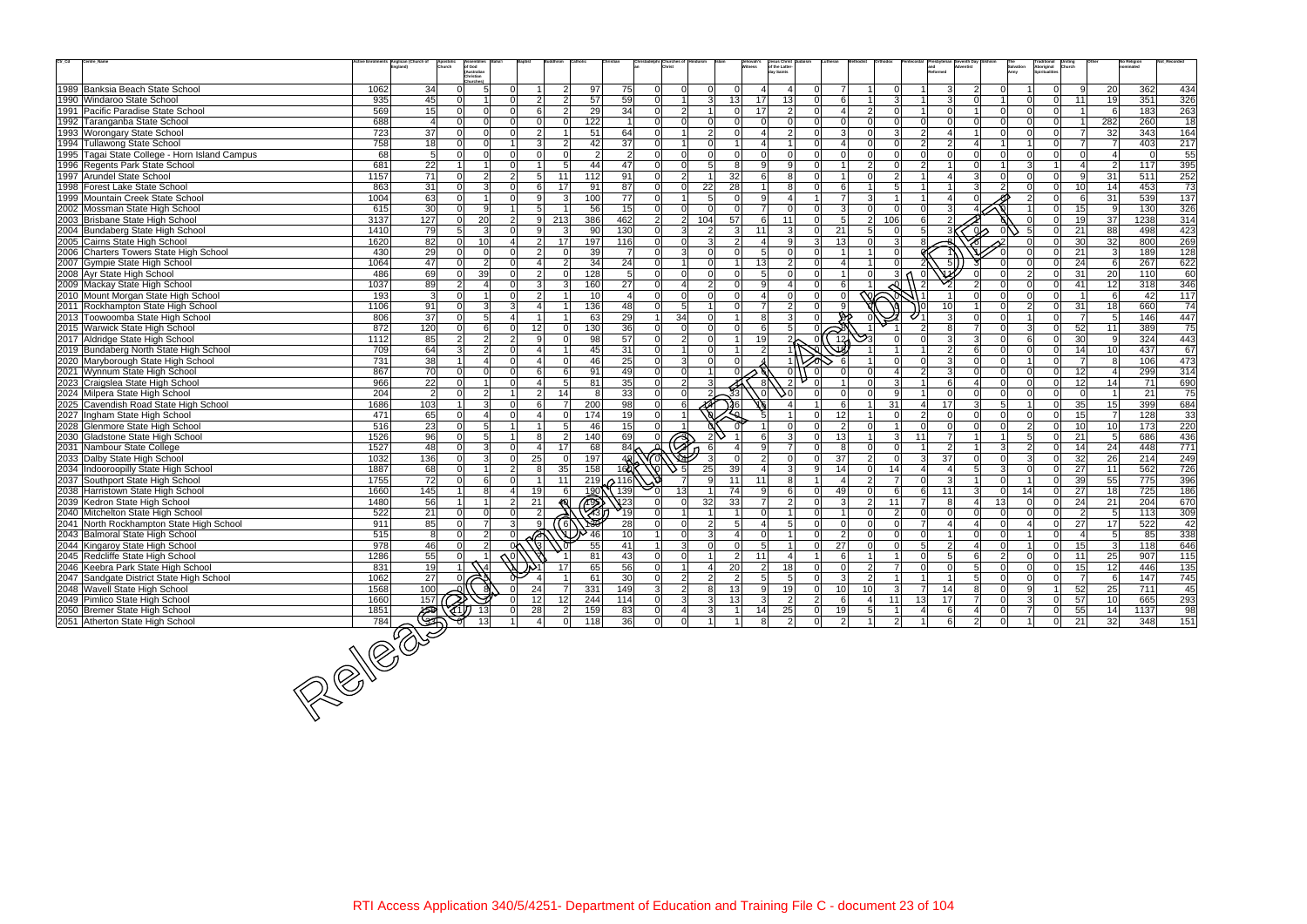| Ctr_Cd | Centre_Name | Active Enrolments | Anglican (Church of England) | Apostolic Church | Assemblies of God (Australian Christian Churches) | Baha'i | Baptist | Buddhism | Catholic | Christian | Christadelphian | Churches of Christ | Hinduism | Islam | Jehovah's Witness | Jesus Christ of the Latter-day Saints | Judaism | Lutheran | Methodist | Orthodox | Pentecostal | Presbyterian and Reformed | Seventh Day Adventist | Sikhism | The Salvation Army | Traditional Aboriginal Spiritualities | Uniting Church | Other | No Religion nominated | Not_Recorded |
|---|---|---|---|---|---|---|---|---|---|---|---|---|---|---|---|---|---|---|---|---|---|---|---|---|---|---|---|---|---|---|
| 1989 | Banksia Beach State School | 1062 | 34 | 0 | 5 | 0 | 1 | 2 | 97 | 75 | 0 | 0 | 0 | 0 | 4 | 4 | 0 | 7 | 1 | 0 | 1 | 3 | 2 | 0 | 1 | 0 | 9 | 20 | 362 | 434 |
| 1990 | Windaroo State School | 935 | 45 | 0 | 1 | 0 | 2 | 2 | 57 | 59 | 0 | 1 | 3 | 13 | 17 | 13 | 0 | 6 | 1 | 3 | 1 | 3 | 0 | 1 | 0 | 0 | 11 | 19 | 351 | 326 |
| 1991 | Pacific Paradise State School | 569 | 15 | 0 | 0 | 0 | 6 | 2 | 29 | 34 | 0 | 2 | 1 | 0 | 17 | 2 | 0 | 4 | 2 | 0 | 1 | 0 | 1 | 0 | 0 | 0 | 1 | 6 | 183 | 263 |
| 1992 | Taranganba State School | 688 | 4 | 0 | 0 | 0 | 0 | 0 | 122 | 1 | 0 | 0 | 0 | 0 | 0 | 0 | 0 | 0 | 0 | 0 | 0 | 0 | 0 | 0 | 0 | 0 | 1 | 282 | 260 | 18 |
| 1993 | Worongary State School | 723 | 37 | 0 | 0 | 0 | 2 | 1 | 51 | 64 | 0 | 1 | 2 | 0 | 4 | 2 | 0 | 3 | 0 | 3 | 2 | 4 | 1 | 0 | 0 | 0 | 7 | 32 | 343 | 164 |
| 1994 | Tullawong State School | 758 | 18 | 0 | 0 | 1 | 3 | 2 | 42 | 37 | 0 | 1 | 0 | 1 | 4 | 1 | 0 | 4 | 0 | 0 | 2 | 2 | 4 | 1 | 1 | 0 | 7 | 7 | 403 | 217 |
| 1995 | Tagai State College - Horn Island Campus | 68 | 5 | 0 | 0 | 0 | 0 | 0 | 2 | 2 | 0 | 0 | 0 | 0 | 0 | 0 | 0 | 0 | 0 | 0 | 0 | 0 | 0 | 0 | 0 | 0 | 0 | 4 | 0 | 55 |
| 1996 | Regents Park State School | 681 | 22 | 1 | 1 | 0 | 1 | 5 | 44 | 47 | 0 | 0 | 5 | 8 | 9 | 9 | 0 | 1 | 2 | 0 | 2 | 1 | 0 | 1 | 3 | 1 | 4 | 2 | 117 | 395 |
| 1997 | Arundel State School | 1157 | 71 | 0 | 2 | 2 | 5 | 11 | 112 | 91 | 0 | 2 | 1 | 32 | 6 | 8 | 0 | 1 | 0 | 2 | 1 | 4 | 3 | 0 | 0 | 0 | 9 | 31 | 511 | 252 |
| 1998 | Forest Lake State School | 863 | 31 | 0 | 3 | 0 | 6 | 17 | 91 | 87 | 0 | 0 | 22 | 28 | 1 | 8 | 0 | 6 | 1 | 5 | 1 | 1 | 3 | 2 | 0 | 0 | 10 | 14 | 453 | 73 |
| 1999 | Mountain Creek State School | 1004 | 63 | 0 | 1 | 0 | 9 | 3 | 100 | 77 | 0 | 1 | 5 | 0 | 9 | 4 | 1 | 7 | 3 | 1 | 1 | 4 | 0 | | 2 | 0 | 6 | 31 | 539 | 137 |
| 2002 | Mossman State High School | 615 | 30 | 0 | 9 | 1 | 5 | 1 | 56 | 15 | 0 | 0 | 0 | 0 | 7 | 0 | 0 | 3 | 0 | 0 | 0 | 3 | 4 | | 1 | 0 | 15 | 9 | 130 | 326 |
| 2003 | Brisbane State High School | 3137 | 127 | 0 | 20 | 2 | 9 | 213 | 386 | 462 | 2 | 2 | 104 | 57 | 6 | 11 | 0 | 5 | 2 | 106 | 6 | 2 | 2 | | 0 | 0 | 19 | 37 | 1238 | 314 |
| 2004 | Bundaberg State High School | 1410 | 79 | 5 | 3 | 0 | 9 | 3 | 90 | 130 | 0 | 3 | 2 | 3 | 11 | 3 | 0 | 21 | 5 | 0 | 5 | 3 | 0 | 0 | 5 | 0 | 21 | 88 | 498 | 423 |
| 2005 | Cairns State High School | 1620 | 82 | 0 | 10 | 4 | 2 | 17 | 197 | 116 | 0 | 0 | 3 | 2 | 4 | 9 | 3 | 13 | 0 | 3 | 8 | 8 | | 2 | 0 | 0 | 30 | 32 | 800 | 269 |
| 2006 | Charters Towers State High School | 430 | 29 | 0 | 0 | 0 | 2 | 0 | 39 | 7 | 0 | 3 | 0 | 0 | 5 | 0 | 0 | 1 | 1 | 0 | | 1 | | 0 | 0 | 0 | 21 | 3 | 189 | 128 |
| 2007 | Gympie State High School | 1064 | 47 | 0 | 2 | 0 | 4 | 2 | 34 | 24 | 0 | 1 | 0 | 1 | 13 | 2 | 0 | 4 | 1 | 0 | 2 | 5 | | 0 | 0 | 0 | 24 | 6 | 267 | 622 |
| 2008 | Ayr State High School | 486 | 69 | 0 | 39 | 0 | 2 | 0 | 128 | 5 | 0 | 0 | 0 | 0 | 5 | 0 | 0 | 1 | 0 | 3 | 0 | 11 | 0 | 0 | 2 | 0 | 31 | 20 | 110 | 60 |
| 2009 | Mackay State High School | 1037 | 89 | 2 | 4 | 0 | 3 | 3 | 160 | 27 | 0 | 4 | 2 | 0 | 9 | 4 | 0 | 6 | 1 | | 2 | 2 | 2 | 0 | 0 | 0 | 41 | 12 | 318 | 346 |
| 2010 | Mount Morgan State High School | 193 | 3 | 0 | 1 | 0 | 2 | 1 | 10 | 4 | 0 | 0 | 0 | 0 | 4 | 0 | 0 | 0 | | | 1 | 1 | 0 | 0 | 0 | 0 | 1 | 6 | 42 | 117 |
| 2011 | Rockhampton State High School | 1106 | 91 | 0 | 3 | 3 | 4 | 1 | 136 | 48 | 0 | 5 | 1 | 0 | 7 | 2 | 0 | 9 | | | 0 | 10 | 1 | 0 | 2 | 0 | 31 | 18 | 660 | 74 |
| 2013 | Toowoomba State High School | 806 | 37 | 0 | 5 | 4 | 1 | 1 | 63 | 29 | 1 | 34 | 0 | 1 | 8 | 3 | 0 | | 0 | | 1 | 3 | 0 | 0 | 1 | 0 | 7 | 5 | 146 | 447 |
| 2015 | Warwick State High School | 872 | 120 | 0 | 6 | 0 | 12 | 0 | 130 | 36 | 0 | 0 | 0 | 0 | 6 | 5 | 0 | | 1 | 1 | 2 | 8 | 7 | 0 | 3 | 0 | 52 | 11 | 389 | 75 |
| 2017 | Aldridge State High School | 1112 | 85 | 2 | 2 | 2 | 9 | 0 | 98 | 57 | 0 | 2 | 0 | 1 | 19 | 2 | 0 | 12 | 3 | 0 | 0 | 3 | 3 | 0 | 6 | 0 | 30 | 9 | 324 | 443 |
| 2019 | Bundaberg North State High School | 709 | 64 | 3 | 2 | 0 | 4 | 1 | 45 | 31 | 0 | 1 | 0 | 1 | 2 | 1 | | | 1 | 1 | 1 | 2 | 6 | 0 | 0 | 0 | 14 | 10 | 437 | 67 |
| 2020 | Maryborough State High School | 731 | 38 | 1 | 4 | 0 | 4 | 0 | 46 | 25 | 0 | 3 | 0 | 0 | | 1 | | 6 | 1 | 0 | 0 | 3 | 0 | 0 | 1 | 0 | 7 | 8 | 106 | 473 |
| 2021 | Wynnum State High School | 867 | 70 | 0 | 0 | 0 | 6 | 6 | 91 | 49 | 0 | 0 | 1 | 0 | | 1 | 0 | 0 | 0 | 4 | 2 | 3 | 0 | 0 | 0 | 0 | 12 | 4 | 299 | 314 |
| 2023 | Craigslea State High School | 966 | 22 | 0 | 1 | 0 | 4 | 5 | 81 | 35 | 0 | 2 | 3 | | 8 | 2 | 0 | 1 | 0 | 3 | 1 | 6 | 4 | 0 | 0 | 0 | 12 | 14 | 71 | 690 |
| 2024 | Milpera State High School | 204 | 2 | 0 | 2 | 1 | 2 | 14 | 8 | 33 | 0 | 0 | 2 | 33 | | 0 | 0 | 0 | 0 | 9 | 1 | 0 | 0 | 0 | 0 | 0 | 0 | 1 | 21 | 75 |
| 2025 | Cavendish Road State High School | 1686 | 103 | 1 | 3 | 0 | 6 | 7 | 200 | 98 | 0 | 6 | | 36 | | 4 | 1 | 6 | 1 | 31 | 4 | 17 | 3 | 5 | 1 | 0 | 35 | 15 | 399 | 684 |
| 2027 | Ingham State High School | 471 | 65 | 0 | 4 | 0 | 4 | 0 | 174 | 19 | 0 | 1 | | 0 | 5 | 1 | 0 | 12 | 1 | 0 | 2 | 0 | 0 | 0 | 0 | 0 | 15 | 7 | 128 | 33 |
| 2028 | Glenmore State High School | 516 | 23 | 0 | 5 | 1 | 1 | 5 | 46 | 15 | 0 | 1 | | 0 | 1 | 0 | 0 | 2 | 0 | 1 | 0 | 0 | 0 | 0 | 2 | 0 | 10 | 10 | 173 | 220 |
| 2030 | Gladstone State High School | 1526 | 96 | 0 | 5 | 1 | 8 | 2 | 140 | 69 | 0 | | 2 | 1 | 6 | 3 | 0 | 13 | 1 | 3 | 11 | 7 | 1 | 1 | 5 | 0 | 21 | 5 | 686 | 436 |
| 2031 | Nambour State College | 1527 | 48 | 0 | 3 | 0 | 4 | 17 | 68 | 84 | 0 | | 6 | 4 | 9 | 7 | 0 | 8 | 0 | 0 | 1 | 2 | 1 | 3 | 2 | 0 | 14 | 24 | 448 | 771 |
| 2033 | Dalby State High School | 1032 | 136 | 0 | 3 | 0 | 25 | 0 | 197 | 49 | 0 | | 3 | 0 | 2 | 0 | 0 | 37 | 2 | 0 | 3 | 37 | 0 | 0 | 3 | 0 | 32 | 26 | 214 | 249 |
| 2034 | Indooroopilly State High School | 1887 | 68 | 0 | 1 | 2 | 8 | 35 | 158 | 162 | 0 | 5 | 25 | 39 | 4 | 3 | 9 | 14 | 0 | 14 | 4 | 4 | 5 | 3 | 0 | 0 | 27 | 11 | 562 | 726 |
| 2037 | Southport State High School | 1755 | 72 | 0 | 6 | 0 | 1 | 11 | 219 | 116 | | 7 | 9 | 11 | 11 | 8 | 1 | 4 | 2 | 7 | 0 | 3 | 1 | 0 | 1 | 0 | 39 | 55 | 775 | 396 |
| 2038 | Harristown State High School | 1660 | 145 | 1 | 8 | 4 | 19 | 6 | 190 | 139 | 0 | 13 | 1 | 74 | 9 | 6 | 0 | 49 | 0 | 6 | 6 | 11 | 3 | 0 | 14 | 0 | 27 | 18 | 725 | 186 |
| 2039 | Kedron State High School | 1480 | 56 | 1 | 1 | 2 | 21 | | 193 | 123 | 0 | 0 | 32 | 33 | 7 | 2 | 0 | 3 | 2 | 11 | 7 | 8 | 4 | 13 | 0 | 0 | 24 | 21 | 204 | 670 |
| 2040 | Mitchelton State High School | 522 | 21 | 0 | 0 | 0 | 2 | | 43 | 19 | 0 | 1 | 1 | 1 | 0 | 1 | 0 | 1 | 0 | 2 | 0 | 0 | 0 | 0 | 0 | 0 | 2 | 5 | 113 | 309 |
| 2041 | North Rockhampton State High School | 911 | 85 | 0 | 7 | 3 | 9 | 6 | 158 | 28 | 0 | 0 | 2 | 5 | 4 | 5 | 0 | 0 | 0 | 0 | 7 | 4 | 4 | 0 | 4 | 0 | 27 | 17 | 522 | 42 |
| 2043 | Balmoral State High School | 515 | 8 | 0 | 2 | 0 | | | 46 | 10 | 1 | 0 | 3 | 4 | 0 | 1 | 0 | 2 | 0 | 0 | 0 | 1 | 0 | 0 | 1 | 0 | 4 | 5 | 85 | 338 |
| 2044 | Kingaroy State High School | 978 | 46 | 0 | 2 | 0 | 3 | 0 | 55 | 41 | 1 | 3 | 0 | 0 | 5 | 1 | 0 | 27 | 0 | 0 | 5 | 2 | 4 | 0 | 1 | 0 | 15 | 3 | 118 | 646 |
| 2045 | Redcliffe State High School | 1286 | 55 | 0 | 1 | 0 | | 1 | 81 | 43 | 0 | 0 | 1 | 2 | 11 | 4 | 1 | 6 | 1 | 1 | 0 | 5 | 6 | 2 | 0 | 0 | 11 | 25 | 907 | 115 |
| 2046 | Keebra Park State High School | 831 | 19 | 1 | 4 | | 1 | 17 | 65 | 56 | 0 | 1 | 4 | 20 | 2 | 18 | 0 | 0 | 2 | 7 | 0 | 0 | 5 | 0 | 0 | 0 | 15 | 12 | 446 | 135 |
| 2047 | Sandgate District State High School | 1062 | 27 | 0 | 1 | 0 | 4 | 1 | 61 | 30 | 0 | 2 | 2 | 2 | 5 | 5 | 0 | 3 | 2 | 1 | 1 | 1 | 5 | 0 | 0 | 0 | 7 | 6 | 147 | 745 |
| 2048 | Wavell State High School | 1568 | 100 | 0 | 8 | 0 | 24 | 7 | 331 | 149 | 3 | 2 | 8 | 13 | 9 | 19 | 0 | 10 | 10 | 3 | 7 | 14 | 8 | 0 | 9 | 1 | 52 | 25 | 711 | 45 |
| 2049 | Pimlico State High School | 1660 | 157 | | 7 | 0 | 12 | 12 | 244 | 114 | 0 | 3 | 3 | 13 | 3 | 2 | 2 | 6 | 4 | 11 | 13 | 17 | 7 | 0 | 3 | 0 | 57 | 10 | 665 | 293 |
| 2050 | Bremer State High School | 1851 | 150 | 11 | 13 | 0 | 28 | 2 | 159 | 83 | 0 | 4 | 3 | 1 | 14 | 25 | 0 | 19 | 5 | 1 | 4 | 6 | 4 | 0 | 7 | 0 | 55 | 14 | 1137 | 98 |
| 2051 | Atherton State High School | 784 | | 0 | 13 | 1 | 4 | 0 | 118 | 36 | 0 | 0 | 1 | 1 | 8 | 2 | 0 | 2 | 1 | 2 | 1 | 6 | 2 | 0 | 1 | 0 | 21 | 32 | 348 | 151 |

RTI Access Application 340/5/4251- Department of Education and Training File C - document 23 of 104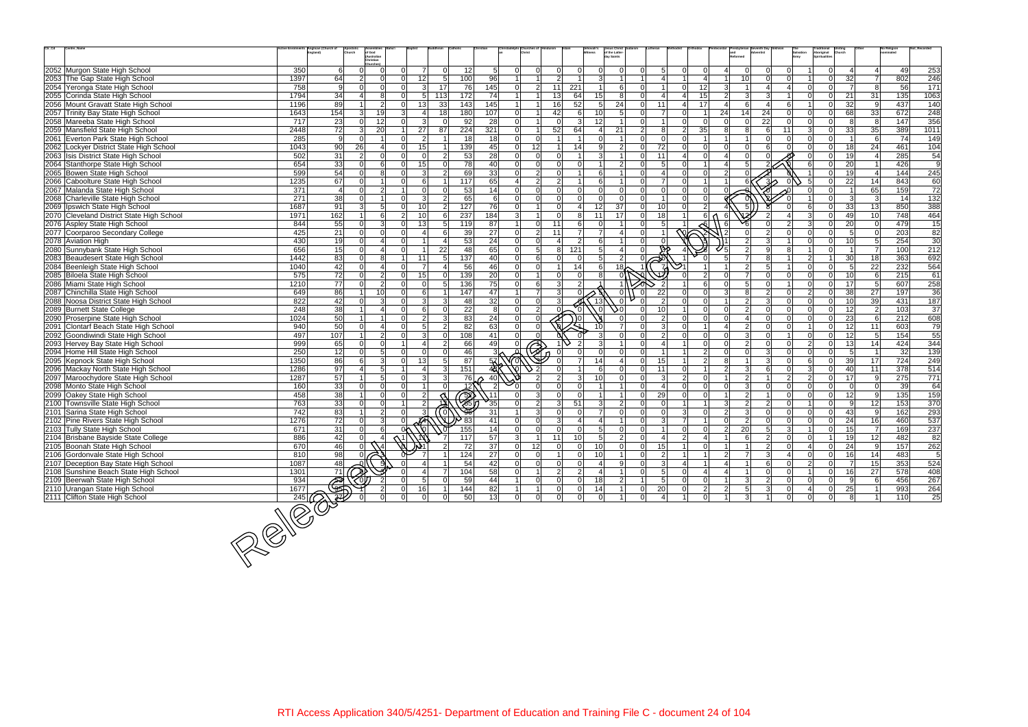| Ctr_Cd | Centre_Name | Active Enrolments | Anglican (Church of England) | Apostolic Church | Assemblies of God (Australian Christian Churches) | Bahai | Baptist | Buddhism | Catholic | Christian | Christadelphian | Churches of Christ | Hinduism | Islam | Jehovah's Witness | Jesus Christ of the Latter-day Saints | Judaism | Lutheran | Methodist | Orthodox | Pentecostal | Presbyterian and Reformed | Seventh Day Adventist | Sikhism | The Salvation Army | Traditional Aboriginal Spiritualities | Uniting Church | Other | No Religion nominated | Not_Recorded |
|---|---|---|---|---|---|---|---|---|---|---|---|---|---|---|---|---|---|---|---|---|---|---|---|---|---|---|---|---|---|---|
| 2052 | Murgon State High School | 350 | 6 | 0 | 0 | 0 | 7 | 0 | 12 | 5 | 0 | 0 | 0 | 0 | 0 | 0 | 0 | 5 | 0 | 0 | 4 | 0 | 0 | 0 | 1 | 0 | 4 | 4 | 49 | 253 |
| 2053 | The Gap State High School | 1397 | 64 | 2 | 0 | 0 | 12 | 5 | 100 | 96 | 1 | 1 | 2 | 1 | 3 | 1 | 1 | 4 | 1 | 4 | 1 | 10 | 0 | 0 | 1 | 0 | 32 | 7 | 802 | 246 |
| 2054 | Yeronga State High School | 758 | 9 | 0 | 0 | 0 | 3 | 17 | 76 | 145 | 0 | 2 | 11 | 221 | 1 | 6 | 0 | 1 | 0 | 12 | 3 | 1 | 4 | 4 | 0 | 0 | 7 | 8 | 56 | 171 |
| 2055 | Corinda State High School | 1794 | 34 | 4 | 8 | 0 | 5 | 113 | 172 | 74 | 1 | 1 | 13 | 64 | 15 | 8 | 0 | 4 | 4 | 15 | 2 | 3 | 3 | 1 | 0 | 0 | 21 | 31 | 135 | 1063 |
| 2056 | Mount Gravatt State High School | 1196 | 89 | 1 | 2 | 0 | 13 | 33 | 143 | 145 | 1 | 1 | 16 | 52 | 5 | 24 | 0 | 11 | 4 | 17 | 4 | 6 | 4 | 6 | 1 | 0 | 32 | 9 | 437 | 140 |
| 2057 | Trinity Bay State High School | 1643 | 154 | 3 | 19 | 3 | 4 | 18 | 180 | 107 | 0 | 1 | 42 | 6 | 10 | 5 | 0 | 7 | 0 | 1 | 24 | 14 | 24 | 0 | 0 | 0 | 68 | 33 | 672 | 248 |
| 2058 | Mareeba State High School | 717 | 23 | 0 | 12 | 0 | 3 | 0 | 92 | 28 | 0 | 1 | 0 | 3 | 12 | 1 | 0 | 1 | 0 | 0 | 0 | 0 | 22 | 0 | 0 | 0 | 8 | 8 | 147 | 356 |
| 2059 | Mansfield State High School | 2448 | 72 | 3 | 20 | 1 | 27 | 87 | 224 | 321 | 0 | 1 | 52 | 64 | 4 | 21 | 2 | 8 | 2 | 35 | 8 | 8 | 6 | 11 | 3 | 0 | 33 | 35 | 389 | 1011 |
| 2061 | Everton Park State High School | 285 | 9 | 0 | 1 | 0 | 2 | 1 | 18 | 18 | 0 | 0 | 1 | 1 | 0 | 1 | 0 | 0 | 0 | 1 | 1 | 0 | 0 | 0 | 0 | 0 | 1 | 6 | 74 | 149 |
| 2062 | Lockyer District State High School | 1043 | 90 | 26 | 4 | 0 | 15 | 1 | 139 | 45 | 0 | 12 | 1 | 14 | 9 | 2 | 0 | 72 | 0 | 0 | 0 | 0 | 6 | 0 | 0 | 0 | 18 | 24 | 461 | 104 |
| 2063 | Isis District State High School | 502 | 31 | 2 | 0 | 0 | 0 | 2 | 53 | 28 | 0 | 0 | 0 | 1 | 3 | 1 | 0 | 11 | 4 | 0 | 4 | 0 | 0 | | 0 | 0 | 19 | 4 | 285 | 54 |
| 2064 | Stanthorpe State High School | 654 | 33 | 0 | 6 | 0 | 15 | 0 | 78 | 40 | 0 | 0 | 0 | 0 | 1 | 2 | 0 | 5 | 0 | 1 | 4 | 5 | 2 | | 6 | 0 | 20 | 1 | 426 | 9 |
| 2065 | Bowen State High School | 599 | 54 | 0 | 8 | 0 | 3 | 2 | 69 | 33 | 0 | 2 | 0 | 1 | 6 | 1 | 0 | 4 | 0 | 0 | 2 | 0 | 2 | | 1 | 0 | 19 | 4 | 144 | 245 |
| 2066 | Caboolture State High School | 1235 | 67 | 0 | 1 | 0 | 6 | 1 | 117 | 65 | 4 | 2 | 2 | 1 | 6 | 1 | 0 | 7 | 0 | 1 | 1 | 6 | 2 | 0 | 5 | 0 | 22 | 14 | 843 | 60 |
| 2067 | Malanda State High School | 371 | 4 | 0 | 2 | 1 | 0 | 0 | 53 | 14 | 0 | 0 | 0 | 0 | 0 | 0 | 0 | 0 | 0 | 0 | 0 | 0 | 0 | 0 | 0 | 0 | 1 | 65 | 159 | 72 |
| 2068 | Charleville State High School | 271 | 38 | 0 | 1 | 0 | 3 | 2 | 65 | 6 | 0 | 0 | 0 | 0 | 0 | 0 | 0 | 1 | 0 | 0 | 0 | 0 | 0 | 0 | 1 | 0 | 3 | 3 | 14 | 132 |
| 2069 | Ipswich State High School | 1687 | 91 | 3 | 5 | 0 | 10 | 2 | 127 | 76 | 0 | 1 | 0 | 4 | 12 | 37 | 0 | 10 | 0 | 2 | 4 | 5 | | 0 | 6 | 0 | 33 | 13 | 850 | 388 |
| 2070 | Cleveland District State High School | 1971 | 162 | 1 | 6 | 2 | 10 | 6 | 237 | 184 | 3 | 1 | 0 | 8 | 11 | 17 | 0 | 18 | 1 | 6 | 6 | 12 | 2 | 4 | 3 | 0 | 49 | 10 | 748 | 464 |
| 2076 | Aspley State High School | 844 | 55 | 0 | 3 | 0 | 13 | 5 | 119 | 87 | 1 | 0 | 11 | 6 | 0 | 1 | 0 | 5 | 1 | | 6 | 6 | 0 | 2 | 3 | 0 | 20 | 0 | 479 | 15 |
| 2077 | Coorparoo Secondary College | 425 | 21 | 0 | 0 | 0 | 4 | 6 | 39 | 27 | 0 | 2 | 11 | 7 | 7 | 4 | 0 | 1 | | | 2 | 0 | 2 | 0 | 0 | 0 | 5 | 0 | 203 | 82 |
| 2078 | Aviation High | 430 | 19 | 0 | 4 | 0 | 1 | 4 | 53 | 24 | 0 | 0 | 4 | 2 | 6 | 1 | 0 | 0 | | | 1 | 2 | 3 | 1 | 0 | 0 | 10 | 5 | 254 | 30 |
| 2080 | Sunnybank State High School | 656 | 15 | 0 | 4 | 0 | 1 | 22 | 48 | 65 | 0 | 5 | 8 | 121 | 5 | 4 | 0 | | 4 | | 5 | 2 | 9 | 8 | 1 | 0 | 1 | 7 | 100 | 212 |
| 2083 | Beaudesert State High School | 1442 | 83 | 0 | 8 | 1 | 11 | 5 | 137 | 40 | 0 | 6 | 0 | 0 | 5 | 2 | 0 | | 1 | 0 | 5 | 7 | 8 | 1 | 2 | 1 | 30 | 18 | 363 | 692 |
| 2084 | Beenleigh State High School | 1040 | 42 | 0 | 4 | 0 | 7 | 4 | 56 | 46 | 0 | 0 | 1 | 14 | 6 | 18 | 1 | 7 | 1 | 1 | 2 | 5 | 1 | 0 | 0 | 0 | 5 | 22 | 232 | 564 |
| 2085 | Biloela State High School | 575 | 72 | 0 | 2 | 0 | 15 | 0 | 139 | 20 | 0 | 1 | 0 | 0 | 8 | 0 | | | 0 | 2 | 0 | 7 | 0 | 0 | 0 | 0 | 10 | 6 | 215 | 61 |
| 2086 | Miami State High School | 1210 | 77 | 0 | 2 | 0 | 0 | 5 | 136 | 75 | 0 | 6 | 3 | 2 | | 1 | | | 1 | 6 | 0 | 5 | 0 | 1 | 0 | 0 | 17 | 5 | 607 | 258 |
| 2087 | Chinchilla State High School | 649 | 86 | 1 | 10 | 0 | 6 | 1 | 147 | 47 | 1 | 7 | 3 | 0 | | 0 | 0 | 22 | 0 | 0 | 3 | 8 | 2 | 0 | 2 | 0 | 38 | 27 | 197 | 36 |
| 2088 | Noosa District State High School | 822 | 42 | 0 | 3 | 0 | 3 | 3 | 48 | 32 | 0 | 0 | 3 | | 13 | 0 | 0 | 2 | 0 | 0 | 1 | 2 | 3 | 0 | 0 | 0 | 10 | 39 | 431 | 187 |
| 2089 | Burnett State College | 248 | 38 | 1 | 4 | 0 | 6 | 0 | 22 | 8 | 0 | 2 | 0 | 0 | 0 | 0 | 0 | 10 | 1 | 0 | 0 | 2 | 0 | 0 | 0 | 0 | 12 | 2 | 103 | 37 |
| 2090 | Proserpine State High School | 1024 | 50 | 1 | 1 | 0 | 2 | 3 | 83 | 24 | 0 | 0 | | 0 | | 0 | 0 | 2 | 0 | 0 | 0 | 4 | 0 | 0 | 0 | 0 | 23 | 6 | 212 | 608 |
| 2091 | Clontarf Beach State High School | 940 | 50 | 0 | 4 | 0 | 5 | 2 | 82 | 63 | 0 | 0 | | 1 | 10 | 7 | 0 | 3 | 0 | 1 | 4 | 2 | 0 | 0 | 1 | 0 | 12 | 11 | 603 | 79 |
| 2092 | Goondiwindi State High School | 497 | 107 | 1 | 2 | 0 | 3 | 0 | 108 | 41 | 0 | 0 | | 0 | 3 | 0 | 0 | 2 | 0 | 0 | 0 | 3 | 0 | 1 | 0 | 0 | 12 | 5 | 154 | 55 |
| 2093 | Hervey Bay State High School | 999 | 65 | 0 | 0 | 1 | 4 | 2 | 66 | 49 | 0 | | 1 | 2 | 3 | 1 | 0 | 4 | 1 | 0 | 0 | 2 | 0 | 0 | 2 | 0 | 13 | 14 | 424 | 344 |
| 2094 | Home Hill State High School | 250 | 12 | 0 | 5 | 0 | 0 | 0 | 46 | 3 | 0 | | 0 | 0 | 0 | 0 | 0 | 1 | 1 | 2 | 0 | 0 | 3 | 0 | 0 | 0 | 5 | 1 | 32 | 139 |
| 2095 | Kepnock State High School | 1350 | 86 | 6 | 3 | 0 | 13 | 5 | 87 | 57 | | | 0 | 7 | 14 | 4 | 0 | 15 | 1 | 2 | 8 | 1 | 3 | 0 | 6 | 0 | 39 | 17 | 724 | 249 |
| 2096 | Mackay North State High School | 1286 | 97 | 4 | 5 | 1 | 4 | 3 | 151 | 40 | | 2 | 0 | 1 | 6 | 0 | 0 | 11 | 0 | 1 | 2 | 3 | 6 | 0 | 3 | 0 | 40 | 11 | 378 | 514 |
| 2097 | Maroochydore State High School | 1287 | 57 | 1 | 5 | 0 | 3 | 3 | 76 | 40 | | 2 | 2 | 3 | 10 | 0 | 0 | 3 | 2 | 0 | 1 | 2 | 1 | 2 | 2 | 0 | 17 | 9 | 275 | 771 |
| 2098 | Monto State High School | 160 | 33 | 0 | 0 | 0 | 1 | 0 | 12 | 2 | 0 | 0 | 0 | 0 | 1 | 1 | 0 | 4 | 0 | 0 | 0 | 3 | 0 | 0 | 0 | 0 | 0 | 0 | 39 | 64 |
| 2099 | Oakey State High School | 458 | 38 | 1 | 0 | 0 | 2 | | 55 | 11 | 0 | 3 | 0 | 0 | 1 | 1 | 0 | 29 | 0 | 0 | 1 | 2 | 1 | 0 | 0 | 0 | 12 | 9 | 135 | 159 |
| 2100 | Townsville State High School | 763 | 33 | 0 | 0 | 1 | 2 | 15 | 85 | 35 | 0 | 2 | 3 | 51 | 3 | 2 | 0 | 0 | 1 | 1 | 3 | 2 | 2 | 0 | 1 | 0 | 9 | 12 | 153 | 370 |
| 2101 | Sarina State High School | 742 | 83 | 1 | 2 | 0 | 3 | 0 | 86 | 31 | 1 | 3 | 0 | 0 | 7 | 0 | 0 | 0 | 3 | 0 | 2 | 3 | 0 | 0 | 0 | 0 | 43 | 9 | 162 | 293 |
| 2102 | Pine Rivers State High School | 1276 | 72 | 0 | 3 | 0 | | 1 | 83 | 41 | 0 | 0 | 3 | 4 | 4 | 1 | 0 | 3 | 7 | 1 | 0 | 2 | 0 | 0 | 0 | 0 | 24 | 16 | 460 | 537 |
| 2103 | Tully State High School | 671 | 31 | 0 | 6 | 0 | | 0 | 155 | 14 | 0 | 0 | 0 | 0 | 5 | 0 | 0 | 1 | 0 | 0 | 2 | 20 | 5 | 3 | 1 | 0 | 15 | 7 | 169 | 237 |
| 2104 | Brisbane Bayside State College | 886 | 42 | 0 | 4 | 1 | | 7 | 117 | 57 | 3 | 1 | 11 | 10 | 5 | 2 | 0 | 4 | 2 | 4 | 1 | 6 | 2 | 0 | 0 | 1 | 19 | 12 | 482 | 82 |
| 2105 | Boonah State High School | 670 | 46 | 0 | 4 | 0 | 1 | 2 | 72 | 37 | 0 | 12 | 0 | 0 | 10 | 0 | 0 | 15 | 1 | 0 | 1 | 1 | 2 | 0 | 4 | 0 | 24 | 9 | 157 | 262 |
| 2106 | Gordonvale State High School | 810 | 98 | 0 | | 0 | 7 | 1 | 124 | 27 | 0 | 0 | 1 | 0 | 10 | 1 | 0 | 2 | 1 | 1 | 2 | 7 | 3 | 4 | 0 | 0 | 16 | 14 | 483 | 5 |
| 2107 | Deception Bay State High School | 1087 | 48 | 0 | 5 | 0 | 4 | 5 | 54 | 42 | 0 | 0 | 0 | 0 | 4 | 9 | 0 | 3 | 4 | 1 | 4 | 1 | 6 | 0 | 2 | 0 | 7 | 15 | 353 | 524 |
| 2108 | Sunshine Beach State High School | 1301 | 71 | | | 0 | 4 | 7 | 104 | 58 | 0 | 1 | 2 | 2 | 4 | 1 | 0 | 5 | 0 | 4 | 4 | 1 | 0 | 0 | 1 | 0 | 16 | 27 | 578 | 408 |
| 2109 | Beerwah State High School | 934 | | | 2 | 0 | 5 | 0 | 59 | 44 | 1 | 0 | 0 | 0 | 18 | 2 | 1 | 5 | 0 | 0 | 1 | 3 | 2 | 0 | 0 | 0 | 9 | 6 | 456 | 267 |
| 2110 | Urangan State High School | 1677 | | 1 | 2 | 0 | 16 | 1 | 144 | 82 | 1 | 1 | 0 | 0 | 14 | 1 | 0 | 20 | 0 | 2 | 2 | 5 | 3 | 0 | 4 | 0 | 25 | 1 | 993 | 264 |
| 2111 | Clifton State High School | 245 | | 0 | 0 | 0 | 0 | 0 | 50 | 13 | 0 | 0 | 0 | 0 | 0 | 1 | 0 | 4 | 1 | 0 | 1 | 3 | 1 | 0 | 0 | 0 | 8 | 1 | 110 | 25 |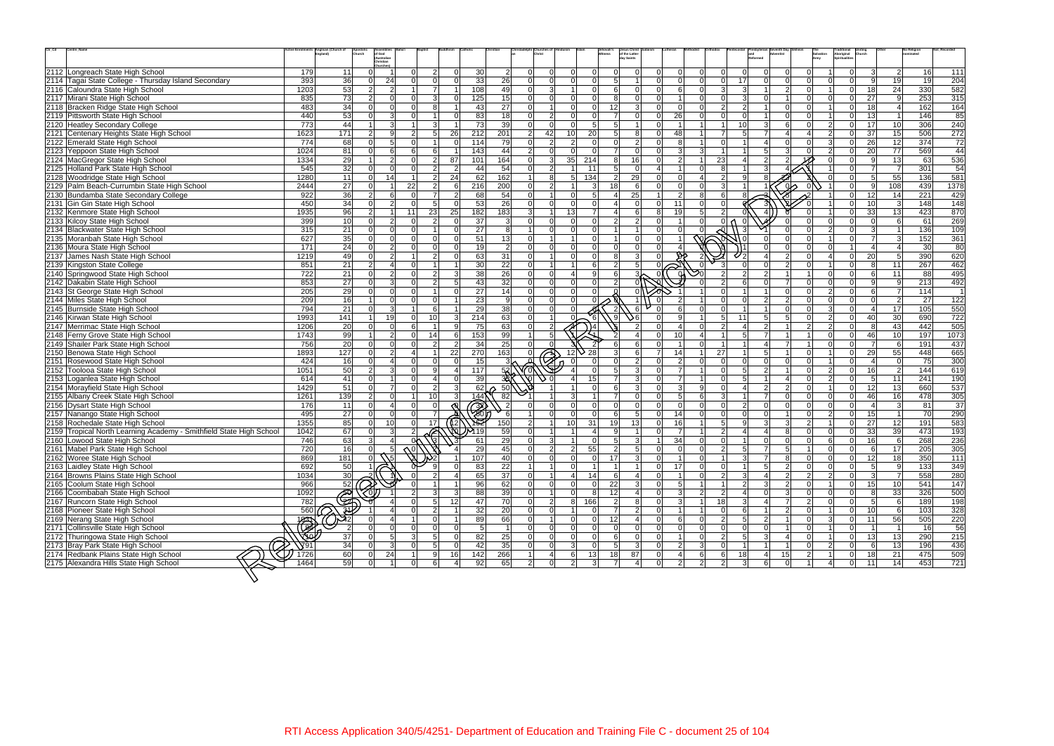| Ctr_Cd | Centre_Name | Active Enrolments | Anglican (Church of England) | Apostolic Church | Assemblies of God (Australian Christian Churches) | Bahai | Baptist | Buddhism | Catholic | Christian | Christadelphian | Churches of Christ | Hinduism | Islam | Jehovahs Witness | Jesus Christ of the Latter-day Saints | Judaism | Lutheran | Methodist | Orthodox | Pentecostal | Presbyterian and Reformed | Seventh Day Adventist | Sikhism | The Salvation Army | Traditional Aboriginal Spiritualities | Uniting Church | Other | No Religion nominated | Not_Recorded |
|---|---|---|---|---|---|---|---|---|---|---|---|---|---|---|---|---|---|---|---|---|---|---|---|---|---|---|---|---|---|---|
| 2112 | Longreach State High School | 179 | 11 | 0 | 1 | 0 | 2 | 0 | 30 | 2 | 0 | 0 | 0 | 0 | 0 | 0 | 0 | 0 | 0 | 0 | 0 | 0 | 0 | 0 | 1 | 0 | 3 | 2 | 16 | 111 |
| 2114 | Tagai State College - Thursday Island Secondary | 393 | 36 | 0 | 24 | 0 | 0 | 0 | 33 | 26 | 0 | 0 | 0 | 0 | 5 | 1 | 0 | 0 | 0 | 17 | 0 | 0 | 0 | 0 | 0 | 0 | 9 | 19 | 19 | 204 |
| 2116 | Caloundra State High School | 1203 | 53 | 2 | 2 | 1 | 7 | 1 | 108 | 49 | 0 | 3 | 1 | 0 | 6 | 0 | 0 | 6 | 0 | 3 | 3 | 1 | 2 | 0 | 1 | 0 | 18 | 24 | 330 | 582 |
| 2117 | Mirani State High School | 835 | 73 | 2 | 0 | 0 | 3 | 0 | 125 | 15 | 0 | 0 | 0 | 0 | 8 | 0 | 0 | 1 | 0 | 0 | 3 | 0 | 1 | 0 | 0 | 0 | 27 | 9 | 253 | 315 |
| 2118 | Bracken Ridge State High School | 483 | 34 | 0 | 0 | 0 | 8 | 1 | 43 | 27 | 0 | 1 | 0 | 0 | 12 | 3 | 0 | 0 | 0 | 2 | 2 | 1 | 0 | 0 | 1 | 0 | 18 | 4 | 162 | 164 |
| 2119 | Pittsworth State High School | 440 | 53 | 0 | 3 | 0 | 1 | 0 | 83 | 18 | 0 | 2 | 0 | 0 | 7 | 0 | 0 | 26 | 0 | 0 | 0 | 1 | 0 | 0 | 1 | 0 | 13 | 1 | 146 | 85 |
| 2120 | Heatley Secondary College | 773 | 44 | 1 | 3 | 1 | 3 | 1 | 73 | 39 | 0 | 0 | 0 | 5 | 5 | 1 | 0 | 1 | 1 | 1 | 10 | 3 | 6 | 0 | 2 | 0 | 17 | 10 | 306 | 240 |
| 2121 | Centenary Heights State High School | 1623 | 171 | 2 | 9 | 2 | 5 | 26 | 212 | 201 | 2 | 42 | 10 | 20 | 5 | 8 | 0 | 48 | 1 | 7 | 5 | 7 | 4 | 4 | 2 | 0 | 37 | 15 | 506 | 272 |
| 2122 | Emerald State High School | 774 | 68 | 0 | 5 | 0 | 1 | 0 | 114 | 79 | 0 | 2 | 2 | 0 | 0 | 2 | 0 | 8 | 1 | 0 | 1 | 4 | 0 | 0 | 3 | 0 | 26 | 12 | 374 | 72 |
| 2123 | Yeppoon State High School | 1024 | 81 | 0 | 6 | 6 | 6 | 1 | 143 | 44 | 2 | 0 | 0 | 0 | 7 | 0 | 0 | 3 | 3 | 1 | 1 | 5 | 3 | 0 | 2 | 0 | 20 | 77 | 569 | 44 |
| 2124 | MacGregor State High School | 1334 | 29 | 1 | 2 | 0 | 2 | 87 | 101 | 164 | 0 | 3 | 35 | 214 | 8 | 16 | 0 | 2 | 1 | 23 | 4 | 2 | 2 | 17 | 0 | 0 | 9 | 13 | 63 | 536 |
| 2125 | Holland Park State High School | 545 | 32 | 0 | 0 | 0 | 2 | 2 | 44 | 54 | 0 | 2 | 1 | 11 | 5 | 0 | 4 | 1 | 0 | 8 | 1 | 3 | 4 | 1 | 1 | 0 | 7 | 7 | 301 | 54 |
| 2128 | Woodridge State High School | 1280 | 11 | 0 | 14 | 1 | 2 | 24 | 62 | 162 | 1 | 8 | 5 | 134 | 2 | 29 | 0 | 0 | 4 | 2 | 9 | 8 | | | 0 | 0 | 5 | 55 | 136 | 581 |
| 2129 | Palm Beach-Currumbin State High School | 2444 | 27 | 0 | 1 | 22 | 2 | 6 | 216 | 200 | 0 | 2 | 1 | 3 | 18 | 6 | 0 | 0 | 0 | 3 | 1 | 1 | 0 | 0 | 1 | 0 | 9 | 108 | 439 | 1378 |
| 2130 | Bundamba State Secondary College | 922 | 36 | 2 | 6 | 0 | 7 | 2 | 68 | 54 | 0 | 1 | 0 | 5 | 4 | 25 | 1 | 2 | 8 | 6 | 8 | 3 | | 2 | 1 | 0 | 12 | 14 | 221 | 429 |
| 2131 | Gin Gin State High School | 450 | 34 | 0 | 2 | 0 | 5 | 0 | 53 | 26 | 0 | 0 | 0 | 0 | 4 | 0 | 0 | 11 | 0 | 0 | | 3 | | 0 | 1 | 0 | 10 | 3 | 148 | 148 |
| 2132 | Kenmore State High School | 1935 | 96 | 2 | 1 | 11 | 23 | 25 | 182 | 183 | 3 | 1 | 13 | 7 | 4 | 6 | 8 | 19 | 5 | 2 | 0 | 4 | 0 | 0 | 1 | 0 | 33 | 13 | 423 | 870 |
| 2133 | Kilcoy State High School | 399 | 10 | 0 | 2 | 0 | 2 | 0 | 37 | 3 | 0 | 0 | 0 | 0 | 2 | 2 | 0 | 1 | 0 | 0 | 0 | 0 | 0 | 0 | 0 | 0 | 0 | 6 | 61 | 269 |
| 2134 | Blackwater State High School | 315 | 21 | 0 | 0 | 0 | 1 | 0 | 27 | 8 | 1 | 0 | 0 | 0 | 1 | 1 | 0 | 0 | 0 | 0 | 3 | 1 | 0 | 0 | 2 | 0 | 3 | 1 | 136 | 109 |
| 2135 | Moranbah State High School | 627 | 35 | 0 | 0 | 0 | 0 | 0 | 51 | 13 | 0 | 1 | 1 | 0 | 1 | 0 | 0 | 1 | | | 0 | 0 | 0 | 0 | 1 | 0 | 7 | 3 | 152 | 361 |
| 2136 | Moura State High School | 171 | 24 | 0 | 2 | 0 | 0 | 0 | 19 | 2 | 0 | 0 | 0 | 0 | 0 | 0 | 0 | 4 | | | 1 | 0 | 0 | 0 | 0 | 1 | 4 | 4 | 30 | 80 |
| 2137 | James Nash State High School | 1219 | 49 | 0 | 2 | 1 | 2 | 0 | 63 | 31 | 0 | 1 | 0 | 0 | 8 | 3 | 0 | | 2 | | 2 | 4 | 2 | 0 | 4 | 0 | 20 | 5 | 390 | 620 |
| 2139 | Kingston State College | 851 | 21 | 2 | 4 | 0 | 1 | 1 | 30 | 22 | 0 | 1 | 1 | 6 | 2 | 5 | 0 | | 0 | 3 | 0 | 0 | 2 | 0 | 1 | 0 | 8 | 11 | 267 | 462 |
| 2140 | Springwood State High School | 722 | 21 | 0 | 2 | 0 | 2 | 3 | 38 | 26 | 0 | 0 | 4 | 9 | 6 | 3 | 0 | | | 2 | 2 | 1 | 1 | 0 | 0 | 0 | 6 | 11 | 88 | 495 |
| 2142 | Dakabin State High School | 853 | 27 | 0 | 3 | 0 | 2 | 5 | 43 | 32 | 0 | 0 | 0 | 0 | 2 | 0 | | | 0 | 2 | 6 | 0 | 7 | 0 | 0 | 0 | 9 | 9 | 213 | 492 |
| 2143 | St George State High School | 205 | 29 | 0 | 0 | 0 | 1 | 0 | 27 | 14 | 0 | 0 | 0 | 0 | 0 | 0 | | 1 | 1 | 0 | 1 | 1 | 0 | 0 | 2 | 0 | 6 | 7 | 114 | 1 |
| 2144 | Miles State High School | 209 | 16 | 1 | 0 | 0 | 0 | 1 | 23 | 9 | 0 | 0 | 0 | 0 | | 1 | 0 | 2 | 1 | 0 | 0 | 2 | 2 | 0 | 0 | 0 | 0 | 2 | 27 | 122 |
| 2145 | Burnside State High School | 794 | 21 | 0 | 3 | 1 | 6 | 1 | 29 | 38 | 0 | 0 | 0 | | 2 | 6 | 0 | 6 | 0 | 0 | 1 | 1 | 0 | 0 | 3 | 0 | 4 | 17 | 105 | 550 |
| 2146 | Kirwan State High School | 1993 | 141 | 1 | 19 | 0 | 10 | 3 | 214 | 63 | 0 | 1 | 0 | 6 | 9 | 6 | 0 | 9 | 1 | 5 | 11 | 5 | 5 | 0 | 2 | 0 | 40 | 30 | 690 | 722 |
| 2147 | Merrimac State High School | 1206 | 20 | 0 | 0 | 6 | 1 | 9 | 75 | 63 | 0 | 2 | | 4 | | 2 | 0 | 4 | 0 | 2 | 4 | 2 | 1 | 2 | 2 | 0 | 8 | 43 | 442 | 505 |
| 2148 | Ferny Grove State High School | 1743 | 99 | 1 | 2 | 0 | 14 | 6 | 153 | 99 | 1 | 5 | | 1 | 2 | 4 | 0 | 10 | 4 | 1 | 5 | 7 | 1 | 1 | 0 | 0 | 46 | 10 | 197 | 1073 |
| 2149 | Shailer Park State High School | 756 | 20 | 0 | 0 | 0 | 2 | 2 | 34 | 25 | 0 | 0 | | 2 | 6 | 6 | 0 | 1 | 0 | 1 | 1 | 4 | 7 | 1 | 0 | 0 | 7 | 6 | 191 | 437 |
| 2150 | Benowa State High School | 1893 | 127 | 0 | 2 | 4 | 1 | 22 | 270 | 163 | 0 | | 12 | 28 | 3 | 6 | 7 | 14 | 1 | 27 | 1 | 5 | 1 | 0 | 1 | 0 | 29 | 55 | 448 | 665 |
| 2151 | Rosewood State High School | 424 | 16 | 0 | 4 | 0 | 0 | 0 | 15 | 3 | 0 | | 0 | 0 | 0 | 2 | 0 | 2 | 0 | 0 | 0 | 0 | 0 | 0 | 1 | 0 | 4 | 0 | 75 | 300 |
| 2152 | Toolooa State High School | 1051 | 50 | 2 | 3 | 0 | 9 | 4 | 117 | 52 | 0 | | 4 | 0 | 5 | 3 | 0 | 7 | 1 | 0 | 5 | 2 | 1 | 0 | 2 | 0 | 16 | 2 | 144 | 619 |
| 2153 | Loganlea State High School | 614 | 41 | 0 | 1 | 0 | 4 | 0 | 39 | 3 | 0 | 0 | 4 | 15 | 7 | 3 | 0 | 7 | 1 | 0 | 5 | 1 | 4 | 0 | 2 | 0 | 5 | 11 | 241 | 190 |
| 2154 | Morayfield State High School | 1429 | 51 | 0 | 7 | 0 | 2 | 3 | 62 | 50 | | 1 | 1 | 0 | 6 | 3 | 0 | 3 | 9 | 0 | 4 | 2 | 2 | 0 | 1 | 0 | 12 | 13 | 660 | 537 |
| 2155 | Albany Creek State High School | 1261 | 139 | 2 | 0 | 1 | 10 | 3 | 144 | 82 | 1 | 1 | 3 | 1 | 7 | 0 | 0 | 5 | 6 | 3 | 1 | 7 | 0 | 0 | 0 | 0 | 46 | 16 | 478 | 305 |
| 2156 | Dysart State High School | 176 | 11 | 0 | 4 | 0 | 0 | | 3 | 2 | 0 | 0 | 0 | 0 | 0 | 0 | 0 | 0 | 0 | 0 | 2 | 0 | 0 | 0 | 0 | 0 | 4 | 3 | 81 | 37 |
| 2157 | Nanango State High School | 495 | 27 | 0 | 0 | 0 | 7 | | 2 | 6 | 1 | 0 | 0 | 0 | 6 | 5 | 0 | 14 | 0 | 0 | 0 | 0 | 1 | 0 | 2 | 0 | 15 | 1 | 70 | 290 |
| 2158 | Rochedale State High School | 1355 | 85 | 0 | 10 | 0 | 17 | 12 | 152 | 150 | 2 | 1 | 10 | 31 | 19 | 13 | 0 | 16 | 1 | 5 | 9 | 3 | 3 | 2 | 1 | 0 | 27 | 12 | 191 | 583 |
| 2159 | Tropical North Learning Academy - Smithfield State High School | 1042 | 67 | 0 | 3 | 2 | | | 119 | 59 | 0 | 1 | 1 | 4 | 9 | 1 | 0 | 7 | 1 | 2 | 4 | 4 | 8 | 0 | 0 | 0 | 33 | 39 | 473 | 193 |
| 2160 | Lowood State High School | 746 | 63 | 3 | 4 | 0 | | 3 | 61 | 29 | 0 | 3 | 1 | 0 | 5 | 3 | 1 | 34 | 0 | 0 | 1 | 0 | 0 | 0 | 6 | 0 | 16 | 6 | 268 | 236 |
| 2161 | Mabel Park State High School | 720 | 16 | 0 | 5 | 0 | | 4 | 29 | 45 | 0 | 2 | 2 | 55 | 2 | 5 | 0 | 0 | 0 | 2 | 5 | 7 | 5 | 1 | 0 | 0 | 6 | 17 | 205 | 305 |
| 2162 | Woree State High School | 869 | 181 | 0 | 5 | | 2 | 1 | 107 | 40 | 0 | 0 | 0 | 0 | 17 | 3 | 0 | 1 | 0 | 1 | 3 | 7 | 8 | 0 | 0 | 0 | 12 | 18 | 350 | 111 |
| 2163 | Laidley State High School | 692 | 50 | 1 | | 0 | 9 | 0 | 83 | 22 | 1 | 1 | 0 | 1 | 1 | 1 | 0 | 17 | 0 | 0 | 1 | 5 | 2 | 0 | 0 | 0 | 5 | 9 | 133 | 349 |
| 2164 | Browns Plains State High School | 1034 | 30 | 2 | 1 | 0 | 2 | 4 | 65 | 37 | 0 | 1 | 4 | 14 | 6 | 4 | 0 | 1 | 0 | 2 | 3 | 4 | 2 | 2 | 2 | 0 | 3 | 7 | 558 | 280 |
| 2165 | Coolum State High School | 966 | 52 | | | 0 | 1 | 1 | 96 | 62 | 0 | 0 | 0 | 0 | 22 | 3 | 0 | 5 | 1 | 1 | 2 | 3 | 2 | 0 | 1 | 0 | 15 | 10 | 541 | 147 |
| 2166 | Coombabah State High School | 1092 | | | 1 | 2 | 3 | 3 | 88 | 39 | 0 | 1 | 0 | 8 | 12 | 4 | 0 | 3 | 2 | 2 | 4 | 0 | 3 | 0 | 0 | 0 | 8 | 33 | 326 | 500 |
| 2167 | Runcorn State High School | 782 | | 0 | 4 | 0 | 5 | 12 | 47 | 70 | 0 | 2 | 8 | 166 | 2 | 8 | 0 | 3 | 1 | 18 | 3 | 4 | 7 | 2 | 0 | 0 | 5 | 6 | 189 | 198 |
| 2168 | Pioneer State High School | 560 | 31 | 1 | 4 | 0 | 2 | 1 | 32 | 20 | 0 | 0 | 1 | 0 | 7 | 2 | 0 | 1 | 1 | 0 | 6 | 1 | 2 | 0 | 1 | 0 | 10 | 6 | 103 | 328 |
| 2169 | Nerang State High School | 1031 | 52 | 0 | 4 | 1 | 0 | 1 | 89 | 66 | 0 | 1 | 0 | 0 | 12 | 4 | 0 | 6 | 0 | 2 | 5 | 2 | 1 | 0 | 3 | 0 | 11 | 56 | 505 | 220 |
| 2171 | Collinsville State High School | | 2 | 0 | 0 | 0 | 0 | 0 | 5 | 1 | 0 | 0 | 0 | 0 | 0 | 0 | 0 | 0 | 0 | 0 | 0 | 0 | 1 | 0 | 1 | 0 | 1 | 1 | 16 | 56 |
| 2172 | Thuringowa State High School | | 37 | 0 | 5 | 3 | 5 | 0 | 82 | 25 | 0 | 0 | 0 | 0 | 6 | 0 | 0 | 1 | 1 | 2 | 5 | 3 | 4 | 0 | 1 | 0 | 13 | 13 | 290 | 215 |
| 2173 | Bray Park State High School | 791 | 34 | 0 | 3 | 0 | 5 | 0 | 42 | 35 | 0 | 0 | 3 | 0 | 5 | 3 | 0 | 2 | 3 | 0 | 1 | 1 | 1 | 0 | 2 | 0 | 6 | 13 | 196 | 436 |
| 2174 | Redbank Plains State High School | 1726 | 60 | 0 | 24 | 1 | 9 | 16 | 142 | 266 | 1 | 4 | 6 | 13 | 18 | 87 | 0 | 4 | 6 | 6 | 18 | 4 | 15 | 2 | 1 | 0 | 18 | 21 | 475 | 509 |
| 2175 | Alexandra Hills State High School | 1464 | 59 | 0 | 1 | 0 | 6 | 4 | 92 | 65 | 2 | 0 | 2 | 3 | 7 | 4 | 0 | 2 | 2 | 2 | 3 | 6 | 0 | 1 | 4 | 0 | 11 | 14 | 453 | 721 |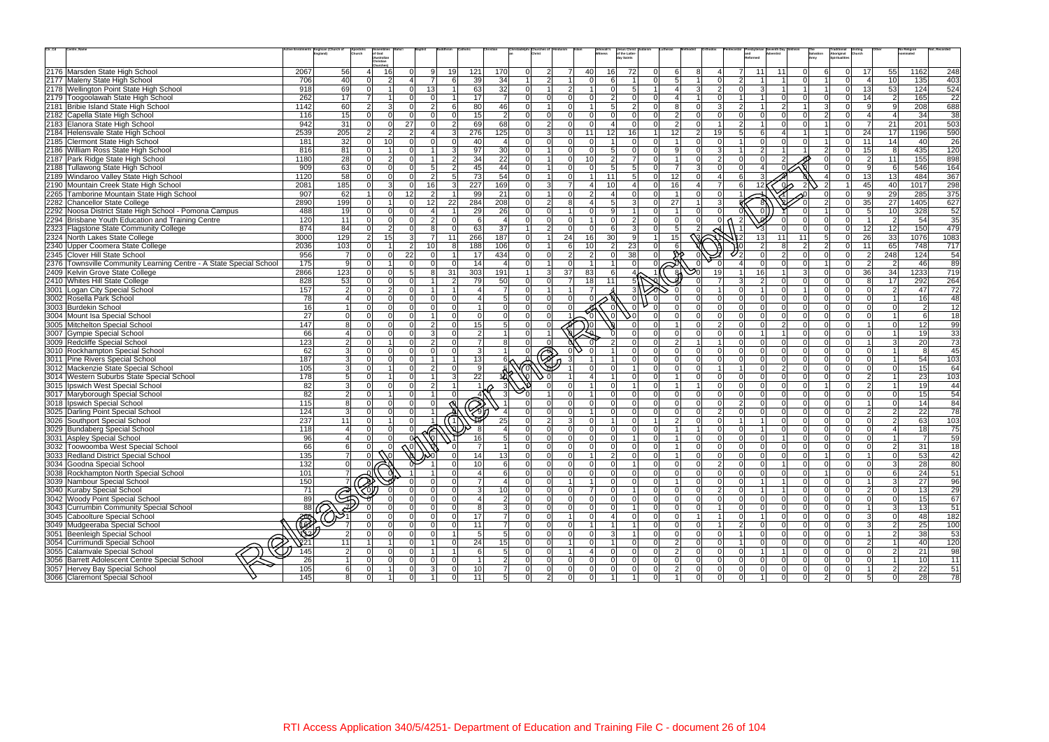| Ctr_Cd | Centre_Name | Active Enrolments | Anglican (Church of England) | Apostolic Church | Assemblies of God / Australian Christian Churches | Bahai | Baptist | Buddhism | Catholic | Christian | Christadelphian | Churches of Christ | Hinduism | Islam | Jehovah's Witness | Jesus Christ of the Latter-day Saints | Judaism | Lutheran | Methodist | Orthodox | Pentecostal | Presbyterian and Reformed | Seventh Day Adventist | Sikhism | The Salvation Army | Traditional Aboriginal Spiritualities | Uniting Church | Other | No Religion nominated | Not_Recorded |
|---|---|---|---|---|---|---|---|---|---|---|---|---|---|---|---|---|---|---|---|---|---|---|---|---|---|---|---|---|---|---|
| 2176 | Marsden State High School | 2067 | 56 | 4 | 16 | 0 | 9 | 19 | 121 | 170 | 0 | 2 | 7 | 40 | 16 | 72 | 0 | 6 | 8 | 4 | 7 | 11 | 11 | 0 | 6 | 0 | 17 | 55 | 1162 | 248 |
| 2177 | Maleny State High School | 706 | 40 | 0 | 2 | 4 | 7 | 6 | 39 | 34 | 1 | 2 | 1 | 0 | 6 | 1 | 0 | 5 | 1 | 0 | 2 | 1 | 1 | 0 | 1 | 0 | 4 | 10 | 135 | 403 |
| 2178 | Wellington Point State High School | 918 | 69 | 0 | 1 | 0 | 13 | 1 | 63 | 32 | 0 | 1 | 2 | 1 | 0 | 5 | 1 | 4 | 3 | 2 | 0 | 3 | 1 | 1 | 1 | 0 | 13 | 53 | 124 | 524 |
| 2179 | Toogoolawah State High School | 262 | 17 | 7 | 1 | 0 | 0 | 1 | 17 | 7 | 0 | 0 | 0 | 0 | 2 | 0 | 0 | 4 | 1 | 0 | 1 | 1 | 0 | 0 | 0 | 0 | 14 | 2 | 165 | 22 |
| 2181 | Bribie Island State High School | 1142 | 60 | 2 | 3 | 0 | 2 | 6 | 80 | 46 | 0 | 1 | 0 | 1 | 5 | 2 | 0 | 8 | 0 | 3 | 2 | 1 | 2 | 1 | 3 | 0 | 9 | 9 | 208 | 688 |
| 2182 | Capella State High School | 116 | 15 | 0 | 0 | 0 | 0 | 0 | 15 | 2 | 0 | 0 | 0 | 0 | 0 | 0 | 0 | 2 | 0 | 0 | 0 | 0 | 0 | 0 | 2 | 0 | 4 | 4 | 34 | 38 |
| 2183 | Elanora State High School | 942 | 31 | 0 | 0 | 27 | 0 | 2 | 69 | 68 | 0 | 2 | 0 | 0 | 4 | 0 | 0 | 2 | 0 | 1 | 2 | 1 | 0 | 0 | 1 | 0 | 7 | 21 | 201 | 503 |
| 2184 | Helensvale State High School | 2539 | 205 | 2 | 2 | 2 | 4 | 3 | 276 | 125 | 0 | 3 | 0 | 11 | 12 | 16 | 1 | 12 | 2 | 19 | 5 | 6 | 4 | 1 | 1 | 0 | 24 | 17 | 1196 | 590 |
| 2185 | Clermont State High School | 181 | 32 | 0 | 10 | 0 | 0 | 0 | 40 | 4 | 0 | 0 | 0 | 0 | 1 | 0 | 0 | 1 | 0 | 0 | 1 | 0 | 0 | 0 | 1 | 0 | 11 | 14 | 40 | 26 |
| 2186 | William Ross State High School | 816 | 81 | 0 | 1 | 0 | 1 | 3 | 97 | 30 | 0 | 1 | 0 | 0 | 5 | 0 | 0 | 9 | 0 | 3 | 1 | 2 | 1 | 1 | 2 | 0 | 15 | 8 | 435 | 120 |
| 2187 | Park Ridge State High School | 1180 | 28 | 0 | 2 | 0 | 1 | 2 | 34 | 22 | 0 | 1 | 0 | 10 | 2 | 7 | 0 | 1 | 0 | 2 | 0 | 0 | 2 | | 0 | 0 | 2 | 11 | 155 | 898 |
| 2188 | Tullawong State High School | 909 | 63 | 0 | 0 | 0 | 5 | 2 | 45 | 44 | 0 | 1 | 0 | 0 | 5 | 5 | 0 | 7 | 3 | 0 | 0 | 4 | 0 | | 0 | 0 | 9 | 6 | 546 | 164 |
| 2189 | Windaroo Valley State High School | 1120 | 58 | 0 | 0 | 0 | 2 | 5 | 73 | 54 | 0 | 1 | 0 | 1 | 11 | 5 | 0 | 12 | 0 | 4 | 6 | 3 | | | 4 | 0 | 13 | 13 | 484 | 367 |
| 2190 | Mountain Creek State High School | 2081 | 185 | 0 | 3 | 0 | 16 | 3 | 227 | 169 | 0 | 3 | 7 | 4 | 10 | 4 | 0 | 16 | 4 | 7 | 6 | 12 | 0 | 2 | 2 | 1 | 45 | 40 | 1017 | 298 |
| 2265 | Tamborine Mountain State High School | 907 | 62 | 1 | 0 | 12 | 2 | 1 | 99 | 21 | 0 | 1 | 0 | 2 | 4 | 0 | 0 | 1 | 0 | 0 | 1 | | 0 | 0 | 0 | 0 | 9 | 29 | 285 | 375 |
| 2282 | Chancellor State College | 2890 | 199 | 0 | 1 | 0 | 12 | 22 | 284 | 208 | 0 | 2 | 8 | 4 | 5 | 3 | 0 | 27 | 1 | 3 | | 8 | | 0 | 2 | 0 | 35 | 27 | 1405 | 627 |
| 2292 | Noosa District State High School - Pomona Campus | 488 | 19 | 0 | 0 | 0 | 4 | 1 | 29 | 26 | 0 | 0 | 1 | 0 | 9 | 1 | 0 | 1 | 0 | 0 | 0 | 0 | | 0 | 1 | 0 | 5 | 10 | 328 | 52 |
| 2294 | Brisbane Youth Education and Training Centre | 120 | 11 | 0 | 0 | 0 | 2 | 0 | 6 | 4 | 0 | 0 | 0 | 1 | 0 | 2 | 0 | 0 | 0 | 0 | 2 | 0 | 0 | 0 | 0 | 0 | 1 | 2 | 54 | 35 |
| 2323 | Flagstone State Community College | 874 | 84 | 0 | 2 | 0 | 8 | 0 | 63 | 37 | 1 | 2 | 0 | 0 | 6 | 3 | 0 | 5 | 2 | | 1 | 3 | 0 | 0 | 0 | 0 | 12 | 12 | 150 | 479 |
| 2324 | North Lakes State College | 3000 | 129 | 2 | 15 | 3 | 7 | 11 | 266 | 187 | 0 | 1 | 24 | 16 | 30 | 9 | 1 | 15 | | 11 | 12 | 13 | 11 | 11 | 5 | 0 | 26 | 33 | 1076 | 1083 |
| 2340 | Upper Coomera State College | 2036 | 103 | 0 | 1 | 2 | 10 | 8 | 188 | 106 | 0 | 1 | 6 | 10 | 2 | 23 | 0 | 6 | | | 10 | 2 | 8 | 2 | 2 | 0 | 11 | 65 | 748 | 717 |
| 2345 | Clover Hill State School | 956 | 7 | 0 | 0 | 22 | 0 | 1 | 17 | 434 | 0 | 0 | 2 | 2 | 0 | 38 | 0 | | 0 | | 2 | 0 | 2 | 0 | 0 | 0 | 2 | 248 | 124 | 54 |
| 2376 | Townsville Community Learning Centre - A State Special School | 175 | 9 | 0 | 1 | 0 | 0 | 0 | 14 | 4 | 0 | 1 | 0 | 1 | 1 | 0 | 0 | | 0 | 0 | 4 | 0 | 0 | 0 | 1 | 0 | 2 | 2 | 46 | 89 |
| 2409 | Kelvin Grove State College | 2866 | 123 | 0 | 0 | 5 | 8 | 31 | 303 | 191 | 1 | 3 | 37 | 83 | 6 | 4 | 1 | 8 | 0 | 19 | 1 | 16 | 1 | 3 | 0 | 0 | 36 | 34 | 1233 | 719 |
| 2410 | Whites Hill State College | 828 | 53 | 0 | 0 | 0 | 1 | 2 | 79 | 50 | 0 | 0 | 7 | 18 | 11 | 5 | | | 0 | 7 | 3 | 2 | 0 | 0 | 0 | 0 | 8 | 17 | 292 | 264 |
| 3001 | Logan City Special School | 157 | 2 | 0 | 2 | 0 | 1 | 1 | 4 | 7 | 0 | 1 | 1 | 7 | 4 | 3 | | 0 | 0 | 1 | 0 | 1 | 0 | 1 | 0 | 0 | 0 | 2 | 47 | 72 |
| 3002 | Rosella Park School | 78 | 4 | 0 | 0 | 0 | 0 | 0 | 4 | 5 | 0 | 0 | 0 | 0 | | 0 | 0 | 0 | 0 | 0 | 0 | 0 | 0 | 0 | 0 | 0 | 0 | 1 | 16 | 48 |
| 3003 | Burdekin School | 16 | 1 | 0 | 0 | 0 | 0 | 0 | 1 | 0 | 0 | 0 | 0 | | 0 | 0 | 0 | 0 | 0 | 0 | 0 | 0 | 0 | 0 | 0 | 0 | 0 | 0 | 2 | 12 |
| 3004 | Mount Isa Special School | 27 | 0 | 0 | 0 | 0 | 1 | 0 | 0 | 0 | 0 | 0 | 1 | 0 | 0 | 0 | 0 | 0 | 0 | 0 | 0 | 0 | 0 | 0 | 0 | 0 | 0 | 1 | 6 | 18 |
| 3005 | Mitchelton Special School | 147 | 8 | 0 | 0 | 0 | 2 | 0 | 15 | 5 | 0 | 0 | | 0 | | 0 | 0 | 1 | 0 | 2 | 0 | 0 | 2 | 0 | 0 | 0 | 1 | 0 | 12 | 99 |
| 3007 | Gympie Special School | 66 | 4 | 0 | 0 | 0 | 3 | 0 | 2 | 1 | 0 | 1 | | 0 | 0 | 0 | 0 | 0 | 0 | 0 | 0 | 1 | 1 | 0 | 0 | 0 | 0 | 1 | 19 | 33 |
| 3009 | Redcliffe Special School | 123 | 2 | 0 | 1 | 0 | 2 | 0 | 7 | 8 | 0 | 0 | | 0 | 2 | 0 | 0 | 2 | 1 | 1 | 0 | 0 | 0 | 0 | 0 | 0 | 1 | 3 | 20 | 73 |
| 3010 | Rockhampton Special School | 62 | 3 | 0 | 0 | 0 | 0 | 0 | 3 | 1 | 0 | | 0 | 0 | 1 | 0 | 0 | 0 | 0 | 0 | 0 | 0 | 0 | 0 | 0 | 0 | 0 | 1 | 8 | 45 |
| 3011 | Pine Rivers Special School | 187 | 3 | 0 | 0 | 0 | 1 | 1 | 13 | 6 | | | 3 | 1 | 1 | 0 | 0 | 0 | 0 | 0 | 0 | 0 | 0 | 0 | 0 | 0 | 0 | 1 | 54 | 103 |
| 3012 | Mackenzie State Special School | 105 | 3 | 0 | 1 | 0 | 2 | 0 | 9 | | | | 1 | 0 | 0 | 1 | 0 | 0 | 0 | 1 | 1 | 0 | 2 | 0 | 0 | 0 | 0 | 0 | 15 | 64 |
| 3014 | Western Suburbs State Special School | 178 | 5 | 0 | 1 | 0 | 1 | 3 | 22 | | | 0 | 1 | 4 | 1 | 0 | 0 | 1 | 0 | 0 | 0 | 0 | 0 | 0 | 0 | 0 | 2 | 1 | 23 | 103 |
| 3015 | Ipswich West Special School | 82 | 3 | 0 | 0 | 0 | 2 | 1 | 1 | 3 | | 0 | 0 | 1 | 0 | 1 | 0 | 1 | 1 | 0 | 0 | 0 | 0 | 0 | 1 | 0 | 2 | 1 | 19 | 44 |
| 3017 | Maryborough Special School | 82 | 2 | 0 | 1 | 0 | 1 | 0 | 4 | 3 | 0 | 1 | 0 | 1 | 0 | 0 | 0 | 0 | 0 | 0 | 0 | 0 | 0 | 0 | 0 | 0 | 0 | 0 | 15 | 54 |
| 3018 | Ipswich Special School | 115 | 8 | 0 | 0 | 0 | 0 | | | 1 | 0 | 0 | 0 | 0 | 0 | 0 | 0 | 0 | 0 | 0 | 2 | 0 | 0 | 0 | 0 | 0 | 1 | 0 | 14 | 84 |
| 3025 | Darling Point Special School | 124 | 3 | 0 | 0 | 0 | 1 | | | 4 | 0 | 0 | 0 | 1 | 0 | 0 | 0 | 0 | 0 | 2 | 0 | 0 | 0 | 0 | 0 | 0 | 2 | 2 | 22 | 78 |
| 3026 | Southport Special School | 237 | 11 | 0 | 1 | 0 | 1 | 1 | 19 | 25 | 0 | 2 | 3 | 0 | 1 | 0 | 1 | 2 | 0 | 0 | 1 | 1 | 0 | 0 | 0 | 0 | 0 | 2 | 63 | 103 |
| 3029 | Bundaberg Special School | 118 | 4 | 0 | 0 | 0 | | | 8 | 4 | 0 | 0 | 0 | 0 | 0 | 0 | 0 | 1 | 1 | 0 | 0 | 1 | 0 | 0 | 0 | 0 | 0 | 4 | 18 | 75 |
| 3031 | Aspley Special School | 96 | 4 | 0 | 0 | | | | 16 | 5 | 0 | 0 | 0 | 0 | 0 | 1 | 0 | 1 | 0 | 0 | 0 | 0 | 1 | 0 | 0 | 0 | 0 | 1 | 7 | 59 |
| 3032 | Toowoomba West Special School | 66 | 6 | 0 | 0 | | | 0 | 7 | 1 | 0 | 0 | 0 | 0 | 0 | 0 | 0 | 1 | 0 | 0 | 0 | 0 | 0 | 0 | 0 | 0 | 0 | 2 | 31 | 18 |
| 3033 | Redland District Special School | 135 | 7 | 0 | | | | 0 | 14 | 13 | 0 | 0 | 1 | 2 | 0 | 0 | 0 | 1 | 0 | 0 | 0 | 0 | 0 | 0 | 1 | 0 | 1 | 0 | 53 | 42 |
| 3034 | Goodna Special School | 132 | 0 | 0 | | | 1 | 0 | 10 | 6 | 0 | 0 | 0 | 0 | 0 | 1 | 0 | 0 | 0 | 2 | 0 | 0 | 1 | 0 | 0 | 0 | 0 | 3 | 28 | 80 |
| 3038 | Rockhampton North Special School | 101 | 7 | 0 | | 1 | 1 | 0 | 4 | 6 | 0 | 0 | 0 | 0 | 0 | 0 | 0 | 0 | 0 | 0 | 0 | 0 | 0 | 0 | 1 | 0 | 0 | 6 | 24 | 51 |
| 3039 | Nambour Special School | 150 | 7 | | | 0 | 0 | 0 | 7 | 4 | 0 | 0 | 1 | 1 | 0 | 0 | 0 | 1 | 0 | 0 | 0 | 1 | 1 | 0 | 0 | 0 | 1 | 3 | 27 | 96 |
| 3040 | Kuraby Special School | 71 | | | 0 | 0 | 0 | 0 | 3 | 10 | 0 | 0 | 0 | 7 | 0 | 1 | 0 | 0 | 0 | 2 | 0 | 1 | 1 | 0 | 0 | 0 | 2 | 0 | 13 | 29 |
| 3042 | Woody Point Special School | 89 | | 0 | 0 | 0 | 0 | 0 | 4 | 2 | 0 | 0 | 0 | 0 | 0 | 0 | 0 | 0 | 0 | 0 | 0 | 0 | 0 | 0 | 0 | 0 | 0 | 0 | 15 | 67 |
| 3043 | Currumbin Community Special School | 88 | | 0 | 0 | 0 | 0 | 0 | 8 | 3 | 0 | 0 | 0 | 0 | 0 | 1 | 0 | 0 | 0 | 1 | 0 | 0 | 0 | 0 | 0 | 0 | 1 | 3 | 13 | 51 |
| 3045 | Caboolture Special School | | 1 | 0 | 0 | 0 | 0 | 0 | 17 | 7 | 0 | 0 | 1 | 0 | 4 | 0 | 0 | 0 | 1 | 1 | 0 | 1 | 0 | 0 | 0 | 0 | 3 | 0 | 48 | 182 |
| 3049 | Mudgeeraba Special School | | 7 | 0 | 0 | 0 | 0 | 0 | 11 | 7 | 0 | 0 | 0 | 1 | 1 | 1 | 0 | 0 | 0 | 1 | 2 | 0 | 0 | 0 | 0 | 0 | 3 | 2 | 25 | 100 |
| 3051 | Beenleigh Special School | | 2 | 0 | 0 | 0 | 0 | 1 | 5 | 5 | 0 | 0 | 0 | 0 | 3 | 1 | 0 | 0 | 0 | 0 | 1 | 0 | 0 | 0 | 0 | 0 | 1 | 2 | 38 | 53 |
| 3054 | Currimundi Special School | 221 | 11 | 1 | 1 | 0 | 1 | 0 | 24 | 15 | 0 | 0 | 1 | 0 | 1 | 0 | 0 | 2 | 0 | 0 | 1 | 0 | 0 | 0 | 0 | 0 | 2 | 1 | 40 | 120 |
| 3055 | Calamvale Special School | 145 | 2 | 0 | 0 | 0 | 1 | 1 | 6 | 5 | 0 | 0 | 1 | 4 | 0 | 0 | 0 | 2 | 0 | 0 | 0 | 1 | 1 | 0 | 0 | 0 | 0 | 2 | 21 | 98 |
| 3056 | Barrett Adolescent Centre Special School | 26 | 1 | 0 | 0 | 0 | 0 | 0 | 1 | 2 | 0 | 0 | 0 | 0 | 0 | 0 | 0 | 0 | 0 | 0 | 0 | 0 | 0 | 0 | 0 | 0 | 0 | 1 | 10 | 11 |
| 3057 | Hervey Bay Special School | 105 | 6 | 0 | 1 | 0 | 3 | 0 | 10 | 7 | 0 | 0 | 0 | 0 | 0 | 0 | 0 | 2 | 0 | 0 | 0 | 0 | 0 | 0 | 0 | 0 | 1 | 2 | 22 | 51 |
| 3066 | Claremont Special School | 145 | 8 | 0 | 0 | 0 | 1 | 0 | 11 | 5 | 0 | 2 | 0 | 0 | 1 | 1 | 0 | 1 | 0 | 0 | 0 | 1 | 0 | 0 | 2 | 0 | 5 | 0 | 28 | 78 |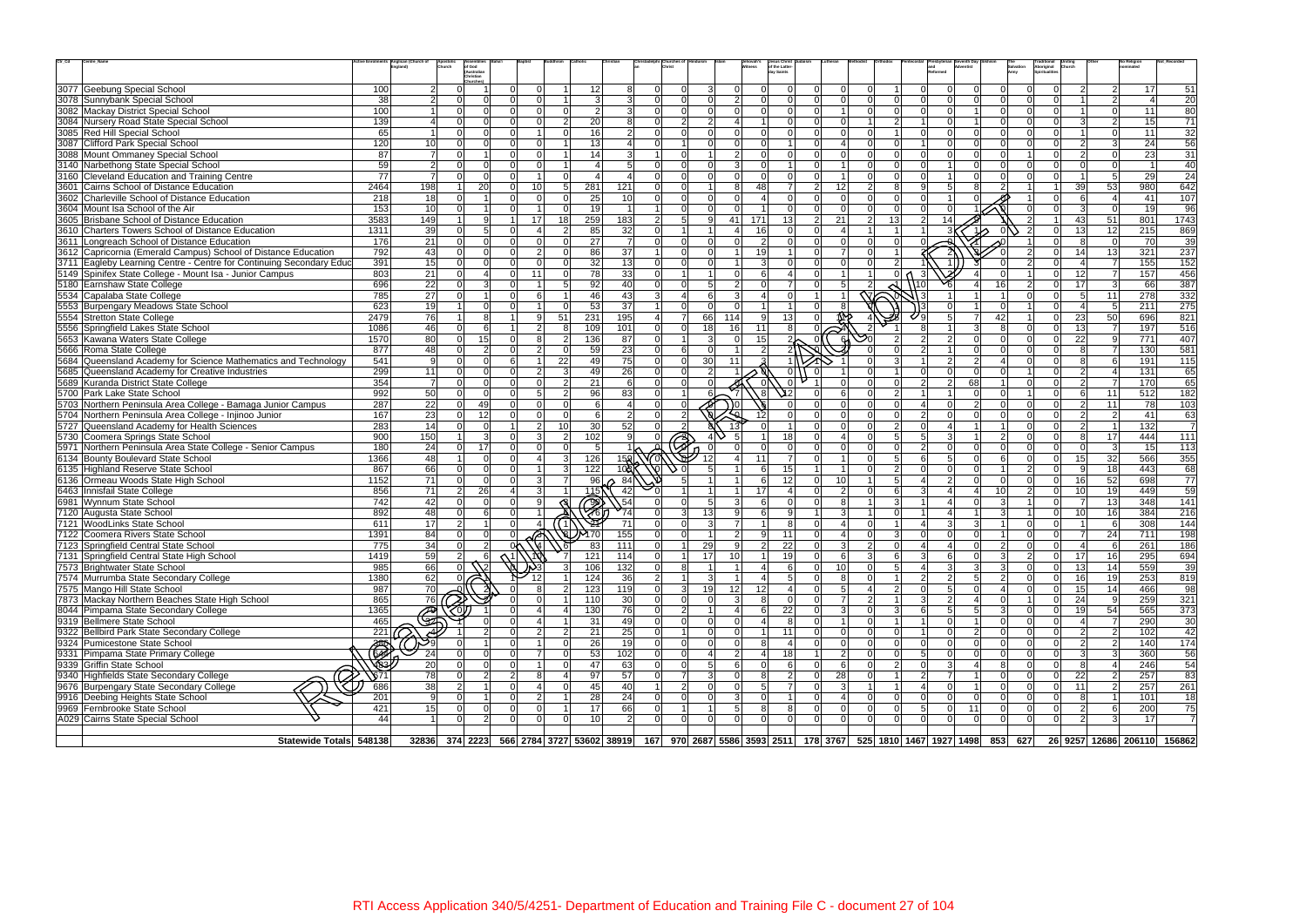| Ctr_Cd | Centre_Name | Active Enrolments | Anglican (Church of England) | Apostolic Church | Assemblies of God/Australian Christian Churches | Bahai | Baptist | Buddhism | Catholic | Christian | Christadelphian | Churches of Christ | Hinduism | Islam | Jehovah's Witness | Jesus Christ of the Latter-day Saints | Judaism | Lutheran | Methodist | Orthodox | Pentecostal | Presbyterian and Reformed | Seventh Day Adventist | Sikhism | The Salvation Army | Traditional Aboriginal Spiritualities | Uniting Church | Other | No Religion nominated | Not_Recorded |
|---|---|---|---|---|---|---|---|---|---|---|---|---|---|---|---|---|---|---|---|---|---|---|---|---|---|---|---|---|---|---|
| 3077 | Geebung Special School | 100 | 2 | 0 | 1 | 0 | 0 | 1 | 12 | 8 | 0 | 0 | 3 | 0 | 0 | 0 | 0 | 0 | 0 | 1 | 0 | 0 | 0 | 0 | 0 | 0 | 2 | 2 | 17 | 51 |
| 3078 | Sunnybank Special School | 38 | 2 | 0 | 0 | 0 | 0 | 1 | 3 | 3 | 0 | 0 | 0 | 2 | 0 | 0 | 0 | 0 | 0 | 0 | 0 | 0 | 0 | 0 | 0 | 0 | 1 | 2 | 4 | 20 |
| 3082 | Mackay District Special School | 100 | 1 | 0 | 0 | 0 | 0 | 0 | 2 | 3 | 0 | 0 | 0 | 0 | 0 | 0 | 0 | 1 | 0 | 0 | 0 | 0 | 1 | 0 | 0 | 0 | 1 | 0 | 11 | 80 |
| 3084 | Nursery Road State Special School | 139 | 4 | 0 | 0 | 0 | 0 | 2 | 20 | 8 | 0 | 2 | 2 | 4 | 1 | 0 | 0 | 0 | 1 | 2 | 1 | 0 | 1 | 0 | 0 | 0 | 3 | 2 | 15 | 71 |
| 3085 | Red Hill Special School | 65 | 1 | 0 | 0 | 0 | 1 | 0 | 16 | 2 | 0 | 0 | 0 | 0 | 0 | 0 | 0 | 0 | 0 | 1 | 0 | 0 | 0 | 0 | 0 | 0 | 1 | 0 | 11 | 32 |
| 3087 | Clifford Park Special School | 120 | 10 | 0 | 0 | 0 | 0 | 1 | 13 | 4 | 0 | 1 | 0 | 0 | 0 | 1 | 0 | 4 | 0 | 0 | 1 | 0 | 0 | 0 | 0 | 0 | 2 | 3 | 24 | 56 |
| 3088 | Mount Ommaney Special School | 87 | 7 | 0 | 1 | 0 | 0 | 1 | 14 | 3 | 1 | 0 | 1 | 2 | 0 | 0 | 0 | 0 | 0 | 0 | 0 | 0 | 0 | 0 | 1 | 0 | 2 | 0 | 23 | 31 |
| 3140 | Narbethong State Special School | 59 | 2 | 0 | 0 | 0 | 0 | 1 | 4 | 5 | 0 | 0 | 3 | 0 | 1 | 0 | 1 | 0 | 0 | 0 | 1 | 0 | 0 | 0 | 0 | 0 | 0 | 0 | 1 | 40 |
| 3160 | Cleveland Education and Training Centre | 77 | 7 | 0 | 0 | 0 | 1 | 0 | 4 | 4 | 0 | 0 | 0 | 0 | 0 | 0 | 0 | 1 | 0 | 0 | 0 | 1 | 0 | 0 | 0 | 0 | 1 | 5 | 29 | 24 |
| 3601 | Cairns School of Distance Education | 2464 | 198 | 1 | 20 | 0 | 10 | 5 | 281 | 121 | 0 | 0 | 1 | 8 | 48 | 7 | 2 | 12 | 2 | 8 | 9 | 5 | 8 | 2 | 1 | 1 | 39 | 53 | 980 | 642 |
| 3602 | Charleville School of Distance Education | 218 | 18 | 0 | 1 | 0 | 0 | 0 | 25 | 10 | 0 | 0 | 0 | 0 | 4 | 0 | 0 | 0 | 0 | 0 | 0 | 1 | 0 | 0 | 1 | 0 | 6 | 4 | 41 | 107 |
| 3604 | Mount Isa School of the Air | 153 | 10 | 0 | 1 | 0 | 1 | 0 | 19 | 1 | 1 | 0 | 0 | 0 | 1 | 0 | 0 | 0 | 0 | 0 | 0 | 0 | 1 | 0 | 0 | 0 | 3 | 0 | 19 | 96 |
| 3605 | Brisbane School of Distance Education | 3583 | 149 | 1 | 9 | 1 | 17 | 18 | 259 | 183 | 2 | 5 | 9 | 41 | 171 | 13 | 2 | 21 | 2 | 13 | 2 | 14 | 9 | 1 | 2 | 1 | 43 | 51 | 801 | 1743 |
| 3610 | Charters Towers School of Distance Education | 1311 | 39 | 0 | 5 | 0 | 4 | 2 | 85 | 32 | 0 | 1 | 1 | 4 | 16 | 0 | 0 | 4 | 1 | 1 | 1 | 3 | 1 | 0 | 2 | 0 | 13 | 12 | 215 | 869 |
| 3611 | Longreach School of Distance Education | 176 | 21 | 0 | 0 | 0 | 0 | 0 | 27 | 7 | 0 | 0 | 0 | 0 | 2 | 0 | 0 | 0 | 0 | 0 | 0 | 0 | 1 | 0 | 1 | 0 | 8 | 0 | 70 | 39 |
| 3612 | Capricornia (Emerald Campus) School of Distance Education | 792 | 43 | 0 | 0 | 0 | 2 | 0 | 86 | 37 | 1 | 0 | 0 | 1 | 19 | 1 | 0 | 7 | 0 | 1 | 0 | 0 | 7 | 0 | 2 | 0 | 14 | 13 | 321 | 237 |
| 3711 | Eagleby Learning Centre - Centre for Continuing Secondary Educ | 391 | 15 | 0 | 0 | 0 | 0 | 0 | 32 | 13 | 0 | 0 | 0 | 1 | 3 | 0 | 0 | 0 | 0 | 2 | 1 | 1 | 3 | 0 | 2 | 0 | 4 | 7 | 155 | 152 |
| 5149 | Spinifex State College - Mount Isa - Junior Campus | 803 | 21 | 0 | 4 | 0 | 11 | 0 | 78 | 33 | 0 | 1 | 1 | 0 | 6 | 4 | 0 | 1 | 0 | 0 | 3 | 2 | 4 | 0 | 1 | 0 | 12 | 7 | 157 | 456 |
| 5180 | Earnshaw State College | 696 | 22 | 0 | 3 | 0 | 1 | 5 | 92 | 40 | 0 | 0 | 5 | 2 | 0 | 7 | 0 | 5 | 2 | 1 | 10 | 6 | 4 | 16 | 2 | 0 | 17 | 3 | 66 | 387 |
| 5534 | Capalaba State College | 785 | 27 | 0 | 1 | 0 | 6 | 1 | 46 | 43 | 3 | 4 | 6 | 3 | 4 | 0 | 1 | 1 | 0 | 0 | 3 | 1 | 1 | 1 | 1 | 0 | 5 | 11 | 278 | 332 |
| 5553 | Burpengary Meadows State School | 623 | 19 | 1 | 0 | 0 | 1 | 0 | 53 | 37 | 1 | 0 | 0 | 0 | 1 | 1 | 0 | 8 | 0 | 1 | 3 | 0 | 1 | 0 | 1 | 0 | 4 | 5 | 211 | 275 |
| 5554 | Stretton State College | 2479 | 76 | 1 | 8 | 1 | 9 | 51 | 231 | 195 | 4 | 7 | 66 | 114 | 9 | 13 | 0 | 8 | 4 | 28 | 9 | 5 | 7 | 42 | 1 | 0 | 23 | 50 | 696 | 821 |
| 5556 | Springfield Lakes State School | 1086 | 46 | 0 | 6 | 1 | 2 | 8 | 109 | 101 | 0 | 0 | 18 | 16 | 11 | 8 | 0 | 3 | 2 | 1 | 8 | 1 | 3 | 8 | 0 | 0 | 13 | 7 | 197 | 516 |
| 5653 | Kawana Waters State College | 1570 | 80 | 0 | 15 | 0 | 8 | 2 | 136 | 87 | 0 | 1 | 3 | 0 | 15 | 2 | 0 | 6 | 0 | 2 | 2 | 0 | 0 | 0 | 0 | 0 | 22 | 9 | 771 | 407 |
| 5666 | Roma State College | 877 | 48 | 0 | 2 | 0 | 2 | 0 | 59 | 23 | 0 | 6 | 0 | 1 | 2 | 0 | 0 | 4 | 0 | 0 | 2 | 1 | 0 | 1 | 0 | 0 | 8 | 7 | 130 | 581 |
| 5684 | Queensland Academy for Science Mathematics and Technology | 541 | 9 | 0 | 0 | 6 | 1 | 22 | 49 | 75 | 0 | 0 | 30 | 11 | 3 | 1 | 1 | 1 | 0 | 3 | 1 | 2 | 2 | 4 | 0 | 0 | 8 | 6 | 191 | 115 |
| 5685 | Queensland Academy for Creative Industries | 299 | 11 | 0 | 0 | 0 | 2 | 3 | 49 | 26 | 0 | 0 | 2 | 1 | 0 | 0 | 1 | 0 | 0 | 1 | 0 | 0 | 0 | 0 | 1 | 0 | 2 | 4 | 131 | 65 |
| 5689 | Kuranda District State College | 354 | 7 | 0 | 0 | 0 | 0 | 2 | 21 | 6 | 0 | 0 | 0 | 0 | 0 | 0 | 1 | 0 | 0 | 0 | 2 | 2 | 68 | 1 | 0 | 0 | 2 | 7 | 170 | 65 |
| 5700 | Park Lake State School | 992 | 50 | 0 | 0 | 0 | 5 | 2 | 96 | 83 | 0 | 1 | 6 | 7 | 8 | 12 | 0 | 6 | 0 | 2 | 1 | 1 | 0 | 0 | 1 | 0 | 6 | 11 | 512 | 182 |
| 5703 | Northern Peninsula Area State College - Bamaga Junior Campus | 287 | 22 | 0 | 49 | 0 | 0 | 0 | 6 | 4 | 0 | 0 | 0 | 0 | 6 | 0 | 0 | 0 | 0 | 0 | 4 | 0 | 2 | 0 | 0 | 0 | 2 | 11 | 78 | 103 |
| 5704 | Northern Peninsula Area State College - Injinoo Junior | 167 | 23 | 0 | 12 | 0 | 0 | 0 | 6 | 2 | 0 | 2 | 0 | 0 | 12 | 0 | 0 | 0 | 0 | 0 | 2 | 0 | 0 | 0 | 0 | 0 | 2 | 2 | 41 | 63 |
| 5727 | Queensland Academy for Health Sciences | 283 | 14 | 0 | 0 | 1 | 2 | 10 | 30 | 52 | 0 | 2 | 8 | 13 | 0 | 1 | 0 | 0 | 0 | 2 | 0 | 4 | 1 | 1 | 0 | 0 | 2 | 1 | 132 | 7 |
| 5730 | Coomera Springs State School | 900 | 150 | 1 | 3 | 0 | 3 | 2 | 102 | 9 | 0 | 2 | 4 | 5 | 1 | 18 | 0 | 4 | 0 | 5 | 5 | 3 | 1 | 2 | 0 | 0 | 8 | 17 | 444 | 111 |
| 5971 | Northern Peninsula Area State College - Senior Campus | 180 | 24 | 0 | 17 | 0 | 0 | 0 | 5 | 1 | 0 | 0 | 0 | 0 | 0 | 0 | 0 | 0 | 0 | 2 | 0 | 2 | 0 | 0 | 0 | 0 | 0 | 3 | 15 | 113 |
| 6134 | Bounty Boulevard State School | 1366 | 48 | 1 | 0 | 0 | 4 | 3 | 126 | 159 | 0 | 0 | 12 | 4 | 11 | 7 | 0 | 1 | 0 | 5 | 6 | 5 | 0 | 6 | 0 | 0 | 15 | 32 | 566 | 355 |
| 6135 | Highland Reserve State School | 867 | 66 | 0 | 0 | 0 | 1 | 3 | 122 | 103 | 0 | 0 | 5 | 1 | 6 | 15 | 1 | 1 | 0 | 2 | 0 | 0 | 0 | 1 | 2 | 0 | 9 | 18 | 443 | 68 |
| 6136 | Ormeau Woods State High School | 1152 | 71 | 0 | 0 | 0 | 3 | 7 | 96 | 84 | 1 | 5 | 1 | 1 | 6 | 12 | 0 | 10 | 1 | 5 | 4 | 2 | 0 | 0 | 0 | 0 | 16 | 52 | 698 | 77 |
| 6463 | Innisfail State College | 856 | 71 | 2 | 26 | 4 | 3 | 1 | 115 | 42 | 0 | 1 | 1 | 1 | 17 | 4 | 0 | 2 | 0 | 6 | 3 | 4 | 4 | 10 | 2 | 0 | 10 | 19 | 449 | 59 |
| 6981 | Wynnum State School | 742 | 42 | 0 | 0 | 0 | 9 | 0 | 93 | 54 | 0 | 0 | 5 | 3 | 6 | 0 | 0 | 8 | 1 | 3 | 1 | 4 | 0 | 3 | 1 | 0 | 7 | 13 | 348 | 141 |
| 7120 | Augusta State School | 892 | 48 | 0 | 6 | 0 | 1 | 4 | 78 | 74 | 0 | 3 | 13 | 9 | 6 | 9 | 1 | 3 | 1 | 0 | 1 | 4 | 1 | 3 | 1 | 0 | 10 | 16 | 384 | 216 |
| 7121 | WoodLinks State School | 611 | 17 | 2 | 1 | 0 | 1 | 1 | 24 | 71 | 0 | 0 | 3 | 7 | 1 | 8 | 0 | 4 | 0 | 1 | 4 | 3 | 3 | 1 | 0 | 0 | 1 | 6 | 308 | 144 |
| 7122 | Coomera Rivers State School | 1391 | 84 | 0 | 0 | 0 | 3 | 8 | 170 | 155 | 0 | 0 | 1 | 2 | 9 | 11 | 0 | 4 | 0 | 3 | 0 | 0 | 0 | 1 | 0 | 0 | 7 | 24 | 711 | 198 |
| 7123 | Springfield Central State School | 775 | 34 | 0 | 2 | 0 | 4 | 6 | 83 | 111 | 0 | 1 | 29 | 9 | 2 | 22 | 0 | 3 | 2 | 0 | 4 | 4 | 0 | 2 | 0 | 0 | 4 | 6 | 261 | 186 |
| 7131 | Springfield Central State High School | 1419 | 59 | 2 | 6 | 1 | 10 | 7 | 121 | 114 | 0 | 1 | 17 | 10 | 1 | 19 | 0 | 6 | 3 | 6 | 3 | 6 | 0 | 3 | 2 | 0 | 17 | 16 | 295 | 694 |
| 7573 | Brightwater State School | 985 | 66 | 0 | 2 | 0 | 3 | 3 | 106 | 132 | 0 | 8 | 1 | 1 | 4 | 6 | 0 | 10 | 0 | 5 | 4 | 3 | 3 | 3 | 0 | 0 | 13 | 14 | 559 | 39 |
| 7574 | Murrumba State Secondary College | 1380 | 62 | 0 | 1 | 1 | 12 | 1 | 124 | 36 | 2 | 1 | 3 | 1 | 4 | 5 | 0 | 8 | 0 | 1 | 2 | 2 | 5 | 2 | 0 | 0 | 16 | 19 | 253 | 819 |
| 7575 | Mango Hill State School | 987 | 70 | 0 | 2 | 0 | 8 | 2 | 123 | 119 | 0 | 3 | 19 | 12 | 12 | 4 | 0 | 5 | 4 | 2 | 0 | 5 | 0 | 4 | 0 | 0 | 15 | 14 | 466 | 98 |
| 7873 | Mackay Northern Beaches State High School | 865 | 76 | 0 | 4 | 0 | 0 | 1 | 110 | 30 | 0 | 0 | 0 | 3 | 8 | 0 | 0 | 7 | 2 | 1 | 3 | 2 | 4 | 0 | 1 | 0 | 24 | 9 | 259 | 321 |
| 8044 | Pimpama State Secondary College | 1365 | 80 | 0 | 0 | 0 | 4 | 4 | 130 | 76 | 0 | 2 | 1 | 4 | 6 | 22 | 0 | 3 | 0 | 3 | 6 | 5 | 5 | 3 | 0 | 0 | 19 | 54 | 565 | 373 |
| 9319 | Bellmere State School | 465 | 31 | 1 | 0 | 1 | 4 | 1 | 31 | 49 | 0 | 0 | 0 | 0 | 4 | 8 | 0 | 1 | 0 | 1 | 1 | 0 | 1 | 0 | 0 | 0 | 4 | 7 | 290 | 30 |
| 9322 | Bellbird Park State Secondary College | 221 | 4 | 1 | 2 | 0 | 2 | 2 | 21 | 25 | 0 | 1 | 0 | 0 | 1 | 11 | 0 | 0 | 0 | 0 | 1 | 0 | 2 | 0 | 0 | 0 | 2 | 2 | 102 | 42 |
| 9324 | Pumicestone State School | 386 | 9 | 0 | 1 | 0 | 1 | 0 | 26 | 19 | 0 | 0 | 0 | 0 | 8 | 4 | 0 | 0 | 0 | 0 | 0 | 0 | 0 | 0 | 0 | 0 | 2 | 2 | 140 | 174 |
| 9331 | Pimpama State Primary College | 644 | 24 | 0 | 0 | 0 | 7 | 0 | 53 | 102 | 0 | 0 | 4 | 2 | 4 | 18 | 1 | 2 | 0 | 0 | 5 | 0 | 0 | 0 | 0 | 0 | 3 | 3 | 360 | 56 |
| 9339 | Griffin State School | 483 | 20 | 0 | 0 | 0 | 1 | 0 | 47 | 63 | 0 | 0 | 5 | 6 | 0 | 6 | 0 | 6 | 0 | 2 | 0 | 3 | 4 | 8 | 0 | 0 | 8 | 4 | 246 | 54 |
| 9340 | Highfields State Secondary College | 671 | 78 | 0 | 2 | 2 | 8 | 4 | 97 | 57 | 0 | 7 | 3 | 0 | 8 | 2 | 0 | 28 | 0 | 1 | 2 | 7 | 1 | 0 | 0 | 0 | 22 | 2 | 257 | 83 |
| 9676 | Burpengary State Secondary College | 686 | 38 | 2 | 1 | 0 | 4 | 0 | 45 | 40 | 1 | 2 | 0 | 0 | 5 | 7 | 0 | 3 | 1 | 1 | 4 | 0 | 1 | 0 | 0 | 0 | 11 | 2 | 257 | 261 |
| 9916 | Deebing Heights State School | 201 | 9 | 0 | 1 | 0 | 2 | 1 | 28 | 24 | 0 | 0 | 0 | 3 | 0 | 1 | 0 | 4 | 0 | 0 | 0 | 0 | 0 | 0 | 0 | 0 | 8 | 1 | 101 | 18 |
| 9969 | Fernbrooke State School | 421 | 15 | 0 | 0 | 0 | 0 | 1 | 17 | 66 | 0 | 1 | 1 | 5 | 8 | 8 | 0 | 0 | 0 | 0 | 5 | 0 | 11 | 0 | 0 | 0 | 2 | 6 | 200 | 75 |
| A029 | Cairns State Special School | 44 | 1 | 0 | 2 | 0 | 0 | 0 | 10 | 2 | 0 | 0 | 0 | 0 | 0 | 0 | 0 | 0 | 0 | 0 | 0 | 0 | 0 | 0 | 0 | 0 | 2 | 3 | 17 | 7 |
| | **Statewide Totals** | 548138 | 32836 | 374 | 2223 | 566 | 2784 | 3727 | 53602 | 38919 | 167 | 970 | 2687 | 5586 | 3593 | 2511 | 178 | 3767 | 525 | 1810 | 1467 | 1927 | 1498 | 853 | 627 | 26 | 9257 | 12686 | 206110 | 156862 |

RTI Access Application 340/5/4251- Department of Education and Training File C - document 27 of 104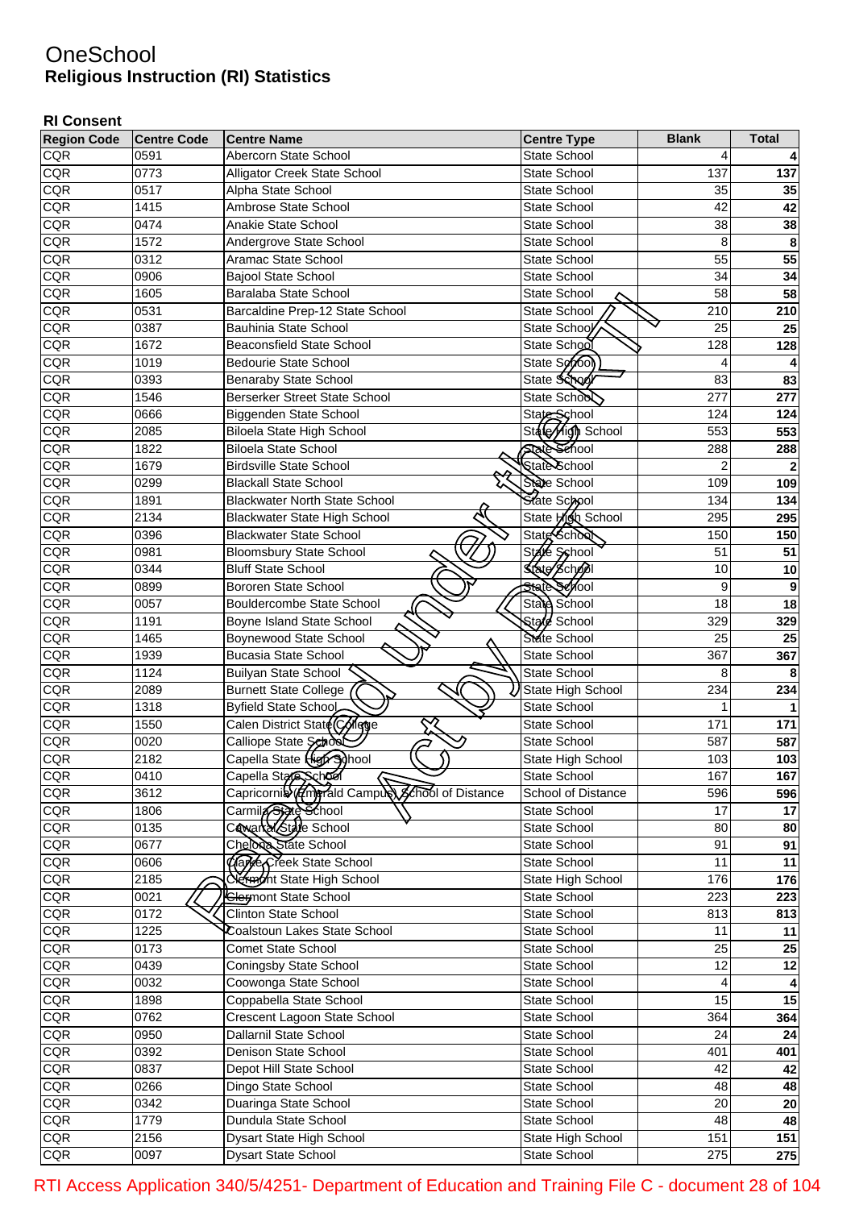# OneSchool
## Religious Instruction (RI) Statistics

### RI Consent

| Region Code | Centre Code | Centre Name | Centre Type | Blank | Total |
|---|---|---|---|---|---|
| CQR | 0591 | Abercorn State School | State School | 4 | **4** |
| CQR | 0773 | Alligator Creek State School | State School | 137 | **137** |
| CQR | 0517 | Alpha State School | State School | 35 | **35** |
| CQR | 1415 | Ambrose State School | State School | 42 | **42** |
| CQR | 0474 | Anakie State School | State School | 38 | **38** |
| CQR | 1572 | Andergrove State School | State School | 8 | **8** |
| CQR | 0312 | Aramac State School | State School | 55 | **55** |
| CQR | 0906 | Bajool State School | State School | 34 | **34** |
| CQR | 1605 | Baralaba State School | State School | 58 | **58** |
| CQR | 0531 | Barcaldine Prep-12 State School | State School | 210 | **210** |
| CQR | 0387 | Bauhinia State School | State School | 25 | **25** |
| CQR | 1672 | Beaconsfield State School | State School | 128 | **128** |
| CQR | 1019 | Bedourie State School | State School | 4 | **4** |
| CQR | 0393 | Benaraby State School | State School | 83 | **83** |
| CQR | 1546 | Berserker Street State School | State School | 277 | **277** |
| CQR | 0666 | Biggenden State School | State School | 124 | **124** |
| CQR | 2085 | Biloela State High School | State High School | 553 | **553** |
| CQR | 1822 | Biloela State School | State School | 288 | **288** |
| CQR | 1679 | Birdsville State School | State School | 2 | **2** |
| CQR | 0299 | Blackall State School | State School | 109 | **109** |
| CQR | 1891 | Blackwater North State School | State School | 134 | **134** |
| CQR | 2134 | Blackwater State High School | State High School | 295 | **295** |
| CQR | 0396 | Blackwater State School | State School | 150 | **150** |
| CQR | 0981 | Bloomsbury State School | State School | 51 | **51** |
| CQR | 0344 | Bluff State School | State School | 10 | **10** |
| CQR | 0899 | Bororen State School | State School | 9 | **9** |
| CQR | 0057 | Bouldercombe State School | State School | 18 | **18** |
| CQR | 1191 | Boyne Island State School | State School | 329 | **329** |
| CQR | 1465 | Boynewood State School | State School | 25 | **25** |
| CQR | 1939 | Bucasia State School | State School | 367 | **367** |
| CQR | 1124 | Builyan State School | State School | 8 | **8** |
| CQR | 2089 | Burnett State College | State High School | 234 | **234** |
| CQR | 1318 | Byfield State School | State School | 1 | **1** |
| CQR | 1550 | Calen District State College | State School | 171 | **171** |
| CQR | 0020 | Calliope State School | State School | 587 | **587** |
| CQR | 2182 | Capella State High School | State High School | 103 | **103** |
| CQR | 0410 | Capella State School | State School | 167 | **167** |
| CQR | 3612 | Capricornia (Emerald Campus) School of Distance | School of Distance | 596 | **596** |
| CQR | 1806 | Carmila State School | State School | 17 | **17** |
| CQR | 0135 | Cawarral State School | State School | 80 | **80** |
| CQR | 0677 | Chelona State School | State School | 91 | **91** |
| CQR | 0606 | Clarke Creek State School | State School | 11 | **11** |
| CQR | 2185 | Clermont State High School | State High School | 176 | **176** |
| CQR | 0021 | Clermont State School | State School | 223 | **223** |
| CQR | 0172 | Clinton State School | State School | 813 | **813** |
| CQR | 1225 | Coalstoun Lakes State School | State School | 11 | **11** |
| CQR | 0173 | Comet State School | State School | 25 | **25** |
| CQR | 0439 | Coningsby State School | State School | 12 | **12** |
| CQR | 0032 | Coowonga State School | State School | 4 | **4** |
| CQR | 1898 | Coppabella State School | State School | 15 | **15** |
| CQR | 0762 | Crescent Lagoon State School | State School | 364 | **364** |
| CQR | 0950 | Dallarnil State School | State School | 24 | **24** |
| CQR | 0392 | Denison State School | State School | 401 | **401** |
| CQR | 0837 | Depot Hill State School | State School | 42 | **42** |
| CQR | 0266 | Dingo State School | State School | 48 | **48** |
| CQR | 0342 | Duaringa State School | State School | 20 | **20** |
| CQR | 1779 | Dundula State School | State School | 48 | **48** |
| CQR | 2156 | Dysart State High School | State High School | 151 | **151** |
| CQR | 0097 | Dysart State School | State School | 275 | **275** |

RTI Access Application 340/5/4251- Department of Education and Training File C - document 28 of 104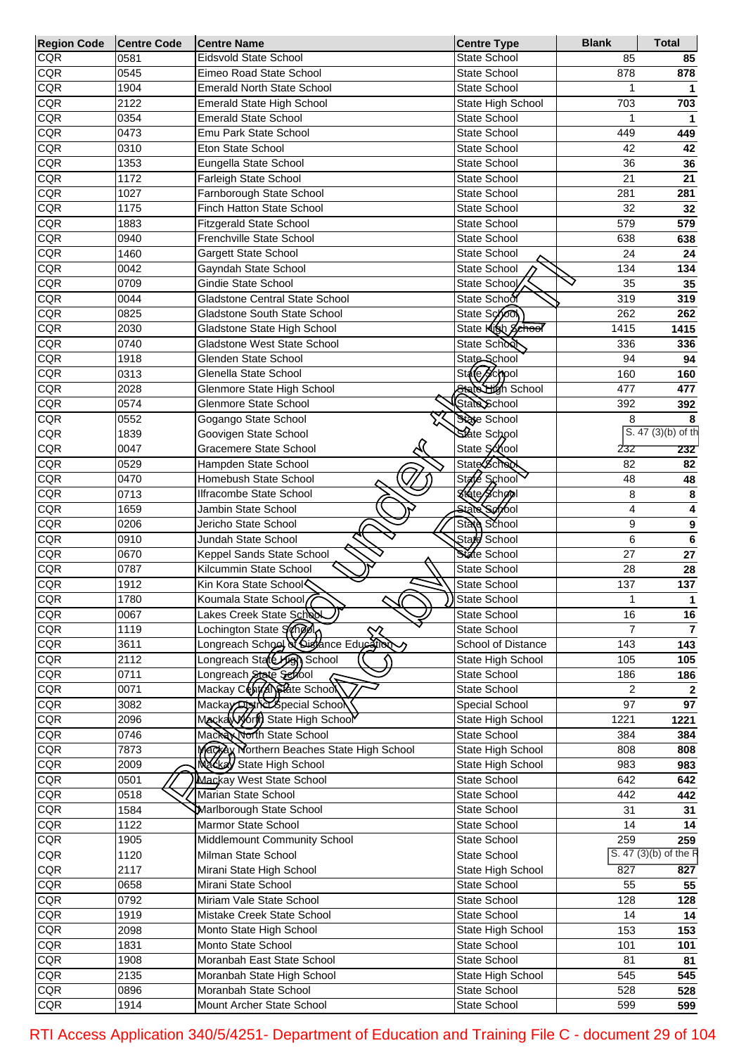| Region Code | Centre Code | Centre Name | Centre Type | Blank | Total |
|---|---|---|---|---|---|
| CQR | 0581 | Eidsvold State School | State School | 85 | **85** |
| CQR | 0545 | Eimeo Road State School | State School | 878 | **878** |
| CQR | 1904 | Emerald North State School | State School | 1 | **1** |
| CQR | 2122 | Emerald State High School | State High School | 703 | **703** |
| CQR | 0354 | Emerald State School | State School | 1 | **1** |
| CQR | 0473 | Emu Park State School | State School | 449 | **449** |
| CQR | 0310 | Eton State School | State School | 42 | **42** |
| CQR | 1353 | Eungella State School | State School | 36 | **36** |
| CQR | 1172 | Farleigh State School | State School | 21 | **21** |
| CQR | 1027 | Farnborough State School | State School | 281 | **281** |
| CQR | 1175 | Finch Hatton State School | State School | 32 | **32** |
| CQR | 1883 | Fitzgerald State School | State School | 579 | **579** |
| CQR | 0940 | Frenchville State School | State School | 638 | **638** |
| CQR | 1460 | Gargett State School | State School | 24 | **24** |
| CQR | 0042 | Gayndah State School | State School | 134 | **134** |
| CQR | 0709 | Gindie State School | State School | 35 | **35** |
| CQR | 0044 | Gladstone Central State School | State School | 319 | **319** |
| CQR | 0825 | Gladstone South State School | State School | 262 | **262** |
| CQR | 2030 | Gladstone State High School | State High School | 1415 | **1415** |
| CQR | 0740 | Gladstone West State School | State School | 336 | **336** |
| CQR | 1918 | Glenden State School | State School | 94 | **94** |
| CQR | 0313 | Glenella State School | State School | 160 | **160** |
| CQR | 2028 | Glenmore State High School | State High School | 477 | **477** |
| CQR | 0574 | Glenmore State School | State School | 392 | **392** |
| CQR | 0552 | Gogango State School | State School | 8 | **8** |
| CQR | 1839 | Goovigen State School | State School | S. 47 (3)(b) of th | |
| CQR | 0047 | Gracemere State School | State School | 232 | **232** |
| CQR | 0529 | Hampden State School | State School | 82 | **82** |
| CQR | 0470 | Homebush State School | State School | 48 | **48** |
| CQR | 0713 | Ilfracombe State School | State School | 8 | **8** |
| CQR | 1659 | Jambin State School | State School | 4 | **4** |
| CQR | 0206 | Jericho State School | State School | 9 | **9** |
| CQR | 0910 | Jundah State School | State School | 6 | **6** |
| CQR | 0670 | Keppel Sands State School | State School | 27 | **27** |
| CQR | 0787 | Kilcummin State School | State School | 28 | **28** |
| CQR | 1912 | Kin Kora State School | State School | 137 | **137** |
| CQR | 1780 | Koumala State School | State School | 1 | **1** |
| CQR | 0067 | Lakes Creek State School | State School | 16 | **16** |
| CQR | 1119 | Lochington State School | State School | 7 | **7** |
| CQR | 3611 | Longreach School of Distance Education | School of Distance | 143 | **143** |
| CQR | 2112 | Longreach State High School | State High School | 105 | **105** |
| CQR | 0711 | Longreach State School | State School | 186 | **186** |
| CQR | 0071 | Mackay Central State School | State School | 2 | **2** |
| CQR | 3082 | Mackay District Special School | Special School | 97 | **97** |
| CQR | 2096 | Mackay North State High School | State High School | 1221 | **1221** |
| CQR | 0746 | Mackay North State School | State School | 384 | **384** |
| CQR | 7873 | Mackay Northern Beaches State High School | State High School | 808 | **808** |
| CQR | 2009 | Mackay State High School | State High School | 983 | **983** |
| CQR | 0501 | Mackay West State School | State School | 642 | **642** |
| CQR | 0518 | Marian State School | State School | 442 | **442** |
| CQR | 1584 | Marlborough State School | State School | 31 | **31** |
| CQR | 1122 | Marmor State School | State School | 14 | **14** |
| CQR | 1905 | Middlemount Community School | State School | 259 | **259** |
| CQR | 1120 | Milman State School | State School | S. 47 (3)(b) of the R | |
| CQR | 2117 | Mirani State High School | State High School | 827 | **827** |
| CQR | 0658 | Mirani State School | State School | 55 | **55** |
| CQR | 0792 | Miriam Vale State School | State School | 128 | **128** |
| CQR | 1919 | Mistake Creek State School | State School | 14 | **14** |
| CQR | 2098 | Monto State High School | State High School | 153 | **153** |
| CQR | 1831 | Monto State School | State School | 101 | **101** |
| CQR | 1908 | Moranbah East State School | State School | 81 | **81** |
| CQR | 2135 | Moranbah State High School | State High School | 545 | **545** |
| CQR | 0896 | Moranbah State School | State School | 528 | **528** |
| CQR | 1914 | Mount Archer State School | State School | 599 | **599** |

Released under RTI Act by DET

RTI Access Application 340/5/4251- Department of Education and Training File C - document 29 of 104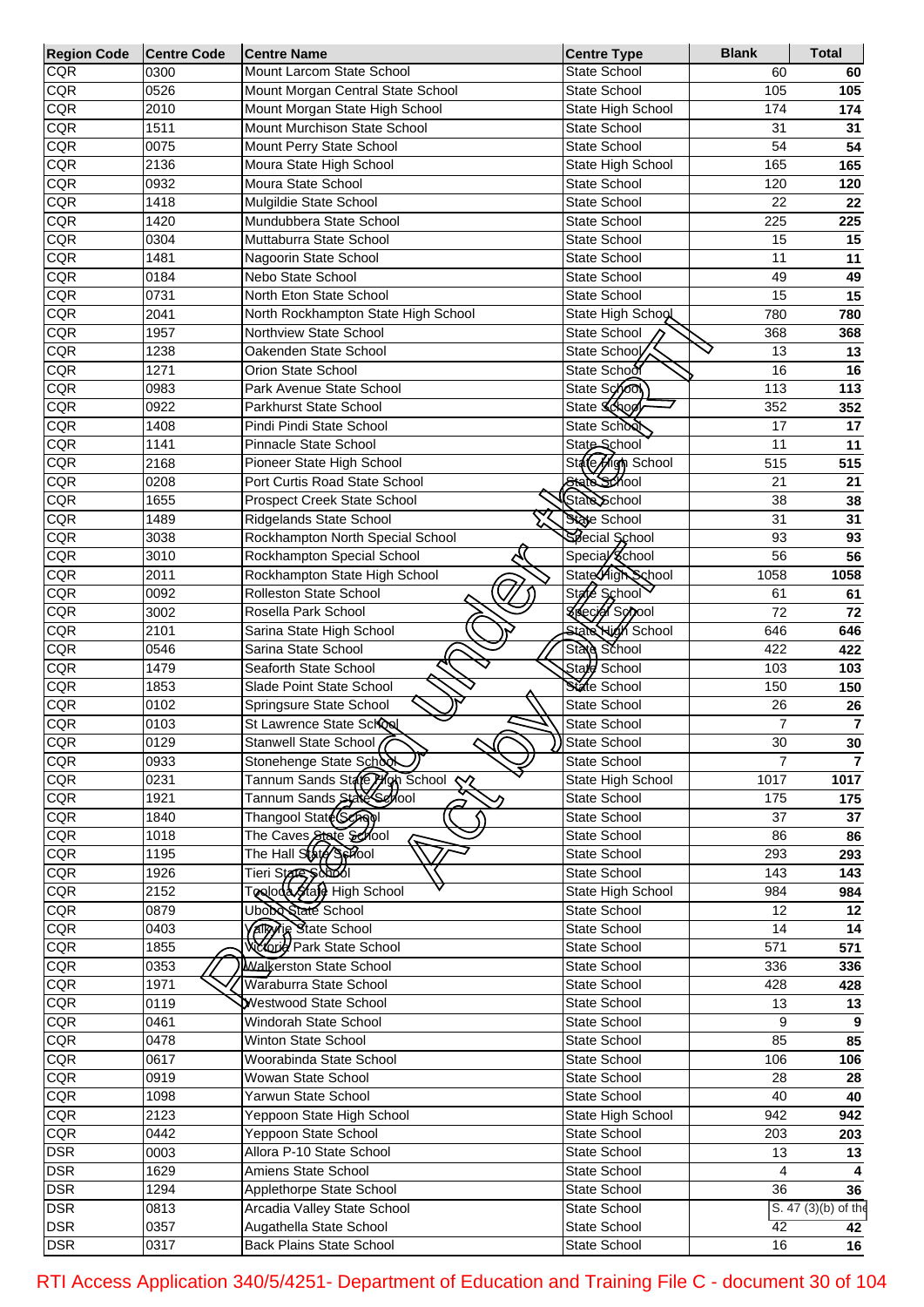| Region Code | Centre Code | Centre Name | Centre Type | Blank | Total |
|---|---|---|---|---|---|
| CQR | 0300 | Mount Larcom State School | State School | 60 | 60 |
| CQR | 0526 | Mount Morgan Central State School | State School | 105 | 105 |
| CQR | 2010 | Mount Morgan State High School | State High School | 174 | 174 |
| CQR | 1511 | Mount Murchison State School | State School | 31 | 31 |
| CQR | 0075 | Mount Perry State School | State School | 54 | 54 |
| CQR | 2136 | Moura State High School | State High School | 165 | 165 |
| CQR | 0932 | Moura State School | State School | 120 | 120 |
| CQR | 1418 | Mulgildie State School | State School | 22 | 22 |
| CQR | 1420 | Mundubbera State School | State School | 225 | 225 |
| CQR | 0304 | Muttaburra State School | State School | 15 | 15 |
| CQR | 1481 | Nagoorin State School | State School | 11 | 11 |
| CQR | 0184 | Nebo State School | State School | 49 | 49 |
| CQR | 0731 | North Eton State School | State School | 15 | 15 |
| CQR | 2041 | North Rockhampton State High School | State High School | 780 | 780 |
| CQR | 1957 | Northview State School | State School | 368 | 368 |
| CQR | 1238 | Oakenden State School | State School | 13 | 13 |
| CQR | 1271 | Orion State School | State School | 16 | 16 |
| CQR | 0983 | Park Avenue State School | State School | 113 | 113 |
| CQR | 0922 | Parkhurst State School | State School | 352 | 352 |
| CQR | 1408 | Pindi Pindi State School | State School | 17 | 17 |
| CQR | 1141 | Pinnacle State School | State School | 11 | 11 |
| CQR | 2168 | Pioneer State High School | State High School | 515 | 515 |
| CQR | 0208 | Port Curtis Road State School | State School | 21 | 21 |
| CQR | 1655 | Prospect Creek State School | State School | 38 | 38 |
| CQR | 1489 | Ridgelands State School | State School | 31 | 31 |
| CQR | 3038 | Rockhampton North Special School | Special School | 93 | 93 |
| CQR | 3010 | Rockhampton Special School | Special School | 56 | 56 |
| CQR | 2011 | Rockhampton State High School | State High School | 1058 | 1058 |
| CQR | 0092 | Rolleston State School | State School | 61 | 61 |
| CQR | 3002 | Rosella Park School | Special School | 72 | 72 |
| CQR | 2101 | Sarina State High School | State High School | 646 | 646 |
| CQR | 0546 | Sarina State School | State School | 422 | 422 |
| CQR | 1479 | Seaforth State School | State School | 103 | 103 |
| CQR | 1853 | Slade Point State School | State School | 150 | 150 |
| CQR | 0102 | Springsure State School | State School | 26 | 26 |
| CQR | 0103 | St Lawrence State School | State School | 7 | 7 |
| CQR | 0129 | Stanwell State School | State School | 30 | 30 |
| CQR | 0933 | Stonehenge State School | State School | 7 | 7 |
| CQR | 0231 | Tannum Sands State High School | State High School | 1017 | 1017 |
| CQR | 1921 | Tannum Sands State School | State School | 175 | 175 |
| CQR | 1840 | Thangool State School | State School | 37 | 37 |
| CQR | 1018 | The Caves State School | State School | 86 | 86 |
| CQR | 1195 | The Hall State School | State School | 293 | 293 |
| CQR | 1926 | Tieri State School | State School | 143 | 143 |
| CQR | 2152 | Toolooa State High School | State High School | 984 | 984 |
| CQR | 0879 | Ubobo State School | State School | 12 | 12 |
| CQR | 0403 | Valkyrie State School | State School | 14 | 14 |
| CQR | 1855 | Victoria Park State School | State School | 571 | 571 |
| CQR | 0353 | Walkerston State School | State School | 336 | 336 |
| CQR | 1971 | Waraburra State School | State School | 428 | 428 |
| CQR | 0119 | Westwood State School | State School | 13 | 13 |
| CQR | 0461 | Windorah State School | State School | 9 | 9 |
| CQR | 0478 | Winton State School | State School | 85 | 85 |
| CQR | 0617 | Woorabinda State School | State School | 106 | 106 |
| CQR | 0919 | Wowan State School | State School | 28 | 28 |
| CQR | 1098 | Yarwun State School | State School | 40 | 40 |
| CQR | 2123 | Yeppoon State High School | State High School | 942 | 942 |
| CQR | 0442 | Yeppoon State School | State School | 203 | 203 |
| DSR | 0003 | Allora P-10 State School | State School | 13 | 13 |
| DSR | 1629 | Amiens State School | State School | 4 | 4 |
| DSR | 1294 | Applethorpe State School | State School | 36 | 36 |
| DSR | 0813 | Arcadia Valley State School | State School | S. 47 (3)(b) of the | |
| DSR | 0357 | Augathella State School | State School | 42 | 42 |
| DSR | 0317 | Back Plains State School | State School | 16 | 16 |

RTI Access Application 340/5/4251- Department of Education and Training File C - document 30 of 104

Released under RTI Act by DET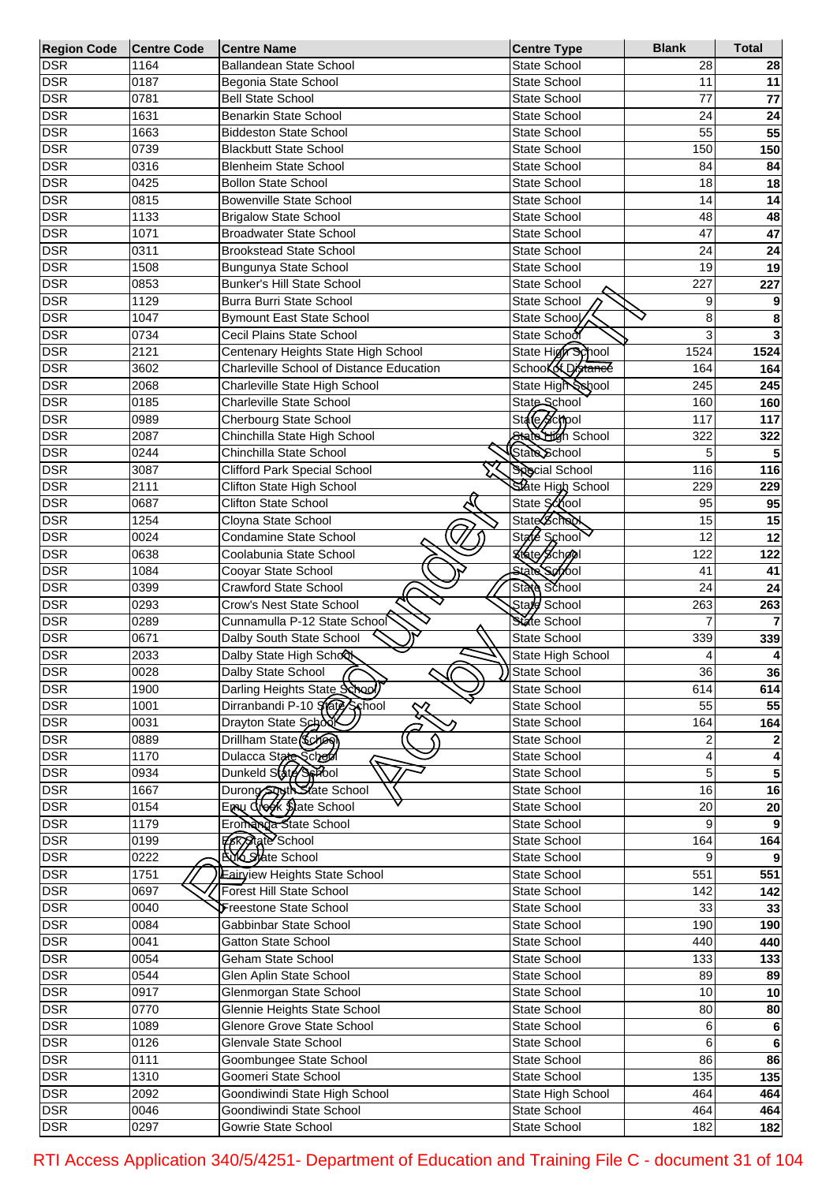| Region Code | Centre Code | Centre Name | Centre Type | Blank | Total |
|---|---|---|---|---|---|
| DSR | 1164 | Ballandean State School | State School | 28 | 28 |
| DSR | 0187 | Begonia State School | State School | 11 | 11 |
| DSR | 0781 | Bell State School | State School | 77 | 77 |
| DSR | 1631 | Benarkin State School | State School | 24 | 24 |
| DSR | 1663 | Biddeston State School | State School | 55 | 55 |
| DSR | 0739 | Blackbutt State School | State School | 150 | 150 |
| DSR | 0316 | Blenheim State School | State School | 84 | 84 |
| DSR | 0425 | Bollon State School | State School | 18 | 18 |
| DSR | 0815 | Bowenville State School | State School | 14 | 14 |
| DSR | 1133 | Brigalow State School | State School | 48 | 48 |
| DSR | 1071 | Broadwater State School | State School | 47 | 47 |
| DSR | 0311 | Brookstead State School | State School | 24 | 24 |
| DSR | 1508 | Bungunya State School | State School | 19 | 19 |
| DSR | 0853 | Bunker's Hill State School | State School | 227 | 227 |
| DSR | 1129 | Burra Burri State School | State School | 9 | 9 |
| DSR | 1047 | Bymount East State School | State School | 8 | 8 |
| DSR | 0734 | Cecil Plains State School | State School | 3 | 3 |
| DSR | 2121 | Centenary Heights State High School | State High School | 1524 | 1524 |
| DSR | 3602 | Charleville School of Distance Education | School of Distance | 164 | 164 |
| DSR | 2068 | Charleville State High School | State High School | 245 | 245 |
| DSR | 0185 | Charleville State School | State School | 160 | 160 |
| DSR | 0989 | Cherbourg State School | State School | 117 | 117 |
| DSR | 2087 | Chinchilla State High School | State High School | 322 | 322 |
| DSR | 0244 | Chinchilla State School | State School | 5 | 5 |
| DSR | 3087 | Clifford Park Special School | Special School | 116 | 116 |
| DSR | 2111 | Clifton State High School | State High School | 229 | 229 |
| DSR | 0687 | Clifton State School | State School | 95 | 95 |
| DSR | 1254 | Cloyna State School | State School | 15 | 15 |
| DSR | 0024 | Condamine State School | State School | 12 | 12 |
| DSR | 0638 | Coolabunia State School | State School | 122 | 122 |
| DSR | 1084 | Cooyar State School | State School | 41 | 41 |
| DSR | 0399 | Crawford State School | State School | 24 | 24 |
| DSR | 0293 | Crow's Nest State School | State School | 263 | 263 |
| DSR | 0289 | Cunnamulla P-12 State School | State School | 7 | 7 |
| DSR | 0671 | Dalby South State School | State School | 339 | 339 |
| DSR | 2033 | Dalby State High School | State High School | 4 | 4 |
| DSR | 0028 | Dalby State School | State School | 36 | 36 |
| DSR | 1900 | Darling Heights State School | State School | 614 | 614 |
| DSR | 1001 | Dirranbandi P-10 State School | State School | 55 | 55 |
| DSR | 0031 | Drayton State School | State School | 164 | 164 |
| DSR | 0889 | Drillham State School | State School | 2 | 2 |
| DSR | 1170 | Dulacca State School | State School | 4 | 4 |
| DSR | 0934 | Dunkeld State School | State School | 5 | 5 |
| DSR | 1667 | Durong South State School | State School | 16 | 16 |
| DSR | 0154 | Emu Creek State School | State School | 20 | 20 |
| DSR | 1179 | Eromanga State School | State School | 9 | 9 |
| DSR | 0199 | Esk State School | State School | 164 | 164 |
| DSR | 0222 | Eulo State School | State School | 9 | 9 |
| DSR | 1751 | Fairview Heights State School | State School | 551 | 551 |
| DSR | 0697 | Forest Hill State School | State School | 142 | 142 |
| DSR | 0040 | Freestone State School | State School | 33 | 33 |
| DSR | 0084 | Gabbinbar State School | State School | 190 | 190 |
| DSR | 0041 | Gatton State School | State School | 440 | 440 |
| DSR | 0054 | Geham State School | State School | 133 | 133 |
| DSR | 0544 | Glen Aplin State School | State School | 89 | 89 |
| DSR | 0917 | Glenmorgan State School | State School | 10 | 10 |
| DSR | 0770 | Glennie Heights State School | State School | 80 | 80 |
| DSR | 1089 | Glenore Grove State School | State School | 6 | 6 |
| DSR | 0126 | Glenvale State School | State School | 6 | 6 |
| DSR | 0111 | Goombungee State School | State School | 86 | 86 |
| DSR | 1310 | Goomeri State School | State School | 135 | 135 |
| DSR | 2092 | Goondiwindi State High School | State High School | 464 | 464 |
| DSR | 0046 | Goondiwindi State School | State School | 464 | 464 |
| DSR | 0297 | Gowrie State School | State School | 182 | 182 |

RTI Access Application 340/5/4251- Department of Education and Training File C - document 31 of 104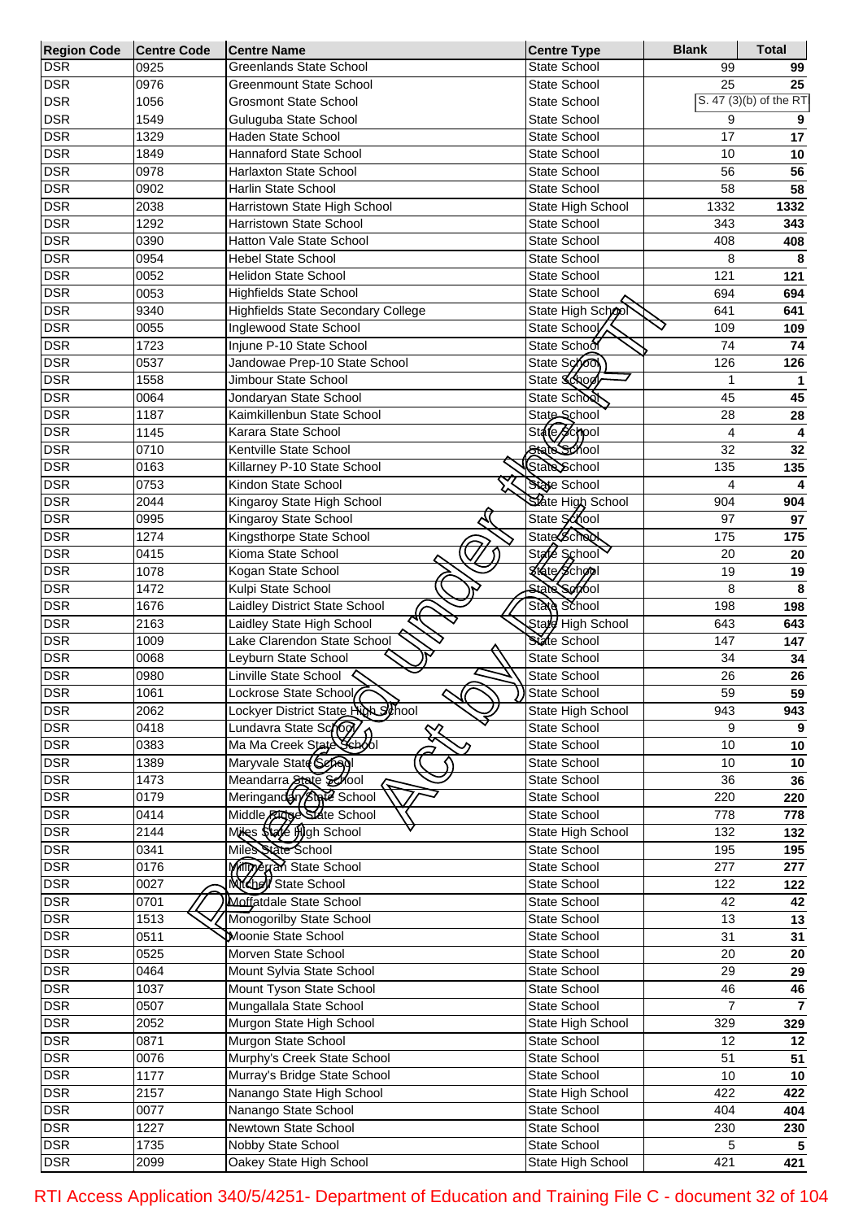| Region Code | Centre Code | Centre Name | Centre Type | Blank | Total |
|---|---|---|---|---|---|
| DSR | 0925 | Greenlands State School | State School | 99 | 99 |
| DSR | 0976 | Greenmount State School | State School | 25 | 25 |
| DSR | 1056 | Grosmont State School | State School | S. 47 (3)(b) of the RTI | |
| DSR | 1549 | Guluguba State School | State School | 9 | 9 |
| DSR | 1329 | Haden State School | State School | 17 | 17 |
| DSR | 1849 | Hannaford State School | State School | 10 | 10 |
| DSR | 0978 | Harlaxton State School | State School | 56 | 56 |
| DSR | 0902 | Harlin State School | State School | 58 | 58 |
| DSR | 2038 | Harristown State High School | State High School | 1332 | 1332 |
| DSR | 1292 | Harristown State School | State School | 343 | 343 |
| DSR | 0390 | Hatton Vale State School | State School | 408 | 408 |
| DSR | 0954 | Hebel State School | State School | 8 | 8 |
| DSR | 0052 | Helidon State School | State School | 121 | 121 |
| DSR | 0053 | Highfields State School | State School | 694 | 694 |
| DSR | 9340 | Highfields State Secondary College | State High School | 641 | 641 |
| DSR | 0055 | Inglewood State School | State School | 109 | 109 |
| DSR | 1723 | Injune P-10 State School | State School | 74 | 74 |
| DSR | 0537 | Jandowae Prep-10 State School | State School | 126 | 126 |
| DSR | 1558 | Jimbour State School | State School | 1 | 1 |
| DSR | 0064 | Jondaryan State School | State School | 45 | 45 |
| DSR | 1187 | Kaimkillenbun State School | State School | 28 | 28 |
| DSR | 1145 | Karara State School | State School | 4 | 4 |
| DSR | 0710 | Kentville State School | State School | 32 | 32 |
| DSR | 0163 | Killarney P-10 State School | State School | 135 | 135 |
| DSR | 0753 | Kindon State School | State School | 4 | 4 |
| DSR | 2044 | Kingaroy State High School | State High School | 904 | 904 |
| DSR | 0995 | Kingaroy State School | State School | 97 | 97 |
| DSR | 1274 | Kingsthorpe State School | State School | 175 | 175 |
| DSR | 0415 | Kioma State School | State School | 20 | 20 |
| DSR | 1078 | Kogan State School | State School | 19 | 19 |
| DSR | 1472 | Kulpi State School | State School | 8 | 8 |
| DSR | 1676 | Laidley District State School | State School | 198 | 198 |
| DSR | 2163 | Laidley State High School | State High School | 643 | 643 |
| DSR | 1009 | Lake Clarendon State School | State School | 147 | 147 |
| DSR | 0068 | Leyburn State School | State School | 34 | 34 |
| DSR | 0980 | Linville State School | State School | 26 | 26 |
| DSR | 1061 | Lockrose State School | State School | 59 | 59 |
| DSR | 2062 | Lockyer District State High School | State High School | 943 | 943 |
| DSR | 0418 | Lundavra State School | State School | 9 | 9 |
| DSR | 0383 | Ma Ma Creek State School | State School | 10 | 10 |
| DSR | 1389 | Maryvale State School | State School | 10 | 10 |
| DSR | 1473 | Meandarra State School | State School | 36 | 36 |
| DSR | 0179 | Meringandan State School | State School | 220 | 220 |
| DSR | 0414 | Middle Ridge State School | State School | 778 | 778 |
| DSR | 2144 | Miles State High School | State High School | 132 | 132 |
| DSR | 0341 | Miles State School | State School | 195 | 195 |
| DSR | 0176 | Millmerran State School | State School | 277 | 277 |
| DSR | 0027 | Mitchell State School | State School | 122 | 122 |
| DSR | 0701 | Moffatdale State School | State School | 42 | 42 |
| DSR | 1513 | Monogorilby State School | State School | 13 | 13 |
| DSR | 0511 | Moonie State School | State School | 31 | 31 |
| DSR | 0525 | Morven State School | State School | 20 | 20 |
| DSR | 0464 | Mount Sylvia State School | State School | 29 | 29 |
| DSR | 1037 | Mount Tyson State School | State School | 46 | 46 |
| DSR | 0507 | Mungallala State School | State School | 7 | 7 |
| DSR | 2052 | Murgon State High School | State High School | 329 | 329 |
| DSR | 0871 | Murgon State School | State School | 12 | 12 |
| DSR | 0076 | Murphy's Creek State School | State School | 51 | 51 |
| DSR | 1177 | Murray's Bridge State School | State School | 10 | 10 |
| DSR | 2157 | Nanango State High School | State High School | 422 | 422 |
| DSR | 0077 | Nanango State School | State School | 404 | 404 |
| DSR | 1227 | Newtown State School | State School | 230 | 230 |
| DSR | 1735 | Nobby State School | State School | 5 | 5 |
| DSR | 2099 | Oakey State High School | State High School | 421 | 421 |

Released under RTI Act by DET

RTI Access Application 340/5/4251- Department of Education and Training File C - document 32 of 104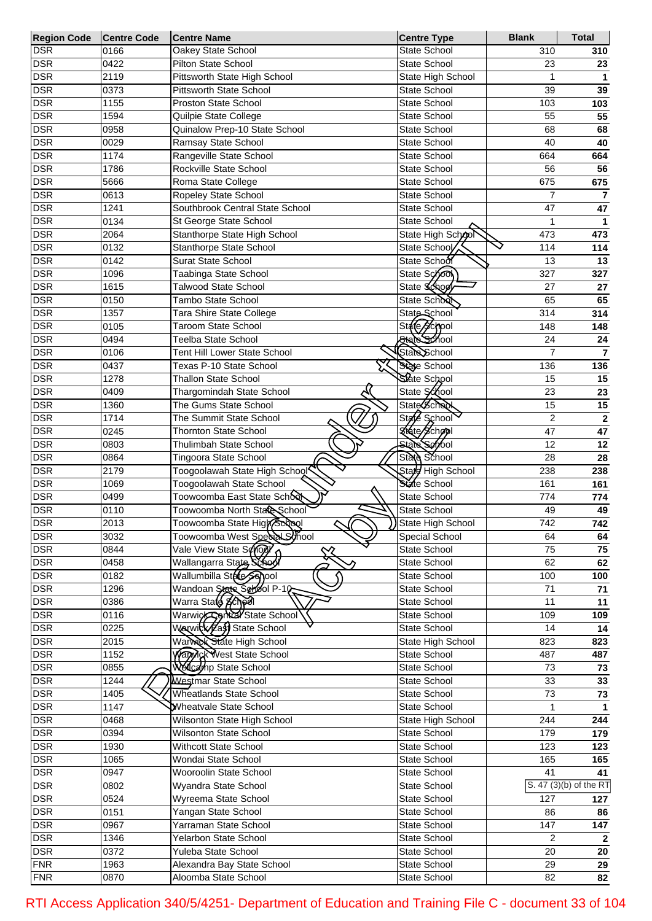| Region Code | Centre Code | Centre Name | Centre Type | Blank | Total |
|---|---|---|---|---|---|
| DSR | 0166 | Oakey State School | State School | 310 | 310 |
| DSR | 0422 | Pilton State School | State School | 23 | 23 |
| DSR | 2119 | Pittsworth State High School | State High School | 1 | 1 |
| DSR | 0373 | Pittsworth State School | State School | 39 | 39 |
| DSR | 1155 | Proston State School | State School | 103 | 103 |
| DSR | 1594 | Quilpie State College | State School | 55 | 55 |
| DSR | 0958 | Quinalow Prep-10 State School | State School | 68 | 68 |
| DSR | 0029 | Ramsay State School | State School | 40 | 40 |
| DSR | 1174 | Rangeville State School | State School | 664 | 664 |
| DSR | 1786 | Rockville State School | State School | 56 | 56 |
| DSR | 5666 | Roma State College | State School | 675 | 675 |
| DSR | 0613 | Ropeley State School | State School | 7 | 7 |
| DSR | 1241 | Southbrook Central State School | State School | 47 | 47 |
| DSR | 0134 | St George State School | State School | 1 | 1 |
| DSR | 2064 | Stanthorpe State High School | State High School | 473 | 473 |
| DSR | 0132 | Stanthorpe State School | State School | 114 | 114 |
| DSR | 0142 | Surat State School | State School | 13 | 13 |
| DSR | 1096 | Taabinga State School | State School | 327 | 327 |
| DSR | 1615 | Talwood State School | State School | 27 | 27 |
| DSR | 0150 | Tambo State School | State School | 65 | 65 |
| DSR | 1357 | Tara Shire State College | State School | 314 | 314 |
| DSR | 0105 | Taroom State School | State School | 148 | 148 |
| DSR | 0494 | Teelba State School | State School | 24 | 24 |
| DSR | 0106 | Tent Hill Lower State School | State School | 7 | 7 |
| DSR | 0437 | Texas P-10 State School | State School | 136 | 136 |
| DSR | 1278 | Thallon State School | State School | 15 | 15 |
| DSR | 0409 | Thargomindah State School | State School | 23 | 23 |
| DSR | 1360 | The Gums State School | State School | 15 | 15 |
| DSR | 1714 | The Summit State School | State School | 2 | 2 |
| DSR | 0245 | Thornton State School | State School | 47 | 47 |
| DSR | 0803 | Thulimbah State School | State School | 12 | 12 |
| DSR | 0864 | Tingoora State School | State School | 28 | 28 |
| DSR | 2179 | Toogoolawah State High School | State High School | 238 | 238 |
| DSR | 1069 | Toogoolawah State School | State School | 161 | 161 |
| DSR | 0499 | Toowoomba East State School | State School | 774 | 774 |
| DSR | 0110 | Toowoomba North State School | State School | 49 | 49 |
| DSR | 2013 | Toowoomba State High School | State High School | 742 | 742 |
| DSR | 3032 | Toowoomba West Special School | Special School | 64 | 64 |
| DSR | 0844 | Vale View State School | State School | 75 | 75 |
| DSR | 0458 | Wallangarra State School | State School | 62 | 62 |
| DSR | 0182 | Wallumbilla State School | State School | 100 | 100 |
| DSR | 1296 | Wandoan State School P-10 | State School | 71 | 71 |
| DSR | 0386 | Warra State School | State School | 11 | 11 |
| DSR | 0116 | Warwick Central State School | State School | 109 | 109 |
| DSR | 0225 | Warwick East State School | State School | 14 | 14 |
| DSR | 2015 | Warwick State High School | State High School | 823 | 823 |
| DSR | 1152 | Warwick West State School | State School | 487 | 487 |
| DSR | 0855 | Wellcamp State School | State School | 73 | 73 |
| DSR | 1244 | Westmar State School | State School | 33 | 33 |
| DSR | 1405 | Wheatlands State School | State School | 73 | 73 |
| DSR | 1147 | Wheatvale State School | State School | 1 | 1 |
| DSR | 0468 | Wilsonton State High School | State High School | 244 | 244 |
| DSR | 0394 | Wilsonton State School | State School | 179 | 179 |
| DSR | 1930 | Withcott State School | State School | 123 | 123 |
| DSR | 1065 | Wondai State School | State School | 165 | 165 |
| DSR | 0947 | Wooroolin State School | State School | 41 | 41 |
| DSR | 0802 | Wyandra State School | State School | S. 47 (3)(b) of the RT | |
| DSR | 0524 | Wyreema State School | State School | 127 | 127 |
| DSR | 0151 | Yangan State School | State School | 86 | 86 |
| DSR | 0967 | Yarraman State School | State School | 147 | 147 |
| DSR | 1346 | Yelarbon State School | State School | 2 | 2 |
| DSR | 0372 | Yuleba State School | State School | 20 | 20 |
| FNR | 1963 | Alexandra Bay State School | State School | 29 | 29 |
| FNR | 0870 | Aloomba State School | State School | 82 | 82 |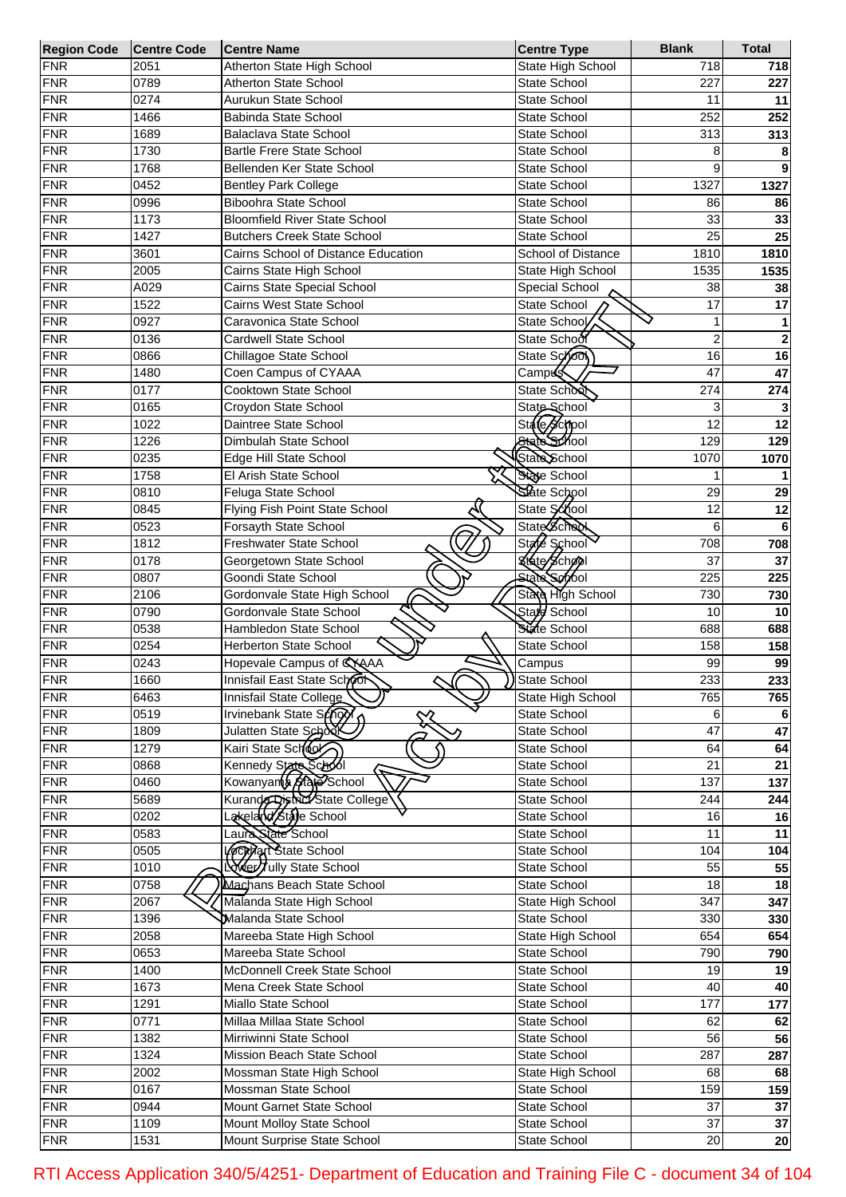| Region Code | Centre Code | Centre Name | Centre Type | Blank | Total |
|---|---|---|---|---|---|
| FNR | 2051 | Atherton State High School | State High School | 718 | 718 |
| FNR | 0789 | Atherton State School | State School | 227 | 227 |
| FNR | 0274 | Aurukun State School | State School | 11 | 11 |
| FNR | 1466 | Babinda State School | State School | 252 | 252 |
| FNR | 1689 | Balaclava State School | State School | 313 | 313 |
| FNR | 1730 | Bartle Frere State School | State School | 8 | 8 |
| FNR | 1768 | Bellenden Ker State School | State School | 9 | 9 |
| FNR | 0452 | Bentley Park College | State School | 1327 | 1327 |
| FNR | 0996 | Biboohra State School | State School | 86 | 86 |
| FNR | 1173 | Bloomfield River State School | State School | 33 | 33 |
| FNR | 1427 | Butchers Creek State School | State School | 25 | 25 |
| FNR | 3601 | Cairns School of Distance Education | School of Distance | 1810 | 1810 |
| FNR | 2005 | Cairns State High School | State High School | 1535 | 1535 |
| FNR | A029 | Cairns State Special School | Special School | 38 | 38 |
| FNR | 1522 | Cairns West State School | State School | 17 | 17 |
| FNR | 0927 | Caravonica State School | State School | 1 | 1 |
| FNR | 0136 | Cardwell State School | State School | 2 | 2 |
| FNR | 0866 | Chillagoe State School | State School | 16 | 16 |
| FNR | 1480 | Coen Campus of CYAAA | Campus | 47 | 47 |
| FNR | 0177 | Cooktown State School | State School | 274 | 274 |
| FNR | 0165 | Croydon State School | State School | 3 | 3 |
| FNR | 1022 | Daintree State School | State School | 12 | 12 |
| FNR | 1226 | Dimbulah State School | State School | 129 | 129 |
| FNR | 0235 | Edge Hill State School | State School | 1070 | 1070 |
| FNR | 1758 | El Arish State School | State School | 1 | 1 |
| FNR | 0810 | Feluga State School | State School | 29 | 29 |
| FNR | 0845 | Flying Fish Point State School | State School | 12 | 12 |
| FNR | 0523 | Forsayth State School | State School | 6 | 6 |
| FNR | 1812 | Freshwater State School | State School | 708 | 708 |
| FNR | 0178 | Georgetown State School | State School | 37 | 37 |
| FNR | 0807 | Goondi State School | State School | 225 | 225 |
| FNR | 2106 | Gordonvale State High School | State High School | 730 | 730 |
| FNR | 0790 | Gordonvale State School | State School | 10 | 10 |
| FNR | 0538 | Hambledon State School | State School | 688 | 688 |
| FNR | 0254 | Herberton State School | State School | 158 | 158 |
| FNR | 0243 | Hopevale Campus of CYAAA | Campus | 99 | 99 |
| FNR | 1660 | Innisfail East State School | State School | 233 | 233 |
| FNR | 6463 | Innisfail State College | State High School | 765 | 765 |
| FNR | 0519 | Irvinebank State School | State School | 6 | 6 |
| FNR | 1809 | Julatten State School | State School | 47 | 47 |
| FNR | 1279 | Kairi State School | State School | 64 | 64 |
| FNR | 0868 | Kennedy State School | State School | 21 | 21 |
| FNR | 0460 | Kowanyama State School | State School | 137 | 137 |
| FNR | 5689 | Kuranda District State College | State School | 244 | 244 |
| FNR | 0202 | Lakeland State School | State School | 16 | 16 |
| FNR | 0583 | Laura State School | State School | 11 | 11 |
| FNR | 0505 | Lockhart State School | State School | 104 | 104 |
| FNR | 1010 | Lower Tully State School | State School | 55 | 55 |
| FNR | 0758 | Machans Beach State School | State School | 18 | 18 |
| FNR | 2067 | Malanda State High School | State High School | 347 | 347 |
| FNR | 1396 | Malanda State School | State School | 330 | 330 |
| FNR | 2058 | Mareeba State High School | State High School | 654 | 654 |
| FNR | 0653 | Mareeba State School | State School | 790 | 790 |
| FNR | 1400 | McDonnell Creek State School | State School | 19 | 19 |
| FNR | 1673 | Mena Creek State School | State School | 40 | 40 |
| FNR | 1291 | Miallo State School | State School | 177 | 177 |
| FNR | 0771 | Millaa Millaa State School | State School | 62 | 62 |
| FNR | 1382 | Mirriwinni State School | State School | 56 | 56 |
| FNR | 1324 | Mission Beach State School | State School | 287 | 287 |
| FNR | 2002 | Mossman State High School | State High School | 68 | 68 |
| FNR | 0167 | Mossman State School | State School | 159 | 159 |
| FNR | 0944 | Mount Garnet State School | State School | 37 | 37 |
| FNR | 1109 | Mount Molloy State School | State School | 37 | 37 |
| FNR | 1531 | Mount Surprise State School | State School | 20 | 20 |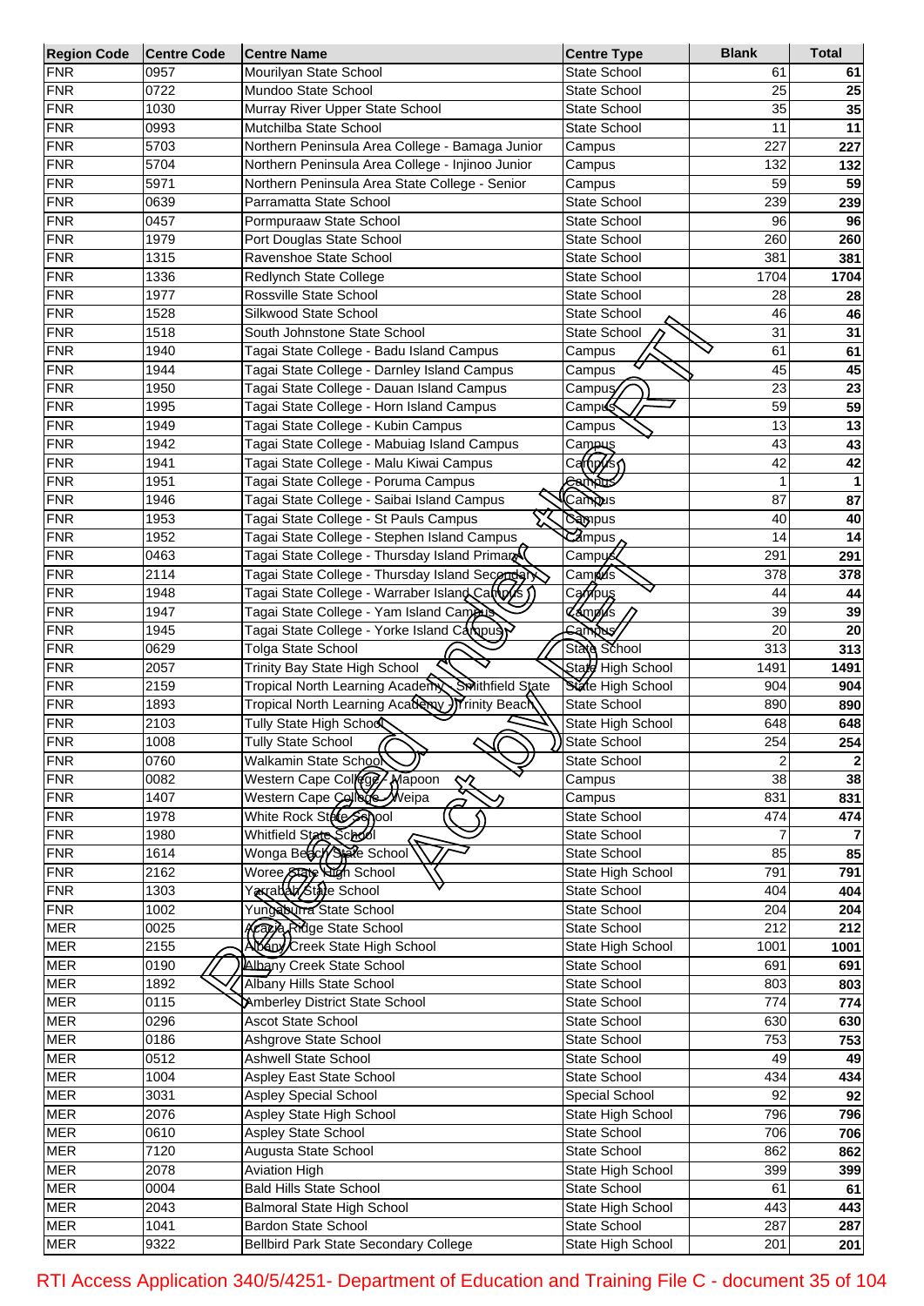| Region Code | Centre Code | Centre Name | Centre Type | Blank | Total |
|---|---|---|---|---|---|
| FNR | 0957 | Mourilyan State School | State School | 61 | 61 |
| FNR | 0722 | Mundoo State School | State School | 25 | 25 |
| FNR | 1030 | Murray River Upper State School | State School | 35 | 35 |
| FNR | 0993 | Mutchilba State School | State School | 11 | 11 |
| FNR | 5703 | Northern Peninsula Area College - Bamaga Junior | Campus | 227 | 227 |
| FNR | 5704 | Northern Peninsula Area College - Injinoo Junior | Campus | 132 | 132 |
| FNR | 5971 | Northern Peninsula Area State College - Senior | Campus | 59 | 59 |
| FNR | 0639 | Parramatta State School | State School | 239 | 239 |
| FNR | 0457 | Pormpuraaw State School | State School | 96 | 96 |
| FNR | 1979 | Port Douglas State School | State School | 260 | 260 |
| FNR | 1315 | Ravenshoe State School | State School | 381 | 381 |
| FNR | 1336 | Redlynch State College | State School | 1704 | 1704 |
| FNR | 1977 | Rossville State School | State School | 28 | 28 |
| FNR | 1528 | Silkwood State School | State School | 46 | 46 |
| FNR | 1518 | South Johnstone State School | State School | 31 | 31 |
| FNR | 1940 | Tagai State College - Badu Island Campus | Campus | 61 | 61 |
| FNR | 1944 | Tagai State College - Darnley Island Campus | Campus | 45 | 45 |
| FNR | 1950 | Tagai State College - Dauan Island Campus | Campus | 23 | 23 |
| FNR | 1995 | Tagai State College - Horn Island Campus | Campus | 59 | 59 |
| FNR | 1949 | Tagai State College - Kubin Campus | Campus | 13 | 13 |
| FNR | 1942 | Tagai State College - Mabuiag Island Campus | Campus | 43 | 43 |
| FNR | 1941 | Tagai State College - Malu Kiwai Campus | Campus | 42 | 42 |
| FNR | 1951 | Tagai State College - Poruma Campus | Campus | 1 | 1 |
| FNR | 1946 | Tagai State College - Saibai Island Campus | Campus | 87 | 87 |
| FNR | 1953 | Tagai State College - St Pauls Campus | Campus | 40 | 40 |
| FNR | 1952 | Tagai State College - Stephen Island Campus | Campus | 14 | 14 |
| FNR | 0463 | Tagai State College - Thursday Island Primary | Campus | 291 | 291 |
| FNR | 2114 | Tagai State College - Thursday Island Secondary | Campus | 378 | 378 |
| FNR | 1948 | Tagai State College - Warraber Island Campus | Campus | 44 | 44 |
| FNR | 1947 | Tagai State College - Yam Island Campus | Campus | 39 | 39 |
| FNR | 1945 | Tagai State College - Yorke Island Campus | Campus | 20 | 20 |
| FNR | 0629 | Tolga State School | State School | 313 | 313 |
| FNR | 2057 | Trinity Bay State High School | State High School | 1491 | 1491 |
| FNR | 2159 | Tropical North Learning Academy - Smithfield State | State High School | 904 | 904 |
| FNR | 1893 | Tropical North Learning Academy - Trinity Beach | State School | 890 | 890 |
| FNR | 2103 | Tully State High School | State High School | 648 | 648 |
| FNR | 1008 | Tully State School | State School | 254 | 254 |
| FNR | 0760 | Walkamin State School | State School | 2 | 2 |
| FNR | 0082 | Western Cape College - Mapoon | Campus | 38 | 38 |
| FNR | 1407 | Western Cape College - Weipa | Campus | 831 | 831 |
| FNR | 1978 | White Rock State School | State School | 474 | 474 |
| FNR | 1980 | Whitfield State School | State School | 7 | 7 |
| FNR | 1614 | Wonga Beach State School | State School | 85 | 85 |
| FNR | 2162 | Woree State High School | State High School | 791 | 791 |
| FNR | 1303 | Yarrabah State School | State School | 404 | 404 |
| FNR | 1002 | Yungaburra State School | State School | 204 | 204 |
| MER | 0025 | Acacia Ridge State School | State School | 212 | 212 |
| MER | 2155 | Albany Creek State High School | State High School | 1001 | 1001 |
| MER | 0190 | Albany Creek State School | State School | 691 | 691 |
| MER | 1892 | Albany Hills State School | State School | 803 | 803 |
| MER | 0115 | Amberley District State School | State School | 774 | 774 |
| MER | 0296 | Ascot State School | State School | 630 | 630 |
| MER | 0186 | Ashgrove State School | State School | 753 | 753 |
| MER | 0512 | Ashwell State School | State School | 49 | 49 |
| MER | 1004 | Aspley East State School | State School | 434 | 434 |
| MER | 3031 | Aspley Special School | Special School | 92 | 92 |
| MER | 2076 | Aspley State High School | State High School | 796 | 796 |
| MER | 0610 | Aspley State School | State School | 706 | 706 |
| MER | 7120 | Augusta State School | State School | 862 | 862 |
| MER | 2078 | Aviation High | State High School | 399 | 399 |
| MER | 0004 | Bald Hills State School | State School | 61 | 61 |
| MER | 2043 | Balmoral State High School | State High School | 443 | 443 |
| MER | 1041 | Bardon State School | State School | 287 | 287 |
| MER | 9322 | Bellbird Park State Secondary College | State High School | 201 | 201 |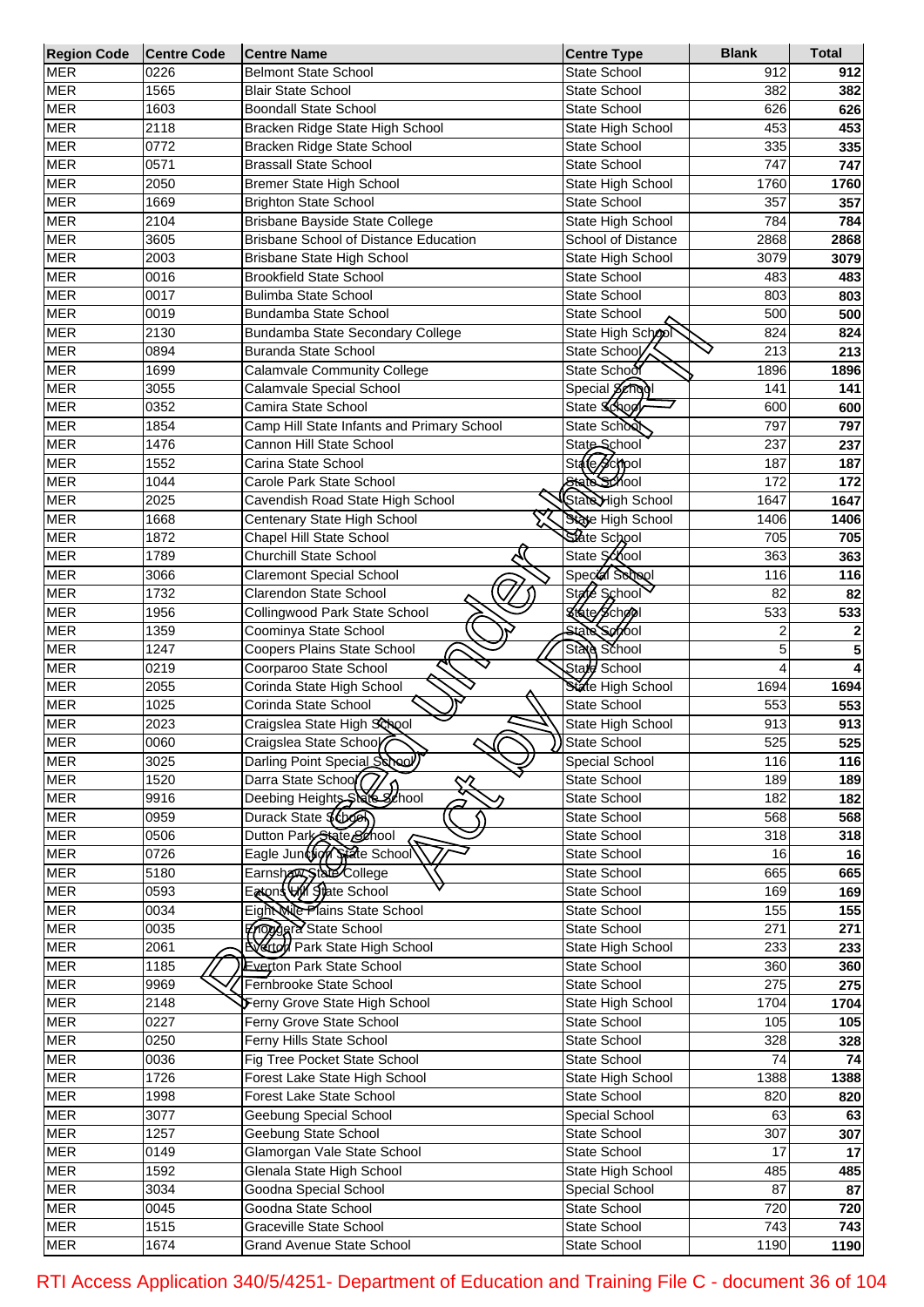| Region Code | Centre Code | Centre Name | Centre Type | Blank | Total |
|---|---|---|---|---|---|
| MER | 0226 | Belmont State School | State School | 912 | 912 |
| MER | 1565 | Blair State School | State School | 382 | 382 |
| MER | 1603 | Boondall State School | State School | 626 | 626 |
| MER | 2118 | Bracken Ridge State High School | State High School | 453 | 453 |
| MER | 0772 | Bracken Ridge State School | State School | 335 | 335 |
| MER | 0571 | Brassall State School | State School | 747 | 747 |
| MER | 2050 | Bremer State High School | State High School | 1760 | 1760 |
| MER | 1669 | Brighton State School | State School | 357 | 357 |
| MER | 2104 | Brisbane Bayside State College | State High School | 784 | 784 |
| MER | 3605 | Brisbane School of Distance Education | School of Distance | 2868 | 2868 |
| MER | 2003 | Brisbane State High School | State High School | 3079 | 3079 |
| MER | 0016 | Brookfield State School | State School | 483 | 483 |
| MER | 0017 | Bulimba State School | State School | 803 | 803 |
| MER | 0019 | Bundamba State School | State School | 500 | 500 |
| MER | 2130 | Bundamba State Secondary College | State High School | 824 | 824 |
| MER | 0894 | Buranda State School | State School | 213 | 213 |
| MER | 1699 | Calamvale Community College | State School | 1896 | 1896 |
| MER | 3055 | Calamvale Special School | Special School | 141 | 141 |
| MER | 0352 | Camira State School | State School | 600 | 600 |
| MER | 1854 | Camp Hill State Infants and Primary School | State School | 797 | 797 |
| MER | 1476 | Cannon Hill State School | State School | 237 | 237 |
| MER | 1552 | Carina State School | State School | 187 | 187 |
| MER | 1044 | Carole Park State School | State School | 172 | 172 |
| MER | 2025 | Cavendish Road State High School | State High School | 1647 | 1647 |
| MER | 1668 | Centenary State High School | State High School | 1406 | 1406 |
| MER | 1872 | Chapel Hill State School | State School | 705 | 705 |
| MER | 1789 | Churchill State School | State School | 363 | 363 |
| MER | 3066 | Claremont Special School | Special School | 116 | 116 |
| MER | 1732 | Clarendon State School | State School | 82 | 82 |
| MER | 1956 | Collingwood Park State School | State School | 533 | 533 |
| MER | 1359 | Coominya State School | State School | 2 | 2 |
| MER | 1247 | Coopers Plains State School | State School | 5 | 5 |
| MER | 0219 | Coorparoo State School | State School | 4 | 4 |
| MER | 2055 | Corinda State High School | State High School | 1694 | 1694 |
| MER | 1025 | Corinda State School | State School | 553 | 553 |
| MER | 2023 | Craigslea State High School | State High School | 913 | 913 |
| MER | 0060 | Craigslea State School | State School | 525 | 525 |
| MER | 3025 | Darling Point Special School | Special School | 116 | 116 |
| MER | 1520 | Darra State School | State School | 189 | 189 |
| MER | 9916 | Deebing Heights State School | State School | 182 | 182 |
| MER | 0959 | Durack State School | State School | 568 | 568 |
| MER | 0506 | Dutton Park State School | State School | 318 | 318 |
| MER | 0726 | Eagle Junction State School | State School | 16 | 16 |
| MER | 5180 | Earnshaw State College | State School | 665 | 665 |
| MER | 0593 | Eatons Hill State School | State School | 169 | 169 |
| MER | 0034 | Eight Mile Plains State School | State School | 155 | 155 |
| MER | 0035 | Enoggera State School | State School | 271 | 271 |
| MER | 2061 | Everton Park State High School | State High School | 233 | 233 |
| MER | 1185 | Everton Park State School | State School | 360 | 360 |
| MER | 9969 | Fernbrooke State School | State School | 275 | 275 |
| MER | 2148 | Ferny Grove State High School | State High School | 1704 | 1704 |
| MER | 0227 | Ferny Grove State School | State School | 105 | 105 |
| MER | 0250 | Ferny Hills State School | State School | 328 | 328 |
| MER | 0036 | Fig Tree Pocket State School | State School | 74 | 74 |
| MER | 1726 | Forest Lake State High School | State High School | 1388 | 1388 |
| MER | 1998 | Forest Lake State School | State School | 820 | 820 |
| MER | 3077 | Geebung Special School | Special School | 63 | 63 |
| MER | 1257 | Geebung State School | State School | 307 | 307 |
| MER | 0149 | Glamorgan Vale State School | State School | 17 | 17 |
| MER | 1592 | Glenala State High School | State High School | 485 | 485 |
| MER | 3034 | Goodna Special School | Special School | 87 | 87 |
| MER | 0045 | Goodna State School | State School | 720 | 720 |
| MER | 1515 | Graceville State School | State School | 743 | 743 |
| MER | 1674 | Grand Avenue State School | State School | 1190 | 1190 |

RTI Access Application 340/5/4251- Department of Education and Training File C - document 36 of 104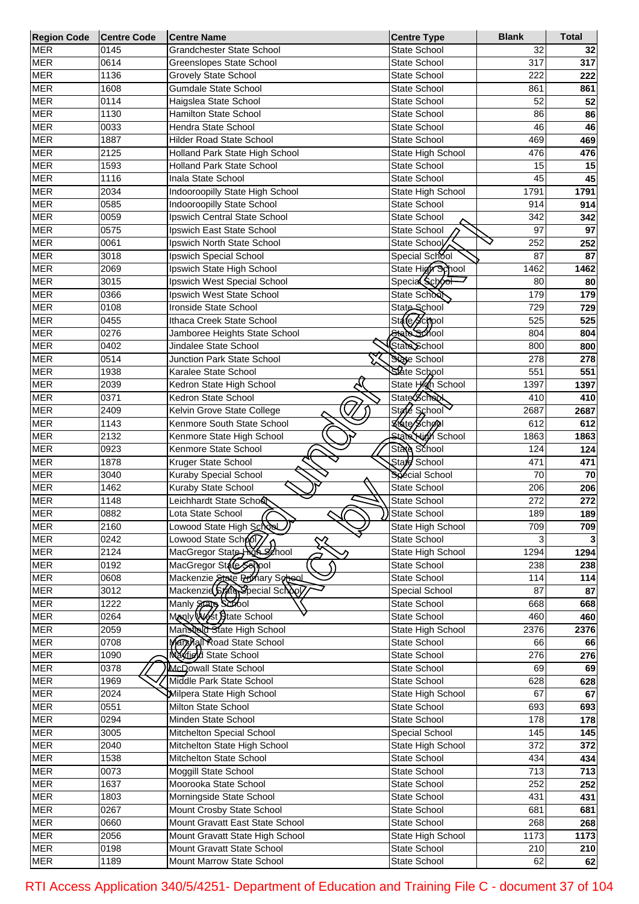| Region Code | Centre Code | Centre Name | Centre Type | Blank | Total |
|---|---|---|---|---|---|
| MER | 0145 | Grandchester State School | State School | 32 | 32 |
| MER | 0614 | Greenslopes State School | State School | 317 | 317 |
| MER | 1136 | Grovely State School | State School | 222 | 222 |
| MER | 1608 | Gumdale State School | State School | 861 | 861 |
| MER | 0114 | Haigslea State School | State School | 52 | 52 |
| MER | 1130 | Hamilton State School | State School | 86 | 86 |
| MER | 0033 | Hendra State School | State School | 46 | 46 |
| MER | 1887 | Hilder Road State School | State School | 469 | 469 |
| MER | 2125 | Holland Park State High School | State High School | 476 | 476 |
| MER | 1593 | Holland Park State School | State School | 15 | 15 |
| MER | 1116 | Inala State School | State School | 45 | 45 |
| MER | 2034 | Indooroopilly State High School | State High School | 1791 | 1791 |
| MER | 0585 | Indooroopilly State School | State School | 914 | 914 |
| MER | 0059 | Ipswich Central State School | State School | 342 | 342 |
| MER | 0575 | Ipswich East State School | State School | 97 | 97 |
| MER | 0061 | Ipswich North State School | State School | 252 | 252 |
| MER | 3018 | Ipswich Special School | Special School | 87 | 87 |
| MER | 2069 | Ipswich State High School | State High School | 1462 | 1462 |
| MER | 3015 | Ipswich West Special School | Special School | 80 | 80 |
| MER | 0366 | Ipswich West State School | State School | 179 | 179 |
| MER | 0108 | Ironside State School | State School | 729 | 729 |
| MER | 0455 | Ithaca Creek State School | State School | 525 | 525 |
| MER | 0276 | Jamboree Heights State School | State School | 804 | 804 |
| MER | 0402 | Jindalee State School | State School | 800 | 800 |
| MER | 0514 | Junction Park State School | State School | 278 | 278 |
| MER | 1938 | Karalee State School | State School | 551 | 551 |
| MER | 2039 | Kedron State High School | State High School | 1397 | 1397 |
| MER | 0371 | Kedron State School | State School | 410 | 410 |
| MER | 2409 | Kelvin Grove State College | State School | 2687 | 2687 |
| MER | 1143 | Kenmore South State School | State School | 612 | 612 |
| MER | 2132 | Kenmore State High School | State High School | 1863 | 1863 |
| MER | 0923 | Kenmore State School | State School | 124 | 124 |
| MER | 1878 | Kruger State School | State School | 471 | 471 |
| MER | 3040 | Kuraby Special School | Special School | 70 | 70 |
| MER | 1462 | Kuraby State School | State School | 206 | 206 |
| MER | 1148 | Leichhardt State School | State School | 272 | 272 |
| MER | 0882 | Lota State School | State School | 189 | 189 |
| MER | 2160 | Lowood State High School | State High School | 709 | 709 |
| MER | 0242 | Lowood State School | State School | 3 | 3 |
| MER | 2124 | MacGregor State High School | State High School | 1294 | 1294 |
| MER | 0192 | MacGregor State School | State School | 238 | 238 |
| MER | 0608 | Mackenzie State Primary School | State School | 114 | 114 |
| MER | 3012 | Mackenzie State Special School | Special School | 87 | 87 |
| MER | 1222 | Manly State School | State School | 668 | 668 |
| MER | 0264 | Manly West State School | State School | 460 | 460 |
| MER | 2059 | Mansfield State High School | State High School | 2376 | 2376 |
| MER | 0708 | Marshall Road State School | State School | 66 | 66 |
| MER | 1090 | Mayfield State School | State School | 276 | 276 |
| MER | 0378 | McDowall State School | State School | 69 | 69 |
| MER | 1969 | Middle Park State School | State School | 628 | 628 |
| MER | 2024 | Milpera State High School | State High School | 67 | 67 |
| MER | 0551 | Milton State School | State School | 693 | 693 |
| MER | 0294 | Minden State School | State School | 178 | 178 |
| MER | 3005 | Mitchelton Special School | Special School | 145 | 145 |
| MER | 2040 | Mitchelton State High School | State High School | 372 | 372 |
| MER | 1538 | Mitchelton State School | State School | 434 | 434 |
| MER | 0073 | Moggill State School | State School | 713 | 713 |
| MER | 1637 | Moorooka State School | State School | 252 | 252 |
| MER | 1803 | Morningside State School | State School | 431 | 431 |
| MER | 0267 | Mount Crosby State School | State School | 681 | 681 |
| MER | 0660 | Mount Gravatt East State School | State School | 268 | 268 |
| MER | 2056 | Mount Gravatt State High School | State High School | 1173 | 1173 |
| MER | 0198 | Mount Gravatt State School | State School | 210 | 210 |
| MER | 1189 | Mount Marrow State School | State School | 62 | 62 |

Released under RTI Act by DET

RTI Access Application 340/5/4251- Department of Education and Training File C - document 37 of 104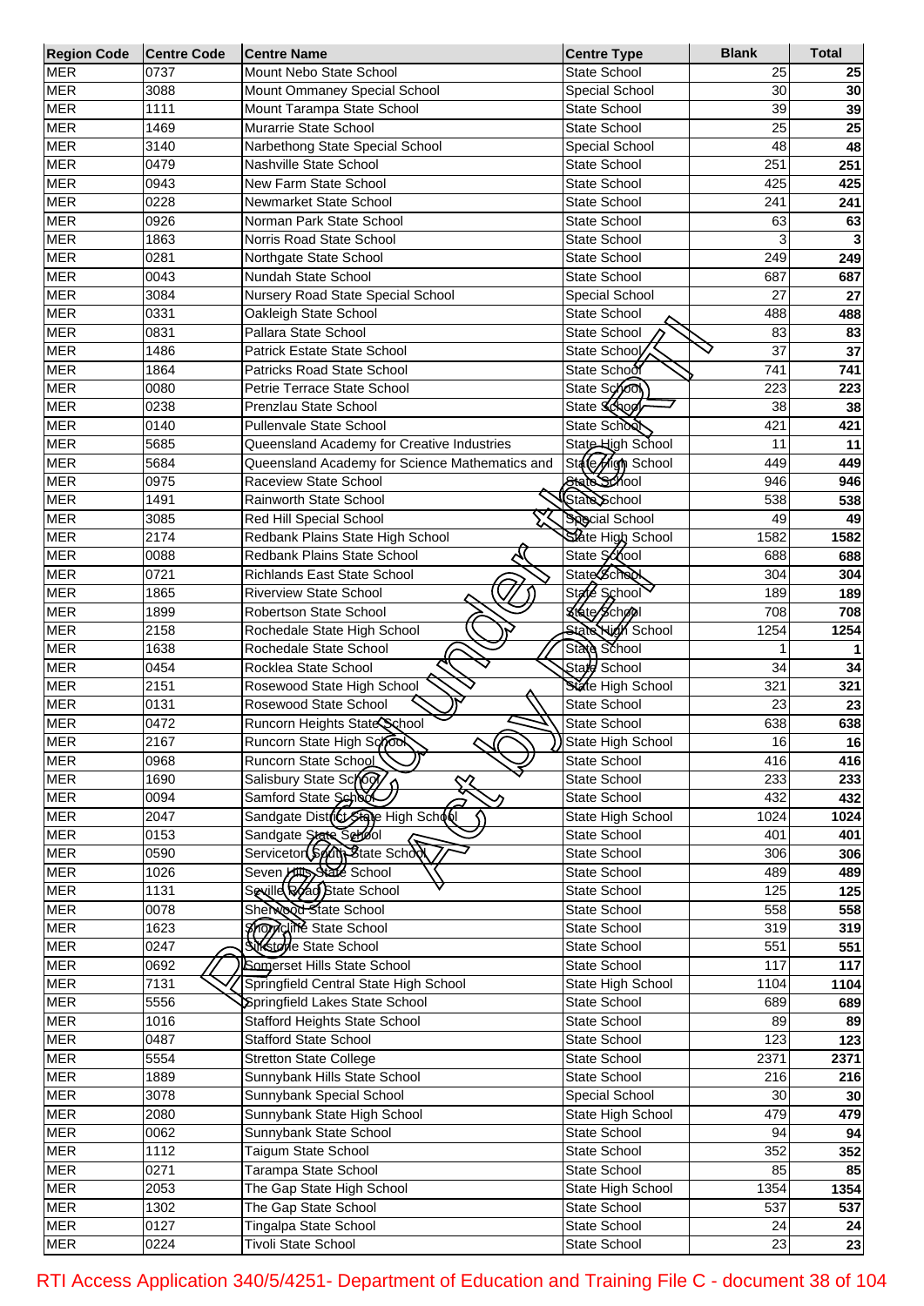| Region Code | Centre Code | Centre Name | Centre Type | Blank | Total |
|---|---|---|---|---|---|
| MER | 0737 | Mount Nebo State School | State School | 25 | 25 |
| MER | 3088 | Mount Ommaney Special School | Special School | 30 | 30 |
| MER | 1111 | Mount Tarampa State School | State School | 39 | 39 |
| MER | 1469 | Murarrie State School | State School | 25 | 25 |
| MER | 3140 | Narbethong State Special School | Special School | 48 | 48 |
| MER | 0479 | Nashville State School | State School | 251 | 251 |
| MER | 0943 | New Farm State School | State School | 425 | 425 |
| MER | 0228 | Newmarket State School | State School | 241 | 241 |
| MER | 0926 | Norman Park State School | State School | 63 | 63 |
| MER | 1863 | Norris Road State School | State School | 3 | 3 |
| MER | 0281 | Northgate State School | State School | 249 | 249 |
| MER | 0043 | Nundah State School | State School | 687 | 687 |
| MER | 3084 | Nursery Road State Special School | Special School | 27 | 27 |
| MER | 0331 | Oakleigh State School | State School | 488 | 488 |
| MER | 0831 | Pallara State School | State School | 83 | 83 |
| MER | 1486 | Patrick Estate State School | State School | 37 | 37 |
| MER | 1864 | Patricks Road State School | State School | 741 | 741 |
| MER | 0080 | Petrie Terrace State School | State School | 223 | 223 |
| MER | 0238 | Prenzlau State School | State School | 38 | 38 |
| MER | 0140 | Pullenvale State School | State School | 421 | 421 |
| MER | 5685 | Queensland Academy for Creative Industries | State High School | 11 | 11 |
| MER | 5684 | Queensland Academy for Science Mathematics and | State High School | 449 | 449 |
| MER | 0975 | Raceview State School | State School | 946 | 946 |
| MER | 1491 | Rainworth State School | State School | 538 | 538 |
| MER | 3085 | Red Hill Special School | Special School | 49 | 49 |
| MER | 2174 | Redbank Plains State High School | State High School | 1582 | 1582 |
| MER | 0088 | Redbank Plains State School | State School | 688 | 688 |
| MER | 0721 | Richlands East State School | State School | 304 | 304 |
| MER | 1865 | Riverview State School | State School | 189 | 189 |
| MER | 1899 | Robertson State School | State School | 708 | 708 |
| MER | 2158 | Rochedale State High School | State High School | 1254 | 1254 |
| MER | 1638 | Rochedale State School | State School | 1 | 1 |
| MER | 0454 | Rocklea State School | State School | 34 | 34 |
| MER | 2151 | Rosewood State High School | State High School | 321 | 321 |
| MER | 0131 | Rosewood State School | State School | 23 | 23 |
| MER | 0472 | Runcorn Heights State School | State School | 638 | 638 |
| MER | 2167 | Runcorn State High School | State High School | 16 | 16 |
| MER | 0968 | Runcorn State School | State School | 416 | 416 |
| MER | 1690 | Salisbury State School | State School | 233 | 233 |
| MER | 0094 | Samford State School | State School | 432 | 432 |
| MER | 2047 | Sandgate District State High School | State High School | 1024 | 1024 |
| MER | 0153 | Sandgate State School | State School | 401 | 401 |
| MER | 0590 | Serviceton South State School | State School | 306 | 306 |
| MER | 1026 | Seven Hills State School | State School | 489 | 489 |
| MER | 1131 | Seville Road State School | State School | 125 | 125 |
| MER | 0078 | Sherwood State School | State School | 558 | 558 |
| MER | 1623 | Shorncliffe State School | State School | 319 | 319 |
| MER | 0247 | Silkstone State School | State School | 551 | 551 |
| MER | 0692 | Somerset Hills State School | State School | 117 | 117 |
| MER | 7131 | Springfield Central State High School | State High School | 1104 | 1104 |
| MER | 5556 | Springfield Lakes State School | State School | 689 | 689 |
| MER | 1016 | Stafford Heights State School | State School | 89 | 89 |
| MER | 0487 | Stafford State School | State School | 123 | 123 |
| MER | 5554 | Stretton State College | State School | 2371 | 2371 |
| MER | 1889 | Sunnybank Hills State School | State School | 216 | 216 |
| MER | 3078 | Sunnybank Special School | Special School | 30 | 30 |
| MER | 2080 | Sunnybank State High School | State High School | 479 | 479 |
| MER | 0062 | Sunnybank State School | State School | 94 | 94 |
| MER | 1112 | Taigum State School | State School | 352 | 352 |
| MER | 0271 | Tarampa State School | State School | 85 | 85 |
| MER | 2053 | The Gap State High School | State High School | 1354 | 1354 |
| MER | 1302 | The Gap State School | State School | 537 | 537 |
| MER | 0127 | Tingalpa State School | State School | 24 | 24 |
| MER | 0224 | Tivoli State School | State School | 23 | 23 |

Released under RTI Act by DET

RTI Access Application 340/5/4251- Department of Education and Training File C - document 38 of 104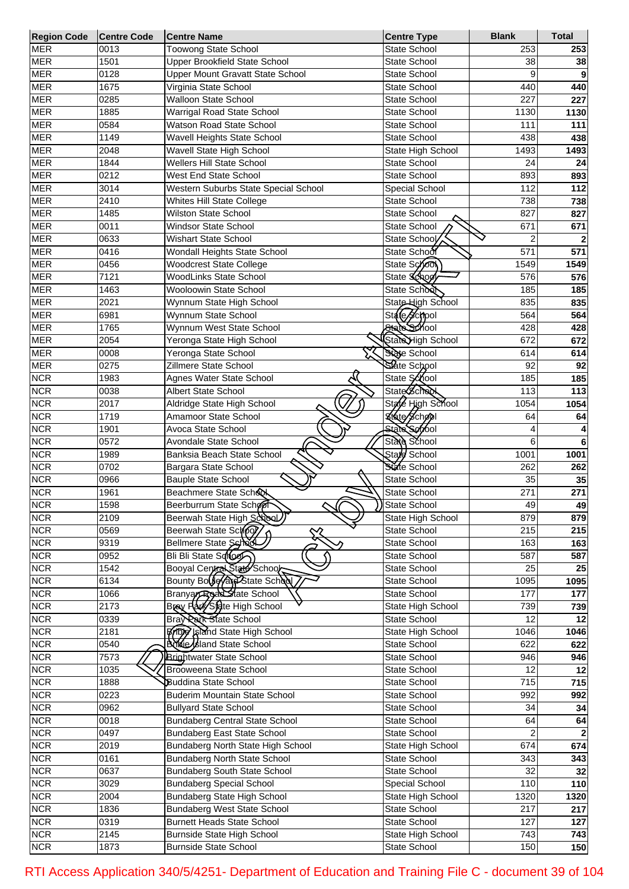| Region Code | Centre Code | Centre Name | Centre Type | Blank | Total |
|---|---|---|---|---|---|
| MER | 0013 | Toowong State School | State School | 253 | **253** |
| MER | 1501 | Upper Brookfield State School | State School | 38 | **38** |
| MER | 0128 | Upper Mount Gravatt State School | State School | 9 | **9** |
| MER | 1675 | Virginia State School | State School | 440 | **440** |
| MER | 0285 | Walloon State School | State School | 227 | **227** |
| MER | 1885 | Warrigal Road State School | State School | 1130 | **1130** |
| MER | 0584 | Watson Road State School | State School | 111 | **111** |
| MER | 1149 | Wavell Heights State School | State School | 438 | **438** |
| MER | 2048 | Wavell State High School | State High School | 1493 | **1493** |
| MER | 1844 | Wellers Hill State School | State School | 24 | **24** |
| MER | 0212 | West End State School | State School | 893 | **893** |
| MER | 3014 | Western Suburbs State Special School | Special School | 112 | **112** |
| MER | 2410 | Whites Hill State College | State School | 738 | **738** |
| MER | 1485 | Wilston State School | State School | 827 | **827** |
| MER | 0011 | Windsor State School | State School | 671 | **671** |
| MER | 0633 | Wishart State School | State School | 2 | **2** |
| MER | 0416 | Wondall Heights State School | State School | 571 | **571** |
| MER | 0456 | Woodcrest State College | State School | 1549 | **1549** |
| MER | 7121 | WoodLinks State School | State School | 576 | **576** |
| MER | 1463 | Wooloowin State School | State School | 185 | **185** |
| MER | 2021 | Wynnum State High School | State High School | 835 | **835** |
| MER | 6981 | Wynnum State School | State School | 564 | **564** |
| MER | 1765 | Wynnum West State School | State School | 428 | **428** |
| MER | 2054 | Yeronga State High School | State High School | 672 | **672** |
| MER | 0008 | Yeronga State School | State School | 614 | **614** |
| MER | 0275 | Zillmere State School | State School | 92 | **92** |
| NCR | 1983 | Agnes Water State School | State School | 185 | **185** |
| NCR | 0038 | Albert State School | State School | 113 | **113** |
| NCR | 2017 | Aldridge State High School | State High School | 1054 | **1054** |
| NCR | 1719 | Amamoor State School | State School | 64 | **64** |
| NCR | 1901 | Avoca State School | State School | 4 | **4** |
| NCR | 0572 | Avondale State School | State School | 6 | **6** |
| NCR | 1989 | Banksia Beach State School | State School | 1001 | **1001** |
| NCR | 0702 | Bargara State School | State School | 262 | **262** |
| NCR | 0966 | Bauple State School | State School | 35 | **35** |
| NCR | 1961 | Beachmere State School | State School | 271 | **271** |
| NCR | 1598 | Beerburrum State School | State School | 49 | **49** |
| NCR | 2109 | Beerwah State High School | State High School | 879 | **879** |
| NCR | 0569 | Beerwah State School | State School | 215 | **215** |
| NCR | 9319 | Bellmere State School | State School | 163 | **163** |
| NCR | 0952 | Bli Bli State School | State School | 587 | **587** |
| NCR | 1542 | Booyal Central State School | State School | 25 | **25** |
| NCR | 6134 | Bounty Boulevard State School | State School | 1095 | **1095** |
| NCR | 1066 | Branyan Road State School | State School | 177 | **177** |
| NCR | 2173 | Bray Park State High School | State High School | 739 | **739** |
| NCR | 0339 | Bray Park State School | State School | 12 | **12** |
| NCR | 2181 | Bribie Island State High School | State High School | 1046 | **1046** |
| NCR | 0540 | Bribie Island State School | State School | 622 | **622** |
| NCR | 7573 | Brightwater State School | State School | 946 | **946** |
| NCR | 1035 | Brooweena State School | State School | 12 | **12** |
| NCR | 1888 | Buddina State School | State School | 715 | **715** |
| NCR | 0223 | Buderim Mountain State School | State School | 992 | **992** |
| NCR | 0962 | Bullyard State School | State School | 34 | **34** |
| NCR | 0018 | Bundaberg Central State School | State School | 64 | **64** |
| NCR | 0497 | Bundaberg East State School | State School | 2 | **2** |
| NCR | 2019 | Bundaberg North State High School | State High School | 674 | **674** |
| NCR | 0161 | Bundaberg North State School | State School | 343 | **343** |
| NCR | 0637 | Bundaberg South State School | State School | 32 | **32** |
| NCR | 3029 | Bundaberg Special School | Special School | 110 | **110** |
| NCR | 2004 | Bundaberg State High School | State High School | 1320 | **1320** |
| NCR | 1836 | Bundaberg West State School | State School | 217 | **217** |
| NCR | 0319 | Burnett Heads State School | State School | 127 | **127** |
| NCR | 2145 | Burnside State High School | State High School | 743 | **743** |
| NCR | 1873 | Burnside State School | State School | 150 | **150** |

RTI Access Application 340/5/4251- Department of Education and Training File C - document 39 of 104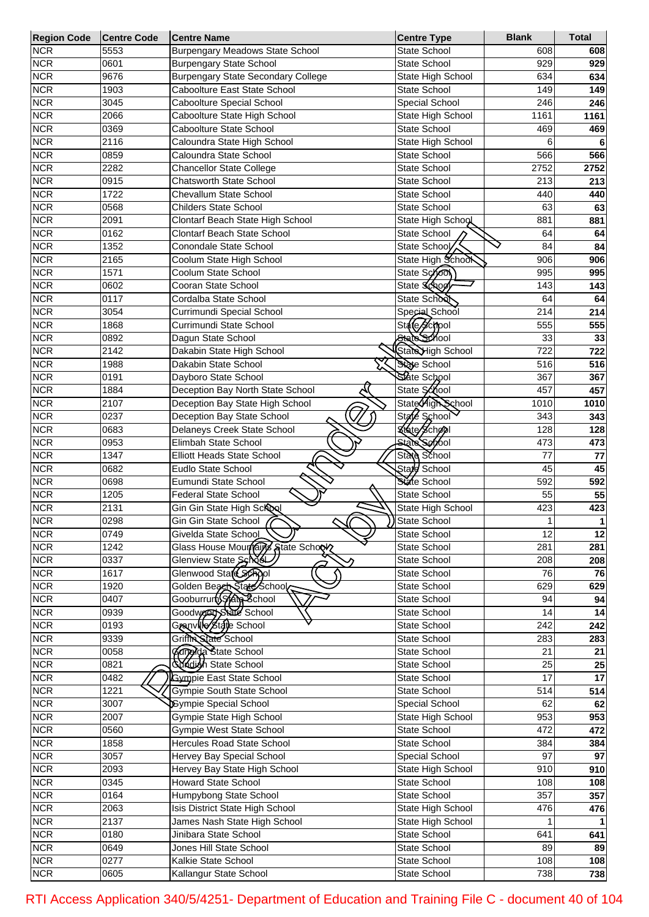| Region Code | Centre Code | Centre Name | Centre Type | Blank | Total |
|---|---|---|---|---|---|
| NCR | 5553 | Burpengary Meadows State School | State School | 608 | 608 |
| NCR | 0601 | Burpengary State School | State School | 929 | 929 |
| NCR | 9676 | Burpengary State Secondary College | State High School | 634 | 634 |
| NCR | 1903 | Caboolture East State School | State School | 149 | 149 |
| NCR | 3045 | Caboolture Special School | Special School | 246 | 246 |
| NCR | 2066 | Caboolture State High School | State High School | 1161 | 1161 |
| NCR | 0369 | Caboolture State School | State School | 469 | 469 |
| NCR | 2116 | Caloundra State High School | State High School | 6 | 6 |
| NCR | 0859 | Caloundra State School | State School | 566 | 566 |
| NCR | 2282 | Chancellor State College | State School | 2752 | 2752 |
| NCR | 0915 | Chatsworth State School | State School | 213 | 213 |
| NCR | 1722 | Chevallum State School | State School | 440 | 440 |
| NCR | 0568 | Childers State School | State School | 63 | 63 |
| NCR | 2091 | Clontarf Beach State High School | State High School | 881 | 881 |
| NCR | 0162 | Clontarf Beach State School | State School | 64 | 64 |
| NCR | 1352 | Conondale State School | State School | 84 | 84 |
| NCR | 2165 | Coolum State High School | State High School | 906 | 906 |
| NCR | 1571 | Coolum State School | State School | 995 | 995 |
| NCR | 0602 | Cooran State School | State School | 143 | 143 |
| NCR | 0117 | Cordalba State School | State School | 64 | 64 |
| NCR | 3054 | Currimundi Special School | Special School | 214 | 214 |
| NCR | 1868 | Currimundi State School | State School | 555 | 555 |
| NCR | 0892 | Dagun State School | State School | 33 | 33 |
| NCR | 2142 | Dakabin State High School | State High School | 722 | 722 |
| NCR | 1988 | Dakabin State School | State School | 516 | 516 |
| NCR | 0191 | Dayboro State School | State School | 367 | 367 |
| NCR | 1884 | Deception Bay North State School | State School | 457 | 457 |
| NCR | 2107 | Deception Bay State High School | State High School | 1010 | 1010 |
| NCR | 0237 | Deception Bay State School | State School | 343 | 343 |
| NCR | 0683 | Delaneys Creek State School | State School | 128 | 128 |
| NCR | 0953 | Elimbah State School | State School | 473 | 473 |
| NCR | 1347 | Elliott Heads State School | State School | 77 | 77 |
| NCR | 0682 | Eudlo State School | State School | 45 | 45 |
| NCR | 0698 | Eumundi State School | State School | 592 | 592 |
| NCR | 1205 | Federal State School | State School | 55 | 55 |
| NCR | 2131 | Gin Gin State High School | State High School | 423 | 423 |
| NCR | 0298 | Gin Gin State School | State School | 1 | 1 |
| NCR | 0749 | Givelda State School | State School | 12 | 12 |
| NCR | 1242 | Glass House Mountains State School | State School | 281 | 281 |
| NCR | 0337 | Glenview State School | State School | 208 | 208 |
| NCR | 1617 | Glenwood State School | State School | 76 | 76 |
| NCR | 1920 | Golden Beach State School | State School | 629 | 629 |
| NCR | 0407 | Gooburrum State School | State School | 94 | 94 |
| NCR | 0939 | Goodwood State School | State School | 14 | 14 |
| NCR | 0193 | Granville State School | State School | 242 | 242 |
| NCR | 9339 | Griffin State School | State School | 283 | 283 |
| NCR | 0058 | Gundiah State School | State School | 21 | 21 |
| NCR | 0821 | Gundiah State School | State School | 25 | 25 |
| NCR | 0482 | Gympie East State School | State School | 17 | 17 |
| NCR | 1221 | Gympie South State School | State School | 514 | 514 |
| NCR | 3007 | Gympie Special School | Special School | 62 | 62 |
| NCR | 2007 | Gympie State High School | State High School | 953 | 953 |
| NCR | 0560 | Gympie West State School | State School | 472 | 472 |
| NCR | 1858 | Hercules Road State School | State School | 384 | 384 |
| NCR | 3057 | Hervey Bay Special School | Special School | 97 | 97 |
| NCR | 2093 | Hervey Bay State High School | State High School | 910 | 910 |
| NCR | 0345 | Howard State School | State School | 108 | 108 |
| NCR | 0164 | Humpybong State School | State School | 357 | 357 |
| NCR | 2063 | Isis District State High School | State High School | 476 | 476 |
| NCR | 2137 | James Nash State High School | State High School | 1 | 1 |
| NCR | 0180 | Jinibara State School | State School | 641 | 641 |
| NCR | 0649 | Jones Hill State School | State School | 89 | 89 |
| NCR | 0277 | Kalkie State School | State School | 108 | 108 |
| NCR | 0605 | Kallangur State School | State School | 738 | 738 |

RTI Access Application 340/5/4251- Department of Education and Training File C - document 40 of 104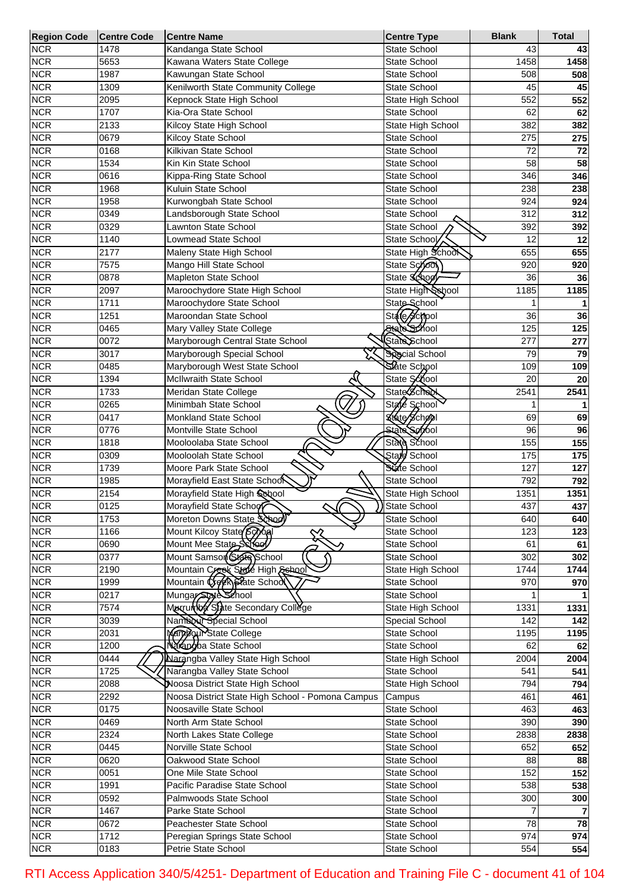| Region Code | Centre Code | Centre Name | Centre Type | Blank | Total |
|---|---|---|---|---|---|
| NCR | 1478 | Kandanga State School | State School | 43 | 43 |
| NCR | 5653 | Kawana Waters State College | State School | 1458 | 1458 |
| NCR | 1987 | Kawungan State School | State School | 508 | 508 |
| NCR | 1309 | Kenilworth State Community College | State School | 45 | 45 |
| NCR | 2095 | Kepnock State High School | State High School | 552 | 552 |
| NCR | 1707 | Kia-Ora State School | State School | 62 | 62 |
| NCR | 2133 | Kilcoy State High School | State High School | 382 | 382 |
| NCR | 0679 | Kilcoy State School | State School | 275 | 275 |
| NCR | 0168 | Kilkivan State School | State School | 72 | 72 |
| NCR | 1534 | Kin Kin State School | State School | 58 | 58 |
| NCR | 0616 | Kippa-Ring State School | State School | 346 | 346 |
| NCR | 1968 | Kuluin State School | State School | 238 | 238 |
| NCR | 1958 | Kurwongbah State School | State School | 924 | 924 |
| NCR | 0349 | Landsborough State School | State School | 312 | 312 |
| NCR | 0329 | Lawnton State School | State School | 392 | 392 |
| NCR | 1140 | Lowmead State School | State School | 12 | 12 |
| NCR | 2177 | Maleny State High School | State High School | 655 | 655 |
| NCR | 7575 | Mango Hill State School | State School | 920 | 920 |
| NCR | 0878 | Mapleton State School | State School | 36 | 36 |
| NCR | 2097 | Maroochydore State High School | State High School | 1185 | 1185 |
| NCR | 1711 | Maroochydore State School | State School | 1 | 1 |
| NCR | 1251 | Maroondan State School | State School | 36 | 36 |
| NCR | 0465 | Mary Valley State College | State School | 125 | 125 |
| NCR | 0072 | Maryborough Central State School | State School | 277 | 277 |
| NCR | 3017 | Maryborough Special School | Special School | 79 | 79 |
| NCR | 0485 | Maryborough West State School | State School | 109 | 109 |
| NCR | 1394 | McIlwraith State School | State School | 20 | 20 |
| NCR | 1733 | Meridan State College | State School | 2541 | 2541 |
| NCR | 0265 | Minimbah State School | State School | 1 | 1 |
| NCR | 0417 | Monkland State School | State School | 69 | 69 |
| NCR | 0776 | Montville State School | State School | 96 | 96 |
| NCR | 1818 | Mooloolaba State School | State School | 155 | 155 |
| NCR | 0309 | Mooloolah State School | State School | 175 | 175 |
| NCR | 1739 | Moore Park State School | State School | 127 | 127 |
| NCR | 1985 | Morayfield East State School | State School | 792 | 792 |
| NCR | 2154 | Morayfield State High School | State High School | 1351 | 1351 |
| NCR | 0125 | Morayfield State School | State School | 437 | 437 |
| NCR | 1753 | Moreton Downs State School | State School | 640 | 640 |
| NCR | 1166 | Mount Kilcoy State School | State School | 123 | 123 |
| NCR | 0690 | Mount Mee State School | State School | 61 | 61 |
| NCR | 0377 | Mount Samson State School | State School | 302 | 302 |
| NCR | 2190 | Mountain Creek State High School | State High School | 1744 | 1744 |
| NCR | 1999 | Mountain Creek State School | State School | 970 | 970 |
| NCR | 0217 | Mungar State School | State School | 1 | 1 |
| NCR | 7574 | Murrumba State Secondary College | State High School | 1331 | 1331 |
| NCR | 3039 | Nambour Special School | Special School | 142 | 142 |
| NCR | 2031 | Nambour State College | State School | 1195 | 1195 |
| NCR | 1200 | Narangba State School | State School | 62 | 62 |
| NCR | 0444 | Narangba Valley State High School | State High School | 2004 | 2004 |
| NCR | 1725 | Narangba Valley State School | State School | 541 | 541 |
| NCR | 2088 | Noosa District State High School | State High School | 794 | 794 |
| NCR | 2292 | Noosa District State High School - Pomona Campus | Campus | 461 | 461 |
| NCR | 0175 | Noosaville State School | State School | 463 | 463 |
| NCR | 0469 | North Arm State School | State School | 390 | 390 |
| NCR | 2324 | North Lakes State College | State School | 2838 | 2838 |
| NCR | 0445 | Norville State School | State School | 652 | 652 |
| NCR | 0620 | Oakwood State School | State School | 88 | 88 |
| NCR | 0051 | One Mile State School | State School | 152 | 152 |
| NCR | 1991 | Pacific Paradise State School | State School | 538 | 538 |
| NCR | 0592 | Palmwoods State School | State School | 300 | 300 |
| NCR | 1467 | Parke State School | State School | 7 | 7 |
| NCR | 0672 | Peachester State School | State School | 78 | 78 |
| NCR | 1712 | Peregian Springs State School | State School | 974 | 974 |
| NCR | 0183 | Petrie State School | State School | 554 | 554 |

RTI Access Application 340/5/4251- Department of Education and Training File C - document 41 of 104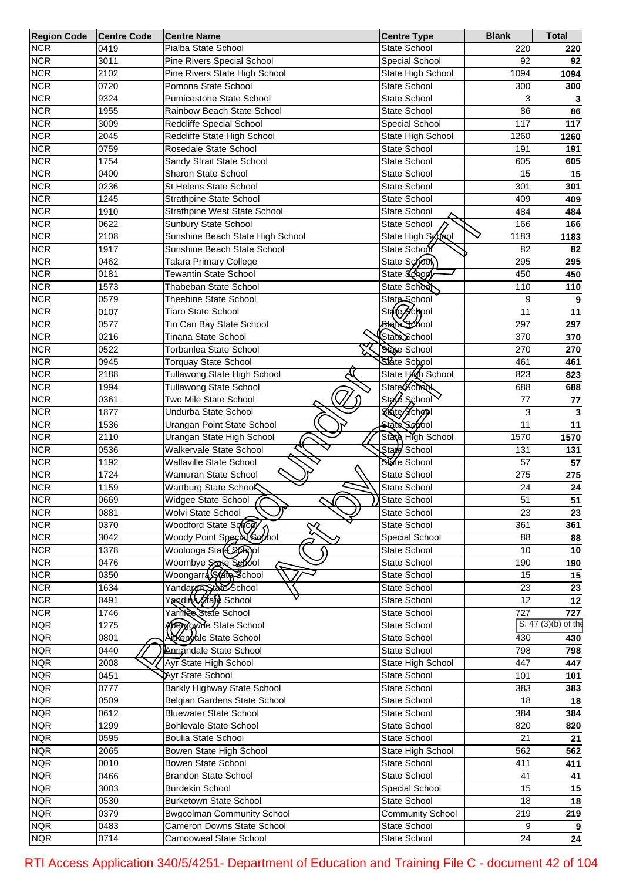| Region Code | Centre Code | Centre Name | Centre Type | Blank | Total |
|---|---|---|---|---|---|
| NCR | 0419 | Pialba State School | State School | 220 | **220** |
| NCR | 3011 | Pine Rivers Special School | Special School | 92 | **92** |
| NCR | 2102 | Pine Rivers State High School | State High School | 1094 | **1094** |
| NCR | 0720 | Pomona State School | State School | 300 | **300** |
| NCR | 9324 | Pumicestone State School | State School | 3 | **3** |
| NCR | 1955 | Rainbow Beach State School | State School | 86 | **86** |
| NCR | 3009 | Redcliffe Special School | Special School | 117 | **117** |
| NCR | 2045 | Redcliffe State High School | State High School | 1260 | **1260** |
| NCR | 0759 | Rosedale State School | State School | 191 | **191** |
| NCR | 1754 | Sandy Strait State School | State School | 605 | **605** |
| NCR | 0400 | Sharon State School | State School | 15 | **15** |
| NCR | 0236 | St Helens State School | State School | 301 | **301** |
| NCR | 1245 | Strathpine State School | State School | 409 | **409** |
| NCR | 1910 | Strathpine West State School | State School | 484 | **484** |
| NCR | 0622 | Sunbury State School | State School | 166 | **166** |
| NCR | 2108 | Sunshine Beach State High School | State High School | 1183 | **1183** |
| NCR | 1917 | Sunshine Beach State School | State School | 82 | **82** |
| NCR | 0462 | Talara Primary College | State School | 295 | **295** |
| NCR | 0181 | Tewantin State School | State School | 450 | **450** |
| NCR | 1573 | Thabeban State School | State School | 110 | **110** |
| NCR | 0579 | Theebine State School | State School | 9 | **9** |
| NCR | 0107 | Tiaro State School | State School | 11 | **11** |
| NCR | 0577 | Tin Can Bay State School | State School | 297 | **297** |
| NCR | 0216 | Tinana State School | State School | 370 | **370** |
| NCR | 0522 | Torbanlea State School | State School | 270 | **270** |
| NCR | 0945 | Torquay State School | State School | 461 | **461** |
| NCR | 2188 | Tullawong State High School | State High School | 823 | **823** |
| NCR | 1994 | Tullawong State School | State School | 688 | **688** |
| NCR | 0361 | Two Mile State School | State School | 77 | **77** |
| NCR | 1877 | Undurba State School | State School | 3 | **3** |
| NCR | 1536 | Urangan Point State School | State School | 11 | **11** |
| NCR | 2110 | Urangan State High School | State High School | 1570 | **1570** |
| NCR | 0536 | Walkervale State School | State School | 131 | **131** |
| NCR | 1192 | Wallaville State School | State School | 57 | **57** |
| NCR | 1724 | Wamuran State School | State School | 275 | **275** |
| NCR | 1159 | Wartburg State School | State School | 24 | **24** |
| NCR | 0669 | Widgee State School | State School | 51 | **51** |
| NCR | 0881 | Wolvi State School | State School | 23 | **23** |
| NCR | 0370 | Woodford State School | State School | 361 | **361** |
| NCR | 3042 | Woody Point Special School | Special School | 88 | **88** |
| NCR | 1378 | Woolooga State School | State School | 10 | **10** |
| NCR | 0476 | Woombye State School | State School | 190 | **190** |
| NCR | 0350 | Woongarra State School | State School | 15 | **15** |
| NCR | 1634 | Yandaran State School | State School | 23 | **23** |
| NCR | 0491 | Yandina State School | State School | 12 | **12** |
| NCR | 1746 | Yarrilee State School | State School | 727 | **727** |
| NQR | 1275 | Abergowrie State School | State School | S. 47 (3)(b) of the | |
| NQR | 0801 | Aitkenvale State School | State School | 430 | **430** |
| NQR | 0440 | Annandale State School | State School | 798 | **798** |
| NQR | 2008 | Ayr State High School | State High School | 447 | **447** |
| NQR | 0451 | Ayr State School | State School | 101 | **101** |
| NQR | 0777 | Barkly Highway State School | State School | 383 | **383** |
| NQR | 0509 | Belgian Gardens State School | State School | 18 | **18** |
| NQR | 0612 | Bluewater State School | State School | 384 | **384** |
| NQR | 1299 | Bohlevale State School | State School | 820 | **820** |
| NQR | 0595 | Boulia State School | State School | 21 | **21** |
| NQR | 2065 | Bowen State High School | State High School | 562 | **562** |
| NQR | 0010 | Bowen State School | State School | 411 | **411** |
| NQR | 0466 | Brandon State School | State School | 41 | **41** |
| NQR | 3003 | Burdekin School | Special School | 15 | **15** |
| NQR | 0530 | Burketown State School | State School | 18 | **18** |
| NQR | 0379 | Bwgcolman Community School | Community School | 219 | **219** |
| NQR | 0483 | Cameron Downs State School | State School | 9 | **9** |
| NQR | 0714 | Camooweal State School | State School | 24 | **24** |

RTI Access Application 340/5/4251- Department of Education and Training File C - document 42 of 104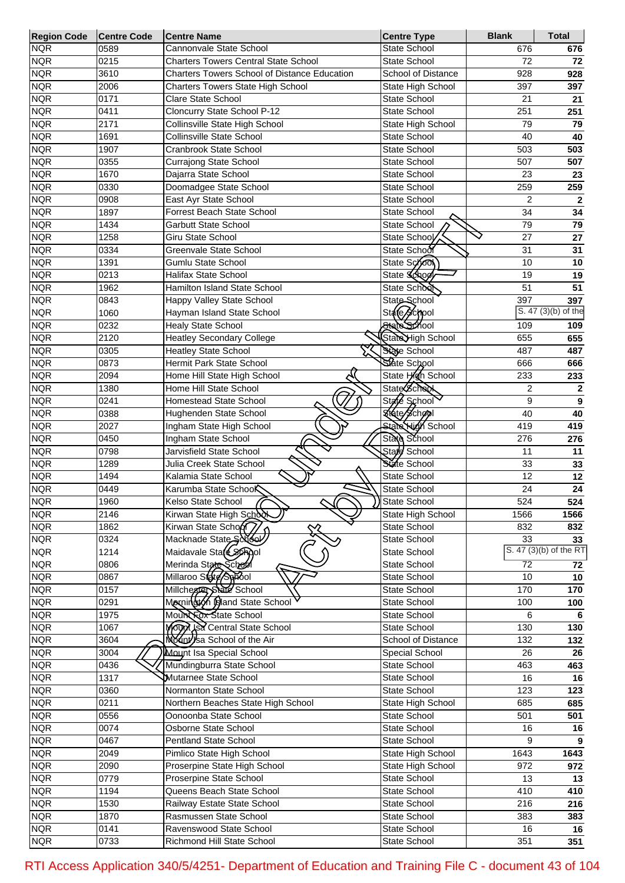| Region Code | Centre Code | Centre Name | Centre Type | Blank | Total |
|---|---|---|---|---|---|
| NQR | 0589 | Cannonvale State School | State School | 676 | **676** |
| NQR | 0215 | Charters Towers Central State School | State School | 72 | **72** |
| NQR | 3610 | Charters Towers School of Distance Education | School of Distance | 928 | **928** |
| NQR | 2006 | Charters Towers State High School | State High School | 397 | **397** |
| NQR | 0171 | Clare State School | State School | 21 | **21** |
| NQR | 0411 | Cloncurry State School P-12 | State School | 251 | **251** |
| NQR | 2171 | Collinsville State High School | State High School | 79 | **79** |
| NQR | 1691 | Collinsville State School | State School | 40 | **40** |
| NQR | 1907 | Cranbrook State School | State School | 503 | **503** |
| NQR | 0355 | Currajong State School | State School | 507 | **507** |
| NQR | 1670 | Dajarra State School | State School | 23 | **23** |
| NQR | 0330 | Doomadgee State School | State School | 259 | **259** |
| NQR | 0908 | East Ayr State School | State School | 2 | **2** |
| NQR | 1897 | Forrest Beach State School | State School | 34 | **34** |
| NQR | 1434 | Garbutt State School | State School | 79 | **79** |
| NQR | 1258 | Giru State School | State School | 27 | **27** |
| NQR | 0334 | Greenvale State School | State School | 31 | **31** |
| NQR | 1391 | Gumlu State School | State School | 10 | **10** |
| NQR | 0213 | Halifax State School | State School | 19 | **19** |
| NQR | 1962 | Hamilton Island State School | State School | 51 | **51** |
| NQR | 0843 | Happy Valley State School | State School | 397 | **397** |
| NQR | 1060 | Hayman Island State School | State School | S. 47 (3)(b) of the | |
| NQR | 0232 | Healy State School | State School | 109 | **109** |
| NQR | 2120 | Heatley Secondary College | State High School | 655 | **655** |
| NQR | 0305 | Heatley State School | State School | 487 | **487** |
| NQR | 0873 | Hermit Park State School | State School | 666 | **666** |
| NQR | 2094 | Home Hill State High School | State High School | 233 | **233** |
| NQR | 1380 | Home Hill State School | State School | 2 | **2** |
| NQR | 0241 | Homestead State School | State School | 9 | **9** |
| NQR | 0388 | Hughenden State School | State School | 40 | **40** |
| NQR | 2027 | Ingham State High School | State High School | 419 | **419** |
| NQR | 0450 | Ingham State School | State School | 276 | **276** |
| NQR | 0798 | Jarvisfield State School | State School | 11 | **11** |
| NQR | 1289 | Julia Creek State School | State School | 33 | **33** |
| NQR | 1494 | Kalamia State School | State School | 12 | **12** |
| NQR | 0449 | Karumba State School | State School | 24 | **24** |
| NQR | 1960 | Kelso State School | State School | 524 | **524** |
| NQR | 2146 | Kirwan State High School | State High School | 1566 | **1566** |
| NQR | 1862 | Kirwan State School | State School | 832 | **832** |
| NQR | 0324 | Macknade State School | State School | 33 | **33** |
| NQR | 1214 | Maidavale State School | State School | S. 47 (3)(b) of the RT | |
| NQR | 0806 | Merinda State School | State School | 72 | **72** |
| NQR | 0867 | Millaroo State School | State School | 10 | **10** |
| NQR | 0157 | Millchester State School | State School | 170 | **170** |
| NQR | 0291 | Mornington Island State School | State School | 100 | **100** |
| NQR | 1975 | Mount Fox State School | State School | 6 | **6** |
| NQR | 1067 | Mount Isa Central State School | State School | 130 | **130** |
| NQR | 3604 | Mount Isa School of the Air | School of Distance | 132 | **132** |
| NQR | 3004 | Mount Isa Special School | Special School | 26 | **26** |
| NQR | 0436 | Mundingburra State School | State School | 463 | **463** |
| NQR | 1317 | Mutarnee State School | State School | 16 | **16** |
| NQR | 0360 | Normanton State School | State School | 123 | **123** |
| NQR | 0211 | Northern Beaches State High School | State High School | 685 | **685** |
| NQR | 0556 | Oonoonba State School | State School | 501 | **501** |
| NQR | 0074 | Osborne State School | State School | 16 | **16** |
| NQR | 0467 | Pentland State School | State School | 9 | **9** |
| NQR | 2049 | Pimlico State High School | State High School | 1643 | **1643** |
| NQR | 2090 | Proserpine State High School | State High School | 972 | **972** |
| NQR | 0779 | Proserpine State School | State School | 13 | **13** |
| NQR | 1194 | Queens Beach State School | State School | 410 | **410** |
| NQR | 1530 | Railway Estate State School | State School | 216 | **216** |
| NQR | 1870 | Rasmussen State School | State School | 383 | **383** |
| NQR | 0141 | Ravenswood State School | State School | 16 | **16** |
| NQR | 0733 | Richmond Hill State School | State School | 351 | **351** |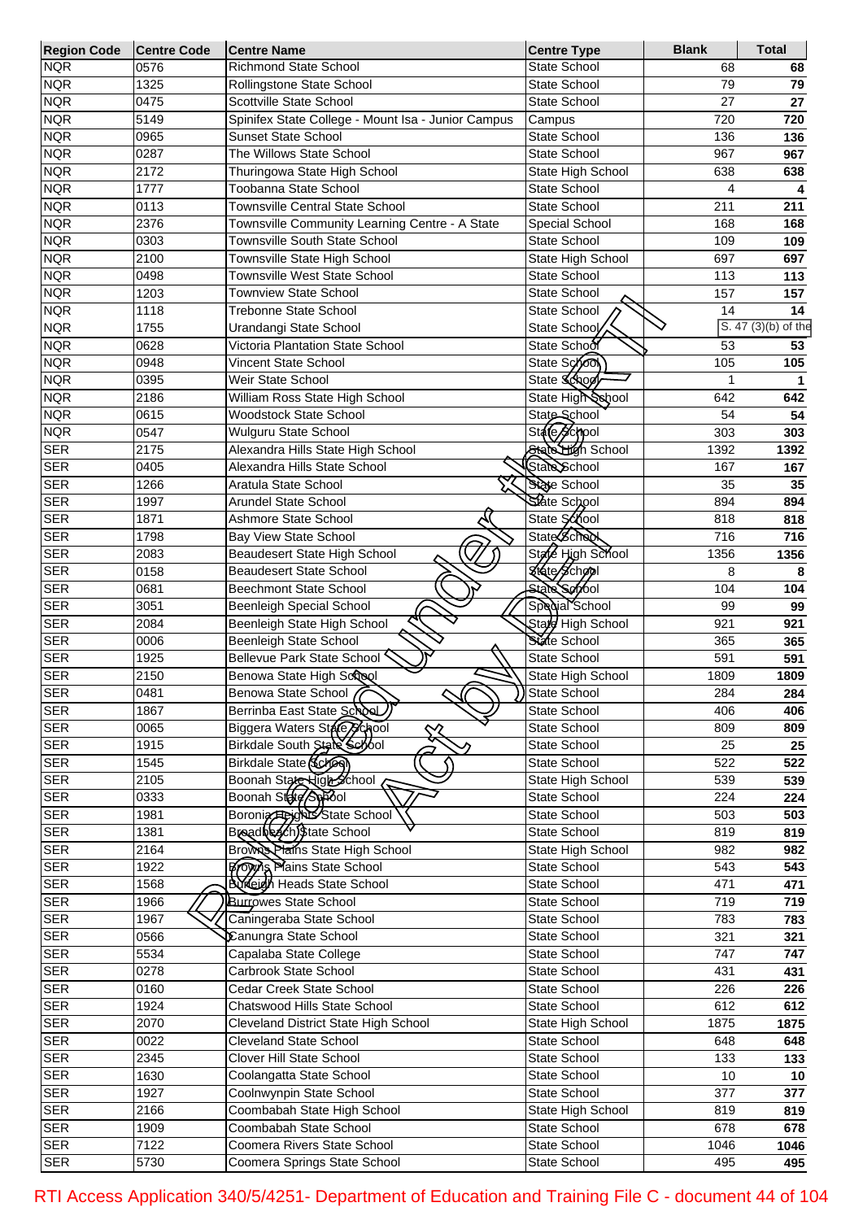| Region Code | Centre Code | Centre Name | Centre Type | Blank | Total |
|---|---|---|---|---|---|
| NQR | 0576 | Richmond State School | State School | 68 | 68 |
| NQR | 1325 | Rollingstone State School | State School | 79 | 79 |
| NQR | 0475 | Scottville State School | State School | 27 | 27 |
| NQR | 5149 | Spinifex State College - Mount Isa - Junior Campus | Campus | 720 | 720 |
| NQR | 0965 | Sunset State School | State School | 136 | 136 |
| NQR | 0287 | The Willows State School | State School | 967 | 967 |
| NQR | 2172 | Thuringowa State High School | State High School | 638 | 638 |
| NQR | 1777 | Toobanna State School | State School | 4 | 4 |
| NQR | 0113 | Townsville Central State School | State School | 211 | 211 |
| NQR | 2376 | Townsville Community Learning Centre - A State | Special School | 168 | 168 |
| NQR | 0303 | Townsville South State School | State School | 109 | 109 |
| NQR | 2100 | Townsville State High School | State High School | 697 | 697 |
| NQR | 0498 | Townsville West State School | State School | 113 | 113 |
| NQR | 1203 | Townview State School | State School | 157 | 157 |
| NQR | 1118 | Trebonne State School | State School | 14 | 14 |
| NQR | 1755 | Urandangi State School | State School | S. 47 (3)(b) of the | |
| NQR | 0628 | Victoria Plantation State School | State School | 53 | 53 |
| NQR | 0948 | Vincent State School | State School | 105 | 105 |
| NQR | 0395 | Weir State School | State School | 1 | 1 |
| NQR | 2186 | William Ross State High School | State High School | 642 | 642 |
| NQR | 0615 | Woodstock State School | State School | 54 | 54 |
| NQR | 0547 | Wulguru State School | State School | 303 | 303 |
| SER | 2175 | Alexandra Hills State High School | State High School | 1392 | 1392 |
| SER | 0405 | Alexandra Hills State School | State School | 167 | 167 |
| SER | 1266 | Aratula State School | State School | 35 | 35 |
| SER | 1997 | Arundel State School | State School | 894 | 894 |
| SER | 1871 | Ashmore State School | State School | 818 | 818 |
| SER | 1798 | Bay View State School | State School | 716 | 716 |
| SER | 2083 | Beaudesert State High School | State High School | 1356 | 1356 |
| SER | 0158 | Beaudesert State School | State School | 8 | 8 |
| SER | 0681 | Beechmont State School | State School | 104 | 104 |
| SER | 3051 | Beenleigh Special School | Special School | 99 | 99 |
| SER | 2084 | Beenleigh State High School | State High School | 921 | 921 |
| SER | 0006 | Beenleigh State School | State School | 365 | 365 |
| SER | 1925 | Bellevue Park State School | State School | 591 | 591 |
| SER | 2150 | Benowa State High School | State High School | 1809 | 1809 |
| SER | 0481 | Benowa State School | State School | 284 | 284 |
| SER | 1867 | Berrinba East State School | State School | 406 | 406 |
| SER | 0065 | Biggera Waters State School | State School | 809 | 809 |
| SER | 1915 | Birkdale South State School | State School | 25 | 25 |
| SER | 1545 | Birkdale State School | State School | 522 | 522 |
| SER | 2105 | Boonah State High School | State High School | 539 | 539 |
| SER | 0333 | Boonah State School | State School | 224 | 224 |
| SER | 1981 | Boronia Heights State School | State School | 503 | 503 |
| SER | 1381 | Broadbeach State School | State School | 819 | 819 |
| SER | 2164 | Browns Plains State High School | State High School | 982 | 982 |
| SER | 1922 | Browns Plains State School | State School | 543 | 543 |
| SER | 1568 | Burleigh Heads State School | State School | 471 | 471 |
| SER | 1966 | Burrowes State School | State School | 719 | 719 |
| SER | 1967 | Caningeraba State School | State School | 783 | 783 |
| SER | 0566 | Canungra State School | State School | 321 | 321 |
| SER | 5534 | Capalaba State College | State School | 747 | 747 |
| SER | 0278 | Carbrook State School | State School | 431 | 431 |
| SER | 0160 | Cedar Creek State School | State School | 226 | 226 |
| SER | 1924 | Chatswood Hills State School | State School | 612 | 612 |
| SER | 2070 | Cleveland District State High School | State High School | 1875 | 1875 |
| SER | 0022 | Cleveland State School | State School | 648 | 648 |
| SER | 2345 | Clover Hill State School | State School | 133 | 133 |
| SER | 1630 | Coolangatta State School | State School | 10 | 10 |
| SER | 1927 | Coolnwynpin State School | State School | 377 | 377 |
| SER | 2166 | Coombabah State High School | State High School | 819 | 819 |
| SER | 1909 | Coombabah State School | State School | 678 | 678 |
| SER | 7122 | Coomera Rivers State School | State School | 1046 | 1046 |
| SER | 5730 | Coomera Springs State School | State School | 495 | 495 |

RTI Access Application 340/5/4251- Department of Education and Training File C - document 44 of 104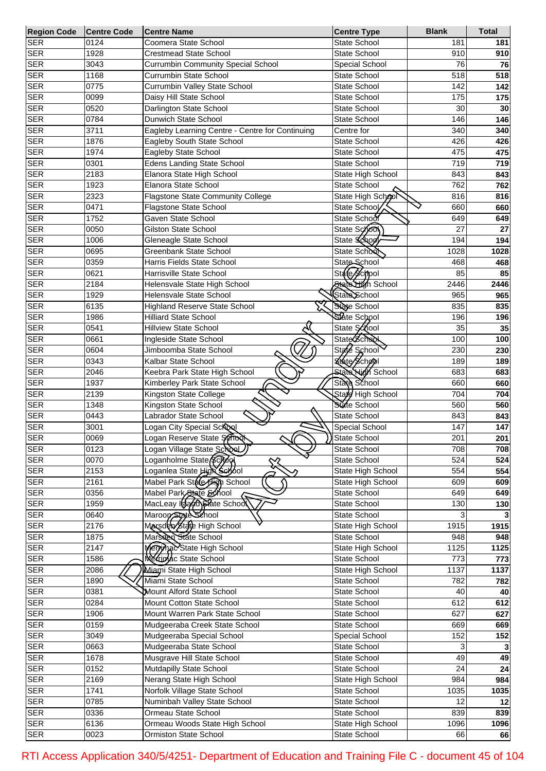| Region Code | Centre Code | Centre Name | Centre Type | Blank | Total |
|---|---|---|---|---|---|
| SER | 0124 | Coomera State School | State School | 181 | 181 |
| SER | 1928 | Crestmead State School | State School | 910 | 910 |
| SER | 3043 | Currumbin Community Special School | Special School | 76 | 76 |
| SER | 1168 | Currumbin State School | State School | 518 | 518 |
| SER | 0775 | Currumbin Valley State School | State School | 142 | 142 |
| SER | 0099 | Daisy Hill State School | State School | 175 | 175 |
| SER | 0520 | Darlington State School | State School | 30 | 30 |
| SER | 0784 | Dunwich State School | State School | 146 | 146 |
| SER | 3711 | Eagleby Learning Centre - Centre for Continuing | Centre for | 340 | 340 |
| SER | 1876 | Eagleby South State School | State School | 426 | 426 |
| SER | 1974 | Eagleby State School | State School | 475 | 475 |
| SER | 0301 | Edens Landing State School | State School | 719 | 719 |
| SER | 2183 | Elanora State High School | State High School | 843 | 843 |
| SER | 1923 | Elanora State School | State School | 762 | 762 |
| SER | 2323 | Flagstone State Community College | State High School | 816 | 816 |
| SER | 0471 | Flagstone State School | State School | 660 | 660 |
| SER | 1752 | Gaven State School | State School | 649 | 649 |
| SER | 0050 | Gilston State School | State School | 27 | 27 |
| SER | 1006 | Gleneagle State School | State School | 194 | 194 |
| SER | 0695 | Greenbank State School | State School | 1028 | 1028 |
| SER | 0359 | Harris Fields State School | State School | 468 | 468 |
| SER | 0621 | Harrisville State School | State School | 85 | 85 |
| SER | 2184 | Helensvale State High School | State High School | 2446 | 2446 |
| SER | 1929 | Helensvale State School | State School | 965 | 965 |
| SER | 6135 | Highland Reserve State School | State School | 835 | 835 |
| SER | 1986 | Hilliard State School | State School | 196 | 196 |
| SER | 0541 | Hillview State School | State School | 35 | 35 |
| SER | 0661 | Ingleside State School | State School | 100 | 100 |
| SER | 0604 | Jimboomba State School | State School | 230 | 230 |
| SER | 0343 | Kalbar State School | State School | 189 | 189 |
| SER | 2046 | Keebra Park State High School | State High School | 683 | 683 |
| SER | 1937 | Kimberley Park State School | State School | 660 | 660 |
| SER | 2139 | Kingston State College | State High School | 704 | 704 |
| SER | 1348 | Kingston State School | State School | 560 | 560 |
| SER | 0443 | Labrador State School | State School | 843 | 843 |
| SER | 3001 | Logan City Special School | Special School | 147 | 147 |
| SER | 0069 | Logan Reserve State School | State School | 201 | 201 |
| SER | 0123 | Logan Village State School | State School | 708 | 708 |
| SER | 0070 | Loganholme State School | State School | 524 | 524 |
| SER | 2153 | Loganlea State High School | State High School | 554 | 554 |
| SER | 2161 | Mabel Park State High School | State High School | 609 | 609 |
| SER | 0356 | Mabel Park State School | State School | 649 | 649 |
| SER | 1959 | MacLeay Island State School | State School | 130 | 130 |
| SER | 0640 | Maroon State School | State School | 3 | 3 |
| SER | 2176 | Marsden State High School | State High School | 1915 | 1915 |
| SER | 1875 | Marsden State School | State School | 948 | 948 |
| SER | 2147 | Merrimac State High School | State High School | 1125 | 1125 |
| SER | 1586 | Merrimac State School | State School | 773 | 773 |
| SER | 2086 | Miami State High School | State High School | 1137 | 1137 |
| SER | 1890 | Miami State School | State School | 782 | 782 |
| SER | 0381 | Mount Alford State School | State School | 40 | 40 |
| SER | 0284 | Mount Cotton State School | State School | 612 | 612 |
| SER | 1906 | Mount Warren Park State School | State School | 627 | 627 |
| SER | 0159 | Mudgeeraba Creek State School | State School | 669 | 669 |
| SER | 3049 | Mudgeeraba Special School | Special School | 152 | 152 |
| SER | 0663 | Mudgeeraba State School | State School | 3 | 3 |
| SER | 1678 | Musgrave Hill State School | State School | 49 | 49 |
| SER | 0152 | Mutdapilly State School | State School | 24 | 24 |
| SER | 2169 | Nerang State High School | State High School | 984 | 984 |
| SER | 1741 | Norfolk Village State School | State School | 1035 | 1035 |
| SER | 0785 | Numinbah Valley State School | State School | 12 | 12 |
| SER | 0336 | Ormeau State School | State School | 839 | 839 |
| SER | 6136 | Ormeau Woods State High School | State High School | 1096 | 1096 |
| SER | 0023 | Ormiston State School | State School | 66 | 66 |

RTI Access Application 340/5/4251- Department of Education and Training File C - document 45 of 104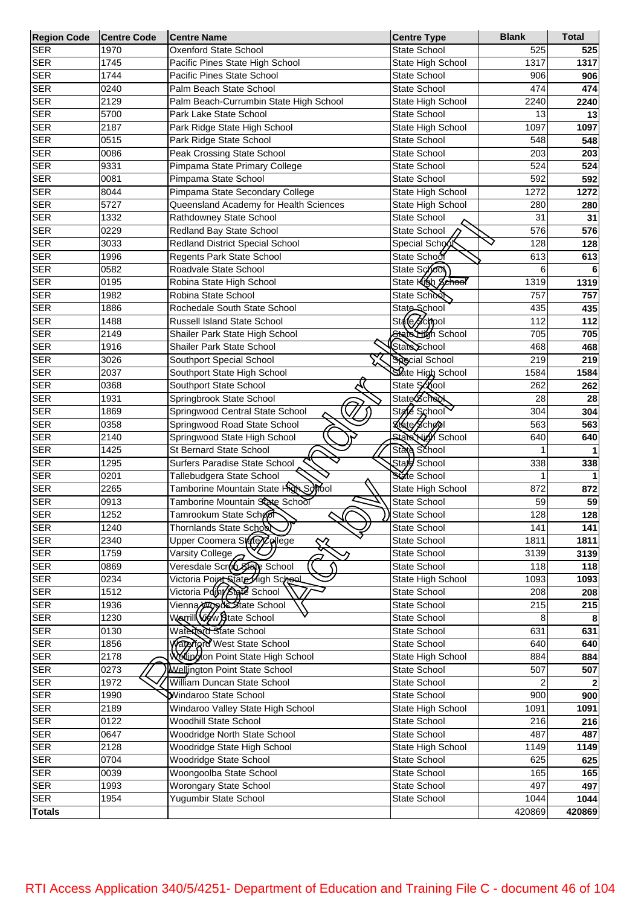| Region Code | Centre Code | Centre Name | Centre Type | Blank | Total |
| --- | --- | --- | --- | --- | --- |
| SER | 1970 | Oxenford State School | State School | 525 | 525 |
| SER | 1745 | Pacific Pines State High School | State High School | 1317 | 1317 |
| SER | 1744 | Pacific Pines State School | State School | 906 | 906 |
| SER | 0240 | Palm Beach State School | State School | 474 | 474 |
| SER | 2129 | Palm Beach-Currumbin State High School | State High School | 2240 | 2240 |
| SER | 5700 | Park Lake State School | State School | 13 | 13 |
| SER | 2187 | Park Ridge State High School | State High School | 1097 | 1097 |
| SER | 0515 | Park Ridge State School | State School | 548 | 548 |
| SER | 0086 | Peak Crossing State School | State School | 203 | 203 |
| SER | 9331 | Pimpama State Primary College | State School | 524 | 524 |
| SER | 0081 | Pimpama State School | State School | 592 | 592 |
| SER | 8044 | Pimpama State Secondary College | State High School | 1272 | 1272 |
| SER | 5727 | Queensland Academy for Health Sciences | State High School | 280 | 280 |
| SER | 1332 | Rathdowney State School | State School | 31 | 31 |
| SER | 0229 | Redland Bay State School | State School | 576 | 576 |
| SER | 3033 | Redland District Special School | Special School | 128 | 128 |
| SER | 1996 | Regents Park State School | State School | 613 | 613 |
| SER | 0582 | Roadvale State School | State School | 6 | 6 |
| SER | 0195 | Robina State High School | State High School | 1319 | 1319 |
| SER | 1982 | Robina State School | State School | 757 | 757 |
| SER | 1886 | Rochedale South State School | State School | 435 | 435 |
| SER | 1488 | Russell Island State School | State School | 112 | 112 |
| SER | 2149 | Shailer Park State High School | State High School | 705 | 705 |
| SER | 1916 | Shailer Park State School | State School | 468 | 468 |
| SER | 3026 | Southport Special School | Special School | 219 | 219 |
| SER | 2037 | Southport State High School | State High School | 1584 | 1584 |
| SER | 0368 | Southport State School | State School | 262 | 262 |
| SER | 1931 | Springbrook State School | State School | 28 | 28 |
| SER | 1869 | Springwood Central State School | State School | 304 | 304 |
| SER | 0358 | Springwood Road State School | State School | 563 | 563 |
| SER | 2140 | Springwood State High School | State High School | 640 | 640 |
| SER | 1425 | St Bernard State School | State School | 1 | 1 |
| SER | 1295 | Surfers Paradise State School | State School | 338 | 338 |
| SER | 0201 | Tallebudgera State School | State School | 1 | 1 |
| SER | 2265 | Tamborine Mountain State High School | State High School | 872 | 872 |
| SER | 0913 | Tamborine Mountain State School | State School | 59 | 59 |
| SER | 1252 | Tamrookum State School | State School | 128 | 128 |
| SER | 1240 | Thornlands State School | State School | 141 | 141 |
| SER | 2340 | Upper Coomera State College | State School | 1811 | 1811 |
| SER | 1759 | Varsity College | State School | 3139 | 3139 |
| SER | 0869 | Veresdale Scrub State School | State School | 118 | 118 |
| SER | 0234 | Victoria Point State High School | State High School | 1093 | 1093 |
| SER | 1512 | Victoria Point State School | State School | 208 | 208 |
| SER | 1936 | Vienna Woods State School | State School | 215 | 215 |
| SER | 1230 | Warrill View State School | State School | 8 | 8 |
| SER | 0130 | Waterford State School | State School | 631 | 631 |
| SER | 1856 | Waterford West State School | State School | 640 | 640 |
| SER | 2178 | Wellington Point State High School | State High School | 884 | 884 |
| SER | 0273 | Wellington Point State School | State School | 507 | 507 |
| SER | 1972 | William Duncan State School | State School | 2 | 2 |
| SER | 1990 | Windaroo State School | State School | 900 | 900 |
| SER | 2189 | Windaroo Valley State High School | State High School | 1091 | 1091 |
| SER | 0122 | Woodhill State School | State School | 216 | 216 |
| SER | 0647 | Woodridge North State School | State School | 487 | 487 |
| SER | 2128 | Woodridge State High School | State High School | 1149 | 1149 |
| SER | 0704 | Woodridge State School | State School | 625 | 625 |
| SER | 0039 | Woongoolba State School | State School | 165 | 165 |
| SER | 1993 | Worongary State School | State School | 497 | 497 |
| SER | 1954 | Yugumbir State School | State School | 1044 | 1044 |
| Totals | | | | 420869 | 420869 |

RTI Access Application 340/5/4251- Department of Education and Training File C - document 46 of 104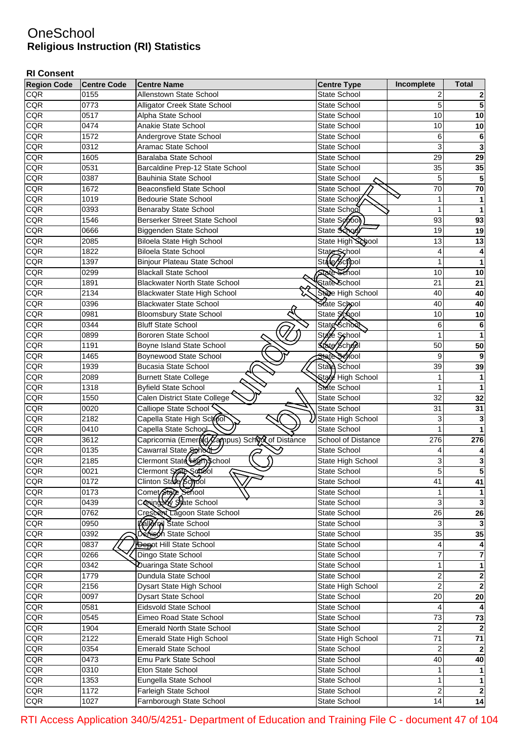# OneSchool
## Religious Instruction (RI) Statistics

### RI Consent

| Region Code | Centre Code | Centre Name | Centre Type | Incomplete | Total |
|---|---|---|---|---|---|
| CQR | 0155 | Allenstown State School | State School | 2 | **2** |
| CQR | 0773 | Alligator Creek State School | State School | 5 | **5** |
| CQR | 0517 | Alpha State School | State School | 10 | **10** |
| CQR | 0474 | Anakie State School | State School | 10 | **10** |
| CQR | 1572 | Andergrove State School | State School | 6 | **6** |
| CQR | 0312 | Aramac State School | State School | 3 | **3** |
| CQR | 1605 | Baralaba State School | State School | 29 | **29** |
| CQR | 0531 | Barcaldine Prep-12 State School | State School | 35 | **35** |
| CQR | 0387 | Bauhinia State School | State School | 5 | **5** |
| CQR | 1672 | Beaconsfield State School | State School | 70 | **70** |
| CQR | 1019 | Bedourie State School | State School | 1 | **1** |
| CQR | 0393 | Benaraby State School | State School | 1 | **1** |
| CQR | 1546 | Berserker Street State School | State School | 93 | **93** |
| CQR | 0666 | Biggenden State School | State School | 19 | **19** |
| CQR | 2085 | Biloela State High School | State High School | 13 | **13** |
| CQR | 1822 | Biloela State School | State School | 4 | **4** |
| CQR | 1397 | Binjour Plateau State School | State School | 1 | **1** |
| CQR | 0299 | Blackall State School | State School | 10 | **10** |
| CQR | 1891 | Blackwater North State School | State School | 21 | **21** |
| CQR | 2134 | Blackwater State High School | State High School | 40 | **40** |
| CQR | 0396 | Blackwater State School | State School | 40 | **40** |
| CQR | 0981 | Bloomsbury State School | State School | 10 | **10** |
| CQR | 0344 | Bluff State School | State School | 6 | **6** |
| CQR | 0899 | Bororen State School | State School | 1 | **1** |
| CQR | 1191 | Boyne Island State School | State School | 50 | **50** |
| CQR | 1465 | Boynewood State School | State School | 9 | **9** |
| CQR | 1939 | Bucasia State School | State School | 39 | **39** |
| CQR | 2089 | Burnett State College | State High School | 1 | **1** |
| CQR | 1318 | Byfield State School | State School | 1 | **1** |
| CQR | 1550 | Calen District State College | State School | 32 | **32** |
| CQR | 0020 | Calliope State School | State School | 31 | **31** |
| CQR | 2182 | Capella State High School | State High School | 3 | **3** |
| CQR | 0410 | Capella State School | State School | 1 | **1** |
| CQR | 3612 | Capricornia (Emerald Campus) School of Distance | School of Distance | 276 | **276** |
| CQR | 0135 | Cawarral State School | State School | 4 | **4** |
| CQR | 2185 | Clermont State High School | State High School | 3 | **3** |
| CQR | 0021 | Clermont State School | State School | 5 | **5** |
| CQR | 0172 | Clinton State School | State School | 41 | **41** |
| CQR | 0173 | Comet State School | State School | 1 | **1** |
| CQR | 0439 | Coningsby State School | State School | 3 | **3** |
| CQR | 0762 | Crescent Lagoon State School | State School | 26 | **26** |
| CQR | 0950 | Dallarnil State School | State School | 3 | **3** |
| CQR | 0392 | Denison State School | State School | 35 | **35** |
| CQR | 0837 | Depot Hill State School | State School | 4 | **4** |
| CQR | 0266 | Dingo State School | State School | 7 | **7** |
| CQR | 0342 | Duaringa State School | State School | 1 | **1** |
| CQR | 1779 | Dundula State School | State School | 2 | **2** |
| CQR | 2156 | Dysart State High School | State High School | 2 | **2** |
| CQR | 0097 | Dysart State School | State School | 20 | **20** |
| CQR | 0581 | Eidsvold State School | State School | 4 | **4** |
| CQR | 0545 | Eimeo Road State School | State School | 73 | **73** |
| CQR | 1904 | Emerald North State School | State School | 2 | **2** |
| CQR | 2122 | Emerald State High School | State High School | 71 | **71** |
| CQR | 0354 | Emerald State School | State School | 2 | **2** |
| CQR | 0473 | Emu Park State School | State School | 40 | **40** |
| CQR | 0310 | Eton State School | State School | 1 | **1** |
| CQR | 1353 | Eungella State School | State School | 1 | **1** |
| CQR | 1172 | Farleigh State School | State School | 2 | **2** |
| CQR | 1027 | Farnborough State School | State School | 14 | **14** |

RTI Access Application 340/5/4251- Department of Education and Training File C - document 47 of 104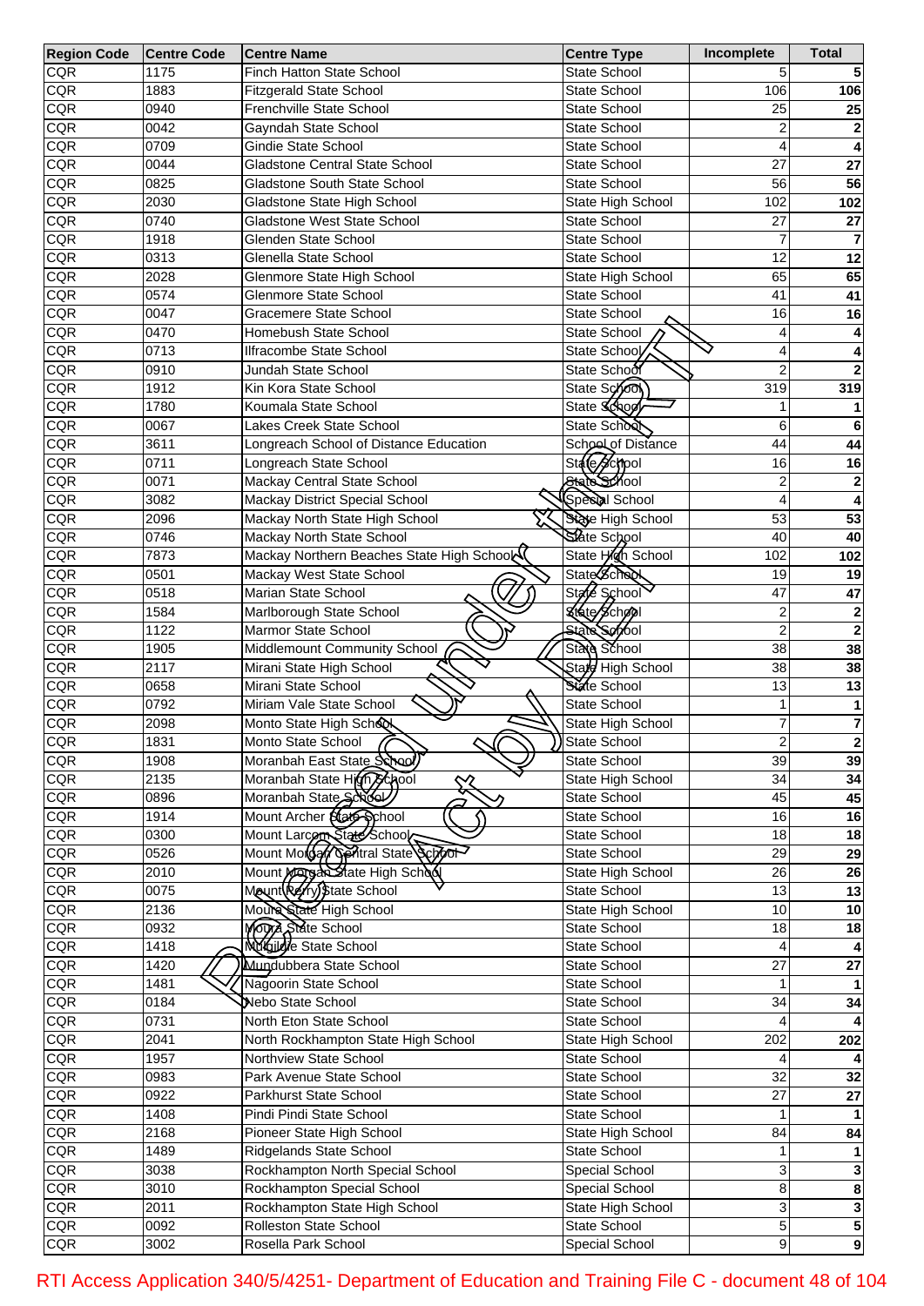| Region Code | Centre Code | Centre Name | Centre Type | Incomplete | Total |
|---|---|---|---|---|---|
| CQR | 1175 | Finch Hatton State School | State School | 5 | 5 |
| CQR | 1883 | Fitzgerald State School | State School | 106 | 106 |
| CQR | 0940 | Frenchville State School | State School | 25 | 25 |
| CQR | 0042 | Gayndah State School | State School | 2 | 2 |
| CQR | 0709 | Gindie State School | State School | 4 | 4 |
| CQR | 0044 | Gladstone Central State School | State School | 27 | 27 |
| CQR | 0825 | Gladstone South State School | State School | 56 | 56 |
| CQR | 2030 | Gladstone State High School | State High School | 102 | 102 |
| CQR | 0740 | Gladstone West State School | State School | 27 | 27 |
| CQR | 1918 | Glenden State School | State School | 7 | 7 |
| CQR | 0313 | Glenella State School | State School | 12 | 12 |
| CQR | 2028 | Glenmore State High School | State High School | 65 | 65 |
| CQR | 0574 | Glenmore State School | State School | 41 | 41 |
| CQR | 0047 | Gracemere State School | State School | 16 | 16 |
| CQR | 0470 | Homebush State School | State School | 4 | 4 |
| CQR | 0713 | Ilfracombe State School | State School | 4 | 4 |
| CQR | 0910 | Jundah State School | State School | 2 | 2 |
| CQR | 1912 | Kin Kora State School | State School | 319 | 319 |
| CQR | 1780 | Koumala State School | State School | 1 | 1 |
| CQR | 0067 | Lakes Creek State School | State School | 6 | 6 |
| CQR | 3611 | Longreach School of Distance Education | School of Distance | 44 | 44 |
| CQR | 0711 | Longreach State School | State School | 16 | 16 |
| CQR | 0071 | Mackay Central State School | State School | 2 | 2 |
| CQR | 3082 | Mackay District Special School | Special School | 4 | 4 |
| CQR | 2096 | Mackay North State High School | State High School | 53 | 53 |
| CQR | 0746 | Mackay North State School | State School | 40 | 40 |
| CQR | 7873 | Mackay Northern Beaches State High School | State High School | 102 | 102 |
| CQR | 0501 | Mackay West State School | State School | 19 | 19 |
| CQR | 0518 | Marian State School | State School | 47 | 47 |
| CQR | 1584 | Marlborough State School | State School | 2 | 2 |
| CQR | 1122 | Marmor State School | State School | 2 | 2 |
| CQR | 1905 | Middlemount Community School | State School | 38 | 38 |
| CQR | 2117 | Mirani State High School | State High School | 38 | 38 |
| CQR | 0658 | Mirani State School | State School | 13 | 13 |
| CQR | 0792 | Miriam Vale State School | State School | 1 | 1 |
| CQR | 2098 | Monto State High School | State High School | 7 | 7 |
| CQR | 1831 | Monto State School | State School | 2 | 2 |
| CQR | 1908 | Moranbah East State School | State School | 39 | 39 |
| CQR | 2135 | Moranbah State High School | State High School | 34 | 34 |
| CQR | 0896 | Moranbah State School | State School | 45 | 45 |
| CQR | 1914 | Mount Archer State School | State School | 16 | 16 |
| CQR | 0300 | Mount Larcom State School | State School | 18 | 18 |
| CQR | 0526 | Mount Morgan Central State School | State School | 29 | 29 |
| CQR | 2010 | Mount Morgan State High School | State High School | 26 | 26 |
| CQR | 0075 | Mount Perry State School | State School | 13 | 13 |
| CQR | 2136 | Moura State High School | State High School | 10 | 10 |
| CQR | 0932 | Moura State School | State School | 18 | 18 |
| CQR | 1418 | Mulgildie State School | State School | 4 | 4 |
| CQR | 1420 | Mundubbera State School | State School | 27 | 27 |
| CQR | 1481 | Nagoorin State School | State School | 1 | 1 |
| CQR | 0184 | Nebo State School | State School | 34 | 34 |
| CQR | 0731 | North Eton State School | State School | 4 | 4 |
| CQR | 2041 | North Rockhampton State High School | State High School | 202 | 202 |
| CQR | 1957 | Northview State School | State School | 4 | 4 |
| CQR | 0983 | Park Avenue State School | State School | 32 | 32 |
| CQR | 0922 | Parkhurst State School | State School | 27 | 27 |
| CQR | 1408 | Pindi Pindi State School | State School | 1 | 1 |
| CQR | 2168 | Pioneer State High School | State High School | 84 | 84 |
| CQR | 1489 | Ridgelands State School | State School | 1 | 1 |
| CQR | 3038 | Rockhampton North Special School | Special School | 3 | 3 |
| CQR | 3010 | Rockhampton Special School | Special School | 8 | 8 |
| CQR | 2011 | Rockhampton State High School | State High School | 3 | 3 |
| CQR | 0092 | Rolleston State School | State School | 5 | 5 |
| CQR | 3002 | Rosella Park School | Special School | 9 | 9 |

RTI Access Application 340/5/4251- Department of Education and Training File C - document 48 of 104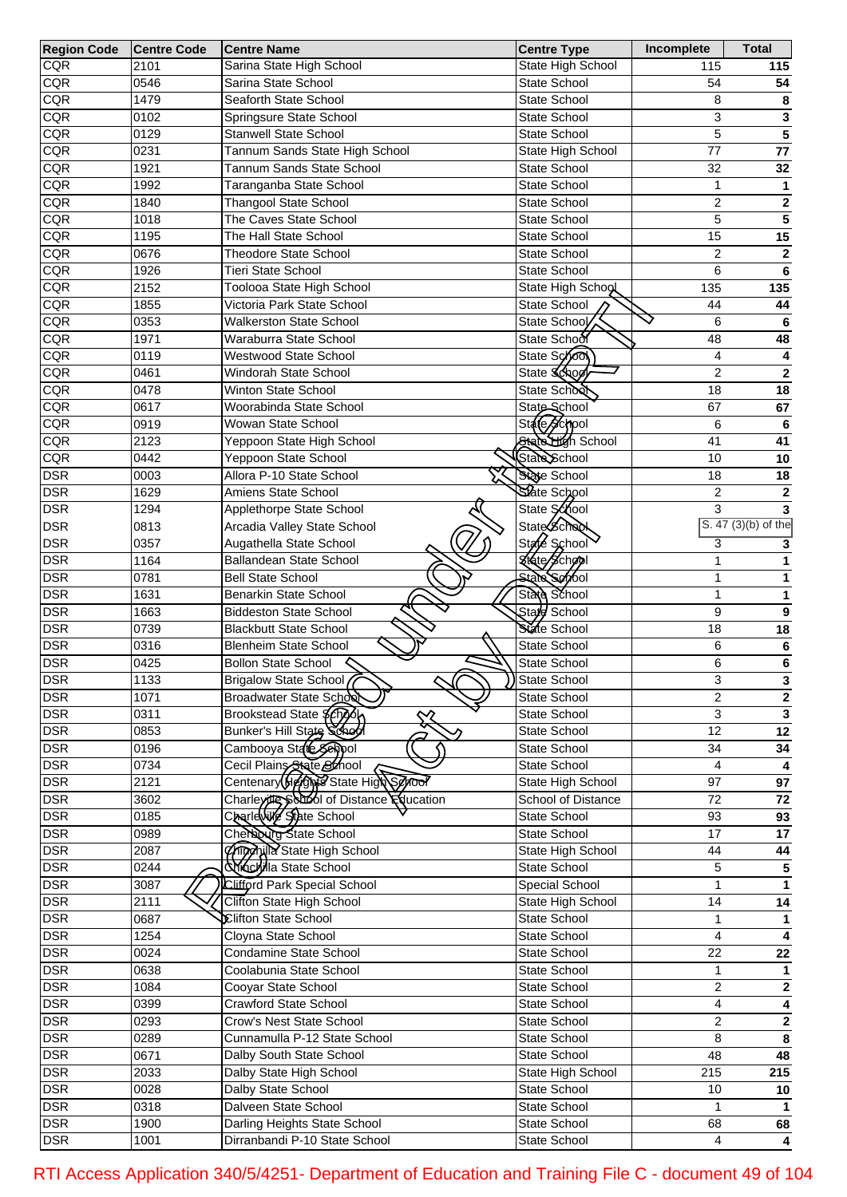| Region Code | Centre Code | Centre Name | Centre Type | Incomplete | Total |
|---|---|---|---|---|---|
| CQR | 2101 | Sarina State High School | State High School | 115 | 115 |
| CQR | 0546 | Sarina State School | State School | 54 | 54 |
| CQR | 1479 | Seaforth State School | State School | 8 | 8 |
| CQR | 0102 | Springsure State School | State School | 3 | 3 |
| CQR | 0129 | Stanwell State School | State School | 5 | 5 |
| CQR | 0231 | Tannum Sands State High School | State High School | 77 | 77 |
| CQR | 1921 | Tannum Sands State School | State School | 32 | 32 |
| CQR | 1992 | Taranganba State School | State School | 1 | 1 |
| CQR | 1840 | Thangool State School | State School | 2 | 2 |
| CQR | 1018 | The Caves State School | State School | 5 | 5 |
| CQR | 1195 | The Hall State School | State School | 15 | 15 |
| CQR | 0676 | Theodore State School | State School | 2 | 2 |
| CQR | 1926 | Tieri State School | State School | 6 | 6 |
| CQR | 2152 | Toolooa State High School | State High School | 135 | 135 |
| CQR | 1855 | Victoria Park State School | State School | 44 | 44 |
| CQR | 0353 | Walkerston State School | State School | 6 | 6 |
| CQR | 1971 | Waraburra State School | State School | 48 | 48 |
| CQR | 0119 | Westwood State School | State School | 4 | 4 |
| CQR | 0461 | Windorah State School | State School | 2 | 2 |
| CQR | 0478 | Winton State School | State School | 18 | 18 |
| CQR | 0617 | Woorabinda State School | State School | 67 | 67 |
| CQR | 0919 | Wowan State School | State School | 6 | 6 |
| CQR | 2123 | Yeppoon State High School | State High School | 41 | 41 |
| CQR | 0442 | Yeppoon State School | State School | 10 | 10 |
| DSR | 0003 | Allora P-10 State School | State School | 18 | 18 |
| DSR | 1629 | Amiens State School | State School | 2 | 2 |
| DSR | 1294 | Applethorpe State School | State School | 3 | 3 |
| DSR | 0813 | Arcadia Valley State School | State School | S. 47 (3)(b) of the | |
| DSR | 0357 | Augathella State School | State School | 3 | 3 |
| DSR | 1164 | Ballandean State School | State School | 1 | 1 |
| DSR | 0781 | Bell State School | State School | 1 | 1 |
| DSR | 1631 | Benarkin State School | State School | 1 | 1 |
| DSR | 1663 | Biddeston State School | State School | 9 | 9 |
| DSR | 0739 | Blackbutt State School | State School | 18 | 18 |
| DSR | 0316 | Blenheim State School | State School | 6 | 6 |
| DSR | 0425 | Bollon State School | State School | 6 | 6 |
| DSR | 1133 | Brigalow State School | State School | 3 | 3 |
| DSR | 1071 | Broadwater State School | State School | 2 | 2 |
| DSR | 0311 | Brookstead State School | State School | 3 | 3 |
| DSR | 0853 | Bunker's Hill State School | State School | 12 | 12 |
| DSR | 0196 | Cambooya State School | State School | 34 | 34 |
| DSR | 0734 | Cecil Plains State School | State School | 4 | 4 |
| DSR | 2121 | Centenary Heights State High School | State High School | 97 | 97 |
| DSR | 3602 | Charleville School of Distance Education | School of Distance | 72 | 72 |
| DSR | 0185 | Charleville State School | State School | 93 | 93 |
| DSR | 0989 | Cherbourg State School | State School | 17 | 17 |
| DSR | 2087 | Chinchilla State High School | State High School | 44 | 44 |
| DSR | 0244 | Chinchilla State School | State School | 5 | 5 |
| DSR | 3087 | Clifford Park Special School | Special School | 1 | 1 |
| DSR | 2111 | Clifton State High School | State High School | 14 | 14 |
| DSR | 0687 | Clifton State School | State School | 1 | 1 |
| DSR | 1254 | Cloyna State School | State School | 4 | 4 |
| DSR | 0024 | Condamine State School | State School | 22 | 22 |
| DSR | 0638 | Coolabunia State School | State School | 1 | 1 |
| DSR | 1084 | Cooyar State School | State School | 2 | 2 |
| DSR | 0399 | Crawford State School | State School | 4 | 4 |
| DSR | 0293 | Crow's Nest State School | State School | 2 | 2 |
| DSR | 0289 | Cunnamulla P-12 State School | State School | 8 | 8 |
| DSR | 0671 | Dalby South State School | State School | 48 | 48 |
| DSR | 2033 | Dalby State High School | State High School | 215 | 215 |
| DSR | 0028 | Dalby State School | State School | 10 | 10 |
| DSR | 0318 | Dalveen State School | State School | 1 | 1 |
| DSR | 1900 | Darling Heights State School | State School | 68 | 68 |
| DSR | 1001 | Dirranbandi P-10 State School | State School | 4 | 4 |

RTI Access Application 340/5/4251- Department of Education and Training File C - document 49 of 104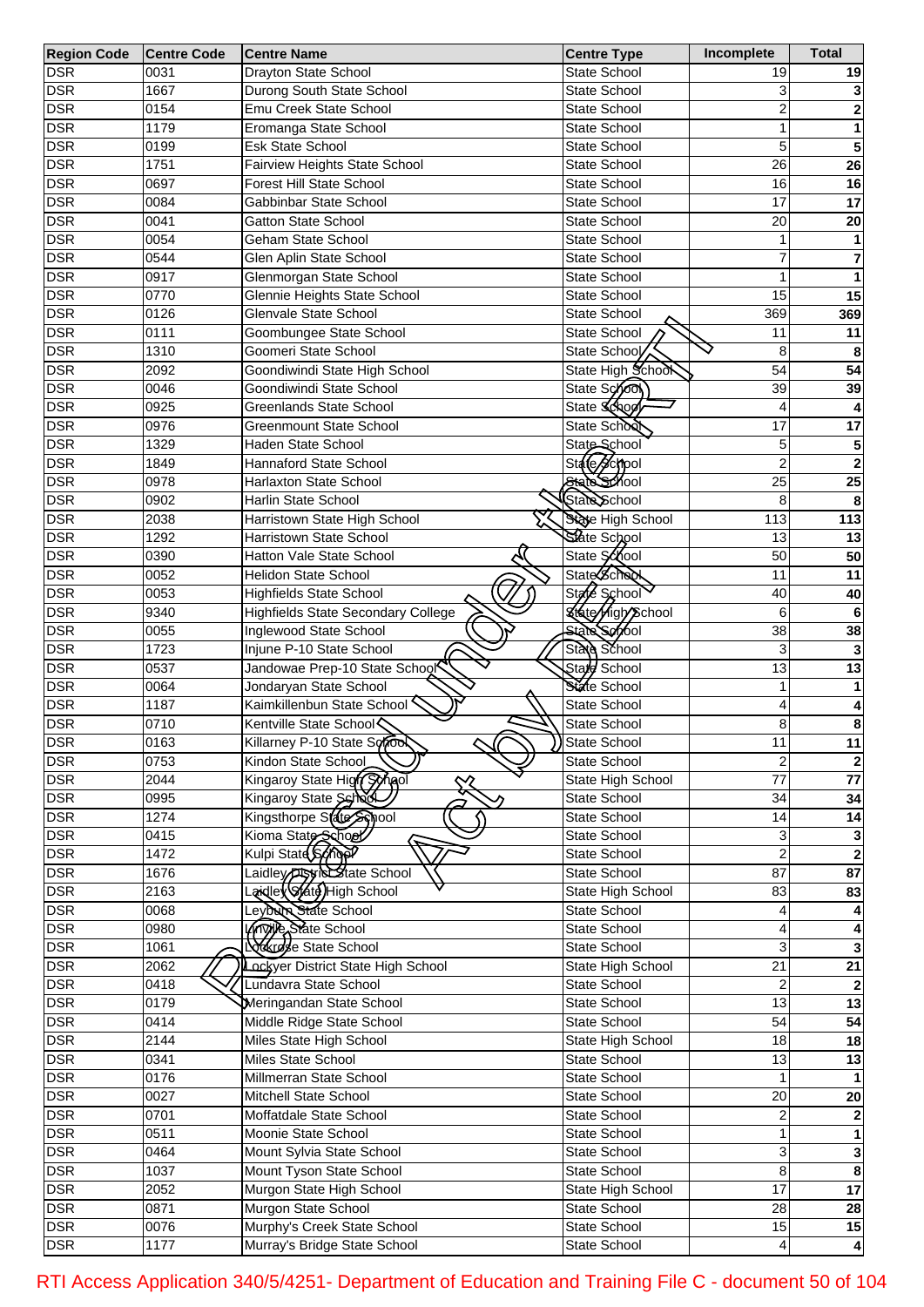| Region Code | Centre Code | Centre Name | Centre Type | Incomplete | Total |
|---|---|---|---|---|---|
| DSR | 0031 | Drayton State School | State School | 19 | 19 |
| DSR | 1667 | Durong South State School | State School | 3 | 3 |
| DSR | 0154 | Emu Creek State School | State School | 2 | 2 |
| DSR | 1179 | Eromanga State School | State School | 1 | 1 |
| DSR | 0199 | Esk State School | State School | 5 | 5 |
| DSR | 1751 | Fairview Heights State School | State School | 26 | 26 |
| DSR | 0697 | Forest Hill State School | State School | 16 | 16 |
| DSR | 0084 | Gabbinbar State School | State School | 17 | 17 |
| DSR | 0041 | Gatton State School | State School | 20 | 20 |
| DSR | 0054 | Geham State School | State School | 1 | 1 |
| DSR | 0544 | Glen Aplin State School | State School | 7 | 7 |
| DSR | 0917 | Glenmorgan State School | State School | 1 | 1 |
| DSR | 0770 | Glennie Heights State School | State School | 15 | 15 |
| DSR | 0126 | Glenvale State School | State School | 369 | 369 |
| DSR | 0111 | Goombungee State School | State School | 11 | 11 |
| DSR | 1310 | Goomeri State School | State School | 8 | 8 |
| DSR | 2092 | Goondiwindi State High School | State High School | 54 | 54 |
| DSR | 0046 | Goondiwindi State School | State School | 39 | 39 |
| DSR | 0925 | Greenlands State School | State School | 4 | 4 |
| DSR | 0976 | Greenmount State School | State School | 17 | 17 |
| DSR | 1329 | Haden State School | State School | 5 | 5 |
| DSR | 1849 | Hannaford State School | State School | 2 | 2 |
| DSR | 0978 | Harlaxton State School | State School | 25 | 25 |
| DSR | 0902 | Harlin State School | State School | 8 | 8 |
| DSR | 2038 | Harristown State High School | State High School | 113 | 113 |
| DSR | 1292 | Harristown State School | State School | 13 | 13 |
| DSR | 0390 | Hatton Vale State School | State School | 50 | 50 |
| DSR | 0052 | Helidon State School | State School | 11 | 11 |
| DSR | 0053 | Highfields State School | State School | 40 | 40 |
| DSR | 9340 | Highfields State Secondary College | State High School | 6 | 6 |
| DSR | 0055 | Inglewood State School | State School | 38 | 38 |
| DSR | 1723 | Injune P-10 State School | State School | 3 | 3 |
| DSR | 0537 | Jandowae Prep-10 State School | State School | 13 | 13 |
| DSR | 0064 | Jondaryan State School | State School | 1 | 1 |
| DSR | 1187 | Kaimkillenbun State School | State School | 4 | 4 |
| DSR | 0710 | Kentville State School | State School | 8 | 8 |
| DSR | 0163 | Killarney P-10 State School | State School | 11 | 11 |
| DSR | 0753 | Kindon State School | State School | 2 | 2 |
| DSR | 2044 | Kingaroy State High School | State High School | 77 | 77 |
| DSR | 0995 | Kingaroy State School | State School | 34 | 34 |
| DSR | 1274 | Kingsthorpe State School | State School | 14 | 14 |
| DSR | 0415 | Kioma State School | State School | 3 | 3 |
| DSR | 1472 | Kulpi State School | State School | 2 | 2 |
| DSR | 1676 | Laidley District State School | State School | 87 | 87 |
| DSR | 2163 | Laidley State High School | State High School | 83 | 83 |
| DSR | 0068 | Leyburn State School | State School | 4 | 4 |
| DSR | 0980 | Linville State School | State School | 4 | 4 |
| DSR | 1061 | Lockrose State School | State School | 3 | 3 |
| DSR | 2062 | Lockyer District State High School | State High School | 21 | 21 |
| DSR | 0418 | Lundavra State School | State School | 2 | 2 |
| DSR | 0179 | Meringandan State School | State School | 13 | 13 |
| DSR | 0414 | Middle Ridge State School | State School | 54 | 54 |
| DSR | 2144 | Miles State High School | State High School | 18 | 18 |
| DSR | 0341 | Miles State School | State School | 13 | 13 |
| DSR | 0176 | Millmerran State School | State School | 1 | 1 |
| DSR | 0027 | Mitchell State School | State School | 20 | 20 |
| DSR | 0701 | Moffatdale State School | State School | 2 | 2 |
| DSR | 0511 | Moonie State School | State School | 1 | 1 |
| DSR | 0464 | Mount Sylvia State School | State School | 3 | 3 |
| DSR | 1037 | Mount Tyson State School | State School | 8 | 8 |
| DSR | 2052 | Murgon State High School | State High School | 17 | 17 |
| DSR | 0871 | Murgon State School | State School | 28 | 28 |
| DSR | 0076 | Murphy's Creek State School | State School | 15 | 15 |
| DSR | 1177 | Murray's Bridge State School | State School | 4 | 4 |

Released under RTI Act by DET

RTI Access Application 340/5/4251- Department of Education and Training File C - document 50 of 104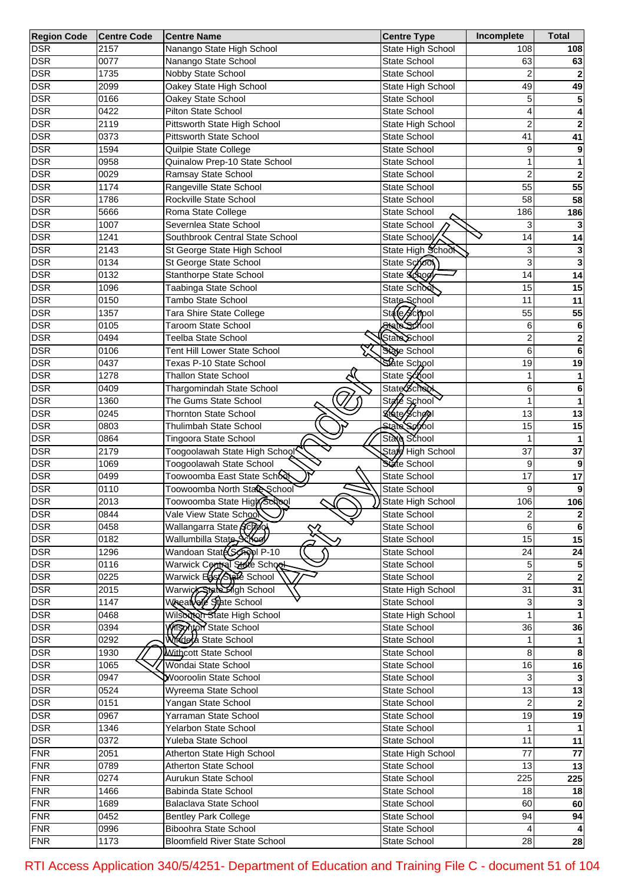| Region Code | Centre Code | Centre Name | Centre Type | Incomplete | Total |
|---|---|---|---|---|---|
| DSR | 2157 | Nanango State High School | State High School | 108 | 108 |
| DSR | 0077 | Nanango State School | State School | 63 | 63 |
| DSR | 1735 | Nobby State School | State School | 2 | 2 |
| DSR | 2099 | Oakey State High School | State High School | 49 | 49 |
| DSR | 0166 | Oakey State School | State School | 5 | 5 |
| DSR | 0422 | Pilton State School | State School | 4 | 4 |
| DSR | 2119 | Pittsworth State High School | State High School | 2 | 2 |
| DSR | 0373 | Pittsworth State School | State School | 41 | 41 |
| DSR | 1594 | Quilpie State College | State School | 9 | 9 |
| DSR | 0958 | Quinalow Prep-10 State School | State School | 1 | 1 |
| DSR | 0029 | Ramsay State School | State School | 2 | 2 |
| DSR | 1174 | Rangeville State School | State School | 55 | 55 |
| DSR | 1786 | Rockville State School | State School | 58 | 58 |
| DSR | 5666 | Roma State College | State School | 186 | 186 |
| DSR | 1007 | Severnlea State School | State School | 3 | 3 |
| DSR | 1241 | Southbrook Central State School | State School | 14 | 14 |
| DSR | 2143 | St George State High School | State High School | 3 | 3 |
| DSR | 0134 | St George State School | State School | 3 | 3 |
| DSR | 0132 | Stanthorpe State School | State School | 14 | 14 |
| DSR | 1096 | Taabinga State School | State School | 15 | 15 |
| DSR | 0150 | Tambo State School | State School | 11 | 11 |
| DSR | 1357 | Tara Shire State College | State School | 55 | 55 |
| DSR | 0105 | Taroom State School | State School | 6 | 6 |
| DSR | 0494 | Teelba State School | State School | 2 | 2 |
| DSR | 0106 | Tent Hill Lower State School | State School | 6 | 6 |
| DSR | 0437 | Texas P-10 State School | State School | 19 | 19 |
| DSR | 1278 | Thallon State School | State School | 1 | 1 |
| DSR | 0409 | Thargomindah State School | State School | 6 | 6 |
| DSR | 1360 | The Gums State School | State School | 1 | 1 |
| DSR | 0245 | Thornton State School | State School | 13 | 13 |
| DSR | 0803 | Thulimbah State School | State School | 15 | 15 |
| DSR | 0864 | Tingoora State School | State School | 1 | 1 |
| DSR | 2179 | Toogoolawah State High School | State High School | 37 | 37 |
| DSR | 1069 | Toogoolawah State School | State School | 9 | 9 |
| DSR | 0499 | Toowoomba East State School | State School | 17 | 17 |
| DSR | 0110 | Toowoomba North State School | State School | 9 | 9 |
| DSR | 2013 | Toowoomba State High School | State High School | 106 | 106 |
| DSR | 0844 | Vale View State School | State School | 2 | 2 |
| DSR | 0458 | Wallangarra State School | State School | 6 | 6 |
| DSR | 0182 | Wallumbilla State School | State School | 15 | 15 |
| DSR | 1296 | Wandoan State School P-10 | State School | 24 | 24 |
| DSR | 0116 | Warwick Central State School | State School | 5 | 5 |
| DSR | 0225 | Warwick East State School | State School | 2 | 2 |
| DSR | 2015 | Warwick State High School | State High School | 31 | 31 |
| DSR | 1147 | Wheatvale State School | State School | 3 | 3 |
| DSR | 0468 | Wilsonton State High School | State High School | 1 | 1 |
| DSR | 0394 | Wilsonton State School | State School | 36 | 36 |
| DSR | 0292 | Windera State School | State School | 1 | 1 |
| DSR | 1930 | Withcott State School | State School | 8 | 8 |
| DSR | 1065 | Wondai State School | State School | 16 | 16 |
| DSR | 0947 | Wooroolin State School | State School | 3 | 3 |
| DSR | 0524 | Wyreema State School | State School | 13 | 13 |
| DSR | 0151 | Yangan State School | State School | 2 | 2 |
| DSR | 0967 | Yarraman State School | State School | 19 | 19 |
| DSR | 1346 | Yelarbon State School | State School | 1 | 1 |
| DSR | 0372 | Yuleba State School | State School | 11 | 11 |
| FNR | 2051 | Atherton State High School | State High School | 77 | 77 |
| FNR | 0789 | Atherton State School | State School | 13 | 13 |
| FNR | 0274 | Aurukun State School | State School | 225 | 225 |
| FNR | 1466 | Babinda State School | State School | 18 | 18 |
| FNR | 1689 | Balaclava State School | State School | 60 | 60 |
| FNR | 0452 | Bentley Park College | State School | 94 | 94 |
| FNR | 0996 | Biboohra State School | State School | 4 | 4 |
| FNR | 1173 | Bloomfield River State School | State School | 28 | 28 |

RTI Access Application 340/5/4251- Department of Education and Training File C - document 51 of 104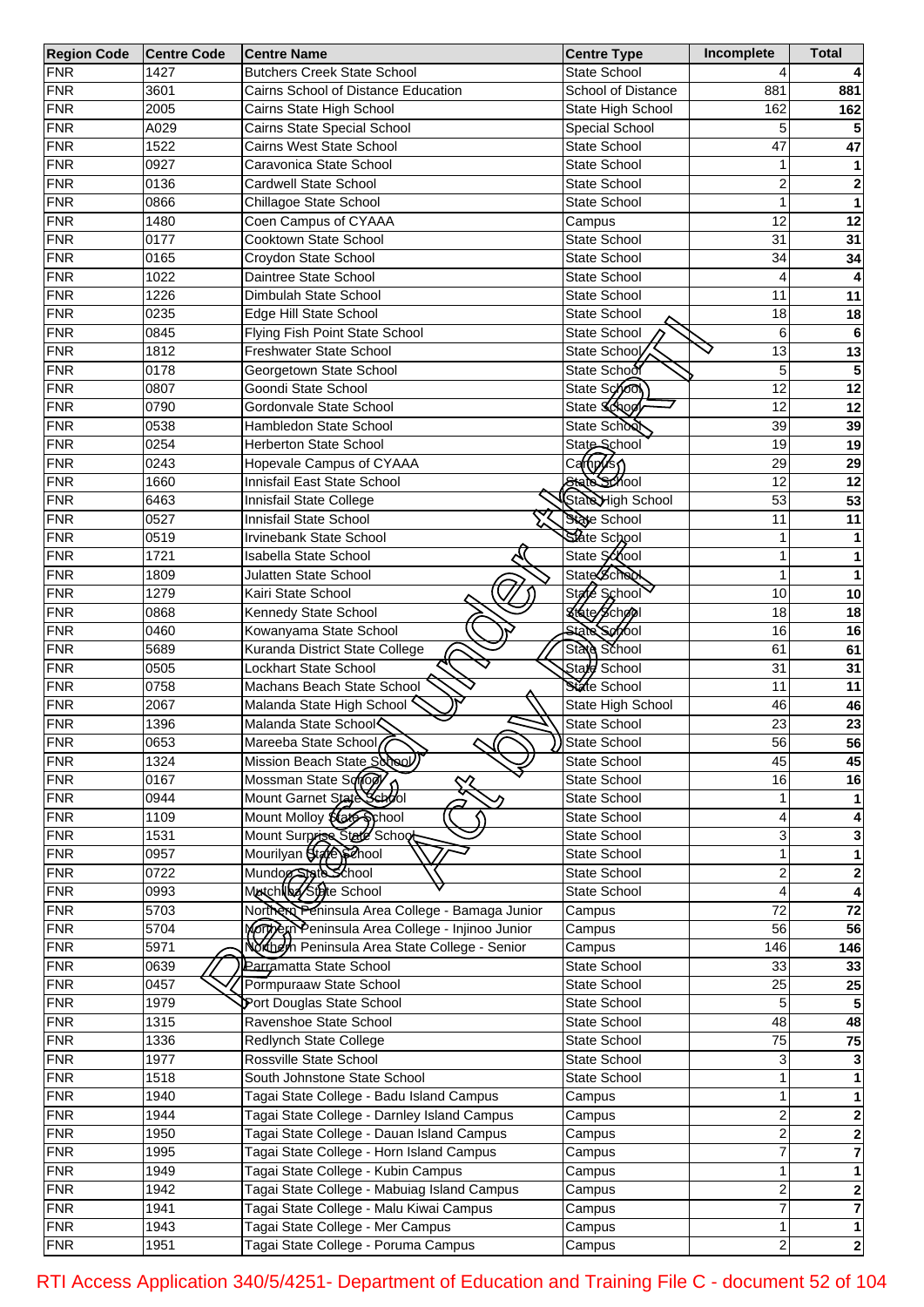| Region Code | Centre Code | Centre Name | Centre Type | Incomplete | Total |
|---|---|---|---|---|---|
| FNR | 1427 | Butchers Creek State School | State School | 4 | 4 |
| FNR | 3601 | Cairns School of Distance Education | School of Distance | 881 | 881 |
| FNR | 2005 | Cairns State High School | State High School | 162 | 162 |
| FNR | A029 | Cairns State Special School | Special School | 5 | 5 |
| FNR | 1522 | Cairns West State School | State School | 47 | 47 |
| FNR | 0927 | Caravonica State School | State School | 1 | 1 |
| FNR | 0136 | Cardwell State School | State School | 2 | 2 |
| FNR | 0866 | Chillagoe State School | State School | 1 | 1 |
| FNR | 1480 | Coen Campus of CYAAA | Campus | 12 | 12 |
| FNR | 0177 | Cooktown State School | State School | 31 | 31 |
| FNR | 0165 | Croydon State School | State School | 34 | 34 |
| FNR | 1022 | Daintree State School | State School | 4 | 4 |
| FNR | 1226 | Dimbulah State School | State School | 11 | 11 |
| FNR | 0235 | Edge Hill State School | State School | 18 | 18 |
| FNR | 0845 | Flying Fish Point State School | State School | 6 | 6 |
| FNR | 1812 | Freshwater State School | State School | 13 | 13 |
| FNR | 0178 | Georgetown State School | State School | 5 | 5 |
| FNR | 0807 | Goondi State School | State School | 12 | 12 |
| FNR | 0790 | Gordonvale State School | State School | 12 | 12 |
| FNR | 0538 | Hambledon State School | State School | 39 | 39 |
| FNR | 0254 | Herberton State School | State School | 19 | 19 |
| FNR | 0243 | Hopevale Campus of CYAAA | Campus | 29 | 29 |
| FNR | 1660 | Innisfail East State School | State School | 12 | 12 |
| FNR | 6463 | Innisfail State College | State High School | 53 | 53 |
| FNR | 0527 | Innisfail State School | State School | 11 | 11 |
| FNR | 0519 | Irvinebank State School | State School | 1 | 1 |
| FNR | 1721 | Isabella State School | State School | 1 | 1 |
| FNR | 1809 | Julatten State School | State School | 1 | 1 |
| FNR | 1279 | Kairi State School | State School | 10 | 10 |
| FNR | 0868 | Kennedy State School | State School | 18 | 18 |
| FNR | 0460 | Kowanyama State School | State School | 16 | 16 |
| FNR | 5689 | Kuranda District State College | State School | 61 | 61 |
| FNR | 0505 | Lockhart State School | State School | 31 | 31 |
| FNR | 0758 | Machans Beach State School | State School | 11 | 11 |
| FNR | 2067 | Malanda State High School | State High School | 46 | 46 |
| FNR | 1396 | Malanda State School | State School | 23 | 23 |
| FNR | 0653 | Mareeba State School | State School | 56 | 56 |
| FNR | 1324 | Mission Beach State School | State School | 45 | 45 |
| FNR | 0167 | Mossman State School | State School | 16 | 16 |
| FNR | 0944 | Mount Garnet State School | State School | 1 | 1 |
| FNR | 1109 | Mount Molloy State School | State School | 4 | 4 |
| FNR | 1531 | Mount Surprise State School | State School | 3 | 3 |
| FNR | 0957 | Mourilyan State School | State School | 1 | 1 |
| FNR | 0722 | Mundoo State School | State School | 2 | 2 |
| FNR | 0993 | Mutchilba State School | State School | 4 | 4 |
| FNR | 5703 | Northern Peninsula Area College - Bamaga Junior | Campus | 72 | 72 |
| FNR | 5704 | Northern Peninsula Area College - Injinoo Junior | Campus | 56 | 56 |
| FNR | 5971 | Northern Peninsula Area State College - Senior | Campus | 146 | 146 |
| FNR | 0639 | Parramatta State School | State School | 33 | 33 |
| FNR | 0457 | Pormpuraaw State School | State School | 25 | 25 |
| FNR | 1979 | Port Douglas State School | State School | 5 | 5 |
| FNR | 1315 | Ravenshoe State School | State School | 48 | 48 |
| FNR | 1336 | Redlynch State College | State School | 75 | 75 |
| FNR | 1977 | Rossville State School | State School | 3 | 3 |
| FNR | 1518 | South Johnstone State School | State School | 1 | 1 |
| FNR | 1940 | Tagai State College - Badu Island Campus | Campus | 1 | 1 |
| FNR | 1944 | Tagai State College - Darnley Island Campus | Campus | 2 | 2 |
| FNR | 1950 | Tagai State College - Dauan Island Campus | Campus | 2 | 2 |
| FNR | 1995 | Tagai State College - Horn Island Campus | Campus | 7 | 7 |
| FNR | 1949 | Tagai State College - Kubin Campus | Campus | 1 | 1 |
| FNR | 1942 | Tagai State College - Mabuiag Island Campus | Campus | 2 | 2 |
| FNR | 1941 | Tagai State College - Malu Kiwai Campus | Campus | 7 | 7 |
| FNR | 1943 | Tagai State College - Mer Campus | Campus | 1 | 1 |
| FNR | 1951 | Tagai State College - Poruma Campus | Campus | 2 | 2 |

Released under RTI Act by DET

RTI Access Application 340/5/4251- Department of Education and Training File C - document 52 of 104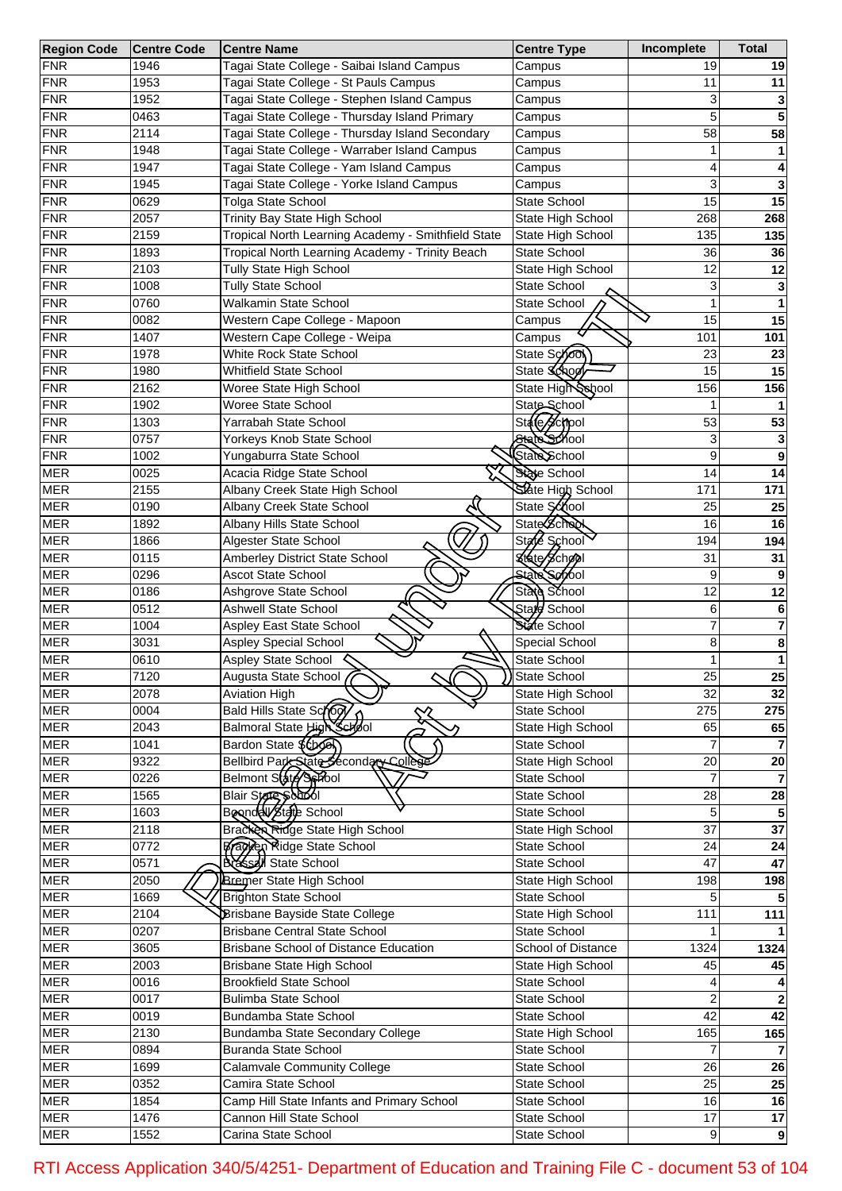| Region Code | Centre Code | Centre Name | Centre Type | Incomplete | Total |
|---|---|---|---|---|---|
| FNR | 1946 | Tagai State College - Saibai Island Campus | Campus | 19 | 19 |
| FNR | 1953 | Tagai State College - St Pauls Campus | Campus | 11 | 11 |
| FNR | 1952 | Tagai State College - Stephen Island Campus | Campus | 3 | 3 |
| FNR | 0463 | Tagai State College - Thursday Island Primary | Campus | 5 | 5 |
| FNR | 2114 | Tagai State College - Thursday Island Secondary | Campus | 58 | 58 |
| FNR | 1948 | Tagai State College - Warraber Island Campus | Campus | 1 | 1 |
| FNR | 1947 | Tagai State College - Yam Island Campus | Campus | 4 | 4 |
| FNR | 1945 | Tagai State College - Yorke Island Campus | Campus | 3 | 3 |
| FNR | 0629 | Tolga State School | State School | 15 | 15 |
| FNR | 2057 | Trinity Bay State High School | State High School | 268 | 268 |
| FNR | 2159 | Tropical North Learning Academy - Smithfield State | State High School | 135 | 135 |
| FNR | 1893 | Tropical North Learning Academy - Trinity Beach | State School | 36 | 36 |
| FNR | 2103 | Tully State High School | State High School | 12 | 12 |
| FNR | 1008 | Tully State School | State School | 3 | 3 |
| FNR | 0760 | Walkamin State School | State School | 1 | 1 |
| FNR | 0082 | Western Cape College - Mapoon | Campus | 15 | 15 |
| FNR | 1407 | Western Cape College - Weipa | Campus | 101 | 101 |
| FNR | 1978 | White Rock State School | State School | 23 | 23 |
| FNR | 1980 | Whitfield State School | State School | 15 | 15 |
| FNR | 2162 | Woree State High School | State High School | 156 | 156 |
| FNR | 1902 | Woree State School | State School | 1 | 1 |
| FNR | 1303 | Yarrabah State School | State School | 53 | 53 |
| FNR | 0757 | Yorkeys Knob State School | State School | 3 | 3 |
| FNR | 1002 | Yungaburra State School | State School | 9 | 9 |
| MER | 0025 | Acacia Ridge State School | State School | 14 | 14 |
| MER | 2155 | Albany Creek State High School | State High School | 171 | 171 |
| MER | 0190 | Albany Creek State School | State School | 25 | 25 |
| MER | 1892 | Albany Hills State School | State School | 16 | 16 |
| MER | 1866 | Algester State School | State School | 194 | 194 |
| MER | 0115 | Amberley District State School | State School | 31 | 31 |
| MER | 0296 | Ascot State School | State School | 9 | 9 |
| MER | 0186 | Ashgrove State School | State School | 12 | 12 |
| MER | 0512 | Ashwell State School | State School | 6 | 6 |
| MER | 1004 | Aspley East State School | State School | 7 | 7 |
| MER | 3031 | Aspley Special School | Special School | 8 | 8 |
| MER | 0610 | Aspley State School | State School | 1 | 1 |
| MER | 7120 | Augusta State School | State School | 25 | 25 |
| MER | 2078 | Aviation High | State High School | 32 | 32 |
| MER | 0004 | Bald Hills State School | State School | 275 | 275 |
| MER | 2043 | Balmoral State High School | State High School | 65 | 65 |
| MER | 1041 | Bardon State School | State School | 7 | 7 |
| MER | 9322 | Bellbird Park State Secondary College | State High School | 20 | 20 |
| MER | 0226 | Belmont State School | State School | 7 | 7 |
| MER | 1565 | Blair State School | State School | 28 | 28 |
| MER | 1603 | Boondall State School | State School | 5 | 5 |
| MER | 2118 | Bracken Ridge State High School | State High School | 37 | 37 |
| MER | 0772 | Bracken Ridge State School | State School | 24 | 24 |
| MER | 0571 | Brassall State School | State School | 47 | 47 |
| MER | 2050 | Bremer State High School | State High School | 198 | 198 |
| MER | 1669 | Brighton State School | State School | 5 | 5 |
| MER | 2104 | Brisbane Bayside State College | State High School | 111 | 111 |
| MER | 0207 | Brisbane Central State School | State School | 1 | 1 |
| MER | 3605 | Brisbane School of Distance Education | School of Distance | 1324 | 1324 |
| MER | 2003 | Brisbane State High School | State High School | 45 | 45 |
| MER | 0016 | Brookfield State School | State School | 4 | 4 |
| MER | 0017 | Bulimba State School | State School | 2 | 2 |
| MER | 0019 | Bundamba State School | State School | 42 | 42 |
| MER | 2130 | Bundamba State Secondary College | State High School | 165 | 165 |
| MER | 0894 | Buranda State School | State School | 7 | 7 |
| MER | 1699 | Calamvale Community College | State School | 26 | 26 |
| MER | 0352 | Camira State School | State School | 25 | 25 |
| MER | 1854 | Camp Hill State Infants and Primary School | State School | 16 | 16 |
| MER | 1476 | Cannon Hill State School | State School | 17 | 17 |
| MER | 1552 | Carina State School | State School | 9 | 9 |

RTI Access Application 340/5/4251- Department of Education and Training File C - document 53 of 104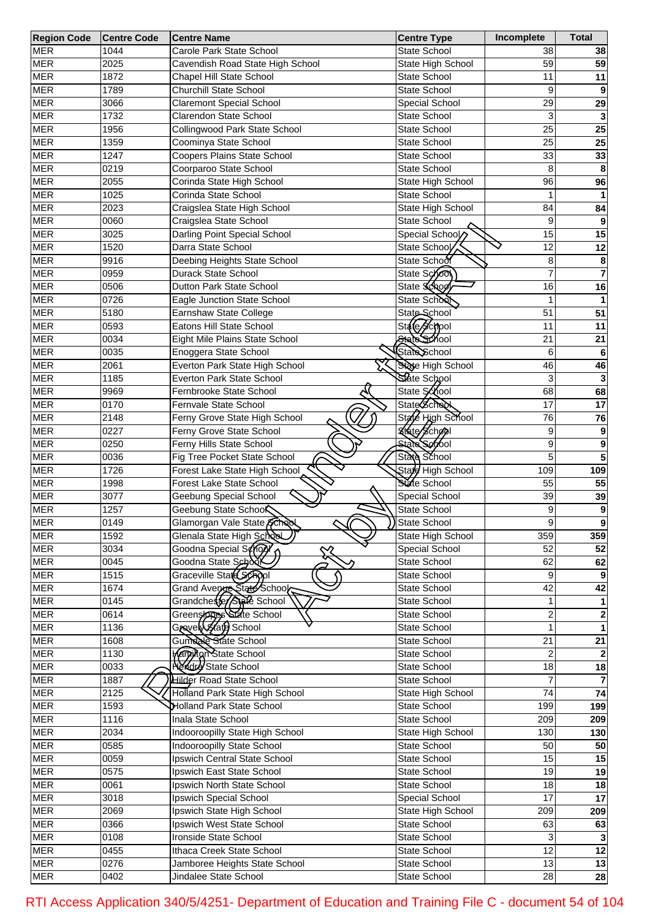| Region Code | Centre Code | Centre Name | Centre Type | Incomplete | Total |
|---|---|---|---|---|---|
| MER | 1044 | Carole Park State School | State School | 38 | **38** |
| MER | 2025 | Cavendish Road State High School | State High School | 59 | **59** |
| MER | 1872 | Chapel Hill State School | State School | 11 | **11** |
| MER | 1789 | Churchill State School | State School | 9 | **9** |
| MER | 3066 | Claremont Special School | Special School | 29 | **29** |
| MER | 1732 | Clarendon State School | State School | 3 | **3** |
| MER | 1956 | Collingwood Park State School | State School | 25 | **25** |
| MER | 1359 | Coominya State School | State School | 25 | **25** |
| MER | 1247 | Coopers Plains State School | State School | 33 | **33** |
| MER | 0219 | Coorparoo State School | State School | 8 | **8** |
| MER | 2055 | Corinda State High School | State High School | 96 | **96** |
| MER | 1025 | Corinda State School | State School | 1 | **1** |
| MER | 2023 | Craigslea State High School | State High School | 84 | **84** |
| MER | 0060 | Craigslea State School | State School | 9 | **9** |
| MER | 3025 | Darling Point Special School | Special School | 15 | **15** |
| MER | 1520 | Darra State School | State School | 12 | **12** |
| MER | 9916 | Deebing Heights State School | State School | 8 | **8** |
| MER | 0959 | Durack State School | State School | 7 | **7** |
| MER | 0506 | Dutton Park State School | State School | 16 | **16** |
| MER | 0726 | Eagle Junction State School | State School | 1 | **1** |
| MER | 5180 | Earnshaw State College | State School | 51 | **51** |
| MER | 0593 | Eatons Hill State School | State School | 11 | **11** |
| MER | 0034 | Eight Mile Plains State School | State School | 21 | **21** |
| MER | 0035 | Enoggera State School | State School | 6 | **6** |
| MER | 2061 | Everton Park State High School | State High School | 46 | **46** |
| MER | 1185 | Everton Park State School | State School | 3 | **3** |
| MER | 9969 | Fernbrooke State School | State School | 68 | **68** |
| MER | 0170 | Fernvale State School | State School | 17 | **17** |
| MER | 2148 | Ferny Grove State High School | State High School | 76 | **76** |
| MER | 0227 | Ferny Grove State School | State School | 9 | **9** |
| MER | 0250 | Ferny Hills State School | State School | 9 | **9** |
| MER | 0036 | Fig Tree Pocket State School | State School | 5 | **5** |
| MER | 1726 | Forest Lake State High School | State High School | 109 | **109** |
| MER | 1998 | Forest Lake State School | State School | 55 | **55** |
| MER | 3077 | Geebung Special School | Special School | 39 | **39** |
| MER | 1257 | Geebung State School | State School | 9 | **9** |
| MER | 0149 | Glamorgan Vale State School | State School | 9 | **9** |
| MER | 1592 | Glenala State High School | State High School | 359 | **359** |
| MER | 3034 | Goodna Special School | Special School | 52 | **52** |
| MER | 0045 | Goodna State School | State School | 62 | **62** |
| MER | 1515 | Graceville State School | State School | 9 | **9** |
| MER | 1674 | Grand Avenue State School | State School | 42 | **42** |
| MER | 0145 | Grandchester State School | State School | 1 | **1** |
| MER | 0614 | Greenslopes State School | State School | 2 | **2** |
| MER | 1136 | Grovely State School | State School | 1 | **1** |
| MER | 1608 | Gumdale State School | State School | 21 | **21** |
| MER | 1130 | Hamilton State School | State School | 2 | **2** |
| MER | 0033 | Hendra State School | State School | 18 | **18** |
| MER | 1887 | Hilder Road State School | State School | 7 | **7** |
| MER | 2125 | Holland Park State High School | State High School | 74 | **74** |
| MER | 1593 | Holland Park State School | State School | 199 | **199** |
| MER | 1116 | Inala State School | State School | 209 | **209** |
| MER | 2034 | Indooroopilly State High School | State High School | 130 | **130** |
| MER | 0585 | Indooroopilly State School | State School | 50 | **50** |
| MER | 0059 | Ipswich Central State School | State School | 15 | **15** |
| MER | 0575 | Ipswich East State School | State School | 19 | **19** |
| MER | 0061 | Ipswich North State School | State School | 18 | **18** |
| MER | 3018 | Ipswich Special School | Special School | 17 | **17** |
| MER | 2069 | Ipswich State High School | State High School | 209 | **209** |
| MER | 0366 | Ipswich West State School | State School | 63 | **63** |
| MER | 0108 | Ironside State School | State School | 3 | **3** |
| MER | 0455 | Ithaca Creek State School | State School | 12 | **12** |
| MER | 0276 | Jamboree Heights State School | State School | 13 | **13** |
| MER | 0402 | Jindalee State School | State School | 28 | **28** |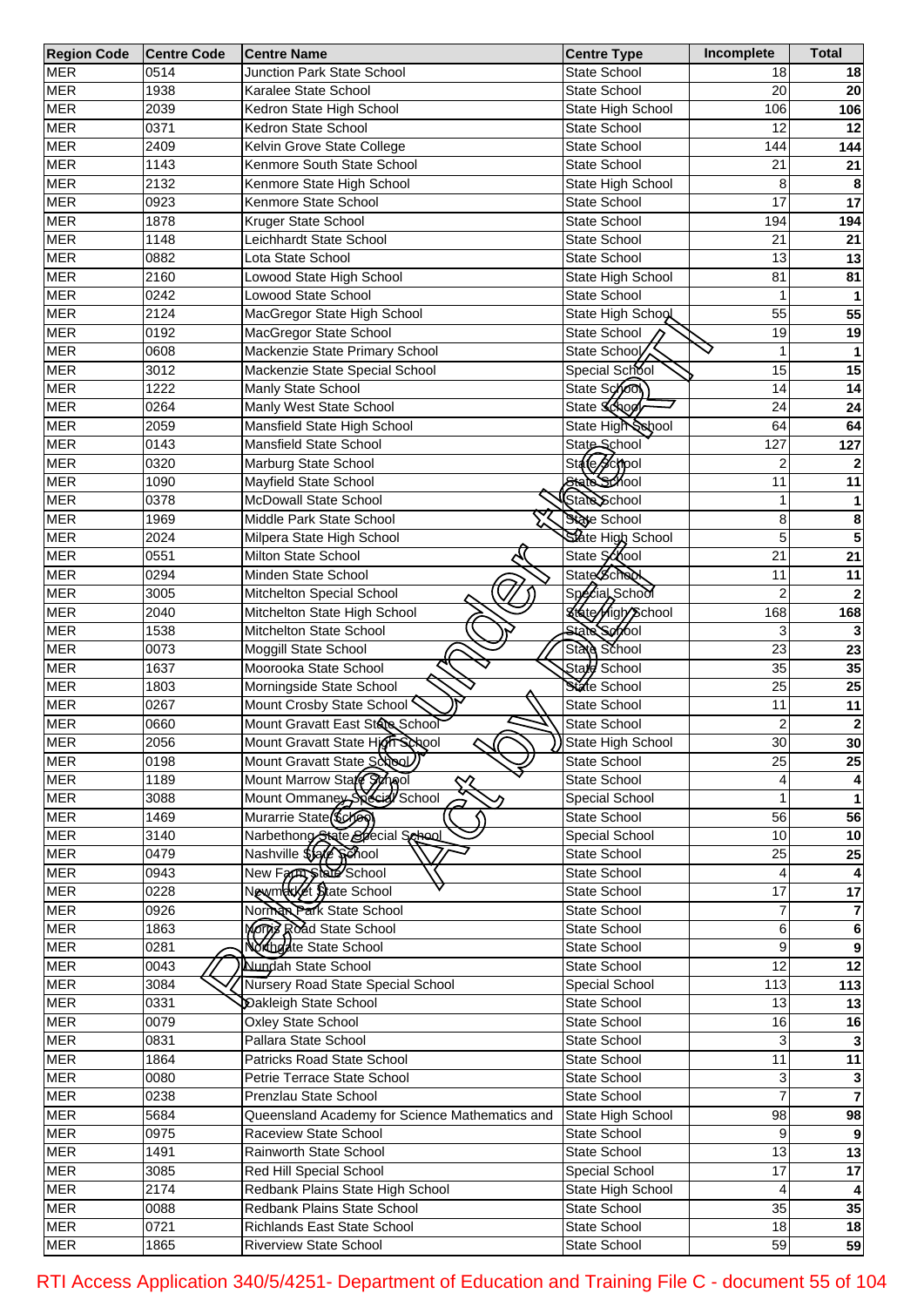| Region Code | Centre Code | Centre Name | Centre Type | Incomplete | Total |
|---|---|---|---|---|---|
| MER | 0514 | Junction Park State School | State School | 18 | 18 |
| MER | 1938 | Karalee State School | State School | 20 | 20 |
| MER | 2039 | Kedron State High School | State High School | 106 | 106 |
| MER | 0371 | Kedron State School | State School | 12 | 12 |
| MER | 2409 | Kelvin Grove State College | State School | 144 | 144 |
| MER | 1143 | Kenmore South State School | State School | 21 | 21 |
| MER | 2132 | Kenmore State High School | State High School | 8 | 8 |
| MER | 0923 | Kenmore State School | State School | 17 | 17 |
| MER | 1878 | Kruger State School | State School | 194 | 194 |
| MER | 1148 | Leichhardt State School | State School | 21 | 21 |
| MER | 0882 | Lota State School | State School | 13 | 13 |
| MER | 2160 | Lowood State High School | State High School | 81 | 81 |
| MER | 0242 | Lowood State School | State School | 1 | 1 |
| MER | 2124 | MacGregor State High School | State High School | 55 | 55 |
| MER | 0192 | MacGregor State School | State School | 19 | 19 |
| MER | 0608 | Mackenzie State Primary School | State School | 1 | 1 |
| MER | 3012 | Mackenzie State Special School | Special School | 15 | 15 |
| MER | 1222 | Manly State School | State School | 14 | 14 |
| MER | 0264 | Manly West State School | State School | 24 | 24 |
| MER | 2059 | Mansfield State High School | State High School | 64 | 64 |
| MER | 0143 | Mansfield State School | State School | 127 | 127 |
| MER | 0320 | Marburg State School | State School | 2 | 2 |
| MER | 1090 | Mayfield State School | State School | 11 | 11 |
| MER | 0378 | McDowall State School | State School | 1 | 1 |
| MER | 1969 | Middle Park State School | State School | 8 | 8 |
| MER | 2024 | Milpera State High School | State High School | 5 | 5 |
| MER | 0551 | Milton State School | State School | 21 | 21 |
| MER | 0294 | Minden State School | State School | 11 | 11 |
| MER | 3005 | Mitchelton Special School | Special School | 2 | 2 |
| MER | 2040 | Mitchelton State High School | State High School | 168 | 168 |
| MER | 1538 | Mitchelton State School | State School | 3 | 3 |
| MER | 0073 | Moggill State School | State School | 23 | 23 |
| MER | 1637 | Moorooka State School | State School | 35 | 35 |
| MER | 1803 | Morningside State School | State School | 25 | 25 |
| MER | 0267 | Mount Crosby State School | State School | 11 | 11 |
| MER | 0660 | Mount Gravatt East State School | State School | 2 | 2 |
| MER | 2056 | Mount Gravatt State High School | State High School | 30 | 30 |
| MER | 0198 | Mount Gravatt State School | State School | 25 | 25 |
| MER | 1189 | Mount Marrow State School | State School | 4 | 4 |
| MER | 3088 | Mount Ommaney Special School | Special School | 1 | 1 |
| MER | 1469 | Murarrie State School | State School | 56 | 56 |
| MER | 3140 | Narbethong State Special School | Special School | 10 | 10 |
| MER | 0479 | Nashville State School | State School | 25 | 25 |
| MER | 0943 | New Farm State School | State School | 4 | 4 |
| MER | 0228 | Newmarket State School | State School | 17 | 17 |
| MER | 0926 | Norman Park State School | State School | 7 | 7 |
| MER | 1863 | Norris Road State School | State School | 6 | 6 |
| MER | 0281 | Northgate State School | State School | 9 | 9 |
| MER | 0043 | Nundah State School | State School | 12 | 12 |
| MER | 3084 | Nursery Road State Special School | Special School | 113 | 113 |
| MER | 0331 | Oakleigh State School | State School | 13 | 13 |
| MER | 0079 | Oxley State School | State School | 16 | 16 |
| MER | 0831 | Pallara State School | State School | 3 | 3 |
| MER | 1864 | Patricks Road State School | State School | 11 | 11 |
| MER | 0080 | Petrie Terrace State School | State School | 3 | 3 |
| MER | 0238 | Prenzlau State School | State School | 7 | 7 |
| MER | 5684 | Queensland Academy for Science Mathematics and | State High School | 98 | 98 |
| MER | 0975 | Raceview State School | State School | 9 | 9 |
| MER | 1491 | Rainworth State School | State School | 13 | 13 |
| MER | 3085 | Red Hill Special School | Special School | 17 | 17 |
| MER | 2174 | Redbank Plains State High School | State High School | 4 | 4 |
| MER | 0088 | Redbank Plains State School | State School | 35 | 35 |
| MER | 0721 | Richlands East State School | State School | 18 | 18 |
| MER | 1865 | Riverview State School | State School | 59 | 59 |

RTI Access Application 340/5/4251- Department of Education and Training File C - document 55 of 104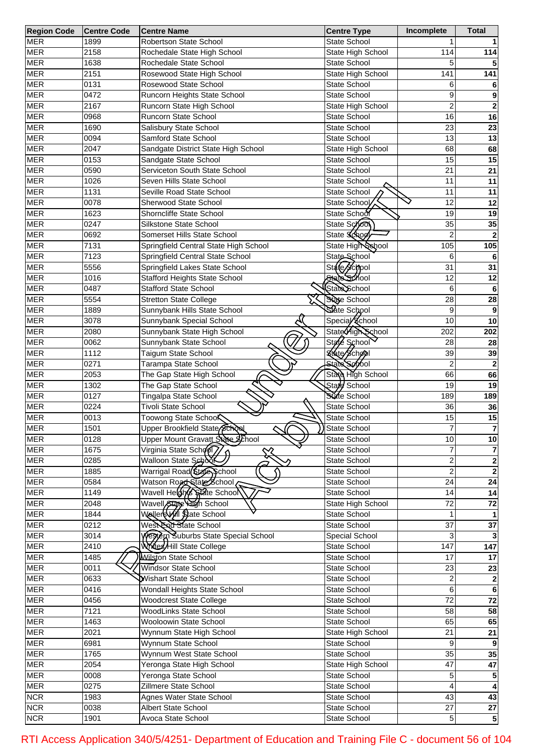| Region Code | Centre Code | Centre Name | Centre Type | Incomplete | Total |
|---|---|---|---|---|---|
| MER | 1899 | Robertson State School | State School | 1 | 1 |
| MER | 2158 | Rochedale State High School | State High School | 114 | 114 |
| MER | 1638 | Rochedale State School | State School | 5 | 5 |
| MER | 2151 | Rosewood State High School | State High School | 141 | 141 |
| MER | 0131 | Rosewood State School | State School | 6 | 6 |
| MER | 0472 | Runcorn Heights State School | State School | 9 | 9 |
| MER | 2167 | Runcorn State High School | State High School | 2 | 2 |
| MER | 0968 | Runcorn State School | State School | 16 | 16 |
| MER | 1690 | Salisbury State School | State School | 23 | 23 |
| MER | 0094 | Samford State School | State School | 13 | 13 |
| MER | 2047 | Sandgate District State High School | State High School | 68 | 68 |
| MER | 0153 | Sandgate State School | State School | 15 | 15 |
| MER | 0590 | Serviceton South State School | State School | 21 | 21 |
| MER | 1026 | Seven Hills State School | State School | 11 | 11 |
| MER | 1131 | Seville Road State School | State School | 11 | 11 |
| MER | 0078 | Sherwood State School | State School | 12 | 12 |
| MER | 1623 | Shorncliffe State School | State School | 19 | 19 |
| MER | 0247 | Silkstone State School | State School | 35 | 35 |
| MER | 0692 | Somerset Hills State School | State School | 2 | 2 |
| MER | 7131 | Springfield Central State High School | State High School | 105 | 105 |
| MER | 7123 | Springfield Central State School | State School | 6 | 6 |
| MER | 5556 | Springfield Lakes State School | State School | 31 | 31 |
| MER | 1016 | Stafford Heights State School | State School | 12 | 12 |
| MER | 0487 | Stafford State School | State School | 6 | 6 |
| MER | 5554 | Stretton State College | State School | 28 | 28 |
| MER | 1889 | Sunnybank Hills State School | State School | 9 | 9 |
| MER | 3078 | Sunnybank Special School | Special School | 10 | 10 |
| MER | 2080 | Sunnybank State High School | State High School | 202 | 202 |
| MER | 0062 | Sunnybank State School | State School | 28 | 28 |
| MER | 1112 | Taigum State School | State School | 39 | 39 |
| MER | 0271 | Tarampa State School | State School | 2 | 2 |
| MER | 2053 | The Gap State High School | State High School | 66 | 66 |
| MER | 1302 | The Gap State School | State School | 19 | 19 |
| MER | 0127 | Tingalpa State School | State School | 189 | 189 |
| MER | 0224 | Tivoli State School | State School | 36 | 36 |
| MER | 0013 | Toowong State School | State School | 15 | 15 |
| MER | 1501 | Upper Brookfield State School | State School | 7 | 7 |
| MER | 0128 | Upper Mount Gravatt State School | State School | 10 | 10 |
| MER | 1675 | Virginia State School | State School | 7 | 7 |
| MER | 0285 | Walloon State School | State School | 2 | 2 |
| MER | 1885 | Warrigal Road State School | State School | 2 | 2 |
| MER | 0584 | Watson Road State School | State School | 24 | 24 |
| MER | 1149 | Wavell Heights State School | State School | 14 | 14 |
| MER | 2048 | Wavell State High School | State High School | 72 | 72 |
| MER | 1844 | Wellers Hill State School | State School | 1 | 1 |
| MER | 0212 | West End State School | State School | 37 | 37 |
| MER | 3014 | Western Suburbs State Special School | Special School | 3 | 3 |
| MER | 2410 | Whites Hill State College | State School | 147 | 147 |
| MER | 1485 | Wilston State School | State School | 17 | 17 |
| MER | 0011 | Windsor State School | State School | 23 | 23 |
| MER | 0633 | Wishart State School | State School | 2 | 2 |
| MER | 0416 | Wondall Heights State School | State School | 6 | 6 |
| MER | 0456 | Woodcrest State College | State School | 72 | 72 |
| MER | 7121 | WoodLinks State School | State School | 58 | 58 |
| MER | 1463 | Wooloowin State School | State School | 65 | 65 |
| MER | 2021 | Wynnum State High School | State High School | 21 | 21 |
| MER | 6981 | Wynnum State School | State School | 9 | 9 |
| MER | 1765 | Wynnum West State School | State School | 35 | 35 |
| MER | 2054 | Yeronga State High School | State High School | 47 | 47 |
| MER | 0008 | Yeronga State School | State School | 5 | 5 |
| MER | 0275 | Zillmere State School | State School | 4 | 4 |
| NCR | 1983 | Agnes Water State School | State School | 43 | 43 |
| NCR | 0038 | Albert State School | State School | 27 | 27 |
| NCR | 1901 | Avoca State School | State School | 5 | 5 |

Released under RTI Act by DET

RTI Access Application 340/5/4251- Department of Education and Training File C - document 56 of 104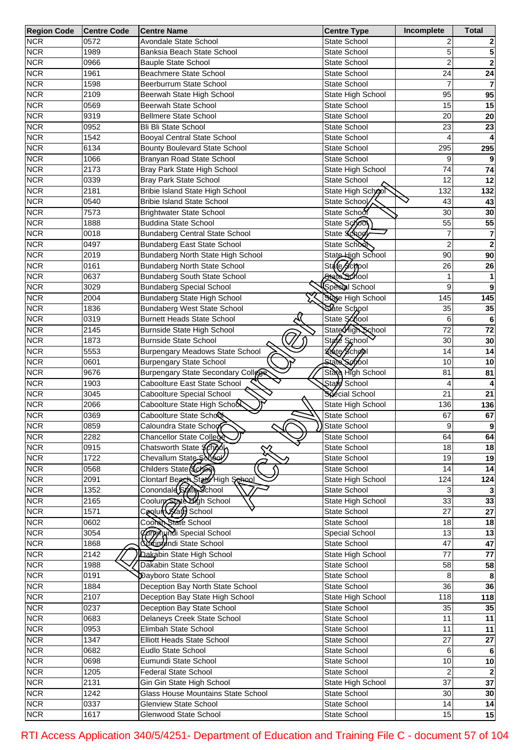| Region Code | Centre Code | Centre Name | Centre Type | Incomplete | Total |
|---|---|---|---|---|---|
| NCR | 0572 | Avondale State School | State School | 2 | 2 |
| NCR | 1989 | Banksia Beach State School | State School | 5 | 5 |
| NCR | 0966 | Bauple State School | State School | 2 | 2 |
| NCR | 1961 | Beachmere State School | State School | 24 | 24 |
| NCR | 1598 | Beerburrum State School | State School | 7 | 7 |
| NCR | 2109 | Beerwah State High School | State High School | 95 | 95 |
| NCR | 0569 | Beerwah State School | State School | 15 | 15 |
| NCR | 9319 | Bellmere State School | State School | 20 | 20 |
| NCR | 0952 | Bli Bli State School | State School | 23 | 23 |
| NCR | 1542 | Booyal Central State School | State School | 4 | 4 |
| NCR | 6134 | Bounty Boulevard State School | State School | 295 | 295 |
| NCR | 1066 | Branyan Road State School | State School | 9 | 9 |
| NCR | 2173 | Bray Park State High School | State High School | 74 | 74 |
| NCR | 0339 | Bray Park State School | State School | 12 | 12 |
| NCR | 2181 | Bribie Island State High School | State High School | 132 | 132 |
| NCR | 0540 | Bribie Island State School | State School | 43 | 43 |
| NCR | 7573 | Brightwater State School | State School | 30 | 30 |
| NCR | 1888 | Buddina State School | State School | 55 | 55 |
| NCR | 0018 | Bundaberg Central State School | State School | 7 | 7 |
| NCR | 0497 | Bundaberg East State School | State School | 2 | 2 |
| NCR | 2019 | Bundaberg North State High School | State High School | 90 | 90 |
| NCR | 0161 | Bundaberg North State School | State School | 26 | 26 |
| NCR | 0637 | Bundaberg South State School | State School | 1 | 1 |
| NCR | 3029 | Bundaberg Special School | Special School | 9 | 9 |
| NCR | 2004 | Bundaberg State High School | State High School | 145 | 145 |
| NCR | 1836 | Bundaberg West State School | State School | 35 | 35 |
| NCR | 0319 | Burnett Heads State School | State School | 6 | 6 |
| NCR | 2145 | Burnside State High School | State High School | 72 | 72 |
| NCR | 1873 | Burnside State School | State School | 30 | 30 |
| NCR | 5553 | Burpengary Meadows State School | State School | 14 | 14 |
| NCR | 0601 | Burpengary State School | State School | 10 | 10 |
| NCR | 9676 | Burpengary State Secondary College | State High School | 81 | 81 |
| NCR | 1903 | Caboolture East State School | State School | 4 | 4 |
| NCR | 3045 | Caboolture Special School | Special School | 21 | 21 |
| NCR | 2066 | Caboolture State High School | State High School | 136 | 136 |
| NCR | 0369 | Caboolture State School | State School | 67 | 67 |
| NCR | 0859 | Caloundra State School | State School | 9 | 9 |
| NCR | 2282 | Chancellor State College | State School | 64 | 64 |
| NCR | 0915 | Chatsworth State School | State School | 18 | 18 |
| NCR | 1722 | Chevallum State School | State School | 19 | 19 |
| NCR | 0568 | Childers State School | State School | 14 | 14 |
| NCR | 2091 | Clontarf Beach State High School | State High School | 124 | 124 |
| NCR | 1352 | Conondale State School | State School | 3 | 3 |
| NCR | 2165 | Coolum State High School | State High School | 33 | 33 |
| NCR | 1571 | Coolum State School | State School | 27 | 27 |
| NCR | 0602 | Cooran State School | State School | 18 | 18 |
| NCR | 3054 | Currimundi Special School | Special School | 13 | 13 |
| NCR | 1868 | Currimundi State School | State School | 47 | 47 |
| NCR | 2142 | Dakabin State High School | State High School | 77 | 77 |
| NCR | 1988 | Dakabin State School | State School | 58 | 58 |
| NCR | 0191 | Dayboro State School | State School | 8 | 8 |
| NCR | 1884 | Deception Bay North State School | State School | 36 | 36 |
| NCR | 2107 | Deception Bay State High School | State High School | 118 | 118 |
| NCR | 0237 | Deception Bay State School | State School | 35 | 35 |
| NCR | 0683 | Delaneys Creek State School | State School | 11 | 11 |
| NCR | 0953 | Elimbah State School | State School | 11 | 11 |
| NCR | 1347 | Elliott Heads State School | State School | 27 | 27 |
| NCR | 0682 | Eudlo State School | State School | 6 | 6 |
| NCR | 0698 | Eumundi State School | State School | 10 | 10 |
| NCR | 1205 | Federal State School | State School | 2 | 2 |
| NCR | 2131 | Gin Gin State High School | State High School | 37 | 37 |
| NCR | 1242 | Glass House Mountains State School | State School | 30 | 30 |
| NCR | 0337 | Glenview State School | State School | 14 | 14 |
| NCR | 1617 | Glenwood State School | State School | 15 | 15 |

Released under RTI Act by DET

RTI Access Application 340/5/4251- Department of Education and Training File C - document 57 of 104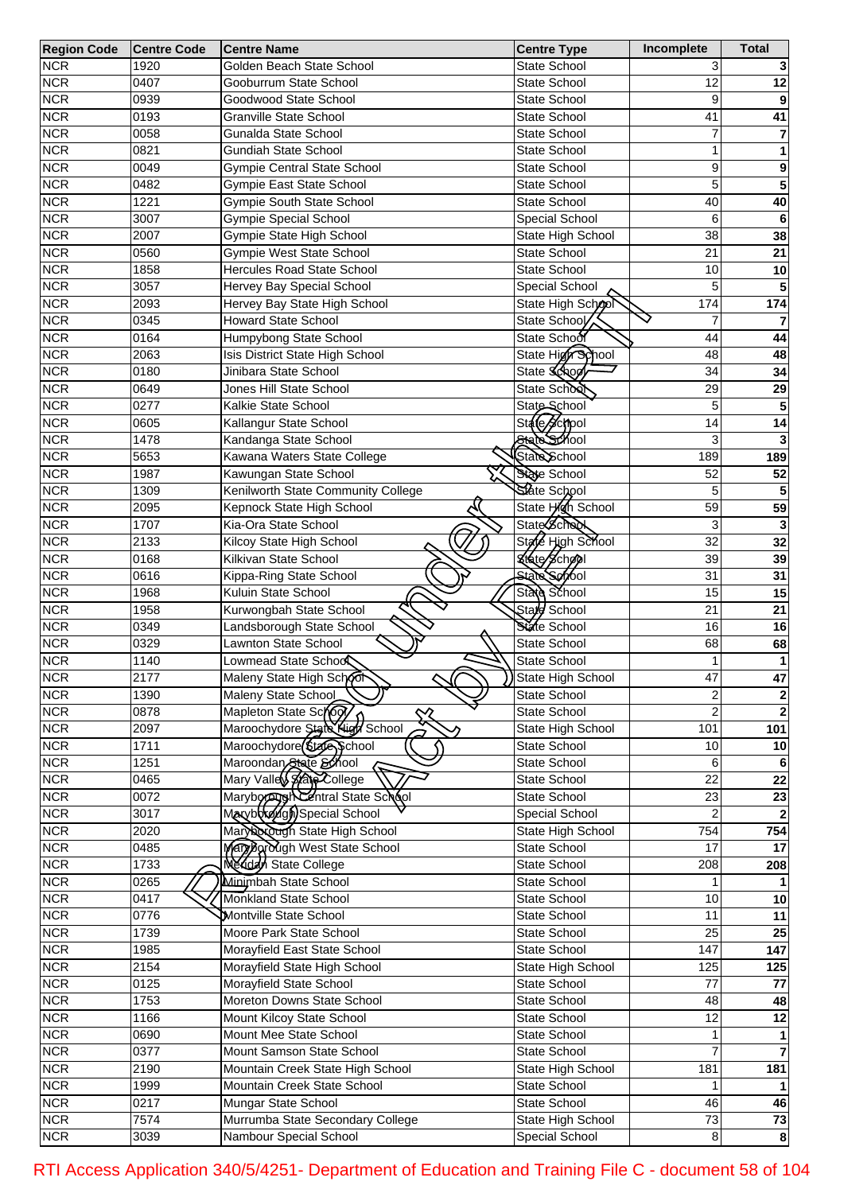| Region Code | Centre Code | Centre Name | Centre Type | Incomplete | Total |
|---|---|---|---|---|---|
| NCR | 1920 | Golden Beach State School | State School | 3 | 3 |
| NCR | 0407 | Gooburrum State School | State School | 12 | 12 |
| NCR | 0939 | Goodwood State School | State School | 9 | 9 |
| NCR | 0193 | Granville State School | State School | 41 | 41 |
| NCR | 0058 | Gunalda State School | State School | 7 | 7 |
| NCR | 0821 | Gundiah State School | State School | 1 | 1 |
| NCR | 0049 | Gympie Central State School | State School | 9 | 9 |
| NCR | 0482 | Gympie East State School | State School | 5 | 5 |
| NCR | 1221 | Gympie South State School | State School | 40 | 40 |
| NCR | 3007 | Gympie Special School | Special School | 6 | 6 |
| NCR | 2007 | Gympie State High School | State High School | 38 | 38 |
| NCR | 0560 | Gympie West State School | State School | 21 | 21 |
| NCR | 1858 | Hercules Road State School | State School | 10 | 10 |
| NCR | 3057 | Hervey Bay Special School | Special School | 5 | 5 |
| NCR | 2093 | Hervey Bay State High School | State High School | 174 | 174 |
| NCR | 0345 | Howard State School | State School | 7 | 7 |
| NCR | 0164 | Humpybong State School | State School | 44 | 44 |
| NCR | 2063 | Isis District State High School | State High School | 48 | 48 |
| NCR | 0180 | Jinibara State School | State School | 34 | 34 |
| NCR | 0649 | Jones Hill State School | State School | 29 | 29 |
| NCR | 0277 | Kalkie State School | State School | 5 | 5 |
| NCR | 0605 | Kallangur State School | State School | 14 | 14 |
| NCR | 1478 | Kandanga State School | State School | 3 | 3 |
| NCR | 5653 | Kawana Waters State College | State School | 189 | 189 |
| NCR | 1987 | Kawungan State School | State School | 52 | 52 |
| NCR | 1309 | Kenilworth State Community College | State School | 5 | 5 |
| NCR | 2095 | Kepnock State High School | State High School | 59 | 59 |
| NCR | 1707 | Kia-Ora State School | State School | 3 | 3 |
| NCR | 2133 | Kilcoy State High School | State High School | 32 | 32 |
| NCR | 0168 | Kilkivan State School | State School | 39 | 39 |
| NCR | 0616 | Kippa-Ring State School | State School | 31 | 31 |
| NCR | 1968 | Kuluin State School | State School | 15 | 15 |
| NCR | 1958 | Kurwongbah State School | State School | 21 | 21 |
| NCR | 0349 | Landsborough State School | State School | 16 | 16 |
| NCR | 0329 | Lawnton State School | State School | 68 | 68 |
| NCR | 1140 | Lowmead State School | State School | 1 | 1 |
| NCR | 2177 | Maleny State High School | State High School | 47 | 47 |
| NCR | 1390 | Maleny State School | State School | 2 | 2 |
| NCR | 0878 | Mapleton State School | State School | 2 | 2 |
| NCR | 2097 | Maroochydore State High School | State High School | 101 | 101 |
| NCR | 1711 | Maroochydore State School | State School | 10 | 10 |
| NCR | 1251 | Maroondan State School | State School | 6 | 6 |
| NCR | 0465 | Mary Valley State College | State School | 22 | 22 |
| NCR | 0072 | Maryborough Central State School | State School | 23 | 23 |
| NCR | 3017 | Maryborough Special School | Special School | 2 | 2 |
| NCR | 2020 | Maryborough State High School | State High School | 754 | 754 |
| NCR | 0485 | Maryborough West State School | State School | 17 | 17 |
| NCR | 1733 | Meridan State College | State School | 208 | 208 |
| NCR | 0265 | Minimbah State School | State School | 1 | 1 |
| NCR | 0417 | Monkland State School | State School | 10 | 10 |
| NCR | 0776 | Montville State School | State School | 11 | 11 |
| NCR | 1739 | Moore Park State School | State School | 25 | 25 |
| NCR | 1985 | Morayfield East State School | State School | 147 | 147 |
| NCR | 2154 | Morayfield State High School | State High School | 125 | 125 |
| NCR | 0125 | Morayfield State School | State School | 77 | 77 |
| NCR | 1753 | Moreton Downs State School | State School | 48 | 48 |
| NCR | 1166 | Mount Kilcoy State School | State School | 12 | 12 |
| NCR | 0690 | Mount Mee State School | State School | 1 | 1 |
| NCR | 0377 | Mount Samson State School | State School | 7 | 7 |
| NCR | 2190 | Mountain Creek State High School | State High School | 181 | 181 |
| NCR | 1999 | Mountain Creek State School | State School | 1 | 1 |
| NCR | 0217 | Mungar State School | State School | 46 | 46 |
| NCR | 7574 | Murrumba State Secondary College | State High School | 73 | 73 |
| NCR | 3039 | Nambour Special School | Special School | 8 | 8 |

RTI Access Application 340/5/4251- Department of Education and Training File C - document 58 of 104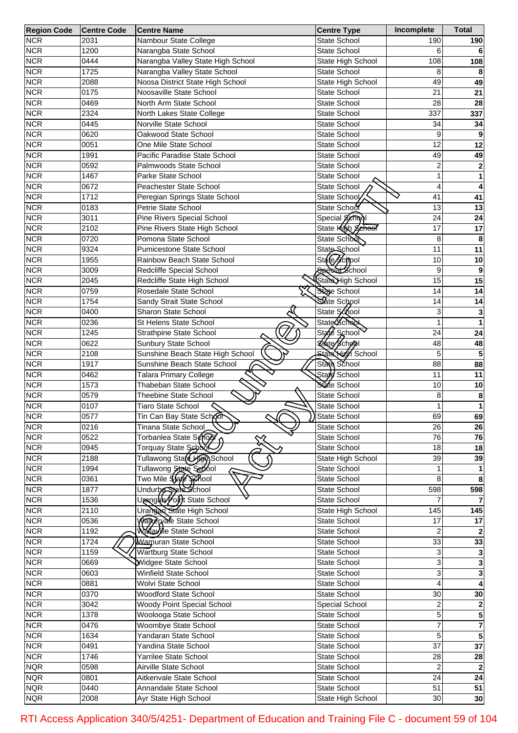| Region Code | Centre Code | Centre Name | Centre Type | Incomplete | Total |
|---|---|---|---|---|---|
| NCR | 2031 | Nambour State College | State School | 190 | 190 |
| NCR | 1200 | Narangba State School | State School | 6 | 6 |
| NCR | 0444 | Narangba Valley State High School | State High School | 108 | 108 |
| NCR | 1725 | Narangba Valley State School | State School | 8 | 8 |
| NCR | 2088 | Noosa District State High School | State High School | 49 | 49 |
| NCR | 0175 | Noosaville State School | State School | 21 | 21 |
| NCR | 0469 | North Arm State School | State School | 28 | 28 |
| NCR | 2324 | North Lakes State College | State School | 337 | 337 |
| NCR | 0445 | Norville State School | State School | 34 | 34 |
| NCR | 0620 | Oakwood State School | State School | 9 | 9 |
| NCR | 0051 | One Mile State School | State School | 12 | 12 |
| NCR | 1991 | Pacific Paradise State School | State School | 49 | 49 |
| NCR | 0592 | Palmwoods State School | State School | 2 | 2 |
| NCR | 1467 | Parke State School | State School | 1 | 1 |
| NCR | 0672 | Peachester State School | State School | 4 | 4 |
| NCR | 1712 | Peregian Springs State School | State School | 41 | 41 |
| NCR | 0183 | Petrie State School | State School | 13 | 13 |
| NCR | 3011 | Pine Rivers Special School | Special School | 24 | 24 |
| NCR | 2102 | Pine Rivers State High School | State High School | 17 | 17 |
| NCR | 0720 | Pomona State School | State School | 8 | 8 |
| NCR | 9324 | Pumicestone State School | State School | 11 | 11 |
| NCR | 1955 | Rainbow Beach State School | State School | 10 | 10 |
| NCR | 3009 | Redcliffe Special School | Special School | 9 | 9 |
| NCR | 2045 | Redcliffe State High School | State High School | 15 | 15 |
| NCR | 0759 | Rosedale State School | State School | 14 | 14 |
| NCR | 1754 | Sandy Strait State School | State School | 14 | 14 |
| NCR | 0400 | Sharon State School | State School | 3 | 3 |
| NCR | 0236 | St Helens State School | State School | 1 | 1 |
| NCR | 1245 | Strathpine State School | State School | 24 | 24 |
| NCR | 0622 | Sunbury State School | State School | 48 | 48 |
| NCR | 2108 | Sunshine Beach State High School | State High School | 5 | 5 |
| NCR | 1917 | Sunshine Beach State School | State School | 88 | 88 |
| NCR | 0462 | Talara Primary College | State School | 11 | 11 |
| NCR | 1573 | Thabeban State School | State School | 10 | 10 |
| NCR | 0579 | Theebine State School | State School | 8 | 8 |
| NCR | 0107 | Tiaro State School | State School | 1 | 1 |
| NCR | 0577 | Tin Can Bay State School | State School | 69 | 69 |
| NCR | 0216 | Tinana State School | State School | 26 | 26 |
| NCR | 0522 | Torbanlea State School | State School | 76 | 76 |
| NCR | 0945 | Torquay State School | State School | 18 | 18 |
| NCR | 2188 | Tullawong State High School | State High School | 39 | 39 |
| NCR | 1994 | Tullawong State School | State School | 1 | 1 |
| NCR | 0361 | Two Mile State School | State School | 8 | 8 |
| NCR | 1877 | Undurba State School | State School | 598 | 598 |
| NCR | 1536 | Urangan Point State School | State School | 7 | 7 |
| NCR | 2110 | Urangan State High School | State High School | 145 | 145 |
| NCR | 0536 | Walkervale State School | State School | 17 | 17 |
| NCR | 1192 | Walloville State School | State School | 2 | 2 |
| NCR | 1724 | Wamuran State School | State School | 33 | 33 |
| NCR | 1159 | Wartburg State School | State School | 3 | 3 |
| NCR | 0669 | Widgee State School | State School | 3 | 3 |
| NCR | 0603 | Winfield State School | State School | 3 | 3 |
| NCR | 0881 | Wolvi State School | State School | 4 | 4 |
| NCR | 0370 | Woodford State School | State School | 30 | 30 |
| NCR | 3042 | Woody Point Special School | Special School | 2 | 2 |
| NCR | 1378 | Woolooga State School | State School | 5 | 5 |
| NCR | 0476 | Woombye State School | State School | 7 | 7 |
| NCR | 1634 | Yandaran State School | State School | 5 | 5 |
| NCR | 0491 | Yandina State School | State School | 37 | 37 |
| NCR | 1746 | Yarrilee State School | State School | 28 | 28 |
| NQR | 0598 | Airville State School | State School | 2 | 2 |
| NQR | 0801 | Aitkenvale State School | State School | 24 | 24 |
| NQR | 0440 | Annandale State School | State School | 51 | 51 |
| NQR | 2008 | Ayr State High School | State High School | 30 | 30 |

Released under RTI Act by DET

RTI Access Application 340/5/4251- Department of Education and Training File C - document 59 of 104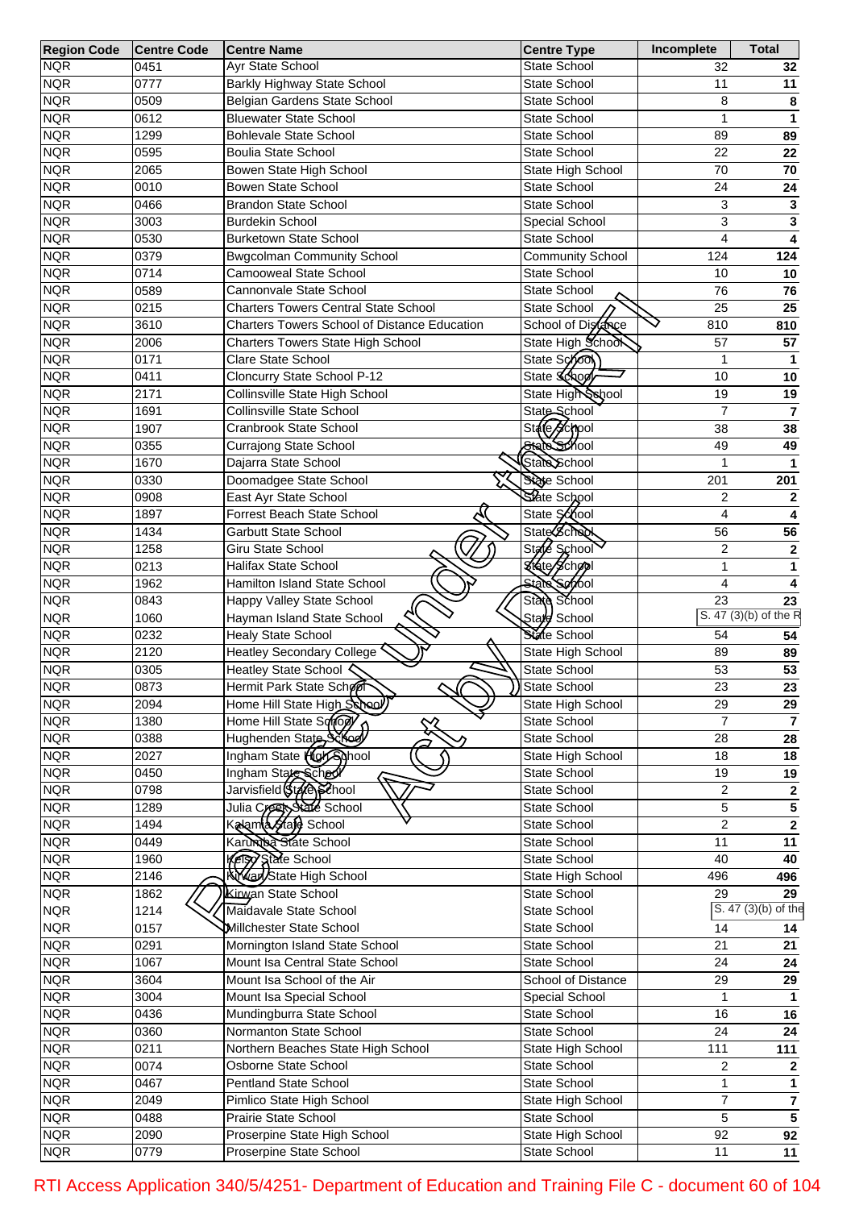| Region Code | Centre Code | Centre Name | Centre Type | Incomplete | Total |
|---|---|---|---|---|---|
| NQR | 0451 | Ayr State School | State School | 32 | 32 |
| NQR | 0777 | Barkly Highway State School | State School | 11 | 11 |
| NQR | 0509 | Belgian Gardens State School | State School | 8 | 8 |
| NQR | 0612 | Bluewater State School | State School | 1 | 1 |
| NQR | 1299 | Bohlevale State School | State School | 89 | 89 |
| NQR | 0595 | Boulia State School | State School | 22 | 22 |
| NQR | 2065 | Bowen State High School | State High School | 70 | 70 |
| NQR | 0010 | Bowen State School | State School | 24 | 24 |
| NQR | 0466 | Brandon State School | State School | 3 | 3 |
| NQR | 3003 | Burdekin School | Special School | 3 | 3 |
| NQR | 0530 | Burketown State School | State School | 4 | 4 |
| NQR | 0379 | Bwgcolman Community School | Community School | 124 | 124 |
| NQR | 0714 | Camooweal State School | State School | 10 | 10 |
| NQR | 0589 | Cannonvale State School | State School | 76 | 76 |
| NQR | 0215 | Charters Towers Central State School | State School | 25 | 25 |
| NQR | 3610 | Charters Towers School of Distance Education | School of Distance | 810 | 810 |
| NQR | 2006 | Charters Towers State High School | State High School | 57 | 57 |
| NQR | 0171 | Clare State School | State School | 1 | 1 |
| NQR | 0411 | Cloncurry State School P-12 | State School | 10 | 10 |
| NQR | 2171 | Collinsville State High School | State High School | 19 | 19 |
| NQR | 1691 | Collinsville State School | State School | 7 | 7 |
| NQR | 1907 | Cranbrook State School | State School | 38 | 38 |
| NQR | 0355 | Currajong State School | State School | 49 | 49 |
| NQR | 1670 | Dajarra State School | State School | 1 | 1 |
| NQR | 0330 | Doomadgee State School | State School | 201 | 201 |
| NQR | 0908 | East Ayr State School | State School | 2 | 2 |
| NQR | 1897 | Forrest Beach State School | State School | 4 | 4 |
| NQR | 1434 | Garbutt State School | State School | 56 | 56 |
| NQR | 1258 | Giru State School | State School | 2 | 2 |
| NQR | 0213 | Halifax State School | State School | 1 | 1 |
| NQR | 1962 | Hamilton Island State School | State School | 4 | 4 |
| NQR | 0843 | Happy Valley State School | State School | 23 | 23 |
| NQR | 1060 | Hayman Island State School | State School | S. 47 (3)(b) of the R | |
| NQR | 0232 | Healy State School | State School | 54 | 54 |
| NQR | 2120 | Heatley Secondary College | State High School | 89 | 89 |
| NQR | 0305 | Heatley State School | State School | 53 | 53 |
| NQR | 0873 | Hermit Park State School | State School | 23 | 23 |
| NQR | 2094 | Home Hill State High School | State High School | 29 | 29 |
| NQR | 1380 | Home Hill State School | State School | 7 | 7 |
| NQR | 0388 | Hughenden State School | State School | 28 | 28 |
| NQR | 2027 | Ingham State High School | State High School | 18 | 18 |
| NQR | 0450 | Ingham State School | State School | 19 | 19 |
| NQR | 0798 | Jarvisfield State School | State School | 2 | 2 |
| NQR | 1289 | Julia Creek State School | State School | 5 | 5 |
| NQR | 1494 | Kalamia State School | State School | 2 | 2 |
| NQR | 0449 | Karumba State School | State School | 11 | 11 |
| NQR | 1960 | Kelso State School | State School | 40 | 40 |
| NQR | 2146 | Kirwan State High School | State High School | 496 | 496 |
| NQR | 1862 | Kirwan State School | State School | 29 | 29 |
| NQR | 1214 | Maidavale State School | State School | S. 47 (3)(b) of the | |
| NQR | 0157 | Millchester State School | State School | 14 | 14 |
| NQR | 0291 | Mornington Island State School | State School | 21 | 21 |
| NQR | 1067 | Mount Isa Central State School | State School | 24 | 24 |
| NQR | 3604 | Mount Isa School of the Air | School of Distance | 29 | 29 |
| NQR | 3004 | Mount Isa Special School | Special School | 1 | 1 |
| NQR | 0436 | Mundingburra State School | State School | 16 | 16 |
| NQR | 0360 | Normanton State School | State School | 24 | 24 |
| NQR | 0211 | Northern Beaches State High School | State High School | 111 | 111 |
| NQR | 0074 | Osborne State School | State School | 2 | 2 |
| NQR | 0467 | Pentland State School | State School | 1 | 1 |
| NQR | 2049 | Pimlico State High School | State High School | 7 | 7 |
| NQR | 0488 | Prairie State School | State School | 5 | 5 |
| NQR | 2090 | Proserpine State High School | State High School | 92 | 92 |
| NQR | 0779 | Proserpine State School | State School | 11 | 11 |

RTI Access Application 340/5/4251- Department of Education and Training File C - document 60 of 104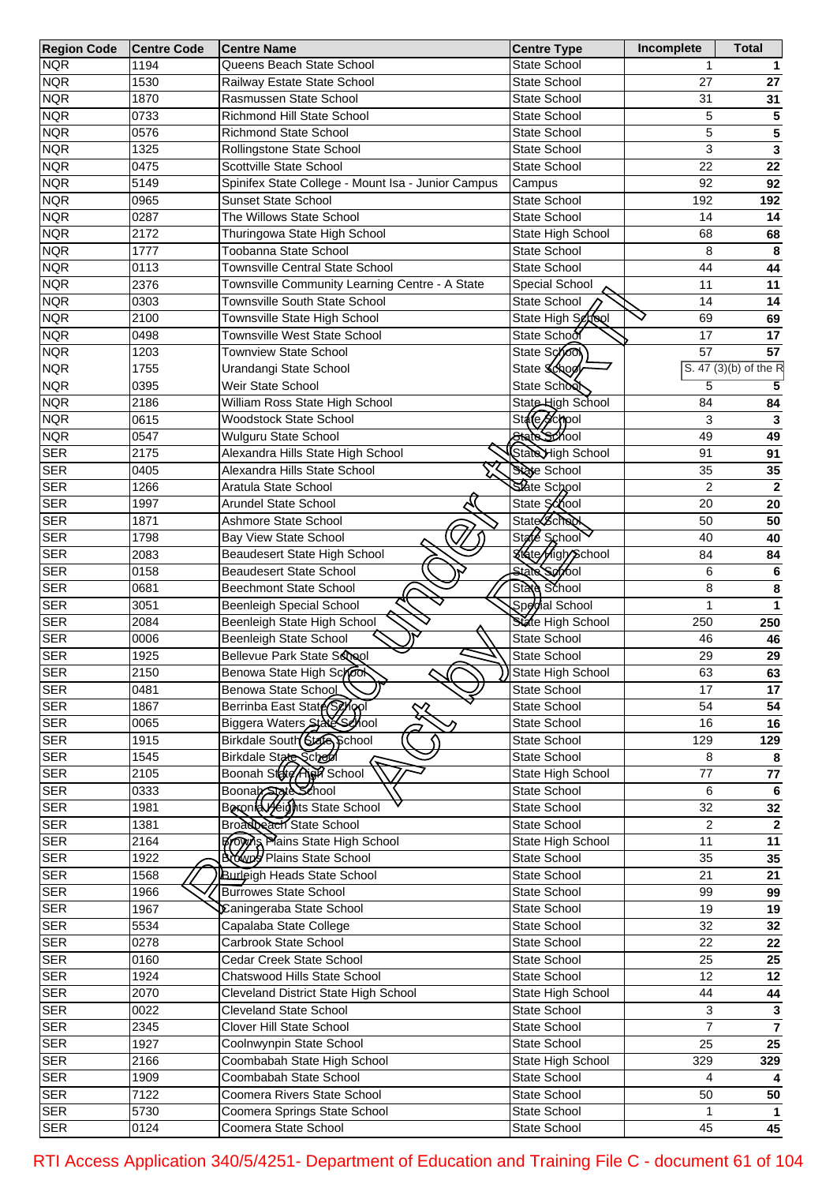| Region Code | Centre Code | Centre Name | Centre Type | Incomplete | Total |
|---|---|---|---|---|---|
| NQR | 1194 | Queens Beach State School | State School | 1 | 1 |
| NQR | 1530 | Railway Estate State School | State School | 27 | 27 |
| NQR | 1870 | Rasmussen State School | State School | 31 | 31 |
| NQR | 0733 | Richmond Hill State School | State School | 5 | 5 |
| NQR | 0576 | Richmond State School | State School | 5 | 5 |
| NQR | 1325 | Rollingstone State School | State School | 3 | 3 |
| NQR | 0475 | Scottville State School | State School | 22 | 22 |
| NQR | 5149 | Spinifex State College - Mount Isa - Junior Campus | Campus | 92 | 92 |
| NQR | 0965 | Sunset State School | State School | 192 | 192 |
| NQR | 0287 | The Willows State School | State School | 14 | 14 |
| NQR | 2172 | Thuringowa State High School | State High School | 68 | 68 |
| NQR | 1777 | Toobanna State School | State School | 8 | 8 |
| NQR | 0113 | Townsville Central State School | State School | 44 | 44 |
| NQR | 2376 | Townsville Community Learning Centre - A State | Special School | 11 | 11 |
| NQR | 0303 | Townsville South State School | State School | 14 | 14 |
| NQR | 2100 | Townsville State High School | State High School | 69 | 69 |
| NQR | 0498 | Townsville West State School | State School | 17 | 17 |
| NQR | 1203 | Townview State School | State School | 57 | 57 |
| NQR | 1755 | Urandangi State School | State School | S. 47 (3)(b) of the R | |
| NQR | 0395 | Weir State School | State School | 5 | 5 |
| NQR | 2186 | William Ross State High School | State High School | 84 | 84 |
| NQR | 0615 | Woodstock State School | State School | 3 | 3 |
| NQR | 0547 | Wulguru State School | State School | 49 | 49 |
| SER | 2175 | Alexandra Hills State High School | State High School | 91 | 91 |
| SER | 0405 | Alexandra Hills State School | State School | 35 | 35 |
| SER | 1266 | Aratula State School | State School | 2 | 2 |
| SER | 1997 | Arundel State School | State School | 20 | 20 |
| SER | 1871 | Ashmore State School | State School | 50 | 50 |
| SER | 1798 | Bay View State School | State School | 40 | 40 |
| SER | 2083 | Beaudesert State High School | State High School | 84 | 84 |
| SER | 0158 | Beaudesert State School | State School | 6 | 6 |
| SER | 0681 | Beechmont State School | State School | 8 | 8 |
| SER | 3051 | Beenleigh Special School | Special School | 1 | 1 |
| SER | 2084 | Beenleigh State High School | State High School | 250 | 250 |
| SER | 0006 | Beenleigh State School | State School | 46 | 46 |
| SER | 1925 | Bellevue Park State School | State School | 29 | 29 |
| SER | 2150 | Benowa State High School | State High School | 63 | 63 |
| SER | 0481 | Benowa State School | State School | 17 | 17 |
| SER | 1867 | Berrinba East State School | State School | 54 | 54 |
| SER | 0065 | Biggera Waters State School | State School | 16 | 16 |
| SER | 1915 | Birkdale South State School | State School | 129 | 129 |
| SER | 1545 | Birkdale State School | State School | 8 | 8 |
| SER | 2105 | Boonah State High School | State High School | 77 | 77 |
| SER | 0333 | Boonah State School | State School | 6 | 6 |
| SER | 1981 | Boronia Heights State School | State School | 32 | 32 |
| SER | 1381 | Broadbeach State School | State School | 2 | 2 |
| SER | 2164 | Browns Plains State High School | State High School | 11 | 11 |
| SER | 1922 | Browns Plains State School | State School | 35 | 35 |
| SER | 1568 | Burleigh Heads State School | State School | 21 | 21 |
| SER | 1966 | Burrowes State School | State School | 99 | 99 |
| SER | 1967 | Caningeraba State School | State School | 19 | 19 |
| SER | 5534 | Capalaba State College | State School | 32 | 32 |
| SER | 0278 | Carbrook State School | State School | 22 | 22 |
| SER | 0160 | Cedar Creek State School | State School | 25 | 25 |
| SER | 1924 | Chatswood Hills State School | State School | 12 | 12 |
| SER | 2070 | Cleveland District State High School | State High School | 44 | 44 |
| SER | 0022 | Cleveland State School | State School | 3 | 3 |
| SER | 2345 | Clover Hill State School | State School | 7 | 7 |
| SER | 1927 | Coolnwynpin State School | State School | 25 | 25 |
| SER | 2166 | Coombabah State High School | State High School | 329 | 329 |
| SER | 1909 | Coombabah State School | State School | 4 | 4 |
| SER | 7122 | Coomera Rivers State School | State School | 50 | 50 |
| SER | 5730 | Coomera Springs State School | State School | 1 | 1 |
| SER | 0124 | Coomera State School | State School | 45 | 45 |

RTI Access Application 340/5/4251- Department of Education and Training File C - document 61 of 104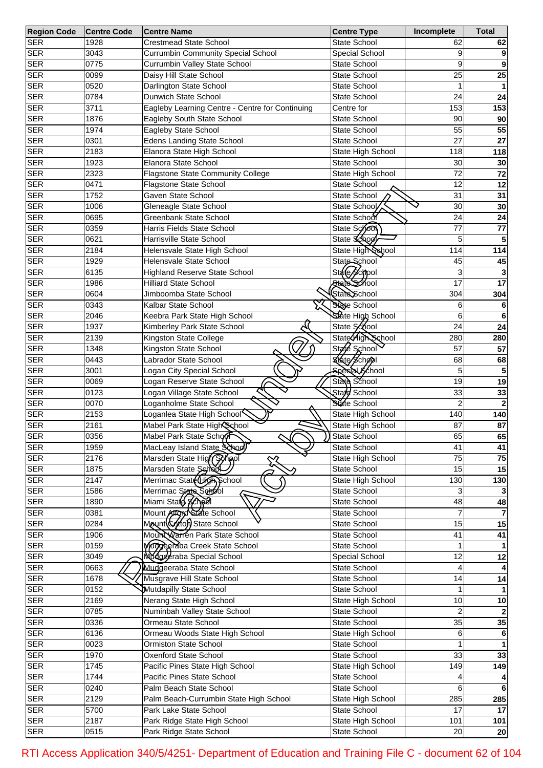| Region Code | Centre Code | Centre Name | Centre Type | Incomplete | Total |
|---|---|---|---|---|---|
| SER | 1928 | Crestmead State School | State School | 62 | 62 |
| SER | 3043 | Currumbin Community Special School | Special School | 9 | 9 |
| SER | 0775 | Currumbin Valley State School | State School | 9 | 9 |
| SER | 0099 | Daisy Hill State School | State School | 25 | 25 |
| SER | 0520 | Darlington State School | State School | 1 | 1 |
| SER | 0784 | Dunwich State School | State School | 24 | 24 |
| SER | 3711 | Eagleby Learning Centre - Centre for Continuing | Centre for | 153 | 153 |
| SER | 1876 | Eagleby South State School | State School | 90 | 90 |
| SER | 1974 | Eagleby State School | State School | 55 | 55 |
| SER | 0301 | Edens Landing State School | State School | 27 | 27 |
| SER | 2183 | Elanora State High School | State High School | 118 | 118 |
| SER | 1923 | Elanora State School | State School | 30 | 30 |
| SER | 2323 | Flagstone State Community College | State High School | 72 | 72 |
| SER | 0471 | Flagstone State School | State School | 12 | 12 |
| SER | 1752 | Gaven State School | State School | 31 | 31 |
| SER | 1006 | Gleneagle State School | State School | 30 | 30 |
| SER | 0695 | Greenbank State School | State School | 24 | 24 |
| SER | 0359 | Harris Fields State School | State School | 77 | 77 |
| SER | 0621 | Harrisville State School | State School | 5 | 5 |
| SER | 2184 | Helensvale State High School | State High School | 114 | 114 |
| SER | 1929 | Helensvale State School | State School | 45 | 45 |
| SER | 6135 | Highland Reserve State School | State School | 3 | 3 |
| SER | 1986 | Hilliard State School | State School | 17 | 17 |
| SER | 0604 | Jimboomba State School | State School | 304 | 304 |
| SER | 0343 | Kalbar State School | State School | 6 | 6 |
| SER | 2046 | Keebra Park State High School | State High School | 6 | 6 |
| SER | 1937 | Kimberley Park State School | State School | 24 | 24 |
| SER | 2139 | Kingston State College | State High School | 280 | 280 |
| SER | 1348 | Kingston State School | State School | 57 | 57 |
| SER | 0443 | Labrador State School | State School | 68 | 68 |
| SER | 3001 | Logan City Special School | Special School | 5 | 5 |
| SER | 0069 | Logan Reserve State School | State School | 19 | 19 |
| SER | 0123 | Logan Village State School | State School | 33 | 33 |
| SER | 0070 | Loganholme State School | State School | 2 | 2 |
| SER | 2153 | Loganlea State High School | State High School | 140 | 140 |
| SER | 2161 | Mabel Park State High School | State High School | 87 | 87 |
| SER | 0356 | Mabel Park State School | State School | 65 | 65 |
| SER | 1959 | MacLeay Island State School | State School | 41 | 41 |
| SER | 2176 | Marsden State High School | State High School | 75 | 75 |
| SER | 1875 | Marsden State School | State School | 15 | 15 |
| SER | 2147 | Merrimac State High School | State High School | 130 | 130 |
| SER | 1586 | Merrimac State School | State School | 3 | 3 |
| SER | 1890 | Miami State School | State School | 48 | 48 |
| SER | 0381 | Mount Alford State School | State School | 7 | 7 |
| SER | 0284 | Mount Cotton State School | State School | 15 | 15 |
| SER | 1906 | Mount Warren Park State School | State School | 41 | 41 |
| SER | 0159 | Mudgeeraba Creek State School | State School | 1 | 1 |
| SER | 3049 | Mudgeeraba Special School | Special School | 12 | 12 |
| SER | 0663 | Mudgeeraba State School | State School | 4 | 4 |
| SER | 1678 | Musgrave Hill State School | State School | 14 | 14 |
| SER | 0152 | Mutdapilly State School | State School | 1 | 1 |
| SER | 2169 | Nerang State High School | State High School | 10 | 10 |
| SER | 0785 | Numinbah Valley State School | State School | 2 | 2 |
| SER | 0336 | Ormeau State School | State School | 35 | 35 |
| SER | 6136 | Ormeau Woods State High School | State High School | 6 | 6 |
| SER | 0023 | Ormiston State School | State School | 1 | 1 |
| SER | 1970 | Oxenford State School | State School | 33 | 33 |
| SER | 1745 | Pacific Pines State High School | State High School | 149 | 149 |
| SER | 1744 | Pacific Pines State School | State School | 4 | 4 |
| SER | 0240 | Palm Beach State School | State School | 6 | 6 |
| SER | 2129 | Palm Beach-Currumbin State High School | State High School | 285 | 285 |
| SER | 5700 | Park Lake State School | State School | 17 | 17 |
| SER | 2187 | Park Ridge State High School | State High School | 101 | 101 |
| SER | 0515 | Park Ridge State School | State School | 20 | 20 |

RTI Access Application 340/5/4251- Department of Education and Training File C - document 62 of 104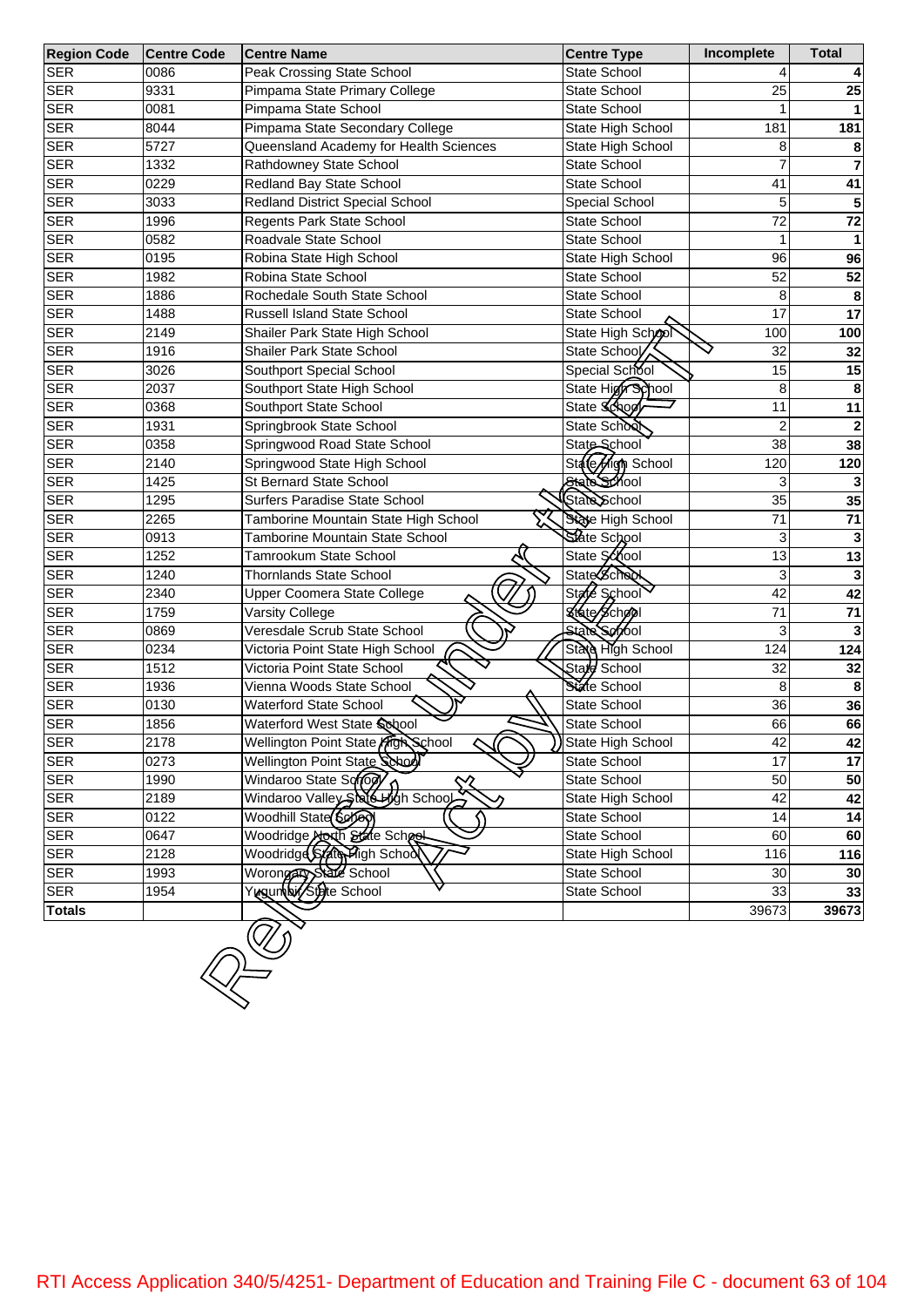| Region Code | Centre Code | Centre Name | Centre Type | Incomplete | Total |
|---|---|---|---|---|---|
| SER | 0086 | Peak Crossing State School | State School | 4 | **4** |
| SER | 9331 | Pimpama State Primary College | State School | 25 | **25** |
| SER | 0081 | Pimpama State School | State School | 1 | **1** |
| SER | 8044 | Pimpama State Secondary College | State High School | 181 | **181** |
| SER | 5727 | Queensland Academy for Health Sciences | State High School | 8 | **8** |
| SER | 1332 | Rathdowney State School | State School | 7 | **7** |
| SER | 0229 | Redland Bay State School | State School | 41 | **41** |
| SER | 3033 | Redland District Special School | Special School | 5 | **5** |
| SER | 1996 | Regents Park State School | State School | 72 | **72** |
| SER | 0582 | Roadvale State School | State School | 1 | **1** |
| SER | 0195 | Robina State High School | State High School | 96 | **96** |
| SER | 1982 | Robina State School | State School | 52 | **52** |
| SER | 1886 | Rochedale South State School | State School | 8 | **8** |
| SER | 1488 | Russell Island State School | State School | 17 | **17** |
| SER | 2149 | Shailer Park State High School | State High School | 100 | **100** |
| SER | 1916 | Shailer Park State School | State School | 32 | **32** |
| SER | 3026 | Southport Special School | Special School | 15 | **15** |
| SER | 2037 | Southport State High School | State High School | 8 | **8** |
| SER | 0368 | Southport State School | State School | 11 | **11** |
| SER | 1931 | Springbrook State School | State School | 2 | **2** |
| SER | 0358 | Springwood Road State School | State School | 38 | **38** |
| SER | 2140 | Springwood State High School | State High School | 120 | **120** |
| SER | 1425 | St Bernard State School | State School | 3 | **3** |
| SER | 1295 | Surfers Paradise State School | State School | 35 | **35** |
| SER | 2265 | Tamborine Mountain State High School | State High School | 71 | **71** |
| SER | 0913 | Tamborine Mountain State School | State School | 3 | **3** |
| SER | 1252 | Tamrookum State School | State School | 13 | **13** |
| SER | 1240 | Thornlands State School | State School | 3 | **3** |
| SER | 2340 | Upper Coomera State College | State School | 42 | **42** |
| SER | 1759 | Varsity College | State School | 71 | **71** |
| SER | 0869 | Veresdale Scrub State School | State School | 3 | **3** |
| SER | 0234 | Victoria Point State High School | State High School | 124 | **124** |
| SER | 1512 | Victoria Point State School | State School | 32 | **32** |
| SER | 1936 | Vienna Woods State School | State School | 8 | **8** |
| SER | 0130 | Waterford State School | State School | 36 | **36** |
| SER | 1856 | Waterford West State School | State School | 66 | **66** |
| SER | 2178 | Wellington Point State High School | State High School | 42 | **42** |
| SER | 0273 | Wellington Point State School | State School | 17 | **17** |
| SER | 1990 | Windaroo State School | State School | 50 | **50** |
| SER | 2189 | Windaroo Valley State High School | State High School | 42 | **42** |
| SER | 0122 | Woodhill State School | State School | 14 | **14** |
| SER | 0647 | Woodridge North State School | State School | 60 | **60** |
| SER | 2128 | Woodridge State High School | State High School | 116 | **116** |
| SER | 1993 | Woronga State School | State School | 30 | **30** |
| SER | 1954 | Yugumbir State School | State School | 33 | **33** |
| **Totals** | | | | 39673 | **39673** |

Released under RTI Act by DET

RTI Access Application 340/5/4251- Department of Education and Training File C - document 63 of 104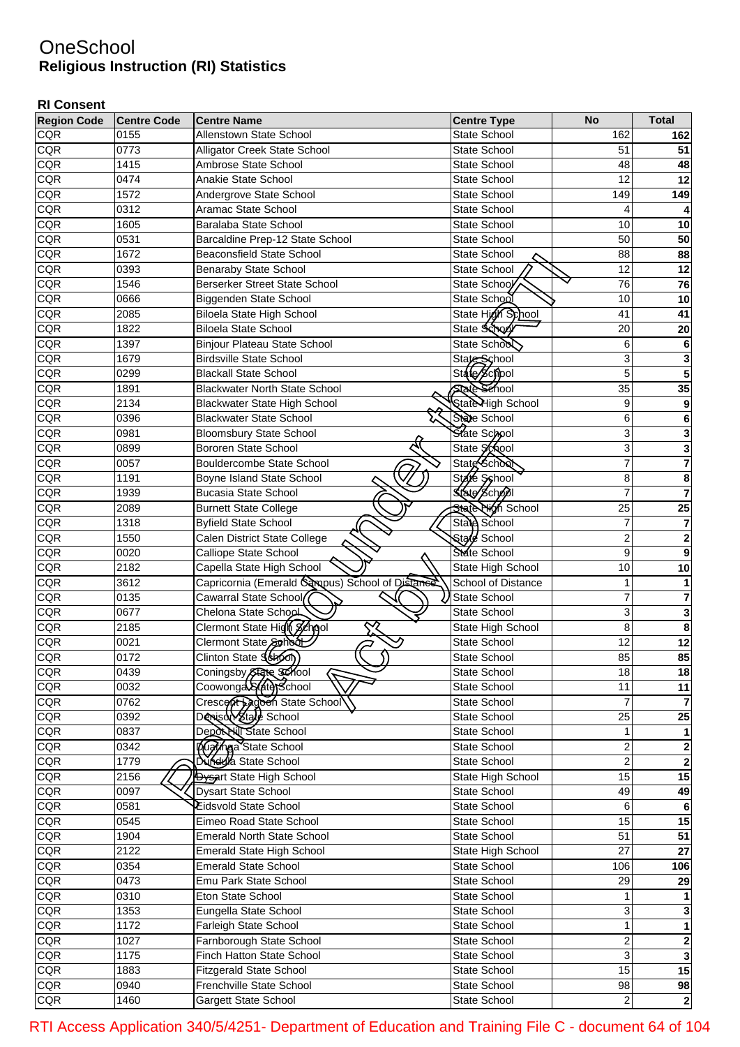# OneSchool
## Religious Instruction (RI) Statistics

### RI Consent

| Region Code | Centre Code | Centre Name | Centre Type | No | Total |
|---|---|---|---|---|---|
| CQR | 0155 | Allenstown State School | State School | 162 | **162** |
| CQR | 0773 | Alligator Creek State School | State School | 51 | **51** |
| CQR | 1415 | Ambrose State School | State School | 48 | **48** |
| CQR | 0474 | Anakie State School | State School | 12 | **12** |
| CQR | 1572 | Andergrove State School | State School | 149 | **149** |
| CQR | 0312 | Aramac State School | State School | 4 | **4** |
| CQR | 1605 | Baralaba State School | State School | 10 | **10** |
| CQR | 0531 | Barcaldine Prep-12 State School | State School | 50 | **50** |
| CQR | 1672 | Beaconsfield State School | State School | 88 | **88** |
| CQR | 0393 | Benaraby State School | State School | 12 | **12** |
| CQR | 1546 | Berserker Street State School | State School | 76 | **76** |
| CQR | 0666 | Biggenden State School | State School | 10 | **10** |
| CQR | 2085 | Biloela State High School | State High School | 41 | **41** |
| CQR | 1822 | Biloela State School | State School | 20 | **20** |
| CQR | 1397 | Binjour Plateau State School | State School | 6 | **6** |
| CQR | 1679 | Birdsville State School | State School | 3 | **3** |
| CQR | 0299 | Blackall State School | State School | 5 | **5** |
| CQR | 1891 | Blackwater North State School | State School | 35 | **35** |
| CQR | 2134 | Blackwater State High School | State High School | 9 | **9** |
| CQR | 0396 | Blackwater State School | State School | 6 | **6** |
| CQR | 0981 | Bloomsbury State School | State School | 3 | **3** |
| CQR | 0899 | Bororen State School | State School | 3 | **3** |
| CQR | 0057 | Bouldercombe State School | State School | 7 | **7** |
| CQR | 1191 | Boyne Island State School | State School | 8 | **8** |
| CQR | 1939 | Bucasia State School | State School | 7 | **7** |
| CQR | 2089 | Burnett State College | State High School | 25 | **25** |
| CQR | 1318 | Byfield State School | State School | 7 | **7** |
| CQR | 1550 | Calen District State College | State School | 2 | **2** |
| CQR | 0020 | Calliope State School | State School | 9 | **9** |
| CQR | 2182 | Capella State High School | State High School | 10 | **10** |
| CQR | 3612 | Capricornia (Emerald Campus) School of Distance | School of Distance | 1 | **1** |
| CQR | 0135 | Cawarral State School | State School | 7 | **7** |
| CQR | 0677 | Chelona State School | State School | 3 | **3** |
| CQR | 2185 | Clermont State High School | State High School | 8 | **8** |
| CQR | 0021 | Clermont State School | State School | 12 | **12** |
| CQR | 0172 | Clinton State School | State School | 85 | **85** |
| CQR | 0439 | Coningsby State School | State School | 18 | **18** |
| CQR | 0032 | Coowonga State School | State School | 11 | **11** |
| CQR | 0762 | Crescent Lagoon State School | State School | 7 | **7** |
| CQR | 0392 | Denison State School | State School | 25 | **25** |
| CQR | 0837 | Depot Hill State School | State School | 1 | **1** |
| CQR | 0342 | Duaringa State School | State School | 2 | **2** |
| CQR | 1779 | Dundula State School | State School | 2 | **2** |
| CQR | 2156 | Dysart State High School | State High School | 15 | **15** |
| CQR | 0097 | Dysart State School | State School | 49 | **49** |
| CQR | 0581 | Eidsvold State School | State School | 6 | **6** |
| CQR | 0545 | Eimeo Road State School | State School | 15 | **15** |
| CQR | 1904 | Emerald North State School | State School | 51 | **51** |
| CQR | 2122 | Emerald State High School | State High School | 27 | **27** |
| CQR | 0354 | Emerald State School | State School | 106 | **106** |
| CQR | 0473 | Emu Park State School | State School | 29 | **29** |
| CQR | 0310 | Eton State School | State School | 1 | **1** |
| CQR | 1353 | Eungella State School | State School | 3 | **3** |
| CQR | 1172 | Farleigh State School | State School | 1 | **1** |
| CQR | 1027 | Farnborough State School | State School | 2 | **2** |
| CQR | 1175 | Finch Hatton State School | State School | 3 | **3** |
| CQR | 1883 | Fitzgerald State School | State School | 15 | **15** |
| CQR | 0940 | Frenchville State School | State School | 98 | **98** |
| CQR | 1460 | Gargett State School | State School | 2 | **2** |

RTI Access Application 340/5/4251- Department of Education and Training File C - document 64 of 104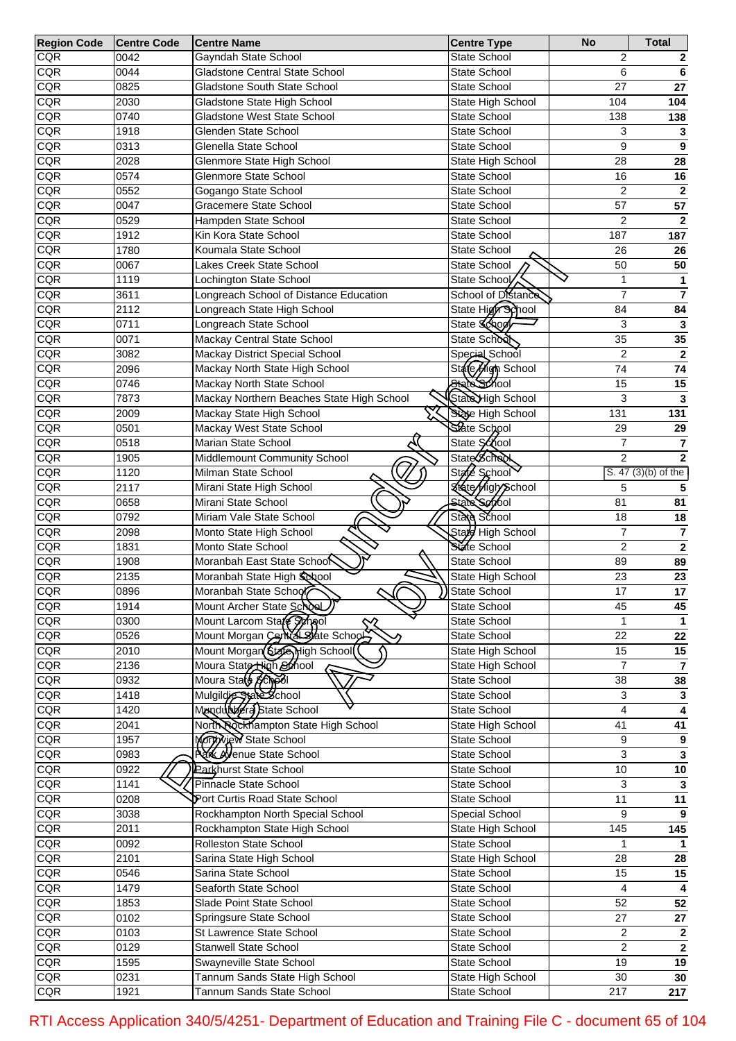| Region Code | Centre Code | Centre Name | Centre Type | No | Total |
|---|---|---|---|---|---|
| CQR | 0042 | Gayndah State School | State School | 2 | **2** |
| CQR | 0044 | Gladstone Central State School | State School | 6 | **6** |
| CQR | 0825 | Gladstone South State School | State School | 27 | **27** |
| CQR | 2030 | Gladstone State High School | State High School | 104 | **104** |
| CQR | 0740 | Gladstone West State School | State School | 138 | **138** |
| CQR | 1918 | Glenden State School | State School | 3 | **3** |
| CQR | 0313 | Glenella State School | State School | 9 | **9** |
| CQR | 2028 | Glenmore State High School | State High School | 28 | **28** |
| CQR | 0574 | Glenmore State School | State School | 16 | **16** |
| CQR | 0552 | Gogango State School | State School | 2 | **2** |
| CQR | 0047 | Gracemere State School | State School | 57 | **57** |
| CQR | 0529 | Hampden State School | State School | 2 | **2** |
| CQR | 1912 | Kin Kora State School | State School | 187 | **187** |
| CQR | 1780 | Koumala State School | State School | 26 | **26** |
| CQR | 0067 | Lakes Creek State School | State School | 50 | **50** |
| CQR | 1119 | Lochington State School | State School | 1 | **1** |
| CQR | 3611 | Longreach School of Distance Education | School of Distance | 7 | **7** |
| CQR | 2112 | Longreach State High School | State High School | 84 | **84** |
| CQR | 0711 | Longreach State School | State School | 3 | **3** |
| CQR | 0071 | Mackay Central State School | State School | 35 | **35** |
| CQR | 3082 | Mackay District Special School | Special School | 2 | **2** |
| CQR | 2096 | Mackay North State High School | State High School | 74 | **74** |
| CQR | 0746 | Mackay North State School | State School | 15 | **15** |
| CQR | 7873 | Mackay Northern Beaches State High School | State High School | 3 | **3** |
| CQR | 2009 | Mackay State High School | State High School | 131 | **131** |
| CQR | 0501 | Mackay West State School | State School | 29 | **29** |
| CQR | 0518 | Marian State School | State School | 7 | **7** |
| CQR | 1905 | Middlemount Community School | State School | 2 | **2** |
| CQR | 1120 | Milman State School | State School | S. 47 (3)(b) of the | |
| CQR | 2117 | Mirani State High School | State High School | 5 | **5** |
| CQR | 0658 | Mirani State School | State School | 81 | **81** |
| CQR | 0792 | Miriam Vale State School | State School | 18 | **18** |
| CQR | 2098 | Monto State High School | State High School | 7 | **7** |
| CQR | 1831 | Monto State School | State School | 2 | **2** |
| CQR | 1908 | Moranbah East State School | State School | 89 | **89** |
| CQR | 2135 | Moranbah State High School | State High School | 23 | **23** |
| CQR | 0896 | Moranbah State School | State School | 17 | **17** |
| CQR | 1914 | Mount Archer State School | State School | 45 | **45** |
| CQR | 0300 | Mount Larcom State School | State School | 1 | **1** |
| CQR | 0526 | Mount Morgan Central State School | State School | 22 | **22** |
| CQR | 2010 | Mount Morgan State High School | State High School | 15 | **15** |
| CQR | 2136 | Moura State High School | State High School | 7 | **7** |
| CQR | 0932 | Moura State School | State School | 38 | **38** |
| CQR | 1418 | Mulgildie State School | State School | 3 | **3** |
| CQR | 1420 | Mundubbera State School | State School | 4 | **4** |
| CQR | 2041 | North Rockhampton State High School | State High School | 41 | **41** |
| CQR | 1957 | Northview State School | State School | 9 | **9** |
| CQR | 0983 | Park Avenue State School | State School | 3 | **3** |
| CQR | 0922 | Parkhurst State School | State School | 10 | **10** |
| CQR | 1141 | Pinnacle State School | State School | 3 | **3** |
| CQR | 0208 | Port Curtis Road State School | State School | 11 | **11** |
| CQR | 3038 | Rockhampton North Special School | Special School | 9 | **9** |
| CQR | 2011 | Rockhampton State High School | State High School | 145 | **145** |
| CQR | 0092 | Rolleston State School | State School | 1 | **1** |
| CQR | 2101 | Sarina State High School | State High School | 28 | **28** |
| CQR | 0546 | Sarina State School | State School | 15 | **15** |
| CQR | 1479 | Seaforth State School | State School | 4 | **4** |
| CQR | 1853 | Slade Point State School | State School | 52 | **52** |
| CQR | 0102 | Springsure State School | State School | 27 | **27** |
| CQR | 0103 | St Lawrence State School | State School | 2 | **2** |
| CQR | 0129 | Stanwell State School | State School | 2 | **2** |
| CQR | 1595 | Swayneville State School | State School | 19 | **19** |
| CQR | 0231 | Tannum Sands State High School | State High School | 30 | **30** |
| CQR | 1921 | Tannum Sands State School | State School | 217 | **217** |

RTI Access Application 340/5/4251- Department of Education and Training File C - document 65 of 104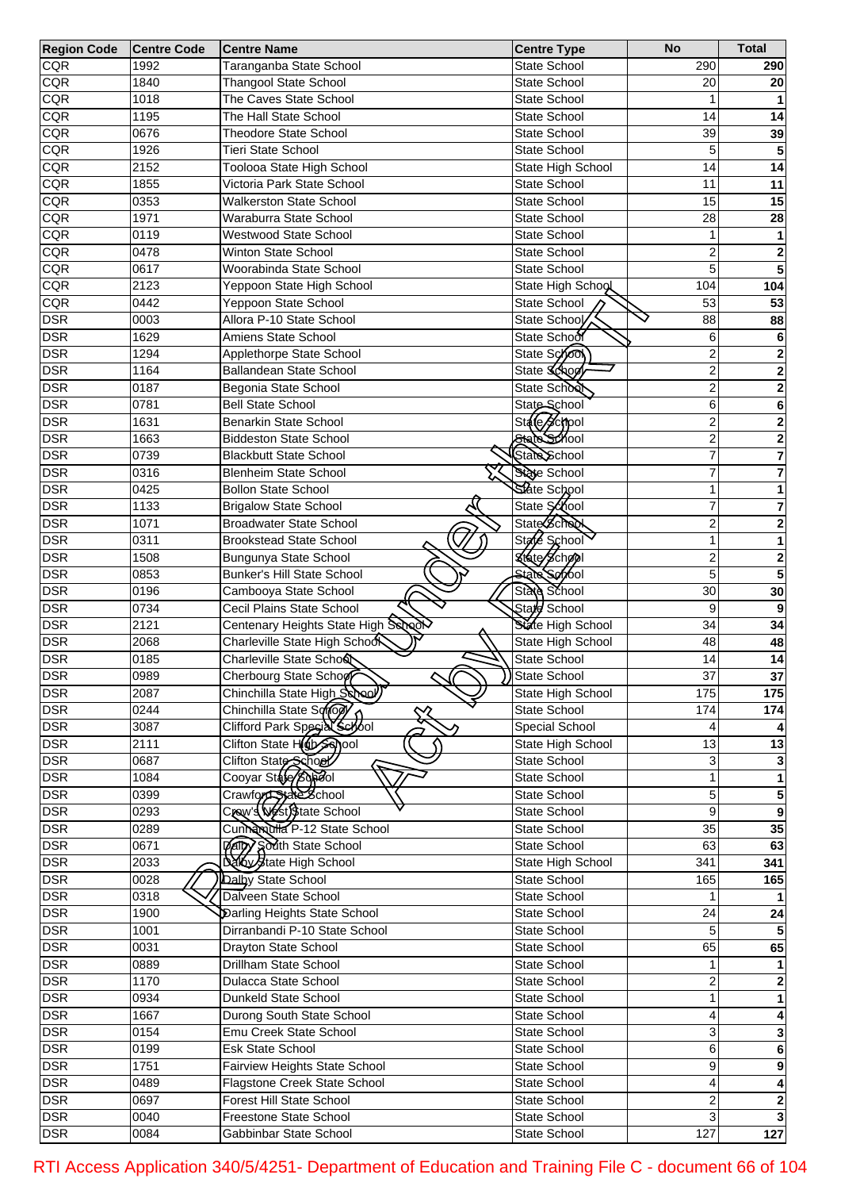| Region Code | Centre Code | Centre Name | Centre Type | No | Total |
|---|---|---|---|---|---|
| CQR | 1992 | Taranganba State School | State School | 290 | **290** |
| CQR | 1840 | Thangool State School | State School | 20 | **20** |
| CQR | 1018 | The Caves State School | State School | 1 | **1** |
| CQR | 1195 | The Hall State School | State School | 14 | **14** |
| CQR | 0676 | Theodore State School | State School | 39 | **39** |
| CQR | 1926 | Tieri State School | State School | 5 | **5** |
| CQR | 2152 | Toolooa State High School | State High School | 14 | **14** |
| CQR | 1855 | Victoria Park State School | State School | 11 | **11** |
| CQR | 0353 | Walkerston State School | State School | 15 | **15** |
| CQR | 1971 | Waraburra State School | State School | 28 | **28** |
| CQR | 0119 | Westwood State School | State School | 1 | **1** |
| CQR | 0478 | Winton State School | State School | 2 | **2** |
| CQR | 0617 | Woorabinda State School | State School | 5 | **5** |
| CQR | 2123 | Yeppoon State High School | State High School | 104 | **104** |
| CQR | 0442 | Yeppoon State School | State School | 53 | **53** |
| DSR | 0003 | Allora P-10 State School | State School | 88 | **88** |
| DSR | 1629 | Amiens State School | State School | 6 | **6** |
| DSR | 1294 | Applethorpe State School | State School | 2 | **2** |
| DSR | 1164 | Ballandean State School | State School | 2 | **2** |
| DSR | 0187 | Begonia State School | State School | 2 | **2** |
| DSR | 0781 | Bell State School | State School | 6 | **6** |
| DSR | 1631 | Benarkin State School | State School | 2 | **2** |
| DSR | 1663 | Biddeston State School | State School | 2 | **2** |
| DSR | 0739 | Blackbutt State School | State School | 7 | **7** |
| DSR | 0316 | Blenheim State School | State School | 7 | **7** |
| DSR | 0425 | Bollon State School | State School | 1 | **1** |
| DSR | 1133 | Brigalow State School | State School | 7 | **7** |
| DSR | 1071 | Broadwater State School | State School | 2 | **2** |
| DSR | 0311 | Brookstead State School | State School | 1 | **1** |
| DSR | 1508 | Bungunya State School | State School | 2 | **2** |
| DSR | 0853 | Bunker's Hill State School | State School | 5 | **5** |
| DSR | 0196 | Cambooya State School | State School | 30 | **30** |
| DSR | 0734 | Cecil Plains State School | State School | 9 | **9** |
| DSR | 2121 | Centenary Heights State High School | State High School | 34 | **34** |
| DSR | 2068 | Charleville State High School | State High School | 48 | **48** |
| DSR | 0185 | Charleville State School | State School | 14 | **14** |
| DSR | 0989 | Cherbourg State School | State School | 37 | **37** |
| DSR | 2087 | Chinchilla State High School | State High School | 175 | **175** |
| DSR | 0244 | Chinchilla State School | State School | 174 | **174** |
| DSR | 3087 | Clifford Park Special School | Special School | 4 | **4** |
| DSR | 2111 | Clifton State High School | State High School | 13 | **13** |
| DSR | 0687 | Clifton State School | State School | 3 | **3** |
| DSR | 1084 | Cooyar State School | State School | 1 | **1** |
| DSR | 0399 | Crawford State School | State School | 5 | **5** |
| DSR | 0293 | Crow's Nest State School | State School | 9 | **9** |
| DSR | 0289 | Cunnamulla P-12 State School | State School | 35 | **35** |
| DSR | 0671 | Dalby South State School | State School | 63 | **63** |
| DSR | 2033 | Dalby State High School | State High School | 341 | **341** |
| DSR | 0028 | Dalby State School | State School | 165 | **165** |
| DSR | 0318 | Dalveen State School | State School | 1 | **1** |
| DSR | 1900 | Darling Heights State School | State School | 24 | **24** |
| DSR | 1001 | Dirranbandi P-10 State School | State School | 5 | **5** |
| DSR | 0031 | Drayton State School | State School | 65 | **65** |
| DSR | 0889 | Drillham State School | State School | 1 | **1** |
| DSR | 1170 | Dulacca State School | State School | 2 | **2** |
| DSR | 0934 | Dunkeld State School | State School | 1 | **1** |
| DSR | 1667 | Durong South State School | State School | 4 | **4** |
| DSR | 0154 | Emu Creek State School | State School | 3 | **3** |
| DSR | 0199 | Esk State School | State School | 6 | **6** |
| DSR | 1751 | Fairview Heights State School | State School | 9 | **9** |
| DSR | 0489 | Flagstone Creek State School | State School | 4 | **4** |
| DSR | 0697 | Forest Hill State School | State School | 2 | **2** |
| DSR | 0040 | Freestone State School | State School | 3 | **3** |
| DSR | 0084 | Gabbinbar State School | State School | 127 | **127** |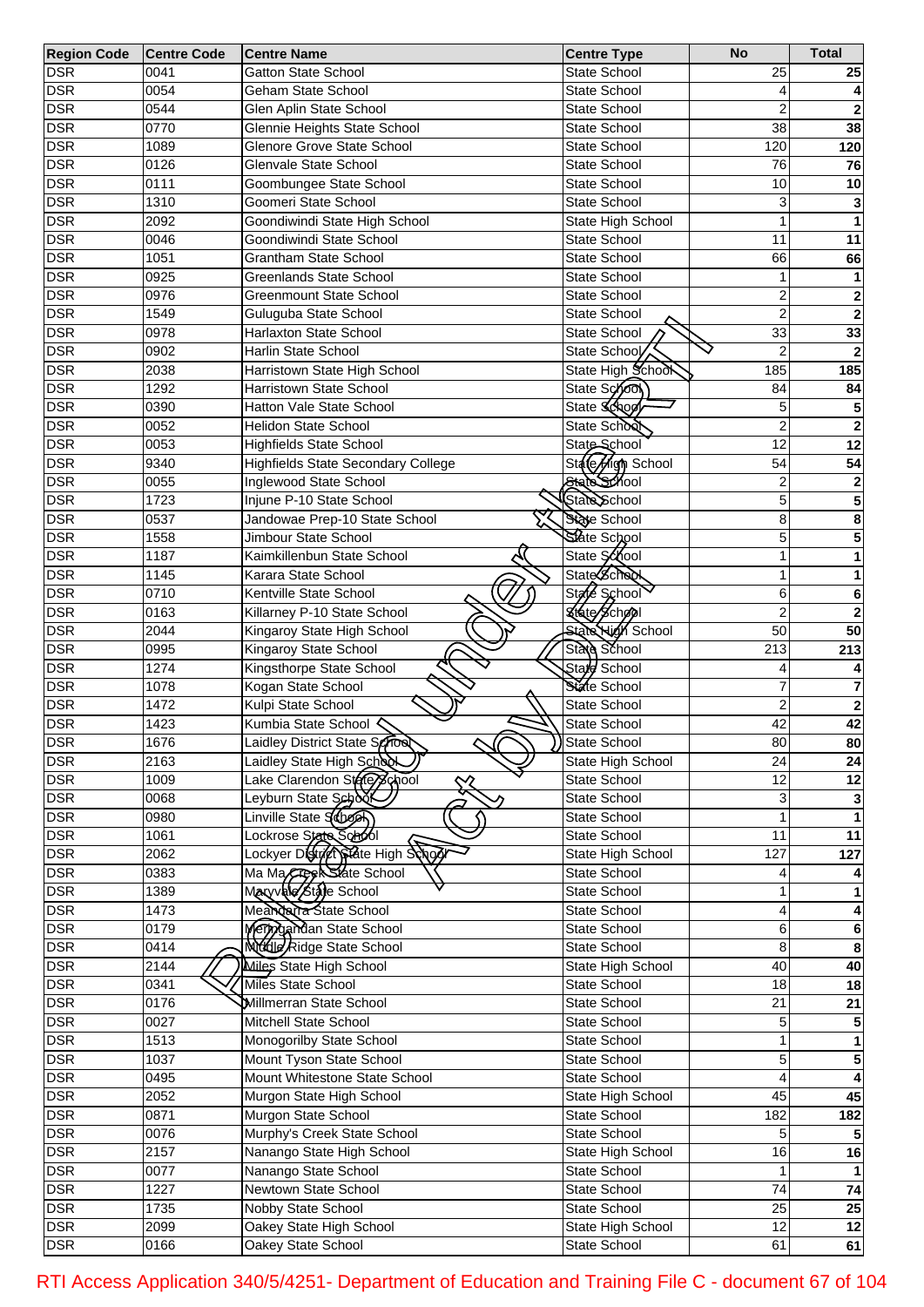| Region Code | Centre Code | Centre Name | Centre Type | No | Total |
|---|---|---|---|---|---|
| DSR | 0041 | Gatton State School | State School | 25 | **25** |
| DSR | 0054 | Geham State School | State School | 4 | **4** |
| DSR | 0544 | Glen Aplin State School | State School | 2 | **2** |
| DSR | 0770 | Glennie Heights State School | State School | 38 | **38** |
| DSR | 1089 | Glenore Grove State School | State School | 120 | **120** |
| DSR | 0126 | Glenvale State School | State School | 76 | **76** |
| DSR | 0111 | Goombungee State School | State School | 10 | **10** |
| DSR | 1310 | Goomeri State School | State School | 3 | **3** |
| DSR | 2092 | Goondiwindi State High School | State High School | 1 | **1** |
| DSR | 0046 | Goondiwindi State School | State School | 11 | **11** |
| DSR | 1051 | Grantham State School | State School | 66 | **66** |
| DSR | 0925 | Greenlands State School | State School | 1 | **1** |
| DSR | 0976 | Greenmount State School | State School | 2 | **2** |
| DSR | 1549 | Guluguba State School | State School | 2 | **2** |
| DSR | 0978 | Harlaxton State School | State School | 33 | **33** |
| DSR | 0902 | Harlin State School | State School | 2 | **2** |
| DSR | 2038 | Harristown State High School | State High School | 185 | **185** |
| DSR | 1292 | Harristown State School | State School | 84 | **84** |
| DSR | 0390 | Hatton Vale State School | State School | 5 | **5** |
| DSR | 0052 | Helidon State School | State School | 2 | **2** |
| DSR | 0053 | Highfields State School | State School | 12 | **12** |
| DSR | 9340 | Highfields State Secondary College | State High School | 54 | **54** |
| DSR | 0055 | Inglewood State School | State School | 2 | **2** |
| DSR | 1723 | Injune P-10 State School | State School | 5 | **5** |
| DSR | 0537 | Jandowae Prep-10 State School | State School | 8 | **8** |
| DSR | 1558 | Jimbour State School | State School | 5 | **5** |
| DSR | 1187 | Kaimkillenbun State School | State School | 1 | **1** |
| DSR | 1145 | Karara State School | State School | 1 | **1** |
| DSR | 0710 | Kentville State School | State School | 6 | **6** |
| DSR | 0163 | Killarney P-10 State School | State School | 2 | **2** |
| DSR | 2044 | Kingaroy State High School | State High School | 50 | **50** |
| DSR | 0995 | Kingaroy State School | State School | 213 | **213** |
| DSR | 1274 | Kingsthorpe State School | State School | 4 | **4** |
| DSR | 1078 | Kogan State School | State School | 7 | **7** |
| DSR | 1472 | Kulpi State School | State School | 2 | **2** |
| DSR | 1423 | Kumbia State School | State School | 42 | **42** |
| DSR | 1676 | Laidley District State School | State School | 80 | **80** |
| DSR | 2163 | Laidley State High School | State High School | 24 | **24** |
| DSR | 1009 | Lake Clarendon State School | State School | 12 | **12** |
| DSR | 0068 | Leyburn State School | State School | 3 | **3** |
| DSR | 0980 | Linville State School | State School | 1 | **1** |
| DSR | 1061 | Lockrose State School | State School | 11 | **11** |
| DSR | 2062 | Lockyer District State High School | State High School | 127 | **127** |
| DSR | 0383 | Ma Ma Creek State School | State School | 4 | **4** |
| DSR | 1389 | Maryvale State School | State School | 1 | **1** |
| DSR | 1473 | Meandarra State School | State School | 4 | **4** |
| DSR | 0179 | Meringandan State School | State School | 6 | **6** |
| DSR | 0414 | Middle Ridge State School | State School | 8 | **8** |
| DSR | 2144 | Miles State High School | State High School | 40 | **40** |
| DSR | 0341 | Miles State School | State School | 18 | **18** |
| DSR | 0176 | Millmerran State School | State School | 21 | **21** |
| DSR | 0027 | Mitchell State School | State School | 5 | **5** |
| DSR | 1513 | Monogorilby State School | State School | 1 | **1** |
| DSR | 1037 | Mount Tyson State School | State School | 5 | **5** |
| DSR | 0495 | Mount Whitestone State School | State School | 4 | **4** |
| DSR | 2052 | Murgon State High School | State High School | 45 | **45** |
| DSR | 0871 | Murgon State School | State School | 182 | **182** |
| DSR | 0076 | Murphy's Creek State School | State School | 5 | **5** |
| DSR | 2157 | Nanango State High School | State High School | 16 | **16** |
| DSR | 0077 | Nanango State School | State School | 1 | **1** |
| DSR | 1227 | Newtown State School | State School | 74 | **74** |
| DSR | 1735 | Nobby State School | State School | 25 | **25** |
| DSR | 2099 | Oakey State High School | State High School | 12 | **12** |
| DSR | 0166 | Oakey State School | State School | 61 | **61** |

RTI Access Application 340/5/4251- Department of Education and Training File C - document 67 of 104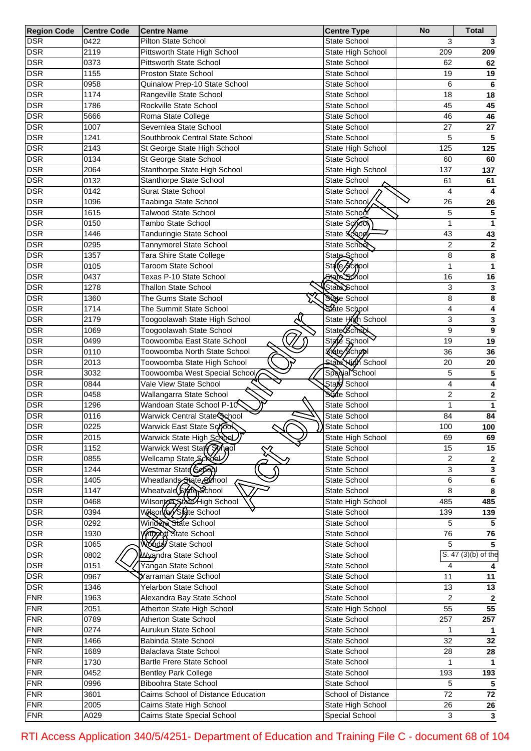| Region Code | Centre Code | Centre Name | Centre Type | No | Total |
|---|---|---|---|---|---|
| DSR | 0422 | Pilton State School | State School | 3 | 3 |
| DSR | 2119 | Pittsworth State High School | State High School | 209 | 209 |
| DSR | 0373 | Pittsworth State School | State School | 62 | 62 |
| DSR | 1155 | Proston State School | State School | 19 | 19 |
| DSR | 0958 | Quinalow Prep-10 State School | State School | 6 | 6 |
| DSR | 1174 | Rangeville State School | State School | 18 | 18 |
| DSR | 1786 | Rockville State School | State School | 45 | 45 |
| DSR | 5666 | Roma State College | State School | 46 | 46 |
| DSR | 1007 | Severnlea State School | State School | 27 | 27 |
| DSR | 1241 | Southbrook Central State School | State School | 5 | 5 |
| DSR | 2143 | St George State High School | State High School | 125 | 125 |
| DSR | 0134 | St George State School | State School | 60 | 60 |
| DSR | 2064 | Stanthorpe State High School | State High School | 137 | 137 |
| DSR | 0132 | Stanthorpe State School | State School | 61 | 61 |
| DSR | 0142 | Surat State School | State School | 4 | 4 |
| DSR | 1096 | Taabinga State School | State School | 26 | 26 |
| DSR | 1615 | Talwood State School | State School | 5 | 5 |
| DSR | 0150 | Tambo State School | State School | 1 | 1 |
| DSR | 1446 | Tanduringie State School | State School | 43 | 43 |
| DSR | 0295 | Tannymorel State School | State School | 2 | 2 |
| DSR | 1357 | Tara Shire State College | State School | 8 | 8 |
| DSR | 0105 | Taroom State School | State School | 1 | 1 |
| DSR | 0437 | Texas P-10 State School | State School | 16 | 16 |
| DSR | 1278 | Thallon State School | State School | 3 | 3 |
| DSR | 1360 | The Gums State School | State School | 8 | 8 |
| DSR | 1714 | The Summit State School | State School | 4 | 4 |
| DSR | 2179 | Toogoolawah State High School | State High School | 3 | 3 |
| DSR | 1069 | Toogoolawah State School | State School | 9 | 9 |
| DSR | 0499 | Toowoomba East State School | State School | 19 | 19 |
| DSR | 0110 | Toowoomba North State School | State School | 36 | 36 |
| DSR | 2013 | Toowoomba State High School | State High School | 20 | 20 |
| DSR | 3032 | Toowoomba West Special School | Special School | 5 | 5 |
| DSR | 0844 | Vale View State School | State School | 4 | 4 |
| DSR | 0458 | Wallangarra State School | State School | 2 | 2 |
| DSR | 1296 | Wandoan State School P-10 | State School | 1 | 1 |
| DSR | 0116 | Warwick Central State School | State School | 84 | 84 |
| DSR | 0225 | Warwick East State School | State School | 100 | 100 |
| DSR | 2015 | Warwick State High School | State High School | 69 | 69 |
| DSR | 1152 | Warwick West State School | State School | 15 | 15 |
| DSR | 0855 | Wellcamp State School | State School | 2 | 2 |
| DSR | 1244 | Westmar State School | State School | 3 | 3 |
| DSR | 1405 | Wheatlands State School | State School | 6 | 6 |
| DSR | 1147 | Wheatvale State School | State School | 8 | 8 |
| DSR | 0468 | Wilsonton State High School | State High School | 485 | 485 |
| DSR | 0394 | Wilsonton State School | State School | 139 | 139 |
| DSR | 0292 | Windera State School | State School | 5 | 5 |
| DSR | 1930 | Withcott State School | State School | 76 | 76 |
| DSR | 1065 | Wondai State School | State School | 5 | 5 |
| DSR | 0802 | Wyandra State School | State School | S. 47 (3)(b) of the | |
| DSR | 0151 | Yangan State School | State School | 4 | 4 |
| DSR | 0967 | Yarraman State School | State School | 11 | 11 |
| DSR | 1346 | Yelarbon State School | State School | 13 | 13 |
| FNR | 1963 | Alexandra Bay State School | State School | 2 | 2 |
| FNR | 2051 | Atherton State High School | State High School | 55 | 55 |
| FNR | 0789 | Atherton State School | State School | 257 | 257 |
| FNR | 0274 | Aurukun State School | State School | 1 | 1 |
| FNR | 1466 | Babinda State School | State School | 32 | 32 |
| FNR | 1689 | Balaclava State School | State School | 28 | 28 |
| FNR | 1730 | Bartle Frere State School | State School | 1 | 1 |
| FNR | 0452 | Bentley Park College | State School | 193 | 193 |
| FNR | 0996 | Biboohra State School | State School | 5 | 5 |
| FNR | 3601 | Cairns School of Distance Education | School of Distance | 72 | 72 |
| FNR | 2005 | Cairns State High School | State High School | 26 | 26 |
| FNR | A029 | Cairns State Special School | Special School | 3 | 3 |

Released under RTI Act by DET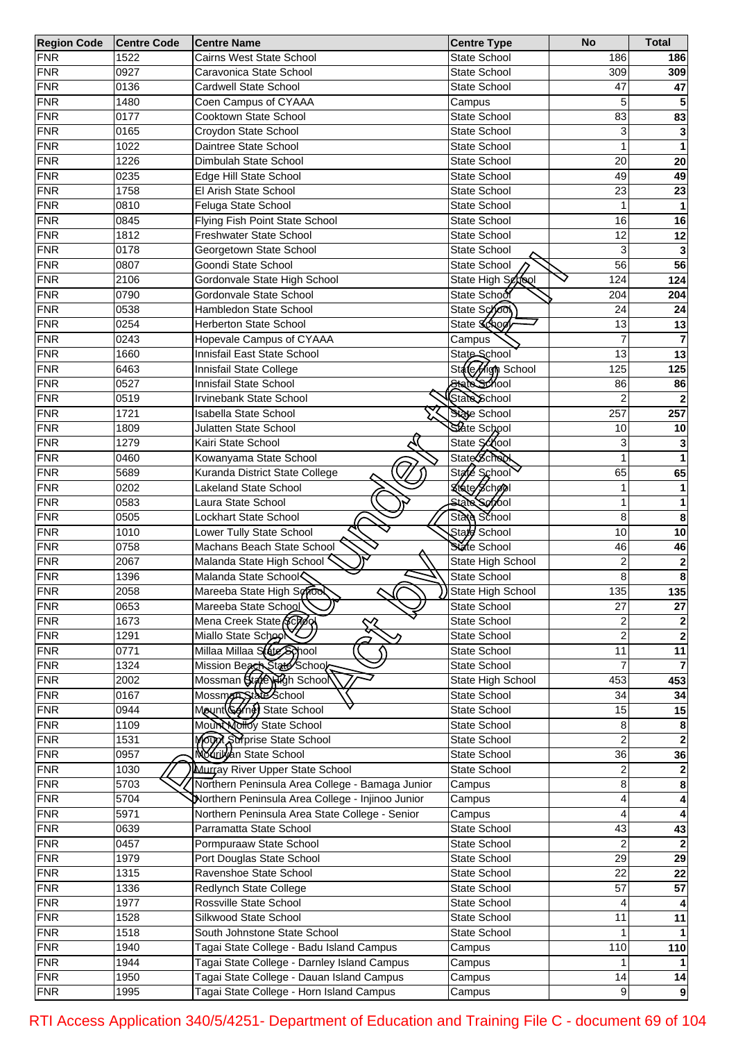| Region Code | Centre Code | Centre Name | Centre Type | No | Total |
|---|---|---|---|---|---|
| FNR | 1522 | Cairns West State School | State School | 186 | **186** |
| FNR | 0927 | Caravonica State School | State School | 309 | **309** |
| FNR | 0136 | Cardwell State School | State School | 47 | **47** |
| FNR | 1480 | Coen Campus of CYAAA | Campus | 5 | **5** |
| FNR | 0177 | Cooktown State School | State School | 83 | **83** |
| FNR | 0165 | Croydon State School | State School | 3 | **3** |
| FNR | 1022 | Daintree State School | State School | 1 | **1** |
| FNR | 1226 | Dimbulah State School | State School | 20 | **20** |
| FNR | 0235 | Edge Hill State School | State School | 49 | **49** |
| FNR | 1758 | El Arish State School | State School | 23 | **23** |
| FNR | 0810 | Feluga State School | State School | 1 | **1** |
| FNR | 0845 | Flying Fish Point State School | State School | 16 | **16** |
| FNR | 1812 | Freshwater State School | State School | 12 | **12** |
| FNR | 0178 | Georgetown State School | State School | 3 | **3** |
| FNR | 0807 | Goondi State School | State School | 56 | **56** |
| FNR | 2106 | Gordonvale State High School | State High School | 124 | **124** |
| FNR | 0790 | Gordonvale State School | State School | 204 | **204** |
| FNR | 0538 | Hambledon State School | State School | 24 | **24** |
| FNR | 0254 | Herberton State School | State School | 13 | **13** |
| FNR | 0243 | Hopevale Campus of CYAAA | Campus | 7 | **7** |
| FNR | 1660 | Innisfail East State School | State School | 13 | **13** |
| FNR | 6463 | Innisfail State College | State High School | 125 | **125** |
| FNR | 0527 | Innisfail State School | State School | 86 | **86** |
| FNR | 0519 | Irvinebank State School | State School | 2 | **2** |
| FNR | 1721 | Isabella State School | State School | 257 | **257** |
| FNR | 1809 | Julatten State School | State School | 10 | **10** |
| FNR | 1279 | Kairi State School | State School | 3 | **3** |
| FNR | 0460 | Kowanyama State School | State School | 1 | **1** |
| FNR | 5689 | Kuranda District State College | State School | 65 | **65** |
| FNR | 0202 | Lakeland State School | State School | 1 | **1** |
| FNR | 0583 | Laura State School | State School | 1 | **1** |
| FNR | 0505 | Lockhart State School | State School | 8 | **8** |
| FNR | 1010 | Lower Tully State School | State School | 10 | **10** |
| FNR | 0758 | Machans Beach State School | State School | 46 | **46** |
| FNR | 2067 | Malanda State High School | State High School | 2 | **2** |
| FNR | 1396 | Malanda State School | State School | 8 | **8** |
| FNR | 2058 | Mareeba State High School | State High School | 135 | **135** |
| FNR | 0653 | Mareeba State School | State School | 27 | **27** |
| FNR | 1673 | Mena Creek State School | State School | 2 | **2** |
| FNR | 1291 | Miallo State School | State School | 2 | **2** |
| FNR | 0771 | Millaa Millaa State School | State School | 11 | **11** |
| FNR | 1324 | Mission Beach State School | State School | 7 | **7** |
| FNR | 2002 | Mossman State High School | State High School | 453 | **453** |
| FNR | 0167 | Mossman State School | State School | 34 | **34** |
| FNR | 0944 | Mount Garnet State School | State School | 15 | **15** |
| FNR | 1109 | Mount Molloy State School | State School | 8 | **8** |
| FNR | 1531 | Mount Surprise State School | State School | 2 | **2** |
| FNR | 0957 | Mourilyan State School | State School | 36 | **36** |
| FNR | 1030 | Murray River Upper State School | State School | 2 | **2** |
| FNR | 5703 | Northern Peninsula Area College - Bamaga Junior | Campus | 8 | **8** |
| FNR | 5704 | Northern Peninsula Area College - Injinoo Junior | Campus | 4 | **4** |
| FNR | 5971 | Northern Peninsula Area State College - Senior | Campus | 4 | **4** |
| FNR | 0639 | Parramatta State School | State School | 43 | **43** |
| FNR | 0457 | Pormpuraaw State School | State School | 2 | **2** |
| FNR | 1979 | Port Douglas State School | State School | 29 | **29** |
| FNR | 1315 | Ravenshoe State School | State School | 22 | **22** |
| FNR | 1336 | Redlynch State College | State School | 57 | **57** |
| FNR | 1977 | Rossville State School | State School | 4 | **4** |
| FNR | 1528 | Silkwood State School | State School | 11 | **11** |
| FNR | 1518 | South Johnstone State School | State School | 1 | **1** |
| FNR | 1940 | Tagai State College - Badu Island Campus | Campus | 110 | **110** |
| FNR | 1944 | Tagai State College - Darnley Island Campus | Campus | 1 | **1** |
| FNR | 1950 | Tagai State College - Dauan Island Campus | Campus | 14 | **14** |
| FNR | 1995 | Tagai State College - Horn Island Campus | Campus | 9 | **9** |

RTI Access Application 340/5/4251- Department of Education and Training File C - document 69 of 104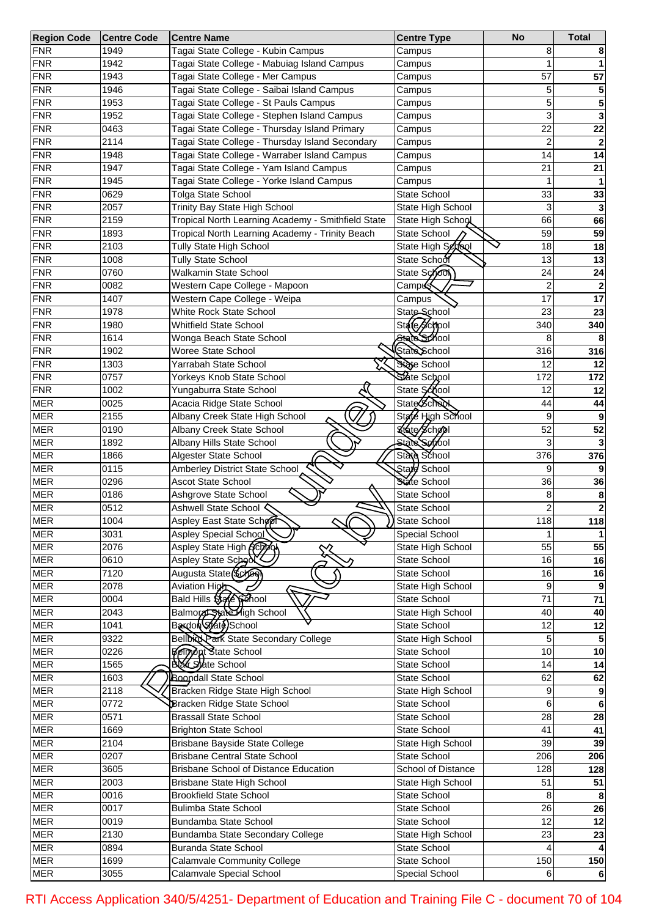| Region Code | Centre Code | Centre Name | Centre Type | No | Total |
|---|---|---|---|---|---|
| FNR | 1949 | Tagai State College - Kubin Campus | Campus | 8 | 8 |
| FNR | 1942 | Tagai State College - Mabuiag Island Campus | Campus | 1 | 1 |
| FNR | 1943 | Tagai State College - Mer Campus | Campus | 57 | 57 |
| FNR | 1946 | Tagai State College - Saibai Island Campus | Campus | 5 | 5 |
| FNR | 1953 | Tagai State College - St Pauls Campus | Campus | 5 | 5 |
| FNR | 1952 | Tagai State College - Stephen Island Campus | Campus | 3 | 3 |
| FNR | 0463 | Tagai State College - Thursday Island Primary | Campus | 22 | 22 |
| FNR | 2114 | Tagai State College - Thursday Island Secondary | Campus | 2 | 2 |
| FNR | 1948 | Tagai State College - Warraber Island Campus | Campus | 14 | 14 |
| FNR | 1947 | Tagai State College - Yam Island Campus | Campus | 21 | 21 |
| FNR | 1945 | Tagai State College - Yorke Island Campus | Campus | 1 | 1 |
| FNR | 0629 | Tolga State School | State School | 33 | 33 |
| FNR | 2057 | Trinity Bay State High School | State High School | 3 | 3 |
| FNR | 2159 | Tropical North Learning Academy - Smithfield State | State High School | 66 | 66 |
| FNR | 1893 | Tropical North Learning Academy - Trinity Beach | State School | 59 | 59 |
| FNR | 2103 | Tully State High School | State High School | 18 | 18 |
| FNR | 1008 | Tully State School | State School | 13 | 13 |
| FNR | 0760 | Walkamin State School | State School | 24 | 24 |
| FNR | 0082 | Western Cape College - Mapoon | Campus | 2 | 2 |
| FNR | 1407 | Western Cape College - Weipa | Campus | 17 | 17 |
| FNR | 1978 | White Rock State School | State School | 23 | 23 |
| FNR | 1980 | Whitfield State School | State School | 340 | 340 |
| FNR | 1614 | Wonga Beach State School | State School | 8 | 8 |
| FNR | 1902 | Woree State School | State School | 316 | 316 |
| FNR | 1303 | Yarrabah State School | State School | 12 | 12 |
| FNR | 0757 | Yorkeys Knob State School | State School | 172 | 172 |
| FNR | 1002 | Yungaburra State School | State School | 12 | 12 |
| MER | 0025 | Acacia Ridge State School | State School | 44 | 44 |
| MER | 2155 | Albany Creek State High School | State High School | 9 | 9 |
| MER | 0190 | Albany Creek State School | State School | 52 | 52 |
| MER | 1892 | Albany Hills State School | State School | 3 | 3 |
| MER | 1866 | Algester State School | State School | 376 | 376 |
| MER | 0115 | Amberley District State School | State School | 9 | 9 |
| MER | 0296 | Ascot State School | State School | 36 | 36 |
| MER | 0186 | Ashgrove State School | State School | 8 | 8 |
| MER | 0512 | Ashwell State School | State School | 2 | 2 |
| MER | 1004 | Aspley East State School | State School | 118 | 118 |
| MER | 3031 | Aspley Special School | Special School | 1 | 1 |
| MER | 2076 | Aspley State High School | State High School | 55 | 55 |
| MER | 0610 | Aspley State School | State School | 16 | 16 |
| MER | 7120 | Augusta State School | State School | 16 | 16 |
| MER | 2078 | Aviation High | State High School | 9 | 9 |
| MER | 0004 | Bald Hills State School | State School | 71 | 71 |
| MER | 2043 | Balmoral State High School | State High School | 40 | 40 |
| MER | 1041 | Bardon State School | State School | 12 | 12 |
| MER | 9322 | Bellbird Park State Secondary College | State High School | 5 | 5 |
| MER | 0226 | Belmont State School | State School | 10 | 10 |
| MER | 1565 | Bald State School | State School | 14 | 14 |
| MER | 1603 | Boondall State School | State School | 62 | 62 |
| MER | 2118 | Bracken Ridge State High School | State High School | 9 | 9 |
| MER | 0772 | Bracken Ridge State School | State School | 6 | 6 |
| MER | 0571 | Brassall State School | State School | 28 | 28 |
| MER | 1669 | Brighton State School | State School | 41 | 41 |
| MER | 2104 | Brisbane Bayside State College | State High School | 39 | 39 |
| MER | 0207 | Brisbane Central State School | State School | 206 | 206 |
| MER | 3605 | Brisbane School of Distance Education | School of Distance | 128 | 128 |
| MER | 2003 | Brisbane State High School | State High School | 51 | 51 |
| MER | 0016 | Brookfield State School | State School | 8 | 8 |
| MER | 0017 | Bulimba State School | State School | 26 | 26 |
| MER | 0019 | Bundamba State School | State School | 12 | 12 |
| MER | 2130 | Bundamba State Secondary College | State High School | 23 | 23 |
| MER | 0894 | Buranda State School | State School | 4 | 4 |
| MER | 1699 | Calamvale Community College | State School | 150 | 150 |
| MER | 3055 | Calamvale Special School | Special School | 6 | 6 |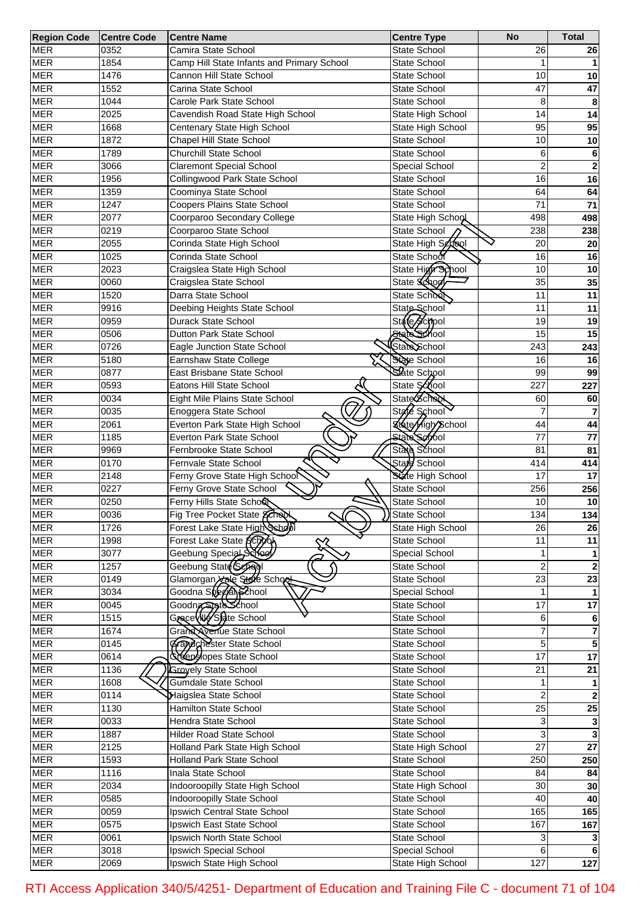| Region Code | Centre Code | Centre Name | Centre Type | No | Total |
|---|---|---|---|---|---|
| MER | 0352 | Camira State School | State School | 26 | **26** |
| MER | 1854 | Camp Hill State Infants and Primary School | State School | 1 | **1** |
| MER | 1476 | Cannon Hill State School | State School | 10 | **10** |
| MER | 1552 | Carina State School | State School | 47 | **47** |
| MER | 1044 | Carole Park State School | State School | 8 | **8** |
| MER | 2025 | Cavendish Road State High School | State High School | 14 | **14** |
| MER | 1668 | Centenary State High School | State High School | 95 | **95** |
| MER | 1872 | Chapel Hill State School | State School | 10 | **10** |
| MER | 1789 | Churchill State School | State School | 6 | **6** |
| MER | 3066 | Claremont Special School | Special School | 2 | **2** |
| MER | 1956 | Collingwood Park State School | State School | 16 | **16** |
| MER | 1359 | Coominya State School | State School | 64 | **64** |
| MER | 1247 | Coopers Plains State School | State School | 71 | **71** |
| MER | 2077 | Coorparoo Secondary College | State High School | 498 | **498** |
| MER | 0219 | Coorparoo State School | State School | 238 | **238** |
| MER | 2055 | Corinda State High School | State High School | 20 | **20** |
| MER | 1025 | Corinda State School | State School | 16 | **16** |
| MER | 2023 | Craigslea State High School | State High School | 10 | **10** |
| MER | 0060 | Craigslea State School | State School | 35 | **35** |
| MER | 1520 | Darra State School | State School | 11 | **11** |
| MER | 9916 | Deebing Heights State School | State School | 11 | **11** |
| MER | 0959 | Durack State School | State School | 19 | **19** |
| MER | 0506 | Dutton Park State School | State School | 15 | **15** |
| MER | 0726 | Eagle Junction State School | State School | 243 | **243** |
| MER | 5180 | Earnshaw State College | State School | 16 | **16** |
| MER | 0877 | East Brisbane State School | State School | 99 | **99** |
| MER | 0593 | Eatons Hill State School | State School | 227 | **227** |
| MER | 0034 | Eight Mile Plains State School | State School | 60 | **60** |
| MER | 0035 | Enoggera State School | State School | 7 | **7** |
| MER | 2061 | Everton Park State High School | State High School | 44 | **44** |
| MER | 1185 | Everton Park State School | State School | 77 | **77** |
| MER | 9969 | Fernbrooke State School | State School | 81 | **81** |
| MER | 0170 | Fernvale State School | State School | 414 | **414** |
| MER | 2148 | Ferny Grove State High School | State High School | 17 | **17** |
| MER | 0227 | Ferny Grove State School | State School | 256 | **256** |
| MER | 0250 | Ferny Hills State School | State School | 10 | **10** |
| MER | 0036 | Fig Tree Pocket State School | State School | 134 | **134** |
| MER | 1726 | Forest Lake State High School | State High School | 26 | **26** |
| MER | 1998 | Forest Lake State School | State School | 11 | **11** |
| MER | 3077 | Geebung Special School | Special School | 1 | **1** |
| MER | 1257 | Geebung State School | State School | 2 | **2** |
| MER | 0149 | Glamorgan Vale State School | State School | 23 | **23** |
| MER | 3034 | Goodna Special School | Special School | 1 | **1** |
| MER | 0045 | Goodna State School | State School | 17 | **17** |
| MER | 1515 | Graceville State School | State School | 6 | **6** |
| MER | 1674 | Grand Avenue State School | State School | 7 | **7** |
| MER | 0145 | Grandchester State School | State School | 5 | **5** |
| MER | 0614 | Greenslopes State School | State School | 17 | **17** |
| MER | 1136 | Grovely State School | State School | 21 | **21** |
| MER | 1608 | Gumdale State School | State School | 1 | **1** |
| MER | 0114 | Haigslea State School | State School | 2 | **2** |
| MER | 1130 | Hamilton State School | State School | 25 | **25** |
| MER | 0033 | Hendra State School | State School | 3 | **3** |
| MER | 1887 | Hilder Road State School | State School | 3 | **3** |
| MER | 2125 | Holland Park State High School | State High School | 27 | **27** |
| MER | 1593 | Holland Park State School | State School | 250 | **250** |
| MER | 1116 | Inala State School | State School | 84 | **84** |
| MER | 2034 | Indooroopilly State High School | State High School | 30 | **30** |
| MER | 0585 | Indooroopilly State School | State School | 40 | **40** |
| MER | 0059 | Ipswich Central State School | State School | 165 | **165** |
| MER | 0575 | Ipswich East State School | State School | 167 | **167** |
| MER | 0061 | Ipswich North State School | State School | 3 | **3** |
| MER | 3018 | Ipswich Special School | Special School | 6 | **6** |
| MER | 2069 | Ipswich State High School | State High School | 127 | **127** |

RTI Access Application 340/5/4251- Department of Education and Training File C - document 71 of 104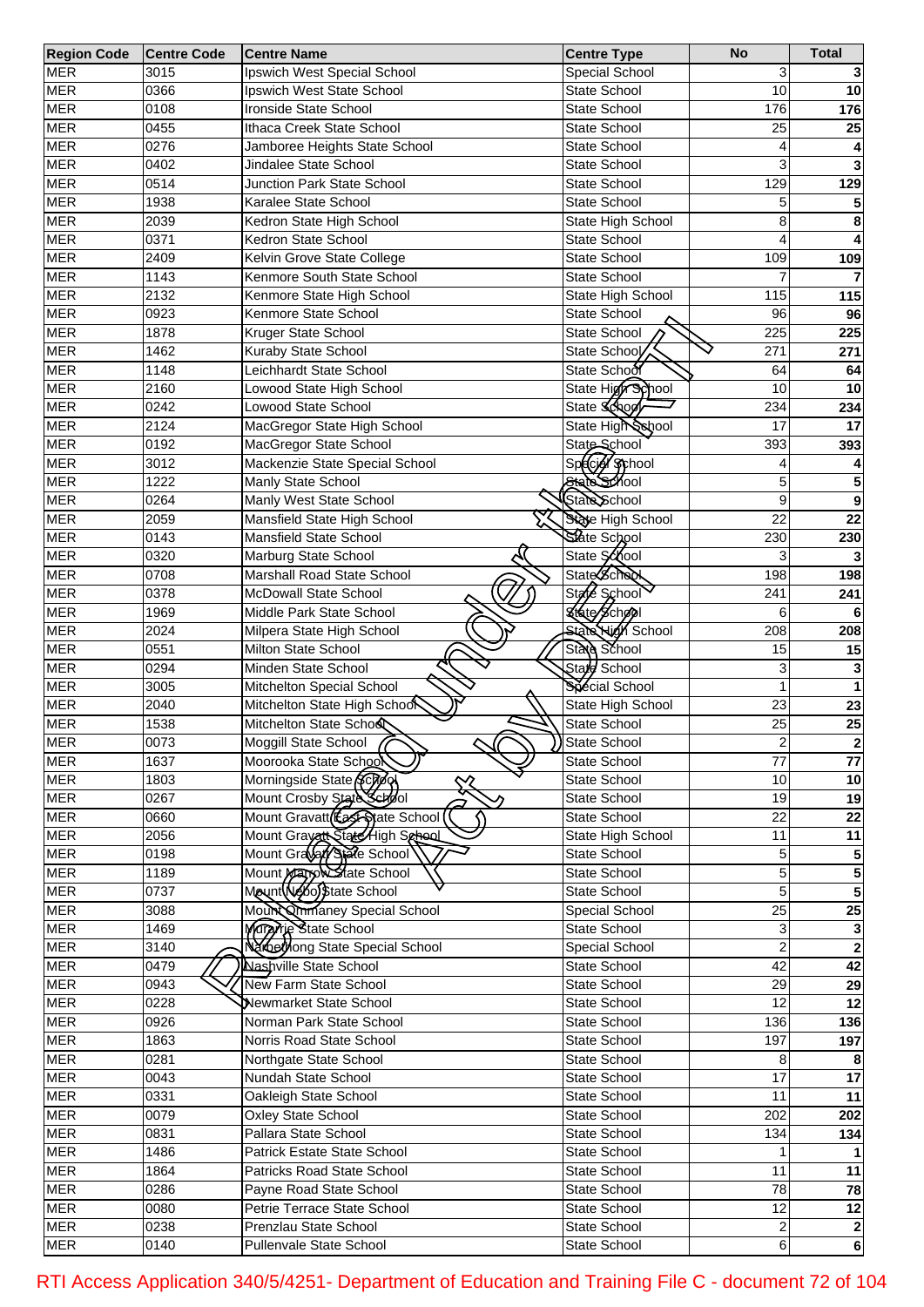| Region Code | Centre Code | Centre Name | Centre Type | No | Total |
|---|---|---|---|---|---|
| MER | 3015 | Ipswich West Special School | Special School | 3 | 3 |
| MER | 0366 | Ipswich West State School | State School | 10 | 10 |
| MER | 0108 | Ironside State School | State School | 176 | 176 |
| MER | 0455 | Ithaca Creek State School | State School | 25 | 25 |
| MER | 0276 | Jamboree Heights State School | State School | 4 | 4 |
| MER | 0402 | Jindalee State School | State School | 3 | 3 |
| MER | 0514 | Junction Park State School | State School | 129 | 129 |
| MER | 1938 | Karalee State School | State School | 5 | 5 |
| MER | 2039 | Kedron State High School | State High School | 8 | 8 |
| MER | 0371 | Kedron State School | State School | 4 | 4 |
| MER | 2409 | Kelvin Grove State College | State School | 109 | 109 |
| MER | 1143 | Kenmore South State School | State School | 7 | 7 |
| MER | 2132 | Kenmore State High School | State High School | 115 | 115 |
| MER | 0923 | Kenmore State School | State School | 96 | 96 |
| MER | 1878 | Kruger State School | State School | 225 | 225 |
| MER | 1462 | Kuraby State School | State School | 271 | 271 |
| MER | 1148 | Leichhardt State School | State School | 64 | 64 |
| MER | 2160 | Lowood State High School | State High School | 10 | 10 |
| MER | 0242 | Lowood State School | State School | 234 | 234 |
| MER | 2124 | MacGregor State High School | State High School | 17 | 17 |
| MER | 0192 | MacGregor State School | State School | 393 | 393 |
| MER | 3012 | Mackenzie State Special School | Special School | 4 | 4 |
| MER | 1222 | Manly State School | State School | 5 | 5 |
| MER | 0264 | Manly West State School | State School | 9 | 9 |
| MER | 2059 | Mansfield State High School | State High School | 22 | 22 |
| MER | 0143 | Mansfield State School | State School | 230 | 230 |
| MER | 0320 | Marburg State School | State School | 3 | 3 |
| MER | 0708 | Marshall Road State School | State School | 198 | 198 |
| MER | 0378 | McDowall State School | State School | 241 | 241 |
| MER | 1969 | Middle Park State School | State School | 6 | 6 |
| MER | 2024 | Milpera State High School | State High School | 208 | 208 |
| MER | 0551 | Milton State School | State School | 15 | 15 |
| MER | 0294 | Minden State School | State School | 3 | 3 |
| MER | 3005 | Mitchelton Special School | Special School | 1 | 1 |
| MER | 2040 | Mitchelton State High School | State High School | 23 | 23 |
| MER | 1538 | Mitchelton State School | State School | 25 | 25 |
| MER | 0073 | Moggill State School | State School | 2 | 2 |
| MER | 1637 | Moorooka State School | State School | 77 | 77 |
| MER | 1803 | Morningside State School | State School | 10 | 10 |
| MER | 0267 | Mount Crosby State School | State School | 19 | 19 |
| MER | 0660 | Mount Gravatt East State School | State School | 22 | 22 |
| MER | 2056 | Mount Gravatt State High School | State High School | 11 | 11 |
| MER | 0198 | Mount Gravatt State School | State School | 5 | 5 |
| MER | 1189 | Mount Marrow State School | State School | 5 | 5 |
| MER | 0737 | Mount Nebo State School | State School | 5 | 5 |
| MER | 3088 | Mount Ommaney Special School | Special School | 25 | 25 |
| MER | 1469 | Murarrie State School | State School | 3 | 3 |
| MER | 3140 | Narbethong State Special School | Special School | 2 | 2 |
| MER | 0479 | Nashville State School | State School | 42 | 42 |
| MER | 0943 | New Farm State School | State School | 29 | 29 |
| MER | 0228 | Newmarket State School | State School | 12 | 12 |
| MER | 0926 | Norman Park State School | State School | 136 | 136 |
| MER | 1863 | Norris Road State School | State School | 197 | 197 |
| MER | 0281 | Northgate State School | State School | 8 | 8 |
| MER | 0043 | Nundah State School | State School | 17 | 17 |
| MER | 0331 | Oakleigh State School | State School | 11 | 11 |
| MER | 0079 | Oxley State School | State School | 202 | 202 |
| MER | 0831 | Pallara State School | State School | 134 | 134 |
| MER | 1486 | Patrick Estate State School | State School | 1 | 1 |
| MER | 1864 | Patricks Road State School | State School | 11 | 11 |
| MER | 0286 | Payne Road State School | State School | 78 | 78 |
| MER | 0080 | Petrie Terrace State School | State School | 12 | 12 |
| MER | 0238 | Prenzlau State School | State School | 2 | 2 |
| MER | 0140 | Pullenvale State School | State School | 6 | 6 |

RTI Access Application 340/5/4251- Department of Education and Training File C - document 72 of 104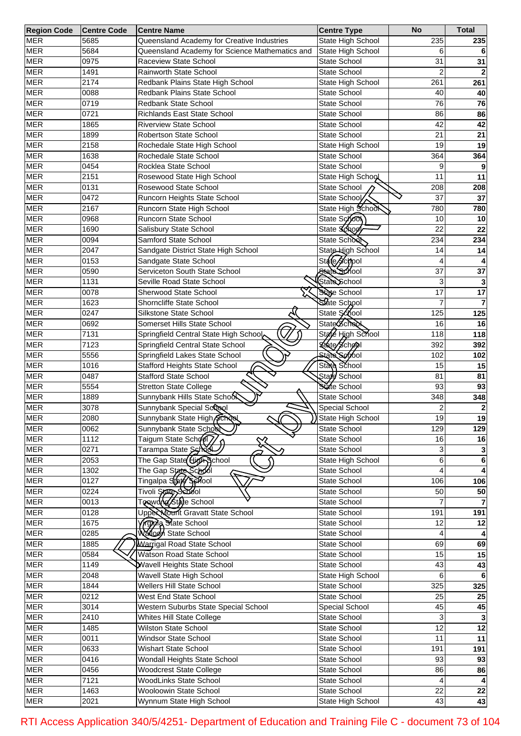| Region Code | Centre Code | Centre Name | Centre Type | No | Total |
| --- | --- | --- | --- | --- | --- |
| MER | 5685 | Queensland Academy for Creative Industries | State High School | 235 | **235** |
| MER | 5684 | Queensland Academy for Science Mathematics and | State High School | 6 | **6** |
| MER | 0975 | Raceview State School | State School | 31 | **31** |
| MER | 1491 | Rainworth State School | State School | 2 | **2** |
| MER | 2174 | Redbank Plains State High School | State High School | 261 | **261** |
| MER | 0088 | Redbank Plains State School | State School | 40 | **40** |
| MER | 0719 | Redbank State School | State School | 76 | **76** |
| MER | 0721 | Richlands East State School | State School | 86 | **86** |
| MER | 1865 | Riverview State School | State School | 42 | **42** |
| MER | 1899 | Robertson State School | State School | 21 | **21** |
| MER | 2158 | Rochedale State High School | State High School | 19 | **19** |
| MER | 1638 | Rochedale State School | State School | 364 | **364** |
| MER | 0454 | Rocklea State School | State School | 9 | **9** |
| MER | 2151 | Rosewood State High School | State High School | 11 | **11** |
| MER | 0131 | Rosewood State School | State School | 208 | **208** |
| MER | 0472 | Runcorn Heights State School | State School | 37 | **37** |
| MER | 2167 | Runcorn State High School | State High School | 780 | **780** |
| MER | 0968 | Runcorn State School | State School | 10 | **10** |
| MER | 1690 | Salisbury State School | State School | 22 | **22** |
| MER | 0094 | Samford State School | State School | 234 | **234** |
| MER | 2047 | Sandgate District State High School | State High School | 14 | **14** |
| MER | 0153 | Sandgate State School | State School | 4 | **4** |
| MER | 0590 | Serviceton South State School | State School | 37 | **37** |
| MER | 1131 | Seville Road State School | State School | 3 | **3** |
| MER | 0078 | Sherwood State School | State School | 17 | **17** |
| MER | 1623 | Shorncliffe State School | State School | 7 | **7** |
| MER | 0247 | Silkstone State School | State School | 125 | **125** |
| MER | 0692 | Somerset Hills State School | State School | 16 | **16** |
| MER | 7131 | Springfield Central State High School | State High School | 118 | **118** |
| MER | 7123 | Springfield Central State School | State School | 392 | **392** |
| MER | 5556 | Springfield Lakes State School | State School | 102 | **102** |
| MER | 1016 | Stafford Heights State School | State School | 15 | **15** |
| MER | 0487 | Stafford State School | State School | 81 | **81** |
| MER | 5554 | Stretton State College | State School | 93 | **93** |
| MER | 1889 | Sunnybank Hills State School | State School | 348 | **348** |
| MER | 3078 | Sunnybank Special School | Special School | 2 | **2** |
| MER | 2080 | Sunnybank State High School | State High School | 19 | **19** |
| MER | 0062 | Sunnybank State School | State School | 129 | **129** |
| MER | 1112 | Taigum State School | State School | 16 | **16** |
| MER | 0271 | Tarampa State School | State School | 3 | **3** |
| MER | 2053 | The Gap State High School | State High School | 6 | **6** |
| MER | 1302 | The Gap State School | State School | 4 | **4** |
| MER | 0127 | Tingalpa State School | State School | 106 | **106** |
| MER | 0224 | Tivoli State School | State School | 50 | **50** |
| MER | 0013 | Toowong State School | State School | 7 | **7** |
| MER | 0128 | Upper Mount Gravatt State School | State School | 191 | **191** |
| MER | 1675 | Virginia State School | State School | 12 | **12** |
| MER | 0285 | Walloon State School | State School | 4 | **4** |
| MER | 1885 | Warrigal Road State School | State School | 69 | **69** |
| MER | 0584 | Watson Road State School | State School | 15 | **15** |
| MER | 1149 | Wavell Heights State School | State School | 43 | **43** |
| MER | 2048 | Wavell State High School | State High School | 6 | **6** |
| MER | 1844 | Wellers Hill State School | State School | 325 | **325** |
| MER | 0212 | West End State School | State School | 25 | **25** |
| MER | 3014 | Western Suburbs State Special School | Special School | 45 | **45** |
| MER | 2410 | Whites Hill State College | State School | 3 | **3** |
| MER | 1485 | Wilston State School | State School | 12 | **12** |
| MER | 0011 | Windsor State School | State School | 11 | **11** |
| MER | 0633 | Wishart State School | State School | 191 | **191** |
| MER | 0416 | Wondall Heights State School | State School | 93 | **93** |
| MER | 0456 | Woodcrest State College | State School | 86 | **86** |
| MER | 7121 | WoodLinks State School | State School | 4 | **4** |
| MER | 1463 | Wooloowin State School | State School | 22 | **22** |
| MER | 2021 | Wynnum State High School | State High School | 43 | **43** |

RTI Access Application 340/5/4251- Department of Education and Training File C - document 73 of 104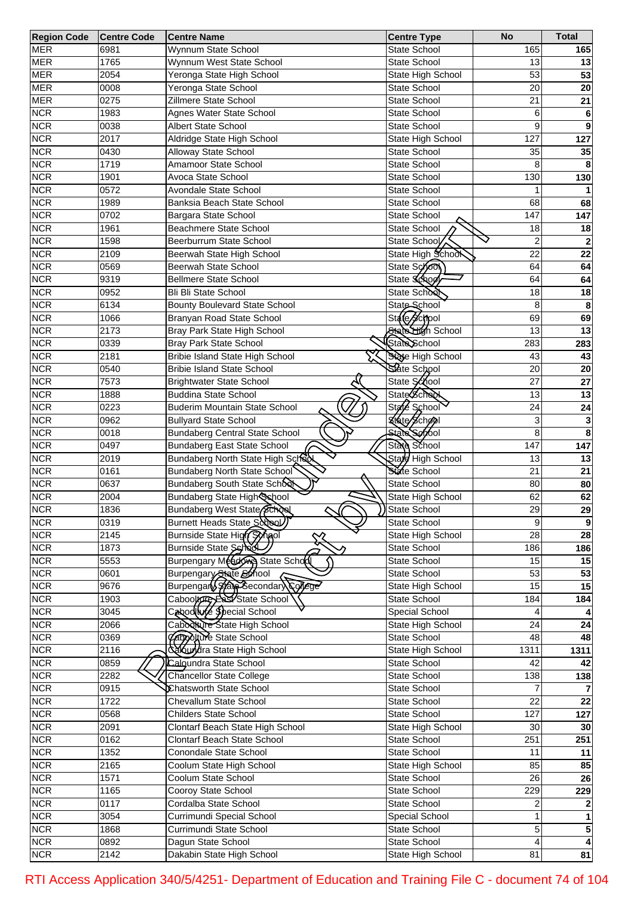| Region Code | Centre Code | Centre Name | Centre Type | No | Total |
|---|---|---|---|---|---|
| MER | 6981 | Wynnum State School | State School | 165 | **165** |
| MER | 1765 | Wynnum West State School | State School | 13 | **13** |
| MER | 2054 | Yeronga State High School | State High School | 53 | **53** |
| MER | 0008 | Yeronga State School | State School | 20 | **20** |
| MER | 0275 | Zillmere State School | State School | 21 | **21** |
| NCR | 1983 | Agnes Water State School | State School | 6 | **6** |
| NCR | 0038 | Albert State School | State School | 9 | **9** |
| NCR | 2017 | Aldridge State High School | State High School | 127 | **127** |
| NCR | 0430 | Alloway State School | State School | 35 | **35** |
| NCR | 1719 | Amamoor State School | State School | 8 | **8** |
| NCR | 1901 | Avoca State School | State School | 130 | **130** |
| NCR | 0572 | Avondale State School | State School | 1 | **1** |
| NCR | 1989 | Banksia Beach State School | State School | 68 | **68** |
| NCR | 0702 | Bargara State School | State School | 147 | **147** |
| NCR | 1961 | Beachmere State School | State School | 18 | **18** |
| NCR | 1598 | Beerburrum State School | State School | 2 | **2** |
| NCR | 2109 | Beerwah State High School | State High School | 22 | **22** |
| NCR | 0569 | Beerwah State School | State School | 64 | **64** |
| NCR | 9319 | Bellmere State School | State School | 64 | **64** |
| NCR | 0952 | Bli Bli State School | State School | 18 | **18** |
| NCR | 6134 | Bounty Boulevard State School | State School | 8 | **8** |
| NCR | 1066 | Branyan Road State School | State School | 69 | **69** |
| NCR | 2173 | Bray Park State High School | State High School | 13 | **13** |
| NCR | 0339 | Bray Park State School | State School | 283 | **283** |
| NCR | 2181 | Bribie Island State High School | State High School | 43 | **43** |
| NCR | 0540 | Bribie Island State School | State School | 20 | **20** |
| NCR | 7573 | Brightwater State School | State School | 27 | **27** |
| NCR | 1888 | Buddina State School | State School | 13 | **13** |
| NCR | 0223 | Buderim Mountain State School | State School | 24 | **24** |
| NCR | 0962 | Bullyard State School | State School | 3 | **3** |
| NCR | 0018 | Bundaberg Central State School | State School | 8 | **8** |
| NCR | 0497 | Bundaberg East State School | State School | 147 | **147** |
| NCR | 2019 | Bundaberg North State High School | State High School | 13 | **13** |
| NCR | 0161 | Bundaberg North State School | State School | 21 | **21** |
| NCR | 0637 | Bundaberg South State School | State School | 80 | **80** |
| NCR | 2004 | Bundaberg State High School | State High School | 62 | **62** |
| NCR | 1836 | Bundaberg West State School | State School | 29 | **29** |
| NCR | 0319 | Burnett Heads State School | State School | 9 | **9** |
| NCR | 2145 | Burnside State High School | State High School | 28 | **28** |
| NCR | 1873 | Burnside State School | State School | 186 | **186** |
| NCR | 5553 | Burpengary Meadows State School | State School | 15 | **15** |
| NCR | 0601 | Burpengary State School | State School | 53 | **53** |
| NCR | 9676 | Burpengary State Secondary College | State High School | 15 | **15** |
| NCR | 1903 | Caboolture East State School | State School | 184 | **184** |
| NCR | 3045 | Caboolture Special School | Special School | 4 | **4** |
| NCR | 2066 | Caboolture State High School | State High School | 24 | **24** |
| NCR | 0369 | Caboolture State School | State School | 48 | **48** |
| NCR | 2116 | Caloundra State High School | State High School | 1311 | **1311** |
| NCR | 0859 | Caloundra State School | State School | 42 | **42** |
| NCR | 2282 | Chancellor State College | State School | 138 | **138** |
| NCR | 0915 | Chatsworth State School | State School | 7 | **7** |
| NCR | 1722 | Chevallum State School | State School | 22 | **22** |
| NCR | 0568 | Childers State School | State School | 127 | **127** |
| NCR | 2091 | Clontarf Beach State High School | State High School | 30 | **30** |
| NCR | 0162 | Clontarf Beach State School | State School | 251 | **251** |
| NCR | 1352 | Conondale State School | State School | 11 | **11** |
| NCR | 2165 | Coolum State High School | State High School | 85 | **85** |
| NCR | 1571 | Coolum State School | State School | 26 | **26** |
| NCR | 1165 | Cooroy State School | State School | 229 | **229** |
| NCR | 0117 | Cordalba State School | State School | 2 | **2** |
| NCR | 3054 | Currimundi Special School | Special School | 1 | **1** |
| NCR | 1868 | Currimundi State School | State School | 5 | **5** |
| NCR | 0892 | Dagun State School | State School | 4 | **4** |
| NCR | 2142 | Dakabin State High School | State High School | 81 | **81** |

RTI Access Application 340/5/4251- Department of Education and Training File C - document 74 of 104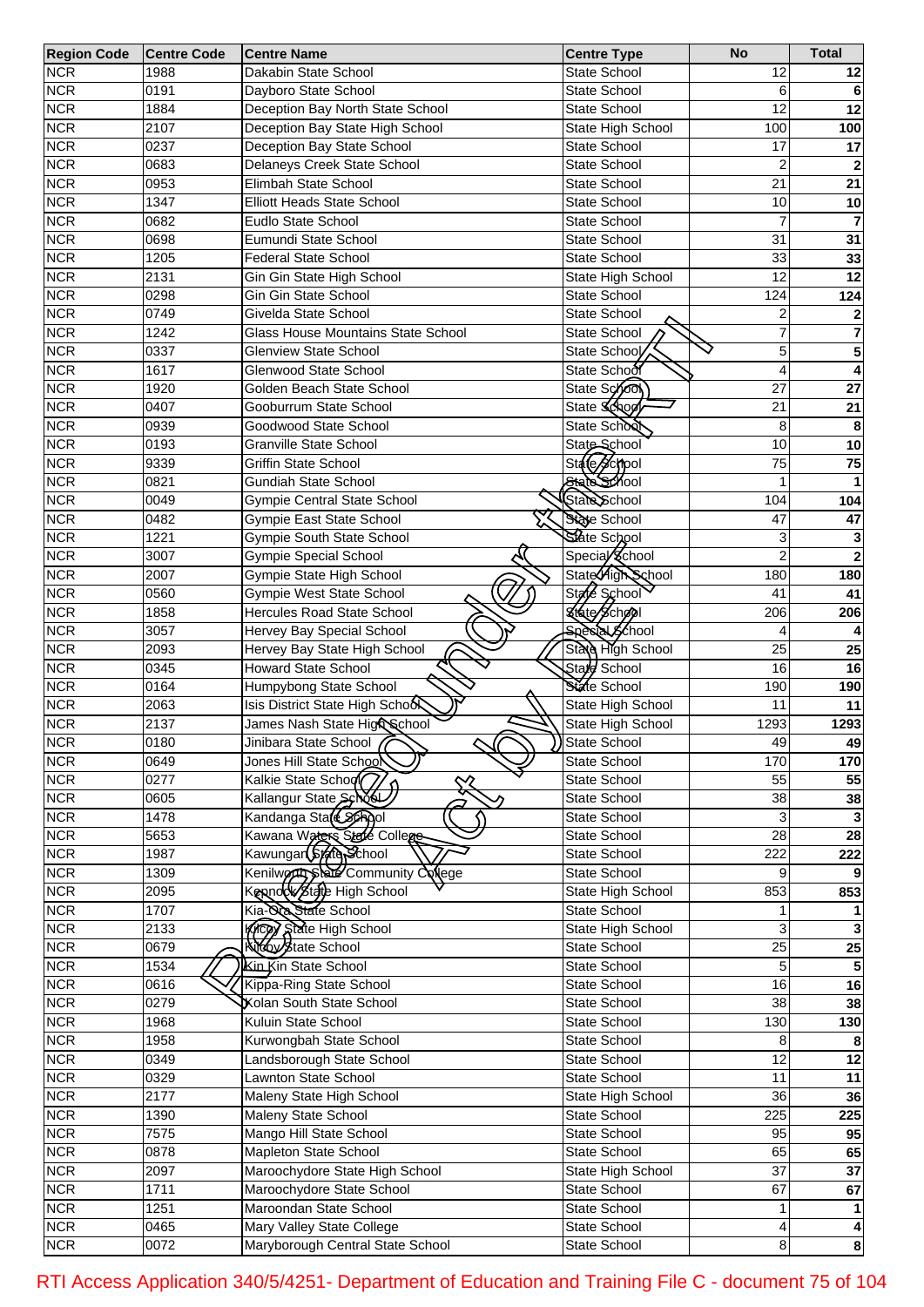| Region Code | Centre Code | Centre Name | Centre Type | No | Total |
|---|---|---|---|---|---|
| NCR | 1988 | Dakabin State School | State School | 12 | **12** |
| NCR | 0191 | Dayboro State School | State School | 6 | **6** |
| NCR | 1884 | Deception Bay North State School | State School | 12 | **12** |
| NCR | 2107 | Deception Bay State High School | State High School | 100 | **100** |
| NCR | 0237 | Deception Bay State School | State School | 17 | **17** |
| NCR | 0683 | Delaneys Creek State School | State School | 2 | **2** |
| NCR | 0953 | Elimbah State School | State School | 21 | **21** |
| NCR | 1347 | Elliott Heads State School | State School | 10 | **10** |
| NCR | 0682 | Eudlo State School | State School | 7 | **7** |
| NCR | 0698 | Eumundi State School | State School | 31 | **31** |
| NCR | 1205 | Federal State School | State School | 33 | **33** |
| NCR | 2131 | Gin Gin State High School | State High School | 12 | **12** |
| NCR | 0298 | Gin Gin State School | State School | 124 | **124** |
| NCR | 0749 | Givelda State School | State School | 2 | **2** |
| NCR | 1242 | Glass House Mountains State School | State School | 7 | **7** |
| NCR | 0337 | Glenview State School | State School | 5 | **5** |
| NCR | 1617 | Glenwood State School | State School | 4 | **4** |
| NCR | 1920 | Golden Beach State School | State School | 27 | **27** |
| NCR | 0407 | Gooburrum State School | State School | 21 | **21** |
| NCR | 0939 | Goodwood State School | State School | 8 | **8** |
| NCR | 0193 | Granville State School | State School | 10 | **10** |
| NCR | 9339 | Griffin State School | State School | 75 | **75** |
| NCR | 0821 | Gundiah State School | State School | 1 | **1** |
| NCR | 0049 | Gympie Central State School | State School | 104 | **104** |
| NCR | 0482 | Gympie East State School | State School | 47 | **47** |
| NCR | 1221 | Gympie South State School | State School | 3 | **3** |
| NCR | 3007 | Gympie Special School | Special School | 2 | **2** |
| NCR | 2007 | Gympie State High School | State High School | 180 | **180** |
| NCR | 0560 | Gympie West State School | State School | 41 | **41** |
| NCR | 1858 | Hercules Road State School | State School | 206 | **206** |
| NCR | 3057 | Hervey Bay Special School | Special School | 4 | **4** |
| NCR | 2093 | Hervey Bay State High School | State High School | 25 | **25** |
| NCR | 0345 | Howard State School | State School | 16 | **16** |
| NCR | 0164 | Humpybong State School | State School | 190 | **190** |
| NCR | 2063 | Isis District State High School | State High School | 11 | **11** |
| NCR | 2137 | James Nash State High School | State High School | 1293 | **1293** |
| NCR | 0180 | Jinibara State School | State School | 49 | **49** |
| NCR | 0649 | Jones Hill State School | State School | 170 | **170** |
| NCR | 0277 | Kalkie State School | State School | 55 | **55** |
| NCR | 0605 | Kallangur State School | State School | 38 | **38** |
| NCR | 1478 | Kandanga State School | State School | 3 | **3** |
| NCR | 5653 | Kawana Waters State College | State School | 28 | **28** |
| NCR | 1987 | Kawungan State School | State School | 222 | **222** |
| NCR | 1309 | Kenilworth State Community College | State School | 9 | **9** |
| NCR | 2095 | Kepnock State High School | State High School | 853 | **853** |
| NCR | 1707 | Kia-Ora State School | State School | 1 | **1** |
| NCR | 2133 | Kilcoy State High School | State High School | 3 | **3** |
| NCR | 0679 | Kilcoy State School | State School | 25 | **25** |
| NCR | 1534 | Kin Kin State School | State School | 5 | **5** |
| NCR | 0616 | Kippa-Ring State School | State School | 16 | **16** |
| NCR | 0279 | Kolan South State School | State School | 38 | **38** |
| NCR | 1968 | Kuluin State School | State School | 130 | **130** |
| NCR | 1958 | Kurwongbah State School | State School | 8 | **8** |
| NCR | 0349 | Landsborough State School | State School | 12 | **12** |
| NCR | 0329 | Lawnton State School | State School | 11 | **11** |
| NCR | 2177 | Maleny State High School | State High School | 36 | **36** |
| NCR | 1390 | Maleny State School | State School | 225 | **225** |
| NCR | 7575 | Mango Hill State School | State School | 95 | **95** |
| NCR | 0878 | Mapleton State School | State School | 65 | **65** |
| NCR | 2097 | Maroochydore State High School | State High School | 37 | **37** |
| NCR | 1711 | Maroochydore State School | State School | 67 | **67** |
| NCR | 1251 | Maroondan State School | State School | 1 | **1** |
| NCR | 0465 | Mary Valley State College | State School | 4 | **4** |
| NCR | 0072 | Maryborough Central State School | State School | 8 | **8** |

RTI Access Application 340/5/4251- Department of Education and Training File C - document 75 of 104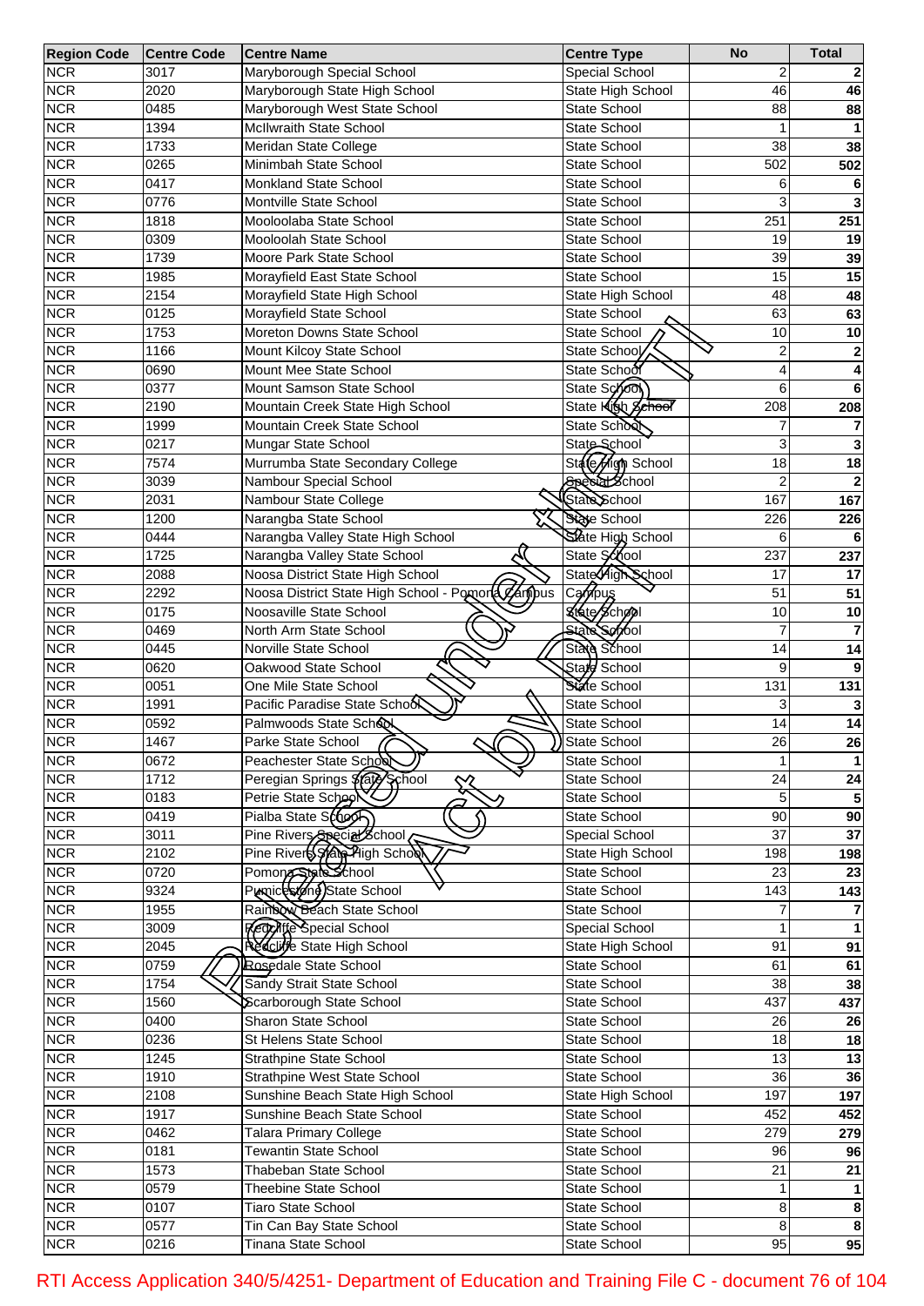| Region Code | Centre Code | Centre Name | Centre Type | No | Total |
|---|---|---|---|---|---|
| NCR | 3017 | Maryborough Special School | Special School | 2 | 2 |
| NCR | 2020 | Maryborough State High School | State High School | 46 | 46 |
| NCR | 0485 | Maryborough West State School | State School | 88 | 88 |
| NCR | 1394 | McIlwraith State School | State School | 1 | 1 |
| NCR | 1733 | Meridan State College | State School | 38 | 38 |
| NCR | 0265 | Minimbah State School | State School | 502 | 502 |
| NCR | 0417 | Monkland State School | State School | 6 | 6 |
| NCR | 0776 | Montville State School | State School | 3 | 3 |
| NCR | 1818 | Mooloolaba State School | State School | 251 | 251 |
| NCR | 0309 | Mooloolah State School | State School | 19 | 19 |
| NCR | 1739 | Moore Park State School | State School | 39 | 39 |
| NCR | 1985 | Morayfield East State School | State School | 15 | 15 |
| NCR | 2154 | Morayfield State High School | State High School | 48 | 48 |
| NCR | 0125 | Morayfield State School | State School | 63 | 63 |
| NCR | 1753 | Moreton Downs State School | State School | 10 | 10 |
| NCR | 1166 | Mount Kilcoy State School | State School | 2 | 2 |
| NCR | 0690 | Mount Mee State School | State School | 4 | 4 |
| NCR | 0377 | Mount Samson State School | State School | 6 | 6 |
| NCR | 2190 | Mountain Creek State High School | State High School | 208 | 208 |
| NCR | 1999 | Mountain Creek State School | State School | 7 | 7 |
| NCR | 0217 | Mungar State School | State School | 3 | 3 |
| NCR | 7574 | Murrumba State Secondary College | State High School | 18 | 18 |
| NCR | 3039 | Nambour Special School | Special School | 2 | 2 |
| NCR | 2031 | Nambour State College | State School | 167 | 167 |
| NCR | 1200 | Narangba State School | State School | 226 | 226 |
| NCR | 0444 | Narangba Valley State High School | State High School | 6 | 6 |
| NCR | 1725 | Narangba Valley State School | State School | 237 | 237 |
| NCR | 2088 | Noosa District State High School | State High School | 17 | 17 |
| NCR | 2292 | Noosa District State High School - Pomona Campus | Campus | 51 | 51 |
| NCR | 0175 | Noosaville State School | State School | 10 | 10 |
| NCR | 0469 | North Arm State School | State School | 7 | 7 |
| NCR | 0445 | Norville State School | State School | 14 | 14 |
| NCR | 0620 | Oakwood State School | State School | 9 | 9 |
| NCR | 0051 | One Mile State School | State School | 131 | 131 |
| NCR | 1991 | Pacific Paradise State School | State School | 3 | 3 |
| NCR | 0592 | Palmwoods State School | State School | 14 | 14 |
| NCR | 1467 | Parke State School | State School | 26 | 26 |
| NCR | 0672 | Peachester State School | State School | 1 | 1 |
| NCR | 1712 | Peregian Springs State School | State School | 24 | 24 |
| NCR | 0183 | Petrie State School | State School | 5 | 5 |
| NCR | 0419 | Pialba State School | State School | 90 | 90 |
| NCR | 3011 | Pine Rivers Special School | Special School | 37 | 37 |
| NCR | 2102 | Pine Rivers State High School | State High School | 198 | 198 |
| NCR | 0720 | Pomona State School | State School | 23 | 23 |
| NCR | 9324 | Pumicestone State School | State School | 143 | 143 |
| NCR | 1955 | Rainbow Beach State School | State School | 7 | 7 |
| NCR | 3009 | Redcliffe Special School | Special School | 1 | 1 |
| NCR | 2045 | Redcliffe State High School | State High School | 91 | 91 |
| NCR | 0759 | Rosedale State School | State School | 61 | 61 |
| NCR | 1754 | Sandy Strait State School | State School | 38 | 38 |
| NCR | 1560 | Scarborough State School | State School | 437 | 437 |
| NCR | 0400 | Sharon State School | State School | 26 | 26 |
| NCR | 0236 | St Helens State School | State School | 18 | 18 |
| NCR | 1245 | Strathpine State School | State School | 13 | 13 |
| NCR | 1910 | Strathpine West State School | State School | 36 | 36 |
| NCR | 2108 | Sunshine Beach State High School | State High School | 197 | 197 |
| NCR | 1917 | Sunshine Beach State School | State School | 452 | 452 |
| NCR | 0462 | Talara Primary College | State School | 279 | 279 |
| NCR | 0181 | Tewantin State School | State School | 96 | 96 |
| NCR | 1573 | Thabeban State School | State School | 21 | 21 |
| NCR | 0579 | Theebine State School | State School | 1 | 1 |
| NCR | 0107 | Tiaro State School | State School | 8 | 8 |
| NCR | 0577 | Tin Can Bay State School | State School | 8 | 8 |
| NCR | 0216 | Tinana State School | State School | 95 | 95 |

Released under RTI Act by DET

RTI Access Application 340/5/4251- Department of Education and Training File C - document 76 of 104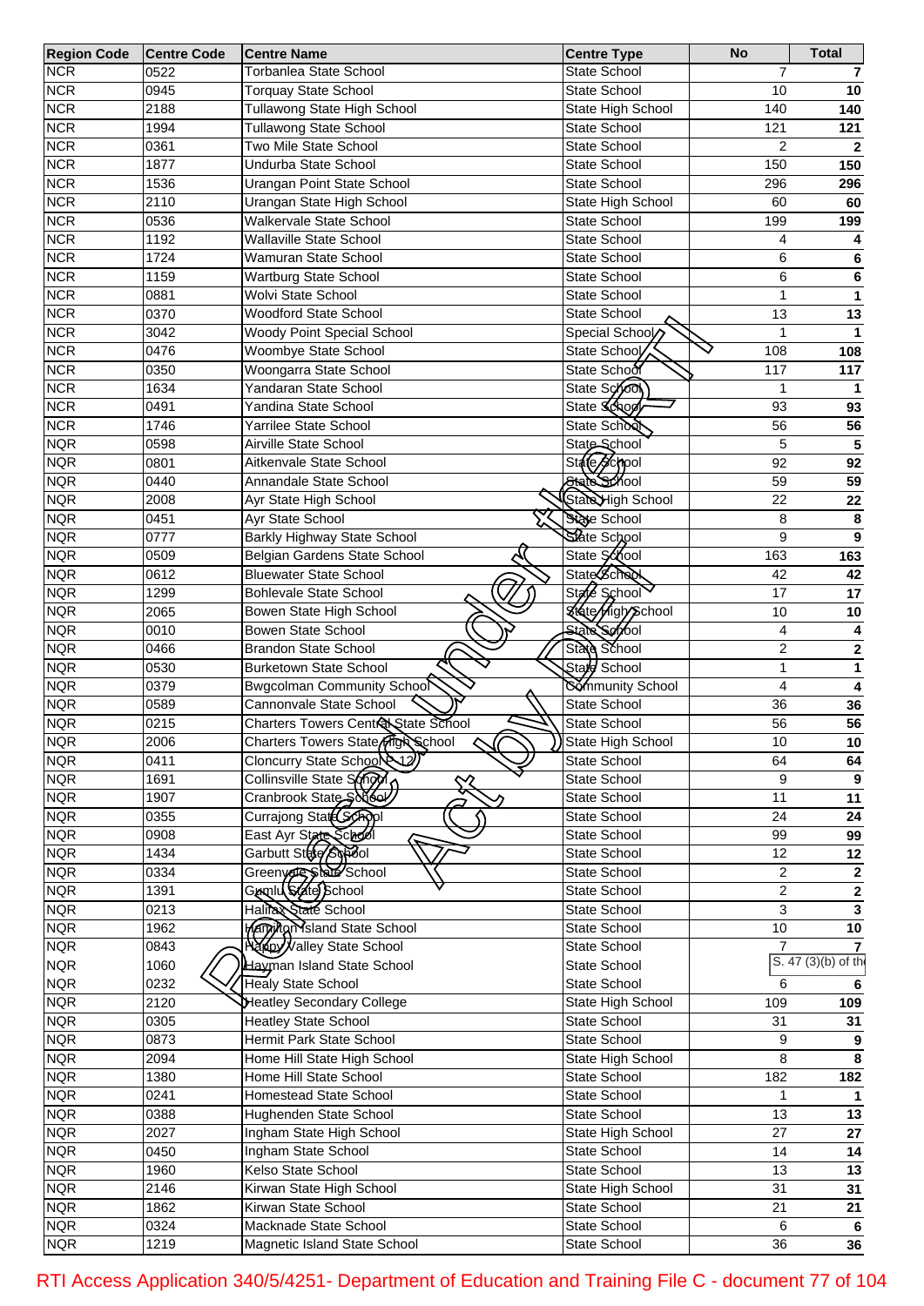| Region Code | Centre Code | Centre Name | Centre Type | No | Total |
|---|---|---|---|---|---|
| NCR | 0522 | Torbanlea State School | State School | 7 | **7** |
| NCR | 0945 | Torquay State School | State School | 10 | **10** |
| NCR | 2188 | Tullawong State High School | State High School | 140 | **140** |
| NCR | 1994 | Tullawong State School | State School | 121 | **121** |
| NCR | 0361 | Two Mile State School | State School | 2 | **2** |
| NCR | 1877 | Undurba State School | State School | 150 | **150** |
| NCR | 1536 | Urangan Point State School | State School | 296 | **296** |
| NCR | 2110 | Urangan State High School | State High School | 60 | **60** |
| NCR | 0536 | Walkervale State School | State School | 199 | **199** |
| NCR | 1192 | Wallaville State School | State School | 4 | **4** |
| NCR | 1724 | Wamuran State School | State School | 6 | **6** |
| NCR | 1159 | Wartburg State School | State School | 6 | **6** |
| NCR | 0881 | Wolvi State School | State School | 1 | **1** |
| NCR | 0370 | Woodford State School | State School | 13 | **13** |
| NCR | 3042 | Woody Point Special School | Special School | 1 | **1** |
| NCR | 0476 | Woombye State School | State School | 108 | **108** |
| NCR | 0350 | Woongarra State School | State School | 117 | **117** |
| NCR | 1634 | Yandaran State School | State School | 1 | **1** |
| NCR | 0491 | Yandina State School | State School | 93 | **93** |
| NCR | 1746 | Yarrilee State School | State School | 56 | **56** |
| NQR | 0598 | Airville State School | State School | 5 | **5** |
| NQR | 0801 | Aitkenvale State School | State School | 92 | **92** |
| NQR | 0440 | Annandale State School | State School | 59 | **59** |
| NQR | 2008 | Ayr State High School | State High School | 22 | **22** |
| NQR | 0451 | Ayr State School | State School | 8 | **8** |
| NQR | 0777 | Barkly Highway State School | State School | 9 | **9** |
| NQR | 0509 | Belgian Gardens State School | State School | 163 | **163** |
| NQR | 0612 | Bluewater State School | State School | 42 | **42** |
| NQR | 1299 | Bohlevale State School | State School | 17 | **17** |
| NQR | 2065 | Bowen State High School | State High School | 10 | **10** |
| NQR | 0010 | Bowen State School | State School | 4 | **4** |
| NQR | 0466 | Brandon State School | State School | 2 | **2** |
| NQR | 0530 | Burketown State School | State School | 1 | **1** |
| NQR | 0379 | Bwgcolman Community School | Community School | 4 | **4** |
| NQR | 0589 | Cannonvale State School | State School | 36 | **36** |
| NQR | 0215 | Charters Towers Central State School | State School | 56 | **56** |
| NQR | 2006 | Charters Towers State High School | State High School | 10 | **10** |
| NQR | 0411 | Cloncurry State School P-12 | State School | 64 | **64** |
| NQR | 1691 | Collinsville State School | State School | 9 | **9** |
| NQR | 1907 | Cranbrook State School | State School | 11 | **11** |
| NQR | 0355 | Currajong State School | State School | 24 | **24** |
| NQR | 0908 | East Ayr State School | State School | 99 | **99** |
| NQR | 1434 | Garbutt State School | State School | 12 | **12** |
| NQR | 0334 | Greenvale State School | State School | 2 | **2** |
| NQR | 1391 | Gumlu State School | State School | 2 | **2** |
| NQR | 0213 | Halifax State School | State School | 3 | **3** |
| NQR | 1962 | Hamilton Island State School | State School | 10 | **10** |
| NQR | 0843 | Happy Valley State School | State School | 7 | **7** |
| NQR | 1060 | Hayman Island State School | State School | S. 47 (3)(b) of th | |
| NQR | 0232 | Healy State School | State School | 6 | **6** |
| NQR | 2120 | Heatley Secondary College | State High School | 109 | **109** |
| NQR | 0305 | Heatley State School | State School | 31 | **31** |
| NQR | 0873 | Hermit Park State School | State School | 9 | **9** |
| NQR | 2094 | Home Hill State High School | State High School | 8 | **8** |
| NQR | 1380 | Home Hill State School | State School | 182 | **182** |
| NQR | 0241 | Homestead State School | State School | 1 | **1** |
| NQR | 0388 | Hughenden State School | State School | 13 | **13** |
| NQR | 2027 | Ingham State High School | State High School | 27 | **27** |
| NQR | 0450 | Ingham State School | State School | 14 | **14** |
| NQR | 1960 | Kelso State School | State School | 13 | **13** |
| NQR | 2146 | Kirwan State High School | State High School | 31 | **31** |
| NQR | 1862 | Kirwan State School | State School | 21 | **21** |
| NQR | 0324 | Macknade State School | State School | 6 | **6** |
| NQR | 1219 | Magnetic Island State School | State School | 36 | **36** |

RTI Access Application 340/5/4251- Department of Education and Training File C - document 77 of 104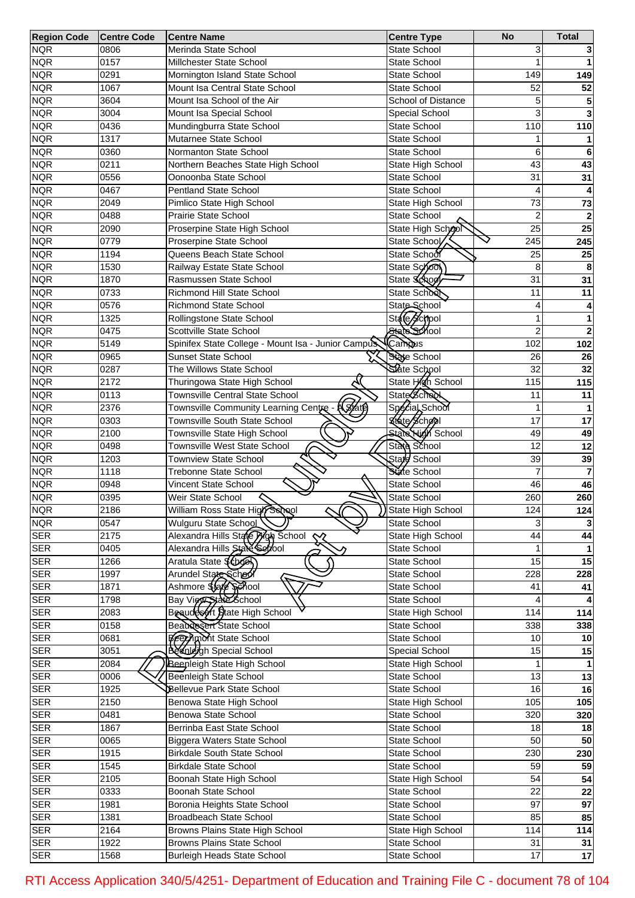| Region Code | Centre Code | Centre Name | Centre Type | No | Total |
|---|---|---|---|---|---|
| NQR | 0806 | Merinda State School | State School | 3 | **3** |
| NQR | 0157 | Millchester State School | State School | 1 | **1** |
| NQR | 0291 | Mornington Island State School | State School | 149 | **149** |
| NQR | 1067 | Mount Isa Central State School | State School | 52 | **52** |
| NQR | 3604 | Mount Isa School of the Air | School of Distance | 5 | **5** |
| NQR | 3004 | Mount Isa Special School | Special School | 3 | **3** |
| NQR | 0436 | Mundingburra State School | State School | 110 | **110** |
| NQR | 1317 | Mutarnee State School | State School | 1 | **1** |
| NQR | 0360 | Normanton State School | State School | 6 | **6** |
| NQR | 0211 | Northern Beaches State High School | State High School | 43 | **43** |
| NQR | 0556 | Oonoonba State School | State School | 31 | **31** |
| NQR | 0467 | Pentland State School | State School | 4 | **4** |
| NQR | 2049 | Pimlico State High School | State High School | 73 | **73** |
| NQR | 0488 | Prairie State School | State School | 2 | **2** |
| NQR | 2090 | Proserpine State High School | State High School | 25 | **25** |
| NQR | 0779 | Proserpine State School | State School | 245 | **245** |
| NQR | 1194 | Queens Beach State School | State School | 25 | **25** |
| NQR | 1530 | Railway Estate State School | State School | 8 | **8** |
| NQR | 1870 | Rasmussen State School | State School | 31 | **31** |
| NQR | 0733 | Richmond Hill State School | State School | 11 | **11** |
| NQR | 0576 | Richmond State School | State School | 4 | **4** |
| NQR | 1325 | Rollingstone State School | State School | 1 | **1** |
| NQR | 0475 | Scottville State School | State School | 2 | **2** |
| NQR | 5149 | Spinifex State College - Mount Isa - Junior Campus | Campus | 102 | **102** |
| NQR | 0965 | Sunset State School | State School | 26 | **26** |
| NQR | 0287 | The Willows State School | State School | 32 | **32** |
| NQR | 2172 | Thuringowa State High School | State High School | 115 | **115** |
| NQR | 0113 | Townsville Central State School | State School | 11 | **11** |
| NQR | 2376 | Townsville Community Learning Centre - A State | Special School | 1 | **1** |
| NQR | 0303 | Townsville South State School | State School | 17 | **17** |
| NQR | 2100 | Townsville State High School | State High School | 49 | **49** |
| NQR | 0498 | Townsville West State School | State School | 12 | **12** |
| NQR | 1203 | Townview State School | State School | 39 | **39** |
| NQR | 1118 | Trebonne State School | State School | 7 | **7** |
| NQR | 0948 | Vincent State School | State School | 46 | **46** |
| NQR | 0395 | Weir State School | State School | 260 | **260** |
| NQR | 2186 | William Ross State High School | State High School | 124 | **124** |
| NQR | 0547 | Wulguru State School | State School | 3 | **3** |
| SER | 2175 | Alexandra Hills State High School | State High School | 44 | **44** |
| SER | 0405 | Alexandra Hills State School | State School | 1 | **1** |
| SER | 1266 | Aratula State School | State School | 15 | **15** |
| SER | 1997 | Arundel State School | State School | 228 | **228** |
| SER | 1871 | Ashmore State School | State School | 41 | **41** |
| SER | 1798 | Bay View State School | State School | 4 | **4** |
| SER | 2083 | Beaudesert State High School | State High School | 114 | **114** |
| SER | 0158 | Beaudesert State School | State School | 338 | **338** |
| SER | 0681 | Beechmont State School | State School | 10 | **10** |
| SER | 3051 | Beenleigh Special School | Special School | 15 | **15** |
| SER | 2084 | Beenleigh State High School | State High School | 1 | **1** |
| SER | 0006 | Beenleigh State School | State School | 13 | **13** |
| SER | 1925 | Bellevue Park State School | State School | 16 | **16** |
| SER | 2150 | Benowa State High School | State High School | 105 | **105** |
| SER | 0481 | Benowa State School | State School | 320 | **320** |
| SER | 1867 | Berrinba East State School | State School | 18 | **18** |
| SER | 0065 | Biggera Waters State School | State School | 50 | **50** |
| SER | 1915 | Birkdale South State School | State School | 230 | **230** |
| SER | 1545 | Birkdale State School | State School | 59 | **59** |
| SER | 2105 | Boonah State High School | State High School | 54 | **54** |
| SER | 0333 | Boonah State School | State School | 22 | **22** |
| SER | 1981 | Boronia Heights State School | State School | 97 | **97** |
| SER | 1381 | Broadbeach State School | State School | 85 | **85** |
| SER | 2164 | Browns Plains State High School | State High School | 114 | **114** |
| SER | 1922 | Browns Plains State School | State School | 31 | **31** |
| SER | 1568 | Burleigh Heads State School | State School | 17 | **17** |

RTI Access Application 340/5/4251- Department of Education and Training File C - document 78 of 104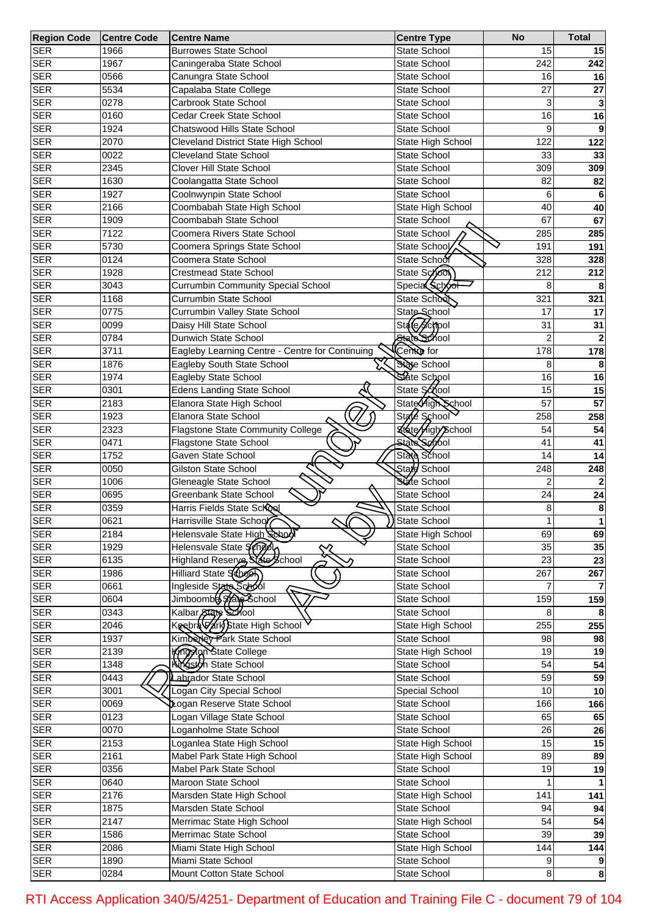| Region Code | Centre Code | Centre Name | Centre Type | No | Total |
|---|---|---|---|---|---|
| SER | 1966 | Burrowes State School | State School | 15 | 15 |
| SER | 1967 | Caningeraba State School | State School | 242 | 242 |
| SER | 0566 | Canungra State School | State School | 16 | 16 |
| SER | 5534 | Capalaba State College | State School | 27 | 27 |
| SER | 0278 | Carbrook State School | State School | 3 | 3 |
| SER | 0160 | Cedar Creek State School | State School | 16 | 16 |
| SER | 1924 | Chatswood Hills State School | State School | 9 | 9 |
| SER | 2070 | Cleveland District State High School | State High School | 122 | 122 |
| SER | 0022 | Cleveland State School | State School | 33 | 33 |
| SER | 2345 | Clover Hill State School | State School | 309 | 309 |
| SER | 1630 | Coolangatta State School | State School | 82 | 82 |
| SER | 1927 | Coolnwynpin State School | State School | 6 | 6 |
| SER | 2166 | Coombabah State High School | State High School | 40 | 40 |
| SER | 1909 | Coombabah State School | State School | 67 | 67 |
| SER | 7122 | Coomera Rivers State School | State School | 285 | 285 |
| SER | 5730 | Coomera Springs State School | State School | 191 | 191 |
| SER | 0124 | Coomera State School | State School | 328 | 328 |
| SER | 1928 | Crestmead State School | State School | 212 | 212 |
| SER | 3043 | Currumbin Community Special School | Special School | 8 | 8 |
| SER | 1168 | Currumbin State School | State School | 321 | 321 |
| SER | 0775 | Currumbin Valley State School | State School | 17 | 17 |
| SER | 0099 | Daisy Hill State School | State School | 31 | 31 |
| SER | 0784 | Dunwich State School | State School | 2 | 2 |
| SER | 3711 | Eagleby Learning Centre - Centre for Continuing | Centre for | 178 | 178 |
| SER | 1876 | Eagleby South State School | State School | 8 | 8 |
| SER | 1974 | Eagleby State School | State School | 16 | 16 |
| SER | 0301 | Edens Landing State School | State School | 15 | 15 |
| SER | 2183 | Elanora State High School | State High School | 57 | 57 |
| SER | 1923 | Elanora State School | State School | 258 | 258 |
| SER | 2323 | Flagstone State Community College | State High School | 54 | 54 |
| SER | 0471 | Flagstone State School | State School | 41 | 41 |
| SER | 1752 | Gaven State School | State School | 14 | 14 |
| SER | 0050 | Gilston State School | State School | 248 | 248 |
| SER | 1006 | Gleneagle State School | State School | 2 | 2 |
| SER | 0695 | Greenbank State School | State School | 24 | 24 |
| SER | 0359 | Harris Fields State School | State School | 8 | 8 |
| SER | 0621 | Harrisville State School | State School | 1 | 1 |
| SER | 2184 | Helensvale State High School | State High School | 69 | 69 |
| SER | 1929 | Helensvale State School | State School | 35 | 35 |
| SER | 6135 | Highland Reserve State School | State School | 23 | 23 |
| SER | 1986 | Hilliard State School | State School | 267 | 267 |
| SER | 0661 | Ingleside State School | State School | 7 | 7 |
| SER | 0604 | Jimboomba State School | State School | 159 | 159 |
| SER | 0343 | Kalbar State School | State School | 8 | 8 |
| SER | 2046 | Keebra Park State High School | State High School | 255 | 255 |
| SER | 1937 | Kimberley Park State School | State School | 98 | 98 |
| SER | 2139 | Kingston State College | State High School | 19 | 19 |
| SER | 1348 | Kingston State School | State School | 54 | 54 |
| SER | 0443 | Labrador State School | State School | 59 | 59 |
| SER | 3001 | Logan City Special School | Special School | 10 | 10 |
| SER | 0069 | Logan Reserve State School | State School | 166 | 166 |
| SER | 0123 | Logan Village State School | State School | 65 | 65 |
| SER | 0070 | Loganholme State School | State School | 26 | 26 |
| SER | 2153 | Loganlea State High School | State High School | 15 | 15 |
| SER | 2161 | Mabel Park State High School | State High School | 89 | 89 |
| SER | 0356 | Mabel Park State School | State School | 19 | 19 |
| SER | 0640 | Maroon State School | State School | 1 | 1 |
| SER | 2176 | Marsden State High School | State High School | 141 | 141 |
| SER | 1875 | Marsden State School | State School | 94 | 94 |
| SER | 2147 | Merrimac State High School | State High School | 54 | 54 |
| SER | 1586 | Merrimac State School | State School | 39 | 39 |
| SER | 2086 | Miami State High School | State High School | 144 | 144 |
| SER | 1890 | Miami State School | State School | 9 | 9 |
| SER | 0284 | Mount Cotton State School | State School | 8 | 8 |

RTI Access Application 340/5/4251- Department of Education and Training File C - document 79 of 104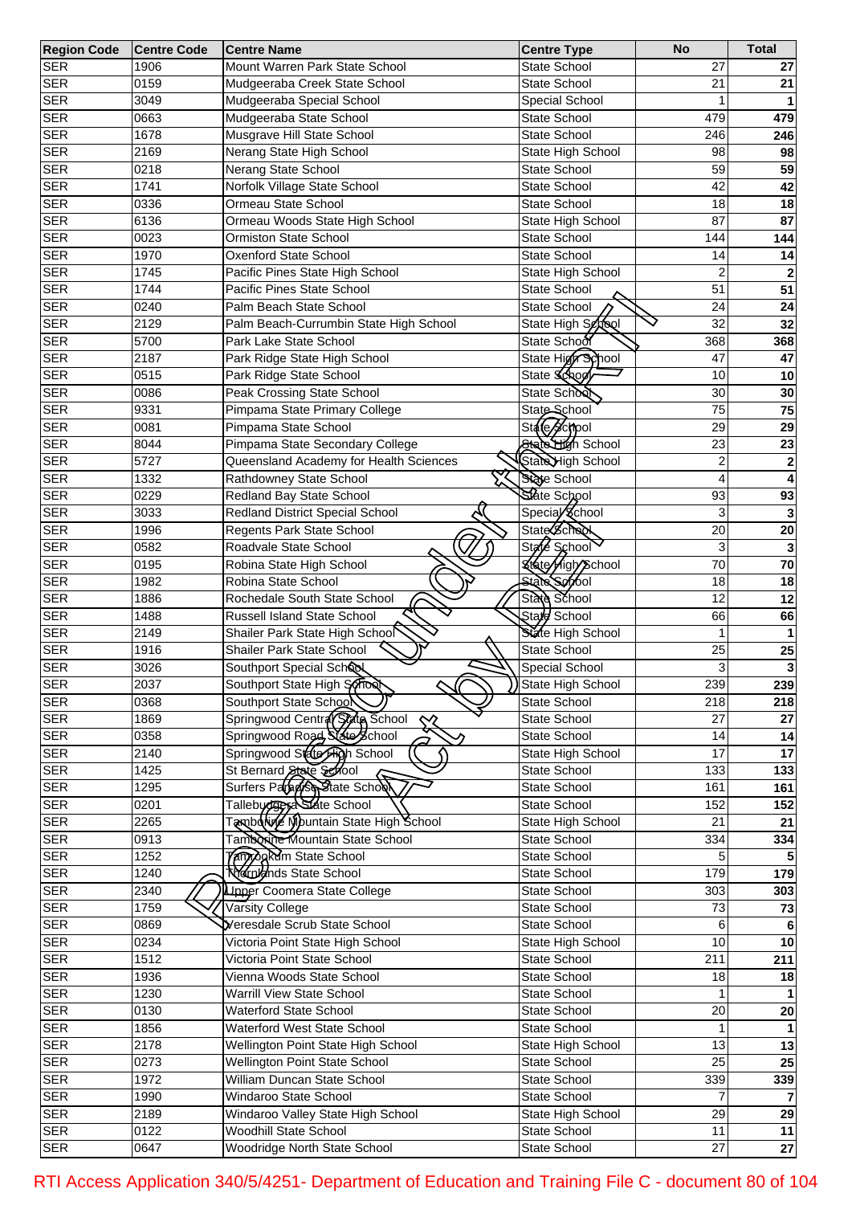| Region Code | Centre Code | Centre Name | Centre Type | No | Total |
|---|---|---|---|---|---|
| SER | 1906 | Mount Warren Park State School | State School | 27 | 27 |
| SER | 0159 | Mudgeeraba Creek State School | State School | 21 | 21 |
| SER | 3049 | Mudgeeraba Special School | Special School | 1 | 1 |
| SER | 0663 | Mudgeeraba State School | State School | 479 | 479 |
| SER | 1678 | Musgrave Hill State School | State School | 246 | 246 |
| SER | 2169 | Nerang State High School | State High School | 98 | 98 |
| SER | 0218 | Nerang State School | State School | 59 | 59 |
| SER | 1741 | Norfolk Village State School | State School | 42 | 42 |
| SER | 0336 | Ormeau State School | State School | 18 | 18 |
| SER | 6136 | Ormeau Woods State High School | State High School | 87 | 87 |
| SER | 0023 | Ormiston State School | State School | 144 | 144 |
| SER | 1970 | Oxenford State School | State School | 14 | 14 |
| SER | 1745 | Pacific Pines State High School | State High School | 2 | 2 |
| SER | 1744 | Pacific Pines State School | State School | 51 | 51 |
| SER | 0240 | Palm Beach State School | State School | 24 | 24 |
| SER | 2129 | Palm Beach-Currumbin State High School | State High School | 32 | 32 |
| SER | 5700 | Park Lake State School | State School | 368 | 368 |
| SER | 2187 | Park Ridge State High School | State High School | 47 | 47 |
| SER | 0515 | Park Ridge State School | State School | 10 | 10 |
| SER | 0086 | Peak Crossing State School | State School | 30 | 30 |
| SER | 9331 | Pimpama State Primary College | State School | 75 | 75 |
| SER | 0081 | Pimpama State School | State School | 29 | 29 |
| SER | 8044 | Pimpama State Secondary College | State High School | 23 | 23 |
| SER | 5727 | Queensland Academy for Health Sciences | State High School | 2 | 2 |
| SER | 1332 | Rathdowney State School | State School | 4 | 4 |
| SER | 0229 | Redland Bay State School | State School | 93 | 93 |
| SER | 3033 | Redland District Special School | Special School | 3 | 3 |
| SER | 1996 | Regents Park State School | State School | 20 | 20 |
| SER | 0582 | Roadvale State School | State School | 3 | 3 |
| SER | 0195 | Robina State High School | State High School | 70 | 70 |
| SER | 1982 | Robina State School | State School | 18 | 18 |
| SER | 1886 | Rochedale South State School | State School | 12 | 12 |
| SER | 1488 | Russell Island State School | State School | 66 | 66 |
| SER | 2149 | Shailer Park State High School | State High School | 1 | 1 |
| SER | 1916 | Shailer Park State School | State School | 25 | 25 |
| SER | 3026 | Southport Special School | Special School | 3 | 3 |
| SER | 2037 | Southport State High School | State High School | 239 | 239 |
| SER | 0368 | Southport State School | State School | 218 | 218 |
| SER | 1869 | Springwood Central State School | State School | 27 | 27 |
| SER | 0358 | Springwood Road State School | State School | 14 | 14 |
| SER | 2140 | Springwood State High School | State High School | 17 | 17 |
| SER | 1425 | St Bernard State School | State School | 133 | 133 |
| SER | 1295 | Surfers Paradise State School | State School | 161 | 161 |
| SER | 0201 | Tallebudgera State School | State School | 152 | 152 |
| SER | 2265 | Tamborine Mountain State High School | State High School | 21 | 21 |
| SER | 0913 | Tamborine Mountain State School | State School | 334 | 334 |
| SER | 1252 | Tamrookum State School | State School | 5 | 5 |
| SER | 1240 | Thornlands State School | State School | 179 | 179 |
| SER | 2340 | Upper Coomera State College | State School | 303 | 303 |
| SER | 1759 | Varsity College | State School | 73 | 73 |
| SER | 0869 | Veresdale Scrub State School | State School | 6 | 6 |
| SER | 0234 | Victoria Point State High School | State High School | 10 | 10 |
| SER | 1512 | Victoria Point State School | State School | 211 | 211 |
| SER | 1936 | Vienna Woods State School | State School | 18 | 18 |
| SER | 1230 | Warrill View State School | State School | 1 | 1 |
| SER | 0130 | Waterford State School | State School | 20 | 20 |
| SER | 1856 | Waterford West State School | State School | 1 | 1 |
| SER | 2178 | Wellington Point State High School | State High School | 13 | 13 |
| SER | 0273 | Wellington Point State School | State School | 25 | 25 |
| SER | 1972 | William Duncan State School | State School | 339 | 339 |
| SER | 1990 | Windaroo State School | State School | 7 | 7 |
| SER | 2189 | Windaroo Valley State High School | State High School | 29 | 29 |
| SER | 0122 | Woodhill State School | State School | 11 | 11 |
| SER | 0647 | Woodridge North State School | State School | 27 | 27 |

RTI Access Application 340/5/4251- Department of Education and Training File C - document 80 of 104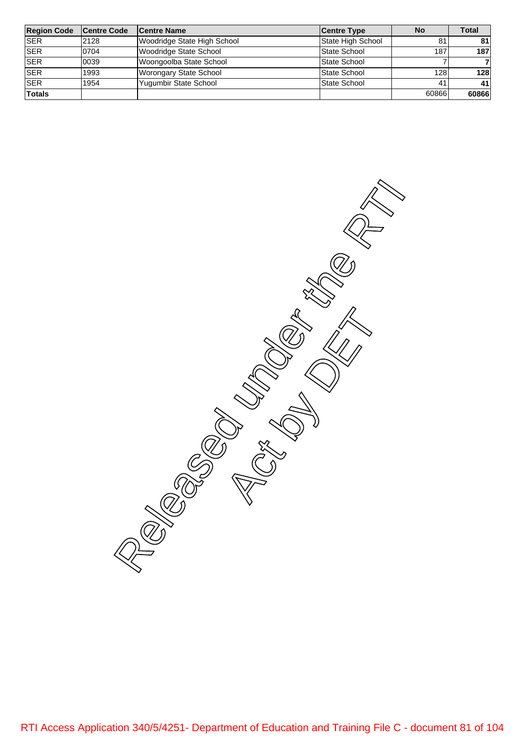| Region Code | Centre Code | Centre Name | Centre Type | No | Total |
|---|---|---|---|---|---|
| SER | 2128 | Woodridge State High School | State High School | 81 | **81** |
| SER | 0704 | Woodridge State School | State School | 187 | **187** |
| SER | 0039 | Woongoolba State School | State School | 7 | **7** |
| SER | 1993 | Worongary State School | State School | 128 | **128** |
| SER | 1954 | Yugumbir State School | State School | 41 | **41** |
| **Totals** | | | | 60866 | **60866** |

Released under the RTI Act by DET

RTI Access Application 340/5/4251- Department of Education and Training File C - document 81 of 104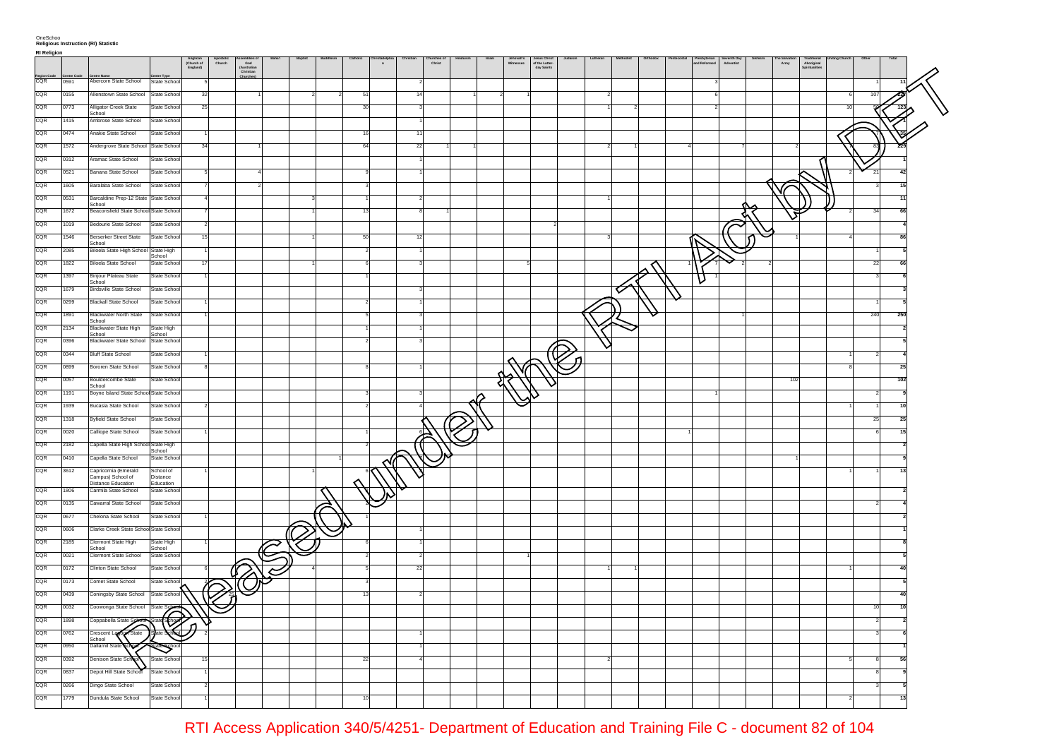OneSchoo
**Religious Instruction (RI) Statistic**

**RI Religion**

| Region Code | Centre Code | Centre Name | Centre Type | Anglican (Church of England) | Apostolic Church | Assemblies of God (Australian Christian Churches) | Baha'i | Baptist | Buddhism | Catholic | Christadelphian | Christian | Churches of Christ | Hinduism | Islam | Jehovah's Witnesses | Jesus Christ of the Latter-day Saints | Judaism | Lutheran | Methodist | Orthodox | Pentecostal | Presbyterian and Reformed | Seventh Day Adventist | Sikhism | The Salvation Army | Traditional Aboriginal Spiritualities | Uniting Church | Other | Total |
|---|---|---|---|---|---|---|---|---|---|---|---|---|---|---|---|---|---|---|---|---|---|---|---|---|---|---|---|---|---|---|
| CQR | 0591 | Abercorn State School | State School | 5 | | | | | | | | 2 | | | | | | | | | | | 3 | | | | | | 1 | 11 |
| CQR | 0155 | Allenstown State School | State School | 32 | | 1 | | 2 | 2 | 51 | | 14 | | 1 | 2 | 1 | | | 2 | | | | 6 | | | | | 6 | 107 | 227 |
| CQR | 0773 | Alligator Creek State School | State School | 25 | | | | | | 30 | | 3 | | | | | | | 1 | 2 | | | 2 | | | | | 10 | 50 | 123 |
| CQR | 1415 | Ambrose State School | State School | | | | | | | | | 1 | | | | | | | | | | | | | | | | | | 1 |
| CQR | 0474 | Anakie State School | State School | 1 | | | | | | 16 | | 11 | | | | | | | | | | | | | | | | | 7 | 35 |
| CQR | 1572 | Andergrove State School | State School | 34 | | 1 | | | | 64 | | 22 | 1 | 1 | | | | | 2 | 1 | | 4 | | 7 | | 2 | | | 83 | 222 |
| CQR | 0312 | Aramac State School | State School | | | | | | | | | 1 | | | | | | | | | | | | | | | | | | 1 |
| CQR | 0521 | Banana State School | State School | 5 | | 4 | | | | 9 | | 1 | | | | | | | | | | | | | | | | 2 | 21 | 42 |
| CQR | 1605 | Baralaba State School | State School | 7 | | 2 | | | | 3 | | | | | | | | | | | | | | | | | | | 3 | 15 |
| CQR | 0531 | Barcaldine Prep-12 State School | State School | 4 | | | | 3 | | 1 | | 2 | | | | | | | 1 | | | | | | | | | | | 11 |
| CQR | 1672 | Beaconsfield State School | State School | 7 | | | | 1 | | 13 | | 8 | 1 | | | | | | | | | | | | | | | 2 | 34 | 66 |
| CQR | 1019 | Bedourie State School | State School | 2 | | | | | | | | | | | | | 2 | | | | | | | | | | | | | 4 |
| CQR | 1546 | Berserker Street State School | State School | 15 | | | | 1 | | 50 | | 12 | | | | | | | 3 | | | | | | | 1 | | 4 | | 86 |
| CQR | 2085 | Biloela State High School | State High School | 1 | | | | | | 2 | | 1 | | | | | | | | | | | | | | | | | 1 | 5 |
| CQR | 1822 | Biloela State School | State School | 17 | | | | 1 | | 6 | | 3 | | | | 5 | | | | | | 1 | 7 | 2 | 2 | | | | 22 | 66 |
| CQR | 1397 | Binjour Plateau State School | State School | 1 | | | | | | 1 | | | | | | | | | | | | | 1 | | | | | | 3 | 6 |
| CQR | 1679 | Birdsville State School | State School | | | | | | | | | 3 | | | | | | | | | | | | | | | | | | 3 |
| CQR | 0299 | Blackall State School | State School | 1 | | | | | | 2 | | 1 | | | | | | | | | | | | | | | | | 1 | 5 |
| CQR | 1891 | Blackwater North State School | State School | 1 | | | | | | 5 | | 3 | | | | | | | | | | | | 1 | | | | | 240 | 250 |
| CQR | 2134 | Blackwater State High School | State High School | | | | | | | 1 | | 1 | | | | | | | | | | | | | | | | | | 2 |
| CQR | 0396 | Blackwater State School | State School | | | | | | | 2 | | 3 | | | | | | | | | | | | | | | | | | 5 |
| CQR | 0344 | Bluff State School | State School | 1 | | | | | | | | | | | | | | | | | | | | | | | | 1 | 2 | 4 |
| CQR | 0899 | Bororen State School | State School | 8 | | | | | | 8 | | 1 | | | | | | | | | | | | | | | | 8 | | 25 |
| CQR | 0057 | Bouldercombe State School | State School | | | | | | | | | | | | | | | | | | | | | | | 102 | | | | 102 |
| CQR | 1191 | Boyne Island State School | State School | | | | | | | 3 | | 3 | | | | | | | | | | | 1 | | | | | | 2 | 9 |
| CQR | 1939 | Bucasia State School | State School | 2 | | | | | | 2 | | 4 | | | | | | | | | | | | | | | | 1 | 1 | 10 |
| CQR | 1318 | Byfield State School | State School | | | | | | | | | | | | | | | | | | | | | | | | | | 25 | 25 |
| CQR | 0020 | Calliope State School | State School | 1 | | | | | | 1 | | 6 | | | | | | | | | | 1 | | | | | | | 6 | 15 |
| CQR | 2182 | Capella State High School | State High School | | | | | | | 2 | | | | | | | | | | | | | | | | | | | | 2 |
| CQR | 0410 | Capella State School | State School | | | | | | 1 | | | 7 | | | | | | | | | | | | | | 1 | | | | 9 |
| CQR | 3612 | Capricornia (Emerald Campus) School of Distance Education | School of Distance Education | 1 | | | | 1 | | 6 | | 3 | | | | | | | | | | | | | | | | 1 | 1 | 13 |
| CQR | 1806 | Carmila State School | State School | | | | | | | 2 | | | | | | | | | | | | | | | | | | | | 2 |
| CQR | 0135 | Cawarral State School | State School | | | | | | | 2 | | | | | | | | | | | | | | | | | | | 2 | 4 |
| CQR | 0677 | Chelona State School | State School | 1 | | | | | | 1 | | | | | | | | | | | | | | | | | | | | 2 |
| CQR | 0606 | Clarke Creek State School | State School | | | | | | | | | 1 | | | | | | | | | | | | | | | | | | 1 |
| CQR | 2185 | Clermont State High School | State High School | 1 | | | | | | 6 | | 1 | | | | | | | | | | | | | | | | | | 8 |
| CQR | 0021 | Clermont State School | State School | | | | | | | 2 | | 2 | | | | 1 | | | | | | | | | | | | | | 5 |
| CQR | 0172 | Clinton State School | State School | 6 | | | | 4 | | 5 | | 22 | | | | | | | 1 | 1 | | | | | | | | 1 | | 40 |
| CQR | 0173 | Comet State School | State School | 2 | | | | | | 3 | | | | | | | | | | | | | | | | | | | | 5 |
| CQR | 0439 | Coningsby State School | State School | | | 25 | | | | 13 | | 2 | | | | | | | | | | | | | | | | | | 40 |
| CQR | 0032 | Coowonga State School | State School | | | | | | | | | | | | | | | | | | | | | | | | | | 10 | 10 |
| CQR | 1898 | Coppabella State School | State School | | | | | | | | | | | | | | | | | | | | | | | | | | 2 | 2 |
| CQR | 0762 | Crescent Lagoon State School | State School | 2 | | | | | | | | 1 | | | | | | | | | | | | | | | | | 3 | 6 |
| CQR | 0950 | Dallarnil State School | State School | | | | | | | | | 1 | | | | | | | | | | | | | | | | | | 1 |
| CQR | 0392 | Denison State School | State School | 15 | | | | | | 22 | | 4 | | | | | | | 2 | | | | | | | | | 5 | 8 | 56 |
| CQR | 0837 | Depot Hill State School | State School | 1 | | | | | | | | | | | | | | | | | | | | | | | | | 8 | 9 |
| CQR | 0266 | Dingo State School | State School | 2 | | | | | | | | | | | | | | | | | | | | | | | | | 3 | 5 |
| CQR | 1779 | Dundula State School | State School | 1 | | | | | | 10 | | | | | | | | | | | | | | | | | | 2 | | 13 |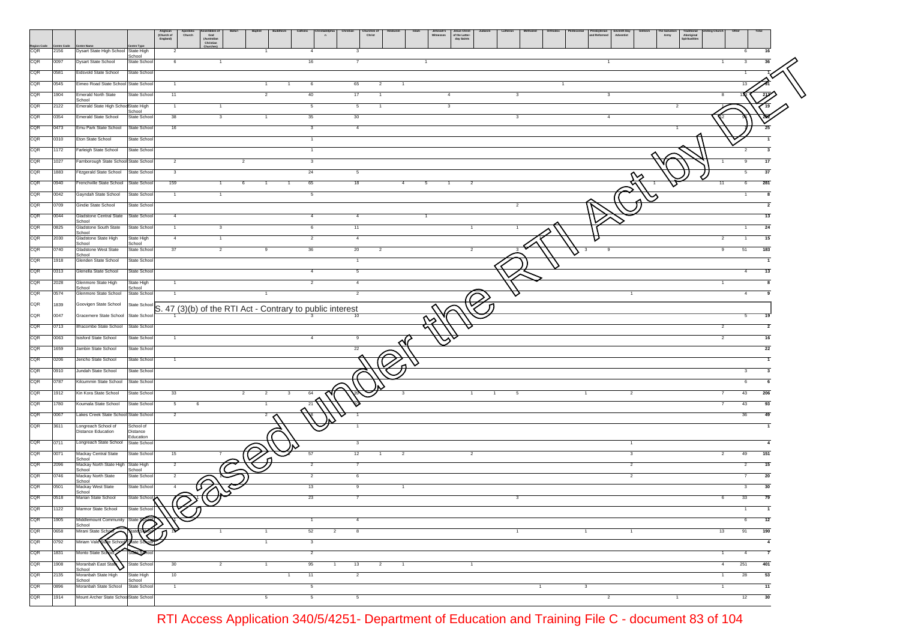| Region Code | Centre Code | Centre Name | Centre Type | Anglican (Church of England) | Apostolic Church | Assemblies of God (Australian Christian Churches) | Baha'i | Baptist | Buddhism | Catholic | Christadelphian | Christian | Churches of Christ | Hinduism | Islam | Jehovah's Witnesses | Jesus Christ of the Latter-day Saints | Judaism | Lutheran | Methodist | Orthodox | Pentecostal | Presbyterian and Reformed | Seventh-day Adventist | Sikhism | The Salvation Army | Traditional Aboriginal Spiritualities | Uniting Church | Other | Total |
|---|---|---|---|---|---|---|---|---|---|---|---|---|---|---|---|---|---|---|---|---|---|---|---|---|---|---|---|---|---|---|
| CQR | 2156 | Dysart State High School | State High School | 2 | | | | 1 | | 4 | | 3 | | | | | | | | | | | | | | | | | 6 | 16 |
| CQR | 0097 | Dysart State School | State School | 6 | | 1 | | | | 16 | | 7 | | | 1 | | | | | | | | | 1 | | | | 1 | 3 | 36 |
| CQR | 0581 | Eidsvold State School | State School | | | | | | | | | | | | | | | | | | | | | | | | | | 1 | 1 |
| CQR | 0545 | Eimeo Road State School | State School | 1 | | | | 1 | 1 | 6 | | 65 | 2 | 1 | | | | | | | | 1 | | | | | | | 13 | 91 |
| CQR | 1904 | Emerald North State School | State School | 11 | | | | 2 | | 40 | | 17 | 1 | | | 4 | | | 3 | | | | | 3 | | | | 8 | 124 | 213 |
| CQR | 2122 | Emerald State High School | State High School | 1 | | 1 | | | | 5 | | 5 | 1 | | | 3 | | | | | | | | | | | 2 | | 1 | 19 |
| CQR | 0354 | Emerald State School | State School | 38 | | 3 | | 1 | | 35 | | 30 | | | | | | | 3 | | | | | 4 | | | | 12 | 95 | 221 |
| CQR | 0473 | Emu Park State School | State School | 16 | | | | | | 3 | | 4 | | | | | | | | | | | | | | 1 | | | 1 | 25 |
| CQR | 0310 | Eton State School | State School | | | | | | | 1 | | | | | | | | | | | | | | | | | | | | 1 |
| CQR | 1172 | Farleigh State School | State School | | | | | | | 1 | | | | | | | | | | | | | | | | | | | 2 | 3 |
| CQR | 1027 | Farnborough State School | State School | 2 | | | 2 | | | 3 | | | | | | | | | | | | | | | | | | 1 | 9 | 17 |
| CQR | 1883 | Fitzgerald State School | State School | 3 | | | | | | 24 | | 5 | | | | | | | | | | | | | | | | | 5 | 37 |
| CQR | 0940 | Frenchville State School | State School | 159 | | 1 | 6 | 1 | 1 | 65 | | 18 | | 4 | 5 | 1 | 2 | | | | | | | | | | 1 | 11 | 6 | 281 |
| CQR | 0042 | Gayndah State School | State School | 1 | | 1 | | | | 5 | | | | | | | | | | | | | | | | | | | 1 | 8 |
| CQR | 0709 | Gindie State School | State School | | | | | | | | | | | | | | | | 2 | | | | | | | | | | | 2 |
| CQR | 0044 | Gladstone Central State School | State School | 4 | | | | | | 4 | | 4 | | | 1 | | | | | | | | | | | | | | | 13 |
| CQR | 0825 | Gladstone South State School | State School | 1 | | 3 | | | | 6 | | 11 | | | | | 1 | | 1 | | | | | | | | | | 1 | 24 |
| CQR | 2030 | Gladstone State High School | State High School | 4 | | 1 | | | | 2 | | 4 | | | | | | | | | | | | | | | | 2 | 1 | 15 |
| CQR | 0740 | Gladstone West State School | State School | 37 | | 2 | | 9 | | 36 | | 20 | 2 | | | | 2 | | 3 | | | 3 | 9 | | | | | 9 | 51 | 183 |
| CQR | 1918 | Glenden State School | State School | | | | | | | | | 1 | | | | | | | | | | | | | | | | | | 1 |
| CQR | 0313 | Glenella State School | State School | | | | | | | 4 | | 5 | | | | | | | | | | | | | | | | | 4 | 13 |
| CQR | 2028 | Glenmore State High School | State High School | 1 | | | | | | 2 | | 4 | | | | | | | | | | | | | | | | 1 | | 8 |
| CQR | 0574 | Glenmore State School | State School | 1 | | | | 1 | | | | 2 | | | | | | | | | | | | 1 | | | | | 4 | 9 |
| CQR | 1839 | Goovigen State School | State School | S. 47 (3)(b) of the RTI Act - Contrary to public interest | | | | | | | | | | | | | | | | | | | | | | | | | | |
| CQR | 0047 | Gracemere State School | State School | 1 | | | | | | 3 | | 10 | | | | | | | | | | | | | | | | | 5 | 19 |
| CQR | 0713 | Ilfracombe State School | State School | | | | | | | | | | | | | | | | | | | | | | | | | 2 | | 2 |
| CQR | 0063 | Isisford State School | State School | 1 | | | | | | 4 | | 9 | | | | | | | | | | | | | | | | 2 | | 16 |
| CQR | 1659 | Jambin State School | State School | | | | | | | | | 22 | | | | | | | | | | | | | | | | | | 22 |
| CQR | 0206 | Jericho State School | State School | 1 | | | | | | | | | | | | | | | | | | | | | | | | | | 1 |
| CQR | 0910 | Jundah State School | State School | | | | | | | | | | | | | | | | | | | | | | | | | | 3 | 3 |
| CQR | 0787 | Kilcummin State School | State School | | | | | | | | | | | | | | | | | | | | | | | | | | 6 | 6 |
| CQR | 1912 | Kin Kora State School | State School | 33 | | | 2 | 2 | 3 | 64 | | 39 | | 3 | | | 1 | 1 | 5 | | | 1 | | 2 | | | | 7 | 43 | 206 |
| CQR | 1780 | Koumala State School | State School | 5 | 6 | | | 1 | | 21 | | 10 | | | | | | | | | | | | | | | | 7 | 43 | 93 |
| CQR | 0067 | Lakes Creek State School | State School | 2 | | | | 2 | | 8 | | 1 | | | | | | | | | | | | | | | | | 36 | 49 |
| CQR | 3611 | Longreach School of Distance Education | School of Distance Education | | | | | | | | | 1 | | | | | | | | | | | | | | | | | | 1 |
| CQR | 0711 | Longreach State School | State School | | | | | | | | | 3 | | | | | | | | | | | | 1 | | | | | | 4 |
| CQR | 0071 | Mackay Central State School | State School | 15 | | 7 | | | 1 | 57 | | 12 | 1 | 2 | | | 2 | | | | | | | 3 | | | | 2 | 49 | 151 |
| CQR | 2096 | Mackay North State High School | State High School | 2 | | | | | | 2 | | 7 | | | | | | | | | | | | 2 | | | | | 2 | 15 |
| CQR | 0746 | Mackay North State School | State School | 2 | | 1 | | | | 2 | | 6 | | | | | | | | | | | | 2 | | | | | 7 | 20 |
| CQR | 0501 | Mackay West State School | State School | 4 | | | | | | 13 | | 9 | | 1 | | | | | | | | | | | | | | | 3 | 30 |
| CQR | 0518 | Marian State School | State School | 6 | | 1 | | | | 23 | | 7 | | | | | | | 3 | | | | | | | | | 6 | 33 | 79 |
| CQR | 1122 | Marmor State School | State School | | | | | | | | | | | | | | | | | | | | | | | | | | 1 | 1 |
| CQR | 1905 | Middlemount Community School | State School | 1 | | | | | | 1 | | 4 | | | | | | | | | | | | | | | | | 6 | 12 |
| CQR | 0658 | Mirani State School | State School | 19 | | 1 | | 1 | | 52 | 2 | 8 | | | | | | | 1 | | | | 1 | 1 | | | | 13 | 91 | 190 |
| CQR | 0792 | Miriam Vale State School | State School | | | | | 1 | | 3 | | | | | | | | | | | | | | | | | | | | 4 |
| CQR | 1831 | Monto State School | State School | | | | | | | 2 | | | | | | | | | | | | | | | | | | 1 | 4 | 7 |
| CQR | 1908 | Moranbah East State School | State School | 30 | | 2 | | 1 | | 95 | 1 | 13 | 2 | 1 | | | 1 | | | | | | | | | | | 4 | 251 | 401 |
| CQR | 2135 | Moranbah State High School | State High School | 10 | | | | | 1 | 11 | | 2 | | | | | | | | | | | | | | | | 1 | 28 | 53 |
| CQR | 0896 | Moranbah State School | State School | 1 | | | | | | 5 | | | | | | | | | | 1 | | | 3 | | | | | 1 | | 11 |
| CQR | 1914 | Mount Archer State School | State School | | | | | 5 | | 5 | | 5 | | | | | | | | | | | | 2 | | | 1 | | 12 | 30 |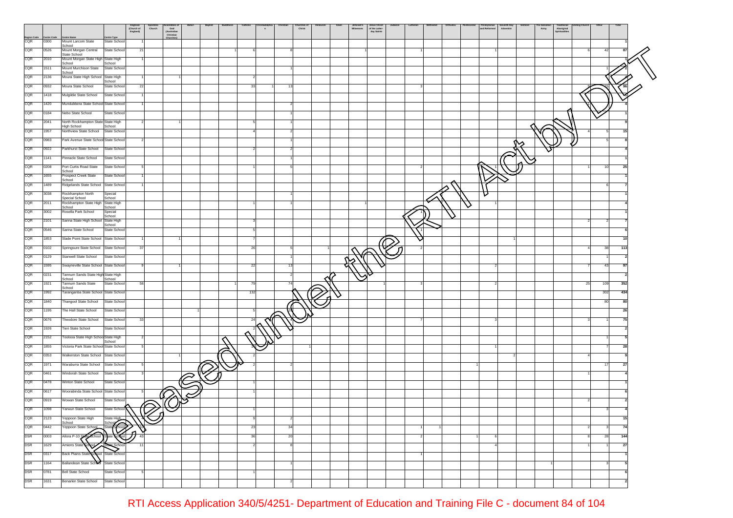| Region Code | Centre Code | Centre Name | Centre Type | Anglican (Church of England) | Apostolic Church | Assemblies of God (Australian Christian Churches) | Baha'i | Baptist | Buddhism | Catholic | Christadelphian | Christian | Churches of Christ | Hinduism | Islam | Jehovah's Witnesses | Jesus Christ of the Latter-day Saints | Judaism | Lutheran | Methodist | Orthodox | Pentecostal | Presbyterian and Reformed | Seventh-Day Adventist | Sikhism | The Salvation Army | Traditional Aboriginal Spiritualities | Uniting Church | Other | Total |
|---|---|---|---|---|---|---|---|---|---|---|---|---|---|---|---|---|---|---|---|---|---|---|---|---|---|---|---|---|---|---|
| CQR | 0300 | Mount Larcom State School | State School | 1 | | | | | | | | | | | | | | | | | | | | | | | | | | 1 |
| CQR | 0526 | Mount Morgan Central State School | State School | 21 | | | | | 1 | 6 | | 8 | | | | 1 | | | 1 | | | | 1 | | | | | 6 | 42 | 87 |
| CQR | 2010 | Mount Morgan State High School | State High School | 1 | | | | | | | | | | | | | | | | | | | | | | | | | | 1 |
| CQR | 1511 | Mount Murchison State School | State School | | | | | | | | | 1 | | | | | | | | | | | | | | | | | 1 | 2 |
| CQR | 2136 | Moura State High School | State High School | 1 | | 1 | | | | 2 | | | | | | | | | | | | | | | | | | | | 4 |
| CQR | 0932 | Moura State School | State School | 22 | | | | | | 33 | 1 | 13 | | | | | | | 3 | | | | | | | | | 9 | 15 | 96 |
| CQR | 1418 | Mulgildie State School | State School | 1 | | | | | | | | | | | | | | | | | | | | | | | | | | 1 |
| CQR | 1420 | Mundubbera State School | State School | 1 | | | | | | | | 2 | | | | | | | | | | | | | | | | | | 4 |
| CQR | 0184 | Nebo State School | State School | | | | | | | | | 1 | | | | | | | | | | | | | | | | | | 1 |
| CQR | 2041 | North Rockhampton State High School | State High School | 2 | | 1 | | | | 5 | | 1 | | | | | | | | | | | | | | | | | | 9 |
| CQR | 1957 | Northview State School | State School | | | | | | | 4 | | 2 | | | | | | | | | | | | | | | | 4 | 5 | 15 |
| CQR | 0983 | Park Avenue State School | State School | 2 | | | | | | | | 1 | | | | | | | | | | | | | | | | | 5 | 8 |
| CQR | 0922 | Parkhurst State School | State School | | | | | | | 2 | | 2 | | | | | | | | | | | | | | | | | | 4 |
| CQR | 1141 | Pinnacle State School | State School | | | | | | | | | 1 | | | | | | | | | | | | | | | | | | 1 |
| CQR | 0208 | Port Curtis Road State School | State School | 5 | | | | | | 1 | | 5 | | | | | | | 2 | | | | 1 | | | | | 1 | 10 | 25 |
| CQR | 1655 | Prospect Creek State School | State School | 1 | | | | | | | | | | | | | | | | | | | | | | | | | | 1 |
| CQR | 1489 | Ridgelands State School | State School | 1 | | | | | | | | | | | | | | | | | | | | | | | | | 6 | 7 |
| CQR | 3038 | Rockhampton North Special School | Special School | | | | | | | | | 1 | | | | | | | | | | | | | | | | | | 1 |
| CQR | 2011 | Rockhampton State High School | State High School | | | | | | | 1 | | 1 | | | | 1 | | | | | | | 1 | | | | | | | 4 |
| CQR | 3002 | Rosella Park School | Special School | | | | | | | | | | | | | | | | 1 | | | | | | | | | | | 1 |
| CQR | 2101 | Sarina State High School | State High School | | | | | | | 3 | | | | | | | | | | | | | | | | | | 2 | 2 | 7 |
| CQR | 0546 | Sarina State School | State School | | | | | | | 5 | | | | | | | | | 1 | | | | | | | | | | | 6 |
| CQR | 1853 | Slade Point State School | State School | 1 | | 1 | | | | 7 | | | | | | | | | | | | | | 1 | | | | | | 10 |
| CQR | 0102 | Springsure State School | State School | 37 | | | | | | 26 | | 5 | | 1 | | | | | 2 | | | | | | | | | 4 | 38 | 113 |
| CQR | 0129 | Stanwell State School | State School | | | | | | | | | 1 | | | | | | | | | | | | | | | | | 1 | 2 |
| CQR | 1595 | Swayneville State School | State School | 9 | | 1 | | | | 22 | | 13 | | | | | | | | | | | 2 | | | | | 7 | 43 | 97 |
| CQR | 0231 | Tannum Sands State High School | State High School | | | | | | | | | 2 | | | | | | | | | | | | | | | | | | 2 |
| CQR | 1921 | Tannum Sands State School | State School | 58 | | | | | 1 | 79 | | 74 | | | | | 1 | | 3 | | | | 2 | | | | | 25 | 109 | 352 |
| CQR | 1992 | Taranganba State School | State School | | | | | | | 132 | | | | | | | | | | | | | | | | | | | 302 | 434 |
| CQR | 1840 | Thangool State School | State School | | | | | | | | | | | | | | | | | | | | | | | | | | 80 | 80 |
| CQR | 1195 | The Hall State School | State School | | | | 1 | | | 5 | | 20 | | | | | | | | | | | | | | | | | | 26 |
| CQR | 0676 | Theodore State School | State School | 33 | | | | | | 24 | | 4 | | | | | | | 7 | | | | 3 | | | | | 3 | 1 | 75 |
| CQR | 1926 | Tieri State School | State School | | | | | | | 2 | | | | | | | | | | | | | | | | | | | | 2 |
| CQR | 2152 | Toolooa State High School | State High School | 2 | | | | | | 2 | | | | | | | | | | | | | | | | | | | 1 | 5 |
| CQR | 1855 | Victoria Park State School | State School | 5 | | | | | | 14 | | | 1 | | | | | | | | | | 1 | | | | | | 7 | 28 |
| CQR | 0353 | Walkerston State School | State School | | | 1 | | | | 2 | | | | | | | | | | | | | | 2 | | | | 4 | | 9 |
| CQR | 1971 | Waraburra State School | State School | 5 | | | | | | 2 | | 2 | | | | | | | | | | 1 | | | | | | | 17 | 27 |
| CQR | 0461 | Windorah State School | State School | 3 | | | | | | | | | | | | | | | | | | | | | | | | 1 | | 4 |
| CQR | 0478 | Winton State School | State School | | | | | | | 1 | | | | | | | | | | | | | | | | | | | | 1 |
| CQR | 0617 | Woorabinda State School | State School | 5 | | | | | | 1 | | | | | | | | | | | | | | | | | | | | 6 |
| CQR | 0919 | Wowan State School | State School | | | | | | | | | | | | | | | | | | | | | | | | | 2 | | 2 |
| CQR | 1098 | Yarwun State School | State School | | | | | | | 1 | | | | | | | | | | | | | | | | | | | 3 | 4 |
| CQR | 2123 | Yeppoon State High School | State High School | 4 | | | | | | 9 | | 2 | | | | | | | | | | | | | | | | | | 15 |
| CQR | 0442 | Yeppoon State School | State School | 10 | | | | | | 23 | | 34 | | | | | | | 1 | 1 | | | | | | | | 2 | 3 | 74 |
| DSR | 0003 | Allora P-10 State School | State School | 43 | | | | | | 36 | | 20 | | | | | | | 2 | | | 1 | 6 | | | | | 8 | 28 | 144 |
| DSR | 1629 | Amiens State School | State School | 11 | | | | | | 2 | | 8 | | | | | | | | | | | 4 | | | | | 1 | 1 | 27 |
| DSR | 0317 | Back Plains State School | State School | | | | | | | | | | | | | | | | 1 | | | | | | | | | | | 1 |
| DSR | 1164 | Ballandean State School | State School | | | | | | | | | 1 | | | | | | | | | | | | | | 1 | | | 3 | 5 |
| DSR | 0781 | Bell State School | State School | 5 | | | | | | 1 | | | | | | | | | | | | | | | | | | | | 6 |
| DSR | 1631 | Benarkin State School | State School | | | | | | | | | 2 | | | | | | | | | | | | | | | | | | 2 |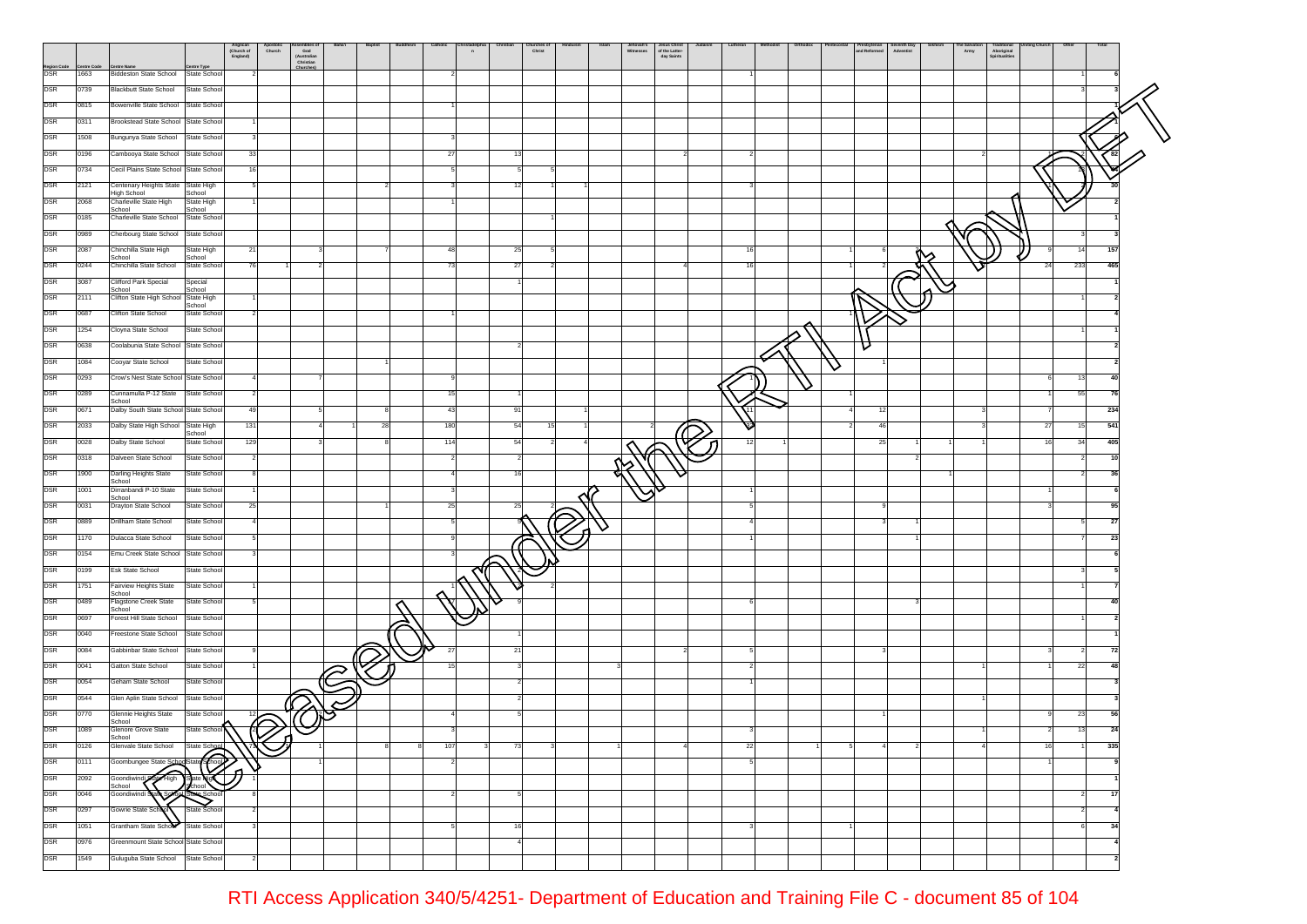| Region Code | Centre Code | Centre Name | Centre Type | Anglican (Church of England) | Apostolic Church | Assemblies of God (Australian Christian Churches) | Baha'i | Baptist | Buddhism | Catholic | Christadelphian | Christian | Churches of Christ | Hinduism | Islam | Jehovah's Witnesses | Jesus Christ of the Latter-day Saints | Judaism | Lutheran | Methodist | Orthodox | Pentecostal | Presbyterian and Reformed | Seventh Day Adventist | Sikhism | The Salvation Army | Traditional Aboriginal Spiritualities | Uniting Church | Other | Total |
|---|---|---|---|---|---|---|---|---|---|---|---|---|---|---|---|---|---|---|---|---|---|---|---|---|---|---|---|---|---|---|
| DSR | 1663 | Biddeston State School | State School | 2 | | | | | | 2 | | | | | | | | | 1 | | | | | | | | | | 1 | 6 |
| DSR | 0739 | Blackbutt State School | State School | | | | | | | | | | | | | | | | | | | | | | | | | | 3 | 3 |
| DSR | 0815 | Bowenville State School | State School | | | | | | | 1 | | | | | | | | | | | | | | | | | | | | 1 |
| DSR | 0311 | Brookstead State School | State School | 1 | | | | | | | | | | | | | | | | | | | | | | | | | | 1 |
| DSR | 1508 | Bungunya State School | State School | 3 | | | | | | 3 | | | | | | | | | | | | | | | | | | | | 6 |
| DSR | 0196 | Cambooya State School | State School | 33 | | | | | | 27 | | 13 | | | | | 2 | | 2 | | | | | | | 2 | | | 2 | 82 |
| DSR | 0734 | Cecil Plains State School | State School | 16 | | | | | | 5 | | 5 | 5 | | | | | | | | | | | | | | | | 29 | 60 |
| DSR | 2121 | Centenary Heights State High School | State High School | 5 | | | | 2 | | 3 | | 12 | 1 | 1 | | | | | 3 | | | | | | | | | | 3 | 30 |
| DSR | 2068 | Charleville State High School | State High School | 1 | | | | | | 1 | | | | | | | | | | | | | | | | | | | | 2 |
| DSR | 0185 | Charleville State School | State School | | | | | | | | | | 1 | | | | | | | | | | | | | | | | | 1 |
| DSR | 0989 | Cherbourg State School | State School | | | | | | | | | | | | | | | | | | | | | | | | | | 3 | 3 |
| DSR | 2087 | Chinchilla State High School | State High School | 21 | | 3 | | 7 | | 48 | | 25 | 5 | | | | | | 16 | | | 1 | 6 | | | | | 9 | 14 | 157 |
| DSR | 0244 | Chinchilla State School | State School | 76 | 1 | 2 | | | | 73 | | 27 | 2 | | | | 4 | | 16 | | | 1 | 2 | | | | | 24 | 233 | 465 |
| DSR | 3087 | Clifford Park Special School | Special School | | | | | | | | | 1 | | | | | | | | | | | | | | | | | | 1 |
| DSR | 2111 | Clifton State High School | State High School | 1 | | | | | | | | | | | | | | | | | | | | | | | | | 1 | 2 |
| DSR | 0687 | Clifton State School | State School | 2 | | | | | | 1 | | | | | | | | | | | | 1 | | | | | | | | 4 |
| DSR | 1254 | Cloyna State School | State School | | | | | | | | | | | | | | | | | | | | | | | | | | 1 | 1 |
| DSR | 0638 | Coolabunia State School | State School | | | | | | | | | 2 | | | | | | | | | | | | | | | | | | 2 |
| DSR | 1084 | Cooyar State School | State School | | | | | 1 | | | | | | | | | | | | | | | 1 | | | | | | | 2 |
| DSR | 0293 | Crow's Nest State School | State School | 4 | | 7 | | | | 9 | | | | | | | | | 1 | | | | | | | | | 6 | 13 | 40 |
| DSR | 0289 | Cunnamulla P-12 State School | State School | 2 | | | | | | 15 | | 1 | | | | | | | | | | 1 | | | | | | 1 | 55 | 76 |
| DSR | 0671 | Dalby South State School | State School | 49 | | 5 | | 8 | | 43 | | 91 | | 1 | | | | | 11 | | | 4 | 12 | | | 3 | | 7 | | 234 |
| DSR | 2033 | Dalby State High School | State High School | 131 | | 4 | 1 | 28 | | 180 | | 54 | 15 | 1 | | 2 | | | 32 | | | 2 | 46 | | | 3 | | 27 | 15 | 541 |
| DSR | 0028 | Dalby State School | State School | 129 | | 3 | | 8 | | 114 | | 54 | 2 | 4 | | | | | 12 | 1 | | | 25 | 1 | 1 | 1 | | 16 | 34 | 405 |
| DSR | 0318 | Dalveen State School | State School | 2 | | | | | | 2 | | 2 | | | | | | | | | | | | 2 | | | | | 2 | 10 |
| DSR | 1900 | Darling Heights State School | State School | 8 | | | | | | 4 | | 16 | | | | | | | | | | | | | | 1 | | | 2 | 36 |
| DSR | 1001 | Dirranbandi P-10 State School | State School | 1 | | | | | | 3 | | | | | | | | | 1 | | | | | | | | | 1 | | 6 |
| DSR | 0031 | Drayton State School | State School | 25 | | | | 1 | | 25 | | 25 | 2 | | | | | | 5 | | | | 9 | | | | | 3 | | 95 |
| DSR | 0889 | Drillham State School | State School | 4 | | | | | | 5 | | 5 | | | | | | | 4 | | | | 3 | 1 | | | | | 5 | 27 |
| DSR | 1170 | Dulacca State School | State School | 5 | | | | | | 9 | | | | | | | | | 1 | | | | | 1 | | | | | 7 | 23 |
| DSR | 0154 | Emu Creek State School | State School | 3 | | | | | | 3 | | | | | | | | | | | | | | | | | | | | 6 |
| DSR | 0199 | Esk State School | State School | | | | | | | | | 2 | | | | | | | | | | | | | | | | | 3 | 5 |
| DSR | 1751 | Fairview Heights State School | State School | 1 | | | | | | 1 | | | 2 | | | | | | | | | | | | | | | | 1 | 7 |
| DSR | 0489 | Flagstone Creek State School | State School | 5 | | | | | | 17 | | 9 | | | | | | | 6 | | | | | 3 | | | | | | 40 |
| DSR | 0697 | Forest Hill State School | State School | | | | | | | | | | | | | | | | | | | | | | | | | | 1 | 2 |
| DSR | 0040 | Freestone State School | State School | | | | | | | | | 1 | | | | | | | | | | | | | | | | | | 1 |
| DSR | 0084 | Gabbinbar State School | State School | 9 | | | | | | 27 | | 21 | | | | | 2 | | 5 | | | | 3 | | | | | 3 | 2 | 72 |
| DSR | 0041 | Gatton State School | State School | 1 | | | | | | 15 | | 3 | | | | 3 | | | 2 | | | | | | | 1 | | 1 | 22 | 48 |
| DSR | 0054 | Geham State School | State School | | | | | | | | | 2 | | | | | | | 1 | | | | | | | | | | | 3 |
| DSR | 0544 | Glen Aplin State School | State School | | | | | | | | | 2 | | | | | | | | | | | | | | 1 | | | | 3 |
| DSR | 0770 | Glennie Heights State School | State School | 12 | | 2 | | | | 4 | | 5 | | | | | | | | | | | 1 | | | | | 9 | 23 | 56 |
| DSR | 1089 | Glenore Grove State School | State School | 2 | | | | | | 3 | | | | | | | | | 3 | | | | | | | 1 | | 2 | 13 | 24 |
| DSR | 0126 | Glenvale State School | State School | 72 | | 1 | | 8 | 8 | 107 | 3 | 73 | 3 | | | 1 | 4 | | 22 | | 1 | 5 | 4 | 2 | | 4 | | 16 | 1 | 335 |
| DSR | 0111 | Goombungee State School | State School | | | 1 | | | | 2 | | | | | | | | | 5 | | | | | | | | | 1 | | 9 |
| DSR | 2092 | Goondiwindi State High School | State High School | 1 | | | | | | | | | | | | | | | | | | | | | | | | | | 1 |
| DSR | 0046 | Goondiwindi State School | State School | 8 | | | | | | 2 | | 5 | | | | | | | | | | | | | | | | | 2 | 17 |
| DSR | 0297 | Gowrie State School | State School | 2 | | | | | | | | | | | | | | | | | | | | | | | | | 2 | 4 |
| DSR | 1051 | Grantham State School | State School | 3 | | | | | | 5 | | 16 | | | | | | | 3 | | | 1 | | | | | | | 6 | 34 |
| DSR | 0976 | Greenmount State School | State School | | | | | | | | | 4 | | | | | | | | | | | | | | | | | | 4 |
| DSR | 1549 | Guluguba State School | State School | 2 | | | | | | | | | | | | | | | | | | | | | | | | | | 2 |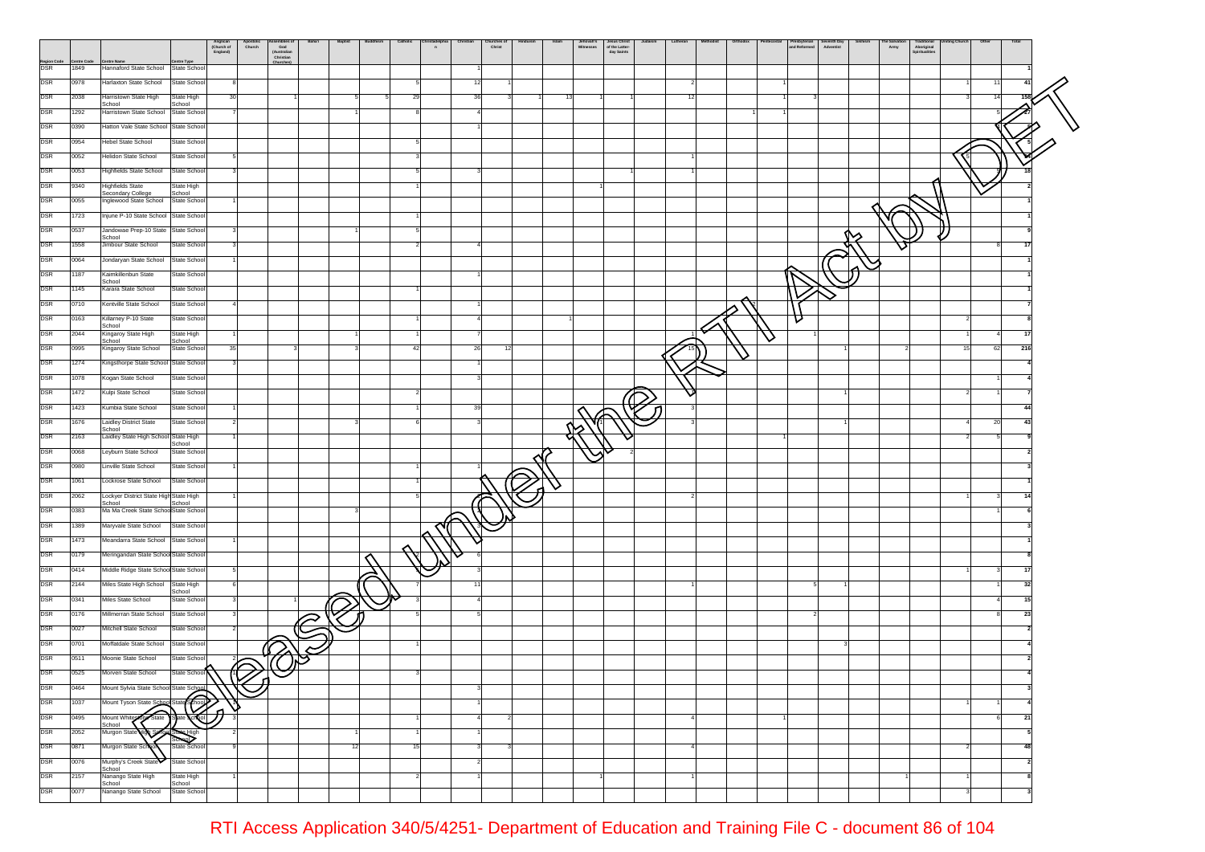| Region Code | Centre Code | Centre Name | Centre Type | Anglican (Church of England) | Apostolic Church | Assemblies of God (Australian Christian Churches) | Bahá'i | Baptist | Buddhism | Catholic | Christadelphian | Christian | Churches of Christ | Hinduism | Islam | Jehovah's Witnesses | Jesus Christ of the Latter-day Saints | Judaism | Lutheran | Methodist | Orthodox | Pentecostal | Presbyterian and Reformed | Seventh Day Adventist | Sikhism | The Salvation Army | Traditional Aboriginal Spiritualities | Uniting Church | Other | Total |
|---|---|---|---|---|---|---|---|---|---|---|---|---|---|---|---|---|---|---|---|---|---|---|---|---|---|---|---|---|---|---|
| DSR | 1849 | Hannaford State School | State School | | | | | | | | | 1 | | | | | | | | | | | | | | | | | | 1 |
| DSR | 0978 | Harlaxton State School | State School | 8 | | | | | | 5 | | 12 | 1 | | | | | | 2 | | | 1 | | | | | | 1 | 11 | 41 |
| DSR | 2038 | Harristown State High School | State High School | 30 | | 1 | | 5 | 5 | 29 | | 36 | 3 | 1 | 13 | 1 | 1 | | 12 | | | 1 | 3 | | | | | 3 | 14 | 158 |
| DSR | 1292 | Harristown State School | State School | 7 | | | | 1 | | 8 | | 4 | | | | | | | | | 1 | 1 | | | | | | | 5 | 27 |
| DSR | 0390 | Hatton Vale State School | State School | | | | | | | | | 1 | | | | | | | | | | | | | | | | | 4 | 5 |
| DSR | 0954 | Hebel State School | State School | | | | | | | 5 | | | | | | | | | | | | | | | | | | | | 5 |
| DSR | 0052 | Helidon State School | State School | 5 | | | | | | 3 | | | | | | | | | 1 | | | | | | | | | 5 | | 14 |
| DSR | 0053 | Highfields State School | State School | 3 | | | | | | 5 | | 3 | | | | | 1 | | 1 | | | | | | | | | | 5 | 18 |
| DSR | 9340 | Highfields State Secondary College | State High School | | | | | | | 1 | | | | | | 1 | | | | | | | | | | | | | | 2 |
| DSR | 0055 | Inglewood State School | State School | 1 | | | | | | | | | | | | | | | | | | | | | | | | | | 1 |
| DSR | 1723 | Injune P-10 State School | State School | | | | | | | 1 | | | | | | | | | | | | | | | | | | | | 1 |
| DSR | 0537 | Jandowae Prep-10 State School | State School | 3 | | | | 1 | | 5 | | | | | | | | | | | | | | | | | | | | 9 |
| DSR | 1558 | Jimbour State School | State School | 3 | | | | | | 2 | | 4 | | | | | | | | | | | | | | | | | 8 | 17 |
| DSR | 0064 | Jondaryan State School | State School | 1 | | | | | | | | | | | | | | | | | | | | | | | | | | 1 |
| DSR | 1187 | Kaimkillenbun State School | State School | | | | | | | | | 1 | | | | | | | | | | | | | | | | | | 1 |
| DSR | 1145 | Karara State School | State School | | | | | | | 1 | | | | | | | | | | | | | | | | | | | | 1 |
| DSR | 0710 | Kentville State School | State School | 4 | | | | | | | | 1 | | | | | | | | | 2 | | | | | | | | | 7 |
| DSR | 0163 | Killarney P-10 State School | State School | | | | | | | 1 | | 4 | | | 1 | | | | | | | | | | | | | 2 | | 8 |
| DSR | 2044 | Kingaroy State High School | State High School | 1 | | | | 1 | | 1 | | 7 | | | | | | | 1 | | | | 1 | | | | | 1 | 4 | 17 |
| DSR | 0995 | Kingaroy State School | State School | 35 | | 3 | | 3 | | 42 | | 26 | 12 | | | | | | 15 | | | | | 1 | | 2 | | 15 | 62 | 216 |
| DSR | 1274 | Kingsthorpe State School | State School | 3 | | | | | | | | 1 | | | | | | | | | | | | | | | | | | 4 |
| DSR | 1078 | Kogan State School | State School | | | | | | | | | 3 | | | | | | | | | | | | | | | | | 1 | 4 |
| DSR | 1472 | Kulpi State School | State School | | | | | | | 2 | | | | | | | | | 1 | | | | | 1 | | | | 2 | 1 | 7 |
| DSR | 1423 | Kumbia State School | State School | 1 | | | | | | 1 | | 39 | | | | | | | 3 | | | | | | | | | | | 44 |
| DSR | 1676 | Laidley District State School | State School | 2 | | | | 3 | | 6 | | 3 | | | | | | | 3 | | | | | 1 | | | | 4 | 20 | 43 |
| DSR | 2163 | Laidley State High School | State High School | 1 | | | | | | | | | | | | | | | | | | 1 | | | | | | 2 | 5 | 9 |
| DSR | 0068 | Leyburn State School | State School | | | | | | | | | | | | | | 2 | | | | | | | | | | | | | 2 |
| DSR | 0980 | Linville State School | State School | 1 | | | | | | 1 | | 1 | | | | | | | | | | | | | | | | | | 3 |
| DSR | 1061 | Lockrose State School | State School | | | | | | | 1 | | | | | | | | | | | | | | | | | | | | 1 |
| DSR | 2062 | Lockyer District State High School | State High School | 1 | | | | | | 5 | | | | | | | | | 2 | | | | | | | | | 1 | 3 | 14 |
| DSR | 0383 | Ma Ma Creek State School | State School | | | | | 3 | | | | 2 | | | | | | | | | | | | | | | | | 1 | 6 |
| DSR | 1389 | Maryvale State School | State School | | | | | | | | | 3 | | | | | | | | | | | | | | | | | | 3 |
| DSR | 1473 | Meandarra State School | State School | 1 | | | | | | | | | | | | | | | | | | | | | | | | | | 1 |
| DSR | 0179 | Meringandan State School | State School | | | | | | | 2 | | 6 | | | | | | | | | | | | | | | | | | 8 |
| DSR | 0414 | Middle Ridge State School | State School | 5 | | | | | | 5 | | 3 | | | | | | | | | | | | | | | | 1 | 3 | 17 |
| DSR | 2144 | Miles State High School | State High School | 6 | | | | | | 7 | | 11 | | | | | | | 1 | | | | 5 | 1 | | | | | 1 | 32 |
| DSR | 0341 | Miles State School | State School | 3 | | 1 | | | | 3 | | 4 | | | | | | | | | | | | | | | | | 4 | 15 |
| DSR | 0176 | Millmerran State School | State School | 3 | | | | | | 5 | | 5 | | | | | | | | | | | 2 | | | | | | 8 | 23 |
| DSR | 0027 | Mitchell State School | State School | 2 | | | | | | | | | | | | | | | | | | | | | | | | | | 2 |
| DSR | 0701 | Moffatdale State School | State School | | | | | | | 1 | | | | | | | | | | | | | | 3 | | | | | | 4 |
| DSR | 0511 | Moonie State School | State School | 2 | | | | | | | | | | | | | | | | | | | | | | | | | | 2 |
| DSR | 0525 | Morven State School | State School | 1 | | | | | | 3 | | | | | | | | | | | | | | | | | | | | 4 |
| DSR | 0464 | Mount Sylvia State School | State School | | | | | | | | | 3 | | | | | | | | | | | | | | | | | | 3 |
| DSR | 1037 | Mount Tyson State School | State School | 1 | | | | | | | | 1 | | | | | | | | | | | | | | | | 1 | 1 | 4 |
| DSR | 0495 | Mount Whitestone State School | State School | 3 | | | | | | 1 | | 4 | 2 | | | | | | 4 | | | 1 | | | | | | | 6 | 21 |
| DSR | 2052 | Murgon State High School | State High School | 2 | | | | 1 | | 1 | | 1 | | | | | | | | | | | | | | | | | | 5 |
| DSR | 0871 | Murgon State School | State School | 9 | | | | 12 | | 15 | | 3 | 3 | | | | | | 4 | | | | | | | | | 2 | | 48 |
| DSR | 0076 | Murphy's Creek State School | State School | | | | | | | | | 2 | | | | | | | | | | | | | | | | | | 2 |
| DSR | 2157 | Nanango State High School | State High School | 1 | | | | | | 2 | | 1 | | | | 1 | | | 1 | | | | | | | 1 | | 1 | | 8 |
| DSR | 0077 | Nanango State School | State School | | | | | | | | | | | | | | | | | | | | | | | | | 3 | | 3 |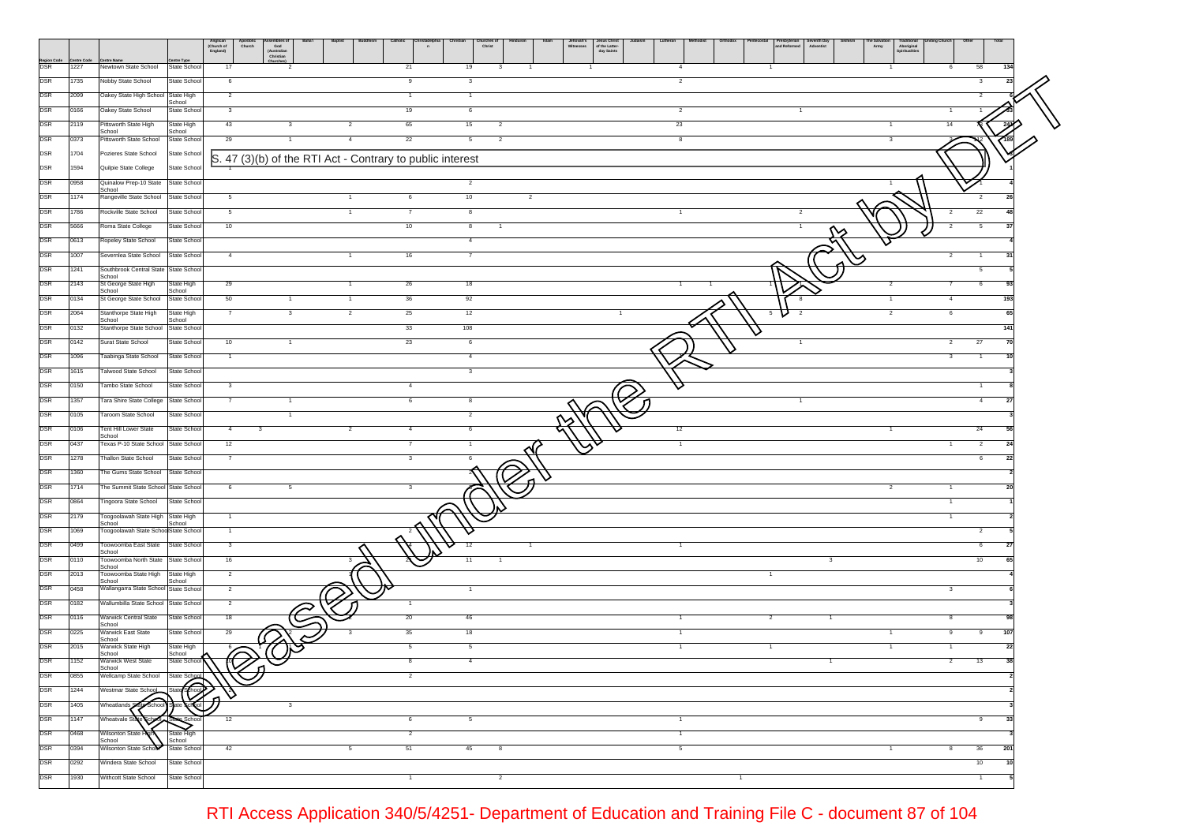| Region Code | Centre Code | Centre Name | Centre Type | Anglican (Church of England) | Apostolic Church | Assemblies of God (Australian Christian Churches) | Baha'i | Baptist | Buddhism | Catholic | Christadelphian | Christian | Churches of Christ | Hinduism | Islam | Jehovah's Witnesses | Jesus Christ of the Latter-day Saints | Judaism | Lutheran | Methodist | Orthodox | Pentecostal | Presbyterian and Reformed | Seventh Day Adventist | Sikhism | The Salvation Army | Traditional Aboriginal Spiritualities | Uniting Church | Other | Total |
|---|---|---|---|---|---|---|---|---|---|---|---|---|---|---|---|---|---|---|---|---|---|---|---|---|---|---|---|---|---|---|
| DSR | 1227 | Newtown State School | State School | 17 | | 2 | | | | 21 | | 19 | 3 | 1 | | 1 | | | 4 | | | 1 | | | | 1 | | 6 | 58 | 134 |
| DSR | 1735 | Nobby State School | State School | 6 | | | | | | 9 | | 3 | | | | | | | 2 | | | | | | | | | | 3 | 23 |
| DSR | 2099 | Oakey State High School | State High School | 2 | | | | | | 1 | | 1 | | | | | | | | | | | | | | | | | 2 | 6 |
| DSR | 0166 | Oakey State School | State School | 3 | | | | | | 19 | | 6 | | | | | | | 2 | | | | 1 | | | | | 1 | 1 | 33 |
| DSR | 2119 | Pittsworth State High School | State High School | 43 | | 3 | | 2 | | 65 | | 15 | 2 | | | | | | 23 | | | | | | | 1 | | 14 | 73 | 241 |
| DSR | 0373 | Pittsworth State School | State School | 29 | | 1 | | 4 | | 22 | | 5 | 2 | | | | | | 8 | | | | | | | 3 | | 3 | 112 | 189 |
| DSR | 1704 | Pozieres State School | State School | S. 47 (3)(b) of the RTI Act - Contrary to public interest | | | | | | | | | | | | | | | | | | | | | | | | | | |
| DSR | 1594 | Quilpie State College | State School | 1 | | | | | | | | | | | | | | | | | | | | | | | | | | 1 |
| DSR | 0958 | Quinalow Prep-10 State School | State School | | | | | | | | | 2 | | | | | | | | | | | | | | 1 | | | 1 | 4 |
| DSR | 1174 | Rangeville State School | State School | 5 | | | | 1 | | 6 | | 10 | | 2 | | | | | | | | | | | | | | | 2 | 26 |
| DSR | 1786 | Rockville State School | State School | 5 | | | | 1 | | 7 | | 8 | | | | | | | 1 | | | | 2 | | | | | 2 | 22 | 48 |
| DSR | 5666 | Roma State College | State School | 10 | | | | | | 10 | | 8 | 1 | | | | | | | | | | 1 | | | | | 2 | 5 | 37 |
| DSR | 0613 | Ropeley State School | State School | | | | | | | | | 4 | | | | | | | | | | | | | | | | | | 4 |
| DSR | 1007 | Severnlea State School | State School | 4 | | | | 1 | | 16 | | 7 | | | | | | | | | | | | | | | | 2 | 1 | 31 |
| DSR | 1241 | Southbrook Central State School | State School | | | | | | | | | | | | | | | | | | | | | | | | | | 5 | 5 |
| DSR | 2143 | St George State High School | State High School | 29 | | | | 1 | | 26 | | 18 | | | | | | | 1 | 1 | | 1 | 1 | | | 2 | | 7 | 6 | 93 |
| DSR | 0134 | St George State School | State School | 50 | | 1 | | 1 | | 36 | | 92 | | | | | | | | | | | 8 | | | 1 | | 4 | | 193 |
| DSR | 2064 | Stanthorpe State High School | State High School | 7 | | 3 | | 2 | | 25 | | 12 | | | | 1 | | | | | | 5 | 2 | | | 2 | | 6 | | 65 |
| DSR | 0132 | Stanthorpe State School | State School | | | | | | | 33 | | 108 | | | | | | | | | | | | | | | | | | 141 |
| DSR | 0142 | Surat State School | State School | 10 | | 1 | | | | 23 | | 6 | | | | | | | | | | | 1 | | | | | 2 | 27 | 70 |
| DSR | 1096 | Taabinga State School | State School | 1 | | | | | | | | 4 | | | | | | | | | | | | | | | | 3 | 1 | 10 |
| DSR | 1615 | Talwood State School | State School | | | | | | | | | 3 | | | | | | | | | | | | | | | | | | 3 |
| DSR | 0150 | Tambo State School | State School | 3 | | | | | | 4 | | | | | | | | | | | | | | | | | | | 1 | 8 |
| DSR | 1357 | Tara Shire State College | State School | 7 | | 1 | | | | 6 | | 8 | | | | | | | | | | | 1 | | | | | | 4 | 27 |
| DSR | 0105 | Taroom State School | State School | | | 1 | | | | | | 2 | | | | | | | | | | | | | | | | | | 3 |
| DSR | 0106 | Tent Hill Lower State School | State School | 4 | 3 | | | 2 | | 4 | | 6 | | | | | | | 12 | | | | | | | 1 | | | 24 | 56 |
| DSR | 0437 | Texas P-10 State School | State School | 12 | | | | | | 7 | | 1 | | | | | | | 1 | | | | | | | | | 1 | 2 | 24 |
| DSR | 1278 | Thallon State School | State School | 7 | | | | | | 3 | | 6 | | | | | | | | | | | | | | | | | 6 | 22 |
| DSR | 1360 | The Gums State School | State School | | | | | | | | | | | | | | | | | | | | | | | | | | | 2 |
| DSR | 1714 | The Summit State School | State School | 6 | | 5 | | | | 3 | | | | | | | | | | | | | | | | 2 | | 1 | | 20 |
| DSR | 0864 | Tingoora State School | State School | | | | | | | | | | | | | | | | | | | | | | | | | 1 | | 1 |
| DSR | 2179 | Toogoolawah State High School | State High School | 1 | | | | | | | | | | | | | | | | | | | | | | | | 1 | | 2 |
| DSR | 1069 | Toogoolawah State School | State School | 1 | | | | | | 2 | | | | | | | | | | | | | | | | | | | 2 | 5 |
| DSR | 0499 | Toowoomba East State School | State School | 3 | | | | | | 4 | | 12 | | 1 | | | | | 1 | | | | | | | | | | 6 | 27 |
| DSR | 0110 | Toowoomba North State School | State School | 16 | | | | 3 | | 21 | | 11 | 1 | | | | | | | | | | | 3 | | | | | 10 | 65 |
| DSR | 2013 | Toowoomba State High School | State High School | 2 | | | | | | 1 | | | | | | | | | | | | 1 | | | | | | | | 4 |
| DSR | 0458 | Wallangarra State School | State School | 2 | | | | | | | | 1 | | | | | | | | | | | | | | | | 3 | | 6 |
| DSR | 0182 | Wallumbilla State School | State School | 2 | | | | | | 1 | | | | | | | | | | | | | | | | | | | | 3 |
| DSR | 0116 | Warwick Central State School | State School | 18 | | | | | | 20 | | 46 | | | | | | | 1 | | | 2 | | 1 | | | | 8 | | 98 |
| DSR | 0225 | Warwick East State School | State School | 29 | | 2 | | 3 | | 35 | | 18 | | | | | | | 1 | | | | | | | 1 | | 9 | 9 | 107 |
| DSR | 2015 | Warwick State High School | State High School | 6 | 1 | 1 | | | | 5 | | 5 | | | | | | | 1 | | | 1 | | | | 1 | | 1 | | 22 |
| DSR | 1152 | Warwick West State School | State School | 10 | | | | | | 8 | | 4 | | | | | | | | | | | | 1 | | | | 2 | 13 | 38 |
| DSR | 0855 | Wellcamp State School | State School | | | | | | | 2 | | | | | | | | | | | | | | | | | | | | 2 |
| DSR | 1244 | Westmar State School | State School | 2 | | | | | | | | | | | | | | | | | | | | | | | | | | 2 |
| DSR | 1405 | Wheatlands State School | State School | | | 3 | | | | | | | | | | | | | | | | | | | | | | | | 3 |
| DSR | 1147 | Wheatvale State School | State School | 12 | | | | | | 6 | | 5 | | | | | | | 1 | | | | | | | | | | 9 | 33 |
| DSR | 0468 | Wilsonton State High School | State High School | | | | | | | 2 | | | | | | | | | 1 | | | | | | | | | | | 3 |
| DSR | 0394 | Wilsonton State School | State School | 42 | | | | 5 | | 51 | | 45 | 8 | | | | | | 5 | | | | | | | 1 | | 8 | 36 | 201 |
| DSR | 0292 | Windera State School | State School | | | | | | | | | | | | | | | | | | | | | | | | | | 10 | 10 |
| DSR | 1930 | Withcott State School | State School | | | | | | | 1 | | | | 2 | | | | | | | 1 | | | | | | | | 1 | 5 |

Released under the RTI Act by DET

RTI Access Application 340/5/4251- Department of Education and Training File C - document 87 of 104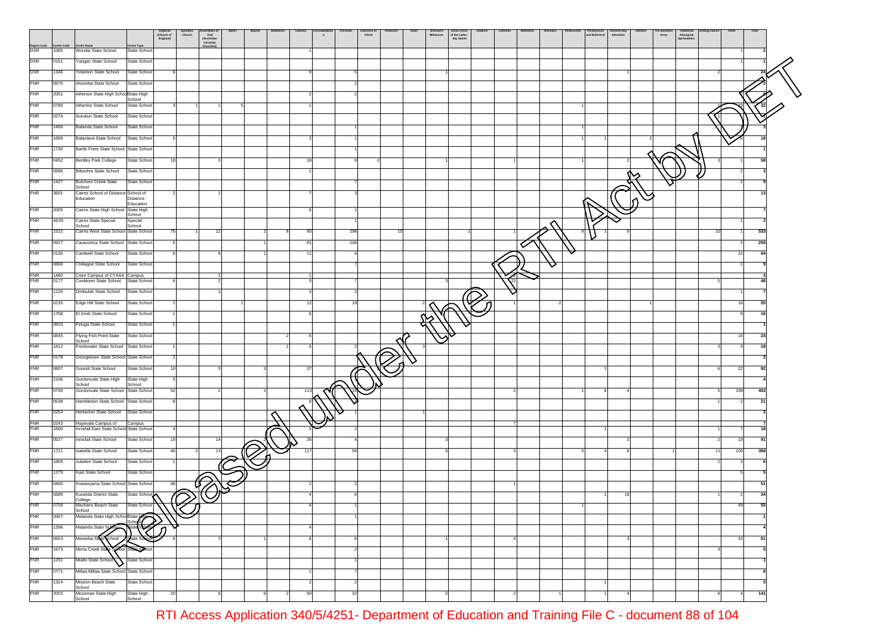| Region Code | Centre Code | Centre Name | Centre Type | Anglican (Church of England) | Apostolic Church | Assemblies of God (Australian Christian Churches) | Baha'i | Baptist | Buddhism | Catholic | Christadelphian | Christian | Churches of Christ | Hinduism | Islam | Jehovah's Witnesses | Jesus Christ of the Latter-day Saints | Judaism | Lutheran | Methodist | Orthodox | Pentecostal | Presbyterian and Reformed | Seventh Day Adventist | Sikhism | The Salvation Army | Traditional Aboriginal Spiritualities | Uniting Church | Other | Total |
|---|---|---|---|---|---|---|---|---|---|---|---|---|---|---|---|---|---|---|---|---|---|---|---|---|---|---|---|---|---|---|
| DSR | 1065 | Wondai State School | State School | | | | | | | 1 | | | | | | | | | | | | | | | | | | | 1 | 2 |
| DSR | 0151 | Yangan State School | State School | | | | | | | | | | | | | | | | | | | | | | | | | | 1 | 1 |
| DSR | 1346 | Yelarbon State School | State School | 6 | | | | | | 9 | | 5 | | | | 1 | | | | | | | | 1 | | | | 2 | | 24 |
| FNR | 0870 | Aloomba State School | State School | | | | | | | | | 2 | | | | | | | | | | | | | | | | | | 2 |
| FNR | 2051 | Atherton State High School | State High School | | | | | | | 2 | | 2 | | | | | | | | | | | | | | | | | 1 | 5 |
| FNR | 0789 | Atherton State School | State School | 3 | 1 | 1 | 5 | | | 1 | | | | | | | | | | | | 1 | | | | | | | 19 | 32 |
| FNR | 0274 | Aurukun State School | State School | | | | | | | | | | | | | | | | | | | | | | | | | 1 | | 2 |
| FNR | 1466 | Babinda State School | State School | | | | | | | | | 1 | | | | | | | | | | 1 | | | | | | | | 3 |
| FNR | 1689 | Balaclava State School | State School | 5 | | | | | | 2 | | 1 | | | | | | | | | | 1 | 1 | | | 2 | | | 6 | 18 |
| FNR | 1730 | Bartle Frere State School | State School | | | | | | | | | 1 | | | | | | | | | | | | | | | | | | 1 |
| FNR | 0452 | Bentley Park College | State School | 18 | | 3 | | | | 18 | | 8 | 2 | | | 1 | | | 1 | | | 1 | | 2 | | | | 3 | 1 | 58 |
| FNR | 0996 | Biboohra State School | State School | | | | | | | 1 | | | | | | | | | | | | | | | | | | | 2 | 3 |
| FNR | 1427 | Butchers Creek State School | State School | | | | | | | | | 7 | | | | | | | | | | | | | | | | | 2 | 9 |
| FNR | 3601 | Cairns School of Distance Education | School of Distance Education | 2 | | 1 | | | | 7 | | 3 | | | | | | | | | | | | | | | | | | 13 |
| FNR | 2005 | Cairns State High School | State High School | | | | | | | 6 | | 1 | | | | | | | | | | | | | | | | | | 7 |
| FNR | A029 | Cairns Special School | Special School | | | | | | | | | 1 | | | | | | | | | | | | | | | | | 1 | 2 |
| FNR | 1522 | Cairns West State School | State School | 75 | 1 | 12 | | 2 | 8 | 90 | | 298 | | 15 | | | 1 | | 1 | | | 9 | 1 | 9 | | | | 10 | 1 | 533 |
| FNR | 0927 | Caravonica State School | State School | 5 | | | | 1 | | 81 | | 166 | | | | | | | | | | | | | | | | | 2 | 255 |
| FNR | 0136 | Cardwell State School | State School | 6 | | 9 | | 1 | | 11 | | 6 | | | | | | | | | | | | | | | | | 31 | 64 |
| FNR | 0866 | Chillagoe State School | State School | | | | | | | | | 7 | | | | | | | | | | | | | | | | | 2 | 9 |
| FNR | 1480 | Coen Campus of CYAAA | Campus | | | 1 | | | | 1 | | | | | | | | | | | | | | | | | | | | 3 |
| FNR | 0177 | Cooktown State School | State School | 6 | | 2 | | | | 3 | | 7 | | | | 3 | | | 22 | | | | | | | | | 5 | | 48 |
| FNR | 1226 | Dimbulah State School | State School | | | 1 | | | | 3 | | 2 | | | | | | | | | | | | | | | | | 1 | 7 |
| FNR | 0235 | Edge Hill State School | State School | 2 | | | 1 | | | 12 | | 18 | | | | 2 | | | 1 | | 2 | | | | | 1 | | | 16 | 55 |
| FNR | 1758 | El Arish State School | State School | 1 | | | | | | 6 | | | | | | | | | | | | | | | | | | | 9 | 16 |
| FNR | 0810 | Feluga State School | State School | 1 | | | | | | | | | | | | | | | | | | | | | | | | | | 1 |
| FNR | 0845 | Flying Fish Point State School | State School | | | | | | 2 | 6 | | | | | | | | | | | | | | | | | | | 16 | 24 |
| FNR | 1812 | Freshwater State School | State School | 1 | | | | | 1 | 5 | | 2 | | | | 3 | | | | | | | | | | | | 3 | 3 | 18 |
| FNR | 0178 | Georgetown State School | State School | 2 | | | | | | | | | | | | | | | | | | | | | | | | | | 2 |
| FNR | 0807 | Goondi State School | State School | 10 | | 3 | | 3 | | 37 | | | | | | | | | | | | | 1 | | | | | 6 | 22 | 92 |
| FNR | 2106 | Gordonvale State High School | State High School | 3 | | | | | | | | | | | | | | | | | | | | | | | | | | 4 |
| FNR | 0790 | Gordonvale State School | State School | 52 | | 2 | | 2 | | 113 | | 16 | | | | | | | 2 | | | 1 | 6 | 4 | | | | 5 | 199 | 402 |
| FNR | 0538 | Hambledon State School | State School | 8 | | | | | | 8 | | | | | | | | | | | | | | | | | | 1 | 2 | 21 |
| FNR | 0254 | Herberton State School | State School | | | | | | | | | 1 | | | 1 | | | | | | | | | | | | | | | 2 |
| FNR | 0243 | Hopevale Campus of | Campus | | | | | | | | | | | | | | | | 7 | | | | | | | | | | | 7 |
| FNR | 1660 | Innisfail East State School | State School | 4 | | | | | | 3 | | 2 | | | | | | | | | | | 1 | | | | | 1 | 7 | 18 |
| FNR | 0527 | Innisfail State School | State School | 19 | | 14 | 2 | | | 26 | | 4 | | | | 3 | | | | | | | | 2 | | | | 2 | 19 | 91 |
| FNR | 1721 | Isabella State School | State School | 40 | 2 | 13 | | | | 117 | | 58 | | | | 5 | | | 3 | | | 5 | 4 | 6 | | 1 | | 11 | 100 | 366 |
| FNR | 1809 | Julatten State School | State School | 1 | | | | | | | | | | | | | | | | | | | | | | | | 2 | 3 | 6 |
| FNR | 1279 | Kairi State School | State School | | | | | | | | | | | | | | | | | | | | | | | | | | 5 | 5 |
| FNR | 0460 | Kowanyama State School | State School | 46 | | | | | | 2 | | 2 | | | | | | | 1 | | | | | | | | | | | 51 |
| FNR | 5689 | Kuranda District State College | State School | | | | | | | 4 | | 6 | | | | | | | | | | | 1 | 18 | | | | 1 | 2 | 34 |
| FNR | 0758 | Machans Beach State School | State School | | | | | | | 4 | | 1 | | | | | | | | | | 1 | | | | | | | 49 | 55 |
| FNR | 2067 | Malanda State High School | State High School | | | | | | | | | 1 | | | | | | | | | | | | | | | | | | 1 |
| FNR | 1396 | Malanda State School | State School | | | | | | | 4 | | | | | | | | | | | | | | | | | | | | 4 |
| FNR | 0653 | Mareeba State School | State School | 6 | | 3 | | 1 | | 6 | | 6 | | | | 1 | | | 4 | | | | | 3 | | | | | 31 | 61 |
| FNR | 1673 | Mena Creek State School | State School | | | | | | | | | 2 | | | | | | | | | | | | | | | | 3 | | 5 |
| FNR | 1291 | Mialo State School | State School | | | | | | | | | 1 | | | | | | | | | | | | | | | | | | 1 |
| FNR | 0771 | Millaa Millaa State School | State School | | | | | | | 1 | | 7 | | | | | | | | | | | | | | | | | | 8 |
| FNR | 1324 | Mission Beach State School | State School | | | | | | | 2 | | 2 | | | | | | | | | | | 1 | | | | | | | 5 |
| FNR | 2002 | Mossman State High School | State High School | 20 | | 6 | | 6 | 2 | 50 | | 32 | | | | 5 | | | 2 | | 1 | | 1 | 4 | | | | 8 | 4 | 141 |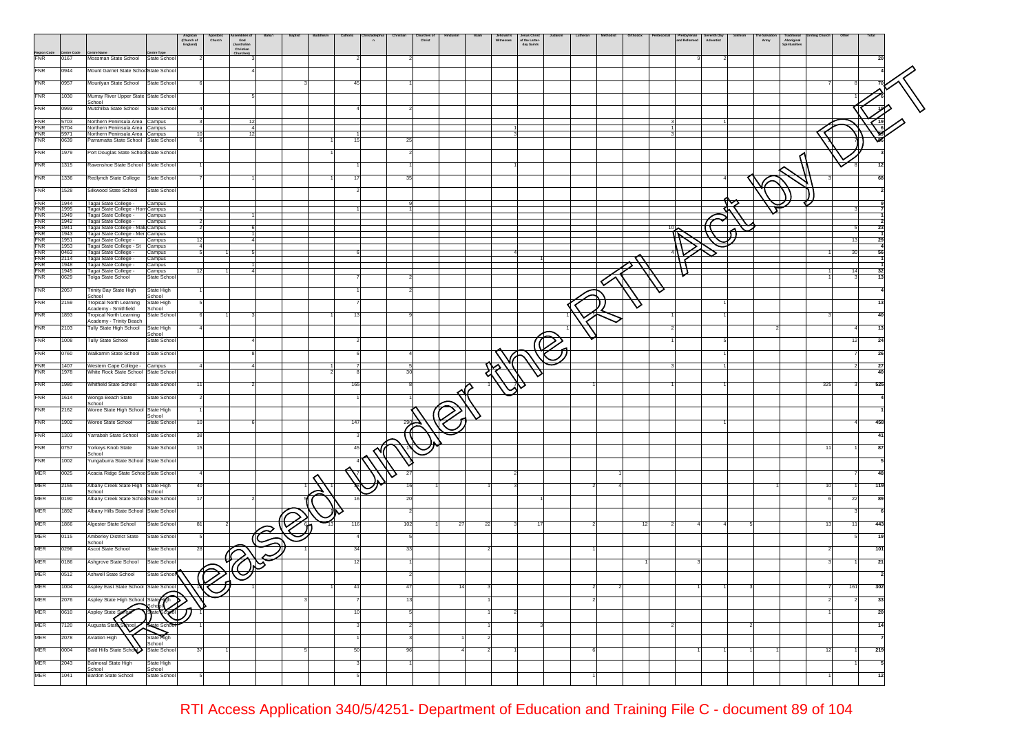| Region Code | Centre Code | Centre Name | Centre Type | Anglican (Church of England) | Apostolic Church | Assemblies of God (Australian Christian Churches) | Baha'i | Baptist | Buddhism | Catholic | Christadelphian | Christian | Churches of Christ | Hinduism | Islam | Jehovah's Witnesses | Jesus Christ of the Latter-day Saints | Judaism | Lutheran | Methodist | Orthodox | Pentecostal | Presbyterian and Reformed | Seventh Day Adventist | Sikhism | The Salvation Army | Traditional Aboriginal Spiritualities | Uniting Church | Other | Total |
|---|---|---|---|---|---|---|---|---|---|---|---|---|---|---|---|---|---|---|---|---|---|---|---|---|---|---|---|---|---|---|
| FNR | 0167 | Mossman State School | State School | 2 | | 3 | | | | 2 | | 2 | | | | | | | | | | | 9 | 2 | | | | | | 20 |
| FNR | 0944 | Mount Garnet State School | State School | | | 4 | | | | | | | | | | | | | | | | | | | | | | | | 4 |
| FNR | 0957 | Mourilyan State School | State School | 6 | | | | 3 | | 45 | | 1 | | | | | | | | | | | | | | | | 7 | 8 | 70 |
| FNR | 1030 | Murray River Upper State School | State School | | | 5 | | | | | | | | | | | | | | | | | | | | | | | 1 | 6 |
| FNR | 0993 | Mutchilba State School | State School | 4 | | | | | | 4 | | 2 | | | | | | | | | | | | | | | | | | 10 |
| FNR | 5703 | Northern Peninsula Area | Campus | 3 | | 12 | | | | | | | | | | | | | | | | 3 | | 1 | | | | | | 19 |
| FNR | 5704 | Northern Peninsula Area | Campus | | | 4 | | | | | | | | | | | | | | | | 1 | | | | | | | | 6 |
| FNR | 5971 | Northern Peninsula Area | Campus | 10 | | 12 | | | | 1 | | | | | | 3 | | | | | | 3 | | | | | | | | 59 |
| FNR | 0639 | Parramatta State School | State School | 6 | | | | | 1 | 15 | | 25 | | | | | | | | | | | | | | | | | 7 | 66 |
| FNR | 1979 | Port Douglas State School | State School | | | | | | 1 | | | 2 | | | | | | | | | | | | | | | | | | 3 |
| FNR | 1315 | Ravenshoe State School | State School | 1 | | | | | | 1 | | 1 | | | | 1 | | | | | | | | | | | | | 8 | 12 |
| FNR | 1336 | Redlynch State College | State School | 7 | | 1 | | | 1 | 17 | | 35 | | | | | | | | | | | | 4 | | | | 3 | | 68 |
| FNR | 1528 | Silkwood State School | State School | | | | | | | 2 | | | | | | | | | | | | | | | | | | | | 2 |
| FNR | 1944 | Tagai State College - | Campus | | | | | | | | | 9 | | | | | | | | | | | | | | | | | | 9 |
| FNR | 1995 | Tagai State College - Horn | Campus | 2 | | | | | | 1 | | 1 | | | | | | | | | | | | | | | | | 3 | 7 |
| FNR | 1949 | Tagai State College - | Campus | | | 1 | | | | | | | | | | | | | | | | | | | | | | | | 1 |
| FNR | 1942 | Tagai State College - | Campus | 2 | | | | | | | | | | | | | | | | | | | | | | | | | | 2 |
| FNR | 1941 | Tagai State College - Mabu | Campus | 2 | | 6 | | | | | | | | | | | | | | | | 10 | | | | | | | 5 | 23 |
| FNR | 1943 | Tagai State College - Mer | Campus | | | 1 | | | | | | | | | | | | | | | | | | | | | | | | 1 |
| FNR | 1951 | Tagai State College - | Campus | 12 | | 4 | | | | | | | | | | | | | | | | | | | | | | | 13 | 29 |
| FNR | 1953 | Tagai State College - St | Campus | 4 | | | | | | | | | | | | | | | | | | | | | | | | | | 4 |
| FNR | 0463 | Tagai State College - | Campus | 5 | 1 | 5 | | | | 6 | | | | | | 4 | 1 | | | | | 4 | | | | | | 1 | 30 | 56 |
| FNR | 2114 | Tagai State College - | Campus | | | | | | | | | | | | | | | | | | | | | | | | | | | 1 |
| FNR | 1948 | Tagai State College - | Campus | | | 1 | | | | | | | | | | | | | | | | | | | | | | | | 1 |
| FNR | 1945 | Tagai State College - | Campus | 12 | 1 | 4 | | | | | | | | | | | | | | | | | | | | | | 1 | 14 | 32 |
| FNR | 0629 | Tolga State School | State School | | | | | | | 7 | | 2 | | | | | | | | | | | | | | | | 1 | 3 | 13 |
| FNR | 2057 | Trinity Bay State High School | State High School | 1 | | | | | | 1 | | 2 | | | | | | | | | | | | | | | | | | 4 |
| FNR | 2159 | Tropical North Learning Academy - Smithfield | State High School | 5 | | | | | | 7 | | | | | | | | | | | | | | 1 | | | | | | 13 |
| FNR | 1893 | Tropical North Learning Academy - Trinity Beach | State School | 6 | 1 | 3 | | | 1 | 13 | | 9 | | | | | | 1 | | | | 1 | | 1 | | | | 3 | | 40 |
| FNR | 2103 | Tully State High School | State High School | 4 | | | | | | | | | | | | | | 1 | | | | 2 | | | | 2 | | | 4 | 13 |
| FNR | 1008 | Tully State School | State School | | | 4 | | | | 2 | | | | | | | | | | | | 1 | | 5 | | | | | 12 | 24 |
| FNR | 0760 | Walkamin State School | State School | | | 8 | | | | 6 | | 4 | | | | | | | | | | | | 1 | | | | | 7 | 26 |
| FNR | 1407 | Western Cape College - | Campus | 4 | | 4 | | | 1 | 7 | | 5 | | | | | | | | | | 3 | | 1 | | | | | 2 | 27 |
| FNR | 1978 | White Rock State School | State School | | | | | | 2 | 8 | | 30 | | | | | | | | | | | | | | | | | | 40 |
| FNR | 1980 | Whitfield State School | State School | 11 | | 2 | | | | 165 | | 8 | | | 1 | 7 | | | 1 | | | 1 | | 1 | | | | 325 | 3 | 525 |
| FNR | 1614 | Wonga Beach State School | State School | 2 | | | | | | 1 | | 1 | | | | | | | | | | | | | | | | | | 4 |
| FNR | 2162 | Woree State High School | State High School | 1 | | | | | | | | | | | | | | | | | | | | | | | | | | 1 |
| FNR | 1902 | Woree State School | State School | 10 | | 6 | | | | 147 | | 290 | | | | | | | | | | | | 1 | | | | | 4 | 458 |
| FNR | 1303 | Yarrabah State School | State School | 38 | | | | | | 3 | | | | | | | | | | | | | | | | | | | | 41 |
| FNR | 0757 | Yorkeys Knob State School | State School | 15 | | | | | | 45 | | 15 | | | | | | | | | | | | | | | | 11 | 1 | 87 |
| FNR | 1002 | Yungaburra State School | State School | | | | | | | 4 | | | | | | | | | | | | | | | | | | | | 5 |
| MER | 0025 | Acacia Ridge State School | State School | 4 | | | | | | 7 | | 27 | | | | 2 | | | | 1 | | | | | | | | | 7 | 48 |
| MER | 2155 | Albany Creek State High School | State High School | 40 | | | | 1 | 1 | 38 | | 16 | 1 | | 1 | 3 | | | 2 | 4 | | | | | | 1 | | 10 | 1 | 119 |
| MER | 0190 | Albany Creek State School | State School | 17 | | 2 | | 5 | | 16 | | 20 | | | | | 1 | | | | | | | | | | | 6 | 22 | 89 |
| MER | 1892 | Albany Hills State School | State School | | | | | | | | | 2 | | | | | | | | | | | | | | | | | 3 | 6 |
| MER | 1866 | Algester State School | State School | 81 | 2 | | | 6 | 13 | 116 | | 102 | 1 | 27 | 22 | 3 | 17 | | 2 | | 12 | 2 | 4 | 4 | 5 | | | 13 | 11 | 443 |
| MER | 0115 | Amberley District State School | State School | 5 | | | | | | 4 | | 5 | | | | | | | | | | | | | | | | | 5 | 19 |
| MER | 0296 | Ascot State School | State School | 28 | | | | 1 | | 34 | | 33 | | | 2 | | | | 1 | | | | | | | | | 2 | | 101 |
| MER | 0186 | Ashgrove State School | State School | | | | | | | 12 | | 1 | | | | | | | | | 1 | | 3 | | | | | 3 | 1 | 21 |
| MER | 0512 | Ashwell State School | State School | | | | | | | | | 2 | | | | | | | | | | | | | | | | | | 2 |
| MER | 1004 | Aspley East State School | State School | 18 | | 1 | | | 1 | 41 | | 47 | | 14 | 3 | | | | 2 | 2 | | | 1 | 1 | 3 | | | 7 | 161 | 302 |
| MER | 2076 | Aspley State High School | State High School | 3 | | | | 3 | | 7 | | 13 | | | 1 | | | | 2 | | | | | | | | | 2 | 2 | 33 |
| MER | 0610 | Aspley State School | State School | 1 | | | | | | 10 | | 5 | | | 1 | 2 | | | | | | | | | | | | 1 | | 20 |
| MER | 7120 | Augusta State School | State School | 1 | | | | | | 3 | | 2 | | | 1 | | 3 | | | | | 2 | | | 2 | | | | | 14 |
| MER | 2078 | Aviation High | State High School | | | | | | | 1 | | 3 | | 1 | 2 | | | | | | | | | | | | | | | 7 |
| MER | 0004 | Bald Hills State School | State School | 37 | 1 | | | 5 | | 50 | | 96 | | 4 | 2 | 1 | | | 6 | | | | 1 | 1 | 1 | 1 | | 12 | 1 | 219 |
| MER | 2043 | Balmoral State High School | State High School | | | | | | | 3 | | 1 | | | | | | | | | | | | | | | | | 1 | 5 |
| MER | 1041 | Bardon State School | State School | 5 | | | | | | 5 | | | | | | | | | 1 | | | | | | | | | 1 | | 12 |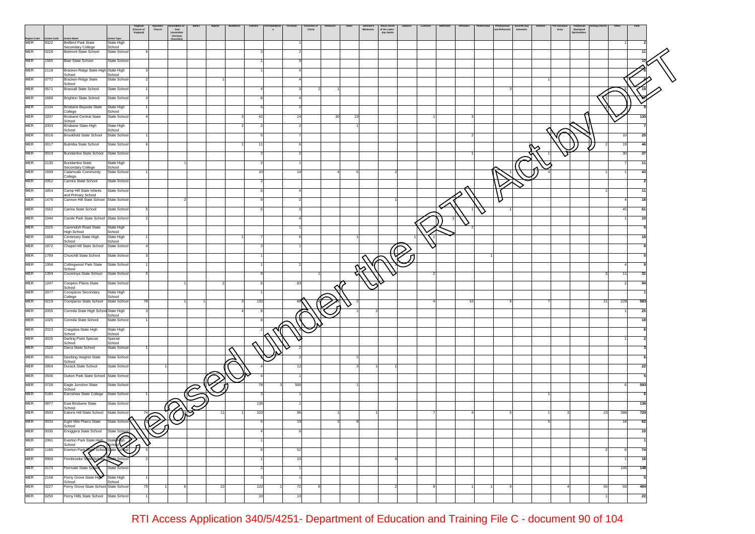| Region Code | Centre Code | Centre Name | Centre Type | Anglican (Church of England) | Apostolic Church | Assemblies of God (Australian Christian Churches) | Baha'i | Baptist | Buddhism | Catholic | Christadelphian | Christian | Churches of Christ | Hinduism | Islam | Jehovah's Witnesses | Jesus Christ of the Latter-day Saints | Judaism | Lutheran | Methodist | Orthodox | Pentecostal | Presbyterian and Reformed | Seventh Day Adventist | Sikhism | The Salvation Army | Traditional Aboriginal Spiritualities | Uniting Church | Other | Total |
|---|---|---|---|---|---|---|---|---|---|---|---|---|---|---|---|---|---|---|---|---|---|---|---|---|---|---|---|---|---|---|
| MER | 9322 | Bellbird Park State Secondary College | State High School | | | | | | | | | 1 | | | | | | | | | | | | | | | | | 1 | 2 |
| MER | 0226 | Belmont State School | State School | 6 | | | | | | 3 | | 2 | | | | | | | | | | | | | | | | | | 11 |
| MER | 1565 | Blair State School | State School | | | | | | | 1 | | 9 | | | | | | | | | | | | | | | | | | 10 |
| MER | 2118 | Bracken Ridge State High School | State High School | 3 | | | | | | 1 | | 4 | | | | | | | | | | | | | | | | | | 8 |
| MER | 0772 | Bracken Ridge State School | State School | 2 | | | | 1 | | | | 4 | | | | | | | | | | | | | 1 | | | | | 8 |
| MER | 0571 | Brassall State School | State School | 1 | | | | | | 4 | | 3 | 2 | 1 | | | | | | | | | 3 | | | | | | 5 | 19 |
| MER | 1669 | Brighton State School | State School | 4 | | | | | | 8 | | 4 | | | | | | | | | | | | | | | | 1 | | 17 |
| MER | 2104 | Brisbane Bayside State College | State High School | 1 | | | | | | 5 | | 2 | | | | | | | | | | | | | | | | | | 9 |
| MER | 0207 | Brisbane Central State School | State School | 4 | | | | | 3 | 42 | | 24 | | 30 | 23 | | | | 1 | | 3 | | | | | | | | | 130 |
| MER | 2003 | Brisbane State High School | State High School | | | | | | 2 | 2 | | 2 | | | 1 | | | | | | | | | | | | | | | 7 |
| MER | 0016 | Brookfield State School | State School | 1 | | | | | | 5 | | 7 | | | | | | | | | 2 | | | | | | | | 10 | 25 |
| MER | 0017 | Bulimba State School | State School | 6 | | | | | 1 | 11 | | 6 | | | | | | | | | | | | | | | | 2 | 19 | 46 |
| MER | 0019 | Bundamba State School | State School | | | | | | | 3 | | 2 | | | | | | | | | 1 | | | | 1 | | | | 30 | 37 |
| MER | 2130 | Bundamba State Secondary College | State High School | | | 1 | | | | 2 | | 1 | | | | | | | | | | | | | | | | | 7 | 11 |
| MER | 1699 | Calamvale Community College | State School | 1 | | | | | | 10 | | 14 | | 4 | 5 | | 2 | | | | | | 1 | | 4 | | | 1 | 1 | 43 |
| MER | 0352 | Camira State School | State School | | | | | | | 2 | | | | | | | | | | | | | | | | | | | | 2 |
| MER | 1854 | Camp Hill State Infants and Primary School | State School | | | | | | | 6 | | 4 | | | | | | | | | | | | | | | | 1 | | 11 |
| MER | 1476 | Cannon Hill State School | State School | | | 2 | | | | 9 | | 2 | | | | | 1 | | | | | | | | | | | | 4 | 18 |
| MER | 1552 | Carina State School | State School | 5 | | | | | | 6 | | 3 | | | | | | | | | 1 | | 1 | | | | | | 45 | 61 |
| MER | 1044 | Carole Park State School | State School | 2 | | | | | | | | 4 | | | | | | | | 3 | | | | | | | | | 1 | 10 |
| MER | 2025 | Cavendish Road State High School | State High School | | | | | | | | | 1 | | | | | | | | | 2 | | | | | | | | | 5 |
| MER | 1668 | Centenary State High School | State High School | 1 | | | | | 1 | 7 | | 6 | | | 1 | | | 1 | 1 | | | | | | | | | | | 18 |
| MER | 1872 | Chapel Hill State School | State School | 4 | | | | | | 3 | | 1 | | | | | | | | | | | | | | | | | | 8 |
| MER | 1789 | Churchill State School | State School | 3 | | | | | | 1 | | | | | | | | | | | | 1 | | | | | | | | 5 |
| MER | 1956 | Collingwood Park State School | State School | 1 | | | | | | 1 | | 2 | | | | | | | | | | | | | | | | | 4 | 9 |
| MER | 1359 | Coominya State School | State School | 5 | | | | | | 9 | | | 1 | | | | | | 2 | | | | | | | | | 3 | 11 | 31 |
| MER | 1247 | Coopers Plains State School | State School | | | 1 | | 2 | | 6 | | 83 | | | | | | | | | | | | | | | | | 2 | 94 |
| MER | 2077 | Coorparoo Secondary College | State High School | | | | | | | 1 | | | | | | | | | | | | | | | | | | | | 1 |
| MER | 0219 | Coorparoo State School | State School | 78 | | 1 | 1 | | 3 | 132 | | 60 | 4 | | 2 | | | | 4 | | 10 | | 6 | | 7 | | | 21 | 229 | 583 |
| MER | 2055 | Corinda State High School | State High School | 3 | | | | | 4 | 8 | | | | | 1 | 2 | | | | | | | | | | | | | 1 | 25 |
| MER | 1025 | Corinda State School | State School | 1 | | | | | | 8 | | | | | | | | | | | | | | | | | | | | 18 |
| MER | 2023 | Craigslea State High School | State High School | | | | | | | 2 | | | | | | | | | | | | | | | | | | | | 8 |
| MER | 3025 | Darling Point Special School | Special School | | | | | | | | | | | | | | | | | | | | | | | | | | 1 | 2 |
| MER | 1520 | Darra State School | State School | 1 | | | | | | | | 2 | | | | | | | | | | | | | | | | | | 3 |
| MER | 9916 | Deebing Heights State School | State School | | | | | | | | | 2 | | | 2 | | | | | | | | | | | | | | | 6 |
| MER | 0959 | Durack State School | State School | | 1 | | | | | 4 | | 12 | | | 3 | 1 | 1 | | | | | | | | | | | | | 22 |
| MER | 0506 | Dutton Park State School | State School | | | | | | | 4 | | 1 | | | | | | | | | | | | | | | | | | 5 |
| MER | 0726 | Eagle Junction State School | State School | | | | | | | 78 | 3 | 500 | | | 1 | | | | | | | | | | | | | | 6 | 593 |
| MER | 5180 | Earnshaw State College | State School | 1 | | | | | | 3 | | 1 | | | | | | | | | | | | | 1 | | | | | 6 |
| MER | 0877 | East Brisbane State School | State School | | | | | | | 135 | | 1 | | | | | | | | | | | | | | | | | | 136 |
| MER | 0593 | Eatons Hill State School | State School | 74 | | | | 11 | 1 | 102 | | 96 | | 1 | | 1 | | | 7 | | 4 | | 5 | | 1 | 3 | | 23 | 388 | 720 |
| MER | 0034 | Eight Mile Plains State School | State School | | | | | | | 6 | | 19 | | 3 | 8 | | | | | | | | | | 5 | | | | 18 | 62 |
| MER | 0035 | Enoggera State School | State School | | | | | | | 4 | | 6 | | | | | | | | | | | | | | | | | | 10 |
| MER | 2061 | Everton Park State High School | State High School | | | | | | | | | 1 | | | | | | | | | | | | | | | | | | 1 |
| MER | 1185 | Everton Park State School | State School | 5 | | | | | | 6 | | 52 | | | | | | | | | | | | | | | | 2 | 9 | 74 |
| MER | 9969 | Fernbrooke State School | State School | 2 | | | | | | 1 | | 10 | | | | | 4 | | | | | | | | | | | | 1 | 18 |
| MER | 0170 | Fernvale State School | State School | | | | | | | 2 | | 1 | | | | | | | | | | | | | | | | | 145 | 148 |
| MER | 2148 | Ferny Grove State High School | State High School | 1 | | | | | | 3 | | 1 | | | | | | | | | | | | | | | | | | 5 |
| MER | 0227 | Ferny Grove State School | State School | 79 | 1 | 6 | | 22 | | 122 | 1 | 72 | 8 | | | | 2 | | 8 | | 1 | 1 | 9 | | | 4 | | 55 | 93 | 484 |
| MER | 0250 | Ferny Hills State School | State School | 1 | | | | | | 10 | | 10 | | | | | | | | | | | | | | | | 1 | | 22 |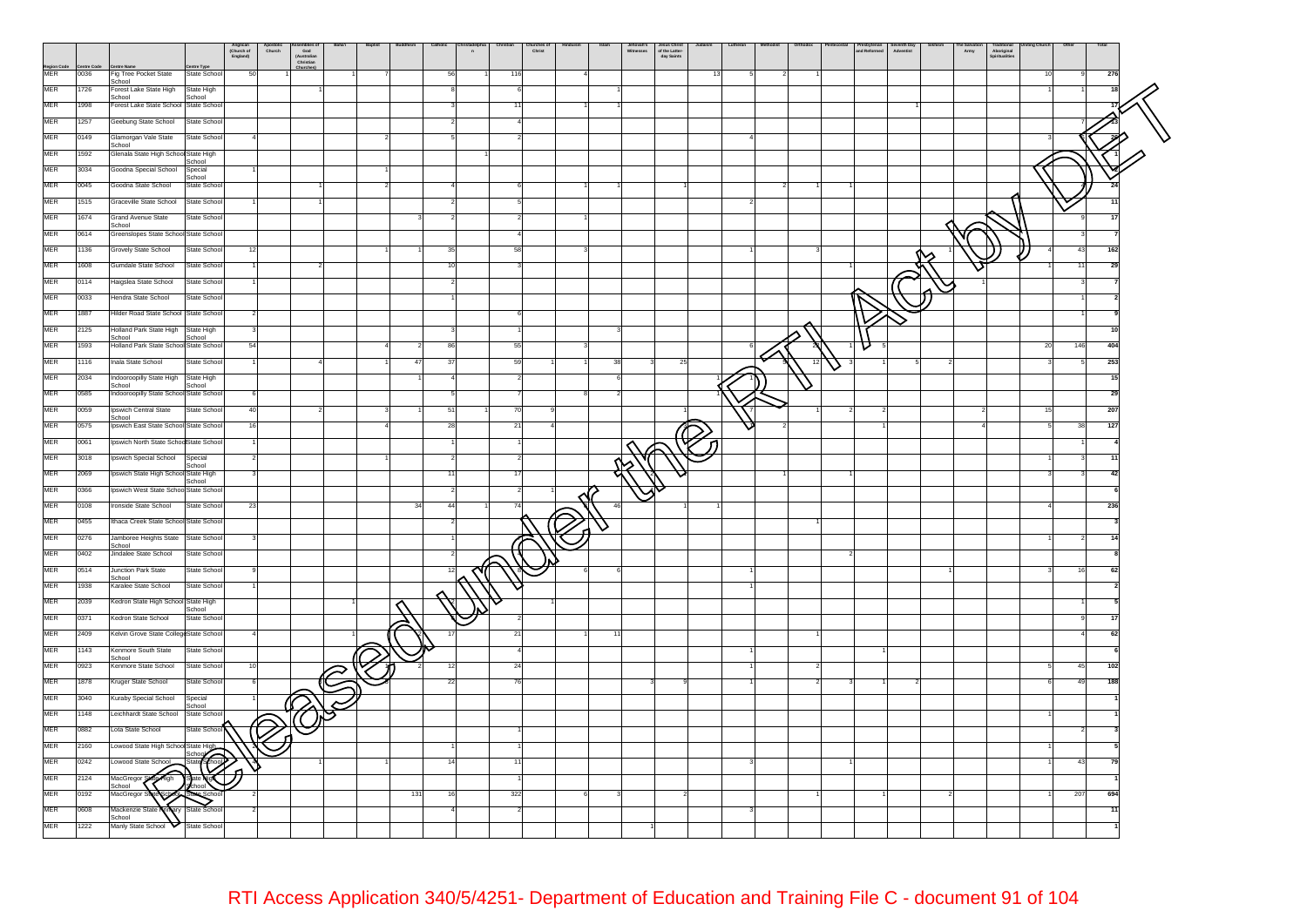| Region Code | Centre Code | Centre Name | Centre Type | Anglican (Church of England) | Apostolic Church | Assemblies of God (Australian Christian Churches) | Baha'i | Baptist | Buddhism | Catholic | Christadelphian | Christian | Churches of Christ | Hinduism | Islam | Jehovah's Witnesses | Jesus Christ of the Latter-day Saints | Judaism | Lutheran | Methodist | Orthodox | Pentecostal | Presbyterian and Reformed | Seventh Day Adventist | Sikhism | The Salvation Army | Traditional Aboriginal Spiritualities | Uniting Church | Other | Total |
|---|---|---|---|---|---|---|---|---|---|---|---|---|---|---|---|---|---|---|---|---|---|---|---|---|---|---|---|---|---|---|
| MER | 0036 | Fig Tree Pocket State School | State School | 50 | 1 | 1 | | 7 | | 56 | 1 | 116 | | 4 | | | | 13 | 5 | 2 | 1 | | | | | | | 10 | 9 | 276 |
| MER | 1726 | Forest Lake State High School | State High School | | | 1 | | | | 8 | | 6 | | | 1 | | | | | | | | | | | | | 1 | 1 | 18 |
| MER | 1998 | Forest Lake State School | State School | | | | | | | 3 | | 11 | | 1 | 1 | | | | | | | | | 1 | | | | | | 17 |
| MER | 1257 | Geebung State School | State School | | | | | | | 2 | | 4 | | | | | | | | | | | | | | | | | 7 | 13 |
| MER | 0149 | Glamorgan Vale State School | State School | 4 | | | | 2 | | 5 | | 2 | | | | | | | 4 | | | | | | | | | 3 | 6 | 26 |
| MER | 1592 | Glenala State High School | State High School | | | | | | | | 1 | | | | | | | | | | | | | | | | | | | 1 |
| MER | 3034 | Goodna Special School | Special School | 1 | | | | 1 | | | | | | | | | | | | | | | | | | | | | | 2 |
| MER | 0045 | Goodna State School | State School | | | 1 | | 2 | | 4 | | 6 | | 1 | 1 | | 1 | | | 2 | 1 | 1 | | | | | | | 4 | 24 |
| MER | 1515 | Graceville State School | State School | 1 | | 1 | | | | 2 | | 5 | | | | | | | 2 | | | | | | | | | | | 11 |
| MER | 1674 | Grand Avenue State School | State School | | | | | | 3 | 2 | | 2 | | 1 | | | | | | | | | | | | | | | 9 | 17 |
| MER | 0614 | Greenslopes State School | State School | | | | | | | | | 4 | | | | | | | | | | | | | | | | | 3 | 7 |
| MER | 1136 | Grovely State School | State School | 12 | | | | 1 | 1 | 35 | | 58 | | 3 | | | | | 1 | | 3 | | | | 1 | | | 4 | 43 | 162 |
| MER | 1608 | Gumdale State School | State School | 1 | | 2 | | | | 10 | | 3 | | | | | | | | | | 1 | | | | | | 1 | 11 | 29 |
| MER | 0114 | Haigslea State School | State School | 1 | | | | | | 2 | | | | | | | | | | | | | | | | 1 | | | 3 | 7 |
| MER | 0033 | Hendra State School | State School | | | | | | | 1 | | | | | | | | | | | | | | | | | | | 1 | 2 |
| MER | 1887 | Hilder Road State School | State School | 2 | | | | | | | | 6 | | | | | | | | | | | | | | | | | 1 | 9 |
| MER | 2125 | Holland Park State High School | State High School | 3 | | | | | | 3 | | 1 | | | 3 | | | | | | | | | | | | | | | 10 |
| MER | 1593 | Holland Park State School | State School | 54 | | | | 4 | 2 | 86 | | 55 | | 3 | | | | | 6 | | 26 | 1 | 5 | | | | | 20 | 146 | 404 |
| MER | 1116 | Inala State School | State School | 1 | | 4 | | 1 | 47 | 37 | | 59 | 1 | 1 | 38 | 3 | 25 | | | 9 | 12 | 3 | 1 | 5 | 2 | | | 3 | 5 | 253 |
| MER | 2034 | Indooroopilly State High School | State High School | | | | | | 1 | 4 | | 2 | | | 6 | | | 1 | 1 | | | | | | | | | | | 15 |
| MER | 0585 | Indooroopilly State School | State School | 6 | | | | | | 5 | | 7 | | 8 | 2 | | | 1 | | | | | | | | | | | | 29 |
| MER | 0059 | Ipswich Central State School | State School | 40 | | 2 | | 3 | 1 | 51 | 1 | 70 | 9 | | | | 1 | | 7 | | 1 | 2 | 2 | | | 2 | | 15 | | 207 |
| MER | 0575 | Ipswich East State School | State School | 16 | | | | 4 | | 28 | | 21 | 4 | | | | | | | 2 | | | 1 | | | 4 | | 5 | 38 | 127 |
| MER | 0061 | Ipswich North State School | State School | 1 | | | | | | 1 | | 1 | | | | | | | | | | | | | | | | | 1 | 4 |
| MER | 3018 | Ipswich Special School | Special School | 2 | | | | 1 | | 2 | | 2 | | | | | | | | | | | | | | | | 1 | 3 | 11 |
| MER | 2069 | Ipswich State High School | State High School | 3 | | | | | | 11 | | 17 | | | | 2 | | | | 1 | | 1 | | | | | | 3 | 3 | 42 |
| MER | 0366 | Ipswich West State School | State School | | | | | | | 2 | | 2 | 1 | | | | | | | | | | | | | | | | | 6 |
| MER | 0108 | Ironside State School | State School | 23 | | | | | 34 | 44 | 1 | 74 | | 8 | 46 | | 1 | 1 | | | | | | | | | | 4 | | 236 |
| MER | 0455 | Ithaca Creek State School | State School | | | | | | | 2 | | | | | | | | | | | 1 | | | | | | | | | 3 |
| MER | 0276 | Jamboree Heights State School | State School | 3 | | | | | | 1 | | | | | | | | | | | | | | | | | | 1 | 2 | 14 |
| MER | 0402 | Jindalee State School | State School | | | | | | | 2 | | 4 | | | | | | | | | | 2 | | | | | | | | 8 |
| MER | 0514 | Junction Park State School | State School | 9 | | | | | | 12 | | 8 | | 6 | 6 | | | | 1 | | | | | | 1 | | | 3 | 16 | 62 |
| MER | 1938 | Karalee State School | State School | 1 | | | | | | | | | | | | | | | 1 | | | | | | | | | | | 2 |
| MER | 2039 | Kedron State High School | State High School | | | | 1 | | | 2 | | | 1 | | | | | | | | | | | | | | | | 1 | 5 |
| MER | 0371 | Kedron State School | State School | | | | | | | 6 | | 2 | | | | | | | | | | | | | | | | | 9 | 17 |
| MER | 2409 | Kelvin Grove State College | State School | 4 | | | 1 | | 2 | 17 | | 21 | | 1 | 11 | | | | | | 1 | | | | | | | | 4 | 62 |
| MER | 1143 | Kenmore South State School | State School | | | | | | | | | 4 | | | | | | | 1 | | | | 1 | | | | | | | 6 |
| MER | 0923 | Kenmore State School | State School | 10 | | | | 1 | 2 | 12 | | 24 | | | | | | | 1 | | 2 | | | | | | | 5 | 45 | 102 |
| MER | 1878 | Kruger State School | State School | 6 | | | | 8 | | 22 | | 76 | | | | 3 | 9 | | 1 | | 2 | 3 | 1 | 2 | | | | 6 | 49 | 188 |
| MER | 3040 | Kuraby Special School | Special School | 1 | | | | | | | | | | | | | | | | | | | | | | | | | | 1 |
| MER | 1148 | Leichhardt State School | State School | | | | | | | | | | | | | | | | | | | | | | | | | 1 | | 1 |
| MER | 0882 | Lota State School | State School | | | | | | | | | 1 | | | | | | | | | | | | | | | | | 2 | 3 |
| MER | 2160 | Lowood State High School | State High School | 2 | | | | | | 1 | | 1 | | | | | | | | | | | | | | | | 1 | | 5 |
| MER | 0242 | Lowood State School | State School | 4 | | 1 | | 1 | | 14 | | 11 | | | | | | | 3 | | | 1 | | | | | | 1 | 43 | 79 |
| MER | 2124 | MacGregor State High School | State High School | | | | | | | | | 1 | | | | | | | | | | | | | | | | | | 1 |
| MER | 0192 | MacGregor State School | State School | 2 | | | | | 131 | 16 | | 322 | | 6 | 3 | | 2 | | | | 1 | | 1 | | | 2 | | 1 | 207 | 694 |
| MER | 0608 | Mackenzie State Primary School | State School | 2 | | | | | | 4 | | 2 | | | | | | | 3 | | | | | | | | | | | 11 |
| MER | 1222 | Manly State School | State School | | | | | | | | | | | | | 1 | | | | | | | | | | | | | | 1 |

Released under the RTI Act by DET

RTI Access Application 340/5/4251- Department of Education and Training File C - document 91 of 104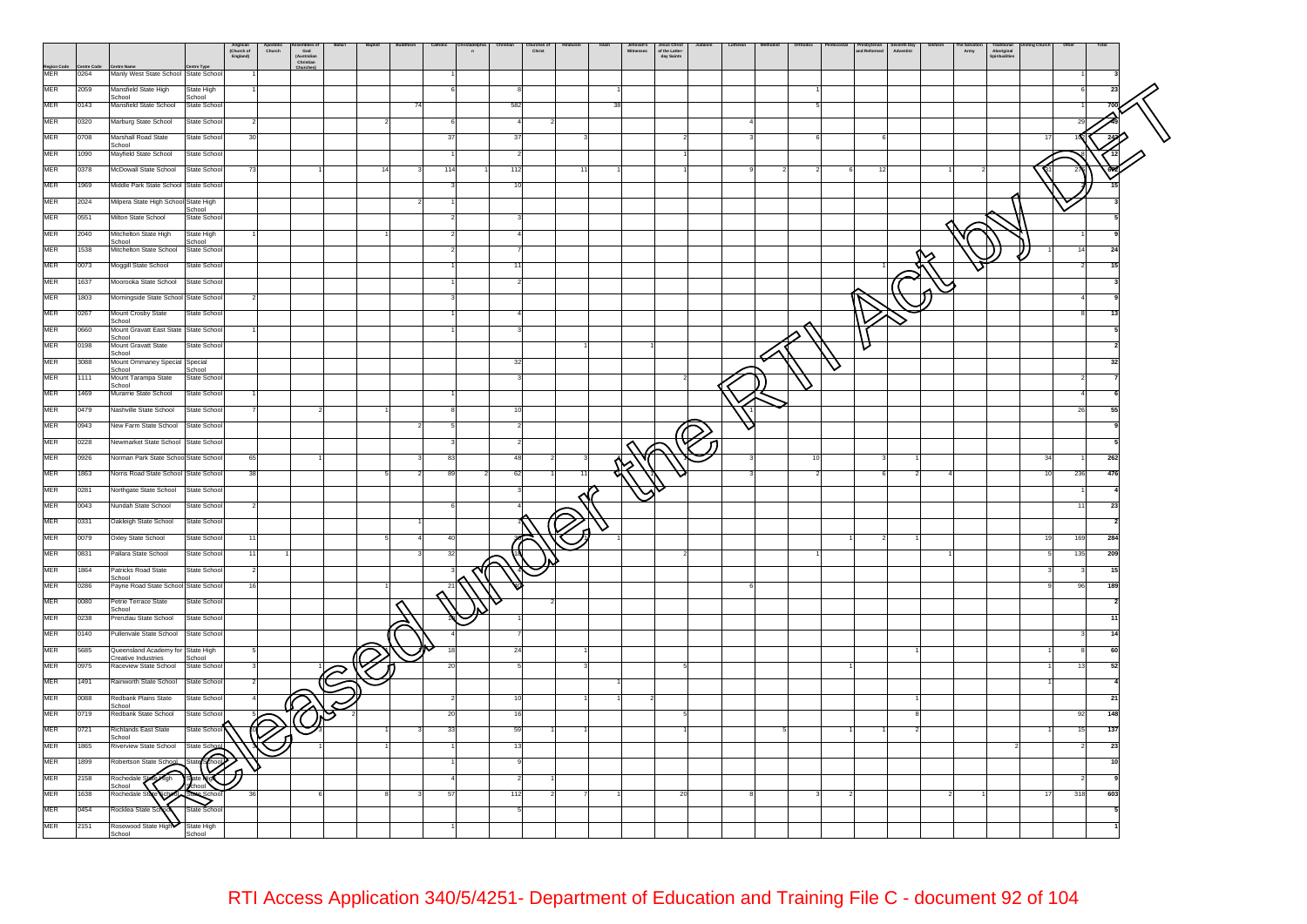| Region Code | Centre Code | Centre Name | Centre Type | Anglican (Church of England) | Apostolic Church | Assemblies of God (Australian Christian Churches) | Baha'i | Baptist | Buddhism | Catholic | Christadelphian | Christian | Churches of Christ | Hinduism | Islam | Jehovah's Witnesses | Jesus Christ of the Latter-day Saints | Judaism | Lutheran | Methodist | Orthodox | Pentecostal | Presbyterian and Reformed | Seventh Day Adventist | Sikhism | The Salvation Army | Traditional Aboriginal Spiritualities | Uniting Church | Other | Total |
|---|---|---|---|---|---|---|---|---|---|---|---|---|---|---|---|---|---|---|---|---|---|---|---|---|---|---|---|---|---|---|
| MER | 0264 | Manly West State School | State School | 1 | | | | | | 1 | | | | | | | | | | | | | | | | | | | 1 | 3 |
| MER | 2059 | Mansfield State High School | State High School | 1 | | | | | | 6 | | 8 | | | 1 | | | | | | 1 | | | | | | | | 6 | 23 |
| MER | 0143 | Mansfield State School | State School | | | | | | 74 | | | 582 | | | 38 | | | | | | 5 | | | | | | | | 1 | 700 |
| MER | 0320 | Marburg State School | State School | 2 | | | | 2 | | 6 | | 4 | 2 | | | | | | 4 | | | | | | | | | | 29 | 49 |
| MER | 0708 | Marshall Road State School | State School | 30 | | | | | | 37 | | 37 | | 3 | | | 2 | | 3 | | 6 | | 6 | | | | | 17 | 102 | 243 |
| MER | 1090 | Mayfield State School | State School | | | | | | | 1 | | 2 | | | | | 1 | | | | | | | | | | | | 8 | 12 |
| MER | 0378 | McDowall State School | State School | 73 | | 1 | | 14 | 3 | 114 | 1 | 112 | | 11 | 1 | | 1 | | 9 | 2 | 2 | 6 | 12 | | 1 | 2 | | 51 | 276 | 692 |
| MER | 1969 | Middle Park State School | State School | | | | | | | 3 | | 10 | | | | | | | | | | | | | | | | | 2 | 15 |
| MER | 2024 | Milpera State High School | State High School | | | | | | 2 | 1 | | | | | | | | | | | | | | | | | | | | 3 |
| MER | 0551 | Milton State School | State School | | | | | | | 2 | | 3 | | | | | | | | | | | | | | | | | | 5 |
| MER | 2040 | Mitchelton State High School | State High School | 1 | | | | 1 | | 2 | | 4 | | | | | | | | | | | | | | | | | 1 | 9 |
| MER | 1538 | Mitchelton State School | State School | | | | | | | 2 | | 7 | | | | | | | | | | | | | | | | 1 | 14 | 24 |
| MER | 0073 | Moggill State School | State School | | | | | | | 1 | | 11 | | | | | | | | | | | 1 | | | | | | 2 | 15 |
| MER | 1637 | Moorooka State School | State School | | | | | | | 1 | | 2 | | | | | | | | | | | | | | | | | | 3 |
| MER | 1803 | Morningside State School | State School | 2 | | | | | | 3 | | | | | | | | | | | | | | | | | | | 4 | 9 |
| MER | 0267 | Mount Crosby State School | State School | | | | | | | 1 | | 4 | | | | | | | | | | | | | | | | | 8 | 13 |
| MER | 0660 | Mount Gravatt East State School | State School | 1 | | | | | | 1 | | 3 | | | | | | | | | | | | | | | | | | 5 |
| MER | 0198 | Mount Gravatt State School | State School | | | | | | | | | | | 1 | | 1 | | | | | | | | | | | | | | 2 |
| MER | 3088 | Mount Ommaney Special School | Special School | | | | | | | | | 32 | | | | | | | | | | | | | | | | | | 32 |
| MER | 1111 | Mount Tarampa State School | State School | | | | | | | | | 3 | | | | | 2 | | | | | | | | | | | | 2 | 7 |
| MER | 1469 | Murarrie State School | State School | 1 | | | | | | 1 | | | | | | | | | | | | | | | | | | | 4 | 6 |
| MER | 0479 | Nashville State School | State School | 7 | | 2 | | 1 | | 8 | | 10 | | | | | | | 1 | | | | | | | | | | 26 | 55 |
| MER | 0943 | New Farm State School | State School | | | | | | 2 | 5 | | 2 | | | | | | | | | | | | | | | | | | 9 |
| MER | 0228 | Newmarket State School | State School | | | | | | | 3 | | 2 | | | | | | | | | | | | | | | | | | 5 |
| MER | 0926 | Norman Park State School | State School | 65 | | 1 | | | 3 | 83 | | 48 | 2 | 3 | | 1 | 3 | | 3 | | 10 | | 3 | 1 | | | | 34 | 1 | 262 |
| MER | 1863 | Norris Road State School | State School | 38 | | | | 5 | 2 | 89 | 2 | 62 | 1 | 11 | | 3 | | | 3 | | 2 | | 6 | 2 | 4 | | | 10 | 236 | 476 |
| MER | 0281 | Northgate State School | State School | | | | | | | | | 3 | | | | | | | | | | | | | | | | | 1 | 4 |
| MER | 0043 | Nundah State School | State School | 2 | | | | | | 6 | | 4 | | | | | | | | | | | | | | | | | 11 | 23 |
| MER | 0331 | Oakleigh State School | State School | | | | | | 1 | | | 1 | | | | | | | | | | | | | | | | | | 2 |
| MER | 0079 | Oxley State School | State School | 11 | | | | 5 | 4 | 40 | | 31 | | | 1 | | | | | | | 1 | 2 | 1 | | | | 19 | 169 | 284 |
| MER | 0831 | Pallara State School | State School | 11 | 1 | | | | 3 | 32 | | 18 | | | | | 2 | | | | 1 | | | | 1 | | | 5 | 135 | 209 |
| MER | 1864 | Patricks Road State School | State School | 2 | | | | | | 3 | | 4 | | | | | | | | | | | | | | | | 3 | 3 | 15 |
| MER | 0286 | Payne Road State School | State School | 16 | | | | 1 | | 21 | | 40 | | | | | | | 6 | | | | | | | | | 9 | 96 | 189 |
| MER | 0080 | Petrie Terrace State School | State School | | | | | | | | | | 2 | | | | | | | | | | | | | | | | | 2 |
| MER | 0238 | Prenzlau State School | State School | | | | | | | 10 | | 1 | | | | | | | | | | | | | | | | | | 11 |
| MER | 0140 | Pullenvale State School | State School | | | | | | | 4 | | 7 | | | | | | | | | | | | | | | | | 3 | 14 |
| MER | 5685 | Queensland Academy for Creative Industries | State High School | 5 | | | | | | 18 | | 24 | | 1 | | | | | | | | | | 1 | | | | 1 | 8 | 60 |
| MER | 0975 | Raceview State School | State School | 3 | | 1 | | | | 20 | | 5 | | 3 | | | 5 | | | | | 1 | | | | | | 1 | 13 | 52 |
| MER | 1491 | Rainworth State School | State School | 2 | | | | | | | | | | | 1 | | | | | | | | | | | | | 1 | | 4 |
| MER | 0088 | Redbank Plains State School | State School | 4 | | | | | | 2 | | 10 | | 1 | 1 | 2 | | | | | | | | 1 | | | | | | 21 |
| MER | 0719 | Redbank State School | State School | 5 | | | 2 | | | 20 | | 16 | | | | | 5 | | | | | | | 8 | | | | | 92 | 148 |
| MER | 0721 | Richlands East State School | State School | 10 | | 3 | | 1 | 3 | 33 | | 59 | 1 | 1 | | | 1 | | | 5 | | 1 | 1 | 2 | | | | 1 | 15 | 137 |
| MER | 1865 | Riverview State School | State School | 3 | | 1 | | 1 | | 1 | | 13 | | | | | | | | | | | | | | 2 | | | 2 | 23 |
| MER | 1899 | Robertson State School | State School | | | | | | | 1 | | 9 | | | | | | | | | | | | | | | | | | 10 |
| MER | 2158 | Rochedale State High School | State High School | | | | | | | 4 | | 2 | 1 | | | | | | | | | | | | | | | | 2 | 9 |
| MER | 1638 | Rochedale State School | State School | 36 | | 6 | | 8 | 3 | 57 | | 112 | 2 | 7 | 1 | | 20 | | 8 | | 3 | 2 | | | 2 | 1 | | 17 | 318 | 603 |
| MER | 0454 | Rocklea State School | State School | | | | | | | | | 5 | | | | | | | | | | | | | | | | | | 5 |
| MER | 2151 | Rosewood State High School | State High School | | | | | | | 1 | | | | | | | | | | | | | | | | | | | | 1 |

RTI Access Application 340/5/4251- Department of Education and Training File C - document 92 of 104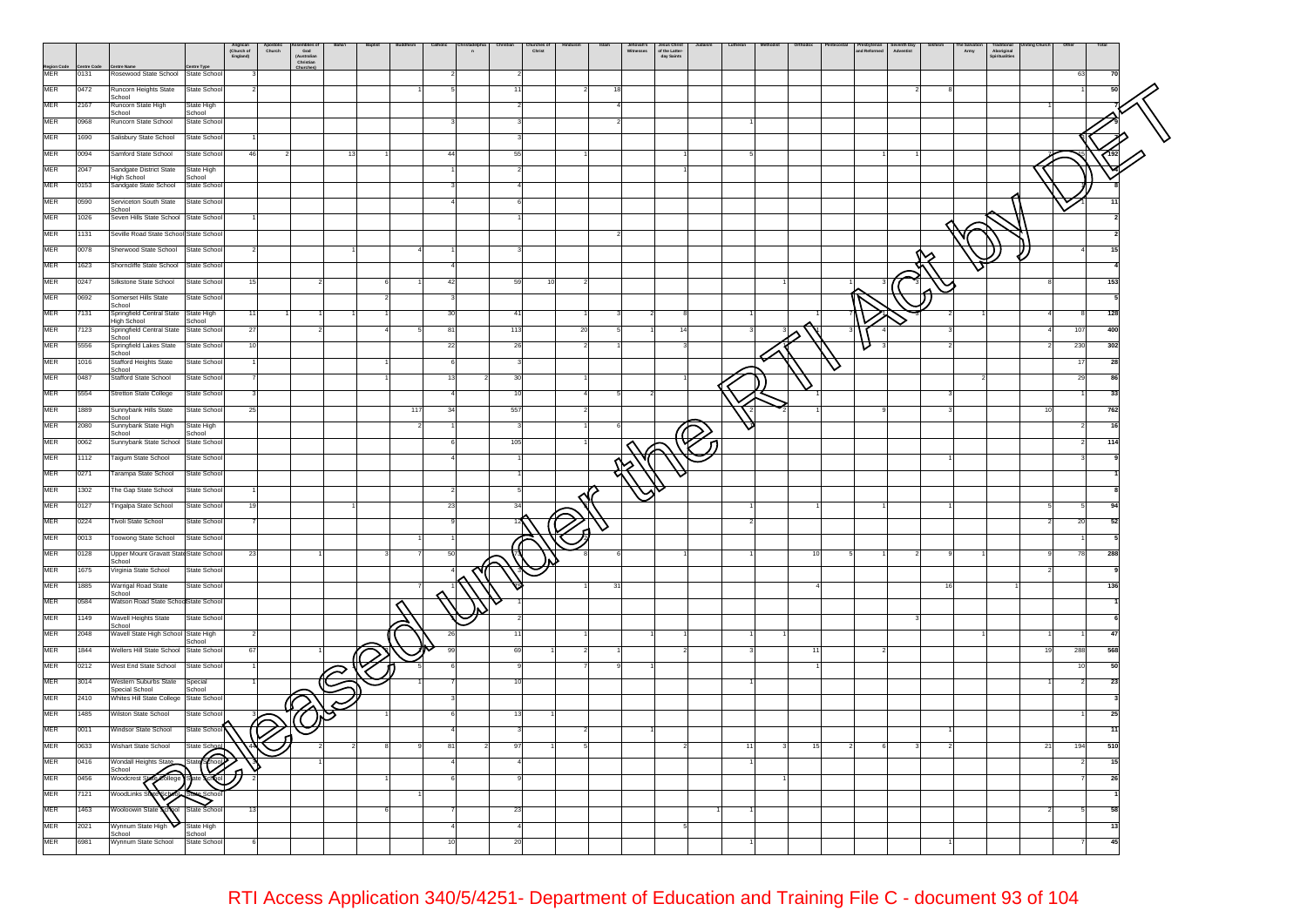| Region Code | Centre Code | Centre Name | Centre Type | Anglican (Church of England) | Apostolic Church | Assemblies of God (Australian Christian Churches) | Baha'i | Baptist | Buddhism | Catholic | Christadelphian | Christian | Churches of Christ | Hinduism | Islam | Jehovah's Witnesses | Jesus Christ of the Latter-day Saints | Judaism | Lutheran | Methodist | Orthodox | Pentecostal | Presbyterian and Reformed | Seventh Day Adventist | Sikhism | The Salvation Army | Traditional Aboriginal Spiritualities | Uniting Church | Other | Total |
|---|---|---|---|---|---|---|---|---|---|---|---|---|---|---|---|---|---|---|---|---|---|---|---|---|---|---|---|---|---|---|
| MER | 0131 | Rosewood State School | State School | 3 | | | | | | 2 | | 2 | | | | | | | | | | | | | | | | | 63 | 70 |
| MER | 0472 | Runcorn Heights State School | State School | 2 | | | | | 1 | 5 | | 11 | | 2 | 18 | | | | | | | | | 2 | 8 | | | | 1 | 50 |
| MER | 2167 | Runcorn State High School | State High School | | | | | | | | | 2 | | | 4 | | | | | | | | | | | | | 1 | | 7 |
| MER | 0968 | Runcorn State School | State School | | | | | | | 3 | | 3 | | | 2 | | | | 1 | | | | | | | | | | | 9 |
| MER | 1690 | Salisbury State School | State School | 1 | | | | | | | | 3 | | | | | | | | | | | | | | | | | 5 | 9 |
| MER | 0094 | Samford State School | State School | 46 | 2 | | 13 | 1 | | 44 | | 55 | | 1 | | | 1 | | 5 | | | | 1 | 1 | | | | 7 | 15 | 192 |
| MER | 2047 | Sandgate District State High School | State High School | | | | | | | 1 | | 2 | | | | | 1 | | | | | | | | | | | | | 4 |
| MER | 0153 | Sandgate State School | State School | | | | | | | 3 | | 4 | | | | | | | | | | | | | | | | | | 8 |
| MER | 0590 | Serviceton South State School | State School | | | | | | | 4 | | 6 | | | | | | | | | | | | | | | | | 1 | 11 |
| MER | 1026 | Seven Hills State School | State School | 1 | | | | | | | | 1 | | | | | | | | | | | | | | | | | | 2 |
| MER | 1131 | Seville Road State School | State School | | | | | | | | | | | | 2 | | | | | | | | | | | | | | | 2 |
| MER | 0078 | Sherwood State School | State School | 2 | | | 1 | | 4 | 1 | | 3 | | | | | | | | | | | | | | | | | 4 | 15 |
| MER | 1623 | Shorncliffe State School | State School | | | | | | | 4 | | | | | | | | | | | | | | | | | | | | 4 |
| MER | 0247 | Silkstone State School | State School | 15 | | 2 | | 6 | 1 | 42 | | 59 | 10 | 2 | | | | | | 1 | | 1 | 3 | 3 | | | | 8 | | 153 |
| MER | 0692 | Somerset Hills State School | State School | | | | | 2 | | 3 | | | | | | | | | | | | | | | | | | | | 5 |
| MER | 7131 | Springfield Central State High School | State High School | 11 | 1 | 1 | 1 | | 1 | 30 | | 41 | | 1 | 3 | 2 | 8 | | 1 | | 1 | 7 | 1 | 3 | 2 | 1 | | 4 | 8 | 128 |
| MER | 7123 | Springfield Central State School | State School | 27 | | 2 | | 4 | 5 | 81 | | 113 | | 20 | 5 | 1 | 14 | | 3 | 3 | 1 | 3 | 4 | | 3 | | | 4 | 107 | 400 |
| MER | 5556 | Springfield Lakes State School | State School | 10 | | | | | | 22 | | 26 | | 2 | 1 | | 3 | | | | | | 3 | | 2 | | | 2 | 230 | 302 |
| MER | 1016 | Stafford Heights State School | State School | 1 | | | | | 1 | 6 | | 3 | | | | | | | | | | | | | | | | | 17 | 28 |
| MER | 0487 | Stafford State School | State School | 7 | | | | | 1 | 13 | 2 | 30 | | 1 | | | 1 | | | | | | | | | 2 | | | 29 | 86 |
| MER | 5554 | Stretton State College | State School | 3 | | | | | | 4 | | 10 | | 4 | 5 | 2 | | | | | | 1 | | | 3 | | | | 1 | 33 |
| MER | 1889 | Sunnybank Hills State School | State School | 25 | | | | | 117 | 34 | | 557 | | 2 | | | | | 2 | 2 | 1 | | 9 | | 3 | | | 10 | | 762 |
| MER | 2080 | Sunnybank State High School | State High School | | | | | | 2 | 1 | | 3 | | 1 | 6 | | | | | | | | | | | | | | 2 | 16 |
| MER | 0062 | Sunnybank State School | State School | | | | | | | 6 | | 105 | | 1 | | | | | | | | | | | | | | | 2 | 114 |
| MER | 1112 | Taigum State School | State School | | | | | | | 4 | | 1 | | | | | | | | | | | | | 1 | | | | 3 | 9 |
| MER | 0271 | Tarampa State School | State School | | | | | | | | | 1 | | | | | | | | | | | | | | | | | | 1 |
| MER | 1302 | The Gap State School | State School | 1 | | | | | | 2 | | 5 | | | | | | | | | | | | | | | | | | 8 |
| MER | 0127 | Tingalpa State School | State School | 19 | | | 1 | | | 23 | | 34 | | | | | | | 1 | | 1 | | 1 | | 1 | | | 5 | 5 | 94 |
| MER | 0224 | Tivoli State School | State School | 7 | | | | | | 9 | | 12 | | | | | | | 2 | | | | | | | | | 2 | 20 | 52 |
| MER | 0013 | Toowong State School | State School | | | | | | 1 | 1 | | | | | | | | | | | | | | | | | | | 1 | 5 |
| MER | 0128 | Upper Mount Gravatt State School | State School | 23 | | 1 | | 3 | 7 | 50 | | 73 | | 8 | 6 | | 1 | | 1 | | 10 | 5 | 1 | 2 | 9 | 1 | | 9 | 78 | 288 |
| MER | 1675 | Virginia State School | State School | | | | | | | 4 | | 3 | | | | | | | | | | | | | | | | 2 | | 9 |
| MER | 1885 | Warrigal Road State School | State School | | | | | | 7 | 1 | | | | 1 | 31 | | | | | | 4 | | | | 16 | | 1 | | | 136 |
| MER | 0584 | Watson Road State School | State School | | | | | | | | | 1 | | | | | | | | | | | | | | | | | | 1 |
| MER | 1149 | Wavell Heights State School | State School | | | | | | | | | 2 | | | | | | | | | | | | 3 | | | | | | 6 |
| MER | 2048 | Wavell State High School | State High School | 2 | | | | | | 26 | | 11 | | 1 | | 1 | 1 | | 1 | 1 | | | | | | 1 | | 1 | 1 | 47 |
| MER | 1844 | Wellers Hill State School | State School | 67 | | 1 | | | | 99 | | 69 | 1 | 2 | 1 | | 2 | | 3 | | 11 | | 2 | | | | | 19 | 288 | 568 |
| MER | 0212 | West End State School | State School | 1 | | | | | 5 | 6 | | 9 | | 7 | 9 | 1 | | | | | 1 | | | | | | | | 10 | 50 |
| MER | 3014 | Western Suburbs State Special School | Special School | 1 | | | | | 1 | 7 | | 10 | | | | | | | 1 | | | | | | | | | 1 | 2 | 23 |
| MER | 2410 | Whites Hill State College | State School | | | | | | | 3 | | | | | | | | | | | | | | | | | | | | 3 |
| MER | 1485 | Wilston State School | State School | 3 | | | | 1 | | 6 | | 13 | 1 | | | | | | | | | | | | | | | | 1 | 25 |
| MER | 0011 | Windsor State School | State School | | | | | | | 4 | | 3 | | 2 | | 1 | | | | | | | | | 1 | | | | | 11 |
| MER | 0633 | Wishart State School | State School | 44 | | 2 | 2 | 8 | 9 | 81 | 2 | 97 | 1 | 5 | | | 2 | | 11 | 3 | 15 | 2 | 6 | 3 | 2 | | | 21 | 194 | 510 |
| MER | 0416 | Wondall Heights State School | State School | 3 | | 1 | | | | 4 | | 4 | | | | | | | 1 | | | | | | | | | | 2 | 15 |
| MER | 0456 | Woodcrest State College | State School | 2 | | | | 1 | | 6 | | 9 | | | | | | | | 1 | | | | | | | | | 7 | 26 |
| MER | 7121 | WoodLinks State School | State School | | | | | | 1 | | | | | | | | | | | | | | | | | | | | | 1 |
| MER | 1463 | Wooloowin State School | State School | 13 | | | | 6 | | 7 | | 23 | | | | | | 1 | 1 | | | | | | | | | 2 | 5 | 58 |
| MER | 2021 | Wynnum State High School | State High School | | | | | | | 4 | | 4 | | | | | 5 | | | | | | | | | | | | | 13 |
| MER | 6981 | Wynnum State School | State School | 6 | | | | | | 10 | | 20 | | | | | | | 1 | | | | | | 1 | | | | 7 | 45 |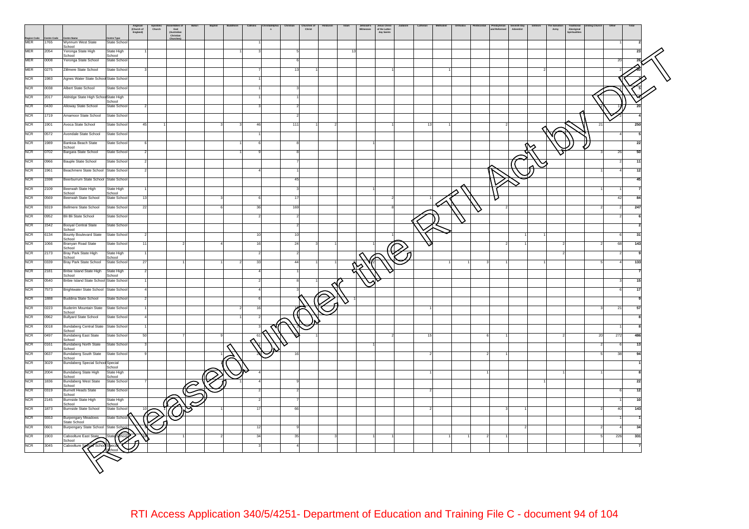| Region Code | Centre Code | Centre Name | Centre Type | Anglican (Church of England) | Apostolic Church | Assemblies of God (Australian Christian Churches) | Baha'i | Baptist | Buddhism | Catholic | Christadelphian | Christian | Churches of Christ | Hinduism | Islam | Jehovah's Witnesses | Jesus Christ of the Latter-day Saints | Judaism | Lutheran | Methodist | Orthodox | Pentecostal | Presbyterian and Reformed | Seventh-Day Adventist | Sikhism | The Salvation Army | Traditional Aboriginal Spiritualities | Uniting Church | Other | Total |
|---|---|---|---|---|---|---|---|---|---|---|---|---|---|---|---|---|---|---|---|---|---|---|---|---|---|---|---|---|---|---|
| MER | 1765 | Wynnum West State School | State School | | | | | | | 1 | | | | | | | | | | | | | | | | | | | 1 | 2 |
| MER | 2054 | Yeronga State High School | State High School | 1 | | | | | 1 | 3 | | 5 | | | 13 | | | | | | | | | | | | | | | 23 |
| MER | 0008 | Yeronga State School | State School | | | | | | | | | 6 | | | | | | | | | | | | | | | | | 20 | 26 |
| MER | 0275 | Zillmere State School | State School | 3 | | | | | | 7 | | 13 | 1 | | | | 1 | | | 1 | | | | | | 2 | | | 2 | 30 |
| NCR | 1983 | Agnes Water State School | State School | | | | | | | 1 | | | | | | | | | | | | | | | | | | | | 3 |
| NCR | 0038 | Albert State School | State School | | | | | | | 1 | | 3 | | | | | | | | | | | | | | | | | 1 | 5 |
| NCR | 2017 | Aldridge State High School | State High School | | | | | | | 1 | | 1 | | | | | | | | | | | | | | | | | | 2 |
| NCR | 0430 | Alloway State School | State School | 2 | | | | | | 3 | | 2 | | | | | | | | | | | | | | | | 2 | 11 | 20 |
| NCR | 1719 | Amamoor State School | State School | | | | | | | | | 2 | | | | | | | | | | | | | | | | | 2 | 4 |
| NCR | 1901 | Avoca State School | State School | 45 | 1 | | | 3 | 3 | 46 | | 111 | 1 | 2 | | | 1 | | 13 | 1 | | | 2 | | | | | 21 | | 250 |
| NCR | 0572 | Avondale State School | State School | | | | | | | 1 | | | | | | | | | | | | | | | | | | | 4 | 5 |
| NCR | 1989 | Banksia Beach State School | State School | 6 | | | | | 1 | 6 | | 8 | | | | 1 | | | | | | | | | | | | | | 22 |
| NCR | 0702 | Bargara State School | State School | 2 | | | | | 1 | 9 | | 8 | | | | | | | | | | | | | | | | 3 | 26 | 50 |
| NCR | 0966 | Bauple State School | State School | 2 | | | | | | | | 7 | | | | | | | | | | | | | | | | | 2 | 11 |
| NCR | 1961 | Beachmere State School | State School | 2 | | | | | | 4 | | 1 | | | | | | | | | | | | | | | | 1 | 4 | 12 |
| NCR | 1598 | Beerburrum State School | State School | | | | | | | | | 45 | | | | | | | | | | | | | | | | | | 45 |
| NCR | 2109 | Beerwah State High School | State High School | 1 | | | | | | | | 3 | | | | 1 | | | | | | | | | | | | 1 | 1 | 7 |
| NCR | 0569 | Beerwah State School | State School | 13 | | | | 3 | | 6 | | 17 | | | | | 2 | | 1 | | | | | | | | | | 42 | 84 |
| NCR | 9319 | Bellmere State School | State School | 22 | | | | 6 | | 36 | | 169 | | | | | 8 | | | | | | 2 | | | | | 2 | 2 | 247 |
| NCR | 0952 | Bli Bli State School | State School | | | | | | | 2 | | 2 | | | | | | | | | | | | | | | | | 2 | 6 |
| NCR | 1542 | Booyal Central State School | State School | | | | | | | | | 2 | | | | | | | | | | | | | | | | | | 2 |
| NCR | 6134 | Bounty Boulevard State School | State School | 2 | | | | | | 10 | | 10 | | | | | 1 | | | | | | | 1 | 1 | | | | 6 | 31 |
| NCR | 1066 | Branyan Road State School | State School | 11 | | 2 | | 4 | | 16 | | 24 | 3 | 1 | | 1 | | | | | | | 2 | 1 | | 2 | | 2 | 68 | 143 |
| NCR | 2173 | Bray Park State High School | State High School | 1 | | | | | | 2 | | 2 | | | | | | | | | | | | | | 2 | | | 2 | 9 |
| NCR | 0339 | Bray Park State School | State School | 27 | | 1 | | 1 | 2 | 33 | | 44 | 1 | 1 | | | | | | 1 | 1 | 3 | 1 | | | 1 | | 5 | 4 | 133 |
| NCR | 2181 | Bribie Island State High School | State High School | 2 | | | | | | 4 | | 1 | | | | | | | | | | | | | | | | | | 7 |
| NCR | 0540 | Bribie Island State School | State School | 1 | | | | | | 2 | | 8 | 1 | | | | | | | | | | | | | | | | 3 | 15 |
| NCR | 7573 | Brightwater State School | State School | 4 | | | | | | 4 | | 3 | | | | | | | | | | | | | | | | | 6 | 17 |
| NCR | 1888 | Buddina State School | State School | 2 | | | | | | 6 | | | | | 1 | | | | | | | | | | | | | | | 9 |
| NCR | 0223 | Buderim Mountain State School | State School | 1 | | | | | 2 | 16 | | 13 | | | | | | | 1 | | | | | | | | | 3 | 21 | 57 |
| NCR | 0962 | Bullyard State School | State School | 4 | | | | | 1 | 2 | | 1 | | | | | | | | | | | | | | | | | | 8 |
| NCR | 0018 | Bundaberg Central State School | State School | 1 | | | | | | 3 | | 3 | | | | | | | | | | | | | | | | | 1 | 8 |
| NCR | 0497 | Bundaberg East State School | State School | 50 | | 7 | | 9 | | 61 | | 40 | 1 | | | | 2 | | 15 | | | 6 | 1 | | | 2 | | 20 | 272 | 486 |
| NCR | 0161 | Bundaberg North State School | State School | 3 | | | | | | 1 | | | | | | 1 | | | | | | | | | | | | 2 | 6 | 13 |
| NCR | 0637 | Bundaberg South State School | State School | 9 | | | | 1 | | 20 | | 16 | | | | | | | 2 | | | 2 | 1 | | | | | 5 | 38 | 94 |
| NCR | 3029 | Bundaberg Special School | Special School | | | | | 1 | | | | | | | | | | | | | | | | | | | | | | 1 |
| NCR | 2004 | Bundaberg State High School | State High School | | | | | | | 4 | | | | | | | | | 1 | | | 1 | | | | 1 | | 1 | | 8 |
| NCR | 1836 | Bundaberg West State School | State School | 7 | | | | | 1 | 4 | | 9 | | | | | | | | | | | | | 1 | | | | | 22 |
| NCR | 0319 | Burnett Heads State School | State School | | | | | | | 2 | | 2 | | | | | | | 2 | | | | | | | | | | 6 | 12 |
| NCR | 2145 | Burnside State High School | State High School | | | | | | | 2 | | 7 | | | | | | | | | | | | | | | | | 1 | 10 |
| NCR | 1873 | Burnside State School | State School | 10 | 1 | | | 1 | | 17 | | 66 | | | | | | | 2 | | | | 3 | 1 | | | | 2 | 40 | 143 |
| NCR | 5553 | Burpengary Meadows State School | State School | | | | | | | | | | | | | | | | | | | | | | | | | | 1 | 1 |
| NCR | 0601 | Burpengary State School | State School | 5 | | | | | | 12 | | 9 | | | | | | | | | | | | 2 | | | | 2 | 4 | 34 |
| NCR | 1903 | Caboolture East State School | State School | 18 | | 1 | | 2 | | 34 | | 35 | | 3 | | 1 | 1 | | | 1 | 1 | 2 | 1 | | | | | 5 | 226 | 331 |
| NCR | 3045 | Caboolture Special School | Special School | | | | | | | 3 | | 4 | | | | | | | | | | | | | | | | | | 7 |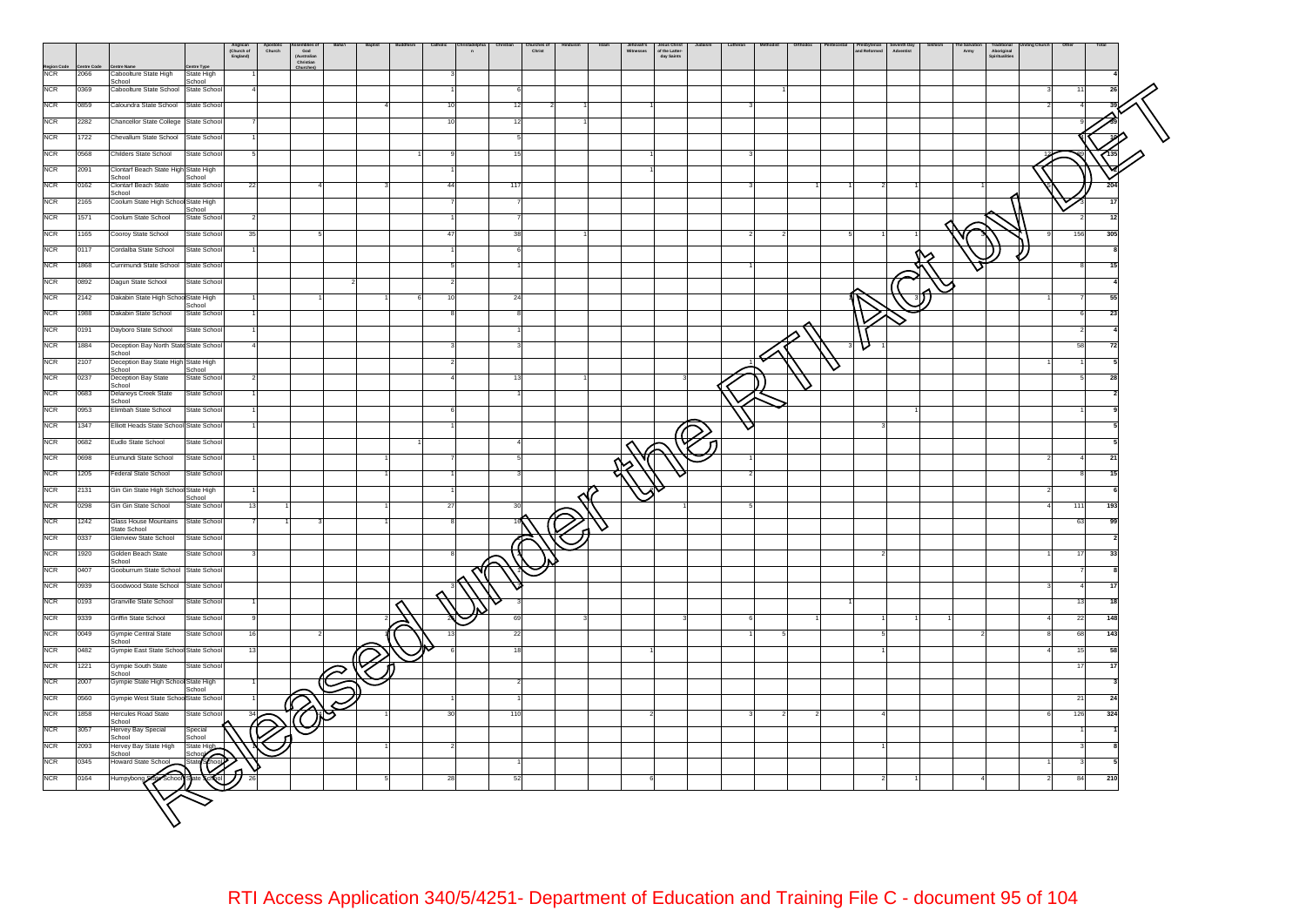| Region Code | Centre Code | Centre Name | Centre Type | Anglican (Church of England) | Apostolic Church | Assemblies of God (Australian Christian Churches) | Baha'i | Baptist | Buddhism | Catholic | Christadelphian | Christian | Churches of Christ | Hinduism | Islam | Jehovah's Witnesses | Jesus Christ of the Latter-day Saints | Judaism | Lutheran | Methodist | Orthodox | Pentecostal | Presbyterian and Reformed | Seventh Day Adventist | Sikhism | The Salvation Army | Traditional Aboriginal Spiritualities | Uniting Church | Other | Total |
|---|---|---|---|---|---|---|---|---|---|---|---|---|---|---|---|---|---|---|---|---|---|---|---|---|---|---|---|---|---|---|
| NCR | 2066 | Caboolture State High School | State High School | 1 | | | | | | 3 | | | | | | | | | | | | | | | | | | | | 4 |
| NCR | 0369 | Caboolture State School | State School | 4 | | | | | | 1 | | 6 | | | | | | | | 1 | | | | | | | | 3 | 11 | 26 |
| NCR | 0859 | Caloundra State School | State School | | | | | 4 | | 10 | | 12 | 2 | 1 | | 1 | | | 3 | | | | | | | | | 2 | 4 | 39 |
| NCR | 2282 | Chancellor State College | State School | 7 | | | | | | 10 | | 12 | | 1 | | | | | | | | | | | | | | | 9 | 39 |
| NCR | 1722 | Chevallum State School | State School | 1 | | | | | | | | 5 | | | | | | | | | | | | | | | | | 4 | 10 |
| NCR | 0568 | Childers State School | State School | 5 | | | | | 1 | 9 | | 15 | | | | 1 | | | 3 | | | | | | | | | 12 | 89 | 135 |
| NCR | 2091 | Clontarf Beach State High School | State High School | | | | | | | 1 | | | | | | 1 | | | | | | | | | | | | | | 2 |
| NCR | 0162 | Clontarf Beach State School | State School | 22 | | 4 | | 3 | | 44 | | 117 | | | | | | | 3 | | 1 | 1 | 2 | 1 | | 1 | | 5 | | 204 |
| NCR | 2165 | Coolum State High School | State High School | | | | | | | 7 | | 7 | | | | | | | | | | | | | | | | | 3 | 17 |
| NCR | 1571 | Coolum State School | State School | 2 | | | | | | 1 | | 7 | | | | | | | | | | | | | | | | | 2 | 12 |
| NCR | 1165 | Cooroy State School | State School | 35 | | 5 | | | | 47 | | 38 | | 1 | | | | | 2 | 2 | | 5 | 1 | 1 | | | 3 | 9 | 156 | 305 |
| NCR | 0117 | Cordalba State School | State School | 1 | | | | | | 1 | | 6 | | | | | | | | | | | | | | | | | | 8 |
| NCR | 1868 | Currimundi State School | State School | | | | | | | 5 | | 1 | | | | | | | 1 | | | | | | | | | | 8 | 15 |
| NCR | 0892 | Dagun State School | State School | | | | 2 | | | 2 | | | | | | | | | | | | | | | | | | | | 4 |
| NCR | 2142 | Dakabin State High School | State High School | 1 | | 1 | | 1 | 6 | 10 | | 24 | | | | | | | | | | | 1 | 3 | | | | 1 | 7 | 55 |
| NCR | 1988 | Dakabin State School | State School | 1 | | | | | | 8 | | 8 | | | | | | | | | | | | | | | | | 6 | 23 |
| NCR | 0191 | Dayboro State School | State School | 1 | | | | | | | | 1 | | | | | | | | | | | | | | | | | 2 | 4 |
| NCR | 1884 | Deception Bay North State School | State School | 4 | | | | | | 3 | | 3 | | | | | | | | | | 3 | 1 | | | | | | 58 | 72 |
| NCR | 2107 | Deception Bay State High School | State High School | | | | | | | 2 | | | | | | | | | 1 | | | | | | | | | 1 | 1 | 5 |
| NCR | 0237 | Deception Bay State School | State School | 2 | | | | | | 4 | | 13 | | 1 | | | 3 | | | | | | | | | | | | 5 | 28 |
| NCR | 0683 | Delaneys Creek State School | State School | 1 | | | | | | | | 1 | | | | | | | | | | | | | | | | | | 2 |
| NCR | 0953 | Elimbah State School | State School | 1 | | | | | | 6 | | | | | | | | | | | | | | 1 | | | | | 1 | 9 |
| NCR | 1347 | Elliott Heads State School | State School | 1 | | | | | | 1 | | | | | | | | | | | | | 3 | | | | | | | 5 |
| NCR | 0682 | Eudlo State School | State School | | | | | | 1 | | | 4 | | | | | | | | | | | | | | | | | | 5 |
| NCR | 0698 | Eumundi State School | State School | 1 | | | | 1 | | 7 | | 5 | | | | | | | 1 | | | | | | | | | 2 | 4 | 21 |
| NCR | 1205 | Federal State School | State School | | | | | 1 | | 1 | | 3 | | | | | | | 2 | | | | | | | | | | 8 | 15 |
| NCR | 2131 | Gin Gin State High School | State High School | 1 | | | | | | 1 | | | | | | | | | | | | | | | | | | 2 | | 6 |
| NCR | 0298 | Gin Gin State School | State School | 13 | 1 | | | 1 | | 27 | | 30 | | | | | 1 | | 5 | | | | | | | | | 4 | 111 | 193 |
| NCR | 1242 | Glass House Mountains State School | State School | 7 | 1 | 3 | | 1 | | 8 | | 16 | | | | | | | | | | | | | | | | | 63 | 99 |
| NCR | 0337 | Glenview State School | State School | | | | | | | | | | | | | | | | | | | | | | | | | | | 2 |
| NCR | 1920 | Golden Beach State School | State School | 3 | | | | | | 8 | | 2 | | | | | | | | | | | 2 | | | | | 1 | 17 | 33 |
| NCR | 0407 | Gooburrum State School | State School | | | | | | | | | 1 | | | | | | | | | | | | | | | | | 7 | 8 |
| NCR | 0939 | Goodwood State School | State School | | | | | | | 3 | | | | | | | | | | | | | | | | | | 3 | 4 | 17 |
| NCR | 0193 | Granville State School | State School | 1 | | | | | | | | 3 | | | | | | | | | | 1 | | | | | | | 13 | 18 |
| NCR | 9339 | Griffin State School | State School | 9 | | | | 2 | | 26 | | 69 | | | 3 | | 3 | | 6 | | 1 | | 1 | 1 | 1 | | | 4 | 22 | 148 |
| NCR | 0049 | Gympie Central State School | State School | 16 | | 2 | | 1 | | 13 | | 22 | | | | | | | 1 | 5 | | | 5 | | | 2 | | 8 | 68 | 143 |
| NCR | 0482 | Gympie East State School | State School | 13 | | | | | | 6 | | 18 | | | | 1 | | | | | | | 1 | | | | | 4 | 15 | 58 |
| NCR | 1221 | Gympie South State School | State School | | | | | | | | | | | | | | | | | | | | | | | | | | 17 | 17 |
| NCR | 2007 | Gympie State High School | State High School | 1 | | | | | | | | 2 | | | | | | | | | | | | | | | | | | 3 |
| NCR | 0560 | Gympie West State School | State School | 1 | | | | | | 1 | | 1 | | | | | | | | | | | | | | | | | 21 | 24 |
| NCR | 1858 | Hercules Road State School | State School | 34 | | | | 1 | | 30 | | 110 | | | | 2 | | | 3 | 2 | 2 | | 4 | | | | | 6 | 126 | 324 |
| NCR | 3057 | Hervey Bay Special School | Special School | | | | | | | | | | | | | | | | | | | | | | | | | | 1 | 1 |
| NCR | 2093 | Hervey Bay State High School | State High School | 1 | | | | 1 | | 2 | | | | | | | | | | | | | 1 | | | | | | 3 | 8 |
| NCR | 0345 | Howard State School | State School | | | | | | | | | 1 | | | | | | | | | | | | | | | | 1 | 3 | 5 |
| NCR | 0164 | Humpybong State School | State School | 26 | | | | 5 | | 28 | | 52 | | | | 6 | | | | | | | 2 | 1 | | 4 | | 2 | 84 | 210 |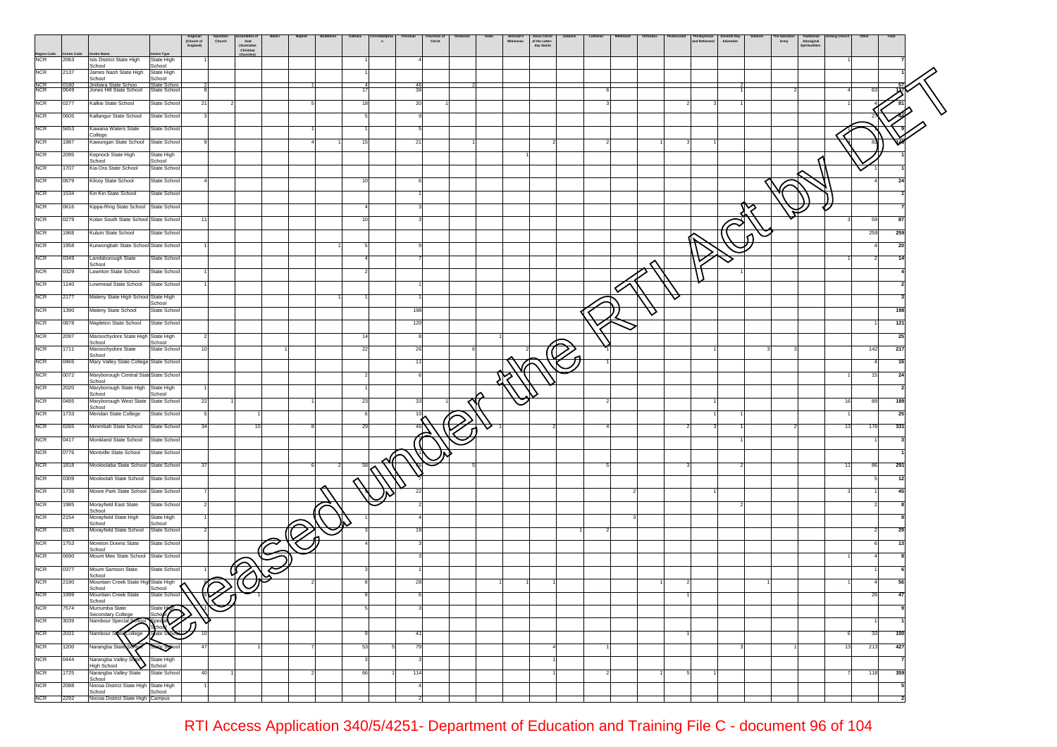| Region Code | Centre Code | Centre Name | Centre Type | Anglican (Church of England) | Apostolic Church | Assemblies of God (Australian Christian Churches) | Baha'i | Baptist | Buddhism | Catholic | Christadelphian | Christian | Churches of Christ | Hinduism | Islam | Jehovah's Witnesses | Jesus Christ of the Latter-day Saints | Judaism | Lutheran | Methodist | Orthodox | Pentecostal | Presbyterian and Reformed | Seventh-Day Adventist | Sikhism | The Salvation Army | Traditional Aboriginal Spiritualities | Uniting Church | Other | Total |
|---|---|---|---|---|---|---|---|---|---|---|---|---|---|---|---|---|---|---|---|---|---|---|---|---|---|---|---|---|---|---|
| NCR | 2063 | Isis District State High School | State High School | 1 | | | | | | 1 | | 4 | | | | | | | | | | | | | | | | 1 | | 7 |
| NCR | 2137 | James Nash State High School | State High School | | | | | | | 1 | | | | | | | | | | | | | | | | | | | | 1 |
| NCR | 0180 | Jinibara State School | State School | 2 | | | | | | 4 | | 46 | | 2 | | | | | | | | | | 2 | | | | | | 57 |
| NCR | 0649 | Jones Hill State School | State School | 8 | | | | 1 | | 17 | | 36 | | | | | | | 6 | | | | | 1 | | 2 | | 4 | 63 | 138 |
| NCR | 0277 | Kalkie State School | State School | 21 | 2 | | | 5 | | 18 | | 20 | 1 | | | | | | 3 | | | 2 | 3 | 1 | | | | 1 | 4 | 81 |
| NCR | 0605 | Kallangur State School | State School | 3 | | | | | | 5 | | 9 | | | | | | | | | | | | | | | | | 27 | 44 |
| NCR | 5653 | Kawana Waters State College | State School | | | | | 1 | | 1 | | 5 | | | | | | | | | | | | | | | | | 2 | 9 |
| NCR | 1987 | Kawungan State School | State School | 9 | | | | 4 | 1 | 15 | | 21 | | 1 | | | 2 | | 2 | | 1 | 3 | 1 | | | | | | 82 | 142 |
| NCR | 2095 | Kepnock State High School | State High School | | | | | | | | | | | | | 1 | | | | | | | | | | | | | | 1 |
| NCR | 1707 | Kia-Ora State School | State School | | | | | | | | | | | | | | | | | | | | | | | | | | 1 | 1 |
| NCR | 0679 | Kilcoy State School | State School | 4 | | | | | | 10 | | 6 | | | | | | | | | | | | | | | | | 4 | 24 |
| NCR | 1534 | Kin Kin State School | State School | | | | | | | | | 1 | | | | | | | | | | | | | | | | | | 1 |
| NCR | 0616 | Kippa-Ring State School | State School | | | | | | | 4 | | 3 | | | | | | | | | | | | | | | | | | 7 |
| NCR | 0279 | Kolan South State School | State School | 11 | | | | | | 10 | | 3 | | | | | | | | | | | | | | | | 3 | 59 | 87 |
| NCR | 1968 | Kuluin State School | State School | | | | | | | | | | | | | | | | | | | | | | | | | | 259 | 259 |
| NCR | 1958 | Kurwongbah State School | State School | 1 | | | | | 1 | 5 | | 9 | | | | | | | | | | | | | | | | | 4 | 20 |
| NCR | 0349 | Landsborough State School | State School | | | | | | | 4 | | 7 | | | | | | | | | | | | | | | | 1 | 2 | 14 |
| NCR | 0329 | Lawnton State School | State School | 1 | | | | | | 2 | | | | | | | | | | | | | | 1 | | | | | | 4 |
| NCR | 1140 | Lowmead State School | State School | 1 | | | | | | | | 1 | | | | | | | | | | | | | | | | | | 2 |
| NCR | 2177 | Maleny State High School | State High School | | | | | | 1 | 1 | | 1 | | | | | | | | | | | | | | | | | | 3 |
| NCR | 1390 | Maleny State School | State School | | | | | | | | | 198 | | | | | | | | | | | | | | | | | | 198 |
| NCR | 0878 | Mapleton State School | State School | | | | | | | | | 120 | | | | | | | | | | | | | | | | | 1 | 121 |
| NCR | 2097 | Maroochydore State High School | State High School | 2 | | | | | | 14 | | 8 | | | 1 | | | | | | | | | | | | | | | 25 |
| NCR | 1711 | Maroochydore State School | State School | 10 | | | 1 | | | 22 | | 26 | | 6 | | 2 | | | 1 | | | | 1 | | 3 | 3 | | | 142 | 217 |
| NCR | 0465 | Mary Valley State College | State School | | | | | | | | | 11 | | | | | | | 1 | | | | | | | | | | 4 | 16 |
| NCR | 0072 | Maryborough Central State School | State School | | | | | | | 2 | | 6 | | | | | | | | | | | | | | | | 1 | 15 | 24 |
| NCR | 2020 | Maryborough State High School | State High School | 1 | | | | | | 1 | | | | | | | | | | | | | | | | | | | | 2 |
| NCR | 0485 | Maryborough West State School | State School | 22 | 1 | | | 1 | | 23 | | 33 | 1 | | | | | | 2 | | | | 1 | | | | | 16 | 89 | 189 |
| NCR | 1733 | Meridan State College | State School | 5 | | 1 | | | | 6 | | 10 | | | | | | | | | | | 1 | 1 | | | | 1 | | 25 |
| NCR | 0265 | Minimbah State School | State School | 34 | | 10 | | 8 | | 29 | | 46 | | | | 1 | 2 | | 4 | | | 2 | 3 | 1 | | 2 | | 13 | 176 | 331 |
| NCR | 0417 | Monkland State School | State School | | | | | | | | | | | | | | | | | | | | | 1 | | | | | 1 | 3 |
| NCR | 0776 | Montville State School | State School | | | | | | | | | | | | | | | | | | | | | | | | | | | 1 |
| NCR | 1818 | Mooloolaba State School | State School | 37 | | | | 6 | 2 | 58 | | 76 | | 5 | | | | | 5 | | | 3 | | 2 | | | | 11 | 86 | 291 |
| NCR | 0309 | Mooloolah State School | State School | | | | | | | | | | | | | | | | | | | | | | | | | | 5 | 12 |
| NCR | 1739 | Moore Park State School | State School | 7 | | | | | | | | 22 | | | | | | | | 2 | | | 1 | | | | | 3 | 1 | 45 |
| NCR | 1985 | Morayfield East State School | State School | 2 | | | | | | | | 2 | | | | | | | | | | | | 2 | | | | | 2 | 8 |
| NCR | 2154 | Morayfield State High School | State High School | 1 | | | | | | 1 | | 4 | | | | | | | | 3 | | | | | | | | | | 9 |
| NCR | 0125 | Morayfield State School | State School | 2 | | | | | | 3 | | 19 | | | | | | 1 | 2 | | | | | | | | | | 2 | 29 |
| NCR | 1753 | Moreton Downs State School | State School | | | | | | | 4 | | 3 | | | | | | | | | | | | | | | | | 6 | 13 |
| NCR | 0690 | Mount Mee State School | State School | | | | | | | | | 3 | | | | | | | | | | | | | | | | 1 | 4 | 8 |
| NCR | 0377 | Mount Samson State School | State School | 1 | | | | | | 3 | | 1 | | | | | | | | | | | | | | | | | 1 | 6 |
| NCR | 2190 | Mountain Creek State High School | State High School | 6 | | | | 2 | | 8 | | 28 | | | 1 | 1 | 1 | | | | 1 | 2 | | | 1 | | | 1 | 4 | 56 |
| NCR | 1999 | Mountain Creek State School | State School | 5 | | 1 | | | | 8 | | 6 | | | | | | | | | | 1 | | | | | | | 26 | 47 |
| NCR | 7574 | Murrumba State Secondary College | State High School | 1 | | | | | | 5 | | 3 | | | | | | | | | | | | | | | | | | 9 |
| NCR | 3039 | Nambour Special School | Special School | | | | | | | | | | | | | | | | | | | | | | | | | | 1 | 1 |
| NCR | 2031 | Nambour State College | State School | 10 | | | | | | 9 | | 41 | | | | | | | | | | 1 | | | | | | 6 | 33 | 100 |
| NCR | 1200 | Narangba State School | State School | 47 | | 1 | | 7 | | 53 | 5 | 79 | | | | | 4 | | 1 | | | | | 3 | | 1 | | 13 | 213 | 427 |
| NCR | 0444 | Narangba Valley State High School | State High School | | | | | | | 3 | | 3 | | | | | 1 | | | | | | | | | | | | | 7 |
| NCR | 1725 | Narangba Valley State School | State School | 40 | 1 | | | 2 | | 66 | 1 | 114 | | | | | 1 | | 2 | | 1 | 5 | 1 | | | | | 7 | 118 | 359 |
| NCR | 2088 | Noosa District State High School | State High School | 1 | | | | | | | | 4 | | | | | | | | | | | | | | | | | | 5 |
| NCR | 2292 | Noosa District State High Campus | | | | | | | | | | 2 | | | | | | | | | | | | | | | | | | 2 |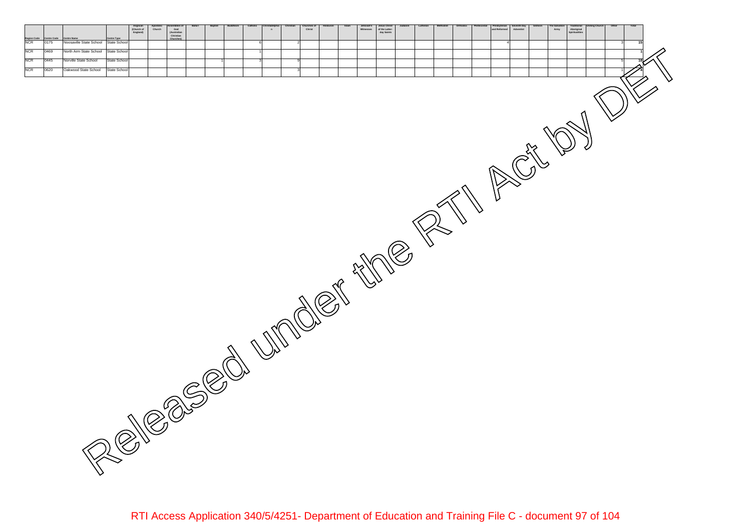| Region Code | Centre Code | Centre Name | Centre Type | Anglican (Church of England) | Apostolic Church | Assemblies of God (Australian Christian Churches) | Baha'i | Baptist | Buddhism | Catholic | Christadelphian | Christian | Churches of Christ | Hinduism | Islam | Jehovah's Witnesses | Jesus Christ of the Latter-day Saints | Judaism | Lutheran | Methodist | Orthodox | Pentecostal | Presbyterian and Reformed | Seventh Day Adventist | Sikhism | The Salvation Army | Traditional Aboriginal Spiritualities | Uniting Church | Other | Total |
|---|---|---|---|---|---|---|---|---|---|---|---|---|---|---|---|---|---|---|---|---|---|---|---|---|---|---|---|---|---|---|
| NCR | 0175 | Noosaville State School | State School | | | | | | | 6 | | 2 | | | | | | | | | | | 4 | | | | | | 3 | 15 |
| NCR | 0469 | North Arm State School | State School | | | | | | | 1 | | | | | | | | | | | | | | | | | | | | 1 |
| NCR | 0445 | Norville State School | State School | | | | | 1 | | 3 | | 9 | | | | | | | | | | | | | | | | | 5 | 18 |
| NCR | 0620 | Oakwood State School | State School | | | | | | | | | 3 | | | | | | | | | | | | | | | | | 1 | 4 |

Released under the RTI Act by DET

RTI Access Application 340/5/4251- Department of Education and Training File C - document 97 of 104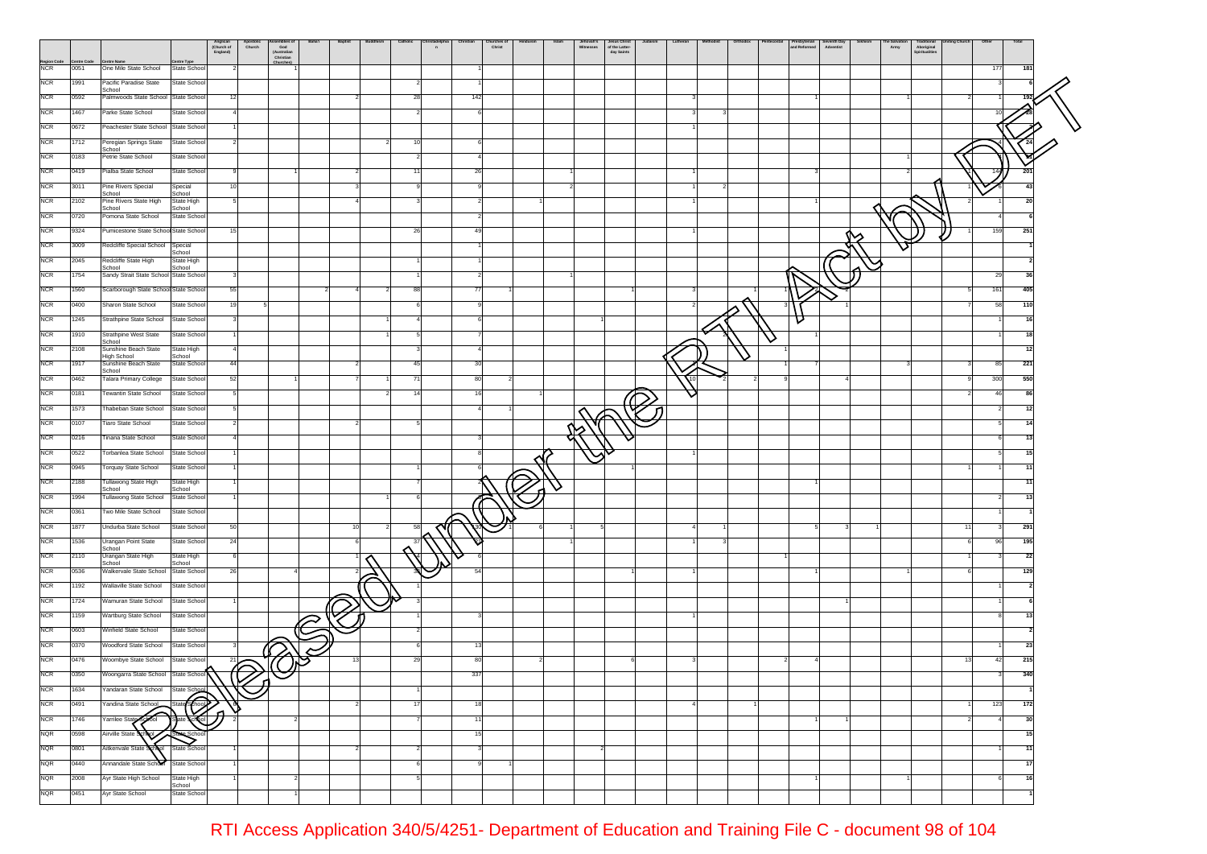| Region Code | Centre Code | Centre Name | Centre Type | Anglican (Church of England) | Apostolic Church | Assemblies of God (Australian Christian Churches) | Baha'i | Baptist | Buddhism | Catholic | Christadelphian | Christian | Churches of Christ | Hinduism | Islam | Jehovah's Witnesses | Jesus Christ of the Latter-day Saints | Judaism | Lutheran | Methodist | Orthodox | Pentecostal | Presbyterian and Reformed | Seventh Day Adventist | Sikhism | The Salvation Army | Traditional Aboriginal Spiritualities | Uniting Church | Other | Total |
|---|---|---|---|---|---|---|---|---|---|---|---|---|---|---|---|---|---|---|---|---|---|---|---|---|---|---|---|---|---|---|
| NCR | 0051 | One Mile State School | State School | 2 | | 1 | | | | | | 1 | | | | | | | | | | | | | | | | | 177 | 181 |
| NCR | 1991 | Pacific Paradise State School | State School | | | | | | | 2 | | 1 | | | | | | | | | | | | | | | | | 3 | 6 |
| NCR | 0592 | Palmwoods State School | State School | 12 | | | | 2 | | 28 | | 142 | | | | | | | 3 | | | | 1 | | | 1 | | 2 | 1 | 192 |
| NCR | 1467 | Parke State School | State School | 4 | | | | | | 2 | | 6 | | | | | | | 3 | 3 | | | | | | | | | 10 | 28 |
| NCR | 0672 | Peachester State School | State School | 1 | | | | | | | | | | | | | | | 1 | | | | | | | | | | | |
| NCR | 1712 | Peregian Springs State School | State School | 2 | | | | | 2 | 10 | | 6 | | | | | | | | | | | | | | | | | 4 | 24 |
| NCR | 0183 | Petrie State School | State School | | | | | | | 2 | | 4 | | | | | | | | | | | | | | 1 | | | | |
| NCR | 0419 | Pialba State School | State School | 9 | | 1 | | 2 | | 11 | | 26 | | | | 1 | | | 1 | | | | 3 | | | 2 | | | 144 | 201 |
| NCR | 3011 | Pine Rivers Special School | Special School | 10 | | | | 3 | | 9 | | 9 | | | | 2 | | | 1 | 2 | | | | | | | | 1 | 6 | 43 |
| NCR | 2102 | Pine Rivers State High School | State High School | 5 | | | | 4 | | 3 | | 2 | | | 1 | | | | 1 | | | | 1 | | | | | 2 | 1 | 20 |
| NCR | 0720 | Pomona State School | State School | | | | | | | | | 2 | | | | | | | | | | | | | | | | | 4 | 6 |
| NCR | 9324 | Pumicestone State School | State School | 15 | | | | | | 26 | | 49 | | | | | | | 1 | | | | | | | | | 1 | 159 | 251 |
| NCR | 3009 | Redcliffe Special School | Special School | | | | | | | | | 1 | | | | | | | | | | | | | | | | | | 1 |
| NCR | 2045 | Redcliffe State High School | State High School | | | | | | | 1 | | 1 | | | | | | | | | | | | | | | | | | 2 |
| NCR | 1754 | Sandy Strait State School | State School | 3 | | | | | | 1 | | 2 | | | | 1 | | | | | | | | | | | | | 29 | 36 |
| NCR | 1560 | Scarborough State School | State School | 55 | | | 2 | 4 | 2 | 88 | | 77 | 1 | | | | 1 | | 3 | | | 1 | 1 | | | | | 5 | 161 | 405 |
| NCR | 0400 | Sharon State School | State School | 19 | 5 | | | | | 6 | | 9 | | | | | | | 2 | | | | 3 | 1 | | | | 7 | 58 | 110 |
| NCR | 1245 | Strathpine State School | State School | 3 | | | | | 1 | 4 | | 6 | | | | 1 | | | | | | | | | | | | | 1 | 16 |
| NCR | 1910 | Strathpine West State School | State School | 1 | | | | | 1 | 5 | | 7 | | | | | | | | 2 | | | 1 | | | | | | 1 | 18 |
| NCR | 2108 | Sunshine Beach State High School | State High School | 4 | | | | | | 3 | | 4 | | | | | | | | | | 1 | | | | | | | | 12 |
| NCR | 1917 | Sunshine Beach State School | State School | 44 | | | | 2 | | 45 | | 30 | | | | | | | | | | 1 | 7 | | | 3 | | 3 | 85 | 221 |
| NCR | 0462 | Talara Primary College | State School | 52 | | 1 | | 7 | 1 | 71 | | 80 | 2 | | | | | | 10 | 2 | 2 | 9 | | 4 | | | | 9 | 300 | 550 |
| NCR | 0181 | Tewantin State School | State School | 5 | | | | | 2 | 14 | | 16 | | 1 | | | | | | | | | | | | | | 2 | 46 | 86 |
| NCR | 1573 | Thabeban State School | State School | 5 | | | | | | | | 4 | 1 | | | | | | | | | | | | | | | | 2 | 12 |
| NCR | 0107 | Tiaro State School | State School | 2 | | | | 2 | | 5 | | | | | | | | | | | | | | | | | | | 5 | 14 |
| NCR | 0216 | Tinana State School | State School | 4 | | | | | | | | 3 | | | | | | | | | | | | | | | | | 6 | 13 |
| NCR | 0522 | Torbanlea State School | State School | 1 | | | | | | | | 8 | | | | | | | 1 | | | | | | | | | | 5 | 15 |
| NCR | 0945 | Torquay State School | State School | 1 | | | | | | 1 | | 6 | | | | | 1 | | | | | | | | | | | 1 | 1 | 11 |
| NCR | 2188 | Tullawong State High School | State High School | 1 | | | | | | 7 | | | | | | | | | | | | | 1 | | | | | | | 11 |
| NCR | 1994 | Tullawong State School | State School | 1 | | | | | 1 | 6 | | | | | | | | | | | | | | | | | | | 2 | 13 |
| NCR | 0361 | Two Mile State School | State School | | | | | | | | | | | | | | | | | | | | | | | | | | 1 | 1 |
| NCR | 1877 | Undurba State School | State School | 50 | | | | 10 | 2 | 58 | | 130 | 1 | | 6 | 1 | 5 | | 4 | 1 | | | 5 | 3 | 1 | | | 11 | 3 | 291 |
| NCR | 1536 | Urangan Point State School | State School | 24 | | | | 6 | | 37 | | | | | | 1 | | | 1 | 3 | | | | | | | | 6 | 96 | 195 |
| NCR | 2110 | Urangan State High School | State High School | 6 | | | | 1 | | 4 | | 6 | | | | | | | | | | 1 | | | | | | 1 | 3 | 22 |
| NCR | 0536 | Walkervale State School | State School | 26 | | 4 | | 2 | | 33 | | 54 | | | | | 1 | | 1 | | | | 1 | | | 1 | | 6 | | 129 |
| NCR | 1192 | Wallaville State School | State School | | | | | | | 1 | | | | | | | | | | | | | | | | | | | 1 | 2 |
| NCR | 1724 | Wamuran State School | State School | 1 | | | | | | 3 | | | | | | | | | | | | | | 1 | | | | | 1 | 6 |
| NCR | 1159 | Wartburg State School | State School | | | | | | | 1 | | 3 | | | | | | | 1 | | | | | | | | | | 8 | 13 |
| NCR | 0603 | Winfield State School | State School | | | | | | | 2 | | | | | | | | | | | | | | | | | | | | 2 |
| NCR | 0370 | Woodford State School | State School | 3 | | | | | | 6 | | 13 | | | | | | | | | | | | | | | | | 1 | 23 |
| NCR | 0476 | Woombye State School | State School | 21 | | | | 13 | | 29 | | 80 | | 2 | | | 6 | | 3 | | | 2 | 4 | | | | | 13 | 42 | 215 |
| NCR | 0350 | Woongarra State School | State School | | | | | | | | | 337 | | | | | | | | | | | | | | | | | 3 | 340 |
| NCR | 1634 | Yandaran State School | State School | | | | | | | 1 | | | | | | | | | | | | | | | | | | | | 1 |
| NCR | 0491 | Yandina State School | State School | 6 | | | | 2 | | 17 | | 18 | | | | | | | 4 | | 1 | | | | | | | 1 | 123 | 172 |
| NCR | 1746 | Yarrilee State School | State School | 2 | | 2 | | | | 7 | | 11 | | | | | | | | | | | 1 | 1 | | | | 2 | 4 | 30 |
| NQR | 0598 | Airville State School | State School | | | | | | | | | 15 | | | | | | | | | | | | | | | | | | 15 |
| NQR | 0801 | Aitkenvale State School | State School | 1 | | | | 2 | | 2 | | 3 | | | | 2 | | | | | | | | | | | | | 1 | 11 |
| NQR | 0440 | Annandale State School | State School | 1 | | | | | | 6 | | 9 | 1 | | | | | | | | | | | | | | | | | 17 |
| NQR | 2008 | Ayr State High School | State High School | 1 | | 2 | | | | 5 | | | | | | | | | | | | | 1 | | | 1 | | | 6 | 16 |
| NQR | 0451 | Ayr State School | State School | | | 1 | | | | | | | | | | | | | | | | | | | | | | | | 1 |

RTI Access Application 340/5/4251- Department of Education and Training File C - document 98 of 104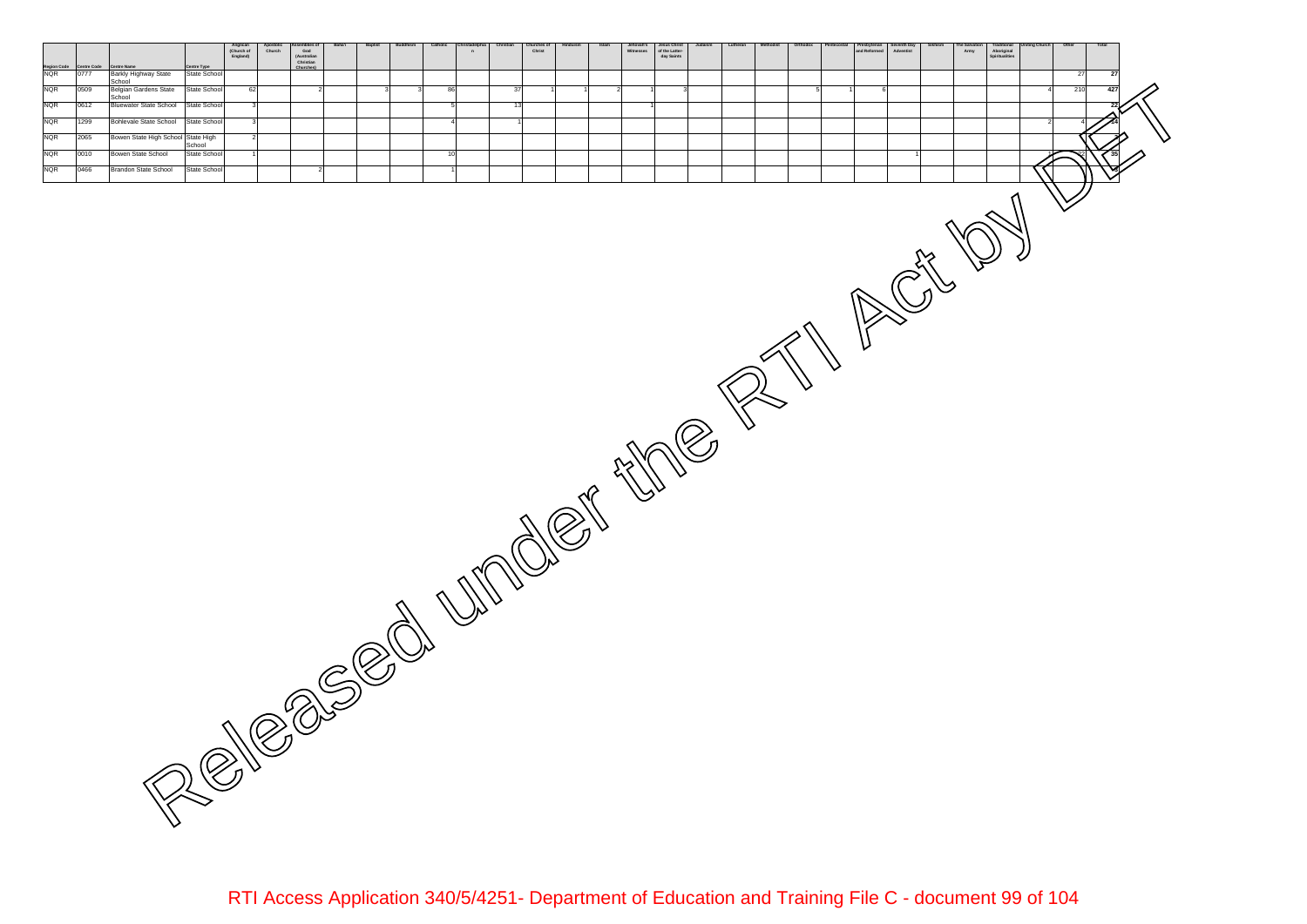| Region Code | Centre Code | Centre Name | Centre Type | Anglican (Church of England) | Apostolic Church | Assemblies of God (Australian Christian Churches) | Baha'i | Baptist | Buddhism | Catholic | Christadelphian | Christian | Churches of Christ | Hinduism | Islam | Jehovah's Witnesses | Jesus Christ of the Latter-day Saints | Judaism | Lutheran | Methodist | Orthodox | Pentecostal | Presbyterian and Reformed | Seventh Day Adventist | Sikhism | The Salvation Army | Traditional Aboriginal Spiritualities | Uniting Church | Other | Total |
|---|---|---|---|---|---|---|---|---|---|---|---|---|---|---|---|---|---|---|---|---|---|---|---|---|---|---|---|---|---|---|
| NQR | 0777 | Barkly Highway State School | State School | | | | | | | | | | | | | | | | | | | | | | | | | | 27 | 27 |
| NQR | 0509 | Belgian Gardens State School | State School | 62 | | 2 | | 3 | 3 | 86 | | 37 | 1 | 1 | 2 | 1 | 3 | | | | 5 | 1 | 6 | | | | | 4 | 210 | 427 |
| NQR | 0612 | Bluewater State School | State School | 3 | | | | | | 5 | | 13 | | | | 1 | | | | | | | | | | | | | | 22 |
| NQR | 1299 | Bohlevale State School | State School | 3 | | | | | | 4 | | 1 | | | | | | | | | | | | | | | | 2 | 4 | 14 |
| NQR | 2065 | Bowen State High School | State High School | 2 | | | | | | | | | | | | | | | | | | | | | | | | | | 2 |
| NQR | 0010 | Bowen State School | State School | 1 | | | | | | 10 | | | | | | | | | | | | | | 1 | | | | 1 | 22 | 35 |
| NQR | 0466 | Brandon State School | State School | | | 2 | | | | 1 | | | | | | | | | | | | | | | | | | | | 3 |

Released under the RTI Act by DET

RTI Access Application 340/5/4251- Department of Education and Training File C - document 99 of 104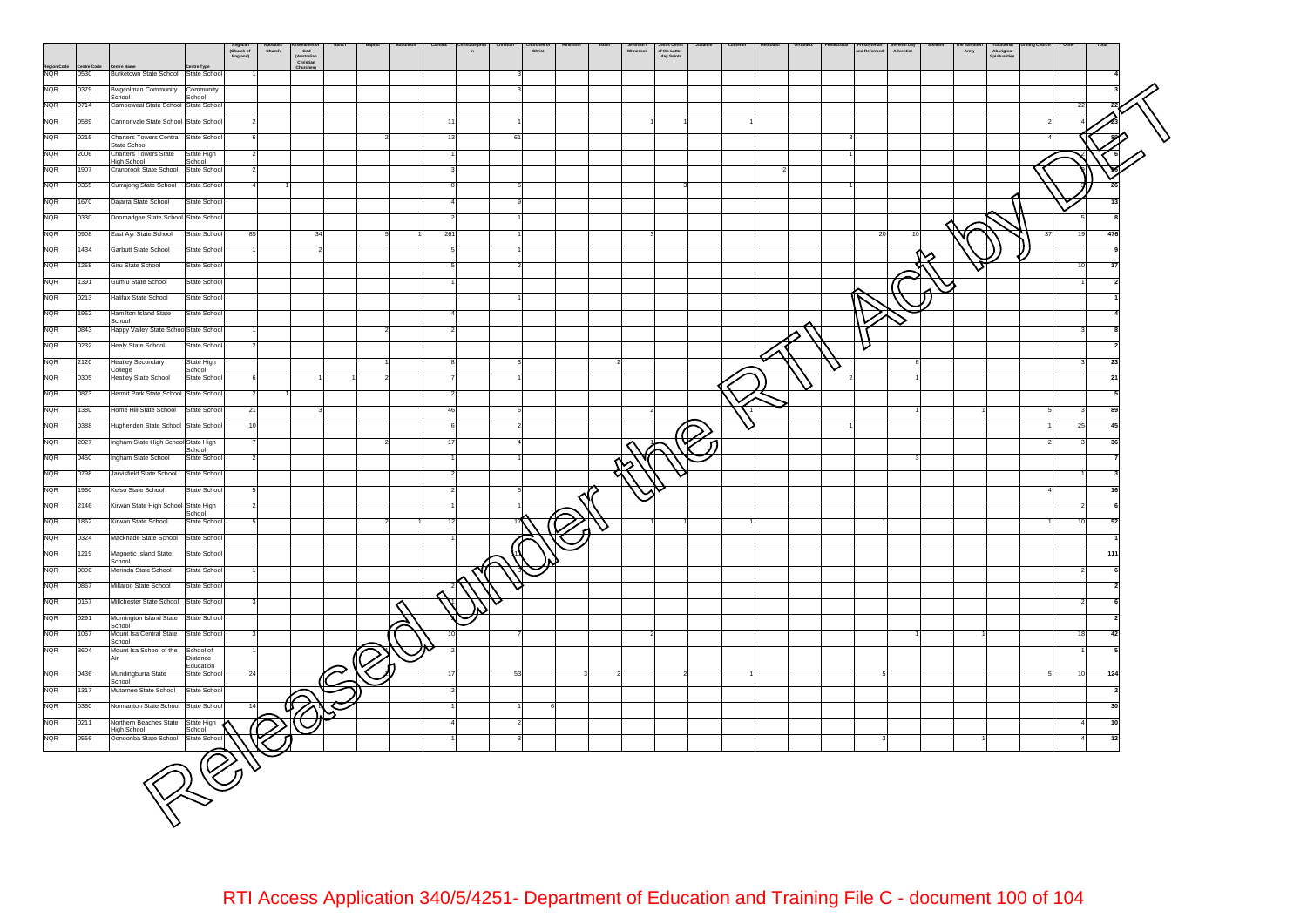| Region Code | Centre Code | Centre Name | Centre Type | Anglican (Church of England) | Apostolic Church | Assemblies of God (Australian Christian Churches) | Baha'i | Baptist | Buddhism | Catholic | Christadelphian | Christian | Churches of Christ | Hinduism | Islam | Jehovah's Witnesses | Jesus Christ of the Latter-day Saints | Judaism | Lutheran | Methodist | Orthodox | Pentecostal | Presbyterian and Reformed | Seventh Day Adventist | Sikhism | The Salvation Army | Traditional Aboriginal Spiritualities | Uniting Church | Other | Total |
|---|---|---|---|---|---|---|---|---|---|---|---|---|---|---|---|---|---|---|---|---|---|---|---|---|---|---|---|---|---|---|
| NQR | 0530 | Burketown State School | State School | 1 | | | | | | | | 3 | | | | | | | | | | | | | | | | | | 4 |
| NQR | 0379 | Bwgcolman Community School | Community School | | | | | | | | | 3 | | | | | | | | | | | | | | | | | | 3 |
| NQR | 0714 | Camooweal State School | State School | | | | | | | | | | | | | | | | | | | | | | | | | | 22 | 22 |
| NQR | 0589 | Cannonvale State School | State School | 2 | | | | | | 11 | | 1 | | | | 1 | 1 | | 1 | | | | | | | | | 2 | 4 | 23 |
| NQR | 0215 | Charters Towers Central State School | State School | 6 | | | | 2 | | 13 | | 61 | | | | | | | | | | 3 | | | | | | 4 | | 89 |
| NQR | 2006 | Charters Towers State High School | State High School | 2 | | | | | | 1 | | | | | | | | | | | | 1 | | | | | | | 2 | 6 |
| NQR | 1907 | Cranbrook State School | State School | 2 | | | | | | 3 | | | | | | | | | | 2 | | | | | | | | | | 7 |
| NQR | 0355 | Currajong State School | State School | 4 | 1 | | | | | 8 | | 6 | | | | | 3 | | | | | 1 | | | | | | | 3 | 26 |
| NQR | 1670 | Dajarra State School | State School | | | | | | | 4 | | 9 | | | | | | | | | | | | | | | | | | 13 |
| NQR | 0330 | Doomadgee State School | State School | | | | | | | 2 | | 1 | | | | | | | | | | | | | | | | | 5 | 8 |
| NQR | 0908 | East Ayr State School | State School | 85 | | 34 | | 5 | 1 | 261 | | 1 | | | | 3 | | | | | | | 20 | 10 | | | | 37 | 19 | 476 |
| NQR | 1434 | Garbutt State School | State School | 1 | | 2 | | | | 5 | | 1 | | | | | | | | | | | | | | | | | | 9 |
| NQR | 1258 | Giru State School | State School | | | | | | | 5 | | 2 | | | | | | | | | | | | | | | | | 10 | 17 |
| NQR | 1391 | Gumlu State School | State School | | | | | | | 1 | | | | | | | | | | | | | | | | | | | 1 | 2 |
| NQR | 0213 | Halifax State School | State School | | | | | | | | | 1 | | | | | | | | | | | | | | | | | | 1 |
| NQR | 1962 | Hamilton Island State School | State School | | | | | | | 4 | | | | | | | | | | | | | | | | | | | | 4 |
| NQR | 0843 | Happy Valley State School | State School | 1 | | | | 2 | | 2 | | | | | | | | | | | | | | | | | | | 3 | 8 |
| NQR | 0232 | Healy State School | State School | 2 | | | | | | | | | | | | | | | | | | | | | | | | | | 2 |
| NQR | 2120 | Heatley Secondary College | State High School | | | | | 1 | | 8 | | 3 | | | 2 | | | | | | | | | 6 | | | | | 3 | 23 |
| NQR | 0305 | Heatley State School | State School | 6 | | 1 | 1 | 2 | | 7 | | 1 | | | | | | | | | | 2 | | 1 | | | | | | 21 |
| NQR | 0873 | Hermit Park State School | State School | 2 | 1 | | | | | 2 | | | | | | | | | | | | | | | | | | | | 5 |
| NQR | 1380 | Home Hill State School | State School | 21 | | 3 | | | | 46 | | 6 | | | | 2 | | | 1 | | | | | 1 | | 1 | | 5 | 3 | 89 |
| NQR | 0388 | Hughenden State School | State School | 10 | | | | | | 6 | | 2 | | | | | | | | | | 1 | | | | | | 1 | 25 | 45 |
| NQR | 2027 | Ingham State High School | State High School | 7 | | | | 2 | | 17 | | 4 | | | | 1 | | | | | | | | | | | | 2 | 3 | 36 |
| NQR | 0450 | Ingham State School | State School | 2 | | | | | | 1 | | 1 | | | | | | | | | | | | 3 | | | | | | 7 |
| NQR | 0798 | Jarvisfield State School | State School | | | | | | | 2 | | | | | | | | | | | | | | | | | | | 1 | 3 |
| NQR | 1960 | Kelso State School | State School | 5 | | | | | | 2 | | 5 | | | | | | | | | | | | | | | | 4 | | 16 |
| NQR | 2146 | Kirwan State High School | State High School | 2 | | | | | | 1 | | 1 | | | | | | | | | | | | | | | | | 2 | 6 |
| NQR | 1862 | Kirwan State School | State School | 5 | | | | 2 | 1 | 12 | | 17 | | | | 1 | 1 | | 1 | | | | 1 | | | | | 1 | 10 | 52 |
| NQR | 0324 | Macknade State School | State School | | | | | | | 1 | | | | | | | | | | | | | | | | | | | | 1 |
| NQR | 1219 | Magnetic Island State School | State School | | | | | | | | | 111 | | | | | | | | | | | | | | | | | | 111 |
| NQR | 0806 | Merinda State School | State School | 1 | | | | | | | | 3 | | | | | | | | | | | | | | | | | 2 | 6 |
| NQR | 0867 | Millaroo State School | State School | | | | | | | 2 | | | | | | | | | | | | | | | | | | | | 2 |
| NQR | 0157 | Millchester State School | State School | 3 | | | | | | 1 | | | | | | | | | | | | | | | | | | | 2 | 6 |
| NQR | 0291 | Mornington Island State School | State School | | | | | | | 2 | | | | | | | | | | | | | | | | | | | | 2 |
| NQR | 1067 | Mount Isa Central State School | State School | 3 | | | | | | 10 | | 7 | | | | 2 | | | | | | | | 1 | | 1 | | | 18 | 42 |
| NQR | 3604 | Mount Isa School of the Air | School of Distance Education | 1 | | | | | | 2 | | | | | | | | | | | | | | | | | | | 1 | 5 |
| NQR | 0436 | Mundingburra State School | State School | 24 | | | | | | 17 | | 53 | | 3 | 2 | | 2 | | 1 | | | | 5 | | | | | 5 | 10 | 124 |
| NQR | 1317 | Mutarnee State School | State School | | | | | | | 2 | | | | | | | | | | | | | | | | | | | | 2 |
| NQR | 0360 | Normanton State School | State School | 14 | | 8 | | | | 1 | | 1 | 6 | | | | | | | | | | | | | | | | | 30 |
| NQR | 0211 | Northern Beaches State High School | State High School | | | | | | | 4 | | 2 | | | | | | | | | | | | | | | | | 4 | 10 |
| NQR | 0556 | Oonoonba State School | State School | | | | | | | 1 | | 3 | | | | | | | | | | | 3 | | | 1 | | | 4 | 12 |

Released under the RTI Act by DET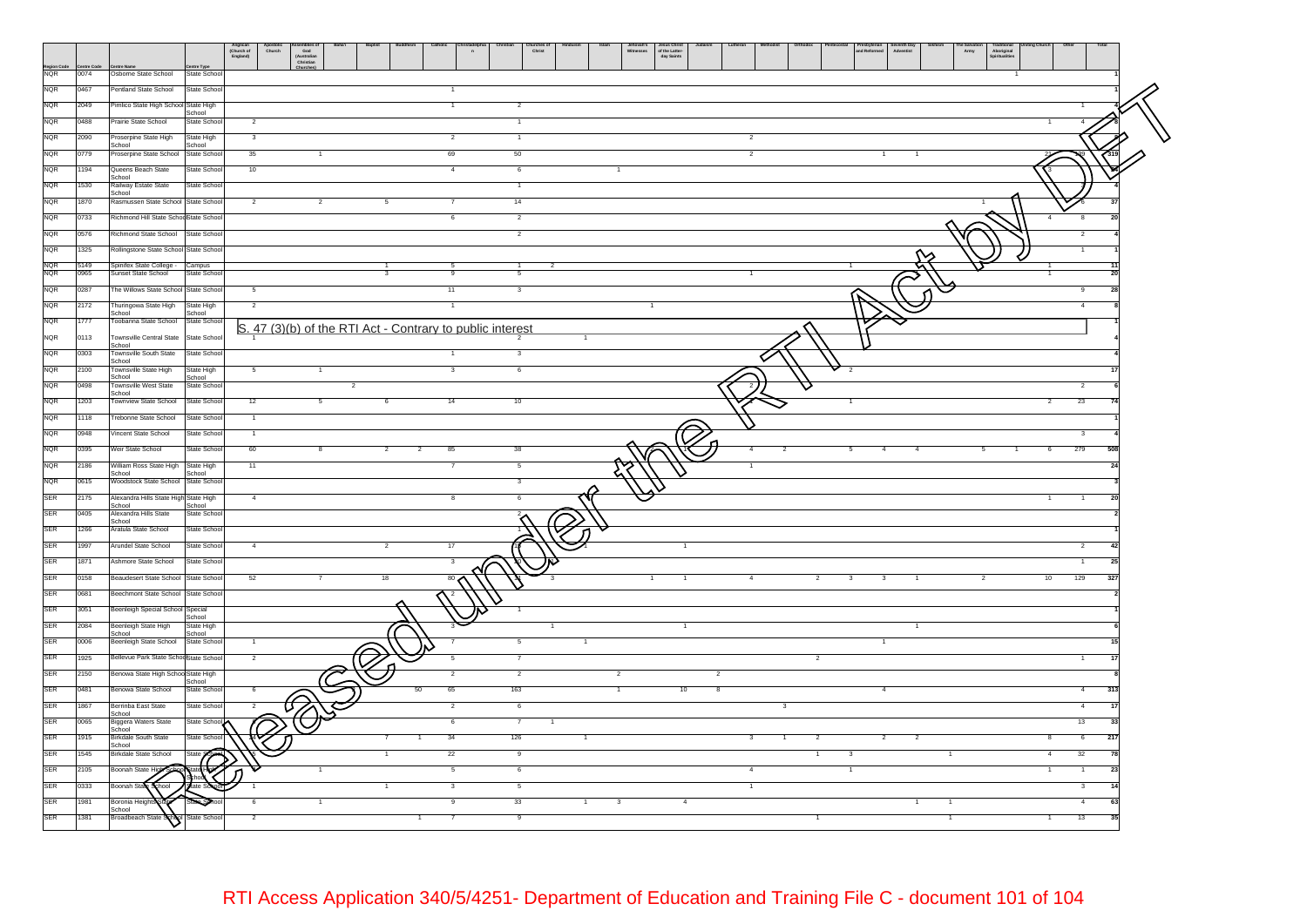| Region Code | Centre Code | Centre Name | Centre Type | Anglican (Church of England) | Apostolic Church | Assemblies of God (Australian Christian Churches) | Baha'i | Baptist | Buddhism | Catholic | Christadelphian | Christian | Churches of Christ | Hinduism | Islam | Jehovah's Witnesses | Jesus Christ of the Latter-day Saints | Judaism | Lutheran | Methodist | Orthodox | Pentecostal | Presbyterian and Reformed | Seventh Day Adventist | Sikhism | The Salvation Army | Traditional Aboriginal Spiritualities | Uniting Church | Other | Total |
|---|---|---|---|---|---|---|---|---|---|---|---|---|---|---|---|---|---|---|---|---|---|---|---|---|---|---|---|---|---|---|
| NQR | 0074 | Osborne State School | State School | | | | | | | | | | | | | | | | | | | | | | | | 1 | | | 1 |
| NQR | 0467 | Pentland State School | State School | | | | | | | 1 | | | | | | | | | | | | | | | | | | | | 1 |
| NQR | 2049 | Pimlico State High School | State High School | | | | | | | 1 | | 2 | | | | | | | | | | | | | | | | | 1 | 4 |
| NQR | 0488 | Prairie State School | State School | 2 | | | | | | | | 1 | | | | | | | | | | | | | | | | 1 | 4 | 8 |
| NQR | 2090 | Proserpine State High School | State High School | 3 | | | | | | 2 | | 1 | | | | | | | 2 | | | | | | | | | | | 8 |
| NQR | 0779 | Proserpine State School | State School | 35 | | 1 | | | | 69 | | 50 | | | | | | | 2 | | | | 1 | 1 | | | | 21 | 139 | 319 |
| NQR | 1194 | Queens Beach State School | State School | 10 | | | | | | 4 | | 6 | | | 1 | | | | | | | | | | | | | 3 | | 56 |
| NQR | 1530 | Railway Estate State School | State School | | | | | | | | | 1 | | | | | | | | | | | | | | | | | 3 | 4 |
| NQR | 1870 | Rasmussen State School | State School | 2 | | 2 | | 5 | | 7 | | 14 | | | | | | | | | | | | | | 1 | | | 6 | 37 |
| NQR | 0733 | Richmond Hill State School | State School | | | | | | | 6 | | 2 | | | | | | | | | | | | | | | | 4 | 8 | 20 |
| NQR | 0576 | Richmond State School | State School | | | | | | | | | 2 | | | | | | | | | | | | | | | | | 2 | 4 |
| NQR | 1325 | Rollingstone State School | State School | | | | | | | | | | | | | | | | | | | | | | | | | | 1 | 1 |
| NQR | 5149 | Spinifex State College - | Campus | | | | | 1 | | 5 | | 1 | 2 | | | | | | | | | 1 | | | | | | 1 | | 11 |
| NQR | 0965 | Sunset State School | State School | | | | | 3 | | 9 | | 5 | | | | | | | 1 | | | | | | | | | 1 | | 20 |
| NQR | 0287 | The Willows State School | State School | 5 | | | | | | 11 | | 3 | | | | | | | | | | | | | | | | | 9 | 28 |
| NQR | 2172 | Thuringowa State High School | State High School | 2 | | | | | | 1 | | | | | | 1 | | | | | | | | | | | | | 4 | 8 |
| NQR | 1777 | Toobanna State School | State School | S. 47 (3)(b) of the RTI Act - Contrary to public interest | | | | | | | | | | | | | | | | | | | | | | | | | | 1 |
| NQR | 0113 | Townsville Central State School | State School | 1 | | | | | | | | 2 | | 1 | | | | | | | | | | | | | | | | 4 |
| NQR | 0303 | Townsville South State School | State School | | | | | | | 1 | | 3 | | | | | | | | | | | | | | | | | | 4 |
| NQR | 2100 | Townsville State High School | State High School | 5 | | 1 | | | | 3 | | 6 | | | | | | | | | | 2 | | | | | | | | 17 |
| NQR | 0498 | Townsville West State School | State School | | | | 2 | | | | | | | | | | | | 2 | | | | | | | | | | 2 | 6 |
| NQR | 1203 | Townview State School | State School | 12 | | 5 | | 6 | | 14 | | 10 | | | | | | | | | | 1 | | | | | | 2 | 23 | 74 |
| NQR | 1118 | Trebonne State School | State School | 1 | | | | | | | | | | | | | | | | | | | | | | | | | | 1 |
| NQR | 0948 | Vincent State School | State School | 1 | | | | | | | | | | | | | | | | | | | | | | | | | 3 | 4 |
| NQR | 0395 | Weir State School | State School | 60 | | 8 | | 2 | 2 | 85 | | 38 | | | | | | | 4 | 2 | | 5 | 4 | 4 | | 5 | 1 | 6 | 279 | 508 |
| NQR | 2186 | William Ross State High School | State High School | 11 | | | | | | 7 | | 5 | | | | | | | 1 | | | | | | | | | | | 24 |
| NQR | 0615 | Woodstock State School | State School | | | | | | | | | 3 | | | | | | | | | | | | | | | | | | 3 |
| SER | 2175 | Alexandra Hills State High School | State High School | 4 | | | | | | 8 | | 6 | | | | | | | | | | | | | | | | 1 | 1 | 20 |
| SER | 0405 | Alexandra Hills State School | State School | | | | | | | | | 2 | | | | | | | | | | | | | | | | | | 2 |
| SER | 1266 | Aratula State School | State School | | | | | | | | | 1 | | | | | | | | | | | | | | | | | | 1 |
| SER | 1997 | Arundel State School | State School | 4 | | | | 2 | | 17 | | 15 | | 1 | | | 1 | | | | | | | | | | | | 2 | 42 |
| SER | 1871 | Ashmore State School | State School | | | | | | | 3 | | 21 | | | | | | | | | | | | | | | | | 1 | 25 |
| SER | 0158 | Beaudesert State School | State School | 52 | | 7 | | 18 | | 80 | | 11 | 3 | | | 1 | 1 | | 4 | | 2 | 3 | 3 | 1 | | 2 | | 10 | 129 | 327 |
| SER | 0681 | Beechmont State School | State School | | | | | | | 2 | | | | | | | | | | | | | | | | | | | | 2 |
| SER | 3051 | Beenleigh Special School | Special School | | | | | | | | | 1 | | | | | | | | | | | | | | | | | | 1 |
| SER | 2084 | Beenleigh State High School | State High School | | | | | | | 3 | | | 1 | | | | 1 | | | | | | | 1 | | | | | | 6 |
| SER | 0006 | Beenleigh State School | State School | 1 | | | | | | 7 | | 5 | | 1 | | | | | | | | | 1 | | | | | | | 15 |
| SER | 1925 | Bellevue Park State School | State School | 2 | | | | | | 5 | | 7 | | | | | | | | | 2 | | | | | | | | 1 | 17 |
| SER | 2150 | Benowa State High School | State High School | | | | | | | 2 | | 2 | | | 2 | | | 2 | | | | | | | | | | | | 8 |
| SER | 0481 | Benowa State School | State School | 6 | | | | | 50 | 65 | | 163 | | | 1 | | 10 | 8 | | | | | 4 | | | | | | 4 | 313 |
| SER | 1867 | Berrinba East State School | State School | 2 | | | | | | 2 | | 6 | | | | | | | | 3 | | | | | | | | | 4 | 17 |
| SER | 0065 | Biggera Waters State School | State School | | | | | | | 6 | | 7 | 1 | | | | | | | | | | | | | | | | 13 | 33 |
| SER | 1915 | Birkdale South State School | State School | 24 | | | | 7 | 1 | 34 | | 126 | | 1 | | | | | 3 | 1 | 2 | | 2 | 2 | | | | 8 | 6 | 217 |
| SER | 1545 | Birkdale State School | State School | 5 | | | | 1 | | 22 | | 9 | | | | | | | | | 1 | 3 | | | 1 | | | 4 | 32 | 78 |
| SER | 2105 | Boonah State High School | State High School | | | 1 | | | | 5 | | 6 | | | | | | | 4 | | | 1 | | | | | | 1 | 1 | 23 |
| SER | 0333 | Boonah State School | State School | 1 | | | | 1 | | 3 | | 5 | | | | | | | 1 | | | | | | | | | | 3 | 14 |
| SER | 1981 | Boronia Heights State School | State School | 6 | | 1 | | | | 9 | | 33 | | 1 | 3 | | 4 | | | | | | | 1 | 1 | | | | 4 | 63 |
| SER | 1381 | Broadbeach State School | State School | 2 | | | | | 1 | 7 | | 9 | | | | | | | | | 1 | | | | 1 | | | 1 | 13 | 35 |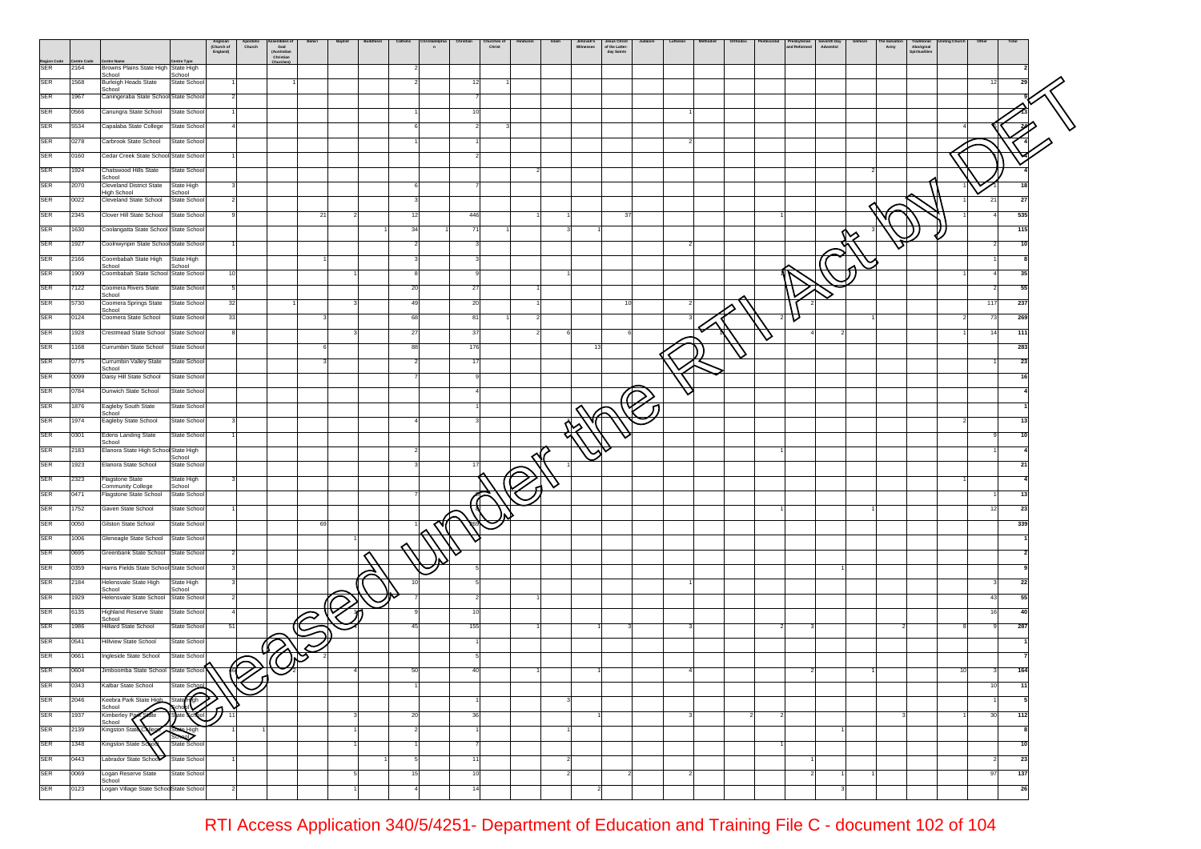| Region Code | Centre Code | Centre Name | Centre Type | Anglican (Church of England) | Apostolic Church | Assemblies of God (Australian Christian Churches) | Baha'i | Baptist | Buddhism | Catholic | Christadelphian | Christian | Churches of Christ | Hinduism | Islam | Jehovah's Witnesses | Jesus Christ of the Latter-day Saints | Judaism | Lutheran | Methodist | Orthodox | Pentecostal | Presbyterian and Reformed | Seventh Day Adventist | Sikhism | The Salvation Army | Traditional Aboriginal Spiritualities | Uniting Church | Other | Total |
|---|---|---|---|---|---|---|---|---|---|---|---|---|---|---|---|---|---|---|---|---|---|---|---|---|---|---|---|---|---|---|
| SER | 2164 | Browns Plains State High School | State High School | | | | | | | 2 | | | | | | | | | | | | | | | | | | | | 2 |
| SER | 1568 | Burleigh Heads State School | State School | 1 | | 1 | | | | 2 | | 12 | 1 | | | | | | | | | | | | | | | | 12 | 29 |
| SER | 1967 | Caningeraba State School | State School | 2 | | | | | | | | 7 | | | | | | | | | | | | | | | | | | 9 |
| SER | 0566 | Canungra State School | State School | 1 | | | | | | 1 | | 10 | | | | | | | 1 | | | | | | | | | | | 13 |
| SER | 5534 | Capalaba State College | State School | 4 | | | | | | 6 | | 2 | 3 | | | | | | | | | | | | | | | 4 | 5 | 24 |
| SER | 0278 | Carbrook State School | State School | | | | | | | 1 | | 1 | | | | | | | 2 | | | | | | | | | | | 4 |
| SER | 0160 | Cedar Creek State School | State School | 1 | | | | | | | | 2 | | | | | | | | | | | | | | | | | | 3 |
| SER | 1924 | Chatswood Hills State School | State School | | | | | | | | | | | 2 | | | | | | | | | | | 2 | | | | | 4 |
| SER | 2070 | Cleveland District State High School | State High School | 3 | | | | | | 6 | | 7 | | | | | | | | | | | | | | | | 1 | 1 | 18 |
| SER | 0022 | Cleveland State School | State School | 2 | | | | | | 3 | | | | | | | | | | | | | | | | | | 1 | 21 | 27 |
| SER | 2345 | Clover Hill State School | State School | 9 | | | 21 | 2 | | 12 | | 446 | | 1 | 1 | | 37 | | | | 1 | | | | | | | 1 | 4 | 535 |
| SER | 1630 | Coolangatta State School | State School | | | | | | 1 | 34 | 1 | 71 | 1 | | 3 | 1 | | | | | | | | | 3 | | | | | 115 |
| SER | 1927 | Coolnwynpin State School | State School | 1 | | | | | | 2 | | 3 | | | | | | | 2 | | | | | | | | | | 2 | 10 |
| SER | 2166 | Coombabah State High School | State High School | | | | 1 | | | 3 | | 3 | | | | | | | | | | | | | | | | | 1 | 8 |
| SER | 1909 | Coombabah State School | State School | 10 | | | | 1 | | 8 | | 9 | | | 1 | | | | | | | 1 | | | | | | 1 | 4 | 35 |
| SER | 7122 | Coomera Rivers State School | State School | 5 | | | | | | 20 | | 27 | | 1 | | | | | | | | | | | | | | | 2 | 55 |
| SER | 5730 | Coomera Springs State School | State School | 32 | | 1 | | 3 | | 49 | | 20 | | 1 | | | 10 | | 2 | | | | 2 | | | | | | 117 | 237 |
| SER | 0124 | Coomera State School | State School | 33 | | | 3 | | | 68 | | 81 | 1 | 2 | | | | | 3 | | | 2 | | | 1 | | | 2 | 73 | 269 |
| SER | 1928 | Crestmead State School | State School | 8 | | | | 3 | | 27 | | 37 | | 2 | 6 | | 6 | | | 1 | | | 4 | 2 | | | | 1 | 14 | 111 |
| SER | 1168 | Currumbin State School | State School | | | | 6 | | | 88 | | 176 | | | | 13 | | | | | | | | | | | | | | 283 |
| SER | 0775 | Currumbin Valley State School | State School | | | | 3 | | | 2 | | 17 | | | | | | | | | | | | | | | | | 1 | 23 |
| SER | 0099 | Daisy Hill State School | State School | | | | | | | 7 | | 9 | | | | | | | | | | | | | | | | | | 16 |
| SER | 0784 | Dunwich State School | State School | | | | | | | | | 4 | | | | | | | | | | | | | | | | | | 4 |
| SER | 1876 | Eagleby South State School | State School | | | | | | | | | 1 | | | | | | | | | | | | | | | | | | 1 |
| SER | 1974 | Eagleby State School | State School | 3 | | | | | | 4 | | 3 | | | | | | | | | | | | | | | | 2 | | 13 |
| SER | 0301 | Edens Landing State School | State School | 1 | | | | | | | | | | | | | | | | | | | | | | | | | 9 | 10 |
| SER | 2183 | Elanora State High School | State High School | | | | | | | 2 | | | | | | | | | | | 1 | | | | | | | | 1 | 4 |
| SER | 1923 | Elanora State School | State School | | | | | | | 3 | | 17 | | | 1 | | | | | | | | | | | | | | | 21 |
| SER | 2323 | Flagstone State Community College | State High School | 3 | | | | | | | | | | | | | | | | | | | | | | | | 1 | | 4 |
| SER | 0471 | Flagstone State School | State School | | | | | | | 7 | | 5 | | | | | | | | | | | | | | | | | 1 | 13 |
| SER | 1752 | Gaven State School | State School | 1 | | | | | | | | 8 | | | | | | | | | 1 | | | | 1 | | | | 12 | 23 |
| SER | 0050 | Gilston State School | State School | | | | 69 | | | 1 | | 269 | | | | | | | | | | | | | | | | | | 339 |
| SER | 1006 | Gleneagle State School | State School | | | | | 1 | | | | | | | | | | | | | | | | | | | | | | 1 |
| SER | 0695 | Greenbank State School | State School | 2 | | | | | | | | | | | | | | | | | | | | | | | | | | 2 |
| SER | 0359 | Harris Fields State School | State School | 3 | | | | | | | | 5 | | | | | | | | | | | | 1 | | | | | | 9 |
| SER | 2184 | Helensvale State High School | State High School | 3 | | | | | | 10 | | 5 | | | | | | | 1 | | | | | | | | | | 3 | 22 |
| SER | 1929 | Helensvale State School | State School | 2 | | | | | | 7 | | 2 | | 1 | | | | | | | | | | | | | | | 43 | 55 |
| SER | 6135 | Highland Reserve State School | State School | 4 | | | | | | 9 | | 10 | | | | | | | | | | | | | | | | | 16 | 40 |
| SER | 1986 | Hilliard State School | State School | 51 | | | | 4 | | 45 | | 155 | | 1 | | 1 | 3 | | 3 | | | 2 | 3 | | | 2 | | 8 | 9 | 287 |
| SER | 0541 | Hillview State School | State School | | | | | | | | | 1 | | | | | | | | | | | | | | | | | | 1 |
| SER | 0661 | Ingleside State School | State School | | | | 2 | | | | | 5 | | | | | | | | | | | | | | | | | | 7 |
| SER | 0604 | Jimboomba State School | State School | 46 | | 2 | | 4 | | 50 | | 40 | | 1 | | 1 | | | 4 | | | | 2 | | 1 | | | 10 | 3 | 164 |
| SER | 0343 | Kalbar State School | State School | | | | | | | 1 | | | | | | | | | | | | | | | | | | | 10 | 11 |
| SER | 2046 | Keebra Park State High School | State High School | | | | | | | | | 1 | | | 3 | | | | | | | | | | | | | | 1 | 5 |
| SER | 1937 | Kimberley Park State School | State School | 11 | | | | 3 | | 20 | | 36 | | | | 1 | | | 3 | | 2 | 2 | | | | 3 | | 1 | 30 | 112 |
| SER | 2139 | Kingston State College | State High School | 1 | 1 | | | 1 | | 2 | | 1 | | | 1 | | | | | | | | | 1 | | | | | | 8 |
| SER | 1348 | Kingston State School | State School | | | | | 1 | | 1 | | 7 | | | | | | | | | 1 | | | | | | | | | 10 |
| SER | 0443 | Labrador State School | State School | 1 | | | | | 1 | 5 | | 11 | | | 2 | | | | | | | | 1 | | | | | | 2 | 23 |
| SER | 0069 | Logan Reserve State School | State School | | | | | 5 | | 15 | | 10 | | | 2 | | 2 | | 2 | | | | 2 | 1 | 1 | | | | 97 | 137 |
| SER | 0123 | Logan Village State School | State School | 2 | | | | 1 | | 4 | | 14 | | | | 2 | | | | | | | | 3 | | | | | | 26 |

RTI Access Application 340/5/4251- Department of Education and Training File C - document 102 of 104

Released under the RTI Act by DET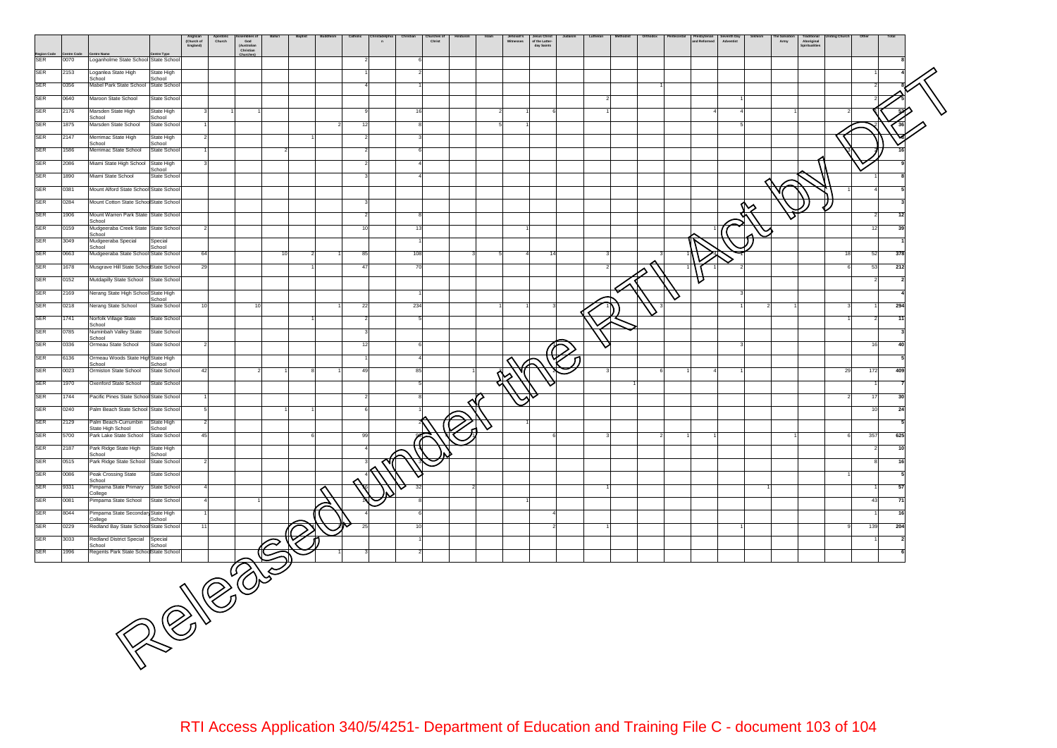| Region Code | Centre Code | Centre Name | Centre Type | Anglican (Church of England) | Apostolic Church | Assemblies of God (Australian Christian Churches) | Baha'i | Baptist | Buddhism | Catholic | Christadelphian | Christian | Churches of Christ | Hinduism | Islam | Jehovah's Witnesses | Jesus Christ of the Latter-day Saints | Judaism | Lutheran | Methodist | Orthodox | Pentecostal | Presbyterian and Reformed | Seventh Day Adventist | Sikhism | The Salvation Army | Traditional Aboriginal Spiritualities | Uniting Church | Other | Total |
|---|---|---|---|---|---|---|---|---|---|---|---|---|---|---|---|---|---|---|---|---|---|---|---|---|---|---|---|---|---|---|
| SER | 0070 | Loganholme State School | State School | | | | | | | 2 | | 6 | | | | | | | | | | | | | | | | | | 8 |
| SER | 2153 | Loganlea State High School | State High School | | | | | | | 1 | | 2 | | | | | | | | | | | | | | | | | 1 | 4 |
| SER | 0356 | Mabel Park State School | State School | | | | | | | 4 | | 1 | | | | | | | | | 1 | | | | | | | | 2 | 8 |
| SER | 0640 | Maroon State School | State School | | | | | | | | | | | | | | | | 2 | | | | | 1 | | | | | 2 | 5 |
| SER | 2176 | Marsden State High School | State High School | 3 | 1 | 1 | | | | 9 | | 16 | | | 2 | 1 | 6 | | 1 | | | | 4 | 4 | | 1 | | 2 | | 57 |
| SER | 1875 | Marsden State School | State School | 1 | | | | | 2 | 12 | | 8 | | | 5 | 1 | | | | | | | | 5 | | | | | 2 | 36 |
| SER | 2147 | Merrimac State High School | State High School | 2 | | | | 1 | | 2 | | 3 | | | | | | | | | | | | | | | | | | |
| SER | 1586 | Merrimac State School | State School | 1 | | | 2 | | | 2 | | 6 | | | | | | | | | | | | | | | | 5 | | 16 |
| SER | 2086 | Miami State High School | State High School | 3 | | | | | | 2 | | 4 | | | | | | | | | | | | | | | | | | 9 |
| SER | 1890 | Miami State School | State School | | | | | | | 3 | | 4 | | | | | | | | | | | | | | | | | 1 | 8 |
| SER | 0381 | Mount Alford State School | State School | | | | | | | | | | | | | | | | | | | | | | | | | 1 | 4 | 5 |
| SER | 0284 | Mount Cotton State School | State School | | | | | | | 3 | | | | | | | | | | | | | | | | | | | | 3 |
| SER | 1906 | Mount Warren Park State School | State School | | | | | | | 2 | | 8 | | | | | | | | | | | | | | | | | 2 | 12 |
| SER | 0159 | Mudgeeraba Creek State School | State School | 2 | | | | | | 10 | | 13 | | | | 1 | | | | | | | 1 | | | | | | 12 | 39 |
| SER | 3049 | Mudgeeraba Special School | Special School | | | | | | | | | 1 | | | | | | | | | | | | | | | | | | 1 |
| SER | 0663 | Mudgeeraba State School | State School | 64 | | | 10 | 2 | 1 | 85 | | 108 | | 3 | 5 | 4 | 14 | | 3 | | 3 | 1 | | | | | | 18 | 52 | 378 |
| SER | 1678 | Musgrave Hill State School | State School | 29 | | | | 1 | | 47 | | 70 | | | | | | | 2 | | | 1 | 1 | 2 | | | | 6 | 53 | 212 |
| SER | 0152 | Mutdapilly State School | State School | | | | | | | | | | | | | | | | | | | | | | | | | | 2 | 2 |
| SER | 2169 | Nerang State High School | State High School | | | | | | | | | 1 | | | | | | | | | | | | 3 | | | | | | 4 |
| SER | 0218 | Nerang State School | State School | 10 | | 10 | | | 1 | 22 | | 234 | | | 1 | 1 | 3 | | 1 | | 3 | | | 1 | 2 | 1 | | 3 | 1 | 294 |
| SER | 1741 | Norfolk Village State School | State School | | | | | 1 | | 2 | | 5 | | | | | | | | | | | | | | | | 1 | 2 | 11 |
| SER | 0785 | Numinbah Valley State School | State School | | | | | | | 3 | | | | | | | | | | | | | | | | | | | | 3 |
| SER | 0336 | Ormeau State School | State School | 2 | | | | | | 12 | | 6 | | | | | | | | | | | | 3 | | | | | 16 | 40 |
| SER | 6136 | Ormeau Woods State High School | State High School | | | | | | | 1 | | 4 | | | | | | | | | | | | | | | | | | 5 |
| SER | 0023 | Ormiston State School | State School | 42 | | 2 | 1 | 8 | 1 | 49 | | 85 | | 1 | | | | | 3 | | 6 | 1 | 4 | 1 | | | | 29 | 172 | 409 |
| SER | 1970 | Oxenford State School | State School | | | | | | | | | 5 | | | | | | | | 1 | | | | | | | | | 1 | 7 |
| SER | 1744 | Pacific Pines State School | State School | 1 | | | | | | 2 | | 8 | | | | | | | | | | | | | | | | 2 | 17 | 30 |
| SER | 0240 | Palm Beach State School | State School | 5 | | | 1 | 1 | | 6 | | 1 | | | | | | | | | | | | | | | | | 10 | 24 |
| SER | 2129 | Palm Beach-Currumbin State High School | State High School | 2 | | | | | | | | | | | | 1 | | | | | | | | | | | | | | 5 |
| SER | 5700 | Park Lake State School | State School | 45 | | | | 6 | | 99 | | | | | | | 6 | | 3 | | 2 | 1 | 1 | | | 1 | | 6 | 357 | 625 |
| SER | 2187 | Park Ridge State High School | State High School | | | | | | | 4 | | | | | | | | | | | | | | | | | | | 2 | 10 |
| SER | 0515 | Park Ridge State School | State School | 2 | | | | | | 3 | | 3 | | | | | | | | | | | | | | | | | 8 | 16 |
| SER | 0086 | Peak Crossing State School | State School | | | | | | | | | | | | | | | | | | | | | | | | | 1 | | 5 |
| SER | 9331 | Pimpama State Primary College | State School | 4 | | | | | | | | 32 | | 2 | | | | | 1 | | | | | | 1 | | | | 1 | 57 |
| SER | 0081 | Pimpama State School | State School | 4 | | 1 | | | | | | 8 | | | | 1 | | | | | | | | | | | | | 43 | 71 |
| SER | 8044 | Pimpama State Secondary College | State High School | 1 | | | | | | 4 | | 6 | | | | | 4 | | | | | | | | | | | | 1 | 16 |
| SER | 0229 | Redland Bay State School | State School | 11 | | | | | | 25 | | 10 | | | | | 2 | | 1 | | | | | 1 | | | | 9 | 139 | 204 |
| SER | 3033 | Redland District Special School | Special School | | | | | | | | | 1 | | | | | | | | | | | | | | | | | 1 | 2 |
| SER | 1996 | Regents Park State School | State School | | | | | | 1 | 3 | | 2 | | | | | | | | | | | | | | | | | | 6 |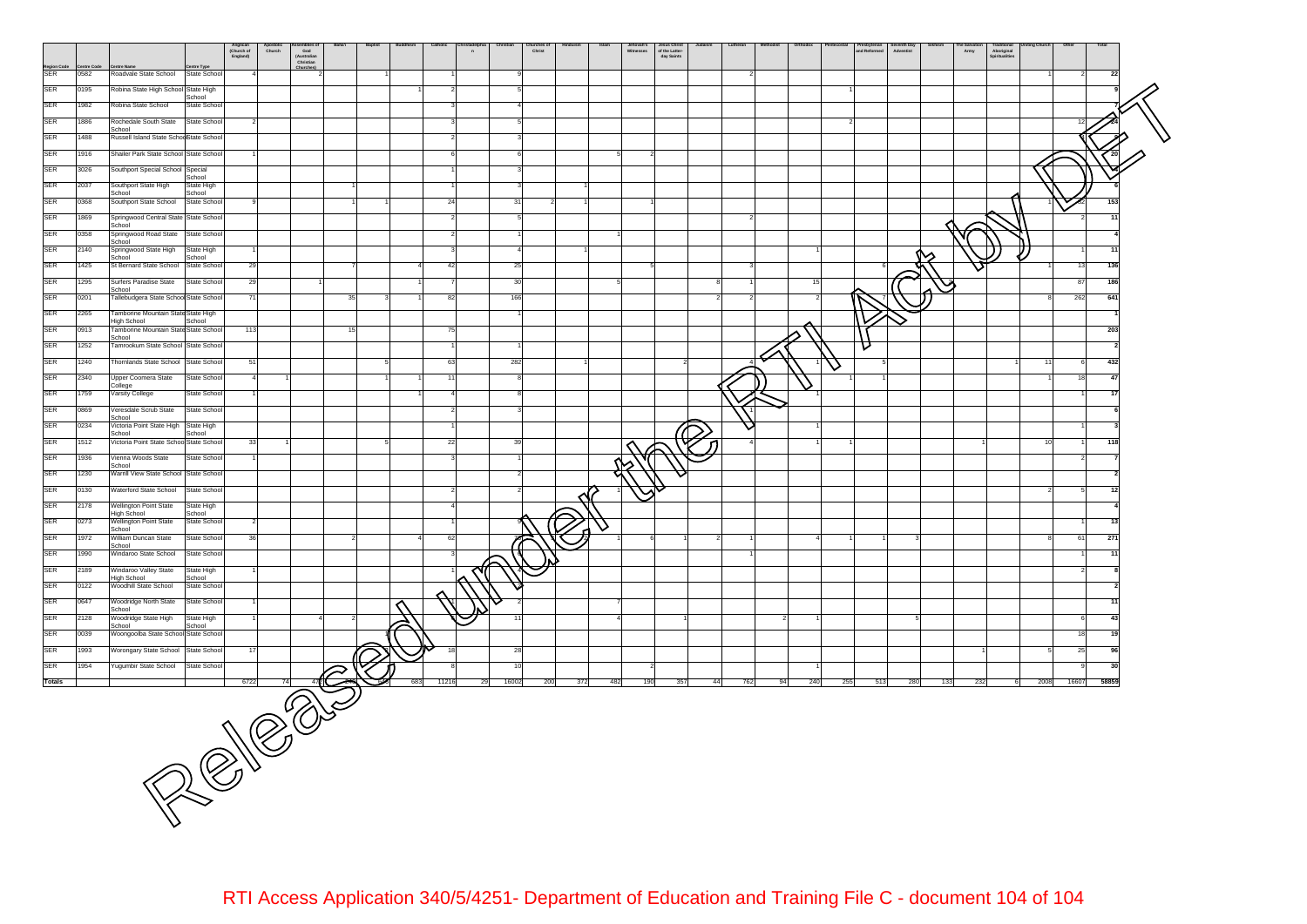| Region Code | Centre Code | Centre Name | Centre Type | Anglican (Church of England) | Apostolic Church | Assemblies of God (Australian Christian Churches) | Bahá'i | Baptist | Buddhism | Catholic | Christadelphian | Christian | Churches of Christ | Hinduism | Islam | Jehovah's Witnesses | Jesus Christ of the Latter-day Saints | Judaism | Lutheran | Methodist | Orthodox | Pentecostal | Presbyterian and Reformed | Seventh Day Adventist | Sikhism | The Salvation Army | Traditional Aboriginal Spiritualities | Uniting Church | Other | Total |
|---|---|---|---|---|---|---|---|---|---|---|---|---|---|---|---|---|---|---|---|---|---|---|---|---|---|---|---|---|---|---|
| SER | 0582 | Roadvale State School | State School | 4 | | 2 | | 1 | | 1 | | 9 | | | | | | | 2 | | | | | | | | | 1 | 2 | 22 |
| SER | 0195 | Robina State High School | State High School | | | | | | 1 | 2 | | 5 | | | | | | | | | | 1 | | | | | | | | 9 |
| SER | 1982 | Robina State School | State School | | | | | | | 3 | | 4 | | | | | | | | | | | | | | | | | | 7 |
| SER | 1886 | Rochedale South State School | State School | 2 | | | | | | 3 | | 5 | | | | | | | | | | 2 | | | | | | | 12 | 24 |
| SER | 1488 | Russell Island State School | State School | | | | | | | 2 | | 3 | | | | | | | | | | | | | | | | | | 5 |
| SER | 1916 | Shailer Park State School | State School | 1 | | | | | | 6 | | 6 | | | 5 | 2 | | | | | | | | | | | | | | 20 |
| SER | 3026 | Southport Special School | Special School | | | | | | | 1 | | 3 | | | | | | | | | | | | | | | | | | 4 |
| SER | 2037 | Southport State High School | State High School | | | | 1 | | | 1 | | 3 | | 1 | | | | | | | | | | | | | | | | 6 |
| SER | 0368 | Southport State School | State School | 9 | | | 1 | 1 | | 24 | | 31 | 2 | 1 | | 1 | | | | | | | | | | | | 1 | 82 | 153 |
| SER | 1869 | Springwood Central State School | State School | | | | | | | 2 | | 5 | | | | | | | 2 | | | | | | | | | | 2 | 11 |
| SER | 0358 | Springwood Road State School | State School | | | | | | | 2 | | 1 | | | 1 | | | | | | | | | | | | | | | 4 |
| SER | 2140 | Springwood State High School | State High School | 1 | | | | | | 3 | | 4 | | 1 | | | | | | | 1 | | | | | | | | 1 | 11 |
| SER | 1425 | St Bernard State School | State School | 29 | | | 7 | | 4 | 42 | | 25 | | | | 5 | | | 3 | | | | 6 | | | | | 1 | 13 | 135 |
| SER | 1295 | Surfers Paradise State School | State School | 29 | | 1 | | | 1 | 7 | | 30 | | | | 5 | | 8 | 1 | | 15 | | | | | | | | 87 | 186 |
| SER | 0201 | Tallebudgera State School | State School | 71 | | | 35 | 3 | 1 | 82 | | 166 | | | | | | 2 | 2 | | 2 | | 7 | | | | | 8 | 262 | 641 |
| SER | 2265 | Tamborine Mountain State High School | State High School | | | | | | | | | 1 | | | | | | | | | | | | | | | | | | 1 |
| SER | 0913 | Tamborine Mountain State School | State School | 113 | | | 15 | | | 75 | | | | | | | | | | | | | | | | | | | | 203 |
| SER | 1252 | Tamrookum State School | State School | | | | | | | 1 | | 1 | | | | | | | | | | | | | | | | | | 2 |
| SER | 1240 | Thornlands State School | State School | 51 | | | | 5 | | 63 | | 282 | | 1 | | | 2 | | 4 | | 1 | | 5 | | | | 1 | 11 | 6 | 432 |
| SER | 2340 | Upper Coomera State College | State School | 4 | 1 | | | 1 | 1 | 11 | | 8 | | | | | | | | | | 1 | 1 | | | | | 1 | 18 | 47 |
| SER | 1759 | Varsity College | State School | 1 | | | | | 1 | 4 | | 8 | | | | | | | | | 1 | | | | | | | | 1 | 17 |
| SER | 0869 | Veresdale Scrub State School | State School | | | | | | | 2 | | 3 | | | | | | | 1 | | | | | | | | | | | 6 |
| SER | 0234 | Victoria Point State High School | State High School | | | | | | | 1 | | | | | | | | | | | 1 | | | | | | | | 1 | 3 |
| SER | 1512 | Victoria Point State School | State School | 33 | 1 | | | | 5 | 22 | | 39 | | | | | | | 4 | | 1 | 1 | | | | 1 | | 10 | 1 | 118 |
| SER | 1936 | Vienna Woods State School | State School | 1 | | | | | | 3 | | 1 | | | | | | | | | | | | | | | | | 2 | 7 |
| SER | 1230 | Warrill View State School | State School | | | | | | | | | 2 | | | | | | | | | | | | | | | | | | 2 |
| SER | 0130 | Waterford State School | State School | | | | | | | 2 | | 2 | | | 1 | | | | | | | | | | | | | 2 | 5 | 12 |
| SER | 2178 | Wellington Point State High School | State High School | | | | | | | 4 | | | | | | | | | | | | | | | | | | | | 4 |
| SER | 0273 | Wellington Point State School | State School | 2 | | | | | | 1 | | 9 | | | | | | | | | | | | | | | | | 1 | 13 |
| SER | 1972 | William Duncan State School | State School | 36 | | | 2 | | 4 | 62 | | 73 | 5 | | 1 | 6 | 1 | 2 | 1 | | 4 | 1 | 1 | 3 | | | | 8 | 61 | 271 |
| SER | 1990 | Windaroo State School | State School | | | | | | | 3 | | 6 | | | | | | | 1 | | | | | | | | | | 1 | 11 |
| SER | 2189 | Windaroo Valley State High School | State High School | 1 | | | | | | 1 | | 4 | | | | | | | | | | | | | | | | | 2 | 8 |
| SER | 0122 | Woodhill State School | State School | | | | | | | | | | | | | | | | | | | | | | | | | | | 2 |
| SER | 0647 | Woodridge North State School | State School | 1 | | | | | | 1 | | 2 | | | 7 | | | | | | | | | | | | | | | 11 |
| SER | 2128 | Woodridge State High School | State High School | 1 | | 4 | 2 | | | 6 | | 11 | | | 4 | | 1 | | | 2 | 1 | | | 5 | | | | | 6 | 43 |
| SER | 0039 | Woongoolba State School | State School | | | | | | | | | | | | | | | | | | | | | | | | | | 18 | 19 |
| SER | 1993 | Worongary State School | State School | 17 | | | | | | 18 | | 28 | | | | | | | | | | | | | | 1 | | 5 | 25 | 96 |
| SER | 1954 | Yugumbir State School | State School | | | | | | | 8 | | 10 | | | | 2 | | | | | 1 | | | | | | | | 9 | 30 |
| Totals | | | | 6722 | 74 | 47 | | | 683 | 11216 | 29 | 16002 | 200 | 372 | 482 | 190 | 357 | 44 | 762 | 94 | 240 | 255 | 513 | 280 | 133 | 232 | 6 | 2008 | 16607 | 58859 |